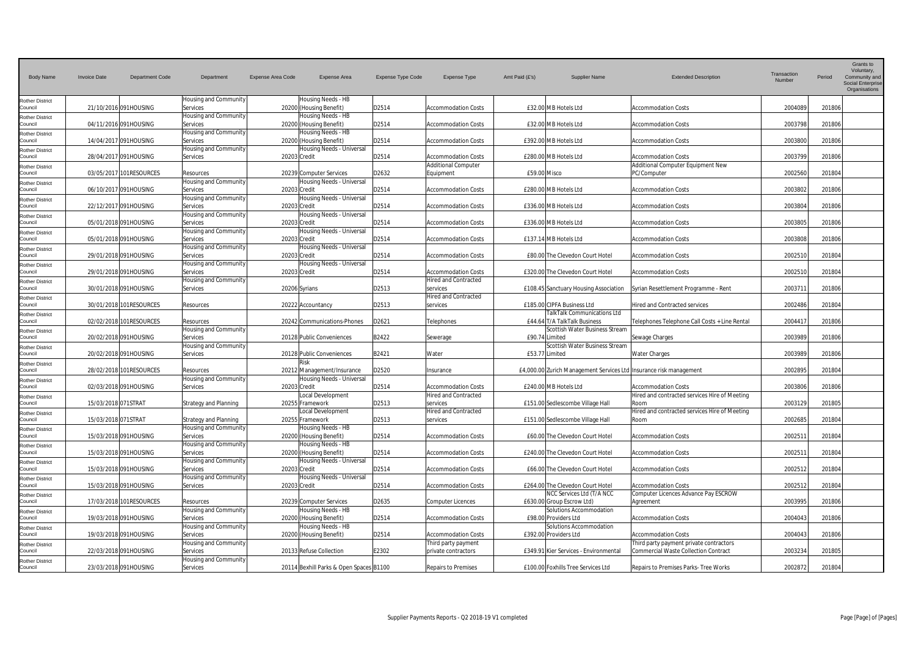| Body Name | Invoice Date | Department Code | Department | Expense Area Code | Expense Area | Expense Type Code | Expense Type | Amt Paid (£'s) | Supplier Name | Extended Description | Transaction Number | Period | Grants to Voluntary, Community and Social Enterprise Organisations |
|---|---|---|---|---|---|---|---|---|---|---|---|---|---|
| Rother District Council | 21/10/2016 | 091HOUSING | Housing and Community Services | 20200 | Housing Needs - HB (Housing Benefit) | D2514 | Accommodation Costs | £32.00 | MB Hotels Ltd | Accommodation Costs | 2004089 | 201806 | |
| Rother District Council | 04/11/2016 | 091HOUSING | Housing and Community Services | 20200 | Housing Needs - HB (Housing Benefit) | D2514 | Accommodation Costs | £32.00 | MB Hotels Ltd | Accommodation Costs | 2003798 | 201806 | |
| Rother District Council | 14/04/2017 | 091HOUSING | Housing and Community Services | 20200 | Housing Needs - HB (Housing Benefit) | D2514 | Accommodation Costs | £392.00 | MB Hotels Ltd | Accommodation Costs | 2003800 | 201806 | |
| Rother District Council | 28/04/2017 | 091HOUSING | Housing and Community Services | 20203 | Housing Needs - Universal Credit | D2514 | Accommodation Costs | £280.00 | MB Hotels Ltd | Accommodation Costs | 2003799 | 201806 | |
| Rother District Council | 03/05/2017 | 101RESOURCES | Resources | 20239 | Computer Services | D2632 | Additional Computer Equipment | £59.00 | Misco | Additional Computer Equipment New PC/Computer | 2002560 | 201804 | |
| Rother District Council | 06/10/2017 | 091HOUSING | Housing and Community Services | 20203 | Housing Needs - Universal Credit | D2514 | Accommodation Costs | £280.00 | MB Hotels Ltd | Accommodation Costs | 2003802 | 201806 | |
| Rother District Council | 22/12/2017 | 091HOUSING | Housing and Community Services | 20203 | Housing Needs - Universal Credit | D2514 | Accommodation Costs | £336.00 | MB Hotels Ltd | Accommodation Costs | 2003804 | 201806 | |
| Rother District Council | 05/01/2018 | 091HOUSING | Housing and Community Services | 20203 | Housing Needs - Universal Credit | D2514 | Accommodation Costs | £336.00 | MB Hotels Ltd | Accommodation Costs | 2003805 | 201806 | |
| Rother District Council | 05/01/2018 | 091HOUSING | Housing and Community Services | 20203 | Housing Needs - Universal Credit | D2514 | Accommodation Costs | £137.14 | MB Hotels Ltd | Accommodation Costs | 2003808 | 201806 | |
| Rother District Council | 29/01/2018 | 091HOUSING | Housing and Community Services | 20203 | Housing Needs - Universal Credit | D2514 | Accommodation Costs | £80.00 | The Clevedon Court Hotel | Accommodation Costs | 2002510 | 201804 | |
| Rother District Council | 29/01/2018 | 091HOUSING | Housing and Community Services | 20203 | Housing Needs - Universal Credit | D2514 | Accommodation Costs | £320.00 | The Clevedon Court Hotel | Accommodation Costs | 2002510 | 201804 | |
| Rother District Council | 30/01/2018 | 091HOUSING | Housing and Community Services | 20206 | Syrians | D2513 | Hired and Contracted services | £108.45 | Sanctuary Housing Association | Syrian Resettlement Programme - Rent | 2003711 | 201806 | |
| Rother District Council | 30/01/2018 | 101RESOURCES | Resources | 20222 | Accountancy | D2513 | Hired and Contracted services | £185.00 | CIPFA Business Ltd | Hired and Contracted services | 2002486 | 201804 | |
| Rother District Council | 02/02/2018 | 101RESOURCES | Resources | 20242 | Communications-Phones | D2621 | Telephones | £44.64 | TalkTalk Communications Ltd T/A TalkTalk Business | Telephones Telephone Call Costs + Line Rental | 2004417 | 201806 | |
| Rother District Council | 20/02/2018 | 091HOUSING | Housing and Community Services | 20128 | Public Conveniences | B2422 | Sewerage | £90.74 | Scottish Water Business Stream Limited | Sewage Charges | 2003989 | 201806 | |
| Rother District Council | 20/02/2018 | 091HOUSING | Housing and Community Services | 20128 | Public Conveniences | B2421 | Water | £53.77 | Scottish Water Business Stream Limited | Water Charges | 2003989 | 201806 | |
| Rother District Council | 28/02/2018 | 101RESOURCES | Resources | 20212 | Risk Management/Insurance | D2520 | Insurance | £4,000.00 | Zurich Management Services Ltd | Insurance risk management | 2002895 | 201804 | |
| Rother District Council | 02/03/2018 | 091HOUSING | Housing and Community Services | 20203 | Housing Needs - Universal Credit | D2514 | Accommodation Costs | £240.00 | MB Hotels Ltd | Accommodation Costs | 2003806 | 201806 | |
| Rother District Council | 15/03/2018 | 071STRAT | Strategy and Planning | 20255 | Local Development Framework | D2513 | Hired and Contracted services | £151.00 | Sedlescombe Village Hall | Hired and contracted services Hire of Meeting Room | 2003129 | 201805 | |
| Rother District Council | 15/03/2018 | 071STRAT | Strategy and Planning | 20255 | Local Development Framework | D2513 | Hired and Contracted services | £151.00 | Sedlescombe Village Hall | Hired and contracted services Hire of Meeting Room | 2002685 | 201804 | |
| Rother District Council | 15/03/2018 | 091HOUSING | Housing and Community Services | 20200 | Housing Needs - HB (Housing Benefit) | D2514 | Accommodation Costs | £60.00 | The Clevedon Court Hotel | Accommodation Costs | 2002511 | 201804 | |
| Rother District Council | 15/03/2018 | 091HOUSING | Housing and Community Services | 20200 | Housing Needs - HB (Housing Benefit) | D2514 | Accommodation Costs | £240.00 | The Clevedon Court Hotel | Accommodation Costs | 2002511 | 201804 | |
| Rother District Council | 15/03/2018 | 091HOUSING | Housing and Community Services | 20203 | Housing Needs - Universal Credit | D2514 | Accommodation Costs | £66.00 | The Clevedon Court Hotel | Accommodation Costs | 2002512 | 201804 | |
| Rother District Council | 15/03/2018 | 091HOUSING | Housing and Community Services | 20203 | Housing Needs - Universal Credit | D2514 | Accommodation Costs | £264.00 | The Clevedon Court Hotel | Accommodation Costs | 2002512 | 201804 | |
| Rother District Council | 17/03/2018 | 101RESOURCES | Resources | 20239 | Computer Services | D2635 | Computer Licences | £630.00 | NCC Services Ltd (T/A NCC Group Escrow Ltd) | Computer Licences Advance Pay ESCROW Agreement | 2003995 | 201806 | |
| Rother District Council | 19/03/2018 | 091HOUSING | Housing and Community Services | 20200 | Housing Needs - HB (Housing Benefit) | D2514 | Accommodation Costs | £98.00 | Solutions Accommodation Providers Ltd | Accommodation Costs | 2004043 | 201806 | |
| Rother District Council | 19/03/2018 | 091HOUSING | Housing and Community Services | 20200 | Housing Needs - HB (Housing Benefit) | D2514 | Accommodation Costs | £392.00 | Solutions Accommodation Providers Ltd | Accommodation Costs | 2004043 | 201806 | |
| Rother District Council | 22/03/2018 | 091HOUSING | Housing and Community Services | 20133 | Refuse Collection | E2302 | Third party payment private contractors | £349.91 | Kier Services - Environmental | Third party payment private contractors Commercial Waste Collection Contract | 2003234 | 201805 | |
| Rother District Council | 23/03/2018 | 091HOUSING | Housing and Community Services | 20114 | Bexhill Parks & Open Spaces | B1100 | Repairs to Premises | £100.00 | Foxhills Tree Services Ltd | Repairs to Premises Parks- Tree Works | 2002872 | 201804 | |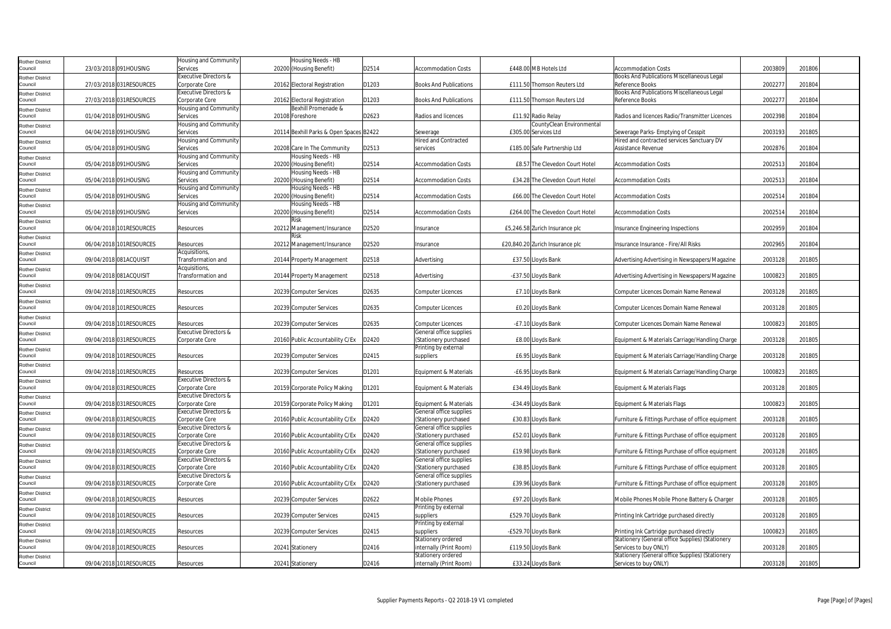| Rother District Council | 23/03/2018 | 091HOUSING | Housing and Community Services | 20200 | Housing Needs - HB (Housing Benefit) | D2514 | Accommodation Costs | £448.00 | MB Hotels Ltd | Accommodation Costs | 2003809 | 201806 |
|---|---|---|---|---|---|---|---|---|---|---|---|---|
| Rother District Council | 27/03/2018 | 031RESOURCES | Executive Directors & Corporate Core | 20162 | Electoral Registration | D1203 | Books And Publications | £111.50 | Thomson Reuters Ltd | Books And Publications Miscellaneous Legal Reference Books | 2002277 | 201804 |
| Rother District Council | 27/03/2018 | 031RESOURCES | Executive Directors & Corporate Core | 20162 | Electoral Registration | D1203 | Books And Publications | £111.50 | Thomson Reuters Ltd | Books And Publications Miscellaneous Legal Reference Books | 2002277 | 201804 |
| Rother District Council | 01/04/2018 | 091HOUSING | Housing and Community Services | 20108 | Bexhill Promenade & Foreshore | D2623 | Radios and licences | £11.92 | Radio Relay | Radios and licences Radio/Transmitter Licences | 2002398 | 201804 |
| Rother District Council | 04/04/2018 | 091HOUSING | Housing and Community Services | 20114 | Bexhill Parks & Open Spaces | B2422 | Sewerage | £305.00 | CountyClean Environmental Services Ltd | Sewerage Parks- Emptying of Cesspit | 2003193 | 201805 |
| Rother District Council | 05/04/2018 | 091HOUSING | Housing and Community Services | 20208 | Care In The Community | D2513 | Hired and Contracted services | £185.00 | Safe Partnership Ltd | Hired and contracted services Sanctuary DV Assistance Revenue | 2002876 | 201804 |
| Rother District Council | 05/04/2018 | 091HOUSING | Housing and Community Services | 20200 | Housing Needs - HB (Housing Benefit) | D2514 | Accommodation Costs | £8.57 | The Clevedon Court Hotel | Accommodation Costs | 2002513 | 201804 |
| Rother District Council | 05/04/2018 | 091HOUSING | Housing and Community Services | 20200 | Housing Needs - HB (Housing Benefit) | D2514 | Accommodation Costs | £34.28 | The Clevedon Court Hotel | Accommodation Costs | 2002513 | 201804 |
| Rother District Council | 05/04/2018 | 091HOUSING | Housing and Community Services | 20200 | Housing Needs - HB (Housing Benefit) | D2514 | Accommodation Costs | £66.00 | The Clevedon Court Hotel | Accommodation Costs | 2002514 | 201804 |
| Rother District Council | 05/04/2018 | 091HOUSING | Housing and Community Services | 20200 | Housing Needs - HB (Housing Benefit) | D2514 | Accommodation Costs | £264.00 | The Clevedon Court Hotel | Accommodation Costs | 2002514 | 201804 |
| Rother District Council | 06/04/2018 | 101RESOURCES | Resources | 20212 | Risk Management/Insurance | D2520 | Insurance | £5,246.58 | Zurich Insurance plc | Insurance Engineering Inspections | 2002959 | 201804 |
| Rother District Council | 06/04/2018 | 101RESOURCES | Resources | 20212 | Risk Management/Insurance | D2520 | Insurance | £20,840.20 | Zurich Insurance plc | Insurance Insurance - Fire/All Risks | 2002965 | 201804 |
| Rother District Council | 09/04/2018 | 081ACQUISIT | Acquisitions, Transformation and | 20144 | Property Management | D2518 | Advertising | £37.50 | Lloyds Bank | Advertising Advertising in Newspapers/Magazine | 2003128 | 201805 |
| Rother District Council | 09/04/2018 | 081ACQUISIT | Acquisitions, Transformation and | 20144 | Property Management | D2518 | Advertising | -£37.50 | Lloyds Bank | Advertising Advertising in Newspapers/Magazine | 1000823 | 201805 |
| Rother District Council | 09/04/2018 | 101RESOURCES | Resources | 20239 | Computer Services | D2635 | Computer Licences | £7.10 | Lloyds Bank | Computer Licences Domain Name Renewal | 2003128 | 201805 |
| Rother District Council | 09/04/2018 | 101RESOURCES | Resources | 20239 | Computer Services | D2635 | Computer Licences | £0.20 | Lloyds Bank | Computer Licences Domain Name Renewal | 2003128 | 201805 |
| Rother District Council | 09/04/2018 | 101RESOURCES | Resources | 20239 | Computer Services | D2635 | Computer Licences | -£7.10 | Lloyds Bank | Computer Licences Domain Name Renewal | 1000823 | 201805 |
| Rother District Council | 09/04/2018 | 031RESOURCES | Executive Directors & Corporate Core | 20160 | Public Accountability C/Ex | D2420 | General office supplies (Stationery purchased | £8.00 | Lloyds Bank | Equipment & Materials Carriage/Handling Charge | 2003128 | 201805 |
| Rother District Council | 09/04/2018 | 101RESOURCES | Resources | 20239 | Computer Services | D2415 | Printing by external suppliers | £6.95 | Lloyds Bank | Equipment & Materials Carriage/Handling Charge | 2003128 | 201805 |
| Rother District Council | 09/04/2018 | 101RESOURCES | Resources | 20239 | Computer Services | D1201 | Equipment & Materials | -£6.95 | Lloyds Bank | Equipment & Materials Carriage/Handling Charge | 1000823 | 201805 |
| Rother District Council | 09/04/2018 | 031RESOURCES | Executive Directors & Corporate Core | 20159 | Corporate Policy Making | D1201 | Equipment & Materials | £34.49 | Lloyds Bank | Equipment & Materials Flags | 2003128 | 201805 |
| Rother District Council | 09/04/2018 | 031RESOURCES | Executive Directors & Corporate Core | 20159 | Corporate Policy Making | D1201 | Equipment & Materials | -£34.49 | Lloyds Bank | Equipment & Materials Flags | 1000823 | 201805 |
| Rother District Council | 09/04/2018 | 031RESOURCES | Executive Directors & Corporate Core | 20160 | Public Accountability C/Ex | D2420 | General office supplies (Stationery purchased | £30.83 | Lloyds Bank | Furniture & Fittings Purchase of office equipment | 2003128 | 201805 |
| Rother District Council | 09/04/2018 | 031RESOURCES | Executive Directors & Corporate Core | 20160 | Public Accountability C/Ex | D2420 | General office supplies (Stationery purchased | £52.01 | Lloyds Bank | Furniture & Fittings Purchase of office equipment | 2003128 | 201805 |
| Rother District Council | 09/04/2018 | 031RESOURCES | Executive Directors & Corporate Core | 20160 | Public Accountability C/Ex | D2420 | General office supplies (Stationery purchased | £19.98 | Lloyds Bank | Furniture & Fittings Purchase of office equipment | 2003128 | 201805 |
| Rother District Council | 09/04/2018 | 031RESOURCES | Executive Directors & Corporate Core | 20160 | Public Accountability C/Ex | D2420 | General office supplies (Stationery purchased | £38.85 | Lloyds Bank | Furniture & Fittings Purchase of office equipment | 2003128 | 201805 |
| Rother District Council | 09/04/2018 | 031RESOURCES | Executive Directors & Corporate Core | 20160 | Public Accountability C/Ex | D2420 | General office supplies (Stationery purchased | £39.96 | Lloyds Bank | Furniture & Fittings Purchase of office equipment | 2003128 | 201805 |
| Rother District Council | 09/04/2018 | 101RESOURCES | Resources | 20239 | Computer Services | D2622 | Mobile Phones | £97.20 | Lloyds Bank | Mobile Phones Mobile Phone Battery & Charger | 2003128 | 201805 |
| Rother District Council | 09/04/2018 | 101RESOURCES | Resources | 20239 | Computer Services | D2415 | Printing by external suppliers | £529.70 | Lloyds Bank | Printing Ink Cartridge purchased directly | 2003128 | 201805 |
| Rother District Council | 09/04/2018 | 101RESOURCES | Resources | 20239 | Computer Services | D2415 | Printing by external suppliers | -£529.70 | Lloyds Bank | Printing Ink Cartridge purchased directly | 1000823 | 201805 |
| Rother District Council | 09/04/2018 | 101RESOURCES | Resources | 20241 | Stationery | D2416 | Stationery ordered internally (Print Room) | £119.50 | Lloyds Bank | Stationery (General office Supplies) (Stationery Services to buy ONLY) | 2003128 | 201805 |
| Rother District Council | 09/04/2018 | 101RESOURCES | Resources | 20241 | Stationery | D2416 | Stationery ordered internally (Print Room) | £33.24 | Lloyds Bank | Stationery (General office Supplies) (Stationery Services to buy ONLY) | 2003128 | 201805 |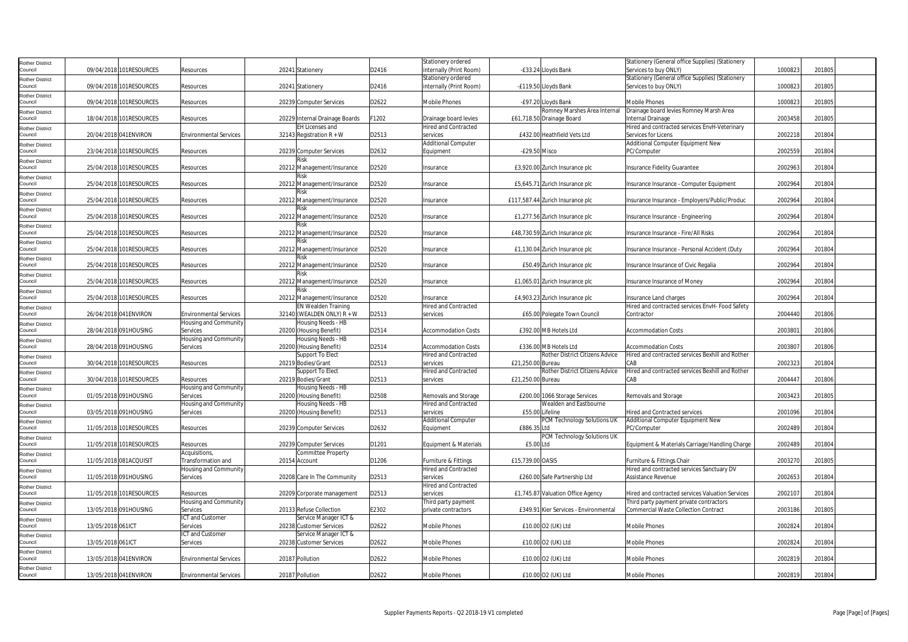| | | | | | | | | | | | | |
|---|---|---|---|---|---|---|---|---|---|---|---|---|
| Rother District Council | 09/04/2018 | 101RESOURCES | Resources | 20241 | Stationery | D2416 | Stationery ordered internally (Print Room) | -£33.24 | Lloyds Bank | Stationery (General office Supplies) (Stationery Services to buy ONLY) | 1000823 | 201805 |
| Rother District Council | 09/04/2018 | 101RESOURCES | Resources | 20241 | Stationery | D2416 | Stationery ordered internally (Print Room) | -£119.50 | Lloyds Bank | Stationery (General office Supplies) (Stationery Services to buy ONLY) | 1000823 | 201805 |
| Rother District Council | 09/04/2018 | 101RESOURCES | Resources | 20239 | Computer Services | D2622 | Mobile Phones | -£97.20 | Lloyds Bank | Mobile Phones | 1000823 | 201805 |
| Rother District Council | 18/04/2018 | 101RESOURCES | Resources | 20229 | Internal Drainage Boards | F1202 | Drainage board levies | £61,718.50 | Romney Marshes Area Internal Drainage Board | Drainage board levies Romney Marsh Area Internal Drainage | 2003458 | 201805 |
| Rother District Council | 20/04/2018 | 041ENVIRON | Environmental Services | 32143 | EH Licenses and Registration R + W | D2513 | Hired and Contracted services | £432.00 | Heathfield Vets Ltd | Hired and contracted services EnvH-Veterinary Services for Licens | 2002218 | 201804 |
| Rother District Council | 23/04/2018 | 101RESOURCES | Resources | 20239 | Computer Services | D2632 | Additional Computer Equipment | -£29.50 | Misco | Additional Computer Equipment New PC/Computer | 2002559 | 201804 |
| Rother District Council | 25/04/2018 | 101RESOURCES | Resources | 20212 | Risk Management/Insurance | D2520 | Insurance | £3,920.00 | Zurich Insurance plc | Insurance Fidelity Guarantee | 2002963 | 201804 |
| Rother District Council | 25/04/2018 | 101RESOURCES | Resources | 20212 | Risk Management/Insurance | D2520 | Insurance | £5,645.71 | Zurich Insurance plc | Insurance Insurance - Computer Equipment | 2002964 | 201804 |
| Rother District Council | 25/04/2018 | 101RESOURCES | Resources | 20212 | Risk Management/Insurance | D2520 | Insurance | £117,587.44 | Zurich Insurance plc | Insurance Insurance - Employers/Public/Produc | 2002964 | 201804 |
| Rother District Council | 25/04/2018 | 101RESOURCES | Resources | 20212 | Risk Management/Insurance | D2520 | Insurance | £1,277.56 | Zurich Insurance plc | Insurance Insurance - Engineering | 2002964 | 201804 |
| Rother District Council | 25/04/2018 | 101RESOURCES | Resources | 20212 | Risk Management/Insurance | D2520 | Insurance | £48,730.59 | Zurich Insurance plc | Insurance Insurance - Fire/All Risks | 2002964 | 201804 |
| Rother District Council | 25/04/2018 | 101RESOURCES | Resources | 20212 | Risk Management/Insurance | D2520 | Insurance | £1,130.04 | Zurich Insurance plc | Insurance Insurance - Personal Accident (Duty | 2002964 | 201804 |
| Rother District Council | 25/04/2018 | 101RESOURCES | Resources | 20212 | Risk Management/Insurance | D2520 | Insurance | £50.49 | Zurich Insurance plc | Insurance Insurance of Civic Regalia | 2002964 | 201804 |
| Rother District Council | 25/04/2018 | 101RESOURCES | Resources | 20212 | Risk Management/Insurance | D2520 | Insurance | £1,065.01 | Zurich Insurance plc | Insurance Insurance of Money | 2002964 | 201804 |
| Rother District Council | 25/04/2018 | 101RESOURCES | Resources | 20212 | Risk Management/Insurance | D2520 | Insurance | £4,903.23 | Zurich Insurance plc | Insurance Land charges | 2002964 | 201804 |
| Rother District Council | 26/04/2018 | 041ENVIRON | Environmental Services | 32140 | EN Wealden Training (WEALDEN ONLY) R + W | D2513 | Hired and Contracted services | £65.00 | Polegate Town Council | Hired and contracted services EnvH- Food Safety Contractor | 2004440 | 201806 |
| Rother District Council | 28/04/2018 | 091HOUSING | Housing and Community Services | 20200 | Housing Needs - HB (Housing Benefit) | D2514 | Accommodation Costs | £392.00 | MB Hotels Ltd | Accommodation Costs | 2003801 | 201806 |
| Rother District Council | 28/04/2018 | 091HOUSING | Housing and Community Services | 20200 | Housing Needs - HB (Housing Benefit) | D2514 | Accommodation Costs | £336.00 | MB Hotels Ltd | Accommodation Costs | 2003807 | 201806 |
| Rother District Council | 30/04/2018 | 101RESOURCES | Resources | 20219 | Support To Elect Bodies/Grant | D2513 | Hired and Contracted services | £21,250.00 | Rother District Citizens Advice Bureau | Hired and contracted services Bexhill and Rother CAB | 2002323 | 201804 |
| Rother District Council | 30/04/2018 | 101RESOURCES | Resources | 20219 | Support To Elect Bodies/Grant | D2513 | Hired and Contracted services | £21,250.00 | Rother District Citizens Advice Bureau | Hired and contracted services Bexhill and Rother CAB | 2004447 | 201806 |
| Rother District Council | 01/05/2018 | 091HOUSING | Housing and Community Services | 20200 | Housing Needs - HB (Housing Benefit) | D2508 | Removals and Storage | £200.00 | 1066 Storage Services | Removals and Storage | 2003423 | 201805 |
| Rother District Council | 03/05/2018 | 091HOUSING | Housing and Community Services | 20200 | Housing Needs - HB (Housing Benefit) | D2513 | Hired and Contracted services | £55.00 | Wealden and Eastbourne Lifeline | Hired and Contracted services | 2001096 | 201804 |
| Rother District Council | 11/05/2018 | 101RESOURCES | Resources | 20239 | Computer Services | D2632 | Additional Computer Equipment | £886.35 | PCM Technology Solutions UK Ltd | Additional Computer Equipment New PC/Computer | 2002489 | 201804 |
| Rother District Council | 11/05/2018 | 101RESOURCES | Resources | 20239 | Computer Services | D1201 | Equipment & Materials | £5.00 | PCM Technology Solutions UK Ltd | Equipment & Materials Carriage/Handling Charge | 2002489 | 201804 |
| Rother District Council | 11/05/2018 | 081ACQUISIT | Acquisitions, Transformation and | 20154 | Committee Property Account | D1206 | Furniture & Fittings | £15,739.00 | OASIS | Furniture & Fittings Chair | 2003270 | 201805 |
| Rother District Council | 11/05/2018 | 091HOUSING | Housing and Community Services | 20208 | Care In The Community | D2513 | Hired and Contracted services | £260.00 | Safe Partnership Ltd | Hired and contracted services Sanctuary DV Assistance Revenue | 2002653 | 201804 |
| Rother District Council | 11/05/2018 | 101RESOURCES | Resources | 20209 | Corporate management | D2513 | Hired and Contracted services | £1,745.87 | Valuation Office Agency | Hired and contracted services Valuation Services | 2002107 | 201804 |
| Rother District Council | 13/05/2018 | 091HOUSING | Housing and Community Services | 20133 | Refuse Collection | E2302 | Third party payment private contractors | £349.91 | Kier Services - Environmental | Third party payment private contractors Commercial Waste Collection Contract | 2003186 | 201805 |
| Rother District Council | 13/05/2018 | 061ICT | ICT and Customer Services | 20238 | Service Manager ICT & Customer Services | D2622 | Mobile Phones | £10.00 | O2 (UK) Ltd | Mobile Phones | 2002824 | 201804 |
| Rother District Council | 13/05/2018 | 061ICT | ICT and Customer Services | 20238 | Service Manager ICT & Customer Services | D2622 | Mobile Phones | £10.00 | O2 (UK) Ltd | Mobile Phones | 2002824 | 201804 |
| Rother District Council | 13/05/2018 | 041ENVIRON | Environmental Services | 20187 | Pollution | D2622 | Mobile Phones | £10.00 | O2 (UK) Ltd | Mobile Phones | 2002819 | 201804 |
| Rother District Council | 13/05/2018 | 041ENVIRON | Environmental Services | 20187 | Pollution | D2622 | Mobile Phones | £10.00 | O2 (UK) Ltd | Mobile Phones | 2002819 | 201804 |

Supplier Payments Reports - Q2 2018-19 V1 completed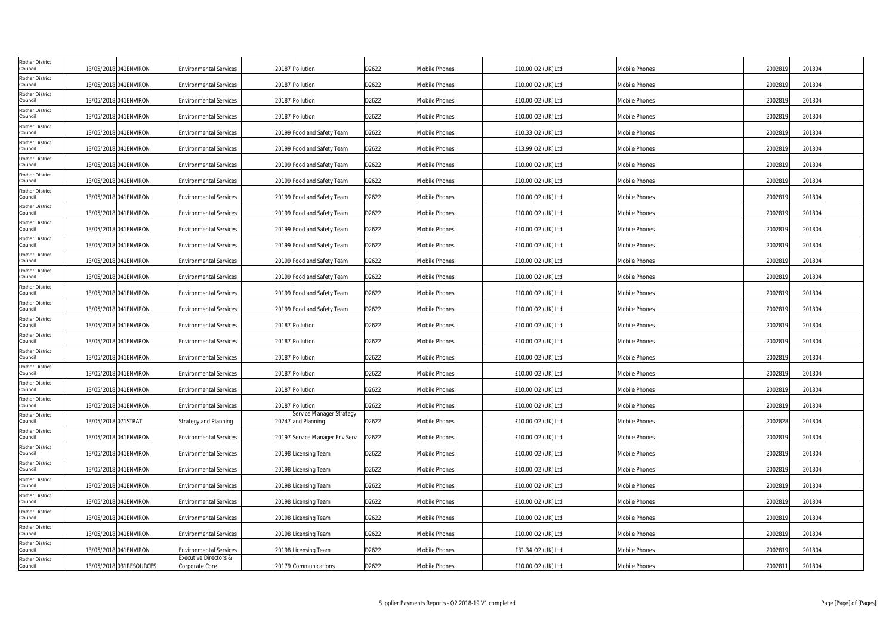| | | | | | | | | | | | | | |
|---|---|---|---|---|---|---|---|---|---|---|---|---|---|
| Rother District Council | 13/05/2018 | 041ENVIRON | Environmental Services | 20187 | Pollution | D2622 | Mobile Phones | £10.00 | O2 (UK) Ltd | Mobile Phones | 2002819 | 201804 | |
| Rother District Council | 13/05/2018 | 041ENVIRON | Environmental Services | 20187 | Pollution | D2622 | Mobile Phones | £10.00 | O2 (UK) Ltd | Mobile Phones | 2002819 | 201804 | |
| Rother District Council | 13/05/2018 | 041ENVIRON | Environmental Services | 20187 | Pollution | D2622 | Mobile Phones | £10.00 | O2 (UK) Ltd | Mobile Phones | 2002819 | 201804 | |
| Rother District Council | 13/05/2018 | 041ENVIRON | Environmental Services | 20187 | Pollution | D2622 | Mobile Phones | £10.00 | O2 (UK) Ltd | Mobile Phones | 2002819 | 201804 | |
| Rother District Council | 13/05/2018 | 041ENVIRON | Environmental Services | 20199 | Food and Safety Team | D2622 | Mobile Phones | £10.33 | O2 (UK) Ltd | Mobile Phones | 2002819 | 201804 | |
| Rother District Council | 13/05/2018 | 041ENVIRON | Environmental Services | 20199 | Food and Safety Team | D2622 | Mobile Phones | £13.99 | O2 (UK) Ltd | Mobile Phones | 2002819 | 201804 | |
| Rother District Council | 13/05/2018 | 041ENVIRON | Environmental Services | 20199 | Food and Safety Team | D2622 | Mobile Phones | £10.00 | O2 (UK) Ltd | Mobile Phones | 2002819 | 201804 | |
| Rother District Council | 13/05/2018 | 041ENVIRON | Environmental Services | 20199 | Food and Safety Team | D2622 | Mobile Phones | £10.00 | O2 (UK) Ltd | Mobile Phones | 2002819 | 201804 | |
| Rother District Council | 13/05/2018 | 041ENVIRON | Environmental Services | 20199 | Food and Safety Team | D2622 | Mobile Phones | £10.00 | O2 (UK) Ltd | Mobile Phones | 2002819 | 201804 | |
| Rother District Council | 13/05/2018 | 041ENVIRON | Environmental Services | 20199 | Food and Safety Team | D2622 | Mobile Phones | £10.00 | O2 (UK) Ltd | Mobile Phones | 2002819 | 201804 | |
| Rother District Council | 13/05/2018 | 041ENVIRON | Environmental Services | 20199 | Food and Safety Team | D2622 | Mobile Phones | £10.00 | O2 (UK) Ltd | Mobile Phones | 2002819 | 201804 | |
| Rother District Council | 13/05/2018 | 041ENVIRON | Environmental Services | 20199 | Food and Safety Team | D2622 | Mobile Phones | £10.00 | O2 (UK) Ltd | Mobile Phones | 2002819 | 201804 | |
| Rother District Council | 13/05/2018 | 041ENVIRON | Environmental Services | 20199 | Food and Safety Team | D2622 | Mobile Phones | £10.00 | O2 (UK) Ltd | Mobile Phones | 2002819 | 201804 | |
| Rother District Council | 13/05/2018 | 041ENVIRON | Environmental Services | 20199 | Food and Safety Team | D2622 | Mobile Phones | £10.00 | O2 (UK) Ltd | Mobile Phones | 2002819 | 201804 | |
| Rother District Council | 13/05/2018 | 041ENVIRON | Environmental Services | 20199 | Food and Safety Team | D2622 | Mobile Phones | £10.00 | O2 (UK) Ltd | Mobile Phones | 2002819 | 201804 | |
| Rother District Council | 13/05/2018 | 041ENVIRON | Environmental Services | 20199 | Food and Safety Team | D2622 | Mobile Phones | £10.00 | O2 (UK) Ltd | Mobile Phones | 2002819 | 201804 | |
| Rother District Council | 13/05/2018 | 041ENVIRON | Environmental Services | 20187 | Pollution | D2622 | Mobile Phones | £10.00 | O2 (UK) Ltd | Mobile Phones | 2002819 | 201804 | |
| Rother District Council | 13/05/2018 | 041ENVIRON | Environmental Services | 20187 | Pollution | D2622 | Mobile Phones | £10.00 | O2 (UK) Ltd | Mobile Phones | 2002819 | 201804 | |
| Rother District Council | 13/05/2018 | 041ENVIRON | Environmental Services | 20187 | Pollution | D2622 | Mobile Phones | £10.00 | O2 (UK) Ltd | Mobile Phones | 2002819 | 201804 | |
| Rother District Council | 13/05/2018 | 041ENVIRON | Environmental Services | 20187 | Pollution | D2622 | Mobile Phones | £10.00 | O2 (UK) Ltd | Mobile Phones | 2002819 | 201804 | |
| Rother District Council | 13/05/2018 | 041ENVIRON | Environmental Services | 20187 | Pollution | D2622 | Mobile Phones | £10.00 | O2 (UK) Ltd | Mobile Phones | 2002819 | 201804 | |
| Rother District Council | 13/05/2018 | 041ENVIRON | Environmental Services | 20187 | Pollution | D2622 | Mobile Phones | £10.00 | O2 (UK) Ltd | Mobile Phones | 2002819 | 201804 | |
| Rother District Council | 13/05/2018 | 071STRAT | Strategy and Planning | 20247 | Service Manager Strategy and Planning | D2622 | Mobile Phones | £10.00 | O2 (UK) Ltd | Mobile Phones | 2002828 | 201804 | |
| Rother District Council | 13/05/2018 | 041ENVIRON | Environmental Services | 20197 | Service Manager Env Serv | D2622 | Mobile Phones | £10.00 | O2 (UK) Ltd | Mobile Phones | 2002819 | 201804 | |
| Rother District Council | 13/05/2018 | 041ENVIRON | Environmental Services | 20198 | Licensing Team | D2622 | Mobile Phones | £10.00 | O2 (UK) Ltd | Mobile Phones | 2002819 | 201804 | |
| Rother District Council | 13/05/2018 | 041ENVIRON | Environmental Services | 20198 | Licensing Team | D2622 | Mobile Phones | £10.00 | O2 (UK) Ltd | Mobile Phones | 2002819 | 201804 | |
| Rother District Council | 13/05/2018 | 041ENVIRON | Environmental Services | 20198 | Licensing Team | D2622 | Mobile Phones | £10.00 | O2 (UK) Ltd | Mobile Phones | 2002819 | 201804 | |
| Rother District Council | 13/05/2018 | 041ENVIRON | Environmental Services | 20198 | Licensing Team | D2622 | Mobile Phones | £10.00 | O2 (UK) Ltd | Mobile Phones | 2002819 | 201804 | |
| Rother District Council | 13/05/2018 | 041ENVIRON | Environmental Services | 20198 | Licensing Team | D2622 | Mobile Phones | £10.00 | O2 (UK) Ltd | Mobile Phones | 2002819 | 201804 | |
| Rother District Council | 13/05/2018 | 041ENVIRON | Environmental Services | 20198 | Licensing Team | D2622 | Mobile Phones | £10.00 | O2 (UK) Ltd | Mobile Phones | 2002819 | 201804 | |
| Rother District Council | 13/05/2018 | 041ENVIRON | Environmental Services | 20198 | Licensing Team | D2622 | Mobile Phones | £31.34 | O2 (UK) Ltd | Mobile Phones | 2002819 | 201804 | |
| Rother District Council | 13/05/2018 | 031RESOURCES | Executive Directors & Corporate Core | 20179 | Communications | D2622 | Mobile Phones | £10.00 | O2 (UK) Ltd | Mobile Phones | 2002811 | 201804 | |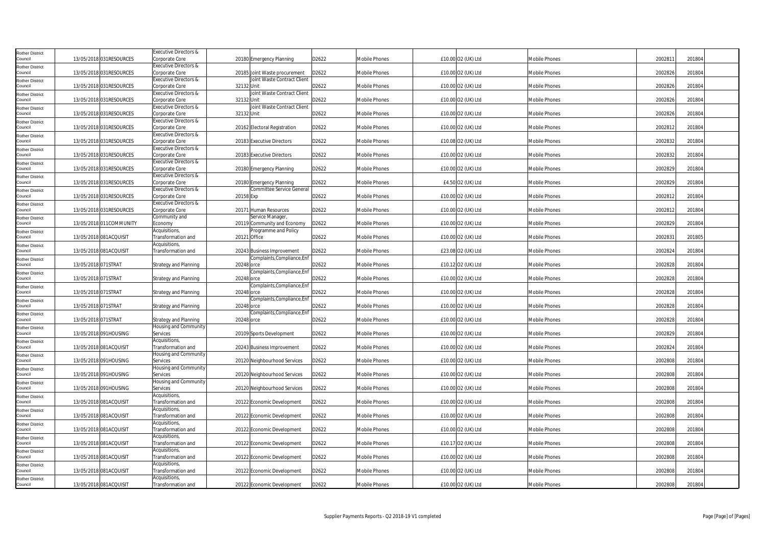| | | | | | | | | | | | | | |
|---|---|---|---|---|---|---|---|---|---|---|---|---|---|
| Rother District Council | 13/05/2018 | 031RESOURCES | Executive Directors & Corporate Core | 20180 | Emergency Planning | D2622 | Mobile Phones | £10.00 | O2 (UK) Ltd | Mobile Phones | 2002811 | 201804 | |
| Rother District Council | 13/05/2018 | 031RESOURCES | Executive Directors & Corporate Core | 20185 | Joint Waste procurement | D2622 | Mobile Phones | £10.00 | O2 (UK) Ltd | Mobile Phones | 2002826 | 201804 | |
| Rother District Council | 13/05/2018 | 031RESOURCES | Executive Directors & Corporate Core | 32132 | Joint Waste Contract Client Unit | D2622 | Mobile Phones | £10.00 | O2 (UK) Ltd | Mobile Phones | 2002826 | 201804 | |
| Rother District Council | 13/05/2018 | 031RESOURCES | Executive Directors & Corporate Core | 32132 | Joint Waste Contract Client Unit | D2622 | Mobile Phones | £10.00 | O2 (UK) Ltd | Mobile Phones | 2002826 | 201804 | |
| Rother District Council | 13/05/2018 | 031RESOURCES | Executive Directors & Corporate Core | 32132 | Joint Waste Contract Client Unit | D2622 | Mobile Phones | £10.00 | O2 (UK) Ltd | Mobile Phones | 2002826 | 201804 | |
| Rother District Council | 13/05/2018 | 031RESOURCES | Executive Directors & Corporate Core | 20162 | Electoral Registration | D2622 | Mobile Phones | £10.00 | O2 (UK) Ltd | Mobile Phones | 2002812 | 201804 | |
| Rother District Council | 13/05/2018 | 031RESOURCES | Executive Directors & Corporate Core | 20183 | Executive Directors | D2622 | Mobile Phones | £10.08 | O2 (UK) Ltd | Mobile Phones | 2002832 | 201804 | |
| Rother District Council | 13/05/2018 | 031RESOURCES | Executive Directors & Corporate Core | 20183 | Executive Directors | D2622 | Mobile Phones | £10.00 | O2 (UK) Ltd | Mobile Phones | 2002832 | 201804 | |
| Rother District Council | 13/05/2018 | 031RESOURCES | Executive Directors & Corporate Core | 20180 | Emergency Planning | D2622 | Mobile Phones | £10.00 | O2 (UK) Ltd | Mobile Phones | 2002829 | 201804 | |
| Rother District Council | 13/05/2018 | 031RESOURCES | Executive Directors & Corporate Core | 20180 | Emergency Planning | D2622 | Mobile Phones | £4.50 | O2 (UK) Ltd | Mobile Phones | 2002829 | 201804 | |
| Rother District Council | 13/05/2018 | 031RESOURCES | Executive Directors & Corporate Core | 20158 | Committee Service General Exp | D2622 | Mobile Phones | £10.00 | O2 (UK) Ltd | Mobile Phones | 2002812 | 201804 | |
| Rother District Council | 13/05/2018 | 031RESOURCES | Executive Directors & Corporate Core | 20171 | Human Resources | D2622 | Mobile Phones | £10.00 | O2 (UK) Ltd | Mobile Phones | 2002812 | 201804 | |
| Rother District Council | 13/05/2018 | 011COMMUNITY | Community and Economy | 20119 | Service Manager, Community and Economy | D2622 | Mobile Phones | £10.00 | O2 (UK) Ltd | Mobile Phones | 2002829 | 201804 | |
| Rother District Council | 13/05/2018 | 081ACQUISIT | Acquisitions, Transformation and | 20121 | Programme and Policy Office | D2622 | Mobile Phones | £10.00 | O2 (UK) Ltd | Mobile Phones | 2002831 | 201805 | |
| Rother District Council | 13/05/2018 | 081ACQUISIT | Acquisitions, Transformation and | 20243 | Business Improvement | D2622 | Mobile Phones | £23.08 | O2 (UK) Ltd | Mobile Phones | 2002824 | 201804 | |
| Rother District Council | 13/05/2018 | 071STRAT | Strategy and Planning | 20248 | Complaints,Compliance,Enforce | D2622 | Mobile Phones | £10.12 | O2 (UK) Ltd | Mobile Phones | 2002828 | 201804 | |
| Rother District Council | 13/05/2018 | 071STRAT | Strategy and Planning | 20248 | Complaints,Compliance,Enforce | D2622 | Mobile Phones | £10.00 | O2 (UK) Ltd | Mobile Phones | 2002828 | 201804 | |
| Rother District Council | 13/05/2018 | 071STRAT | Strategy and Planning | 20248 | Complaints,Compliance,Enforce | D2622 | Mobile Phones | £10.00 | O2 (UK) Ltd | Mobile Phones | 2002828 | 201804 | |
| Rother District Council | 13/05/2018 | 071STRAT | Strategy and Planning | 20248 | Complaints,Compliance,Enforce | D2622 | Mobile Phones | £10.00 | O2 (UK) Ltd | Mobile Phones | 2002828 | 201804 | |
| Rother District Council | 13/05/2018 | 071STRAT | Strategy and Planning | 20248 | Complaints,Compliance,Enforce | D2622 | Mobile Phones | £10.00 | O2 (UK) Ltd | Mobile Phones | 2002828 | 201804 | |
| Rother District Council | 13/05/2018 | 091HOUSING | Housing and Community Services | 20109 | Sports Development | D2622 | Mobile Phones | £10.00 | O2 (UK) Ltd | Mobile Phones | 2002829 | 201804 | |
| Rother District Council | 13/05/2018 | 081ACQUISIT | Acquisitions, Transformation and | 20243 | Business Improvement | D2622 | Mobile Phones | £10.00 | O2 (UK) Ltd | Mobile Phones | 2002824 | 201804 | |
| Rother District Council | 13/05/2018 | 091HOUSING | Housing and Community Services | 20120 | Neighbourhood Services | D2622 | Mobile Phones | £10.00 | O2 (UK) Ltd | Mobile Phones | 2002808 | 201804 | |
| Rother District Council | 13/05/2018 | 091HOUSING | Housing and Community Services | 20120 | Neighbourhood Services | D2622 | Mobile Phones | £10.00 | O2 (UK) Ltd | Mobile Phones | 2002808 | 201804 | |
| Rother District Council | 13/05/2018 | 091HOUSING | Housing and Community Services | 20120 | Neighbourhood Services | D2622 | Mobile Phones | £10.00 | O2 (UK) Ltd | Mobile Phones | 2002808 | 201804 | |
| Rother District Council | 13/05/2018 | 081ACQUISIT | Acquisitions, Transformation and | 20122 | Economic Development | D2622 | Mobile Phones | £10.00 | O2 (UK) Ltd | Mobile Phones | 2002808 | 201804 | |
| Rother District Council | 13/05/2018 | 081ACQUISIT | Acquisitions, Transformation and | 20122 | Economic Development | D2622 | Mobile Phones | £10.00 | O2 (UK) Ltd | Mobile Phones | 2002808 | 201804 | |
| Rother District Council | 13/05/2018 | 081ACQUISIT | Acquisitions, Transformation and | 20122 | Economic Development | D2622 | Mobile Phones | £10.00 | O2 (UK) Ltd | Mobile Phones | 2002808 | 201804 | |
| Rother District Council | 13/05/2018 | 081ACQUISIT | Acquisitions, Transformation and | 20122 | Economic Development | D2622 | Mobile Phones | £10.17 | O2 (UK) Ltd | Mobile Phones | 2002808 | 201804 | |
| Rother District Council | 13/05/2018 | 081ACQUISIT | Acquisitions, Transformation and | 20122 | Economic Development | D2622 | Mobile Phones | £10.00 | O2 (UK) Ltd | Mobile Phones | 2002808 | 201804 | |
| Rother District Council | 13/05/2018 | 081ACQUISIT | Acquisitions, Transformation and | 20122 | Economic Development | D2622 | Mobile Phones | £10.00 | O2 (UK) Ltd | Mobile Phones | 2002808 | 201804 | |
| Rother District Council | 13/05/2018 | 081ACQUISIT | Acquisitions, Transformation and | 20122 | Economic Development | D2622 | Mobile Phones | £10.00 | O2 (UK) Ltd | Mobile Phones | 2002808 | 201804 | |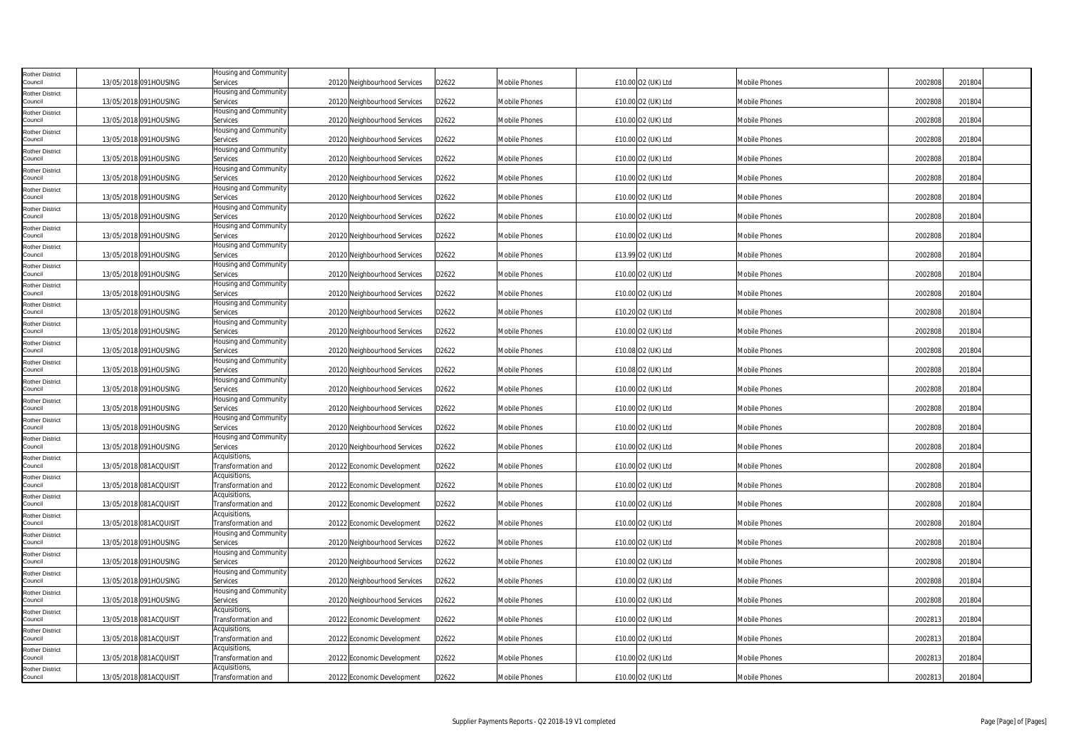| | | | | | | | | | | | | |
|---|---|---|---|---|---|---|---|---|---|---|---|---|
| Rother District Council | 13/05/2018 | 091HOUSING | Housing and Community Services | 20120 | Neighbourhood Services | D2622 | Mobile Phones | £10.00 | O2 (UK) Ltd | Mobile Phones | 2002808 | 201804 |
| Rother District Council | 13/05/2018 | 091HOUSING | Housing and Community Services | 20120 | Neighbourhood Services | D2622 | Mobile Phones | £10.00 | O2 (UK) Ltd | Mobile Phones | 2002808 | 201804 |
| Rother District Council | 13/05/2018 | 091HOUSING | Housing and Community Services | 20120 | Neighbourhood Services | D2622 | Mobile Phones | £10.00 | O2 (UK) Ltd | Mobile Phones | 2002808 | 201804 |
| Rother District Council | 13/05/2018 | 091HOUSING | Housing and Community Services | 20120 | Neighbourhood Services | D2622 | Mobile Phones | £10.00 | O2 (UK) Ltd | Mobile Phones | 2002808 | 201804 |
| Rother District Council | 13/05/2018 | 091HOUSING | Housing and Community Services | 20120 | Neighbourhood Services | D2622 | Mobile Phones | £10.00 | O2 (UK) Ltd | Mobile Phones | 2002808 | 201804 |
| Rother District Council | 13/05/2018 | 091HOUSING | Housing and Community Services | 20120 | Neighbourhood Services | D2622 | Mobile Phones | £10.00 | O2 (UK) Ltd | Mobile Phones | 2002808 | 201804 |
| Rother District Council | 13/05/2018 | 091HOUSING | Housing and Community Services | 20120 | Neighbourhood Services | D2622 | Mobile Phones | £10.00 | O2 (UK) Ltd | Mobile Phones | 2002808 | 201804 |
| Rother District Council | 13/05/2018 | 091HOUSING | Housing and Community Services | 20120 | Neighbourhood Services | D2622 | Mobile Phones | £10.00 | O2 (UK) Ltd | Mobile Phones | 2002808 | 201804 |
| Rother District Council | 13/05/2018 | 091HOUSING | Housing and Community Services | 20120 | Neighbourhood Services | D2622 | Mobile Phones | £10.00 | O2 (UK) Ltd | Mobile Phones | 2002808 | 201804 |
| Rother District Council | 13/05/2018 | 091HOUSING | Housing and Community Services | 20120 | Neighbourhood Services | D2622 | Mobile Phones | £13.99 | O2 (UK) Ltd | Mobile Phones | 2002808 | 201804 |
| Rother District Council | 13/05/2018 | 091HOUSING | Housing and Community Services | 20120 | Neighbourhood Services | D2622 | Mobile Phones | £10.00 | O2 (UK) Ltd | Mobile Phones | 2002808 | 201804 |
| Rother District Council | 13/05/2018 | 091HOUSING | Housing and Community Services | 20120 | Neighbourhood Services | D2622 | Mobile Phones | £10.00 | O2 (UK) Ltd | Mobile Phones | 2002808 | 201804 |
| Rother District Council | 13/05/2018 | 091HOUSING | Housing and Community Services | 20120 | Neighbourhood Services | D2622 | Mobile Phones | £10.20 | O2 (UK) Ltd | Mobile Phones | 2002808 | 201804 |
| Rother District Council | 13/05/2018 | 091HOUSING | Housing and Community Services | 20120 | Neighbourhood Services | D2622 | Mobile Phones | £10.00 | O2 (UK) Ltd | Mobile Phones | 2002808 | 201804 |
| Rother District Council | 13/05/2018 | 091HOUSING | Housing and Community Services | 20120 | Neighbourhood Services | D2622 | Mobile Phones | £10.08 | O2 (UK) Ltd | Mobile Phones | 2002808 | 201804 |
| Rother District Council | 13/05/2018 | 091HOUSING | Housing and Community Services | 20120 | Neighbourhood Services | D2622 | Mobile Phones | £10.08 | O2 (UK) Ltd | Mobile Phones | 2002808 | 201804 |
| Rother District Council | 13/05/2018 | 091HOUSING | Housing and Community Services | 20120 | Neighbourhood Services | D2622 | Mobile Phones | £10.00 | O2 (UK) Ltd | Mobile Phones | 2002808 | 201804 |
| Rother District Council | 13/05/2018 | 091HOUSING | Housing and Community Services | 20120 | Neighbourhood Services | D2622 | Mobile Phones | £10.00 | O2 (UK) Ltd | Mobile Phones | 2002808 | 201804 |
| Rother District Council | 13/05/2018 | 091HOUSING | Housing and Community Services | 20120 | Neighbourhood Services | D2622 | Mobile Phones | £10.00 | O2 (UK) Ltd | Mobile Phones | 2002808 | 201804 |
| Rother District Council | 13/05/2018 | 091HOUSING | Housing and Community Services | 20120 | Neighbourhood Services | D2622 | Mobile Phones | £10.00 | O2 (UK) Ltd | Mobile Phones | 2002808 | 201804 |
| Rother District Council | 13/05/2018 | 081ACQUISIT | Acquisitions, Transformation and | 20122 | Economic Development | D2622 | Mobile Phones | £10.00 | O2 (UK) Ltd | Mobile Phones | 2002808 | 201804 |
| Rother District Council | 13/05/2018 | 081ACQUISIT | Acquisitions, Transformation and | 20122 | Economic Development | D2622 | Mobile Phones | £10.00 | O2 (UK) Ltd | Mobile Phones | 2002808 | 201804 |
| Rother District Council | 13/05/2018 | 081ACQUISIT | Acquisitions, Transformation and | 20122 | Economic Development | D2622 | Mobile Phones | £10.00 | O2 (UK) Ltd | Mobile Phones | 2002808 | 201804 |
| Rother District Council | 13/05/2018 | 081ACQUISIT | Acquisitions, Transformation and | 20122 | Economic Development | D2622 | Mobile Phones | £10.00 | O2 (UK) Ltd | Mobile Phones | 2002808 | 201804 |
| Rother District Council | 13/05/2018 | 091HOUSING | Housing and Community Services | 20120 | Neighbourhood Services | D2622 | Mobile Phones | £10.00 | O2 (UK) Ltd | Mobile Phones | 2002808 | 201804 |
| Rother District Council | 13/05/2018 | 091HOUSING | Housing and Community Services | 20120 | Neighbourhood Services | D2622 | Mobile Phones | £10.00 | O2 (UK) Ltd | Mobile Phones | 2002808 | 201804 |
| Rother District Council | 13/05/2018 | 091HOUSING | Housing and Community Services | 20120 | Neighbourhood Services | D2622 | Mobile Phones | £10.00 | O2 (UK) Ltd | Mobile Phones | 2002808 | 201804 |
| Rother District Council | 13/05/2018 | 091HOUSING | Housing and Community Services | 20120 | Neighbourhood Services | D2622 | Mobile Phones | £10.00 | O2 (UK) Ltd | Mobile Phones | 2002808 | 201804 |
| Rother District Council | 13/05/2018 | 081ACQUISIT | Acquisitions, Transformation and | 20122 | Economic Development | D2622 | Mobile Phones | £10.00 | O2 (UK) Ltd | Mobile Phones | 2002813 | 201804 |
| Rother District Council | 13/05/2018 | 081ACQUISIT | Acquisitions, Transformation and | 20122 | Economic Development | D2622 | Mobile Phones | £10.00 | O2 (UK) Ltd | Mobile Phones | 2002813 | 201804 |
| Rother District Council | 13/05/2018 | 081ACQUISIT | Acquisitions, Transformation and | 20122 | Economic Development | D2622 | Mobile Phones | £10.00 | O2 (UK) Ltd | Mobile Phones | 2002813 | 201804 |
| Rother District Council | 13/05/2018 | 081ACQUISIT | Acquisitions, Transformation and | 20122 | Economic Development | D2622 | Mobile Phones | £10.00 | O2 (UK) Ltd | Mobile Phones | 2002813 | 201804 |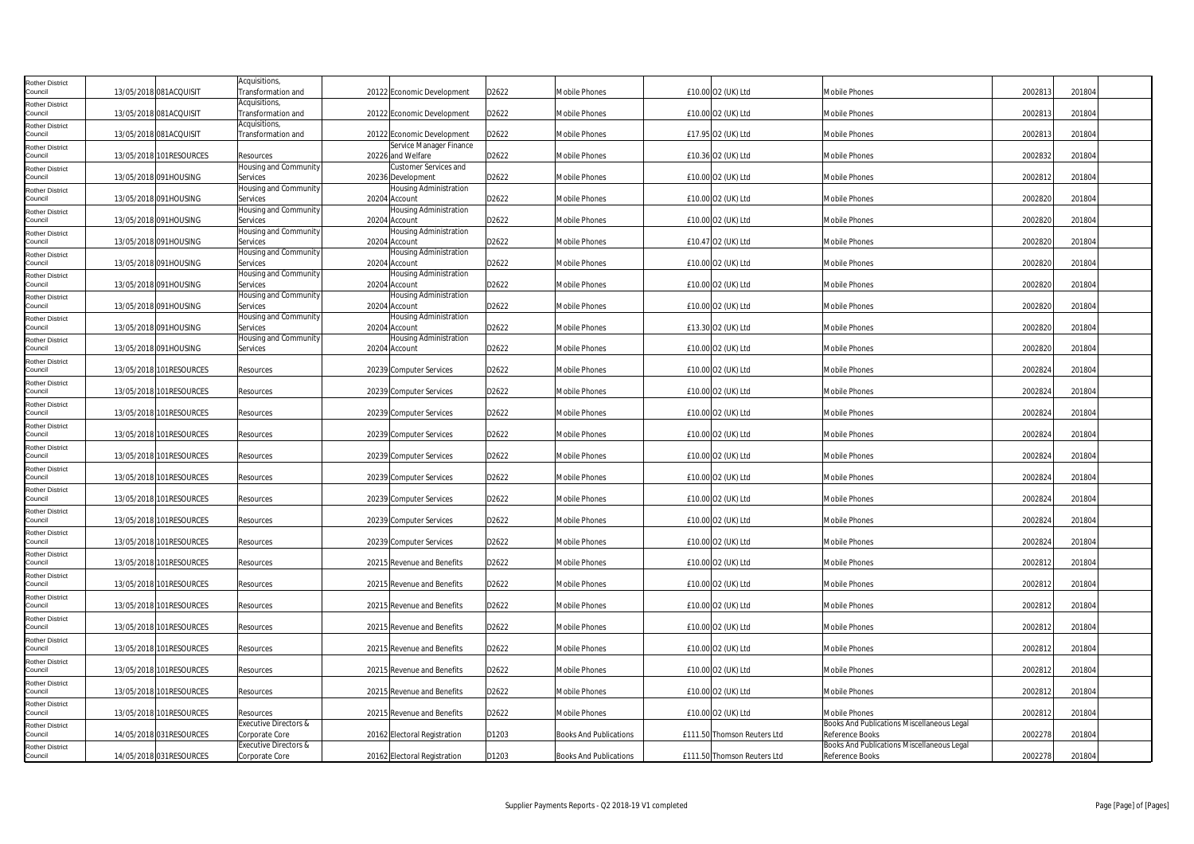| Rother District Council | 13/05/2018 | 081ACQUISIT | Acquisitions, Transformation and | 20122 | Economic Development | D2622 | Mobile Phones | £10.00 | O2 (UK) Ltd | Mobile Phones | 2002813 | 201804 |
|---|---|---|---|---|---|---|---|---|---|---|---|---|
| Rother District Council | 13/05/2018 | 081ACQUISIT | Acquisitions, Transformation and | 20122 | Economic Development | D2622 | Mobile Phones | £10.00 | O2 (UK) Ltd | Mobile Phones | 2002813 | 201804 |
| Rother District Council | 13/05/2018 | 081ACQUISIT | Acquisitions, Transformation and | 20122 | Economic Development | D2622 | Mobile Phones | £17.95 | O2 (UK) Ltd | Mobile Phones | 2002813 | 201804 |
| Rother District Council | 13/05/2018 | 101RESOURCES | Resources | 20226 | Service Manager Finance and Welfare | D2622 | Mobile Phones | £10.36 | O2 (UK) Ltd | Mobile Phones | 2002832 | 201804 |
| Rother District Council | 13/05/2018 | 091HOUSING | Housing and Community Services | 20236 | Customer Services and Development | D2622 | Mobile Phones | £10.00 | O2 (UK) Ltd | Mobile Phones | 2002812 | 201804 |
| Rother District Council | 13/05/2018 | 091HOUSING | Housing and Community Services | 20204 | Housing Administration Account | D2622 | Mobile Phones | £10.00 | O2 (UK) Ltd | Mobile Phones | 2002820 | 201804 |
| Rother District Council | 13/05/2018 | 091HOUSING | Housing and Community Services | 20204 | Housing Administration Account | D2622 | Mobile Phones | £10.00 | O2 (UK) Ltd | Mobile Phones | 2002820 | 201804 |
| Rother District Council | 13/05/2018 | 091HOUSING | Housing and Community Services | 20204 | Housing Administration Account | D2622 | Mobile Phones | £10.47 | O2 (UK) Ltd | Mobile Phones | 2002820 | 201804 |
| Rother District Council | 13/05/2018 | 091HOUSING | Housing and Community Services | 20204 | Housing Administration Account | D2622 | Mobile Phones | £10.00 | O2 (UK) Ltd | Mobile Phones | 2002820 | 201804 |
| Rother District Council | 13/05/2018 | 091HOUSING | Housing and Community Services | 20204 | Housing Administration Account | D2622 | Mobile Phones | £10.00 | O2 (UK) Ltd | Mobile Phones | 2002820 | 201804 |
| Rother District Council | 13/05/2018 | 091HOUSING | Housing and Community Services | 20204 | Housing Administration Account | D2622 | Mobile Phones | £10.00 | O2 (UK) Ltd | Mobile Phones | 2002820 | 201804 |
| Rother District Council | 13/05/2018 | 091HOUSING | Housing and Community Services | 20204 | Housing Administration Account | D2622 | Mobile Phones | £13.30 | O2 (UK) Ltd | Mobile Phones | 2002820 | 201804 |
| Rother District Council | 13/05/2018 | 091HOUSING | Housing and Community Services | 20204 | Housing Administration Account | D2622 | Mobile Phones | £10.00 | O2 (UK) Ltd | Mobile Phones | 2002820 | 201804 |
| Rother District Council | 13/05/2018 | 101RESOURCES | Resources | 20239 | Computer Services | D2622 | Mobile Phones | £10.00 | O2 (UK) Ltd | Mobile Phones | 2002824 | 201804 |
| Rother District Council | 13/05/2018 | 101RESOURCES | Resources | 20239 | Computer Services | D2622 | Mobile Phones | £10.00 | O2 (UK) Ltd | Mobile Phones | 2002824 | 201804 |
| Rother District Council | 13/05/2018 | 101RESOURCES | Resources | 20239 | Computer Services | D2622 | Mobile Phones | £10.00 | O2 (UK) Ltd | Mobile Phones | 2002824 | 201804 |
| Rother District Council | 13/05/2018 | 101RESOURCES | Resources | 20239 | Computer Services | D2622 | Mobile Phones | £10.00 | O2 (UK) Ltd | Mobile Phones | 2002824 | 201804 |
| Rother District Council | 13/05/2018 | 101RESOURCES | Resources | 20239 | Computer Services | D2622 | Mobile Phones | £10.00 | O2 (UK) Ltd | Mobile Phones | 2002824 | 201804 |
| Rother District Council | 13/05/2018 | 101RESOURCES | Resources | 20239 | Computer Services | D2622 | Mobile Phones | £10.00 | O2 (UK) Ltd | Mobile Phones | 2002824 | 201804 |
| Rother District Council | 13/05/2018 | 101RESOURCES | Resources | 20239 | Computer Services | D2622 | Mobile Phones | £10.00 | O2 (UK) Ltd | Mobile Phones | 2002824 | 201804 |
| Rother District Council | 13/05/2018 | 101RESOURCES | Resources | 20239 | Computer Services | D2622 | Mobile Phones | £10.00 | O2 (UK) Ltd | Mobile Phones | 2002824 | 201804 |
| Rother District Council | 13/05/2018 | 101RESOURCES | Resources | 20239 | Computer Services | D2622 | Mobile Phones | £10.00 | O2 (UK) Ltd | Mobile Phones | 2002824 | 201804 |
| Rother District Council | 13/05/2018 | 101RESOURCES | Resources | 20215 | Revenue and Benefits | D2622 | Mobile Phones | £10.00 | O2 (UK) Ltd | Mobile Phones | 2002812 | 201804 |
| Rother District Council | 13/05/2018 | 101RESOURCES | Resources | 20215 | Revenue and Benefits | D2622 | Mobile Phones | £10.00 | O2 (UK) Ltd | Mobile Phones | 2002812 | 201804 |
| Rother District Council | 13/05/2018 | 101RESOURCES | Resources | 20215 | Revenue and Benefits | D2622 | Mobile Phones | £10.00 | O2 (UK) Ltd | Mobile Phones | 2002812 | 201804 |
| Rother District Council | 13/05/2018 | 101RESOURCES | Resources | 20215 | Revenue and Benefits | D2622 | Mobile Phones | £10.00 | O2 (UK) Ltd | Mobile Phones | 2002812 | 201804 |
| Rother District Council | 13/05/2018 | 101RESOURCES | Resources | 20215 | Revenue and Benefits | D2622 | Mobile Phones | £10.00 | O2 (UK) Ltd | Mobile Phones | 2002812 | 201804 |
| Rother District Council | 13/05/2018 | 101RESOURCES | Resources | 20215 | Revenue and Benefits | D2622 | Mobile Phones | £10.00 | O2 (UK) Ltd | Mobile Phones | 2002812 | 201804 |
| Rother District Council | 13/05/2018 | 101RESOURCES | Resources | 20215 | Revenue and Benefits | D2622 | Mobile Phones | £10.00 | O2 (UK) Ltd | Mobile Phones | 2002812 | 201804 |
| Rother District Council | 13/05/2018 | 101RESOURCES | Resources | 20215 | Revenue and Benefits | D2622 | Mobile Phones | £10.00 | O2 (UK) Ltd | Mobile Phones | 2002812 | 201804 |
| Rother District Council | 14/05/2018 | 031RESOURCES | Executive Directors & Corporate Core | 20162 | Electoral Registration | D1203 | Books And Publications | £111.50 | Thomson Reuters Ltd | Books And Publications Miscellaneous Legal Reference Books | 2002278 | 201804 |
| Rother District Council | 14/05/2018 | 031RESOURCES | Executive Directors & Corporate Core | 20162 | Electoral Registration | D1203 | Books And Publications | £111.50 | Thomson Reuters Ltd | Books And Publications Miscellaneous Legal Reference Books | 2002278 | 201804 |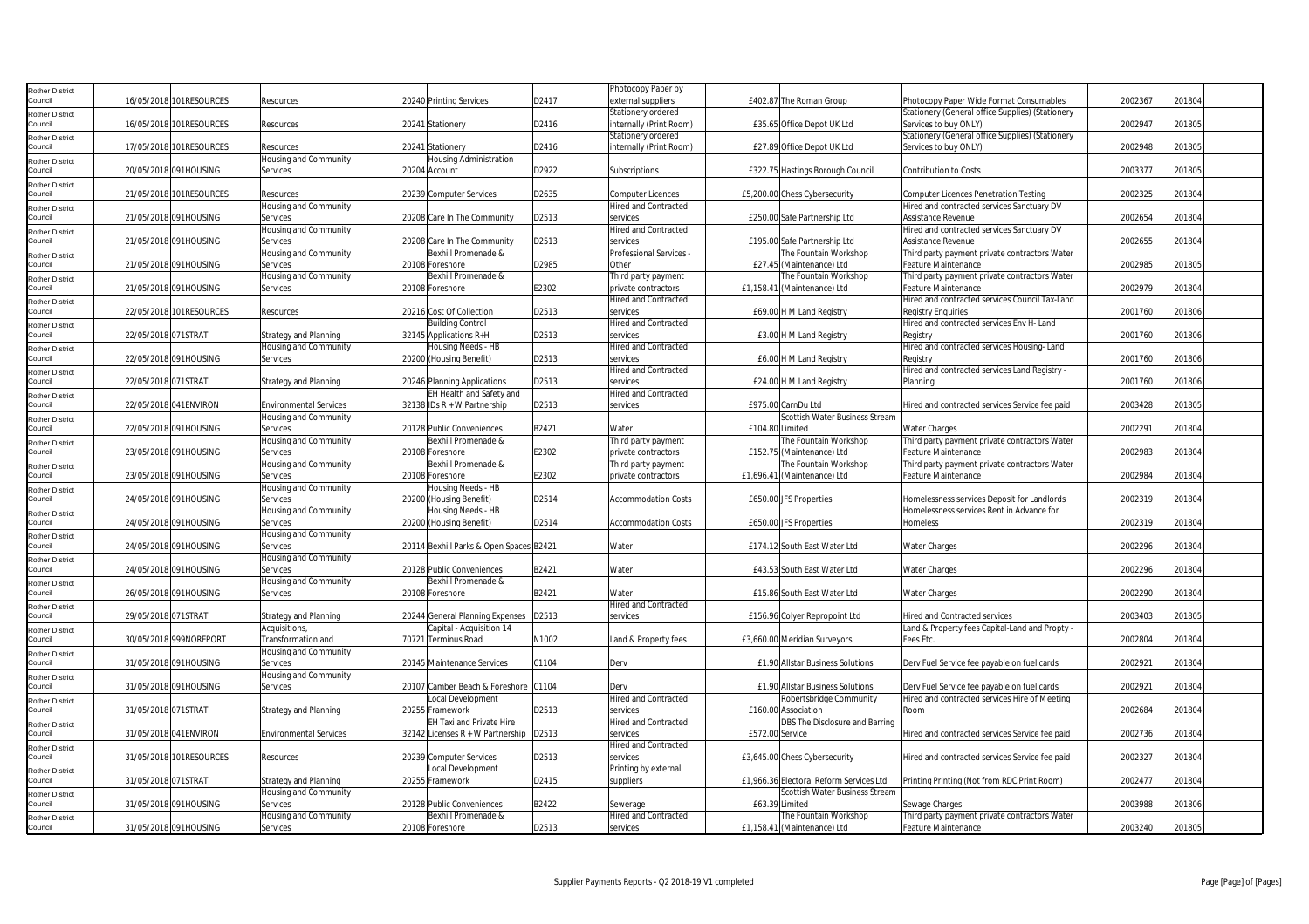| | | | | | | | | | | | | | |
|---|---|---|---|---|---|---|---|---|---|---|---|---|---|
| Rother District Council | 16/05/2018 | 101RESOURCES | Resources | 20240 | Printing Services | D2417 | Photocopy Paper by external suppliers | £402.87 | The Roman Group | Photocopy Paper Wide Format Consumables | 2002367 | 201804 | |
| Rother District Council | 16/05/2018 | 101RESOURCES | Resources | 20241 | Stationery | D2416 | Stationery ordered internally (Print Room) | £35.65 | Office Depot UK Ltd | Stationery (General office Supplies) (Stationery Services to buy ONLY) | 2002947 | 201805 | |
| Rother District Council | 17/05/2018 | 101RESOURCES | Resources | 20241 | Stationery | D2416 | Stationery ordered internally (Print Room) | £27.89 | Office Depot UK Ltd | Stationery (General office Supplies) (Stationery Services to buy ONLY) | 2002948 | 201805 | |
| Rother District Council | 20/05/2018 | 091HOUSING | Housing and Community Services | 20204 | Housing Administration Account | D2922 | Subscriptions | £322.75 | Hastings Borough Council | Contribution to Costs | 2003377 | 201805 | |
| Rother District Council | 21/05/2018 | 101RESOURCES | Resources | 20239 | Computer Services | D2635 | Computer Licences | £5,200.00 | Chess Cybersecurity | Computer Licences Penetration Testing | 2002325 | 201804 | |
| Rother District Council | 21/05/2018 | 091HOUSING | Housing and Community Services | 20208 | Care In The Community | D2513 | Hired and Contracted services | £250.00 | Safe Partnership Ltd | Hired and contracted services Sanctuary DV Assistance Revenue | 2002654 | 201804 | |
| Rother District Council | 21/05/2018 | 091HOUSING | Housing and Community Services | 20208 | Care In The Community | D2513 | Hired and Contracted services | £195.00 | Safe Partnership Ltd | Hired and contracted services Sanctuary DV Assistance Revenue | 2002655 | 201804 | |
| Rother District Council | 21/05/2018 | 091HOUSING | Housing and Community Services | 20108 | Bexhill Promenade & Foreshore | D2985 | Professional Services - Other | £27.45 | The Fountain Workshop (Maintenance) Ltd | Third party payment private contractors Water Feature Maintenance | 2002985 | 201805 | |
| Rother District Council | 21/05/2018 | 091HOUSING | Housing and Community Services | 20108 | Bexhill Promenade & Foreshore | E2302 | Third party payment private contractors | £1,158.41 | The Fountain Workshop (Maintenance) Ltd | Third party payment private contractors Water Feature Maintenance | 2002979 | 201804 | |
| Rother District Council | 22/05/2018 | 101RESOURCES | Resources | 20216 | Cost Of Collection | D2513 | Hired and Contracted services | £69.00 | H M Land Registry | Hired and contracted services Council Tax-Land Registry Enquiries | 2001760 | 201806 | |
| Rother District Council | 22/05/2018 | 071STRAT | Strategy and Planning | 32145 | Building Control Applications R+H | D2513 | Hired and Contracted services | £3.00 | H M Land Registry | Hired and contracted services Env H- Land Registry | 2001760 | 201806 | |
| Rother District Council | 22/05/2018 | 091HOUSING | Housing and Community Services | 20200 | Housing Needs - HB (Housing Benefit) | D2513 | Hired and Contracted services | £6.00 | H M Land Registry | Hired and contracted services Housing- Land Registry | 2001760 | 201806 | |
| Rother District Council | 22/05/2018 | 071STRAT | Strategy and Planning | 20246 | Planning Applications | D2513 | Hired and Contracted services | £24.00 | H M Land Registry | Hired and contracted services Land Registry - Planning | 2001760 | 201806 | |
| Rother District Council | 22/05/2018 | 041ENVIRON | Environmental Services | 32138 | EH Health and Safety and IDs R + W Partnership | D2513 | Hired and Contracted services | £975.00 | CarnDu Ltd | Hired and contracted services Service fee paid | 2003428 | 201805 | |
| Rother District Council | 22/05/2018 | 091HOUSING | Housing and Community Services | 20128 | Public Conveniences | B2421 | Water | £104.80 | Scottish Water Business Stream Limited | Water Charges | 2002291 | 201804 | |
| Rother District Council | 23/05/2018 | 091HOUSING | Housing and Community Services | 20108 | Bexhill Promenade & Foreshore | E2302 | Third party payment private contractors | £152.75 | The Fountain Workshop (Maintenance) Ltd | Third party payment private contractors Water Feature Maintenance | 2002983 | 201804 | |
| Rother District Council | 23/05/2018 | 091HOUSING | Housing and Community Services | 20108 | Bexhill Promenade & Foreshore | E2302 | Third party payment private contractors | £1,696.41 | The Fountain Workshop (Maintenance) Ltd | Third party payment private contractors Water Feature Maintenance | 2002984 | 201804 | |
| Rother District Council | 24/05/2018 | 091HOUSING | Housing and Community Services | 20200 | Housing Needs - HB (Housing Benefit) | D2514 | Accommodation Costs | £650.00 | JFS Properties | Homelessness services Deposit for Landlords | 2002319 | 201804 | |
| Rother District Council | 24/05/2018 | 091HOUSING | Housing and Community Services | 20200 | Housing Needs - HB (Housing Benefit) | D2514 | Accommodation Costs | £650.00 | JFS Properties | Homelessness services Rent in Advance for Homeless | 2002319 | 201804 | |
| Rother District Council | 24/05/2018 | 091HOUSING | Housing and Community Services | 20114 | Bexhill Parks & Open Spaces | B2421 | Water | £174.12 | South East Water Ltd | Water Charges | 2002296 | 201804 | |
| Rother District Council | 24/05/2018 | 091HOUSING | Housing and Community Services | 20128 | Public Conveniences | B2421 | Water | £43.53 | South East Water Ltd | Water Charges | 2002296 | 201804 | |
| Rother District Council | 26/05/2018 | 091HOUSING | Housing and Community Services | 20108 | Bexhill Promenade & Foreshore | B2421 | Water | £15.86 | South East Water Ltd | Water Charges | 2002290 | 201804 | |
| Rother District Council | 29/05/2018 | 071STRAT | Strategy and Planning | 20244 | General Planning Expenses | D2513 | Hired and Contracted services | £156.96 | Colyer Repropoint Ltd | Hired and Contracted services | 2003403 | 201805 | |
| Rother District Council | 30/05/2018 | 999NOREPORT | Acquisitions, Transformation and | 70721 | Capital - Acquisition 14 Terminus Road | N1002 | Land & Property fees | £3,660.00 | Meridian Surveyors | Land & Property fees Capital-Land and Propty - Fees Etc. | 2002804 | 201804 | |
| Rother District Council | 31/05/2018 | 091HOUSING | Housing and Community Services | 20145 | Maintenance Services | C1104 | Derv | £1.90 | Allstar Business Solutions | Derv Fuel Service fee payable on fuel cards | 2002921 | 201804 | |
| Rother District Council | 31/05/2018 | 091HOUSING | Housing and Community Services | 20107 | Camber Beach & Foreshore | C1104 | Derv | £1.90 | Allstar Business Solutions | Derv Fuel Service fee payable on fuel cards | 2002921 | 201804 | |
| Rother District Council | 31/05/2018 | 071STRAT | Strategy and Planning | 20255 | Local Development Framework | D2513 | Hired and Contracted services | £160.00 | Robertsbridge Community Association | Hired and contracted services Hire of Meeting Room | 2002684 | 201804 | |
| Rother District Council | 31/05/2018 | 041ENVIRON | Environmental Services | 32142 | EH Taxi and Private Hire Licenses R + W Partnership | D2513 | Hired and Contracted services | £572.00 | DBS The Disclosure and Barring Service | Hired and contracted services Service fee paid | 2002736 | 201804 | |
| Rother District Council | 31/05/2018 | 101RESOURCES | Resources | 20239 | Computer Services | D2513 | Hired and Contracted services | £3,645.00 | Chess Cybersecurity | Hired and contracted services Service fee paid | 2002327 | 201804 | |
| Rother District Council | 31/05/2018 | 071STRAT | Strategy and Planning | 20255 | Local Development Framework | D2415 | Printing by external suppliers | £1,966.36 | Electoral Reform Services Ltd | Printing Printing (Not from RDC Print Room) | 2002477 | 201804 | |
| Rother District Council | 31/05/2018 | 091HOUSING | Housing and Community Services | 20128 | Public Conveniences | B2422 | Sewerage | £63.39 | Scottish Water Business Stream Limited | Sewage Charges | 2003988 | 201806 | |
| Rother District Council | 31/05/2018 | 091HOUSING | Housing and Community Services | 20108 | Bexhill Promenade & Foreshore | D2513 | Hired and Contracted services | £1,158.41 | The Fountain Workshop (Maintenance) Ltd | Third party payment private contractors Water Feature Maintenance | 2003240 | 201805 | |

Supplier Payments Reports - Q2 2018-19 V1 completed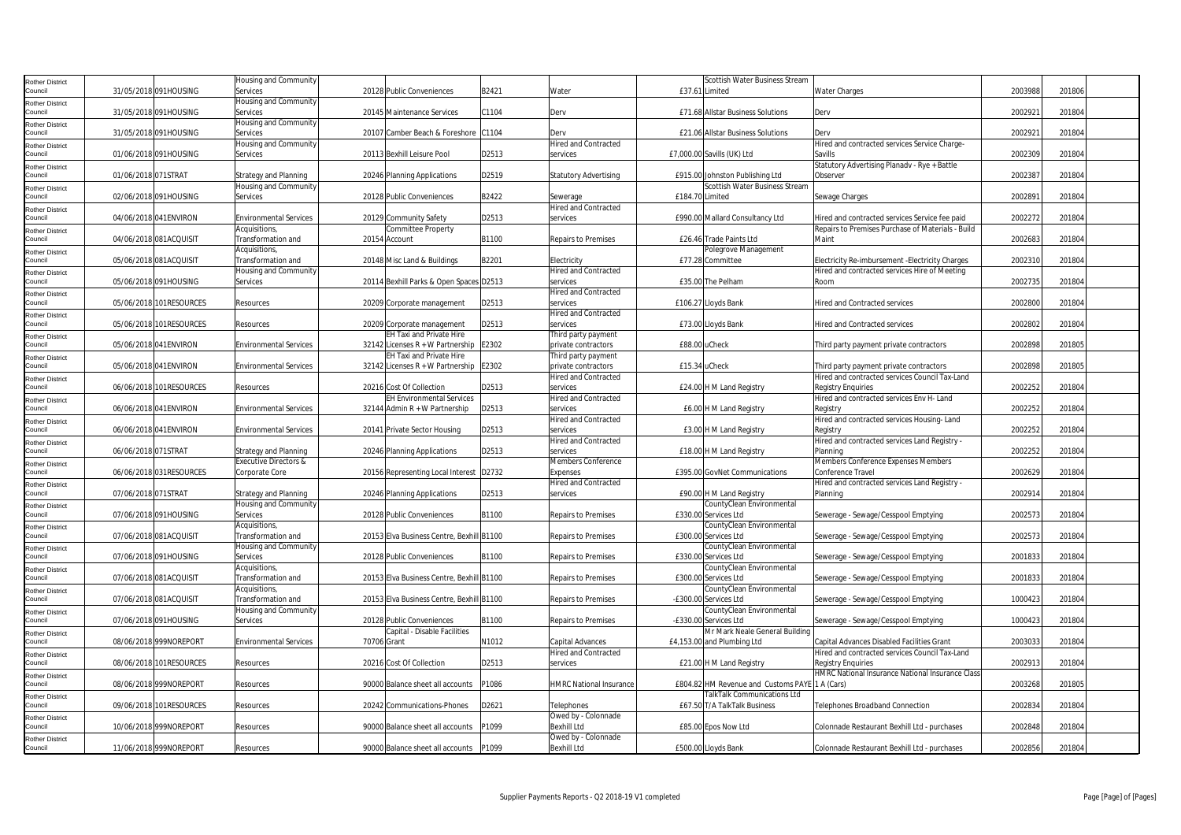| Rother District Council | 31/05/2018 | 091HOUSING | Housing and Community Services | 20128 | Public Conveniences | B2421 | Water | £37.61 | Scottish Water Business Stream Limited | Water Charges | 2003988 | 201806 |
|---|---|---|---|---|---|---|---|---|---|---|---|---|
| Rother District Council | 31/05/2018 | 091HOUSING | Housing and Community Services | 20145 | Maintenance Services | C1104 | Derv | £71.68 | Allstar Business Solutions | Derv | 2002921 | 201804 |
| Rother District Council | 31/05/2018 | 091HOUSING | Housing and Community Services | 20107 | Camber Beach & Foreshore | C1104 | Derv | £21.06 | Allstar Business Solutions | Derv | 2002921 | 201804 |
| Rother District Council | 01/06/2018 | 091HOUSING | Housing and Community Services | 20113 | Bexhill Leisure Pool | D2513 | Hired and Contracted services | £7,000.00 | Savills (UK) Ltd | Hired and contracted services Service Charge-Savills | 2002309 | 201804 |
| Rother District Council | 01/06/2018 | 071STRAT | Strategy and Planning | 20246 | Planning Applications | D2519 | Statutory Advertising | £915.00 | Johnston Publishing Ltd | Statutory Advertising Planadv - Rye + Battle Observer | 2002387 | 201804 |
| Rother District Council | 02/06/2018 | 091HOUSING | Housing and Community Services | 20128 | Public Conveniences | B2422 | Sewerage | £184.70 | Scottish Water Business Stream Limited | Sewage Charges | 2002891 | 201804 |
| Rother District Council | 04/06/2018 | 041ENVIRON | Environmental Services | 20129 | Community Safety | D2513 | Hired and Contracted services | £990.00 | Mallard Consultancy Ltd | Hired and contracted services Service fee paid | 2002272 | 201804 |
| Rother District Council | 04/06/2018 | 081ACQUISIT | Acquisitions, Transformation and | 20154 | Committee Property Account | B1100 | Repairs to Premises | £26.46 | Trade Paints Ltd | Repairs to Premises Purchase of Materials - Build Maint | 2002683 | 201804 |
| Rother District Council | 05/06/2018 | 081ACQUISIT | Acquisitions, Transformation and | 20148 | Misc Land & Buildings | B2201 | Electricity | £77.28 | Polegrove Management Committee | Electricity Re-imbursement -Electricity Charges | 2002310 | 201804 |
| Rother District Council | 05/06/2018 | 091HOUSING | Housing and Community Services | 20114 | Bexhill Parks & Open Spaces | D2513 | Hired and Contracted services | £35.00 | The Pelham | Hired and contracted services Hire of Meeting Room | 2002735 | 201804 |
| Rother District Council | 05/06/2018 | 101RESOURCES | Resources | 20209 | Corporate management | D2513 | Hired and Contracted services | £106.27 | Lloyds Bank | Hired and Contracted services | 2002800 | 201804 |
| Rother District Council | 05/06/2018 | 101RESOURCES | Resources | 20209 | Corporate management | D2513 | Hired and Contracted services | £73.00 | Lloyds Bank | Hired and Contracted services | 2002802 | 201804 |
| Rother District Council | 05/06/2018 | 041ENVIRON | Environmental Services | 32142 | EH Taxi and Private Hire Licenses R + W Partnership | E2302 | Third party payment private contractors | £88.00 | uCheck | Third party payment private contractors | 2002898 | 201805 |
| Rother District Council | 05/06/2018 | 041ENVIRON | Environmental Services | 32142 | EH Taxi and Private Hire Licenses R + W Partnership | E2302 | Third party payment private contractors | £15.34 | uCheck | Third party payment private contractors | 2002898 | 201805 |
| Rother District Council | 06/06/2018 | 101RESOURCES | Resources | 20216 | Cost Of Collection | D2513 | Hired and Contracted services | £24.00 | H M Land Registry | Hired and contracted services Council Tax-Land Registry Enquiries | 2002252 | 201804 |
| Rother District Council | 06/06/2018 | 041ENVIRON | Environmental Services | 32144 | EH Environmental Services Admin R + W Partnership | D2513 | Hired and Contracted services | £6.00 | H M Land Registry | Hired and contracted services Env H- Land Registry | 2002252 | 201804 |
| Rother District Council | 06/06/2018 | 041ENVIRON | Environmental Services | 20141 | Private Sector Housing | D2513 | Hired and Contracted services | £3.00 | H M Land Registry | Hired and contracted services Housing- Land Registry | 2002252 | 201804 |
| Rother District Council | 06/06/2018 | 071STRAT | Strategy and Planning | 20246 | Planning Applications | D2513 | Hired and Contracted services | £18.00 | H M Land Registry | Hired and contracted services Land Registry - Planning | 2002252 | 201804 |
| Rother District Council | 06/06/2018 | 031RESOURCES | Executive Directors & Corporate Core | 20156 | Representing Local Interest | D2732 | Members Conference Expenses | £395.00 | GovNet Communications | Members Conference Expenses Members Conference Travel | 2002629 | 201804 |
| Rother District Council | 07/06/2018 | 071STRAT | Strategy and Planning | 20246 | Planning Applications | D2513 | Hired and Contracted services | £90.00 | H M Land Registry | Hired and contracted services Land Registry - Planning | 2002914 | 201804 |
| Rother District Council | 07/06/2018 | 091HOUSING | Housing and Community Services | 20128 | Public Conveniences | B1100 | Repairs to Premises | £330.00 | CountyClean Environmental Services Ltd | Sewerage - Sewage/Cesspool Emptying | 2002573 | 201804 |
| Rother District Council | 07/06/2018 | 081ACQUISIT | Acquisitions, Transformation and | 20153 | Elva Business Centre, Bexhill | B1100 | Repairs to Premises | £300.00 | CountyClean Environmental Services Ltd | Sewerage - Sewage/Cesspool Emptying | 2002573 | 201804 |
| Rother District Council | 07/06/2018 | 091HOUSING | Housing and Community Services | 20128 | Public Conveniences | B1100 | Repairs to Premises | £330.00 | CountyClean Environmental Services Ltd | Sewerage - Sewage/Cesspool Emptying | 2001833 | 201804 |
| Rother District Council | 07/06/2018 | 081ACQUISIT | Acquisitions, Transformation and | 20153 | Elva Business Centre, Bexhill | B1100 | Repairs to Premises | £300.00 | CountyClean Environmental Services Ltd | Sewerage - Sewage/Cesspool Emptying | 2001833 | 201804 |
| Rother District Council | 07/06/2018 | 081ACQUISIT | Acquisitions, Transformation and | 20153 | Elva Business Centre, Bexhill | B1100 | Repairs to Premises | -£300.00 | CountyClean Environmental Services Ltd | Sewerage - Sewage/Cesspool Emptying | 1000423 | 201804 |
| Rother District Council | 07/06/2018 | 091HOUSING | Housing and Community Services | 20128 | Public Conveniences | B1100 | Repairs to Premises | -£330.00 | CountyClean Environmental Services Ltd | Sewerage - Sewage/Cesspool Emptying | 1000423 | 201804 |
| Rother District Council | 08/06/2018 | 999NOREPORT | Environmental Services | 70706 | Capital - Disable Facilities Grant | N1012 | Capital Advances | £4,153.00 | Mr Mark Neale General Building and Plumbing Ltd | Capital Advances Disabled Facilities Grant | 2003033 | 201804 |
| Rother District Council | 08/06/2018 | 101RESOURCES | Resources | 20216 | Cost Of Collection | D2513 | Hired and Contracted services | £21.00 | H M Land Registry | Hired and contracted services Council Tax-Land Registry Enquiries | 2002913 | 201804 |
| Rother District Council | 08/06/2018 | 999NOREPORT | Resources | 90000 | Balance sheet all accounts | P1086 | HMRC National Insurance | £804.82 | HM Revenue and Customs PAYE | HMRC National Insurance National Insurance Class 1 A (Cars) | 2003268 | 201805 |
| Rother District Council | 09/06/2018 | 101RESOURCES | Resources | 20242 | Communications-Phones | D2621 | Telephones | £67.50 | TalkTalk Communications Ltd T/A TalkTalk Business | Telephones Broadband Connection | 2002834 | 201804 |
| Rother District Council | 10/06/2018 | 999NOREPORT | Resources | 90000 | Balance sheet all accounts | P1099 | Owed by - Colonnade Bexhill Ltd | £85.00 | Epos Now Ltd | Colonnade Restaurant Bexhill Ltd - purchases | 2002848 | 201804 |
| Rother District Council | 11/06/2018 | 999NOREPORT | Resources | 90000 | Balance sheet all accounts | P1099 | Owed by - Colonnade Bexhill Ltd | £500.00 | Lloyds Bank | Colonnade Restaurant Bexhill Ltd - purchases | 2002856 | 201804 |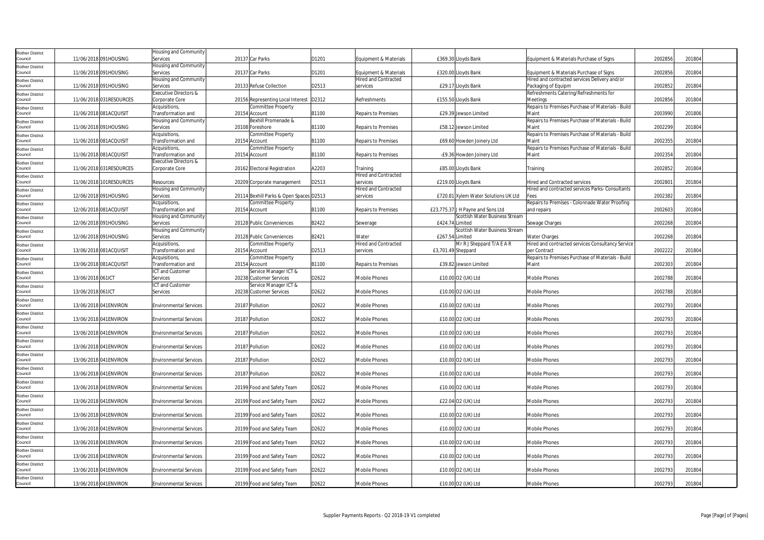| | | | | | | | | | | | | |
|---|---|---|---|---|---|---|---|---|---|---|---|---|
| Rother District Council | 11/06/2018 | 091HOUSING | Housing and Community Services | 20137 | Car Parks | D1201 | Equipment & Materials | £369.30 | Lloyds Bank | Equipment & Materials Purchase of Signs | 2002856 | 201804 |
| Rother District Council | 11/06/2018 | 091HOUSING | Housing and Community Services | 20137 | Car Parks | D1201 | Equipment & Materials | £320.00 | Lloyds Bank | Equipment & Materials Purchase of Signs | 2002856 | 201804 |
| Rother District Council | 11/06/2018 | 091HOUSING | Housing and Community Services | 20133 | Refuse Collection | D2513 | Hired and Contracted services | £29.17 | Lloyds Bank | Hired and contracted services Delivery and/or Packaging of Equipm | 2002852 | 201804 |
| Rother District Council | 11/06/2018 | 031RESOURCES | Executive Directors & Corporate Core | 20156 | Representing Local Interest | D2312 | Refreshments | £155.50 | Lloyds Bank | Refreshments Catering/Refreshments for Meetings | 2002856 | 201804 |
| Rother District Council | 11/06/2018 | 081ACQUISIT | Acquisitions, Transformation and | 20154 | Committee Property Account | B1100 | Repairs to Premises | £29.39 | Jewson Limited | Repairs to Premises Purchase of Materials - Build Maint | 2003990 | 201806 |
| Rother District Council | 11/06/2018 | 091HOUSING | Housing and Community Services | 20108 | Bexhill Promenade & Foreshore | B1100 | Repairs to Premises | £58.12 | Jewson Limited | Repairs to Premises Purchase of Materials - Build Maint | 2002299 | 201804 |
| Rother District Council | 11/06/2018 | 081ACQUISIT | Acquisitions, Transformation and | 20154 | Committee Property Account | B1100 | Repairs to Premises | £69.60 | Howden Joinery Ltd | Repairs to Premises Purchase of Materials - Build Maint | 2002355 | 201804 |
| Rother District Council | 11/06/2018 | 081ACQUISIT | Acquisitions, Transformation and | 20154 | Committee Property Account | B1100 | Repairs to Premises | -£9.36 | Howden Joinery Ltd | Repairs to Premises Purchase of Materials - Build Maint | 2002354 | 201804 |
| Rother District Council | 11/06/2018 | 031RESOURCES | Executive Directors & Corporate Core | 20162 | Electoral Registration | A2203 | Training | £85.00 | Lloyds Bank | Training | 2002852 | 201804 |
| Rother District Council | 11/06/2018 | 101RESOURCES | Resources | 20209 | Corporate management | D2513 | Hired and Contracted services | £219.00 | Lloyds Bank | Hired and Contracted services | 2002801 | 201804 |
| Rother District Council | 12/06/2018 | 091HOUSING | Housing and Community Services | 20114 | Bexhill Parks & Open Spaces | D2513 | Hired and Contracted services | £720.81 | Xylem Water Solutions UK Ltd | Hired and contracted services Parks- Consultants Fees | 2002382 | 201804 |
| Rother District Council | 12/06/2018 | 081ACQUISIT | Acquisitions, Transformation and | 20154 | Committee Property Account | B1100 | Repairs to Premises | £23,775.37 | J H Payne and Sons Ltd | Repairs to Premises - Colonnade Water Proofing and repairs | 2002603 | 201804 |
| Rother District Council | 12/06/2018 | 091HOUSING | Housing and Community Services | 20128 | Public Conveniences | B2422 | Sewerage | £424.74 | Scottish Water Business Stream Limited | Sewage Charges | 2002268 | 201804 |
| Rother District Council | 12/06/2018 | 091HOUSING | Housing and Community Services | 20128 | Public Conveniences | B2421 | Water | £267.54 | Scottish Water Business Stream Limited | Water Charges | 2002268 | 201804 |
| Rother District Council | 13/06/2018 | 081ACQUISIT | Acquisitions, Transformation and | 20154 | Committee Property Account | D2513 | Hired and Contracted services | £3,701.49 | Mr R J Sheppard T/A E A R Sheppard | Hired and contracted services Consultancy Service per Contract | 2002222 | 201804 |
| Rother District Council | 13/06/2018 | 081ACQUISIT | Acquisitions, Transformation and | 20154 | Committee Property Account | B1100 | Repairs to Premises | £39.82 | Jewson Limited | Repairs to Premises Purchase of Materials - Build Maint | 2002303 | 201804 |
| Rother District Council | 13/06/2018 | 061ICT | ICT and Customer Services | 20238 | Service Manager ICT & Customer Services | D2622 | Mobile Phones | £10.00 | O2 (UK) Ltd | Mobile Phones | 2002788 | 201804 |
| Rother District Council | 13/06/2018 | 061ICT | ICT and Customer Services | 20238 | Service Manager ICT & Customer Services | D2622 | Mobile Phones | £10.00 | O2 (UK) Ltd | Mobile Phones | 2002788 | 201804 |
| Rother District Council | 13/06/2018 | 041ENVIRON | Environmental Services | 20187 | Pollution | D2622 | Mobile Phones | £10.00 | O2 (UK) Ltd | Mobile Phones | 2002793 | 201804 |
| Rother District Council | 13/06/2018 | 041ENVIRON | Environmental Services | 20187 | Pollution | D2622 | Mobile Phones | £10.00 | O2 (UK) Ltd | Mobile Phones | 2002793 | 201804 |
| Rother District Council | 13/06/2018 | 041ENVIRON | Environmental Services | 20187 | Pollution | D2622 | Mobile Phones | £10.00 | O2 (UK) Ltd | Mobile Phones | 2002793 | 201804 |
| Rother District Council | 13/06/2018 | 041ENVIRON | Environmental Services | 20187 | Pollution | D2622 | Mobile Phones | £10.00 | O2 (UK) Ltd | Mobile Phones | 2002793 | 201804 |
| Rother District Council | 13/06/2018 | 041ENVIRON | Environmental Services | 20187 | Pollution | D2622 | Mobile Phones | £10.00 | O2 (UK) Ltd | Mobile Phones | 2002793 | 201804 |
| Rother District Council | 13/06/2018 | 041ENVIRON | Environmental Services | 20187 | Pollution | D2622 | Mobile Phones | £10.00 | O2 (UK) Ltd | Mobile Phones | 2002793 | 201804 |
| Rother District Council | 13/06/2018 | 041ENVIRON | Environmental Services | 20199 | Food and Safety Team | D2622 | Mobile Phones | £10.00 | O2 (UK) Ltd | Mobile Phones | 2002793 | 201804 |
| Rother District Council | 13/06/2018 | 041ENVIRON | Environmental Services | 20199 | Food and Safety Team | D2622 | Mobile Phones | £22.04 | O2 (UK) Ltd | Mobile Phones | 2002793 | 201804 |
| Rother District Council | 13/06/2018 | 041ENVIRON | Environmental Services | 20199 | Food and Safety Team | D2622 | Mobile Phones | £10.00 | O2 (UK) Ltd | Mobile Phones | 2002793 | 201804 |
| Rother District Council | 13/06/2018 | 041ENVIRON | Environmental Services | 20199 | Food and Safety Team | D2622 | Mobile Phones | £10.00 | O2 (UK) Ltd | Mobile Phones | 2002793 | 201804 |
| Rother District Council | 13/06/2018 | 041ENVIRON | Environmental Services | 20199 | Food and Safety Team | D2622 | Mobile Phones | £10.00 | O2 (UK) Ltd | Mobile Phones | 2002793 | 201804 |
| Rother District Council | 13/06/2018 | 041ENVIRON | Environmental Services | 20199 | Food and Safety Team | D2622 | Mobile Phones | £10.00 | O2 (UK) Ltd | Mobile Phones | 2002793 | 201804 |
| Rother District Council | 13/06/2018 | 041ENVIRON | Environmental Services | 20199 | Food and Safety Team | D2622 | Mobile Phones | £10.00 | O2 (UK) Ltd | Mobile Phones | 2002793 | 201804 |
| Rother District Council | 13/06/2018 | 041ENVIRON | Environmental Services | 20199 | Food and Safety Team | D2622 | Mobile Phones | £10.00 | O2 (UK) Ltd | Mobile Phones | 2002793 | 201804 |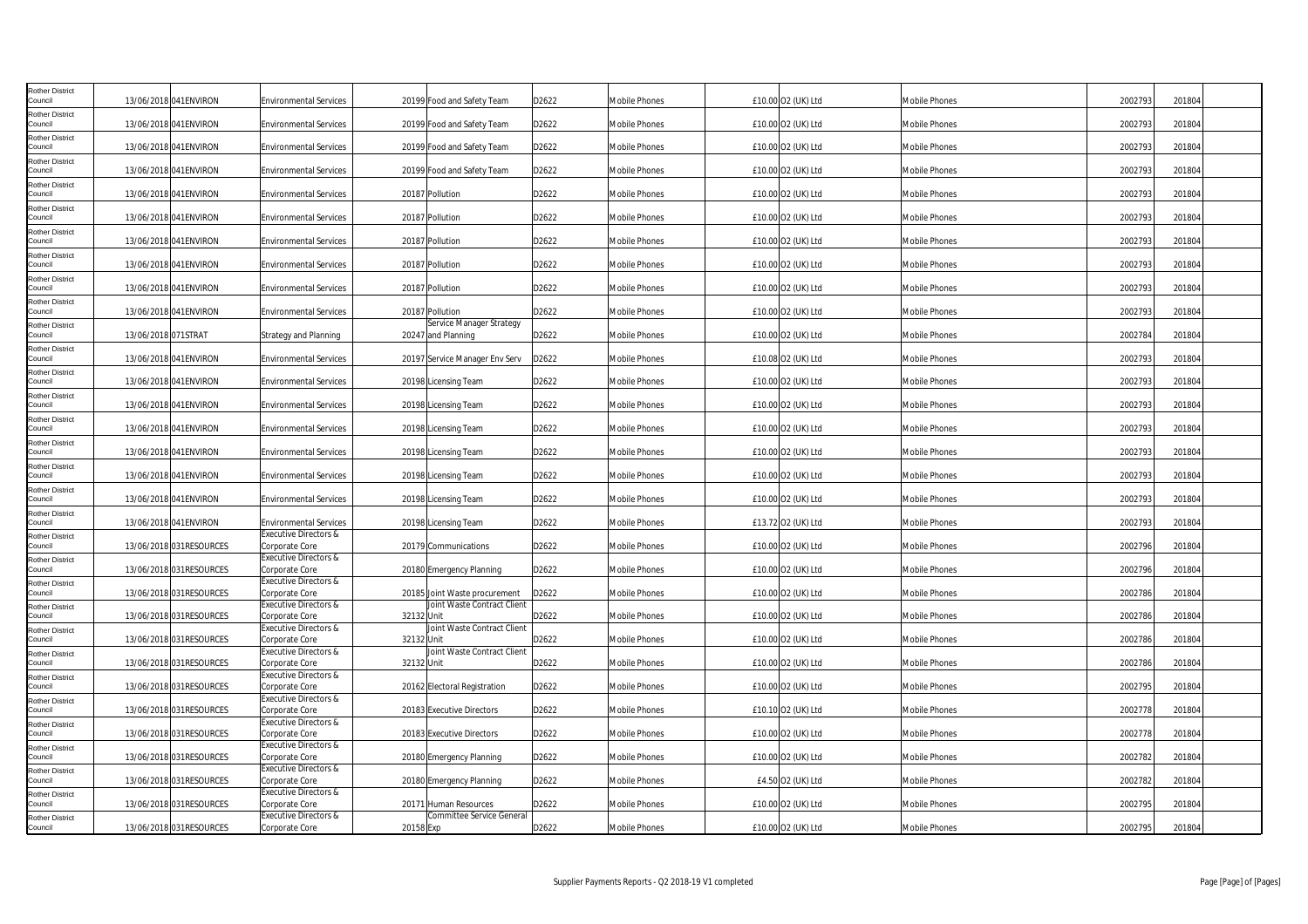| | | | | | | | | | | | | | |
|---|---|---|---|---|---|---|---|---|---|---|---|---|---|
| Rother District Council | 13/06/2018 | 041ENVIRON | Environmental Services | 20199 | Food and Safety Team | D2622 | Mobile Phones | £10.00 | O2 (UK) Ltd | Mobile Phones | 2002793 | 201804 | |
| Rother District Council | 13/06/2018 | 041ENVIRON | Environmental Services | 20199 | Food and Safety Team | D2622 | Mobile Phones | £10.00 | O2 (UK) Ltd | Mobile Phones | 2002793 | 201804 | |
| Rother District Council | 13/06/2018 | 041ENVIRON | Environmental Services | 20199 | Food and Safety Team | D2622 | Mobile Phones | £10.00 | O2 (UK) Ltd | Mobile Phones | 2002793 | 201804 | |
| Rother District Council | 13/06/2018 | 041ENVIRON | Environmental Services | 20199 | Food and Safety Team | D2622 | Mobile Phones | £10.00 | O2 (UK) Ltd | Mobile Phones | 2002793 | 201804 | |
| Rother District Council | 13/06/2018 | 041ENVIRON | Environmental Services | 20187 | Pollution | D2622 | Mobile Phones | £10.00 | O2 (UK) Ltd | Mobile Phones | 2002793 | 201804 | |
| Rother District Council | 13/06/2018 | 041ENVIRON | Environmental Services | 20187 | Pollution | D2622 | Mobile Phones | £10.00 | O2 (UK) Ltd | Mobile Phones | 2002793 | 201804 | |
| Rother District Council | 13/06/2018 | 041ENVIRON | Environmental Services | 20187 | Pollution | D2622 | Mobile Phones | £10.00 | O2 (UK) Ltd | Mobile Phones | 2002793 | 201804 | |
| Rother District Council | 13/06/2018 | 041ENVIRON | Environmental Services | 20187 | Pollution | D2622 | Mobile Phones | £10.00 | O2 (UK) Ltd | Mobile Phones | 2002793 | 201804 | |
| Rother District Council | 13/06/2018 | 041ENVIRON | Environmental Services | 20187 | Pollution | D2622 | Mobile Phones | £10.00 | O2 (UK) Ltd | Mobile Phones | 2002793 | 201804 | |
| Rother District Council | 13/06/2018 | 041ENVIRON | Environmental Services | 20187 | Pollution | D2622 | Mobile Phones | £10.00 | O2 (UK) Ltd | Mobile Phones | 2002793 | 201804 | |
| Rother District Council | 13/06/2018 | 071STRAT | Strategy and Planning | 20247 | Service Manager Strategy and Planning | D2622 | Mobile Phones | £10.00 | O2 (UK) Ltd | Mobile Phones | 2002784 | 201804 | |
| Rother District Council | 13/06/2018 | 041ENVIRON | Environmental Services | 20197 | Service Manager Env Serv | D2622 | Mobile Phones | £10.08 | O2 (UK) Ltd | Mobile Phones | 2002793 | 201804 | |
| Rother District Council | 13/06/2018 | 041ENVIRON | Environmental Services | 20198 | Licensing Team | D2622 | Mobile Phones | £10.00 | O2 (UK) Ltd | Mobile Phones | 2002793 | 201804 | |
| Rother District Council | 13/06/2018 | 041ENVIRON | Environmental Services | 20198 | Licensing Team | D2622 | Mobile Phones | £10.00 | O2 (UK) Ltd | Mobile Phones | 2002793 | 201804 | |
| Rother District Council | 13/06/2018 | 041ENVIRON | Environmental Services | 20198 | Licensing Team | D2622 | Mobile Phones | £10.00 | O2 (UK) Ltd | Mobile Phones | 2002793 | 201804 | |
| Rother District Council | 13/06/2018 | 041ENVIRON | Environmental Services | 20198 | Licensing Team | D2622 | Mobile Phones | £10.00 | O2 (UK) Ltd | Mobile Phones | 2002793 | 201804 | |
| Rother District Council | 13/06/2018 | 041ENVIRON | Environmental Services | 20198 | Licensing Team | D2622 | Mobile Phones | £10.00 | O2 (UK) Ltd | Mobile Phones | 2002793 | 201804 | |
| Rother District Council | 13/06/2018 | 041ENVIRON | Environmental Services | 20198 | Licensing Team | D2622 | Mobile Phones | £10.00 | O2 (UK) Ltd | Mobile Phones | 2002793 | 201804 | |
| Rother District Council | 13/06/2018 | 041ENVIRON | Environmental Services | 20198 | Licensing Team | D2622 | Mobile Phones | £13.72 | O2 (UK) Ltd | Mobile Phones | 2002793 | 201804 | |
| Rother District Council | 13/06/2018 | 031RESOURCES | Executive Directors & Corporate Core | 20179 | Communications | D2622 | Mobile Phones | £10.00 | O2 (UK) Ltd | Mobile Phones | 2002796 | 201804 | |
| Rother District Council | 13/06/2018 | 031RESOURCES | Executive Directors & Corporate Core | 20180 | Emergency Planning | D2622 | Mobile Phones | £10.00 | O2 (UK) Ltd | Mobile Phones | 2002796 | 201804 | |
| Rother District Council | 13/06/2018 | 031RESOURCES | Executive Directors & Corporate Core | 20185 | Joint Waste procurement | D2622 | Mobile Phones | £10.00 | O2 (UK) Ltd | Mobile Phones | 2002786 | 201804 | |
| Rother District Council | 13/06/2018 | 031RESOURCES | Executive Directors & Corporate Core | 32132 | Joint Waste Contract Client Unit | D2622 | Mobile Phones | £10.00 | O2 (UK) Ltd | Mobile Phones | 2002786 | 201804 | |
| Rother District Council | 13/06/2018 | 031RESOURCES | Executive Directors & Corporate Core | 32132 | Joint Waste Contract Client Unit | D2622 | Mobile Phones | £10.00 | O2 (UK) Ltd | Mobile Phones | 2002786 | 201804 | |
| Rother District Council | 13/06/2018 | 031RESOURCES | Executive Directors & Corporate Core | 32132 | Joint Waste Contract Client Unit | D2622 | Mobile Phones | £10.00 | O2 (UK) Ltd | Mobile Phones | 2002786 | 201804 | |
| Rother District Council | 13/06/2018 | 031RESOURCES | Executive Directors & Corporate Core | 20162 | Electoral Registration | D2622 | Mobile Phones | £10.00 | O2 (UK) Ltd | Mobile Phones | 2002795 | 201804 | |
| Rother District Council | 13/06/2018 | 031RESOURCES | Executive Directors & Corporate Core | 20183 | Executive Directors | D2622 | Mobile Phones | £10.10 | O2 (UK) Ltd | Mobile Phones | 2002778 | 201804 | |
| Rother District Council | 13/06/2018 | 031RESOURCES | Executive Directors & Corporate Core | 20183 | Executive Directors | D2622 | Mobile Phones | £10.00 | O2 (UK) Ltd | Mobile Phones | 2002778 | 201804 | |
| Rother District Council | 13/06/2018 | 031RESOURCES | Executive Directors & Corporate Core | 20180 | Emergency Planning | D2622 | Mobile Phones | £10.00 | O2 (UK) Ltd | Mobile Phones | 2002782 | 201804 | |
| Rother District Council | 13/06/2018 | 031RESOURCES | Executive Directors & Corporate Core | 20180 | Emergency Planning | D2622 | Mobile Phones | £4.50 | O2 (UK) Ltd | Mobile Phones | 2002782 | 201804 | |
| Rother District Council | 13/06/2018 | 031RESOURCES | Executive Directors & Corporate Core | 20171 | Human Resources | D2622 | Mobile Phones | £10.00 | O2 (UK) Ltd | Mobile Phones | 2002795 | 201804 | |
| Rother District Council | 13/06/2018 | 031RESOURCES | Executive Directors & Corporate Core | 20158 | Committee Service General Exp | D2622 | Mobile Phones | £10.00 | O2 (UK) Ltd | Mobile Phones | 2002795 | 201804 | |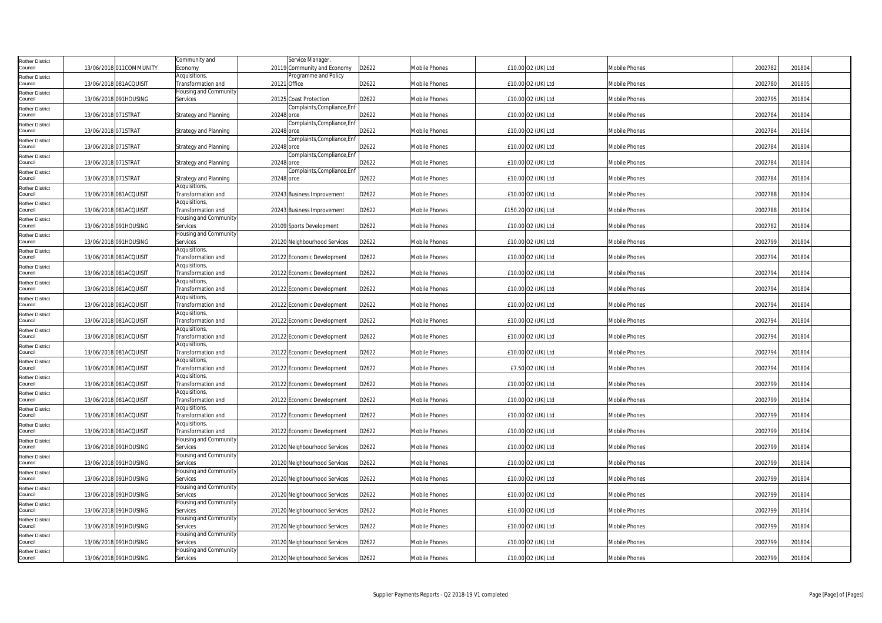| Rother District Council | 13/06/2018 | 011COMMUNITY | Community and Economy | 20119 | Service Manager, Community and Economy | D2622 | Mobile Phones | £10.00 | O2 (UK) Ltd | Mobile Phones | 2002782 | 201804 |
|---|---|---|---|---|---|---|---|---|---|---|---|---|
| Rother District Council | 13/06/2018 | 081ACQUISIT | Acquisitions, Transformation and | 20121 | Programme and Policy Office | D2622 | Mobile Phones | £10.00 | O2 (UK) Ltd | Mobile Phones | 2002780 | 201805 |
| Rother District Council | 13/06/2018 | 091HOUSING | Housing and Community Services | 20125 | Coast Protection | D2622 | Mobile Phones | £10.00 | O2 (UK) Ltd | Mobile Phones | 2002795 | 201804 |
| Rother District Council | 13/06/2018 | 071STRAT | Strategy and Planning | 20248 | Complaints,Compliance,Enforce | D2622 | Mobile Phones | £10.00 | O2 (UK) Ltd | Mobile Phones | 2002784 | 201804 |
| Rother District Council | 13/06/2018 | 071STRAT | Strategy and Planning | 20248 | Complaints,Compliance,Enforce | D2622 | Mobile Phones | £10.00 | O2 (UK) Ltd | Mobile Phones | 2002784 | 201804 |
| Rother District Council | 13/06/2018 | 071STRAT | Strategy and Planning | 20248 | Complaints,Compliance,Enforce | D2622 | Mobile Phones | £10.00 | O2 (UK) Ltd | Mobile Phones | 2002784 | 201804 |
| Rother District Council | 13/06/2018 | 071STRAT | Strategy and Planning | 20248 | Complaints,Compliance,Enforce | D2622 | Mobile Phones | £10.00 | O2 (UK) Ltd | Mobile Phones | 2002784 | 201804 |
| Rother District Council | 13/06/2018 | 071STRAT | Strategy and Planning | 20248 | Complaints,Compliance,Enforce | D2622 | Mobile Phones | £10.00 | O2 (UK) Ltd | Mobile Phones | 2002784 | 201804 |
| Rother District Council | 13/06/2018 | 081ACQUISIT | Acquisitions, Transformation and | 20243 | Business Improvement | D2622 | Mobile Phones | £10.00 | O2 (UK) Ltd | Mobile Phones | 2002788 | 201804 |
| Rother District Council | 13/06/2018 | 081ACQUISIT | Acquisitions, Transformation and | 20243 | Business Improvement | D2622 | Mobile Phones | £150.20 | O2 (UK) Ltd | Mobile Phones | 2002788 | 201804 |
| Rother District Council | 13/06/2018 | 091HOUSING | Housing and Community Services | 20109 | Sports Development | D2622 | Mobile Phones | £10.00 | O2 (UK) Ltd | Mobile Phones | 2002782 | 201804 |
| Rother District Council | 13/06/2018 | 091HOUSING | Housing and Community Services | 20120 | Neighbourhood Services | D2622 | Mobile Phones | £10.00 | O2 (UK) Ltd | Mobile Phones | 2002799 | 201804 |
| Rother District Council | 13/06/2018 | 081ACQUISIT | Acquisitions, Transformation and | 20122 | Economic Development | D2622 | Mobile Phones | £10.00 | O2 (UK) Ltd | Mobile Phones | 2002794 | 201804 |
| Rother District Council | 13/06/2018 | 081ACQUISIT | Acquisitions, Transformation and | 20122 | Economic Development | D2622 | Mobile Phones | £10.00 | O2 (UK) Ltd | Mobile Phones | 2002794 | 201804 |
| Rother District Council | 13/06/2018 | 081ACQUISIT | Acquisitions, Transformation and | 20122 | Economic Development | D2622 | Mobile Phones | £10.00 | O2 (UK) Ltd | Mobile Phones | 2002794 | 201804 |
| Rother District Council | 13/06/2018 | 081ACQUISIT | Acquisitions, Transformation and | 20122 | Economic Development | D2622 | Mobile Phones | £10.00 | O2 (UK) Ltd | Mobile Phones | 2002794 | 201804 |
| Rother District Council | 13/06/2018 | 081ACQUISIT | Acquisitions, Transformation and | 20122 | Economic Development | D2622 | Mobile Phones | £10.00 | O2 (UK) Ltd | Mobile Phones | 2002794 | 201804 |
| Rother District Council | 13/06/2018 | 081ACQUISIT | Acquisitions, Transformation and | 20122 | Economic Development | D2622 | Mobile Phones | £10.00 | O2 (UK) Ltd | Mobile Phones | 2002794 | 201804 |
| Rother District Council | 13/06/2018 | 081ACQUISIT | Acquisitions, Transformation and | 20122 | Economic Development | D2622 | Mobile Phones | £10.00 | O2 (UK) Ltd | Mobile Phones | 2002794 | 201804 |
| Rother District Council | 13/06/2018 | 081ACQUISIT | Acquisitions, Transformation and | 20122 | Economic Development | D2622 | Mobile Phones | £7.50 | O2 (UK) Ltd | Mobile Phones | 2002794 | 201804 |
| Rother District Council | 13/06/2018 | 081ACQUISIT | Acquisitions, Transformation and | 20122 | Economic Development | D2622 | Mobile Phones | £10.00 | O2 (UK) Ltd | Mobile Phones | 2002799 | 201804 |
| Rother District Council | 13/06/2018 | 081ACQUISIT | Acquisitions, Transformation and | 20122 | Economic Development | D2622 | Mobile Phones | £10.00 | O2 (UK) Ltd | Mobile Phones | 2002799 | 201804 |
| Rother District Council | 13/06/2018 | 081ACQUISIT | Acquisitions, Transformation and | 20122 | Economic Development | D2622 | Mobile Phones | £10.00 | O2 (UK) Ltd | Mobile Phones | 2002799 | 201804 |
| Rother District Council | 13/06/2018 | 081ACQUISIT | Acquisitions, Transformation and | 20122 | Economic Development | D2622 | Mobile Phones | £10.00 | O2 (UK) Ltd | Mobile Phones | 2002799 | 201804 |
| Rother District Council | 13/06/2018 | 091HOUSING | Housing and Community Services | 20120 | Neighbourhood Services | D2622 | Mobile Phones | £10.00 | O2 (UK) Ltd | Mobile Phones | 2002799 | 201804 |
| Rother District Council | 13/06/2018 | 091HOUSING | Housing and Community Services | 20120 | Neighbourhood Services | D2622 | Mobile Phones | £10.00 | O2 (UK) Ltd | Mobile Phones | 2002799 | 201804 |
| Rother District Council | 13/06/2018 | 091HOUSING | Housing and Community Services | 20120 | Neighbourhood Services | D2622 | Mobile Phones | £10.00 | O2 (UK) Ltd | Mobile Phones | 2002799 | 201804 |
| Rother District Council | 13/06/2018 | 091HOUSING | Housing and Community Services | 20120 | Neighbourhood Services | D2622 | Mobile Phones | £10.00 | O2 (UK) Ltd | Mobile Phones | 2002799 | 201804 |
| Rother District Council | 13/06/2018 | 091HOUSING | Housing and Community Services | 20120 | Neighbourhood Services | D2622 | Mobile Phones | £10.00 | O2 (UK) Ltd | Mobile Phones | 2002799 | 201804 |
| Rother District Council | 13/06/2018 | 091HOUSING | Housing and Community Services | 20120 | Neighbourhood Services | D2622 | Mobile Phones | £10.00 | O2 (UK) Ltd | Mobile Phones | 2002799 | 201804 |
| Rother District Council | 13/06/2018 | 091HOUSING | Housing and Community Services | 20120 | Neighbourhood Services | D2622 | Mobile Phones | £10.00 | O2 (UK) Ltd | Mobile Phones | 2002799 | 201804 |
| Rother District Council | 13/06/2018 | 091HOUSING | Housing and Community Services | 20120 | Neighbourhood Services | D2622 | Mobile Phones | £10.00 | O2 (UK) Ltd | Mobile Phones | 2002799 | 201804 |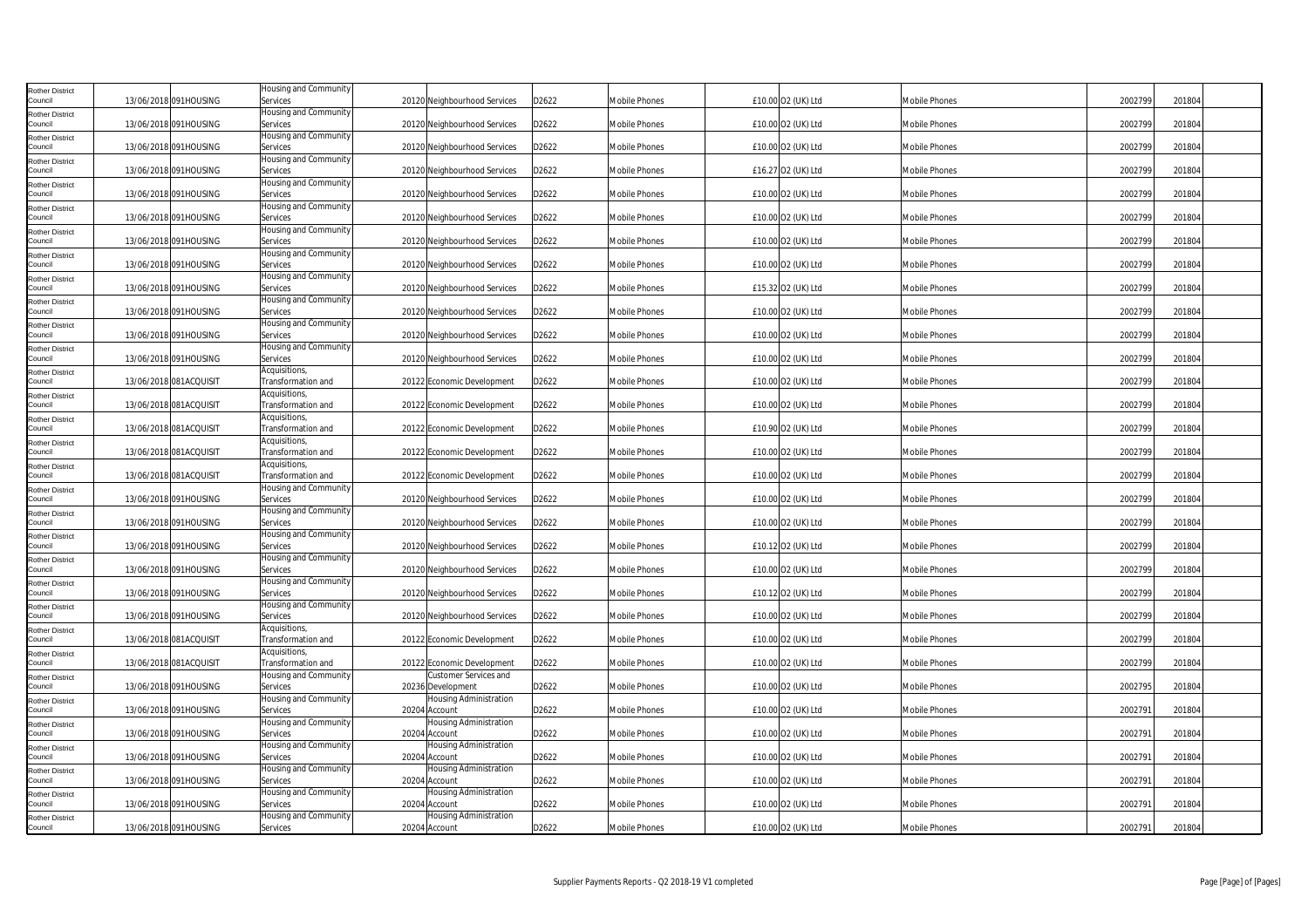| Rother District Council | 13/06/2018 | 091HOUSING | Housing and Community Services | 20120 | Neighbourhood Services | D2622 | Mobile Phones | £10.00 | O2 (UK) Ltd | Mobile Phones | 2002799 | 201804 |
|---|---|---|---|---|---|---|---|---|---|---|---|---|
| Rother District Council | 13/06/2018 | 091HOUSING | Housing and Community Services | 20120 | Neighbourhood Services | D2622 | Mobile Phones | £10.00 | O2 (UK) Ltd | Mobile Phones | 2002799 | 201804 |
| Rother District Council | 13/06/2018 | 091HOUSING | Housing and Community Services | 20120 | Neighbourhood Services | D2622 | Mobile Phones | £10.00 | O2 (UK) Ltd | Mobile Phones | 2002799 | 201804 |
| Rother District Council | 13/06/2018 | 091HOUSING | Housing and Community Services | 20120 | Neighbourhood Services | D2622 | Mobile Phones | £16.27 | O2 (UK) Ltd | Mobile Phones | 2002799 | 201804 |
| Rother District Council | 13/06/2018 | 091HOUSING | Housing and Community Services | 20120 | Neighbourhood Services | D2622 | Mobile Phones | £10.00 | O2 (UK) Ltd | Mobile Phones | 2002799 | 201804 |
| Rother District Council | 13/06/2018 | 091HOUSING | Housing and Community Services | 20120 | Neighbourhood Services | D2622 | Mobile Phones | £10.00 | O2 (UK) Ltd | Mobile Phones | 2002799 | 201804 |
| Rother District Council | 13/06/2018 | 091HOUSING | Housing and Community Services | 20120 | Neighbourhood Services | D2622 | Mobile Phones | £10.00 | O2 (UK) Ltd | Mobile Phones | 2002799 | 201804 |
| Rother District Council | 13/06/2018 | 091HOUSING | Housing and Community Services | 20120 | Neighbourhood Services | D2622 | Mobile Phones | £10.00 | O2 (UK) Ltd | Mobile Phones | 2002799 | 201804 |
| Rother District Council | 13/06/2018 | 091HOUSING | Housing and Community Services | 20120 | Neighbourhood Services | D2622 | Mobile Phones | £15.32 | O2 (UK) Ltd | Mobile Phones | 2002799 | 201804 |
| Rother District Council | 13/06/2018 | 091HOUSING | Housing and Community Services | 20120 | Neighbourhood Services | D2622 | Mobile Phones | £10.00 | O2 (UK) Ltd | Mobile Phones | 2002799 | 201804 |
| Rother District Council | 13/06/2018 | 091HOUSING | Housing and Community Services | 20120 | Neighbourhood Services | D2622 | Mobile Phones | £10.00 | O2 (UK) Ltd | Mobile Phones | 2002799 | 201804 |
| Rother District Council | 13/06/2018 | 091HOUSING | Housing and Community Services | 20120 | Neighbourhood Services | D2622 | Mobile Phones | £10.00 | O2 (UK) Ltd | Mobile Phones | 2002799 | 201804 |
| Rother District Council | 13/06/2018 | 081ACQUISIT | Acquisitions, Transformation and | 20122 | Economic Development | D2622 | Mobile Phones | £10.00 | O2 (UK) Ltd | Mobile Phones | 2002799 | 201804 |
| Rother District Council | 13/06/2018 | 081ACQUISIT | Acquisitions, Transformation and | 20122 | Economic Development | D2622 | Mobile Phones | £10.00 | O2 (UK) Ltd | Mobile Phones | 2002799 | 201804 |
| Rother District Council | 13/06/2018 | 081ACQUISIT | Acquisitions, Transformation and | 20122 | Economic Development | D2622 | Mobile Phones | £10.90 | O2 (UK) Ltd | Mobile Phones | 2002799 | 201804 |
| Rother District Council | 13/06/2018 | 081ACQUISIT | Acquisitions, Transformation and | 20122 | Economic Development | D2622 | Mobile Phones | £10.00 | O2 (UK) Ltd | Mobile Phones | 2002799 | 201804 |
| Rother District Council | 13/06/2018 | 081ACQUISIT | Acquisitions, Transformation and | 20122 | Economic Development | D2622 | Mobile Phones | £10.00 | O2 (UK) Ltd | Mobile Phones | 2002799 | 201804 |
| Rother District Council | 13/06/2018 | 091HOUSING | Housing and Community Services | 20120 | Neighbourhood Services | D2622 | Mobile Phones | £10.00 | O2 (UK) Ltd | Mobile Phones | 2002799 | 201804 |
| Rother District Council | 13/06/2018 | 091HOUSING | Housing and Community Services | 20120 | Neighbourhood Services | D2622 | Mobile Phones | £10.00 | O2 (UK) Ltd | Mobile Phones | 2002799 | 201804 |
| Rother District Council | 13/06/2018 | 091HOUSING | Housing and Community Services | 20120 | Neighbourhood Services | D2622 | Mobile Phones | £10.12 | O2 (UK) Ltd | Mobile Phones | 2002799 | 201804 |
| Rother District Council | 13/06/2018 | 091HOUSING | Housing and Community Services | 20120 | Neighbourhood Services | D2622 | Mobile Phones | £10.00 | O2 (UK) Ltd | Mobile Phones | 2002799 | 201804 |
| Rother District Council | 13/06/2018 | 091HOUSING | Housing and Community Services | 20120 | Neighbourhood Services | D2622 | Mobile Phones | £10.12 | O2 (UK) Ltd | Mobile Phones | 2002799 | 201804 |
| Rother District Council | 13/06/2018 | 091HOUSING | Housing and Community Services | 20120 | Neighbourhood Services | D2622 | Mobile Phones | £10.00 | O2 (UK) Ltd | Mobile Phones | 2002799 | 201804 |
| Rother District Council | 13/06/2018 | 081ACQUISIT | Acquisitions, Transformation and | 20122 | Economic Development | D2622 | Mobile Phones | £10.00 | O2 (UK) Ltd | Mobile Phones | 2002799 | 201804 |
| Rother District Council | 13/06/2018 | 081ACQUISIT | Acquisitions, Transformation and | 20122 | Economic Development | D2622 | Mobile Phones | £10.00 | O2 (UK) Ltd | Mobile Phones | 2002799 | 201804 |
| Rother District Council | 13/06/2018 | 091HOUSING | Housing and Community Services | 20236 | Customer Services and Development | D2622 | Mobile Phones | £10.00 | O2 (UK) Ltd | Mobile Phones | 2002795 | 201804 |
| Rother District Council | 13/06/2018 | 091HOUSING | Housing and Community Services | 20204 | Housing Administration Account | D2622 | Mobile Phones | £10.00 | O2 (UK) Ltd | Mobile Phones | 2002791 | 201804 |
| Rother District Council | 13/06/2018 | 091HOUSING | Housing and Community Services | 20204 | Housing Administration Account | D2622 | Mobile Phones | £10.00 | O2 (UK) Ltd | Mobile Phones | 2002791 | 201804 |
| Rother District Council | 13/06/2018 | 091HOUSING | Housing and Community Services | 20204 | Housing Administration Account | D2622 | Mobile Phones | £10.00 | O2 (UK) Ltd | Mobile Phones | 2002791 | 201804 |
| Rother District Council | 13/06/2018 | 091HOUSING | Housing and Community Services | 20204 | Housing Administration Account | D2622 | Mobile Phones | £10.00 | O2 (UK) Ltd | Mobile Phones | 2002791 | 201804 |
| Rother District Council | 13/06/2018 | 091HOUSING | Housing and Community Services | 20204 | Housing Administration Account | D2622 | Mobile Phones | £10.00 | O2 (UK) Ltd | Mobile Phones | 2002791 | 201804 |
| Rother District Council | 13/06/2018 | 091HOUSING | Housing and Community Services | 20204 | Housing Administration Account | D2622 | Mobile Phones | £10.00 | O2 (UK) Ltd | Mobile Phones | 2002791 | 201804 |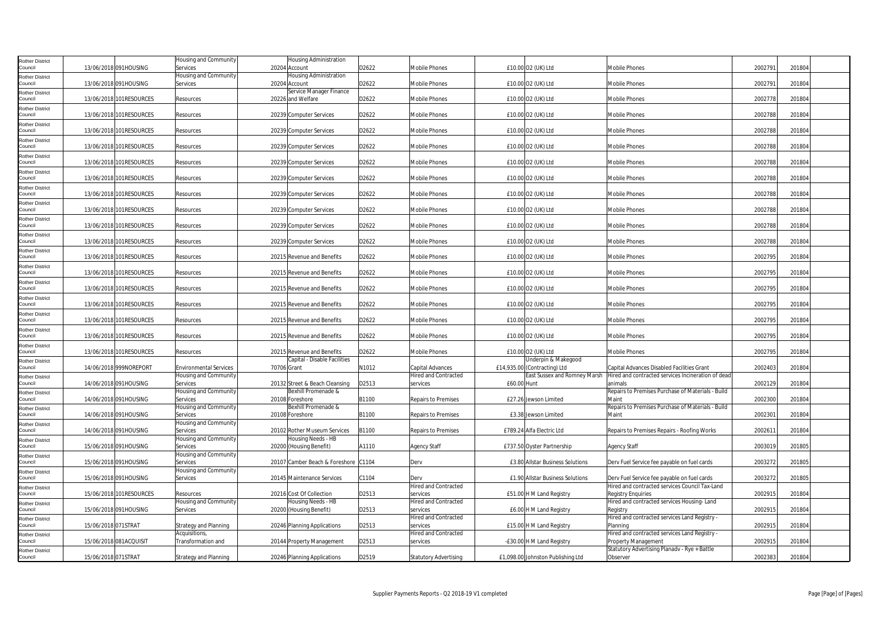| | | | | | | | | | | | | | |
|---|---|---|---|---|---|---|---|---|---|---|---|---|---|
| Rother District Council | 13/06/2018 | 091HOUSING | Housing and Community Services | 20204 | Housing Administration Account | D2622 | Mobile Phones | £10.00 | O2 (UK) Ltd | Mobile Phones | 2002791 | 201804 | |
| Rother District Council | 13/06/2018 | 091HOUSING | Housing and Community Services | 20204 | Housing Administration Account | D2622 | Mobile Phones | £10.00 | O2 (UK) Ltd | Mobile Phones | 2002791 | 201804 | |
| Rother District Council | 13/06/2018 | 101RESOURCES | Resources | 20226 | Service Manager Finance and Welfare | D2622 | Mobile Phones | £10.00 | O2 (UK) Ltd | Mobile Phones | 2002778 | 201804 | |
| Rother District Council | 13/06/2018 | 101RESOURCES | Resources | 20239 | Computer Services | D2622 | Mobile Phones | £10.00 | O2 (UK) Ltd | Mobile Phones | 2002788 | 201804 | |
| Rother District Council | 13/06/2018 | 101RESOURCES | Resources | 20239 | Computer Services | D2622 | Mobile Phones | £10.00 | O2 (UK) Ltd | Mobile Phones | 2002788 | 201804 | |
| Rother District Council | 13/06/2018 | 101RESOURCES | Resources | 20239 | Computer Services | D2622 | Mobile Phones | £10.00 | O2 (UK) Ltd | Mobile Phones | 2002788 | 201804 | |
| Rother District Council | 13/06/2018 | 101RESOURCES | Resources | 20239 | Computer Services | D2622 | Mobile Phones | £10.00 | O2 (UK) Ltd | Mobile Phones | 2002788 | 201804 | |
| Rother District Council | 13/06/2018 | 101RESOURCES | Resources | 20239 | Computer Services | D2622 | Mobile Phones | £10.00 | O2 (UK) Ltd | Mobile Phones | 2002788 | 201804 | |
| Rother District Council | 13/06/2018 | 101RESOURCES | Resources | 20239 | Computer Services | D2622 | Mobile Phones | £10.00 | O2 (UK) Ltd | Mobile Phones | 2002788 | 201804 | |
| Rother District Council | 13/06/2018 | 101RESOURCES | Resources | 20239 | Computer Services | D2622 | Mobile Phones | £10.00 | O2 (UK) Ltd | Mobile Phones | 2002788 | 201804 | |
| Rother District Council | 13/06/2018 | 101RESOURCES | Resources | 20239 | Computer Services | D2622 | Mobile Phones | £10.00 | O2 (UK) Ltd | Mobile Phones | 2002788 | 201804 | |
| Rother District Council | 13/06/2018 | 101RESOURCES | Resources | 20239 | Computer Services | D2622 | Mobile Phones | £10.00 | O2 (UK) Ltd | Mobile Phones | 2002788 | 201804 | |
| Rother District Council | 13/06/2018 | 101RESOURCES | Resources | 20215 | Revenue and Benefits | D2622 | Mobile Phones | £10.00 | O2 (UK) Ltd | Mobile Phones | 2002795 | 201804 | |
| Rother District Council | 13/06/2018 | 101RESOURCES | Resources | 20215 | Revenue and Benefits | D2622 | Mobile Phones | £10.00 | O2 (UK) Ltd | Mobile Phones | 2002795 | 201804 | |
| Rother District Council | 13/06/2018 | 101RESOURCES | Resources | 20215 | Revenue and Benefits | D2622 | Mobile Phones | £10.00 | O2 (UK) Ltd | Mobile Phones | 2002795 | 201804 | |
| Rother District Council | 13/06/2018 | 101RESOURCES | Resources | 20215 | Revenue and Benefits | D2622 | Mobile Phones | £10.00 | O2 (UK) Ltd | Mobile Phones | 2002795 | 201804 | |
| Rother District Council | 13/06/2018 | 101RESOURCES | Resources | 20215 | Revenue and Benefits | D2622 | Mobile Phones | £10.00 | O2 (UK) Ltd | Mobile Phones | 2002795 | 201804 | |
| Rother District Council | 13/06/2018 | 101RESOURCES | Resources | 20215 | Revenue and Benefits | D2622 | Mobile Phones | £10.00 | O2 (UK) Ltd | Mobile Phones | 2002795 | 201804 | |
| Rother District Council | 13/06/2018 | 101RESOURCES | Resources | 20215 | Revenue and Benefits | D2622 | Mobile Phones | £10.00 | O2 (UK) Ltd | Mobile Phones | 2002795 | 201804 | |
| Rother District Council | 14/06/2018 | 999NOREPORT | Environmental Services | 70706 | Capital - Disable Facilities Grant | N1012 | Capital Advances | £14,935.00 | Underpin & Makegood (Contracting) Ltd | Capital Advances Disabled Facilities Grant | 2002403 | 201804 | |
| Rother District Council | 14/06/2018 | 091HOUSING | Housing and Community Services | 20132 | Street & Beach Cleansing | D2513 | Hired and Contracted services | £60.00 | East Sussex and Romney Marsh Hunt | Hired and contracted services Incineration of dead animals | 2002129 | 201804 | |
| Rother District Council | 14/06/2018 | 091HOUSING | Housing and Community Services | 20108 | Bexhill Promenade & Foreshore | B1100 | Repairs to Premises | £27.26 | Jewson Limited | Repairs to Premises Purchase of Materials - Build Maint | 2002300 | 201804 | |
| Rother District Council | 14/06/2018 | 091HOUSING | Housing and Community Services | 20108 | Bexhill Promenade & Foreshore | B1100 | Repairs to Premises | £3.38 | Jewson Limited | Repairs to Premises Purchase of Materials - Build Maint | 2002301 | 201804 | |
| Rother District Council | 14/06/2018 | 091HOUSING | Housing and Community Services | 20102 | Rother Museum Services | B1100 | Repairs to Premises | £789.24 | Alfa Electric Ltd | Repairs to Premises Repairs - Roofing Works | 2002611 | 201804 | |
| Rother District Council | 15/06/2018 | 091HOUSING | Housing and Community Services | 20200 | Housing Needs - HB (Housing Benefit) | A1110 | Agency Staff | £737.50 | Oyster Partnership | Agency Staff | 2003019 | 201805 | |
| Rother District Council | 15/06/2018 | 091HOUSING | Housing and Community Services | 20107 | Camber Beach & Foreshore | C1104 | Derv | £3.80 | Allstar Business Solutions | Derv Fuel Service fee payable on fuel cards | 2003272 | 201805 | |
| Rother District Council | 15/06/2018 | 091HOUSING | Housing and Community Services | 20145 | Maintenance Services | C1104 | Derv | £1.90 | Allstar Business Solutions | Derv Fuel Service fee payable on fuel cards | 2003272 | 201805 | |
| Rother District Council | 15/06/2018 | 101RESOURCES | Resources | 20216 | Cost Of Collection | D2513 | Hired and Contracted services | £51.00 | H M Land Registry | Hired and contracted services Council Tax-Land Registry Enquiries | 2002915 | 201804 | |
| Rother District Council | 15/06/2018 | 091HOUSING | Housing and Community Services | 20200 | Housing Needs - HB (Housing Benefit) | D2513 | Hired and Contracted services | £6.00 | H M Land Registry | Hired and contracted services Housing- Land Registry | 2002915 | 201804 | |
| Rother District Council | 15/06/2018 | 071STRAT | Strategy and Planning | 20246 | Planning Applications | D2513 | Hired and Contracted services | £15.00 | H M Land Registry | Hired and contracted services Land Registry - Planning | 2002915 | 201804 | |
| Rother District Council | 15/06/2018 | 081ACQUISIT | Acquisitions, Transformation and | 20144 | Property Management | D2513 | Hired and Contracted services | -£30.00 | H M Land Registry | Hired and contracted services Land Registry - Property Management | 2002915 | 201804 | |
| Rother District Council | 15/06/2018 | 071STRAT | Strategy and Planning | 20246 | Planning Applications | D2519 | Statutory Advertising | £1,098.00 | Johnston Publishing Ltd | Statutory Advertising Planadv - Rye + Battle Observer | 2002383 | 201804 | |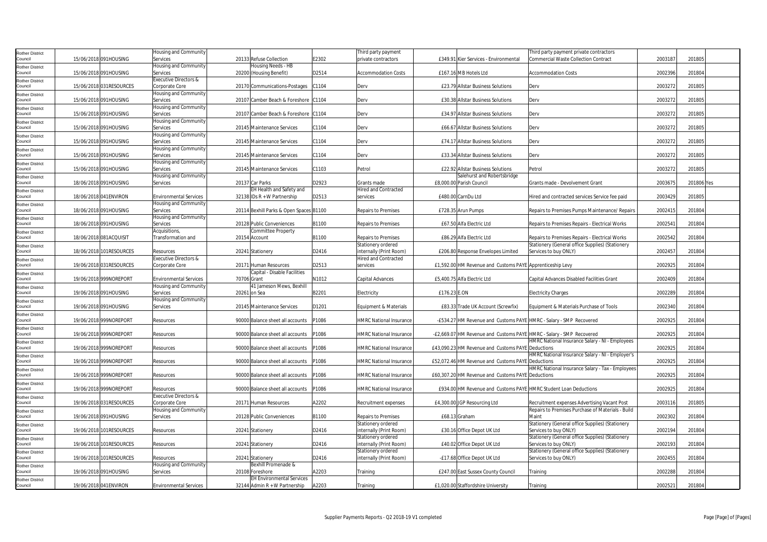| Rother District Council | 15/06/2018 | 091HOUSING | Housing and Community Services | 20133 | Refuse Collection | E2302 | Third party payment private contractors | £349.91 | Kier Services - Environmental | Third party payment private contractors Commercial Waste Collection Contract | 2003187 | 201805 | |
|---|---|---|---|---|---|---|---|---|---|---|---|---|---|
| Rother District Council | 15/06/2018 | 091HOUSING | Housing and Community Services | 20200 | Housing Needs - HB (Housing Benefit) | D2514 | Accommodation Costs | £167.16 | MB Hotels Ltd | Accommodation Costs | 2002396 | 201804 | |
| Rother District Council | 15/06/2018 | 031RESOURCES | Executive Directors & Corporate Core | 20170 | Communications-Postages | C1104 | Derv | £23.79 | Allstar Business Solutions | Derv | 2003272 | 201805 | |
| Rother District Council | 15/06/2018 | 091HOUSING | Housing and Community Services | 20107 | Camber Beach & Foreshore | C1104 | Derv | £30.38 | Allstar Business Solutions | Derv | 2003272 | 201805 | |
| Rother District Council | 15/06/2018 | 091HOUSING | Housing and Community Services | 20107 | Camber Beach & Foreshore | C1104 | Derv | £34.97 | Allstar Business Solutions | Derv | 2003272 | 201805 | |
| Rother District Council | 15/06/2018 | 091HOUSING | Housing and Community Services | 20145 | Maintenance Services | C1104 | Derv | £66.67 | Allstar Business Solutions | Derv | 2003272 | 201805 | |
| Rother District Council | 15/06/2018 | 091HOUSING | Housing and Community Services | 20145 | Maintenance Services | C1104 | Derv | £74.17 | Allstar Business Solutions | Derv | 2003272 | 201805 | |
| Rother District Council | 15/06/2018 | 091HOUSING | Housing and Community Services | 20145 | Maintenance Services | C1104 | Derv | £33.34 | Allstar Business Solutions | Derv | 2003272 | 201805 | |
| Rother District Council | 15/06/2018 | 091HOUSING | Housing and Community Services | 20145 | Maintenance Services | C1103 | Petrol | £22.92 | Allstar Business Solutions | Petrol | 2003272 | 201805 | |
| Rother District Council | 18/06/2018 | 091HOUSING | Housing and Community Services | 20137 | Car Parks | D2923 | Grants made | £8,000.00 | Salehurst and Robertsbridge Parish Council | Grants made - Devolvement Grant | 2003675 | 201806 | Yes |
| Rother District Council | 18/06/2018 | 041ENVIRON | Environmental Services | 32138 | EH Health and Safety and IDs R + W Partnership | D2513 | Hired and Contracted services | £480.00 | CarnDu Ltd | Hired and contracted services Service fee paid | 2003429 | 201805 | |
| Rother District Council | 18/06/2018 | 091HOUSING | Housing and Community Services | 20114 | Bexhill Parks & Open Spaces | B1100 | Repairs to Premises | £728.35 | Arun Pumps | Repairs to Premises Pumps Maintenance/ Repairs | 2002415 | 201804 | |
| Rother District Council | 18/06/2018 | 091HOUSING | Housing and Community Services | 20128 | Public Conveniences | B1100 | Repairs to Premises | £67.50 | Alfa Electric Ltd | Repairs to Premises Repairs - Electrical Works | 2002541 | 201804 | |
| Rother District Council | 18/06/2018 | 081ACQUISIT | Acquisitions, Transformation and | 20154 | Committee Property Account | B1100 | Repairs to Premises | £86.29 | Alfa Electric Ltd | Repairs to Premises Repairs - Electrical Works | 2002542 | 201804 | |
| Rother District Council | 18/06/2018 | 101RESOURCES | Resources | 20241 | Stationery | D2416 | Stationery ordered internally (Print Room) | £206.80 | Response Envelopes Limited | Stationery (General office Supplies) (Stationery Services to buy ONLY) | 2002457 | 201804 | |
| Rother District Council | 19/06/2018 | 031RESOURCES | Executive Directors & Corporate Core | 20171 | Human Resources | D2513 | Hired and Contracted services | £1,592.00 | HM Revenue and Customs PAYE | Apprenticeship Levy | 2002925 | 201804 | |
| Rother District Council | 19/06/2018 | 999NOREPORT | Environmental Services | 70706 | Capital - Disable Facilities Grant | N1012 | Capital Advances | £5,400.75 | Alfa Electric Ltd | Capital Advances Disabled Facilities Grant | 2002409 | 201804 | |
| Rother District Council | 19/06/2018 | 091HOUSING | Housing and Community Services | 20261 | 41 Jameson Mews, Bexhill on Sea | B2201 | Electricity | £176.23 | E.ON | Electricity Charges | 2002289 | 201804 | |
| Rother District Council | 19/06/2018 | 091HOUSING | Housing and Community Services | 20145 | Maintenance Services | D1201 | Equipment & Materials | £83.33 | Trade UK Account (Screwfix) | Equipment & Materials Purchase of Tools | 2002340 | 201804 | |
| Rother District Council | 19/06/2018 | 999NOREPORT | Resources | 90000 | Balance sheet all accounts | P1086 | HMRC National Insurance | -£534.27 | HM Revenue and Customs PAYE | HMRC - Salary - SMP Recovered | 2002925 | 201804 | |
| Rother District Council | 19/06/2018 | 999NOREPORT | Resources | 90000 | Balance sheet all accounts | P1086 | HMRC National Insurance | -£2,669.07 | HM Revenue and Customs PAYE | HMRC - Salary - SMP Recovered | 2002925 | 201804 | |
| Rother District Council | 19/06/2018 | 999NOREPORT | Resources | 90000 | Balance sheet all accounts | P1086 | HMRC National Insurance | £43,090.23 | HM Revenue and Customs PAYE | HMRC National Insurance Salary - NI - Employees Deductions | 2002925 | 201804 | |
| Rother District Council | 19/06/2018 | 999NOREPORT | Resources | 90000 | Balance sheet all accounts | P1086 | HMRC National Insurance | £52,072.46 | HM Revenue and Customs PAYE | HMRC National Insurance Salary - NI - Employer's Deductions | 2002925 | 201804 | |
| Rother District Council | 19/06/2018 | 999NOREPORT | Resources | 90000 | Balance sheet all accounts | P1086 | HMRC National Insurance | £60,307.20 | HM Revenue and Customs PAYE | HMRC National Insurance Salary - Tax - Employees Deductions | 2002925 | 201804 | |
| Rother District Council | 19/06/2018 | 999NOREPORT | Resources | 90000 | Balance sheet all accounts | P1086 | HMRC National Insurance | £934.00 | HM Revenue and Customs PAYE | HMRC Student Loan Deductions | 2002925 | 201804 | |
| Rother District Council | 19/06/2018 | 031RESOURCES | Executive Directors & Corporate Core | 20171 | Human Resources | A2202 | Recruitment expenses | £4,300.00 | JGP Resourcing Ltd | Recruitment expenses Advertising Vacant Post | 2003116 | 201805 | |
| Rother District Council | 19/06/2018 | 091HOUSING | Housing and Community Services | 20128 | Public Conveniences | B1100 | Repairs to Premises | £68.13 | Graham | Repairs to Premises Purchase of Materials - Build Maint | 2002302 | 201804 | |
| Rother District Council | 19/06/2018 | 101RESOURCES | Resources | 20241 | Stationery | D2416 | Stationery ordered internally (Print Room) | £30.16 | Office Depot UK Ltd | Stationery (General office Supplies) (Stationery Services to buy ONLY) | 2002194 | 201804 | |
| Rother District Council | 19/06/2018 | 101RESOURCES | Resources | 20241 | Stationery | D2416 | Stationery ordered internally (Print Room) | £40.02 | Office Depot UK Ltd | Stationery (General office Supplies) (Stationery Services to buy ONLY) | 2002193 | 201804 | |
| Rother District Council | 19/06/2018 | 101RESOURCES | Resources | 20241 | Stationery | D2416 | Stationery ordered internally (Print Room) | -£17.68 | Office Depot UK Ltd | Stationery (General office Supplies) (Stationery Services to buy ONLY) | 2002455 | 201804 | |
| Rother District Council | 19/06/2018 | 091HOUSING | Housing and Community Services | 20108 | Bexhill Promenade & Foreshore | A2203 | Training | £247.00 | East Sussex County Council | Training | 2002288 | 201804 | |
| Rother District Council | 19/06/2018 | 041ENVIRON | Environmental Services | 32144 | EH Environmental Services Admin R + W Partnership | A2203 | Training | £1,020.00 | Staffordshire University | Training | 2002521 | 201804 | |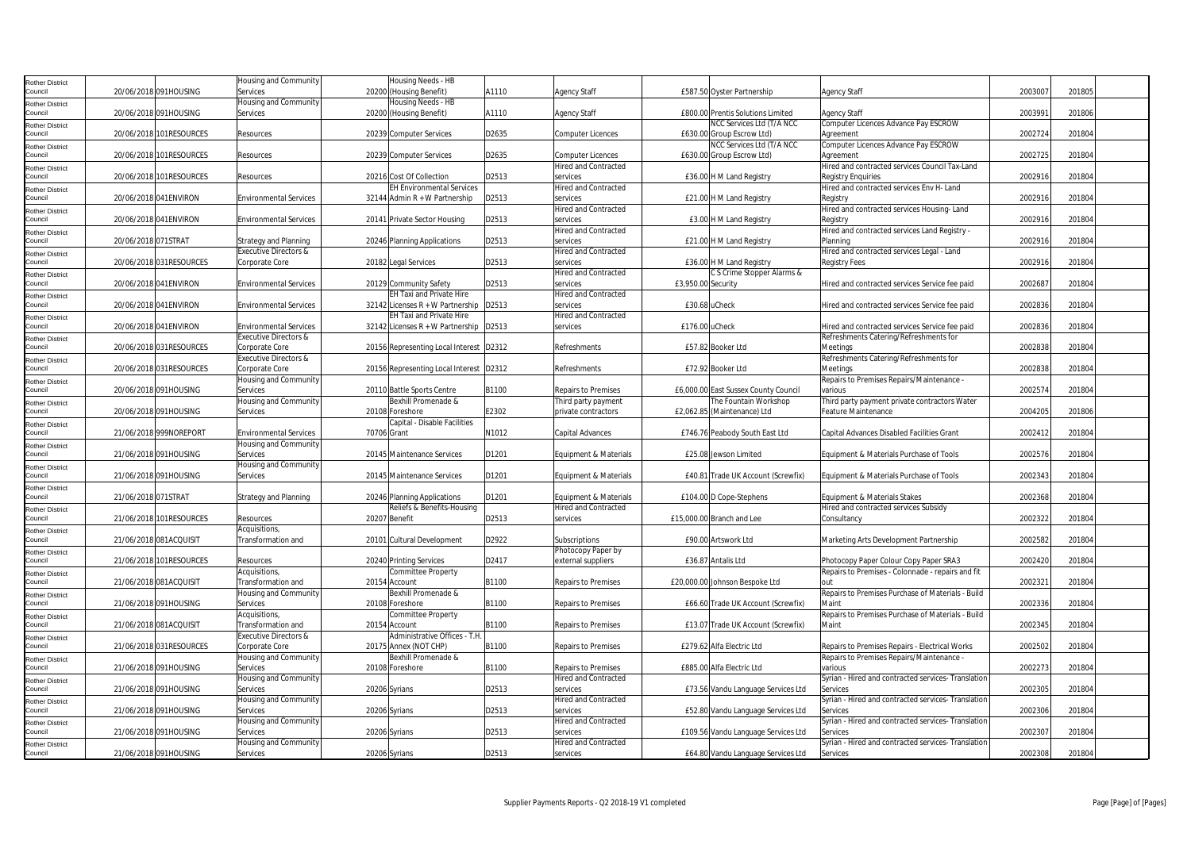| | | | | | | | | | | | | | |
|---|---|---|---|---|---|---|---|---|---|---|---|---|---|
| Rother District Council | 20/06/2018 | 091HOUSING | Housing and Community Services | 20200 | Housing Needs - HB (Housing Benefit) | A1110 | Agency Staff | £587.50 | Oyster Partnership | Agency Staff | 2003007 | 201805 | |
| Rother District Council | 20/06/2018 | 091HOUSING | Housing and Community Services | 20200 | Housing Needs - HB (Housing Benefit) | A1110 | Agency Staff | £800.00 | Prentis Solutions Limited | Agency Staff | 2003991 | 201806 | |
| Rother District Council | 20/06/2018 | 101RESOURCES | Resources | 20239 | Computer Services | D2635 | Computer Licences | £630.00 | NCC Services Ltd (T/A NCC Group Escrow Ltd) | Computer Licences Advance Pay ESCROW Agreement | 2002724 | 201804 | |
| Rother District Council | 20/06/2018 | 101RESOURCES | Resources | 20239 | Computer Services | D2635 | Computer Licences | £630.00 | NCC Services Ltd (T/A NCC Group Escrow Ltd) | Computer Licences Advance Pay ESCROW Agreement | 2002725 | 201804 | |
| Rother District Council | 20/06/2018 | 101RESOURCES | Resources | 20216 | Cost Of Collection | D2513 | Hired and Contracted services | £36.00 | H M Land Registry | Hired and contracted services Council Tax-Land Registry Enquiries | 2002916 | 201804 | |
| Rother District Council | 20/06/2018 | 041ENVIRON | Environmental Services | 32144 | EH Environmental Services Admin R + W Partnership | D2513 | Hired and Contracted services | £21.00 | H M Land Registry | Hired and contracted services Env H- Land Registry | 2002916 | 201804 | |
| Rother District Council | 20/06/2018 | 041ENVIRON | Environmental Services | 20141 | Private Sector Housing | D2513 | Hired and Contracted services | £3.00 | H M Land Registry | Hired and contracted services Housing- Land Registry | 2002916 | 201804 | |
| Rother District Council | 20/06/2018 | 071STRAT | Strategy and Planning | 20246 | Planning Applications | D2513 | Hired and Contracted services | £21.00 | H M Land Registry | Hired and contracted services Land Registry - Planning | 2002916 | 201804 | |
| Rother District Council | 20/06/2018 | 031RESOURCES | Executive Directors & Corporate Core | 20182 | Legal Services | D2513 | Hired and Contracted services | £36.00 | H M Land Registry | Hired and contracted services Legal - Land Registry Fees | 2002916 | 201804 | |
| Rother District Council | 20/06/2018 | 041ENVIRON | Environmental Services | 20129 | Community Safety | D2513 | Hired and Contracted services | £3,950.00 | C S Crime Stopper Alarms & Security | Hired and contracted services Service fee paid | 2002687 | 201804 | |
| Rother District Council | 20/06/2018 | 041ENVIRON | Environmental Services | 32142 | EH Taxi and Private Hire Licenses R + W Partnership | D2513 | Hired and Contracted services | £30.68 | uCheck | Hired and contracted services Service fee paid | 2002836 | 201804 | |
| Rother District Council | 20/06/2018 | 041ENVIRON | Environmental Services | 32142 | EH Taxi and Private Hire Licenses R + W Partnership | D2513 | Hired and Contracted services | £176.00 | uCheck | Hired and contracted services Service fee paid | 2002836 | 201804 | |
| Rother District Council | 20/06/2018 | 031RESOURCES | Executive Directors & Corporate Core | 20156 | Representing Local Interest | D2312 | Refreshments | £57.82 | Booker Ltd | Refreshments Catering/Refreshments for Meetings | 2002838 | 201804 | |
| Rother District Council | 20/06/2018 | 031RESOURCES | Executive Directors & Corporate Core | 20156 | Representing Local Interest | D2312 | Refreshments | £72.92 | Booker Ltd | Refreshments Catering/Refreshments for Meetings | 2002838 | 201804 | |
| Rother District Council | 20/06/2018 | 091HOUSING | Housing and Community Services | 20110 | Battle Sports Centre | B1100 | Repairs to Premises | £6,000.00 | East Sussex County Council | Repairs to Premises Repairs/Maintenance - various | 2002574 | 201804 | |
| Rother District Council | 20/06/2018 | 091HOUSING | Housing and Community Services | 20108 | Bexhill Promenade & Foreshore | E2302 | Third party payment private contractors | £2,062.85 | The Fountain Workshop (Maintenance) Ltd | Third party payment private contractors Water Feature Maintenance | 2004205 | 201806 | |
| Rother District Council | 21/06/2018 | 999NOREPORT | Environmental Services | 70706 | Capital - Disable Facilities Grant | N1012 | Capital Advances | £746.76 | Peabody South East Ltd | Capital Advances Disabled Facilities Grant | 2002412 | 201804 | |
| Rother District Council | 21/06/2018 | 091HOUSING | Housing and Community Services | 20145 | Maintenance Services | D1201 | Equipment & Materials | £25.08 | Jewson Limited | Equipment & Materials Purchase of Tools | 2002576 | 201804 | |
| Rother District Council | 21/06/2018 | 091HOUSING | Housing and Community Services | 20145 | Maintenance Services | D1201 | Equipment & Materials | £40.81 | Trade UK Account (Screwfix) | Equipment & Materials Purchase of Tools | 2002343 | 201804 | |
| Rother District Council | 21/06/2018 | 071STRAT | Strategy and Planning | 20246 | Planning Applications | D1201 | Equipment & Materials | £104.00 | D Cope-Stephens | Equipment & Materials Stakes | 2002368 | 201804 | |
| Rother District Council | 21/06/2018 | 101RESOURCES | Resources | 20207 | Reliefs & Benefits-Housing Benefit | D2513 | Hired and Contracted services | £15,000.00 | Branch and Lee | Hired and contracted services Subsidy Consultancy | 2002322 | 201804 | |
| Rother District Council | 21/06/2018 | 081ACQUISIT | Acquisitions, Transformation and | 20101 | Cultural Development | D2922 | Subscriptions | £90.00 | Artswork Ltd | Marketing Arts Development Partnership | 2002582 | 201804 | |
| Rother District Council | 21/06/2018 | 101RESOURCES | Resources | 20240 | Printing Services | D2417 | Photocopy Paper by external suppliers | £36.87 | Antalis Ltd | Photocopy Paper Colour Copy Paper SRA3 | 2002420 | 201804 | |
| Rother District Council | 21/06/2018 | 081ACQUISIT | Acquisitions, Transformation and | 20154 | Committee Property Account | B1100 | Repairs to Premises | £20,000.00 | Johnson Bespoke Ltd | Repairs to Premises - Colonnade - repairs and fit out | 2002321 | 201804 | |
| Rother District Council | 21/06/2018 | 091HOUSING | Housing and Community Services | 20108 | Bexhill Promenade & Foreshore | B1100 | Repairs to Premises | £66.60 | Trade UK Account (Screwfix) | Repairs to Premises Purchase of Materials - Build Maint | 2002336 | 201804 | |
| Rother District Council | 21/06/2018 | 081ACQUISIT | Acquisitions, Transformation and | 20154 | Committee Property Account | B1100 | Repairs to Premises | £13.07 | Trade UK Account (Screwfix) | Repairs to Premises Purchase of Materials - Build Maint | 2002345 | 201804 | |
| Rother District Council | 21/06/2018 | 031RESOURCES | Executive Directors & Corporate Core | 20175 | Administrative Offices - T.H. Annex (NOT CHP) | B1100 | Repairs to Premises | £279.62 | Alfa Electric Ltd | Repairs to Premises Repairs - Electrical Works | 2002502 | 201804 | |
| Rother District Council | 21/06/2018 | 091HOUSING | Housing and Community Services | 20108 | Bexhill Promenade & Foreshore | B1100 | Repairs to Premises | £885.00 | Alfa Electric Ltd | Repairs to Premises Repairs/Maintenance - various | 2002273 | 201804 | |
| Rother District Council | 21/06/2018 | 091HOUSING | Housing and Community Services | 20206 | Syrians | D2513 | Hired and Contracted services | £73.56 | Vandu Language Services Ltd | Syrian - Hired and contracted services- Translation Services | 2002305 | 201804 | |
| Rother District Council | 21/06/2018 | 091HOUSING | Housing and Community Services | 20206 | Syrians | D2513 | Hired and Contracted services | £52.80 | Vandu Language Services Ltd | Syrian - Hired and contracted services- Translation Services | 2002306 | 201804 | |
| Rother District Council | 21/06/2018 | 091HOUSING | Housing and Community Services | 20206 | Syrians | D2513 | Hired and Contracted services | £109.56 | Vandu Language Services Ltd | Syrian - Hired and contracted services- Translation Services | 2002307 | 201804 | |
| Rother District Council | 21/06/2018 | 091HOUSING | Housing and Community Services | 20206 | Syrians | D2513 | Hired and Contracted services | £64.80 | Vandu Language Services Ltd | Syrian - Hired and contracted services- Translation Services | 2002308 | 201804 | |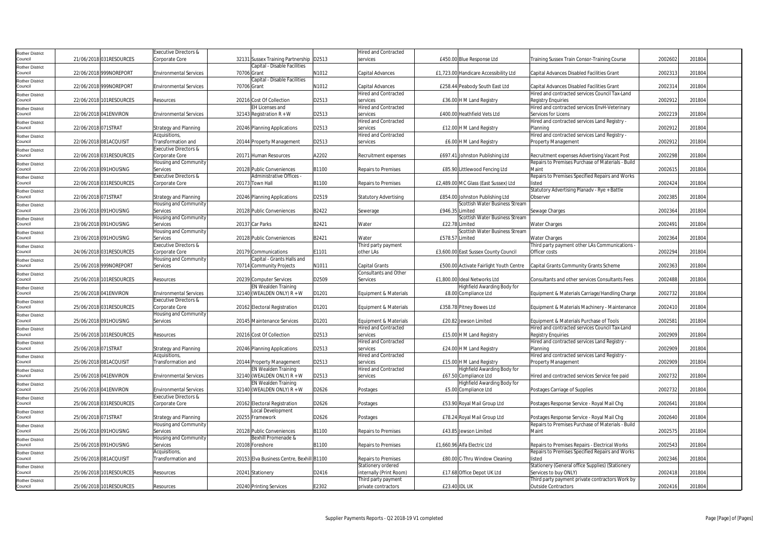| Rother District Council | 21/06/2018 | 031RESOURCES | Executive Directors & Corporate Core | 32131 | Sussex Training Partnership | D2513 | Hired and Contracted services | £450.00 | Blue Response Ltd | Training Sussex Train Consor-Training Course | 2002602 | 201804 |
|---|---|---|---|---|---|---|---|---|---|---|---|---|
| Rother District Council | 22/06/2018 | 999NOREPORT | Environmental Services | 70706 | Capital - Disable Facilities Grant | N1012 | Capital Advances | £1,723.00 | Handicare Accessibility Ltd | Capital Advances Disabled Facilities Grant | 2002313 | 201804 |
| Rother District Council | 22/06/2018 | 999NOREPORT | Environmental Services | 70706 | Capital - Disable Facilities Grant | N1012 | Capital Advances | £258.44 | Peabody South East Ltd | Capital Advances Disabled Facilities Grant | 2002314 | 201804 |
| Rother District Council | 22/06/2018 | 101RESOURCES | Resources | 20216 | Cost Of Collection | D2513 | Hired and Contracted services | £36.00 | H M Land Registry | Hired and contracted services Council Tax-Land Registry Enquiries | 2002912 | 201804 |
| Rother District Council | 22/06/2018 | 041ENVIRON | Environmental Services | 32143 | EH Licenses and Registration R + W | D2513 | Hired and Contracted services | £400.00 | Heathfield Vets Ltd | Hired and contracted services EnvH-Veterinary Services for Licens | 2002219 | 201804 |
| Rother District Council | 22/06/2018 | 071STRAT | Strategy and Planning | 20246 | Planning Applications | D2513 | Hired and Contracted services | £12.00 | H M Land Registry | Hired and contracted services Land Registry - Planning | 2002912 | 201804 |
| Rother District Council | 22/06/2018 | 081ACQUISIT | Acquisitions, Transformation and | 20144 | Property Management | D2513 | Hired and Contracted services | £6.00 | H M Land Registry | Hired and contracted services Land Registry - Property Management | 2002912 | 201804 |
| Rother District Council | 22/06/2018 | 031RESOURCES | Executive Directors & Corporate Core | 20171 | Human Resources | A2202 | Recruitment expenses | £697.41 | Johnston Publishing Ltd | Recruitment expenses Advertising Vacant Post | 2002298 | 201804 |
| Rother District Council | 22/06/2018 | 091HOUSING | Housing and Community Services | 20128 | Public Conveniences | B1100 | Repairs to Premises | £85.90 | Littlewood Fencing Ltd | Repairs to Premises Purchase of Materials - Build Maint | 2002615 | 201804 |
| Rother District Council | 22/06/2018 | 031RESOURCES | Executive Directors & Corporate Core | 20173 | Town Hall | B1100 | Repairs to Premises | £2,489.00 | MC Glass (East Sussex) Ltd | Repairs to Premises Specified Repairs and Works listed | 2002424 | 201804 |
| Rother District Council | 22/06/2018 | 071STRAT | Strategy and Planning | 20246 | Planning Applications | D2519 | Statutory Advertising | £854.00 | Johnston Publishing Ltd | Statutory Advertising Planadv - Rye + Battle Observer | 2002385 | 201804 |
| Rother District Council | 23/06/2018 | 091HOUSING | Housing and Community Services | 20128 | Public Conveniences | B2422 | Sewerage | £946.35 | Scottish Water Business Stream Limited | Sewage Charges | 2002364 | 201804 |
| Rother District Council | 23/06/2018 | 091HOUSING | Housing and Community Services | 20137 | Car Parks | B2421 | Water | £22.78 | Scottish Water Business Stream Limited | Water Charges | 2002491 | 201804 |
| Rother District Council | 23/06/2018 | 091HOUSING | Housing and Community Services | 20128 | Public Conveniences | B2421 | Water | £578.57 | Scottish Water Business Stream Limited | Water Charges | 2002364 | 201804 |
| Rother District Council | 24/06/2018 | 031RESOURCES | Executive Directors & Corporate Core | 20179 | Communications | E1101 | Third party payment other LAs | £3,600.00 | East Sussex County Council | Third party payment other LAs Communications - Officer costs | 2002294 | 201804 |
| Rother District Council | 25/06/2018 | 999NOREPORT | Housing and Community Services | 70714 | Capital - Grants Halls and Community Projects | N1011 | Capital Grants | £500.00 | Activate Fairlight Youth Centre | Capital Grants Community Grants Scheme | 2002363 | 201804 |
| Rother District Council | 25/06/2018 | 101RESOURCES | Resources | 20239 | Computer Services | D2509 | Consultants and Other Services | £1,800.00 | Ideal Networks Ltd | Consultants and other services Consultants Fees | 2002488 | 201804 |
| Rother District Council | 25/06/2018 | 041ENVIRON | Environmental Services | 32140 | EN Wealden Training (WEALDEN ONLY) R + W | D1201 | Equipment & Materials | £8.00 | Highfield Awarding Body for Compliance Ltd | Equipment & Materials Carriage/Handling Charge | 2002732 | 201804 |
| Rother District Council | 25/06/2018 | 031RESOURCES | Executive Directors & Corporate Core | 20162 | Electoral Registration | D1201 | Equipment & Materials | £358.78 | Pitney Bowes Ltd | Equipment & Materials Machinery - Maintenance | 2002410 | 201804 |
| Rother District Council | 25/06/2018 | 091HOUSING | Housing and Community Services | 20145 | Maintenance Services | D1201 | Equipment & Materials | £20.82 | Jewson Limited | Equipment & Materials Purchase of Tools | 2002581 | 201804 |
| Rother District Council | 25/06/2018 | 101RESOURCES | Resources | 20216 | Cost Of Collection | D2513 | Hired and Contracted services | £15.00 | H M Land Registry | Hired and contracted services Council Tax-Land Registry Enquiries | 2002909 | 201804 |
| Rother District Council | 25/06/2018 | 071STRAT | Strategy and Planning | 20246 | Planning Applications | D2513 | Hired and Contracted services | £24.00 | H M Land Registry | Hired and contracted services Land Registry - Planning | 2002909 | 201804 |
| Rother District Council | 25/06/2018 | 081ACQUISIT | Acquisitions, Transformation and | 20144 | Property Management | D2513 | Hired and Contracted services | £15.00 | H M Land Registry | Hired and contracted services Land Registry - Property Management | 2002909 | 201804 |
| Rother District Council | 25/06/2018 | 041ENVIRON | Environmental Services | 32140 | EN Wealden Training (WEALDEN ONLY) R + W | D2513 | Hired and Contracted services | £67.50 | Highfield Awarding Body for Compliance Ltd | Hired and contracted services Service fee paid | 2002732 | 201804 |
| Rother District Council | 25/06/2018 | 041ENVIRON | Environmental Services | 32140 | EN Wealden Training (WEALDEN ONLY) R + W | D2626 | Postages | £5.00 | Highfield Awarding Body for Compliance Ltd | Postages Carriage of Supplies | 2002732 | 201804 |
| Rother District Council | 25/06/2018 | 031RESOURCES | Executive Directors & Corporate Core | 20162 | Electoral Registration | D2626 | Postages | £53.90 | Royal Mail Group Ltd | Postages Response Service - Royal Mail Chg | 2002641 | 201804 |
| Rother District Council | 25/06/2018 | 071STRAT | Strategy and Planning | 20255 | Local Development Framework | D2626 | Postages | £78.24 | Royal Mail Group Ltd | Postages Response Service - Royal Mail Chg | 2002640 | 201804 |
| Rother District Council | 25/06/2018 | 091HOUSING | Housing and Community Services | 20128 | Public Conveniences | B1100 | Repairs to Premises | £43.85 | Jewson Limited | Repairs to Premises Purchase of Materials - Build Maint | 2002575 | 201804 |
| Rother District Council | 25/06/2018 | 091HOUSING | Housing and Community Services | 20108 | Bexhill Promenade & Foreshore | B1100 | Repairs to Premises | £1,660.96 | Alfa Electric Ltd | Repairs to Premises Repairs - Electrical Works | 2002543 | 201804 |
| Rother District Council | 25/06/2018 | 081ACQUISIT | Acquisitions, Transformation and | 20153 | Elva Business Centre, Bexhill | B1100 | Repairs to Premises | £80.00 | C-Thru Window Cleaning | Repairs to Premises Specified Repairs and Works listed | 2002346 | 201804 |
| Rother District Council | 25/06/2018 | 101RESOURCES | Resources | 20241 | Stationery | D2416 | Stationery ordered internally (Print Room) | £17.68 | Office Depot UK Ltd | Stationery (General office Supplies) (Stationery Services to buy ONLY) | 2002418 | 201804 |
| Rother District Council | 25/06/2018 | 101RESOURCES | Resources | 20240 | Printing Services | E2302 | Third party payment private contractors | £23.40 | IDL UK | Third party payment private contractors Work by Outside Contractors | 2002416 | 201804 |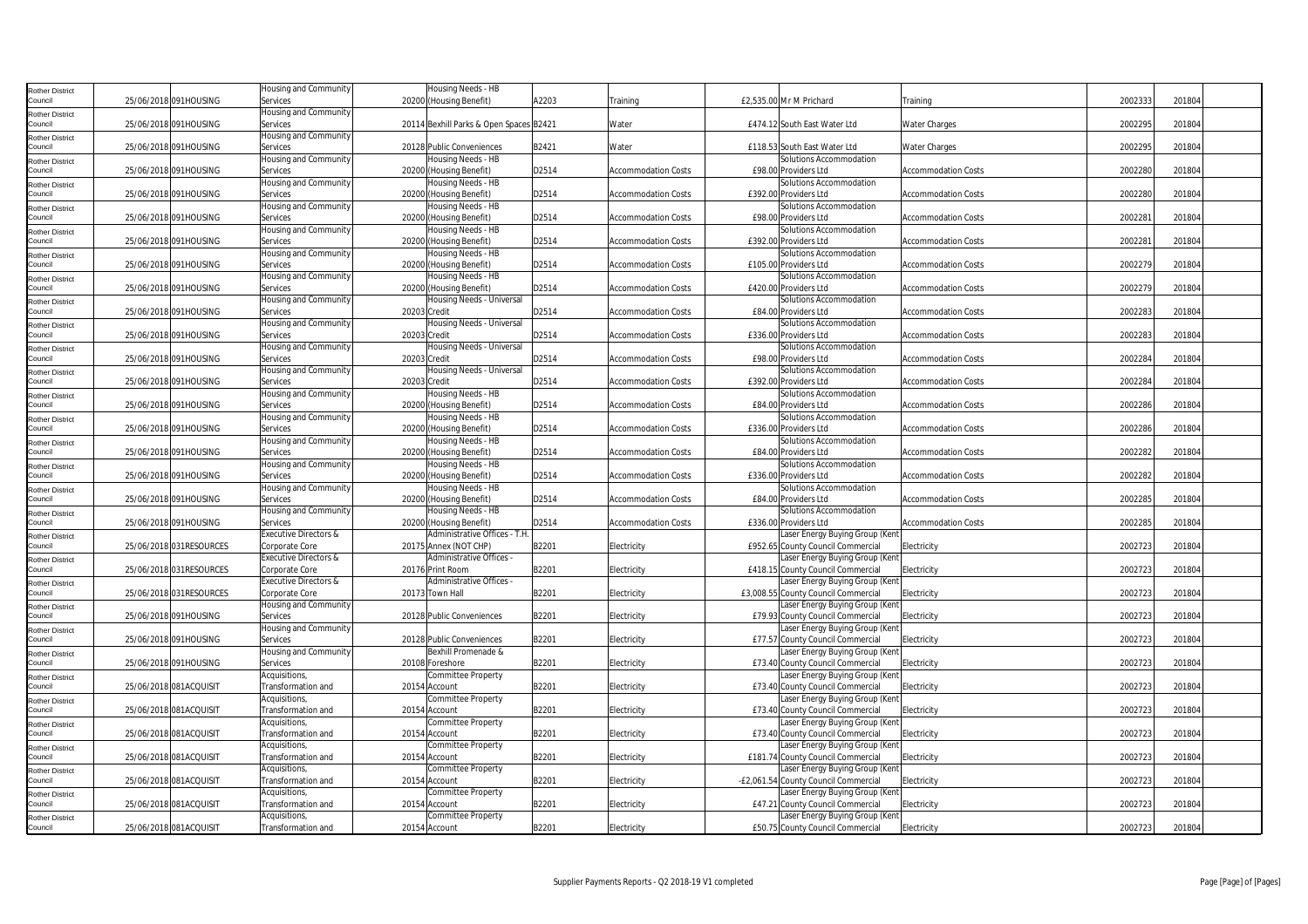| Rother District Council | 25/06/2018 | 091HOUSING | Housing and Community Services | 20200 | Housing Needs - HB (Housing Benefit) | A2203 | Training | £2,535.00 | Mr M Prichard | Training | 2002333 | 201804 |
|---|---|---|---|---|---|---|---|---|---|---|---|---|
| Rother District Council | 25/06/2018 | 091HOUSING | Housing and Community Services | 20114 | Bexhill Parks & Open Spaces | B2421 | Water | £474.12 | South East Water Ltd | Water Charges | 2002295 | 201804 |
| Rother District Council | 25/06/2018 | 091HOUSING | Housing and Community Services | 20128 | Public Conveniences | B2421 | Water | £118.53 | South East Water Ltd | Water Charges | 2002295 | 201804 |
| Rother District Council | 25/06/2018 | 091HOUSING | Housing and Community Services | 20200 | Housing Needs - HB (Housing Benefit) | D2514 | Accommodation Costs | £98.00 | Solutions Accommodation Providers Ltd | Accommodation Costs | 2002280 | 201804 |
| Rother District Council | 25/06/2018 | 091HOUSING | Housing and Community Services | 20200 | Housing Needs - HB (Housing Benefit) | D2514 | Accommodation Costs | £392.00 | Solutions Accommodation Providers Ltd | Accommodation Costs | 2002280 | 201804 |
| Rother District Council | 25/06/2018 | 091HOUSING | Housing and Community Services | 20200 | Housing Needs - HB (Housing Benefit) | D2514 | Accommodation Costs | £98.00 | Solutions Accommodation Providers Ltd | Accommodation Costs | 2002281 | 201804 |
| Rother District Council | 25/06/2018 | 091HOUSING | Housing and Community Services | 20200 | Housing Needs - HB (Housing Benefit) | D2514 | Accommodation Costs | £392.00 | Solutions Accommodation Providers Ltd | Accommodation Costs | 2002281 | 201804 |
| Rother District Council | 25/06/2018 | 091HOUSING | Housing and Community Services | 20200 | Housing Needs - HB (Housing Benefit) | D2514 | Accommodation Costs | £105.00 | Solutions Accommodation Providers Ltd | Accommodation Costs | 2002279 | 201804 |
| Rother District Council | 25/06/2018 | 091HOUSING | Housing and Community Services | 20200 | Housing Needs - HB (Housing Benefit) | D2514 | Accommodation Costs | £420.00 | Solutions Accommodation Providers Ltd | Accommodation Costs | 2002279 | 201804 |
| Rother District Council | 25/06/2018 | 091HOUSING | Housing and Community Services | 20203 | Housing Needs - Universal Credit | D2514 | Accommodation Costs | £84.00 | Solutions Accommodation Providers Ltd | Accommodation Costs | 2002283 | 201804 |
| Rother District Council | 25/06/2018 | 091HOUSING | Housing and Community Services | 20203 | Housing Needs - Universal Credit | D2514 | Accommodation Costs | £336.00 | Solutions Accommodation Providers Ltd | Accommodation Costs | 2002283 | 201804 |
| Rother District Council | 25/06/2018 | 091HOUSING | Housing and Community Services | 20203 | Housing Needs - Universal Credit | D2514 | Accommodation Costs | £98.00 | Solutions Accommodation Providers Ltd | Accommodation Costs | 2002284 | 201804 |
| Rother District Council | 25/06/2018 | 091HOUSING | Housing and Community Services | 20203 | Housing Needs - Universal Credit | D2514 | Accommodation Costs | £392.00 | Solutions Accommodation Providers Ltd | Accommodation Costs | 2002284 | 201804 |
| Rother District Council | 25/06/2018 | 091HOUSING | Housing and Community Services | 20200 | Housing Needs - HB (Housing Benefit) | D2514 | Accommodation Costs | £84.00 | Solutions Accommodation Providers Ltd | Accommodation Costs | 2002286 | 201804 |
| Rother District Council | 25/06/2018 | 091HOUSING | Housing and Community Services | 20200 | Housing Needs - HB (Housing Benefit) | D2514 | Accommodation Costs | £336.00 | Solutions Accommodation Providers Ltd | Accommodation Costs | 2002286 | 201804 |
| Rother District Council | 25/06/2018 | 091HOUSING | Housing and Community Services | 20200 | Housing Needs - HB (Housing Benefit) | D2514 | Accommodation Costs | £84.00 | Solutions Accommodation Providers Ltd | Accommodation Costs | 2002282 | 201804 |
| Rother District Council | 25/06/2018 | 091HOUSING | Housing and Community Services | 20200 | Housing Needs - HB (Housing Benefit) | D2514 | Accommodation Costs | £336.00 | Solutions Accommodation Providers Ltd | Accommodation Costs | 2002282 | 201804 |
| Rother District Council | 25/06/2018 | 091HOUSING | Housing and Community Services | 20200 | Housing Needs - HB (Housing Benefit) | D2514 | Accommodation Costs | £84.00 | Solutions Accommodation Providers Ltd | Accommodation Costs | 2002285 | 201804 |
| Rother District Council | 25/06/2018 | 091HOUSING | Housing and Community Services | 20200 | Housing Needs - HB (Housing Benefit) | D2514 | Accommodation Costs | £336.00 | Solutions Accommodation Providers Ltd | Accommodation Costs | 2002285 | 201804 |
| Rother District Council | 25/06/2018 | 031RESOURCES | Executive Directors & Corporate Core | 20175 | Administrative Offices - T.H. Annex (NOT CHP) | B2201 | Electricity | £952.65 | Laser Energy Buying Group (Kent County Council Commercial | Electricity | 2002723 | 201804 |
| Rother District Council | 25/06/2018 | 031RESOURCES | Executive Directors & Corporate Core | 20176 | Administrative Offices - Print Room | B2201 | Electricity | £418.15 | Laser Energy Buying Group (Kent County Council Commercial | Electricity | 2002723 | 201804 |
| Rother District Council | 25/06/2018 | 031RESOURCES | Executive Directors & Corporate Core | 20173 | Administrative Offices - Town Hall | B2201 | Electricity | £3,008.55 | Laser Energy Buying Group (Kent County Council Commercial | Electricity | 2002723 | 201804 |
| Rother District Council | 25/06/2018 | 091HOUSING | Housing and Community Services | 20128 | Public Conveniences | B2201 | Electricity | £79.93 | Laser Energy Buying Group (Kent County Council Commercial | Electricity | 2002723 | 201804 |
| Rother District Council | 25/06/2018 | 091HOUSING | Housing and Community Services | 20128 | Public Conveniences | B2201 | Electricity | £77.57 | Laser Energy Buying Group (Kent County Council Commercial | Electricity | 2002723 | 201804 |
| Rother District Council | 25/06/2018 | 091HOUSING | Housing and Community Services | 20108 | Bexhill Promenade & Foreshore | B2201 | Electricity | £73.40 | Laser Energy Buying Group (Kent County Council Commercial | Electricity | 2002723 | 201804 |
| Rother District Council | 25/06/2018 | 081ACQUISIT | Acquisitions, Transformation and | 20154 | Committee Property Account | B2201 | Electricity | £73.40 | Laser Energy Buying Group (Kent County Council Commercial | Electricity | 2002723 | 201804 |
| Rother District Council | 25/06/2018 | 081ACQUISIT | Acquisitions, Transformation and | 20154 | Committee Property Account | B2201 | Electricity | £73.40 | Laser Energy Buying Group (Kent County Council Commercial | Electricity | 2002723 | 201804 |
| Rother District Council | 25/06/2018 | 081ACQUISIT | Acquisitions, Transformation and | 20154 | Committee Property Account | B2201 | Electricity | £73.40 | Laser Energy Buying Group (Kent County Council Commercial | Electricity | 2002723 | 201804 |
| Rother District Council | 25/06/2018 | 081ACQUISIT | Acquisitions, Transformation and | 20154 | Committee Property Account | B2201 | Electricity | £181.74 | Laser Energy Buying Group (Kent County Council Commercial | Electricity | 2002723 | 201804 |
| Rother District Council | 25/06/2018 | 081ACQUISIT | Acquisitions, Transformation and | 20154 | Committee Property Account | B2201 | Electricity | -£2,061.54 | Laser Energy Buying Group (Kent County Council Commercial | Electricity | 2002723 | 201804 |
| Rother District Council | 25/06/2018 | 081ACQUISIT | Acquisitions, Transformation and | 20154 | Committee Property Account | B2201 | Electricity | £47.21 | Laser Energy Buying Group (Kent County Council Commercial | Electricity | 2002723 | 201804 |
| Rother District Council | 25/06/2018 | 081ACQUISIT | Acquisitions, Transformation and | 20154 | Committee Property Account | B2201 | Electricity | £50.75 | Laser Energy Buying Group (Kent County Council Commercial | Electricity | 2002723 | 201804 |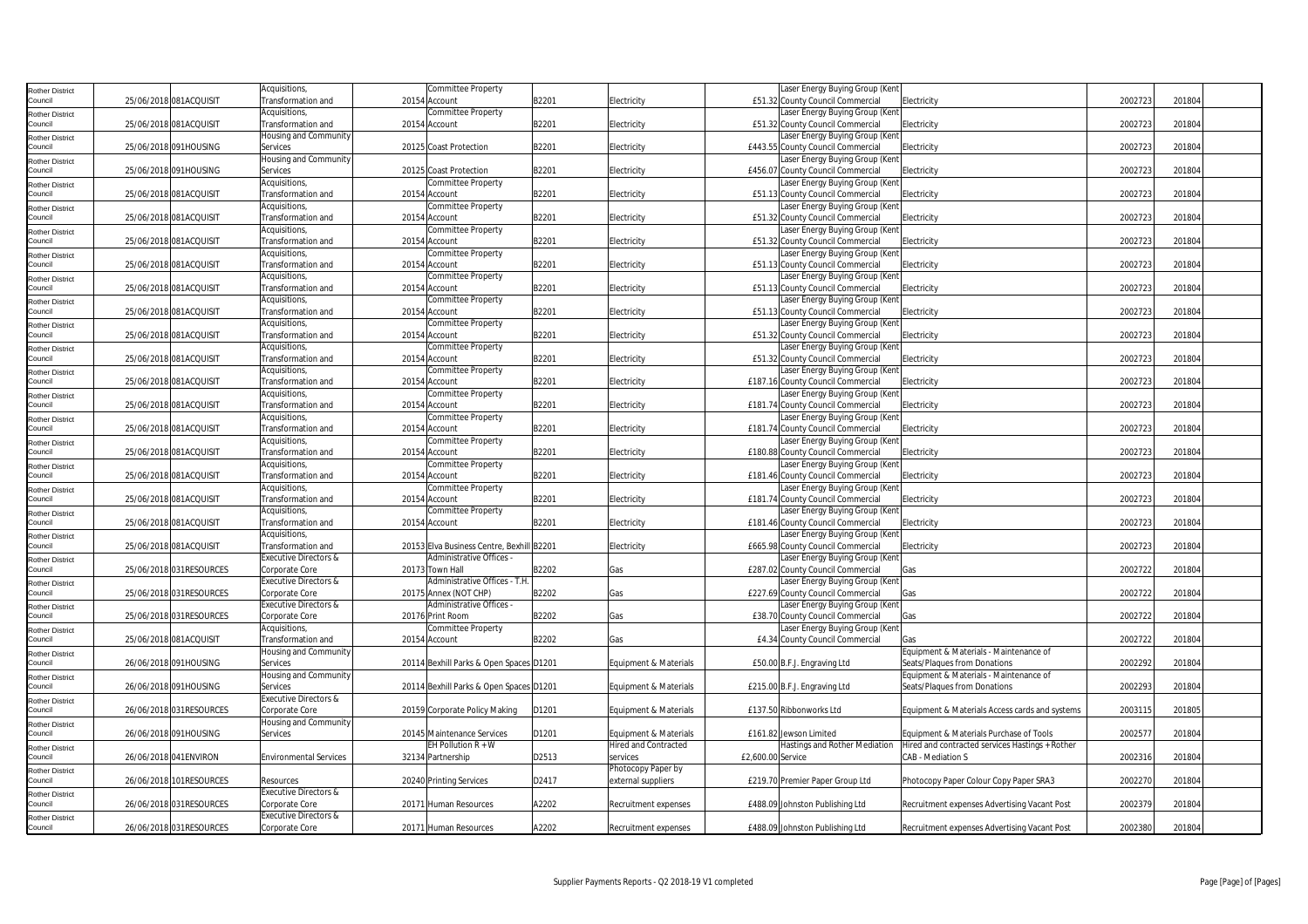| | | | | | | | | | | | | |
|---|---|---|---|---|---|---|---|---|---|---|---|---|
| Rother District Council | 25/06/2018 | 081ACQUISIT | Acquisitions, Transformation and | 20154 | Committee Property Account | B2201 | Electricity | £51.32 | Laser Energy Buying Group (Kent County Council Commercial | Electricity | 2002723 | 201804 |
| Rother District Council | 25/06/2018 | 081ACQUISIT | Acquisitions, Transformation and | 20154 | Committee Property Account | B2201 | Electricity | £51.32 | Laser Energy Buying Group (Kent County Council Commercial | Electricity | 2002723 | 201804 |
| Rother District Council | 25/06/2018 | 091HOUSING | Housing and Community Services | 20125 | Coast Protection | B2201 | Electricity | £443.55 | Laser Energy Buying Group (Kent County Council Commercial | Electricity | 2002723 | 201804 |
| Rother District Council | 25/06/2018 | 091HOUSING | Housing and Community Services | 20125 | Coast Protection | B2201 | Electricity | £456.07 | Laser Energy Buying Group (Kent County Council Commercial | Electricity | 2002723 | 201804 |
| Rother District Council | 25/06/2018 | 081ACQUISIT | Acquisitions, Transformation and | 20154 | Committee Property Account | B2201 | Electricity | £51.13 | Laser Energy Buying Group (Kent County Council Commercial | Electricity | 2002723 | 201804 |
| Rother District Council | 25/06/2018 | 081ACQUISIT | Acquisitions, Transformation and | 20154 | Committee Property Account | B2201 | Electricity | £51.32 | Laser Energy Buying Group (Kent County Council Commercial | Electricity | 2002723 | 201804 |
| Rother District Council | 25/06/2018 | 081ACQUISIT | Acquisitions, Transformation and | 20154 | Committee Property Account | B2201 | Electricity | £51.32 | Laser Energy Buying Group (Kent County Council Commercial | Electricity | 2002723 | 201804 |
| Rother District Council | 25/06/2018 | 081ACQUISIT | Acquisitions, Transformation and | 20154 | Committee Property Account | B2201 | Electricity | £51.13 | Laser Energy Buying Group (Kent County Council Commercial | Electricity | 2002723 | 201804 |
| Rother District Council | 25/06/2018 | 081ACQUISIT | Acquisitions, Transformation and | 20154 | Committee Property Account | B2201 | Electricity | £51.13 | Laser Energy Buying Group (Kent County Council Commercial | Electricity | 2002723 | 201804 |
| Rother District Council | 25/06/2018 | 081ACQUISIT | Acquisitions, Transformation and | 20154 | Committee Property Account | B2201 | Electricity | £51.13 | Laser Energy Buying Group (Kent County Council Commercial | Electricity | 2002723 | 201804 |
| Rother District Council | 25/06/2018 | 081ACQUISIT | Acquisitions, Transformation and | 20154 | Committee Property Account | B2201 | Electricity | £51.32 | Laser Energy Buying Group (Kent County Council Commercial | Electricity | 2002723 | 201804 |
| Rother District Council | 25/06/2018 | 081ACQUISIT | Acquisitions, Transformation and | 20154 | Committee Property Account | B2201 | Electricity | £51.32 | Laser Energy Buying Group (Kent County Council Commercial | Electricity | 2002723 | 201804 |
| Rother District Council | 25/06/2018 | 081ACQUISIT | Acquisitions, Transformation and | 20154 | Committee Property Account | B2201 | Electricity | £187.16 | Laser Energy Buying Group (Kent County Council Commercial | Electricity | 2002723 | 201804 |
| Rother District Council | 25/06/2018 | 081ACQUISIT | Acquisitions, Transformation and | 20154 | Committee Property Account | B2201 | Electricity | £181.74 | Laser Energy Buying Group (Kent County Council Commercial | Electricity | 2002723 | 201804 |
| Rother District Council | 25/06/2018 | 081ACQUISIT | Acquisitions, Transformation and | 20154 | Committee Property Account | B2201 | Electricity | £181.74 | Laser Energy Buying Group (Kent County Council Commercial | Electricity | 2002723 | 201804 |
| Rother District Council | 25/06/2018 | 081ACQUISIT | Acquisitions, Transformation and | 20154 | Committee Property Account | B2201 | Electricity | £180.88 | Laser Energy Buying Group (Kent County Council Commercial | Electricity | 2002723 | 201804 |
| Rother District Council | 25/06/2018 | 081ACQUISIT | Acquisitions, Transformation and | 20154 | Committee Property Account | B2201 | Electricity | £181.46 | Laser Energy Buying Group (Kent County Council Commercial | Electricity | 2002723 | 201804 |
| Rother District Council | 25/06/2018 | 081ACQUISIT | Acquisitions, Transformation and | 20154 | Committee Property Account | B2201 | Electricity | £181.74 | Laser Energy Buying Group (Kent County Council Commercial | Electricity | 2002723 | 201804 |
| Rother District Council | 25/06/2018 | 081ACQUISIT | Acquisitions, Transformation and | 20154 | Committee Property Account | B2201 | Electricity | £181.46 | Laser Energy Buying Group (Kent County Council Commercial | Electricity | 2002723 | 201804 |
| Rother District Council | 25/06/2018 | 081ACQUISIT | Acquisitions, Transformation and | 20153 | Elva Business Centre, Bexhill | B2201 | Electricity | £665.98 | Laser Energy Buying Group (Kent County Council Commercial | Electricity | 2002723 | 201804 |
| Rother District Council | 25/06/2018 | 031RESOURCES | Executive Directors & Corporate Core | 20173 | Administrative Offices - Town Hall | B2202 | Gas | £287.02 | Laser Energy Buying Group (Kent County Council Commercial | Gas | 2002722 | 201804 |
| Rother District Council | 25/06/2018 | 031RESOURCES | Executive Directors & Corporate Core | 20175 | Administrative Offices - T.H. Annex (NOT CHP) | B2202 | Gas | £227.69 | Laser Energy Buying Group (Kent County Council Commercial | Gas | 2002722 | 201804 |
| Rother District Council | 25/06/2018 | 031RESOURCES | Executive Directors & Corporate Core | 20176 | Administrative Offices - Print Room | B2202 | Gas | £38.70 | Laser Energy Buying Group (Kent County Council Commercial | Gas | 2002722 | 201804 |
| Rother District Council | 25/06/2018 | 081ACQUISIT | Acquisitions, Transformation and | 20154 | Committee Property Account | B2202 | Gas | £4.34 | Laser Energy Buying Group (Kent County Council Commercial | Gas | 2002722 | 201804 |
| Rother District Council | 26/06/2018 | 091HOUSING | Housing and Community Services | 20114 | Bexhill Parks & Open Spaces | D1201 | Equipment & Materials | £50.00 | B.F.J. Engraving Ltd | Equipment & Materials - Maintenance of Seats/Plaques from Donations | 2002292 | 201804 |
| Rother District Council | 26/06/2018 | 091HOUSING | Housing and Community Services | 20114 | Bexhill Parks & Open Spaces | D1201 | Equipment & Materials | £215.00 | B.F.J. Engraving Ltd | Equipment & Materials - Maintenance of Seats/Plaques from Donations | 2002293 | 201804 |
| Rother District Council | 26/06/2018 | 031RESOURCES | Executive Directors & Corporate Core | 20159 | Corporate Policy Making | D1201 | Equipment & Materials | £137.50 | Ribbonworks Ltd | Equipment & Materials Access cards and systems | 2003115 | 201805 |
| Rother District Council | 26/06/2018 | 091HOUSING | Housing and Community Services | 20145 | Maintenance Services | D1201 | Equipment & Materials | £161.82 | Jewson Limited | Equipment & Materials Purchase of Tools | 2002577 | 201804 |
| Rother District Council | 26/06/2018 | 041ENVIRON | Environmental Services | 32134 | EH Pollution R + W Partnership | D2513 | Hired and Contracted services | £2,600.00 | Service | Hastings and Rother Mediation — Hired and contracted services Hastings + Rother CAB - Mediation S | 2002316 | 201804 |
| Rother District Council | 26/06/2018 | 101RESOURCES | Resources | 20240 | Printing Services | D2417 | Photocopy Paper by external suppliers | £219.70 | Premier Paper Group Ltd | Photocopy Paper Colour Copy Paper SRA3 | 2002270 | 201804 |
| Rother District Council | 26/06/2018 | 031RESOURCES | Executive Directors & Corporate Core | 20171 | Human Resources | A2202 | Recruitment expenses | £488.09 | Johnston Publishing Ltd | Recruitment expenses Advertising Vacant Post | 2002379 | 201804 |
| Rother District Council | 26/06/2018 | 031RESOURCES | Executive Directors & Corporate Core | 20171 | Human Resources | A2202 | Recruitment expenses | £488.09 | Johnston Publishing Ltd | Recruitment expenses Advertising Vacant Post | 2002380 | 201804 |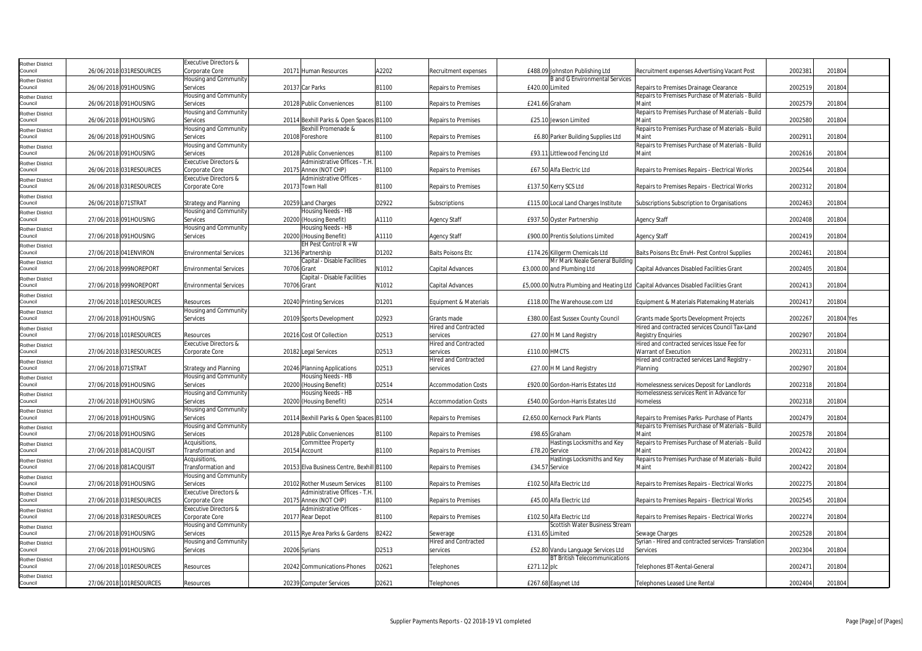| Rother District Council | 26/06/2018 | 031RESOURCES | Executive Directors & Corporate Core | 20171 | Human Resources | A2202 | Recruitment expenses | £488.09 | Johnston Publishing Ltd | Recruitment expenses Advertising Vacant Post | 2002381 | 201804 | |
|---|---|---|---|---|---|---|---|---|---|---|---|---|---|
| Rother District Council | 26/06/2018 | 091HOUSING | Housing and Community Services | 20137 | Car Parks | B1100 | Repairs to Premises | £420.00 | B and G Environmental Services Limited | Repairs to Premises Drainage Clearance | 2002519 | 201804 | |
| Rother District Council | 26/06/2018 | 091HOUSING | Housing and Community Services | 20128 | Public Conveniences | B1100 | Repairs to Premises | £241.66 | Graham | Repairs to Premises Purchase of Materials - Build Maint | 2002579 | 201804 | |
| Rother District Council | 26/06/2018 | 091HOUSING | Housing and Community Services | 20114 | Bexhill Parks & Open Spaces | B1100 | Repairs to Premises | £25.10 | Jewson Limited | Repairs to Premises Purchase of Materials - Build Maint | 2002580 | 201804 | |
| Rother District Council | 26/06/2018 | 091HOUSING | Housing and Community Services | 20108 | Bexhill Promenade & Foreshore | B1100 | Repairs to Premises | £6.80 | Parker Building Supplies Ltd | Repairs to Premises Purchase of Materials - Build Maint | 2002911 | 201804 | |
| Rother District Council | 26/06/2018 | 091HOUSING | Housing and Community Services | 20128 | Public Conveniences | B1100 | Repairs to Premises | £93.11 | Littlewood Fencing Ltd | Repairs to Premises Purchase of Materials - Build Maint | 2002616 | 201804 | |
| Rother District Council | 26/06/2018 | 031RESOURCES | Executive Directors & Corporate Core | 20175 | Administrative Offices - T.H. Annex (NOT CHP) | B1100 | Repairs to Premises | £67.50 | Alfa Electric Ltd | Repairs to Premises Repairs - Electrical Works | 2002544 | 201804 | |
| Rother District Council | 26/06/2018 | 031RESOURCES | Executive Directors & Corporate Core | 20173 | Administrative Offices - Town Hall | B1100 | Repairs to Premises | £137.50 | Kerry SCS Ltd | Repairs to Premises Repairs - Electrical Works | 2002312 | 201804 | |
| Rother District Council | 26/06/2018 | 071STRAT | Strategy and Planning | 20259 | Land Charges | D2922 | Subscriptions | £115.00 | Local Land Charges Institute | Subscriptions Subscription to Organisations | 2002463 | 201804 | |
| Rother District Council | 27/06/2018 | 091HOUSING | Housing and Community Services | 20200 | Housing Needs - HB (Housing Benefit) | A1110 | Agency Staff | £937.50 | Oyster Partnership | Agency Staff | 2002408 | 201804 | |
| Rother District Council | 27/06/2018 | 091HOUSING | Housing and Community Services | 20200 | Housing Needs - HB (Housing Benefit) | A1110 | Agency Staff | £900.00 | Prentis Solutions Limited | Agency Staff | 2002419 | 201804 | |
| Rother District Council | 27/06/2018 | 041ENVIRON | Environmental Services | 32136 | EH Pest Control R + W Partnership | D1202 | Baits Poisons Etc | £174.26 | Killgerm Chemicals Ltd | Baits Poisons Etc EnvH- Pest Control Supplies | 2002461 | 201804 | |
| Rother District Council | 27/06/2018 | 999NOREPORT | Environmental Services | 70706 | Capital - Disable Facilities Grant | N1012 | Capital Advances | £3,000.00 | Mr Mark Neale General Building and Plumbing Ltd | Capital Advances Disabled Facilities Grant | 2002405 | 201804 | |
| Rother District Council | 27/06/2018 | 999NOREPORT | Environmental Services | 70706 | Capital - Disable Facilities Grant | N1012 | Capital Advances | £5,000.00 | Nutra Plumbing and Heating Ltd | Capital Advances Disabled Facilities Grant | 2002413 | 201804 | |
| Rother District Council | 27/06/2018 | 101RESOURCES | Resources | 20240 | Printing Services | D1201 | Equipment & Materials | £118.00 | The Warehouse.com Ltd | Equipment & Materials Platemaking Materials | 2002417 | 201804 | |
| Rother District Council | 27/06/2018 | 091HOUSING | Housing and Community Services | 20109 | Sports Development | D2923 | Grants made | £380.00 | East Sussex County Council | Grants made Sports Development Projects | 2002267 | 201804 | Yes |
| Rother District Council | 27/06/2018 | 101RESOURCES | Resources | 20216 | Cost Of Collection | D2513 | Hired and Contracted services | £27.00 | H M Land Registry | Hired and contracted services Council Tax-Land Registry Enquiries | 2002907 | 201804 | |
| Rother District Council | 27/06/2018 | 031RESOURCES | Executive Directors & Corporate Core | 20182 | Legal Services | D2513 | Hired and Contracted services | £110.00 | HMCTS | Hired and contracted services Issue Fee for Warrant of Execution | 2002311 | 201804 | |
| Rother District Council | 27/06/2018 | 071STRAT | Strategy and Planning | 20246 | Planning Applications | D2513 | Hired and Contracted services | £27.00 | H M Land Registry | Hired and contracted services Land Registry - Planning | 2002907 | 201804 | |
| Rother District Council | 27/06/2018 | 091HOUSING | Housing and Community Services | 20200 | Housing Needs - HB (Housing Benefit) | D2514 | Accommodation Costs | £920.00 | Gordon-Harris Estates Ltd | Homelessness services Deposit for Landlords | 2002318 | 201804 | |
| Rother District Council | 27/06/2018 | 091HOUSING | Housing and Community Services | 20200 | Housing Needs - HB (Housing Benefit) | D2514 | Accommodation Costs | £540.00 | Gordon-Harris Estates Ltd | Homelessness services Rent in Advance for Homeless | 2002318 | 201804 | |
| Rother District Council | 27/06/2018 | 091HOUSING | Housing and Community Services | 20114 | Bexhill Parks & Open Spaces | B1100 | Repairs to Premises | £2,650.00 | Kernock Park Plants | Repairs to Premises Parks- Purchase of Plants | 2002479 | 201804 | |
| Rother District Council | 27/06/2018 | 091HOUSING | Housing and Community Services | 20128 | Public Conveniences | B1100 | Repairs to Premises | £98.65 | Graham | Repairs to Premises Purchase of Materials - Build Maint | 2002578 | 201804 | |
| Rother District Council | 27/06/2018 | 081ACQUISIT | Acquisitions, Transformation and | 20154 | Committee Property Account | B1100 | Repairs to Premises | £78.20 | Hastings Locksmiths and Key Service | Repairs to Premises Purchase of Materials - Build Maint | 2002422 | 201804 | |
| Rother District Council | 27/06/2018 | 081ACQUISIT | Acquisitions, Transformation and | 20153 | Elva Business Centre, Bexhill | B1100 | Repairs to Premises | £34.57 | Hastings Locksmiths and Key Service | Repairs to Premises Purchase of Materials - Build Maint | 2002422 | 201804 | |
| Rother District Council | 27/06/2018 | 091HOUSING | Housing and Community Services | 20102 | Rother Museum Services | B1100 | Repairs to Premises | £102.50 | Alfa Electric Ltd | Repairs to Premises Repairs - Electrical Works | 2002275 | 201804 | |
| Rother District Council | 27/06/2018 | 031RESOURCES | Executive Directors & Corporate Core | 20175 | Administrative Offices - T.H. Annex (NOT CHP) | B1100 | Repairs to Premises | £45.00 | Alfa Electric Ltd | Repairs to Premises Repairs - Electrical Works | 2002545 | 201804 | |
| Rother District Council | 27/06/2018 | 031RESOURCES | Executive Directors & Corporate Core | 20177 | Administrative Offices - Rear Depot | B1100 | Repairs to Premises | £102.50 | Alfa Electric Ltd | Repairs to Premises Repairs - Electrical Works | 2002274 | 201804 | |
| Rother District Council | 27/06/2018 | 091HOUSING | Housing and Community Services | 20115 | Rye Area Parks & Gardens | B2422 | Sewerage | £131.65 | Scottish Water Business Stream Limited | Sewage Charges | 2002528 | 201804 | |
| Rother District Council | 27/06/2018 | 091HOUSING | Housing and Community Services | 20206 | Syrians | D2513 | Hired and Contracted services | £52.80 | Vandu Language Services Ltd | Syrian - Hired and contracted services- Translation Services | 2002304 | 201804 | |
| Rother District Council | 27/06/2018 | 101RESOURCES | Resources | 20242 | Communications-Phones | D2621 | Telephones | £271.12 | BT British Telecommunications plc | Telephones BT-Rental-General | 2002471 | 201804 | |
| Rother District Council | 27/06/2018 | 101RESOURCES | Resources | 20239 | Computer Services | D2621 | Telephones | £267.68 | Easynet Ltd | Telephones Leased Line Rental | 2002404 | 201804 | |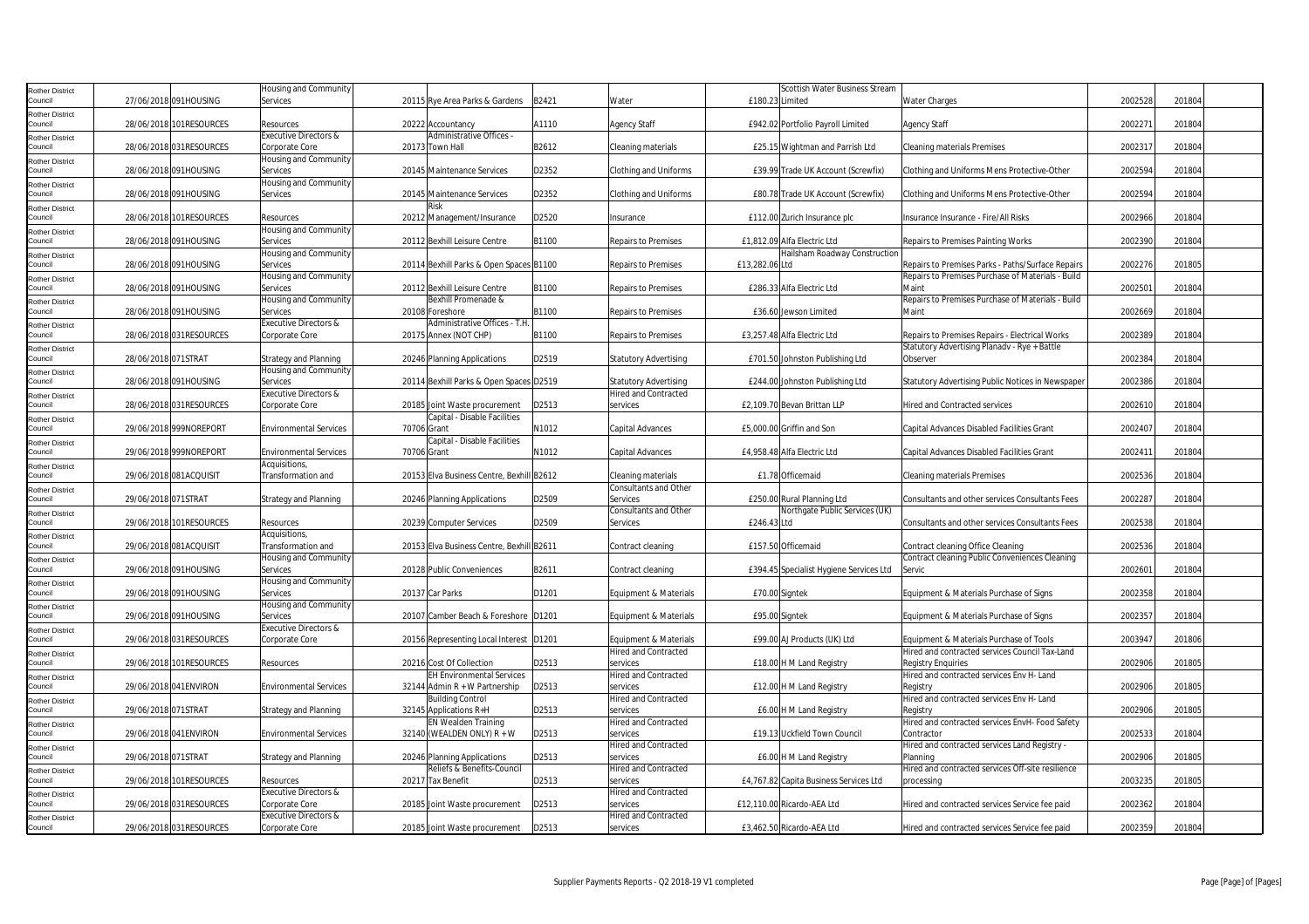| | | | | | | | | | | | | |
|---|---|---|---|---|---|---|---|---|---|---|---|---|
| Rother District Council | 27/06/2018 | 091HOUSING | Housing and Community Services | 20115 | Rye Area Parks & Gardens | B2421 | Water | £180.23 | Scottish Water Business Stream Limited | Water Charges | 2002528 | 201804 |
| Rother District Council | 28/06/2018 | 101RESOURCES | Resources | 20222 | Accountancy | A1110 | Agency Staff | £942.02 | Portfolio Payroll Limited | Agency Staff | 2002271 | 201804 |
| Rother District Council | 28/06/2018 | 031RESOURCES | Executive Directors & Corporate Core | 20173 | Administrative Offices - Town Hall | B2612 | Cleaning materials | £25.15 | Wightman and Parrish Ltd | Cleaning materials Premises | 2002317 | 201804 |
| Rother District Council | 28/06/2018 | 091HOUSING | Housing and Community Services | 20145 | Maintenance Services | D2352 | Clothing and Uniforms | £39.99 | Trade UK Account (Screwfix) | Clothing and Uniforms Mens Protective-Other | 2002594 | 201804 |
| Rother District Council | 28/06/2018 | 091HOUSING | Housing and Community Services | 20145 | Maintenance Services | D2352 | Clothing and Uniforms | £80.78 | Trade UK Account (Screwfix) | Clothing and Uniforms Mens Protective-Other | 2002594 | 201804 |
| Rother District Council | 28/06/2018 | 101RESOURCES | Resources | 20212 | Risk Management/Insurance | D2520 | Insurance | £112.00 | Zurich Insurance plc | Insurance Insurance - Fire/All Risks | 2002966 | 201804 |
| Rother District Council | 28/06/2018 | 091HOUSING | Housing and Community Services | 20112 | Bexhill Leisure Centre | B1100 | Repairs to Premises | £1,812.09 | Alfa Electric Ltd | Repairs to Premises Painting Works | 2002390 | 201804 |
| Rother District Council | 28/06/2018 | 091HOUSING | Housing and Community Services | 20114 | Bexhill Parks & Open Spaces | B1100 | Repairs to Premises | £13,282.06 | Hailsham Roadway Construction Ltd | Repairs to Premises Parks - Paths/Surface Repairs | 2002276 | 201805 |
| Rother District Council | 28/06/2018 | 091HOUSING | Housing and Community Services | 20112 | Bexhill Leisure Centre | B1100 | Repairs to Premises | £286.33 | Alfa Electric Ltd | Repairs to Premises Purchase of Materials - Build Maint | 2002501 | 201804 |
| Rother District Council | 28/06/2018 | 091HOUSING | Housing and Community Services | 20108 | Bexhill Promenade & Foreshore | B1100 | Repairs to Premises | £36.60 | Jewson Limited | Repairs to Premises Purchase of Materials - Build Maint | 2002669 | 201804 |
| Rother District Council | 28/06/2018 | 031RESOURCES | Executive Directors & Corporate Core | 20175 | Administrative Offices - T.H. Annex (NOT CHP) | B1100 | Repairs to Premises | £3,257.48 | Alfa Electric Ltd | Repairs to Premises Repairs - Electrical Works | 2002389 | 201804 |
| Rother District Council | 28/06/2018 | 071STRAT | Strategy and Planning | 20246 | Planning Applications | D2519 | Statutory Advertising | £701.50 | Johnston Publishing Ltd | Statutory Advertising Planadv - Rye + Battle Observer | 2002384 | 201804 |
| Rother District Council | 28/06/2018 | 091HOUSING | Housing and Community Services | 20114 | Bexhill Parks & Open Spaces | D2519 | Statutory Advertising | £244.00 | Johnston Publishing Ltd | Statutory Advertising Public Notices in Newspaper | 2002386 | 201804 |
| Rother District Council | 28/06/2018 | 031RESOURCES | Executive Directors & Corporate Core | 20185 | Joint Waste procurement | D2513 | Hired and Contracted services | £2,109.70 | Bevan Brittan LLP | Hired and Contracted services | 2002610 | 201804 |
| Rother District Council | 29/06/2018 | 999NOREPORT | Environmental Services | 70706 | Capital - Disable Facilities Grant | N1012 | Capital Advances | £5,000.00 | Griffin and Son | Capital Advances Disabled Facilities Grant | 2002407 | 201804 |
| Rother District Council | 29/06/2018 | 999NOREPORT | Environmental Services | 70706 | Capital - Disable Facilities Grant | N1012 | Capital Advances | £4,958.48 | Alfa Electric Ltd | Capital Advances Disabled Facilities Grant | 2002411 | 201804 |
| Rother District Council | 29/06/2018 | 081ACQUISIT | Acquisitions, Transformation and | 20153 | Elva Business Centre, Bexhill | B2612 | Cleaning materials | £1.78 | Officemaid | Cleaning materials Premises | 2002536 | 201804 |
| Rother District Council | 29/06/2018 | 071STRAT | Strategy and Planning | 20246 | Planning Applications | D2509 | Consultants and Other Services | £250.00 | Rural Planning Ltd | Consultants and other services Consultants Fees | 2002287 | 201804 |
| Rother District Council | 29/06/2018 | 101RESOURCES | Resources | 20239 | Computer Services | D2509 | Consultants and Other Services | £246.43 | Northgate Public Services (UK) Ltd | Consultants and other services Consultants Fees | 2002538 | 201804 |
| Rother District Council | 29/06/2018 | 081ACQUISIT | Acquisitions, Transformation and | 20153 | Elva Business Centre, Bexhill | B2611 | Contract cleaning | £157.50 | Officemaid | Contract cleaning Office Cleaning | 2002536 | 201804 |
| Rother District Council | 29/06/2018 | 091HOUSING | Housing and Community Services | 20128 | Public Conveniences | B2611 | Contract cleaning | £394.45 | Specialist Hygiene Services Ltd | Contract cleaning Public Conveniences Cleaning Servic | 2002601 | 201804 |
| Rother District Council | 29/06/2018 | 091HOUSING | Housing and Community Services | 20137 | Car Parks | D1201 | Equipment & Materials | £70.00 | Signtek | Equipment & Materials Purchase of Signs | 2002358 | 201804 |
| Rother District Council | 29/06/2018 | 091HOUSING | Housing and Community Services | 20107 | Camber Beach & Foreshore | D1201 | Equipment & Materials | £95.00 | Signtek | Equipment & Materials Purchase of Signs | 2002357 | 201804 |
| Rother District Council | 29/06/2018 | 031RESOURCES | Executive Directors & Corporate Core | 20156 | Representing Local Interest | D1201 | Equipment & Materials | £99.00 | AJ Products (UK) Ltd | Equipment & Materials Purchase of Tools | 2003947 | 201806 |
| Rother District Council | 29/06/2018 | 101RESOURCES | Resources | 20216 | Cost Of Collection | D2513 | Hired and Contracted services | £18.00 | H M Land Registry | Hired and contracted services Council Tax-Land Registry Enquiries | 2002906 | 201805 |
| Rother District Council | 29/06/2018 | 041ENVIRON | Environmental Services | 32144 | EH Environmental Services Admin R + W Partnership | D2513 | Hired and Contracted services | £12.00 | H M Land Registry | Hired and contracted services Env H- Land Registry | 2002906 | 201805 |
| Rother District Council | 29/06/2018 | 071STRAT | Strategy and Planning | 32145 | Building Control Applications R+H | D2513 | Hired and Contracted services | £6.00 | H M Land Registry | Hired and contracted services Env H- Land Registry | 2002906 | 201805 |
| Rother District Council | 29/06/2018 | 041ENVIRON | Environmental Services | 32140 | EN Wealden Training (WEALDEN ONLY) R + W | D2513 | Hired and Contracted services | £19.13 | Uckfield Town Council | Hired and contracted services EnvH- Food Safety Contractor | 2002533 | 201804 |
| Rother District Council | 29/06/2018 | 071STRAT | Strategy and Planning | 20246 | Planning Applications | D2513 | Hired and Contracted services | £6.00 | H M Land Registry | Hired and contracted services Land Registry - Planning | 2002906 | 201805 |
| Rother District Council | 29/06/2018 | 101RESOURCES | Resources | 20217 | Reliefs & Benefits-Council Tax Benefit | D2513 | Hired and Contracted services | £4,767.82 | Capita Business Services Ltd | Hired and contracted services Off-site resilience processing | 2003235 | 201805 |
| Rother District Council | 29/06/2018 | 031RESOURCES | Executive Directors & Corporate Core | 20185 | Joint Waste procurement | D2513 | Hired and Contracted services | £12,110.00 | Ricardo-AEA Ltd | Hired and contracted services Service fee paid | 2002362 | 201804 |
| Rother District Council | 29/06/2018 | 031RESOURCES | Executive Directors & Corporate Core | 20185 | Joint Waste procurement | D2513 | Hired and Contracted services | £3,462.50 | Ricardo-AEA Ltd | Hired and contracted services Service fee paid | 2002359 | 201804 |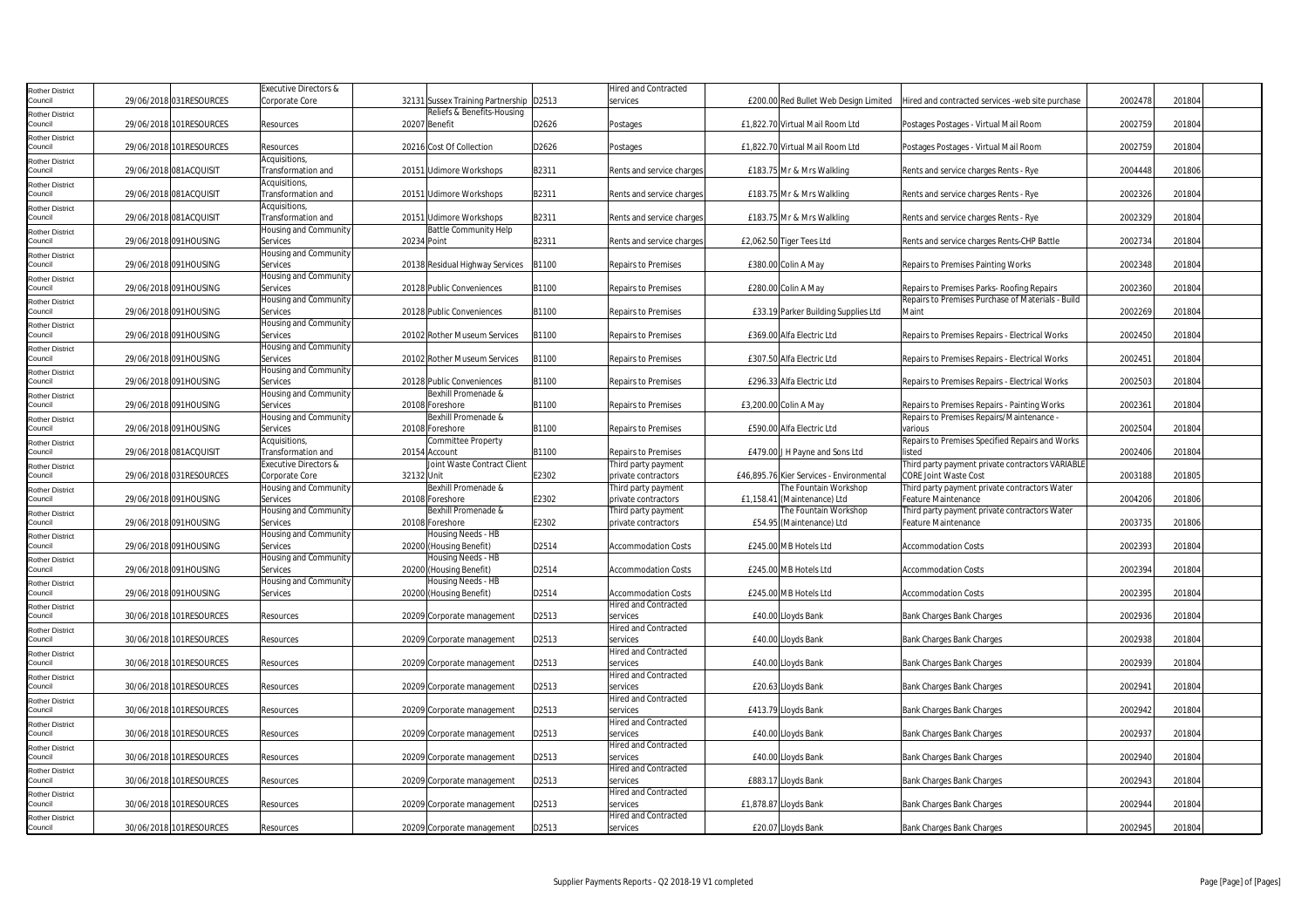| Rother District Council | 29/06/2018 | 031RESOURCES | Executive Directors & Corporate Core | 32131 | Sussex Training Partnership | D2513 | Hired and Contracted services | £200.00 | Red Bullet Web Design Limited | Hired and contracted services -web site purchase | 2002478 | 201804 |
|---|---|---|---|---|---|---|---|---|---|---|---|---|
| Rother District Council | 29/06/2018 | 101RESOURCES | Resources | 20207 | Reliefs & Benefits-Housing Benefit | D2626 | Postages | £1,822.70 | Virtual Mail Room Ltd | Postages Postages - Virtual Mail Room | 2002759 | 201804 |
| Rother District Council | 29/06/2018 | 101RESOURCES | Resources | 20216 | Cost Of Collection | D2626 | Postages | £1,822.70 | Virtual Mail Room Ltd | Postages Postages - Virtual Mail Room | 2002759 | 201804 |
| Rother District Council | 29/06/2018 | 081ACQUISIT | Acquisitions, Transformation and | 20151 | Udimore Workshops | B2311 | Rents and service charges | £183.75 | Mr & Mrs Walkling | Rents and service charges Rents - Rye | 2004448 | 201806 |
| Rother District Council | 29/06/2018 | 081ACQUISIT | Acquisitions, Transformation and | 20151 | Udimore Workshops | B2311 | Rents and service charges | £183.75 | Mr & Mrs Walkling | Rents and service charges Rents - Rye | 2002326 | 201804 |
| Rother District Council | 29/06/2018 | 081ACQUISIT | Acquisitions, Transformation and | 20151 | Udimore Workshops | B2311 | Rents and service charges | £183.75 | Mr & Mrs Walkling | Rents and service charges Rents - Rye | 2002329 | 201804 |
| Rother District Council | 29/06/2018 | 091HOUSING | Housing and Community Services | 20234 | Battle Community Help Point | B2311 | Rents and service charges | £2,062.50 | Tiger Tees Ltd | Rents and service charges Rents-CHP Battle | 2002734 | 201804 |
| Rother District Council | 29/06/2018 | 091HOUSING | Housing and Community Services | 20138 | Residual Highway Services | B1100 | Repairs to Premises | £380.00 | Colin A May | Repairs to Premises Painting Works | 2002348 | 201804 |
| Rother District Council | 29/06/2018 | 091HOUSING | Housing and Community Services | 20128 | Public Conveniences | B1100 | Repairs to Premises | £280.00 | Colin A May | Repairs to Premises Parks- Roofing Repairs | 2002360 | 201804 |
| Rother District Council | 29/06/2018 | 091HOUSING | Housing and Community Services | 20128 | Public Conveniences | B1100 | Repairs to Premises | £33.19 | Parker Building Supplies Ltd | Repairs to Premises Purchase of Materials - Build Maint | 2002269 | 201804 |
| Rother District Council | 29/06/2018 | 091HOUSING | Housing and Community Services | 20102 | Rother Museum Services | B1100 | Repairs to Premises | £369.00 | Alfa Electric Ltd | Repairs to Premises Repairs - Electrical Works | 2002450 | 201804 |
| Rother District Council | 29/06/2018 | 091HOUSING | Housing and Community Services | 20102 | Rother Museum Services | B1100 | Repairs to Premises | £307.50 | Alfa Electric Ltd | Repairs to Premises Repairs - Electrical Works | 2002451 | 201804 |
| Rother District Council | 29/06/2018 | 091HOUSING | Housing and Community Services | 20128 | Public Conveniences | B1100 | Repairs to Premises | £296.33 | Alfa Electric Ltd | Repairs to Premises Repairs - Electrical Works | 2002503 | 201804 |
| Rother District Council | 29/06/2018 | 091HOUSING | Housing and Community Services | 20108 | Bexhill Promenade & Foreshore | B1100 | Repairs to Premises | £3,200.00 | Colin A May | Repairs to Premises Repairs - Painting Works | 2002361 | 201804 |
| Rother District Council | 29/06/2018 | 091HOUSING | Housing and Community Services | 20108 | Bexhill Promenade & Foreshore | B1100 | Repairs to Premises | £590.00 | Alfa Electric Ltd | Repairs to Premises Repairs/Maintenance - various | 2002504 | 201804 |
| Rother District Council | 29/06/2018 | 081ACQUISIT | Acquisitions, Transformation and | 20154 | Committee Property Account | B1100 | Repairs to Premises | £479.00 | J H Payne and Sons Ltd | Repairs to Premises Specified Repairs and Works listed | 2002406 | 201804 |
| Rother District Council | 29/06/2018 | 031RESOURCES | Executive Directors & Corporate Core | 32132 | Joint Waste Contract Client Unit | E2302 | Third party payment private contractors | £46,895.76 | Kier Services - Environmental | Third party payment private contractors VARIABLE CORE Joint Waste Cost | 2003188 | 201805 |
| Rother District Council | 29/06/2018 | 091HOUSING | Housing and Community Services | 20108 | Bexhill Promenade & Foreshore | E2302 | Third party payment private contractors | £1,158.41 | The Fountain Workshop (Maintenance) Ltd | Third party payment private contractors Water Feature Maintenance | 2004206 | 201806 |
| Rother District Council | 29/06/2018 | 091HOUSING | Housing and Community Services | 20108 | Bexhill Promenade & Foreshore | E2302 | Third party payment private contractors | £54.95 | The Fountain Workshop (Maintenance) Ltd | Third party payment private contractors Water Feature Maintenance | 2003735 | 201806 |
| Rother District Council | 29/06/2018 | 091HOUSING | Housing and Community Services | 20200 | Housing Needs - HB (Housing Benefit) | D2514 | Accommodation Costs | £245.00 | MB Hotels Ltd | Accommodation Costs | 2002393 | 201804 |
| Rother District Council | 29/06/2018 | 091HOUSING | Housing and Community Services | 20200 | Housing Needs - HB (Housing Benefit) | D2514 | Accommodation Costs | £245.00 | MB Hotels Ltd | Accommodation Costs | 2002394 | 201804 |
| Rother District Council | 29/06/2018 | 091HOUSING | Housing and Community Services | 20200 | Housing Needs - HB (Housing Benefit) | D2514 | Accommodation Costs | £245.00 | MB Hotels Ltd | Accommodation Costs | 2002395 | 201804 |
| Rother District Council | 30/06/2018 | 101RESOURCES | Resources | 20209 | Corporate management | D2513 | Hired and Contracted services | £40.00 | Lloyds Bank | Bank Charges Bank Charges | 2002936 | 201804 |
| Rother District Council | 30/06/2018 | 101RESOURCES | Resources | 20209 | Corporate management | D2513 | Hired and Contracted services | £40.00 | Lloyds Bank | Bank Charges Bank Charges | 2002938 | 201804 |
| Rother District Council | 30/06/2018 | 101RESOURCES | Resources | 20209 | Corporate management | D2513 | Hired and Contracted services | £40.00 | Lloyds Bank | Bank Charges Bank Charges | 2002939 | 201804 |
| Rother District Council | 30/06/2018 | 101RESOURCES | Resources | 20209 | Corporate management | D2513 | Hired and Contracted services | £20.63 | Lloyds Bank | Bank Charges Bank Charges | 2002941 | 201804 |
| Rother District Council | 30/06/2018 | 101RESOURCES | Resources | 20209 | Corporate management | D2513 | Hired and Contracted services | £413.79 | Lloyds Bank | Bank Charges Bank Charges | 2002942 | 201804 |
| Rother District Council | 30/06/2018 | 101RESOURCES | Resources | 20209 | Corporate management | D2513 | Hired and Contracted services | £40.00 | Lloyds Bank | Bank Charges Bank Charges | 2002937 | 201804 |
| Rother District Council | 30/06/2018 | 101RESOURCES | Resources | 20209 | Corporate management | D2513 | Hired and Contracted services | £40.00 | Lloyds Bank | Bank Charges Bank Charges | 2002940 | 201804 |
| Rother District Council | 30/06/2018 | 101RESOURCES | Resources | 20209 | Corporate management | D2513 | Hired and Contracted services | £883.17 | Lloyds Bank | Bank Charges Bank Charges | 2002943 | 201804 |
| Rother District Council | 30/06/2018 | 101RESOURCES | Resources | 20209 | Corporate management | D2513 | Hired and Contracted services | £1,878.87 | Lloyds Bank | Bank Charges Bank Charges | 2002944 | 201804 |
| Rother District Council | 30/06/2018 | 101RESOURCES | Resources | 20209 | Corporate management | D2513 | Hired and Contracted services | £20.07 | Lloyds Bank | Bank Charges Bank Charges | 2002945 | 201804 |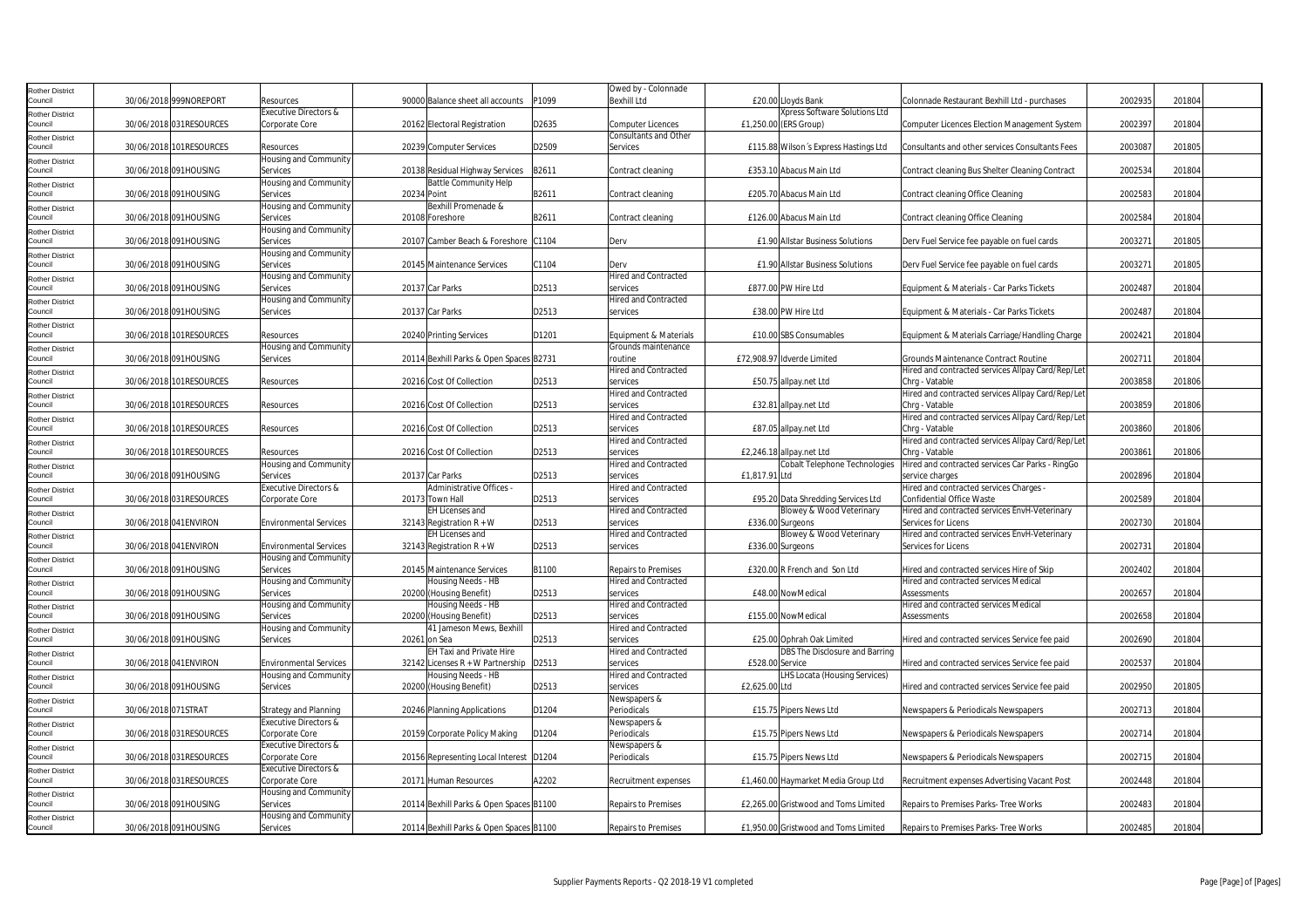| Rother District Council | 30/06/2018 | 999NOREPORT | Resources | 90000 | Balance sheet all accounts | P1099 | Owed by - Colonnade Bexhill Ltd | £20.00 | Lloyds Bank | Colonnade Restaurant Bexhill Ltd - purchases | 2002935 | 201804 |
|---|---|---|---|---|---|---|---|---|---|---|---|---|
| Rother District Council | 30/06/2018 | 031RESOURCES | Executive Directors & Corporate Core | 20162 | Electoral Registration | D2635 | Computer Licences | £1,250.00 | Xpress Software Solutions Ltd (ERS Group) | Computer Licences Election Management System | 2002397 | 201804 |
| Rother District Council | 30/06/2018 | 101RESOURCES | Resources | 20239 | Computer Services | D2509 | Consultants and Other Services | £115.88 | Wilson´s Express Hastings Ltd | Consultants and other services Consultants Fees | 2003087 | 201805 |
| Rother District Council | 30/06/2018 | 091HOUSING | Housing and Community Services | 20138 | Residual Highway Services | B2611 | Contract cleaning | £353.10 | Abacus Main Ltd | Contract cleaning Bus Shelter Cleaning Contract | 2002534 | 201804 |
| Rother District Council | 30/06/2018 | 091HOUSING | Housing and Community Services | 20234 | Battle Community Help Point | B2611 | Contract cleaning | £205.70 | Abacus Main Ltd | Contract cleaning Office Cleaning | 2002583 | 201804 |
| Rother District Council | 30/06/2018 | 091HOUSING | Housing and Community Services | 20108 | Bexhill Promenade & Foreshore | B2611 | Contract cleaning | £126.00 | Abacus Main Ltd | Contract cleaning Office Cleaning | 2002584 | 201804 |
| Rother District Council | 30/06/2018 | 091HOUSING | Housing and Community Services | 20107 | Camber Beach & Foreshore | C1104 | Derv | £1.90 | Allstar Business Solutions | Derv Fuel Service fee payable on fuel cards | 2003271 | 201805 |
| Rother District Council | 30/06/2018 | 091HOUSING | Housing and Community Services | 20145 | Maintenance Services | C1104 | Derv | £1.90 | Allstar Business Solutions | Derv Fuel Service fee payable on fuel cards | 2003271 | 201805 |
| Rother District Council | 30/06/2018 | 091HOUSING | Housing and Community Services | 20137 | Car Parks | D2513 | Hired and Contracted services | £877.00 | PW Hire Ltd | Equipment & Materials - Car Parks Tickets | 2002487 | 201804 |
| Rother District Council | 30/06/2018 | 091HOUSING | Housing and Community Services | 20137 | Car Parks | D2513 | Hired and Contracted services | £38.00 | PW Hire Ltd | Equipment & Materials - Car Parks Tickets | 2002487 | 201804 |
| Rother District Council | 30/06/2018 | 101RESOURCES | Resources | 20240 | Printing Services | D1201 | Equipment & Materials | £10.00 | SBS Consumables | Equipment & Materials Carriage/Handling Charge | 2002421 | 201804 |
| Rother District Council | 30/06/2018 | 091HOUSING | Housing and Community Services | 20114 | Bexhill Parks & Open Spaces | B2731 | Grounds maintenance routine | £72,908.97 | Idverde Limited | Grounds Maintenance Contract Routine | 2002711 | 201804 |
| Rother District Council | 30/06/2018 | 101RESOURCES | Resources | 20216 | Cost Of Collection | D2513 | Hired and Contracted services | £50.75 | allpay.net Ltd | Hired and contracted services Allpay Card/Rep/Let Chrg - Vatable | 2003858 | 201806 |
| Rother District Council | 30/06/2018 | 101RESOURCES | Resources | 20216 | Cost Of Collection | D2513 | Hired and Contracted services | £32.81 | allpay.net Ltd | Hired and contracted services Allpay Card/Rep/Let Chrg - Vatable | 2003859 | 201806 |
| Rother District Council | 30/06/2018 | 101RESOURCES | Resources | 20216 | Cost Of Collection | D2513 | Hired and Contracted services | £87.05 | allpay.net Ltd | Hired and contracted services Allpay Card/Rep/Let Chrg - Vatable | 2003860 | 201806 |
| Rother District Council | 30/06/2018 | 101RESOURCES | Resources | 20216 | Cost Of Collection | D2513 | Hired and Contracted services | £2,246.18 | allpay.net Ltd | Hired and contracted services Allpay Card/Rep/Let Chrg - Vatable | 2003861 | 201806 |
| Rother District Council | 30/06/2018 | 091HOUSING | Housing and Community Services | 20137 | Car Parks | D2513 | Hired and Contracted services | £1,817.91 | Cobalt Telephone Technologies Ltd | Hired and contracted services Car Parks - RingGo service charges | 2002896 | 201804 |
| Rother District Council | 30/06/2018 | 031RESOURCES | Executive Directors & Corporate Core | 20173 | Administrative Offices - Town Hall | D2513 | Hired and Contracted services | £95.20 | Data Shredding Services Ltd | Hired and contracted services Charges - Confidential Office Waste | 2002589 | 201804 |
| Rother District Council | 30/06/2018 | 041ENVIRON | Environmental Services | 32143 | EH Licenses and Registration R + W | D2513 | Hired and Contracted services | £336.00 | Blowey & Wood Veterinary Surgeons | Hired and contracted services EnvH-Veterinary Services for Licens | 2002730 | 201804 |
| Rother District Council | 30/06/2018 | 041ENVIRON | Environmental Services | 32143 | EH Licenses and Registration R + W | D2513 | Hired and Contracted services | £336.00 | Blowey & Wood Veterinary Surgeons | Hired and contracted services EnvH-Veterinary Services for Licens | 2002731 | 201804 |
| Rother District Council | 30/06/2018 | 091HOUSING | Housing and Community Services | 20145 | Maintenance Services | B1100 | Repairs to Premises | £320.00 | R French and Son Ltd | Hired and contracted services Hire of Skip | 2002402 | 201804 |
| Rother District Council | 30/06/2018 | 091HOUSING | Housing and Community Services | 20200 | Housing Needs - HB (Housing Benefit) | D2513 | Hired and Contracted services | £48.00 | NowMedical | Hired and contracted services Medical Assessments | 2002657 | 201804 |
| Rother District Council | 30/06/2018 | 091HOUSING | Housing and Community Services | 20200 | Housing Needs - HB (Housing Benefit) | D2513 | Hired and Contracted services | £155.00 | NowMedical | Hired and contracted services Medical Assessments | 2002658 | 201804 |
| Rother District Council | 30/06/2018 | 091HOUSING | Housing and Community Services | 20261 | 41 Jameson Mews, Bexhill on Sea | D2513 | Hired and Contracted services | £25.00 | Ophrah Oak Limited | Hired and contracted services Service fee paid | 2002690 | 201804 |
| Rother District Council | 30/06/2018 | 041ENVIRON | Environmental Services | 32142 | EH Taxi and Private Hire Licenses R + W Partnership | D2513 | Hired and Contracted services | £528.00 | DBS The Disclosure and Barring Service | Hired and contracted services Service fee paid | 2002537 | 201804 |
| Rother District Council | 30/06/2018 | 091HOUSING | Housing and Community Services | 20200 | Housing Needs - HB (Housing Benefit) | D2513 | Hired and Contracted services | £2,625.00 | LHS Locata (Housing Services) Ltd | Hired and contracted services Service fee paid | 2002950 | 201805 |
| Rother District Council | 30/06/2018 | 071STRAT | Strategy and Planning | 20246 | Planning Applications | D1204 | Newspapers & Periodicals | £15.75 | Pipers News Ltd | Newspapers & Periodicals Newspapers | 2002713 | 201804 |
| Rother District Council | 30/06/2018 | 031RESOURCES | Executive Directors & Corporate Core | 20159 | Corporate Policy Making | D1204 | Newspapers & Periodicals | £15.75 | Pipers News Ltd | Newspapers & Periodicals Newspapers | 2002714 | 201804 |
| Rother District Council | 30/06/2018 | 031RESOURCES | Executive Directors & Corporate Core | 20156 | Representing Local Interest | D1204 | Newspapers & Periodicals | £15.75 | Pipers News Ltd | Newspapers & Periodicals Newspapers | 2002715 | 201804 |
| Rother District Council | 30/06/2018 | 031RESOURCES | Executive Directors & Corporate Core | 20171 | Human Resources | A2202 | Recruitment expenses | £1,460.00 | Haymarket Media Group Ltd | Recruitment expenses Advertising Vacant Post | 2002448 | 201804 |
| Rother District Council | 30/06/2018 | 091HOUSING | Housing and Community Services | 20114 | Bexhill Parks & Open Spaces | B1100 | Repairs to Premises | £2,265.00 | Gristwood and Toms Limited | Repairs to Premises Parks- Tree Works | 2002483 | 201804 |
| Rother District Council | 30/06/2018 | 091HOUSING | Housing and Community Services | 20114 | Bexhill Parks & Open Spaces | B1100 | Repairs to Premises | £1,950.00 | Gristwood and Toms Limited | Repairs to Premises Parks- Tree Works | 2002485 | 201804 |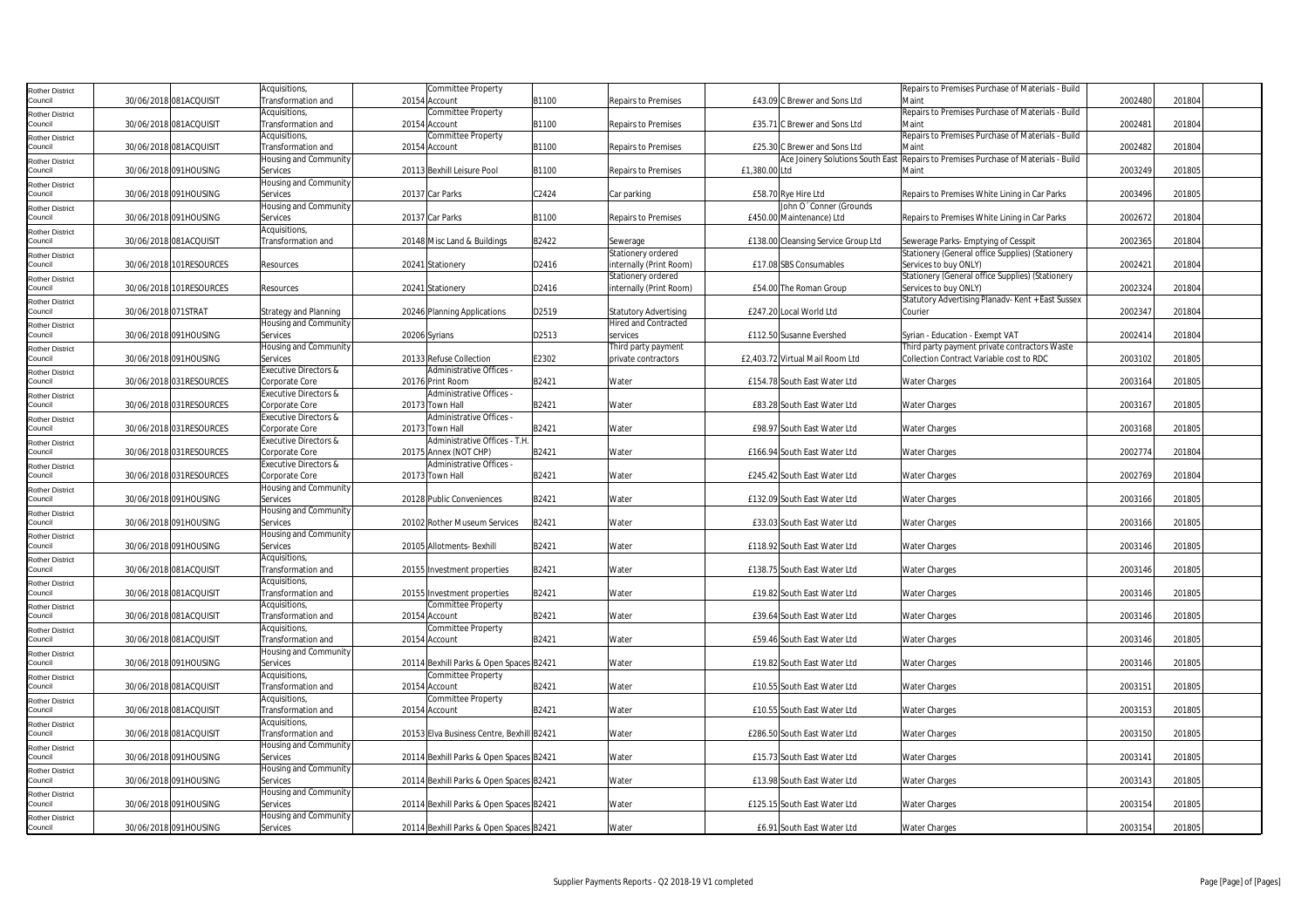| Rother District Council | 30/06/2018 | 081ACQUISIT | Acquisitions, Transformation and | 20154 | Committee Property Account | B1100 | Repairs to Premises | £43.09 | C Brewer and Sons Ltd | Repairs to Premises Purchase of Materials - Build Maint | 2002480 | 201804 |
|---|---|---|---|---|---|---|---|---|---|---|---|---|
| Rother District Council | 30/06/2018 | 081ACQUISIT | Acquisitions, Transformation and | 20154 | Committee Property Account | B1100 | Repairs to Premises | £35.71 | C Brewer and Sons Ltd | Repairs to Premises Purchase of Materials - Build Maint | 2002481 | 201804 |
| Rother District Council | 30/06/2018 | 081ACQUISIT | Acquisitions, Transformation and | 20154 | Committee Property Account | B1100 | Repairs to Premises | £25.30 | C Brewer and Sons Ltd | Repairs to Premises Purchase of Materials - Build Maint | 2002482 | 201804 |
| Rother District Council | 30/06/2018 | 091HOUSING | Housing and Community Services | 20113 | Bexhill Leisure Pool | B1100 | Repairs to Premises | £1,380.00 | Ace Joinery Solutions South East Ltd | Repairs to Premises Purchase of Materials - Build Maint | 2003249 | 201805 |
| Rother District Council | 30/06/2018 | 091HOUSING | Housing and Community Services | 20137 | Car Parks | C2424 | Car parking | £58.70 | Rye Hire Ltd | Repairs to Premises White Lining in Car Parks | 2003496 | 201805 |
| Rother District Council | 30/06/2018 | 091HOUSING | Housing and Community Services | 20137 | Car Parks | B1100 | Repairs to Premises | £450.00 | John O´Conner (Grounds Maintenance) Ltd | Repairs to Premises White Lining in Car Parks | 2002672 | 201804 |
| Rother District Council | 30/06/2018 | 081ACQUISIT | Acquisitions, Transformation and | 20148 | Misc Land & Buildings | B2422 | Sewerage | £138.00 | Cleansing Service Group Ltd | Sewerage Parks- Emptying of Cesspit | 2002365 | 201804 |
| Rother District Council | 30/06/2018 | 101RESOURCES | Resources | 20241 | Stationery | D2416 | Stationery ordered internally (Print Room) | £17.08 | SBS Consumables | Stationery (General office Supplies) (Stationery Services to buy ONLY) | 2002421 | 201804 |
| Rother District Council | 30/06/2018 | 101RESOURCES | Resources | 20241 | Stationery | D2416 | Stationery ordered internally (Print Room) | £54.00 | The Roman Group | Stationery (General office Supplies) (Stationery Services to buy ONLY) | 2002324 | 201804 |
| Rother District Council | 30/06/2018 | 071STRAT | Strategy and Planning | 20246 | Planning Applications | D2519 | Statutory Advertising | £247.20 | Local World Ltd | Statutory Advertising Planadv- Kent + East Sussex Courier | 2002347 | 201804 |
| Rother District Council | 30/06/2018 | 091HOUSING | Housing and Community Services | 20206 | Syrians | D2513 | Hired and Contracted services | £112.50 | Susanne Evershed | Syrian - Education - Exempt VAT | 2002414 | 201804 |
| Rother District Council | 30/06/2018 | 091HOUSING | Housing and Community Services | 20133 | Refuse Collection | E2302 | Third party payment private contractors | £2,403.72 | Virtual Mail Room Ltd | Third party payment private contractors Waste Collection Contract Variable cost to RDC | 2003102 | 201805 |
| Rother District Council | 30/06/2018 | 031RESOURCES | Executive Directors & Corporate Core | 20176 | Administrative Offices - Print Room | B2421 | Water | £154.78 | South East Water Ltd | Water Charges | 2003164 | 201805 |
| Rother District Council | 30/06/2018 | 031RESOURCES | Executive Directors & Corporate Core | 20173 | Administrative Offices - Town Hall | B2421 | Water | £83.28 | South East Water Ltd | Water Charges | 2003167 | 201805 |
| Rother District Council | 30/06/2018 | 031RESOURCES | Executive Directors & Corporate Core | 20173 | Administrative Offices - Town Hall | B2421 | Water | £98.97 | South East Water Ltd | Water Charges | 2003168 | 201805 |
| Rother District Council | 30/06/2018 | 031RESOURCES | Executive Directors & Corporate Core | 20175 | Administrative Offices - T.H. Annex (NOT CHP) | B2421 | Water | £166.94 | South East Water Ltd | Water Charges | 2002774 | 201804 |
| Rother District Council | 30/06/2018 | 031RESOURCES | Executive Directors & Corporate Core | 20173 | Administrative Offices - Town Hall | B2421 | Water | £245.42 | South East Water Ltd | Water Charges | 2002769 | 201804 |
| Rother District Council | 30/06/2018 | 091HOUSING | Housing and Community Services | 20128 | Public Conveniences | B2421 | Water | £132.09 | South East Water Ltd | Water Charges | 2003166 | 201805 |
| Rother District Council | 30/06/2018 | 091HOUSING | Housing and Community Services | 20102 | Rother Museum Services | B2421 | Water | £33.03 | South East Water Ltd | Water Charges | 2003166 | 201805 |
| Rother District Council | 30/06/2018 | 091HOUSING | Housing and Community Services | 20105 | Allotments- Bexhill | B2421 | Water | £118.92 | South East Water Ltd | Water Charges | 2003146 | 201805 |
| Rother District Council | 30/06/2018 | 081ACQUISIT | Acquisitions, Transformation and | 20155 | Investment properties | B2421 | Water | £138.75 | South East Water Ltd | Water Charges | 2003146 | 201805 |
| Rother District Council | 30/06/2018 | 081ACQUISIT | Acquisitions, Transformation and | 20155 | Investment properties | B2421 | Water | £19.82 | South East Water Ltd | Water Charges | 2003146 | 201805 |
| Rother District Council | 30/06/2018 | 081ACQUISIT | Acquisitions, Transformation and | 20154 | Committee Property Account | B2421 | Water | £39.64 | South East Water Ltd | Water Charges | 2003146 | 201805 |
| Rother District Council | 30/06/2018 | 081ACQUISIT | Acquisitions, Transformation and | 20154 | Committee Property Account | B2421 | Water | £59.46 | South East Water Ltd | Water Charges | 2003146 | 201805 |
| Rother District Council | 30/06/2018 | 091HOUSING | Housing and Community Services | 20114 | Bexhill Parks & Open Spaces | B2421 | Water | £19.82 | South East Water Ltd | Water Charges | 2003146 | 201805 |
| Rother District Council | 30/06/2018 | 081ACQUISIT | Acquisitions, Transformation and | 20154 | Committee Property Account | B2421 | Water | £10.55 | South East Water Ltd | Water Charges | 2003151 | 201805 |
| Rother District Council | 30/06/2018 | 081ACQUISIT | Acquisitions, Transformation and | 20154 | Committee Property Account | B2421 | Water | £10.55 | South East Water Ltd | Water Charges | 2003153 | 201805 |
| Rother District Council | 30/06/2018 | 081ACQUISIT | Acquisitions, Transformation and | 20153 | Elva Business Centre, Bexhill | B2421 | Water | £286.50 | South East Water Ltd | Water Charges | 2003150 | 201805 |
| Rother District Council | 30/06/2018 | 091HOUSING | Housing and Community Services | 20114 | Bexhill Parks & Open Spaces | B2421 | Water | £15.73 | South East Water Ltd | Water Charges | 2003141 | 201805 |
| Rother District Council | 30/06/2018 | 091HOUSING | Housing and Community Services | 20114 | Bexhill Parks & Open Spaces | B2421 | Water | £13.98 | South East Water Ltd | Water Charges | 2003143 | 201805 |
| Rother District Council | 30/06/2018 | 091HOUSING | Housing and Community Services | 20114 | Bexhill Parks & Open Spaces | B2421 | Water | £125.15 | South East Water Ltd | Water Charges | 2003154 | 201805 |
| Rother District Council | 30/06/2018 | 091HOUSING | Housing and Community Services | 20114 | Bexhill Parks & Open Spaces | B2421 | Water | £6.91 | South East Water Ltd | Water Charges | 2003154 | 201805 |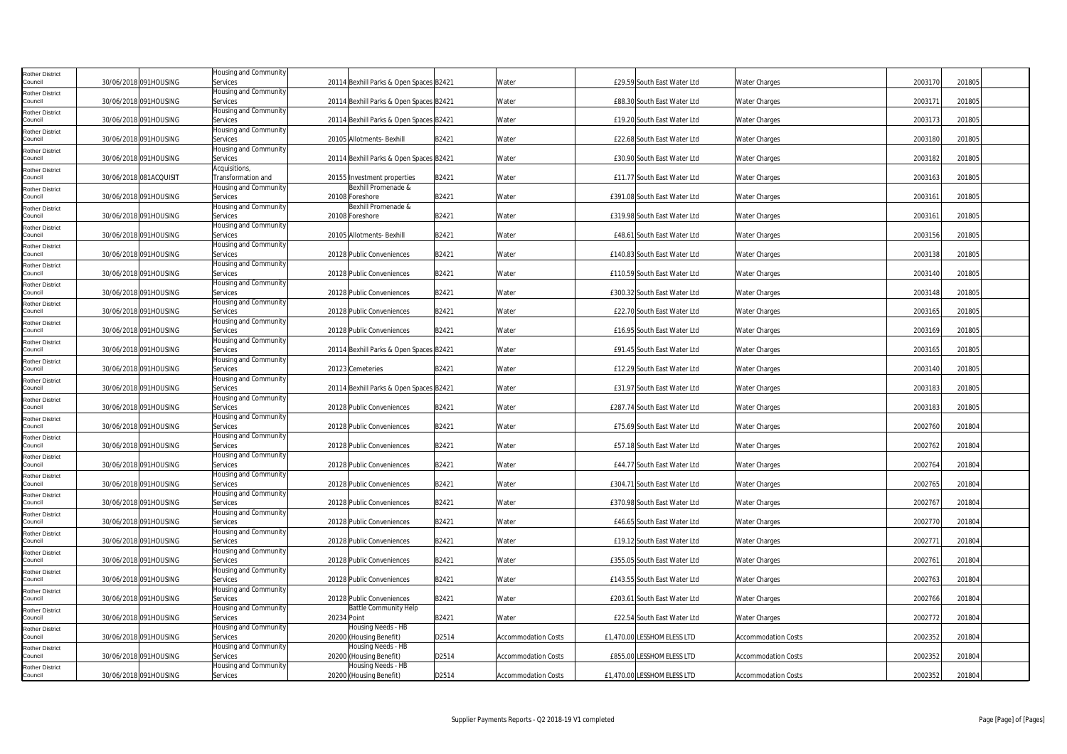| | | | | | | | | | | | | | |
|---|---|---|---|---|---|---|---|---|---|---|---|---|---|
| Rother District Council | 30/06/2018 | 091HOUSING | Housing and Community Services | 20114 | Bexhill Parks & Open Spaces | B2421 | Water | £29.59 | South East Water Ltd | Water Charges | 2003170 | 201805 | |
| Rother District Council | 30/06/2018 | 091HOUSING | Housing and Community Services | 20114 | Bexhill Parks & Open Spaces | B2421 | Water | £88.30 | South East Water Ltd | Water Charges | 2003171 | 201805 | |
| Rother District Council | 30/06/2018 | 091HOUSING | Housing and Community Services | 20114 | Bexhill Parks & Open Spaces | B2421 | Water | £19.20 | South East Water Ltd | Water Charges | 2003173 | 201805 | |
| Rother District Council | 30/06/2018 | 091HOUSING | Housing and Community Services | 20105 | Allotments- Bexhill | B2421 | Water | £22.68 | South East Water Ltd | Water Charges | 2003180 | 201805 | |
| Rother District Council | 30/06/2018 | 091HOUSING | Housing and Community Services | 20114 | Bexhill Parks & Open Spaces | B2421 | Water | £30.90 | South East Water Ltd | Water Charges | 2003182 | 201805 | |
| Rother District Council | 30/06/2018 | 081ACQUISIT | Acquisitions, Transformation and | 20155 | Investment properties | B2421 | Water | £11.77 | South East Water Ltd | Water Charges | 2003163 | 201805 | |
| Rother District Council | 30/06/2018 | 091HOUSING | Housing and Community Services | 20108 | Bexhill Promenade & Foreshore | B2421 | Water | £391.08 | South East Water Ltd | Water Charges | 2003161 | 201805 | |
| Rother District Council | 30/06/2018 | 091HOUSING | Housing and Community Services | 20108 | Bexhill Promenade & Foreshore | B2421 | Water | £319.98 | South East Water Ltd | Water Charges | 2003161 | 201805 | |
| Rother District Council | 30/06/2018 | 091HOUSING | Housing and Community Services | 20105 | Allotments- Bexhill | B2421 | Water | £48.61 | South East Water Ltd | Water Charges | 2003156 | 201805 | |
| Rother District Council | 30/06/2018 | 091HOUSING | Housing and Community Services | 20128 | Public Conveniences | B2421 | Water | £140.83 | South East Water Ltd | Water Charges | 2003138 | 201805 | |
| Rother District Council | 30/06/2018 | 091HOUSING | Housing and Community Services | 20128 | Public Conveniences | B2421 | Water | £110.59 | South East Water Ltd | Water Charges | 2003140 | 201805 | |
| Rother District Council | 30/06/2018 | 091HOUSING | Housing and Community Services | 20128 | Public Conveniences | B2421 | Water | £300.32 | South East Water Ltd | Water Charges | 2003148 | 201805 | |
| Rother District Council | 30/06/2018 | 091HOUSING | Housing and Community Services | 20128 | Public Conveniences | B2421 | Water | £22.70 | South East Water Ltd | Water Charges | 2003165 | 201805 | |
| Rother District Council | 30/06/2018 | 091HOUSING | Housing and Community Services | 20128 | Public Conveniences | B2421 | Water | £16.95 | South East Water Ltd | Water Charges | 2003169 | 201805 | |
| Rother District Council | 30/06/2018 | 091HOUSING | Housing and Community Services | 20114 | Bexhill Parks & Open Spaces | B2421 | Water | £91.45 | South East Water Ltd | Water Charges | 2003165 | 201805 | |
| Rother District Council | 30/06/2018 | 091HOUSING | Housing and Community Services | 20123 | Cemeteries | B2421 | Water | £12.29 | South East Water Ltd | Water Charges | 2003140 | 201805 | |
| Rother District Council | 30/06/2018 | 091HOUSING | Housing and Community Services | 20114 | Bexhill Parks & Open Spaces | B2421 | Water | £31.97 | South East Water Ltd | Water Charges | 2003183 | 201805 | |
| Rother District Council | 30/06/2018 | 091HOUSING | Housing and Community Services | 20128 | Public Conveniences | B2421 | Water | £287.74 | South East Water Ltd | Water Charges | 2003183 | 201805 | |
| Rother District Council | 30/06/2018 | 091HOUSING | Housing and Community Services | 20128 | Public Conveniences | B2421 | Water | £75.69 | South East Water Ltd | Water Charges | 2002760 | 201804 | |
| Rother District Council | 30/06/2018 | 091HOUSING | Housing and Community Services | 20128 | Public Conveniences | B2421 | Water | £57.18 | South East Water Ltd | Water Charges | 2002762 | 201804 | |
| Rother District Council | 30/06/2018 | 091HOUSING | Housing and Community Services | 20128 | Public Conveniences | B2421 | Water | £44.77 | South East Water Ltd | Water Charges | 2002764 | 201804 | |
| Rother District Council | 30/06/2018 | 091HOUSING | Housing and Community Services | 20128 | Public Conveniences | B2421 | Water | £304.71 | South East Water Ltd | Water Charges | 2002765 | 201804 | |
| Rother District Council | 30/06/2018 | 091HOUSING | Housing and Community Services | 20128 | Public Conveniences | B2421 | Water | £370.98 | South East Water Ltd | Water Charges | 2002767 | 201804 | |
| Rother District Council | 30/06/2018 | 091HOUSING | Housing and Community Services | 20128 | Public Conveniences | B2421 | Water | £46.65 | South East Water Ltd | Water Charges | 2002770 | 201804 | |
| Rother District Council | 30/06/2018 | 091HOUSING | Housing and Community Services | 20128 | Public Conveniences | B2421 | Water | £19.12 | South East Water Ltd | Water Charges | 2002771 | 201804 | |
| Rother District Council | 30/06/2018 | 091HOUSING | Housing and Community Services | 20128 | Public Conveniences | B2421 | Water | £355.05 | South East Water Ltd | Water Charges | 2002761 | 201804 | |
| Rother District Council | 30/06/2018 | 091HOUSING | Housing and Community Services | 20128 | Public Conveniences | B2421 | Water | £143.55 | South East Water Ltd | Water Charges | 2002763 | 201804 | |
| Rother District Council | 30/06/2018 | 091HOUSING | Housing and Community Services | 20128 | Public Conveniences | B2421 | Water | £203.61 | South East Water Ltd | Water Charges | 2002766 | 201804 | |
| Rother District Council | 30/06/2018 | 091HOUSING | Housing and Community Services | 20234 | Battle Community Help Point | B2421 | Water | £22.54 | South East Water Ltd | Water Charges | 2002772 | 201804 | |
| Rother District Council | 30/06/2018 | 091HOUSING | Housing and Community Services | 20200 | Housing Needs - HB (Housing Benefit) | D2514 | Accommodation Costs | £1,470.00 | LESSHOMELESS LTD | Accommodation Costs | 2002352 | 201804 | |
| Rother District Council | 30/06/2018 | 091HOUSING | Housing and Community Services | 20200 | Housing Needs - HB (Housing Benefit) | D2514 | Accommodation Costs | £855.00 | LESSHOMELESS LTD | Accommodation Costs | 2002352 | 201804 | |
| Rother District Council | 30/06/2018 | 091HOUSING | Housing and Community Services | 20200 | Housing Needs - HB (Housing Benefit) | D2514 | Accommodation Costs | £1,470.00 | LESSHOMELESS LTD | Accommodation Costs | 2002352 | 201804 | |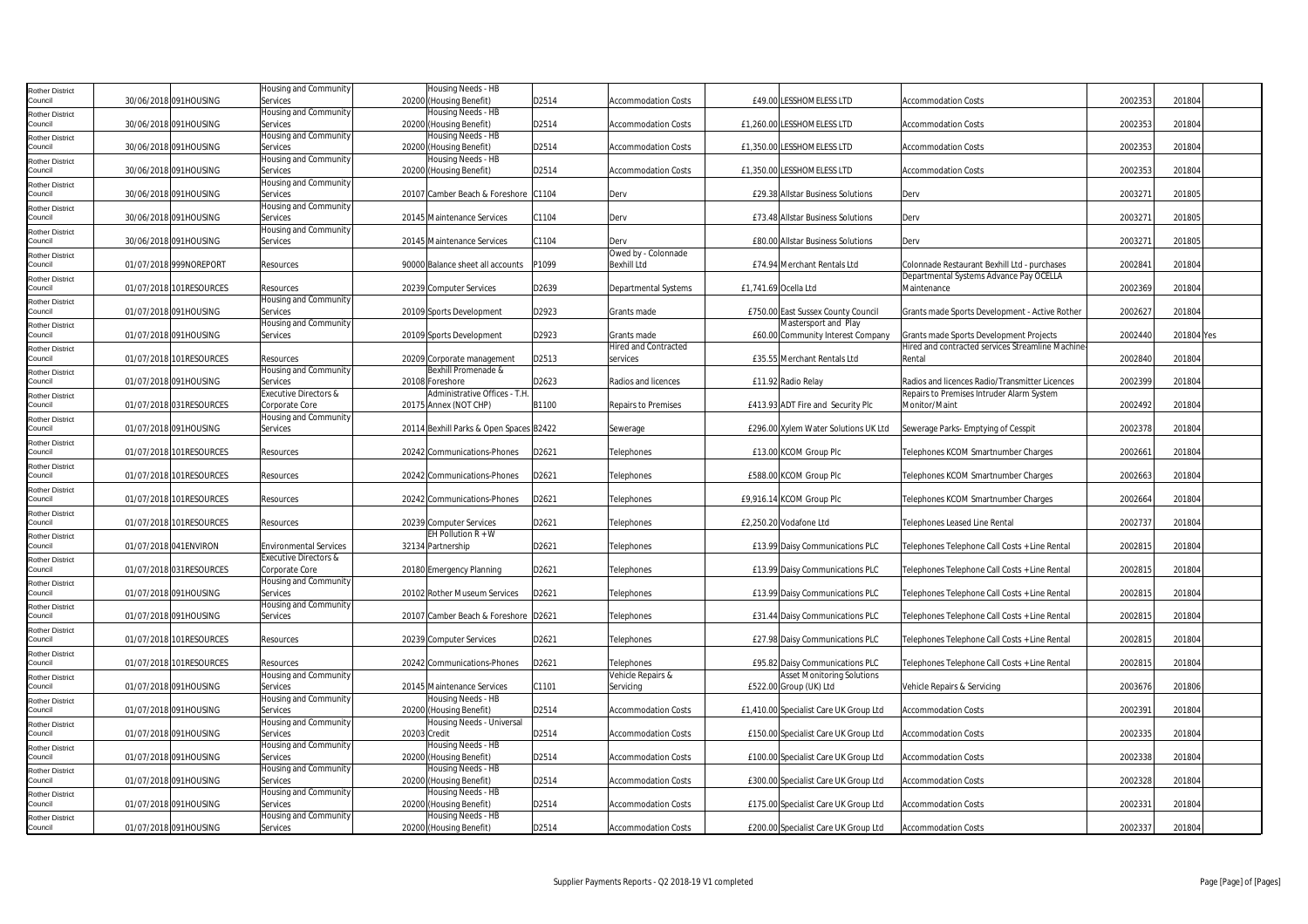| Rother District Council | 30/06/2018 | 091HOUSING | Housing and Community Services | 20200 | Housing Needs - HB (Housing Benefit) | D2514 | Accommodation Costs | £49.00 | LESSHOMELESS LTD | Accommodation Costs | 2002353 | 201804 | |
|---|---|---|---|---|---|---|---|---|---|---|---|---|---|
| Rother District Council | 30/06/2018 | 091HOUSING | Housing and Community Services | 20200 | Housing Needs - HB (Housing Benefit) | D2514 | Accommodation Costs | £1,260.00 | LESSHOMELESS LTD | Accommodation Costs | 2002353 | 201804 | |
| Rother District Council | 30/06/2018 | 091HOUSING | Housing and Community Services | 20200 | Housing Needs - HB (Housing Benefit) | D2514 | Accommodation Costs | £1,350.00 | LESSHOMELESS LTD | Accommodation Costs | 2002353 | 201804 | |
| Rother District Council | 30/06/2018 | 091HOUSING | Housing and Community Services | 20200 | Housing Needs - HB (Housing Benefit) | D2514 | Accommodation Costs | £1,350.00 | LESSHOMELESS LTD | Accommodation Costs | 2002353 | 201804 | |
| Rother District Council | 30/06/2018 | 091HOUSING | Housing and Community Services | 20107 | Camber Beach & Foreshore | C1104 | Derv | £29.38 | Allstar Business Solutions | Derv | 2003271 | 201805 | |
| Rother District Council | 30/06/2018 | 091HOUSING | Housing and Community Services | 20145 | Maintenance Services | C1104 | Derv | £73.48 | Allstar Business Solutions | Derv | 2003271 | 201805 | |
| Rother District Council | 30/06/2018 | 091HOUSING | Housing and Community Services | 20145 | Maintenance Services | C1104 | Derv | £80.00 | Allstar Business Solutions | Derv | 2003271 | 201805 | |
| Rother District Council | 01/07/2018 | 999NOREPORT | Resources | 90000 | Balance sheet all accounts | P1099 | Owed by - Colonnade Bexhill Ltd | £74.94 | Merchant Rentals Ltd | Colonnade Restaurant Bexhill Ltd - purchases | 2002841 | 201804 | |
| Rother District Council | 01/07/2018 | 101RESOURCES | Resources | 20239 | Computer Services | D2639 | Departmental Systems | £1,741.69 | Ocella Ltd | Departmental Systems Advance Pay OCELLA Maintenance | 2002369 | 201804 | |
| Rother District Council | 01/07/2018 | 091HOUSING | Housing and Community Services | 20109 | Sports Development | D2923 | Grants made | £750.00 | East Sussex County Council | Grants made Sports Development - Active Rother | 2002627 | 201804 | |
| Rother District Council | 01/07/2018 | 091HOUSING | Housing and Community Services | 20109 | Sports Development | D2923 | Grants made | £60.00 | Mastersport and Play Community Interest Company | Grants made Sports Development Projects | 2002440 | 201804 | Yes |
| Rother District Council | 01/07/2018 | 101RESOURCES | Resources | 20209 | Corporate management | D2513 | Hired and Contracted services | £35.55 | Merchant Rentals Ltd | Hired and contracted services Streamline Machine-Rental | 2002840 | 201804 | |
| Rother District Council | 01/07/2018 | 091HOUSING | Housing and Community Services | 20108 | Bexhill Promenade & Foreshore | D2623 | Radios and licences | £11.92 | Radio Relay | Radios and licences Radio/Transmitter Licences | 2002399 | 201804 | |
| Rother District Council | 01/07/2018 | 031RESOURCES | Executive Directors & Corporate Core | 20175 | Administrative Offices - T.H. Annex (NOT CHP) | B1100 | Repairs to Premises | £413.93 | ADT Fire and Security Plc | Repairs to Premises Intruder Alarm System Monitor/Maint | 2002492 | 201804 | |
| Rother District Council | 01/07/2018 | 091HOUSING | Housing and Community Services | 20114 | Bexhill Parks & Open Spaces | B2422 | Sewerage | £296.00 | Xylem Water Solutions UK Ltd | Sewerage Parks- Emptying of Cesspit | 2002378 | 201804 | |
| Rother District Council | 01/07/2018 | 101RESOURCES | Resources | 20242 | Communications-Phones | D2621 | Telephones | £13.00 | KCOM Group Plc | Telephones KCOM Smartnumber Charges | 2002661 | 201804 | |
| Rother District Council | 01/07/2018 | 101RESOURCES | Resources | 20242 | Communications-Phones | D2621 | Telephones | £588.00 | KCOM Group Plc | Telephones KCOM Smartnumber Charges | 2002663 | 201804 | |
| Rother District Council | 01/07/2018 | 101RESOURCES | Resources | 20242 | Communications-Phones | D2621 | Telephones | £9,916.14 | KCOM Group Plc | Telephones KCOM Smartnumber Charges | 2002664 | 201804 | |
| Rother District Council | 01/07/2018 | 101RESOURCES | Resources | 20239 | Computer Services | D2621 | Telephones | £2,250.20 | Vodafone Ltd | Telephones Leased Line Rental | 2002737 | 201804 | |
| Rother District Council | 01/07/2018 | 041ENVIRON | Environmental Services | 32134 | EH Pollution R + W Partnership | D2621 | Telephones | £13.99 | Daisy Communications PLC | Telephones Telephone Call Costs + Line Rental | 2002815 | 201804 | |
| Rother District Council | 01/07/2018 | 031RESOURCES | Executive Directors & Corporate Core | 20180 | Emergency Planning | D2621 | Telephones | £13.99 | Daisy Communications PLC | Telephones Telephone Call Costs + Line Rental | 2002815 | 201804 | |
| Rother District Council | 01/07/2018 | 091HOUSING | Housing and Community Services | 20102 | Rother Museum Services | D2621 | Telephones | £13.99 | Daisy Communications PLC | Telephones Telephone Call Costs + Line Rental | 2002815 | 201804 | |
| Rother District Council | 01/07/2018 | 091HOUSING | Housing and Community Services | 20107 | Camber Beach & Foreshore | D2621 | Telephones | £31.44 | Daisy Communications PLC | Telephones Telephone Call Costs + Line Rental | 2002815 | 201804 | |
| Rother District Council | 01/07/2018 | 101RESOURCES | Resources | 20239 | Computer Services | D2621 | Telephones | £27.98 | Daisy Communications PLC | Telephones Telephone Call Costs + Line Rental | 2002815 | 201804 | |
| Rother District Council | 01/07/2018 | 101RESOURCES | Resources | 20242 | Communications-Phones | D2621 | Telephones | £95.82 | Daisy Communications PLC | Telephones Telephone Call Costs + Line Rental | 2002815 | 201804 | |
| Rother District Council | 01/07/2018 | 091HOUSING | Housing and Community Services | 20145 | Maintenance Services | C1101 | Vehicle Repairs & Servicing | £522.00 | Asset Monitoring Solutions Group (UK) Ltd | Vehicle Repairs & Servicing | 2003676 | 201806 | |
| Rother District Council | 01/07/2018 | 091HOUSING | Housing and Community Services | 20200 | Housing Needs - HB (Housing Benefit) | D2514 | Accommodation Costs | £1,410.00 | Specialist Care UK Group Ltd | Accommodation Costs | 2002391 | 201804 | |
| Rother District Council | 01/07/2018 | 091HOUSING | Housing and Community Services | 20203 | Housing Needs - Universal Credit | D2514 | Accommodation Costs | £150.00 | Specialist Care UK Group Ltd | Accommodation Costs | 2002335 | 201804 | |
| Rother District Council | 01/07/2018 | 091HOUSING | Housing and Community Services | 20200 | Housing Needs - HB (Housing Benefit) | D2514 | Accommodation Costs | £100.00 | Specialist Care UK Group Ltd | Accommodation Costs | 2002338 | 201804 | |
| Rother District Council | 01/07/2018 | 091HOUSING | Housing and Community Services | 20200 | Housing Needs - HB (Housing Benefit) | D2514 | Accommodation Costs | £300.00 | Specialist Care UK Group Ltd | Accommodation Costs | 2002328 | 201804 | |
| Rother District Council | 01/07/2018 | 091HOUSING | Housing and Community Services | 20200 | Housing Needs - HB (Housing Benefit) | D2514 | Accommodation Costs | £175.00 | Specialist Care UK Group Ltd | Accommodation Costs | 2002331 | 201804 | |
| Rother District Council | 01/07/2018 | 091HOUSING | Housing and Community Services | 20200 | Housing Needs - HB (Housing Benefit) | D2514 | Accommodation Costs | £200.00 | Specialist Care UK Group Ltd | Accommodation Costs | 2002337 | 201804 | |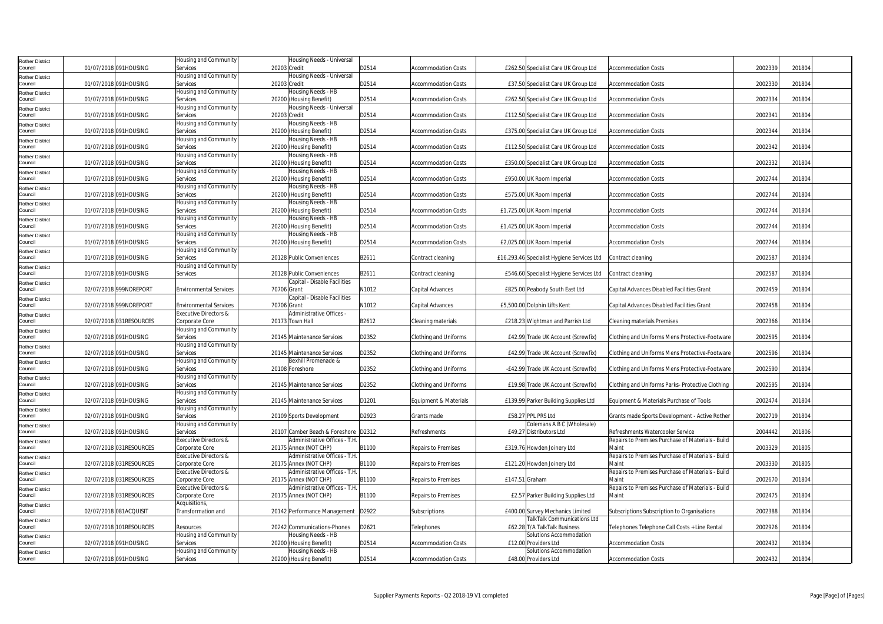| | | | | | | | | | | | | | |
|---|---|---|---|---|---|---|---|---|---|---|---|---|---|
| Rother District Council | 01/07/2018 | 091HOUSING | Housing and Community Services | 20203 | Housing Needs - Universal Credit | D2514 | Accommodation Costs | £262.50 | Specialist Care UK Group Ltd | Accommodation Costs | 2002339 | 201804 | |
| Rother District Council | 01/07/2018 | 091HOUSING | Housing and Community Services | 20203 | Housing Needs - Universal Credit | D2514 | Accommodation Costs | £37.50 | Specialist Care UK Group Ltd | Accommodation Costs | 2002330 | 201804 | |
| Rother District Council | 01/07/2018 | 091HOUSING | Housing and Community Services | 20200 | Housing Needs - HB (Housing Benefit) | D2514 | Accommodation Costs | £262.50 | Specialist Care UK Group Ltd | Accommodation Costs | 2002334 | 201804 | |
| Rother District Council | 01/07/2018 | 091HOUSING | Housing and Community Services | 20203 | Housing Needs - Universal Credit | D2514 | Accommodation Costs | £112.50 | Specialist Care UK Group Ltd | Accommodation Costs | 2002341 | 201804 | |
| Rother District Council | 01/07/2018 | 091HOUSING | Housing and Community Services | 20200 | Housing Needs - HB (Housing Benefit) | D2514 | Accommodation Costs | £375.00 | Specialist Care UK Group Ltd | Accommodation Costs | 2002344 | 201804 | |
| Rother District Council | 01/07/2018 | 091HOUSING | Housing and Community Services | 20200 | Housing Needs - HB (Housing Benefit) | D2514 | Accommodation Costs | £112.50 | Specialist Care UK Group Ltd | Accommodation Costs | 2002342 | 201804 | |
| Rother District Council | 01/07/2018 | 091HOUSING | Housing and Community Services | 20200 | Housing Needs - HB (Housing Benefit) | D2514 | Accommodation Costs | £350.00 | Specialist Care UK Group Ltd | Accommodation Costs | 2002332 | 201804 | |
| Rother District Council | 01/07/2018 | 091HOUSING | Housing and Community Services | 20200 | Housing Needs - HB (Housing Benefit) | D2514 | Accommodation Costs | £950.00 | UK Room Imperial | Accommodation Costs | 2002744 | 201804 | |
| Rother District Council | 01/07/2018 | 091HOUSING | Housing and Community Services | 20200 | Housing Needs - HB (Housing Benefit) | D2514 | Accommodation Costs | £575.00 | UK Room Imperial | Accommodation Costs | 2002744 | 201804 | |
| Rother District Council | 01/07/2018 | 091HOUSING | Housing and Community Services | 20200 | Housing Needs - HB (Housing Benefit) | D2514 | Accommodation Costs | £1,725.00 | UK Room Imperial | Accommodation Costs | 2002744 | 201804 | |
| Rother District Council | 01/07/2018 | 091HOUSING | Housing and Community Services | 20200 | Housing Needs - HB (Housing Benefit) | D2514 | Accommodation Costs | £1,425.00 | UK Room Imperial | Accommodation Costs | 2002744 | 201804 | |
| Rother District Council | 01/07/2018 | 091HOUSING | Housing and Community Services | 20200 | Housing Needs - HB (Housing Benefit) | D2514 | Accommodation Costs | £2,025.00 | UK Room Imperial | Accommodation Costs | 2002744 | 201804 | |
| Rother District Council | 01/07/2018 | 091HOUSING | Housing and Community Services | 20128 | Public Conveniences | B2611 | Contract cleaning | £16,293.46 | Specialist Hygiene Services Ltd | Contract cleaning | 2002587 | 201804 | |
| Rother District Council | 01/07/2018 | 091HOUSING | Housing and Community Services | 20128 | Public Conveniences | B2611 | Contract cleaning | £546.60 | Specialist Hygiene Services Ltd | Contract cleaning | 2002587 | 201804 | |
| Rother District Council | 02/07/2018 | 999NOREPORT | Environmental Services | 70706 | Capital - Disable Facilities Grant | N1012 | Capital Advances | £825.00 | Peabody South East Ltd | Capital Advances Disabled Facilities Grant | 2002459 | 201804 | |
| Rother District Council | 02/07/2018 | 999NOREPORT | Environmental Services | 70706 | Capital - Disable Facilities Grant | N1012 | Capital Advances | £5,500.00 | Dolphin Lifts Kent | Capital Advances Disabled Facilities Grant | 2002458 | 201804 | |
| Rother District Council | 02/07/2018 | 031RESOURCES | Executive Directors & Corporate Core | 20173 | Administrative Offices - Town Hall | B2612 | Cleaning materials | £218.23 | Wightman and Parrish Ltd | Cleaning materials Premises | 2002366 | 201804 | |
| Rother District Council | 02/07/2018 | 091HOUSING | Housing and Community Services | 20145 | Maintenance Services | D2352 | Clothing and Uniforms | £42.99 | Trade UK Account (Screwfix) | Clothing and Uniforms Mens Protective-Footware | 2002595 | 201804 | |
| Rother District Council | 02/07/2018 | 091HOUSING | Housing and Community Services | 20145 | Maintenance Services | D2352 | Clothing and Uniforms | £42.99 | Trade UK Account (Screwfix) | Clothing and Uniforms Mens Protective-Footware | 2002596 | 201804 | |
| Rother District Council | 02/07/2018 | 091HOUSING | Housing and Community Services | 20108 | Bexhill Promenade & Foreshore | D2352 | Clothing and Uniforms | -£42.99 | Trade UK Account (Screwfix) | Clothing and Uniforms Mens Protective-Footware | 2002590 | 201804 | |
| Rother District Council | 02/07/2018 | 091HOUSING | Housing and Community Services | 20145 | Maintenance Services | D2352 | Clothing and Uniforms | £19.98 | Trade UK Account (Screwfix) | Clothing and Uniforms Parks- Protective Clothing | 2002595 | 201804 | |
| Rother District Council | 02/07/2018 | 091HOUSING | Housing and Community Services | 20145 | Maintenance Services | D1201 | Equipment & Materials | £139.99 | Parker Building Supplies Ltd | Equipment & Materials Purchase of Tools | 2002474 | 201804 | |
| Rother District Council | 02/07/2018 | 091HOUSING | Housing and Community Services | 20109 | Sports Development | D2923 | Grants made | £58.27 | PPL PRS Ltd | Grants made Sports Development - Active Rother | 2002719 | 201804 | |
| Rother District Council | 02/07/2018 | 091HOUSING | Housing and Community Services | 20107 | Camber Beach & Foreshore | D2312 | Refreshments | £49.27 | Colemans A B C (Wholesale) Distributors Ltd | Refreshments Watercooler Service | 2004442 | 201806 | |
| Rother District Council | 02/07/2018 | 031RESOURCES | Executive Directors & Corporate Core | 20175 | Administrative Offices - T.H. Annex (NOT CHP) | B1100 | Repairs to Premises | £319.76 | Howden Joinery Ltd | Repairs to Premises Purchase of Materials - Build Maint | 2003329 | 201805 | |
| Rother District Council | 02/07/2018 | 031RESOURCES | Executive Directors & Corporate Core | 20175 | Administrative Offices - T.H. Annex (NOT CHP) | B1100 | Repairs to Premises | £121.20 | Howden Joinery Ltd | Repairs to Premises Purchase of Materials - Build Maint | 2003330 | 201805 | |
| Rother District Council | 02/07/2018 | 031RESOURCES | Executive Directors & Corporate Core | 20175 | Administrative Offices - T.H. Annex (NOT CHP) | B1100 | Repairs to Premises | £147.51 | Graham | Repairs to Premises Purchase of Materials - Build Maint | 2002670 | 201804 | |
| Rother District Council | 02/07/2018 | 031RESOURCES | Executive Directors & Corporate Core | 20175 | Administrative Offices - T.H. Annex (NOT CHP) | B1100 | Repairs to Premises | £2.57 | Parker Building Supplies Ltd | Repairs to Premises Purchase of Materials - Build Maint | 2002475 | 201804 | |
| Rother District Council | 02/07/2018 | 081ACQUISIT | Acquisitions, Transformation and | 20142 | Performance Management | D2922 | Subscriptions | £400.00 | Survey Mechanics Limited | Subscriptions Subscription to Organisations | 2002388 | 201804 | |
| Rother District Council | 02/07/2018 | 101RESOURCES | Resources | 20242 | Communications-Phones | D2621 | Telephones | £62.28 | TalkTalk Communications Ltd T/A TalkTalk Business | Telephones Telephone Call Costs + Line Rental | 2002926 | 201804 | |
| Rother District Council | 02/07/2018 | 091HOUSING | Housing and Community Services | 20200 | Housing Needs - HB (Housing Benefit) | D2514 | Accommodation Costs | £12.00 | Solutions Accommodation Providers Ltd | Accommodation Costs | 2002432 | 201804 | |
| Rother District Council | 02/07/2018 | 091HOUSING | Housing and Community Services | 20200 | Housing Needs - HB (Housing Benefit) | D2514 | Accommodation Costs | £48.00 | Solutions Accommodation Providers Ltd | Accommodation Costs | 2002432 | 201804 | |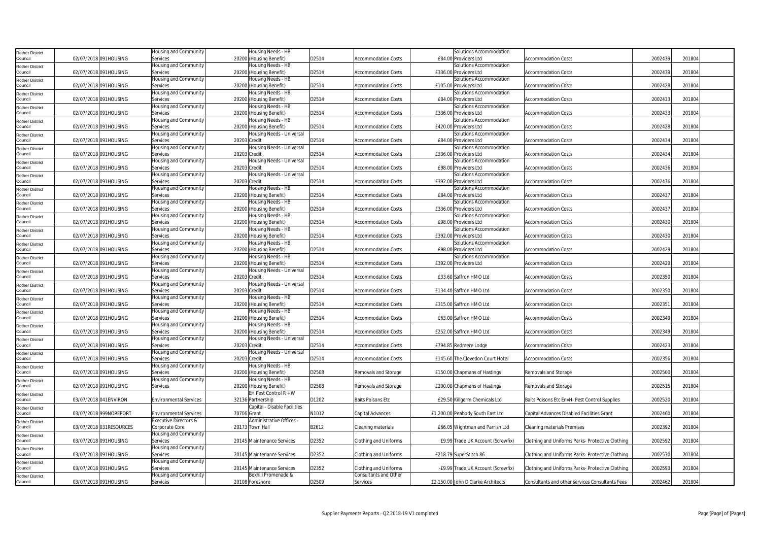| | | | | | | | | | | | | | |
|---|---|---|---|---|---|---|---|---|---|---|---|---|---|
| Rother District Council | 02/07/2018 | 091HOUSING | Housing and Community Services | 20200 | Housing Needs - HB (Housing Benefit) | D2514 | Accommodation Costs | £84.00 | Solutions Accommodation Providers Ltd | Accommodation Costs | 2002439 | 201804 | |
| Rother District Council | 02/07/2018 | 091HOUSING | Housing and Community Services | 20200 | Housing Needs - HB (Housing Benefit) | D2514 | Accommodation Costs | £336.00 | Solutions Accommodation Providers Ltd | Accommodation Costs | 2002439 | 201804 | |
| Rother District Council | 02/07/2018 | 091HOUSING | Housing and Community Services | 20200 | Housing Needs - HB (Housing Benefit) | D2514 | Accommodation Costs | £105.00 | Solutions Accommodation Providers Ltd | Accommodation Costs | 2002428 | 201804 | |
| Rother District Council | 02/07/2018 | 091HOUSING | Housing and Community Services | 20200 | Housing Needs - HB (Housing Benefit) | D2514 | Accommodation Costs | £84.00 | Solutions Accommodation Providers Ltd | Accommodation Costs | 2002433 | 201804 | |
| Rother District Council | 02/07/2018 | 091HOUSING | Housing and Community Services | 20200 | Housing Needs - HB (Housing Benefit) | D2514 | Accommodation Costs | £336.00 | Solutions Accommodation Providers Ltd | Accommodation Costs | 2002433 | 201804 | |
| Rother District Council | 02/07/2018 | 091HOUSING | Housing and Community Services | 20200 | Housing Needs - HB (Housing Benefit) | D2514 | Accommodation Costs | £420.00 | Solutions Accommodation Providers Ltd | Accommodation Costs | 2002428 | 201804 | |
| Rother District Council | 02/07/2018 | 091HOUSING | Housing and Community Services | 20203 | Housing Needs - Universal Credit | D2514 | Accommodation Costs | £84.00 | Solutions Accommodation Providers Ltd | Accommodation Costs | 2002434 | 201804 | |
| Rother District Council | 02/07/2018 | 091HOUSING | Housing and Community Services | 20203 | Housing Needs - Universal Credit | D2514 | Accommodation Costs | £336.00 | Solutions Accommodation Providers Ltd | Accommodation Costs | 2002434 | 201804 | |
| Rother District Council | 02/07/2018 | 091HOUSING | Housing and Community Services | 20203 | Housing Needs - Universal Credit | D2514 | Accommodation Costs | £98.00 | Solutions Accommodation Providers Ltd | Accommodation Costs | 2002436 | 201804 | |
| Rother District Council | 02/07/2018 | 091HOUSING | Housing and Community Services | 20203 | Housing Needs - Universal Credit | D2514 | Accommodation Costs | £392.00 | Solutions Accommodation Providers Ltd | Accommodation Costs | 2002436 | 201804 | |
| Rother District Council | 02/07/2018 | 091HOUSING | Housing and Community Services | 20200 | Housing Needs - HB (Housing Benefit) | D2514 | Accommodation Costs | £84.00 | Solutions Accommodation Providers Ltd | Accommodation Costs | 2002437 | 201804 | |
| Rother District Council | 02/07/2018 | 091HOUSING | Housing and Community Services | 20200 | Housing Needs - HB (Housing Benefit) | D2514 | Accommodation Costs | £336.00 | Solutions Accommodation Providers Ltd | Accommodation Costs | 2002437 | 201804 | |
| Rother District Council | 02/07/2018 | 091HOUSING | Housing and Community Services | 20200 | Housing Needs - HB (Housing Benefit) | D2514 | Accommodation Costs | £98.00 | Solutions Accommodation Providers Ltd | Accommodation Costs | 2002430 | 201804 | |
| Rother District Council | 02/07/2018 | 091HOUSING | Housing and Community Services | 20200 | Housing Needs - HB (Housing Benefit) | D2514 | Accommodation Costs | £392.00 | Solutions Accommodation Providers Ltd | Accommodation Costs | 2002430 | 201804 | |
| Rother District Council | 02/07/2018 | 091HOUSING | Housing and Community Services | 20200 | Housing Needs - HB (Housing Benefit) | D2514 | Accommodation Costs | £98.00 | Solutions Accommodation Providers Ltd | Accommodation Costs | 2002429 | 201804 | |
| Rother District Council | 02/07/2018 | 091HOUSING | Housing and Community Services | 20200 | Housing Needs - HB (Housing Benefit) | D2514 | Accommodation Costs | £392.00 | Solutions Accommodation Providers Ltd | Accommodation Costs | 2002429 | 201804 | |
| Rother District Council | 02/07/2018 | 091HOUSING | Housing and Community Services | 20203 | Housing Needs - Universal Credit | D2514 | Accommodation Costs | £33.60 | Saffron HMO Ltd | Accommodation Costs | 2002350 | 201804 | |
| Rother District Council | 02/07/2018 | 091HOUSING | Housing and Community Services | 20203 | Housing Needs - Universal Credit | D2514 | Accommodation Costs | £134.40 | Saffron HMO Ltd | Accommodation Costs | 2002350 | 201804 | |
| Rother District Council | 02/07/2018 | 091HOUSING | Housing and Community Services | 20200 | Housing Needs - HB (Housing Benefit) | D2514 | Accommodation Costs | £315.00 | Saffron HMO Ltd | Accommodation Costs | 2002351 | 201804 | |
| Rother District Council | 02/07/2018 | 091HOUSING | Housing and Community Services | 20200 | Housing Needs - HB (Housing Benefit) | D2514 | Accommodation Costs | £63.00 | Saffron HMO Ltd | Accommodation Costs | 2002349 | 201804 | |
| Rother District Council | 02/07/2018 | 091HOUSING | Housing and Community Services | 20200 | Housing Needs - HB (Housing Benefit) | D2514 | Accommodation Costs | £252.00 | Saffron HMO Ltd | Accommodation Costs | 2002349 | 201804 | |
| Rother District Council | 02/07/2018 | 091HOUSING | Housing and Community Services | 20203 | Housing Needs - Universal Credit | D2514 | Accommodation Costs | £794.85 | Redmere Lodge | Accommodation Costs | 2002423 | 201804 | |
| Rother District Council | 02/07/2018 | 091HOUSING | Housing and Community Services | 20203 | Housing Needs - Universal Credit | D2514 | Accommodation Costs | £145.60 | The Clevedon Court Hotel | Accommodation Costs | 2002356 | 201804 | |
| Rother District Council | 02/07/2018 | 091HOUSING | Housing and Community Services | 20200 | Housing Needs - HB (Housing Benefit) | D2508 | Removals and Storage | £150.00 | Chapmans of Hastings | Removals and Storage | 2002500 | 201804 | |
| Rother District Council | 02/07/2018 | 091HOUSING | Housing and Community Services | 20200 | Housing Needs - HB (Housing Benefit) | D2508 | Removals and Storage | £200.00 | Chapmans of Hastings | Removals and Storage | 2002515 | 201804 | |
| Rother District Council | 03/07/2018 | 041ENVIRON | Environmental Services | 32136 | EH Pest Control R + W Partnership | D1202 | Baits Poisons Etc | £29.50 | Killgerm Chemicals Ltd | Baits Poisons Etc EnvH- Pest Control Supplies | 2002520 | 201804 | |
| Rother District Council | 03/07/2018 | 999NOREPORT | Environmental Services | 70706 | Capital - Disable Facilities Grant | N1012 | Capital Advances | £1,200.00 | Peabody South East Ltd | Capital Advances Disabled Facilities Grant | 2002460 | 201804 | |
| Rother District Council | 03/07/2018 | 031RESOURCES | Executive Directors & Corporate Core | 20173 | Administrative Offices - Town Hall | B2612 | Cleaning materials | £66.05 | Wightman and Parrish Ltd | Cleaning materials Premises | 2002392 | 201804 | |
| Rother District Council | 03/07/2018 | 091HOUSING | Housing and Community Services | 20145 | Maintenance Services | D2352 | Clothing and Uniforms | £9.99 | Trade UK Account (Screwfix) | Clothing and Uniforms Parks- Protective Clothing | 2002592 | 201804 | |
| Rother District Council | 03/07/2018 | 091HOUSING | Housing and Community Services | 20145 | Maintenance Services | D2352 | Clothing and Uniforms | £218.79 | SuperStitch 86 | Clothing and Uniforms Parks- Protective Clothing | 2002530 | 201804 | |
| Rother District Council | 03/07/2018 | 091HOUSING | Housing and Community Services | 20145 | Maintenance Services | D2352 | Clothing and Uniforms | -£9.99 | Trade UK Account (Screwfix) | Clothing and Uniforms Parks- Protective Clothing | 2002593 | 201804 | |
| Rother District Council | 03/07/2018 | 091HOUSING | Housing and Community Services | 20108 | Bexhill Promenade & Foreshore | D2509 | Consultants and Other Services | £2,150.00 | John D Clarke Architects | Consultants and other services Consultants Fees | 2002462 | 201804 | |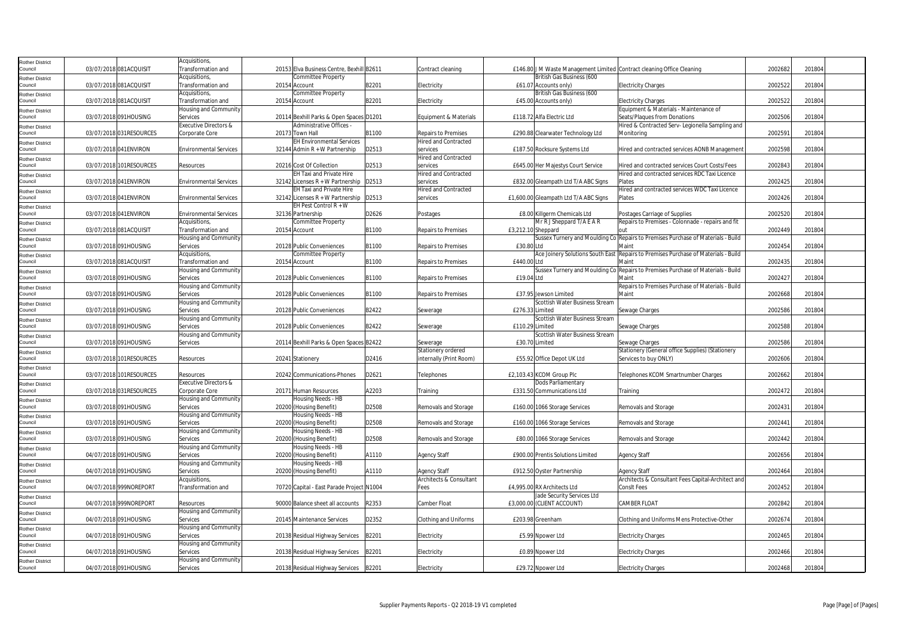| Rother District Council | 03/07/2018 | 081ACQUISIT | Acquisitions, Transformation and | 20153 | Elva Business Centre, Bexhill | B2611 | Contract cleaning | £146.80 | J M Waste Management Limited | Contract cleaning Office Cleaning | 2002682 | 201804 |
|---|---|---|---|---|---|---|---|---|---|---|---|---|
| Rother District Council | 03/07/2018 | 081ACQUISIT | Acquisitions, Transformation and | 20154 | Committee Property Account | B2201 | Electricity | £61.07 | British Gas Business (600 Accounts only) | Electricity Charges | 2002522 | 201804 |
| Rother District Council | 03/07/2018 | 081ACQUISIT | Acquisitions, Transformation and | 20154 | Committee Property Account | B2201 | Electricity | £45.00 | British Gas Business (600 Accounts only) | Electricity Charges | 2002522 | 201804 |
| Rother District Council | 03/07/2018 | 091HOUSING | Housing and Community Services | 20114 | Bexhill Parks & Open Spaces | D1201 | Equipment & Materials | £118.72 | Alfa Electric Ltd | Equipment & Materials - Maintenance of Seats/Plaques from Donations | 2002506 | 201804 |
| Rother District Council | 03/07/2018 | 031RESOURCES | Executive Directors & Corporate Core | 20173 | Administrative Offices - Town Hall | B1100 | Repairs to Premises | £290.88 | Clearwater Technology Ltd | Hired & Contracted Serv- Legionella Sampling and Monitoring | 2002591 | 201804 |
| Rother District Council | 03/07/2018 | 041ENVIRON | Environmental Services | 32144 | EH Environmental Services Admin R + W Partnership | D2513 | Hired and Contracted services | £187.50 | Rocksure Systems Ltd | Hired and contracted services AONB Management | 2002598 | 201804 |
| Rother District Council | 03/07/2018 | 101RESOURCES | Resources | 20216 | Cost Of Collection | D2513 | Hired and Contracted services | £645.00 | Her Majestys Court Service | Hired and contracted services Court Costs/Fees | 2002843 | 201804 |
| Rother District Council | 03/07/2018 | 041ENVIRON | Environmental Services | 32142 | EH Taxi and Private Hire Licenses R + W Partnership | D2513 | Hired and Contracted services | £832.00 | Gleampath Ltd T/A ABC Signs | Hired and contracted services RDC Taxi Licence Plates | 2002425 | 201804 |
| Rother District Council | 03/07/2018 | 041ENVIRON | Environmental Services | 32142 | EH Taxi and Private Hire Licenses R + W Partnership | D2513 | Hired and Contracted services | £1,600.00 | Gleampath Ltd T/A ABC Signs | Hired and contracted services WDC Taxi Licence Plates | 2002426 | 201804 |
| Rother District Council | 03/07/2018 | 041ENVIRON | Environmental Services | 32136 | EH Pest Control R + W Partnership | D2626 | Postages | £8.00 | Killgerm Chemicals Ltd | Postages Carriage of Supplies | 2002520 | 201804 |
| Rother District Council | 03/07/2018 | 081ACQUISIT | Acquisitions, Transformation and | 20154 | Committee Property Account | B1100 | Repairs to Premises | £3,212.10 | Mr R J Sheppard T/A E A R Sheppard | Repairs to Premises - Colonnade - repairs and fit out | 2002449 | 201804 |
| Rother District Council | 03/07/2018 | 091HOUSING | Housing and Community Services | 20128 | Public Conveniences | B1100 | Repairs to Premises | £30.80 | Sussex Turnery and Moulding Co Ltd | Repairs to Premises Purchase of Materials - Build Maint | 2002454 | 201804 |
| Rother District Council | 03/07/2018 | 081ACQUISIT | Acquisitions, Transformation and | 20154 | Committee Property Account | B1100 | Repairs to Premises | £440.00 | Ace Joinery Solutions South East Ltd | Repairs to Premises Purchase of Materials - Build Maint | 2002435 | 201804 |
| Rother District Council | 03/07/2018 | 091HOUSING | Housing and Community Services | 20128 | Public Conveniences | B1100 | Repairs to Premises | £19.04 | Sussex Turnery and Moulding Co Ltd | Repairs to Premises Purchase of Materials - Build Maint | 2002427 | 201804 |
| Rother District Council | 03/07/2018 | 091HOUSING | Housing and Community Services | 20128 | Public Conveniences | B1100 | Repairs to Premises | £37.95 | Jewson Limited | Repairs to Premises Purchase of Materials - Build Maint | 2002668 | 201804 |
| Rother District Council | 03/07/2018 | 091HOUSING | Housing and Community Services | 20128 | Public Conveniences | B2422 | Sewerage | £276.33 | Scottish Water Business Stream Limited | Sewage Charges | 2002586 | 201804 |
| Rother District Council | 03/07/2018 | 091HOUSING | Housing and Community Services | 20128 | Public Conveniences | B2422 | Sewerage | £110.29 | Scottish Water Business Stream Limited | Sewage Charges | 2002588 | 201804 |
| Rother District Council | 03/07/2018 | 091HOUSING | Housing and Community Services | 20114 | Bexhill Parks & Open Spaces | B2422 | Sewerage | £30.70 | Scottish Water Business Stream Limited | Sewage Charges | 2002586 | 201804 |
| Rother District Council | 03/07/2018 | 101RESOURCES | Resources | 20241 | Stationery | D2416 | Stationery ordered internally (Print Room) | £55.92 | Office Depot UK Ltd | Stationery (General office Supplies) (Stationery Services to buy ONLY) | 2002606 | 201804 |
| Rother District Council | 03/07/2018 | 101RESOURCES | Resources | 20242 | Communications-Phones | D2621 | Telephones | £2,103.43 | KCOM Group Plc | Telephones KCOM Smartnumber Charges | 2002662 | 201804 |
| Rother District Council | 03/07/2018 | 031RESOURCES | Executive Directors & Corporate Core | 20171 | Human Resources | A2203 | Training | £331.50 | Dods Parliamentary Communications Ltd | Training | 2002472 | 201804 |
| Rother District Council | 03/07/2018 | 091HOUSING | Housing and Community Services | 20200 | Housing Needs - HB (Housing Benefit) | D2508 | Removals and Storage | £160.00 | 1066 Storage Services | Removals and Storage | 2002431 | 201804 |
| Rother District Council | 03/07/2018 | 091HOUSING | Housing and Community Services | 20200 | Housing Needs - HB (Housing Benefit) | D2508 | Removals and Storage | £160.00 | 1066 Storage Services | Removals and Storage | 2002441 | 201804 |
| Rother District Council | 03/07/2018 | 091HOUSING | Housing and Community Services | 20200 | Housing Needs - HB (Housing Benefit) | D2508 | Removals and Storage | £80.00 | 1066 Storage Services | Removals and Storage | 2002442 | 201804 |
| Rother District Council | 04/07/2018 | 091HOUSING | Housing and Community Services | 20200 | Housing Needs - HB (Housing Benefit) | A1110 | Agency Staff | £900.00 | Prentis Solutions Limited | Agency Staff | 2002656 | 201804 |
| Rother District Council | 04/07/2018 | 091HOUSING | Housing and Community Services | 20200 | Housing Needs - HB (Housing Benefit) | A1110 | Agency Staff | £912.50 | Oyster Partnership | Agency Staff | 2002464 | 201804 |
| Rother District Council | 04/07/2018 | 999NOREPORT | Acquisitions, Transformation and | 70720 | Capital - East Parade Project | N1004 | Architects & Consultant Fees | £4,995.00 | RX Architects Ltd | Architects & Consultant Fees Capital-Architect and Conslt Fees | 2002452 | 201804 |
| Rother District Council | 04/07/2018 | 999NOREPORT | Resources | 90000 | Balance sheet all accounts | R2353 | Camber Float | £3,000.00 | Jade Security Services Ltd (CLIENT ACCOUNT) | CAMBER FLOAT | 2002842 | 201804 |
| Rother District Council | 04/07/2018 | 091HOUSING | Housing and Community Services | 20145 | Maintenance Services | D2352 | Clothing and Uniforms | £203.98 | Greenham | Clothing and Uniforms Mens Protective-Other | 2002674 | 201804 |
| Rother District Council | 04/07/2018 | 091HOUSING | Housing and Community Services | 20138 | Residual Highway Services | B2201 | Electricity | £5.99 | Npower Ltd | Electricity Charges | 2002465 | 201804 |
| Rother District Council | 04/07/2018 | 091HOUSING | Housing and Community Services | 20138 | Residual Highway Services | B2201 | Electricity | £0.89 | Npower Ltd | Electricity Charges | 2002466 | 201804 |
| Rother District Council | 04/07/2018 | 091HOUSING | Housing and Community Services | 20138 | Residual Highway Services | B2201 | Electricity | £29.72 | Npower Ltd | Electricity Charges | 2002468 | 201804 |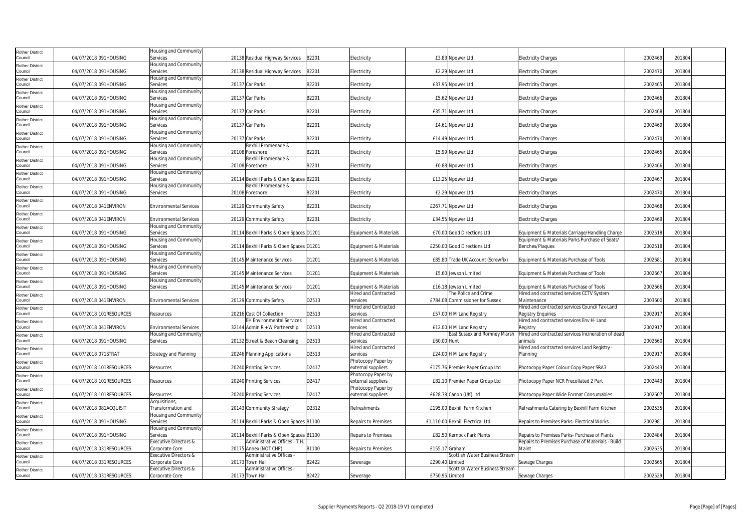| Rother District Council | 04/07/2018 | 091HOUSING | Housing and Community Services | 20138 | Residual Highway Services | B2201 | Electricity | £3.83 | Npower Ltd | Electricity Charges | 2002469 | 201804 |
|---|---|---|---|---|---|---|---|---|---|---|---|---|
| Rother District Council | 04/07/2018 | 091HOUSING | Housing and Community Services | 20138 | Residual Highway Services | B2201 | Electricity | £2.29 | Npower Ltd | Electricity Charges | 2002470 | 201804 |
| Rother District Council | 04/07/2018 | 091HOUSING | Housing and Community Services | 20137 | Car Parks | B2201 | Electricity | £37.95 | Npower Ltd | Electricity Charges | 2002465 | 201804 |
| Rother District Council | 04/07/2018 | 091HOUSING | Housing and Community Services | 20137 | Car Parks | B2201 | Electricity | £5.62 | Npower Ltd | Electricity Charges | 2002466 | 201804 |
| Rother District Council | 04/07/2018 | 091HOUSING | Housing and Community Services | 20137 | Car Parks | B2201 | Electricity | £35.71 | Npower Ltd | Electricity Charges | 2002468 | 201804 |
| Rother District Council | 04/07/2018 | 091HOUSING | Housing and Community Services | 20137 | Car Parks | B2201 | Electricity | £4.61 | Npower Ltd | Electricity Charges | 2002469 | 201804 |
| Rother District Council | 04/07/2018 | 091HOUSING | Housing and Community Services | 20137 | Car Parks | B2201 | Electricity | £14.49 | Npower Ltd | Electricity Charges | 2002470 | 201804 |
| Rother District Council | 04/07/2018 | 091HOUSING | Housing and Community Services | 20108 | Bexhill Promenade & Foreshore | B2201 | Electricity | £5.99 | Npower Ltd | Electricity Charges | 2002465 | 201804 |
| Rother District Council | 04/07/2018 | 091HOUSING | Housing and Community Services | 20108 | Bexhill Promenade & Foreshore | B2201 | Electricity | £0.88 | Npower Ltd | Electricity Charges | 2002466 | 201804 |
| Rother District Council | 04/07/2018 | 091HOUSING | Housing and Community Services | 20114 | Bexhill Parks & Open Spaces | B2201 | Electricity | £13.25 | Npower Ltd | Electricity Charges | 2002467 | 201804 |
| Rother District Council | 04/07/2018 | 091HOUSING | Housing and Community Services | 20108 | Bexhill Promenade & Foreshore | B2201 | Electricity | £2.29 | Npower Ltd | Electricity Charges | 2002470 | 201804 |
| Rother District Council | 04/07/2018 | 041ENVIRON | Environmental Services | 20129 | Community Safety | B2201 | Electricity | £267.71 | Npower Ltd | Electricity Charges | 2002468 | 201804 |
| Rother District Council | 04/07/2018 | 041ENVIRON | Environmental Services | 20129 | Community Safety | B2201 | Electricity | £34.55 | Npower Ltd | Electricity Charges | 2002469 | 201804 |
| Rother District Council | 04/07/2018 | 091HOUSING | Housing and Community Services | 20114 | Bexhill Parks & Open Spaces | D1201 | Equipment & Materials | £70.00 | Good Directions Ltd | Equipment & Materials Carriage/Handling Charge | 2002518 | 201804 |
| Rother District Council | 04/07/2018 | 091HOUSING | Housing and Community Services | 20114 | Bexhill Parks & Open Spaces | D1201 | Equipment & Materials | £250.00 | Good Directions Ltd | Equipment & Materials Parks Purchase of Seats/ Benches/Plaques | 2002518 | 201804 |
| Rother District Council | 04/07/2018 | 091HOUSING | Housing and Community Services | 20145 | Maintenance Services | D1201 | Equipment & Materials | £85.80 | Trade UK Account (Screwfix) | Equipment & Materials Purchase of Tools | 2002681 | 201804 |
| Rother District Council | 04/07/2018 | 091HOUSING | Housing and Community Services | 20145 | Maintenance Services | D1201 | Equipment & Materials | £5.60 | Jewson Limited | Equipment & Materials Purchase of Tools | 2002667 | 201804 |
| Rother District Council | 04/07/2018 | 091HOUSING | Housing and Community Services | 20145 | Maintenance Services | D1201 | Equipment & Materials | £16.18 | Jewson Limited | Equipment & Materials Purchase of Tools | 2002666 | 201804 |
| Rother District Council | 04/07/2018 | 041ENVIRON | Environmental Services | 20129 | Community Safety | D2513 | Hired and Contracted services | £784.08 | The Police and Crime Commissioner for Sussex | Hired and contracted services CCTV System Maintenance | 2003600 | 201806 |
| Rother District Council | 04/07/2018 | 101RESOURCES | Resources | 20216 | Cost Of Collection | D2513 | Hired and Contracted services | £57.00 | H M Land Registry | Hired and contracted services Council Tax-Land Registry Enquiries | 2002917 | 201804 |
| Rother District Council | 04/07/2018 | 041ENVIRON | Environmental Services | 32144 | EH Environmental Services Admin R + W Partnership | D2513 | Hired and Contracted services | £12.00 | H M Land Registry | Hired and contracted services Env H- Land Registry | 2002917 | 201804 |
| Rother District Council | 04/07/2018 | 091HOUSING | Housing and Community Services | 20132 | Street & Beach Cleansing | D2513 | Hired and Contracted services | £60.00 | East Sussex and Romney Marsh Hunt | Hired and contracted services Incineration of dead animals | 2002660 | 201804 |
| Rother District Council | 04/07/2018 | 071STRAT | Strategy and Planning | 20246 | Planning Applications | D2513 | Hired and Contracted services | £24.00 | H M Land Registry | Hired and contracted services Land Registry - Planning | 2002917 | 201804 |
| Rother District Council | 04/07/2018 | 101RESOURCES | Resources | 20240 | Printing Services | D2417 | Photocopy Paper by external suppliers | £175.76 | Premier Paper Group Ltd | Photocopy Paper Colour Copy Paper SRA3 | 2002443 | 201804 |
| Rother District Council | 04/07/2018 | 101RESOURCES | Resources | 20240 | Printing Services | D2417 | Photocopy Paper by external suppliers | £82.10 | Premier Paper Group Ltd | Photocopy Paper NCR Precollated 2 Part | 2002443 | 201804 |
| Rother District Council | 04/07/2018 | 101RESOURCES | Resources | 20240 | Printing Services | D2417 | Photocopy Paper by external suppliers | £628.38 | Canon (UK) Ltd | Photocopy Paper Wide Format Consumables | 2002607 | 201804 |
| Rother District Council | 04/07/2018 | 081ACQUISIT | Acquisitions, Transformation and | 20143 | Community Strategy | D2312 | Refreshments | £195.00 | Bexhill Farm Kitchen | Refreshments Catering by Bexhill Farm Kitchen | 2002535 | 201804 |
| Rother District Council | 04/07/2018 | 091HOUSING | Housing and Community Services | 20114 | Bexhill Parks & Open Spaces | B1100 | Repairs to Premises | £1,110.00 | Bexhill Electrical Ltd | Repairs to Premises Parks- Electrical Works | 2002981 | 201804 |
| Rother District Council | 04/07/2018 | 091HOUSING | Housing and Community Services | 20114 | Bexhill Parks & Open Spaces | B1100 | Repairs to Premises | £82.50 | Kernock Park Plants | Repairs to Premises Parks- Purchase of Plants | 2002484 | 201804 |
| Rother District Council | 04/07/2018 | 031RESOURCES | Executive Directors & Corporate Core | 20175 | Administrative Offices - T.H. Annex (NOT CHP) | B1100 | Repairs to Premises | £155.17 | Graham | Repairs to Premises Purchase of Materials - Build Maint | 2002635 | 201804 |
| Rother District Council | 04/07/2018 | 031RESOURCES | Executive Directors & Corporate Core | 20173 | Administrative Offices - Town Hall | B2422 | Sewerage | £290.40 | Scottish Water Business Stream Limited | Sewage Charges | 2002665 | 201804 |
| Rother District Council | 04/07/2018 | 031RESOURCES | Executive Directors & Corporate Core | 20173 | Administrative Offices - Town Hall | B2422 | Sewerage | £750.95 | Scottish Water Business Stream Limited | Sewage Charges | 2002529 | 201804 |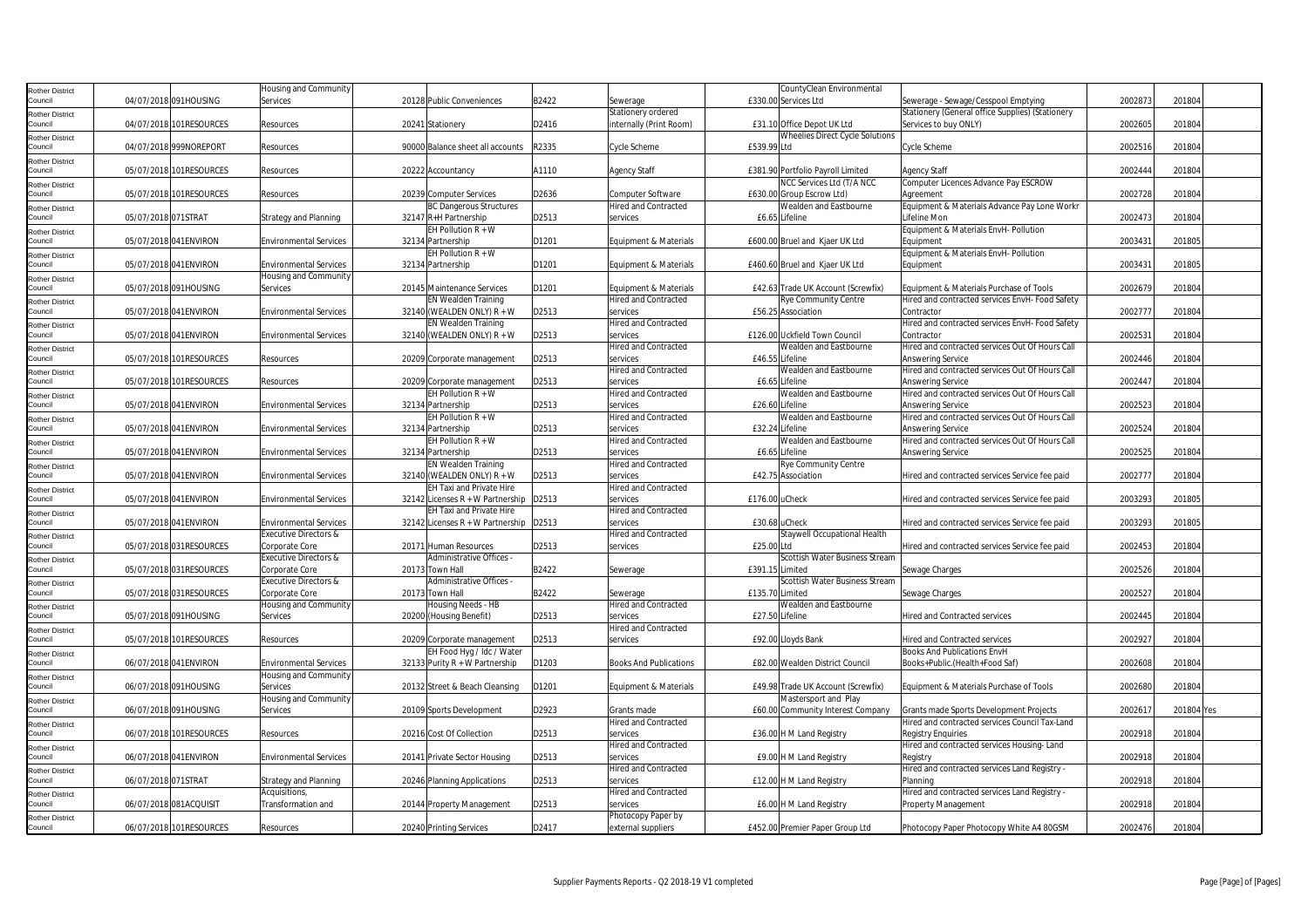| Rother District Council | 04/07/2018 | 091HOUSING | Housing and Community Services | 20128 | Public Conveniences | B2422 | Sewerage | £330.00 | CountyClean Environmental Services Ltd | Sewerage - Sewage/Cesspool Emptying | 2002873 | 201804 | |
|---|---|---|---|---|---|---|---|---|---|---|---|---|---|
| Rother District Council | 04/07/2018 | 101RESOURCES | Resources | 20241 | Stationery | D2416 | Stationery ordered internally (Print Room) | £31.10 | Office Depot UK Ltd | Stationery (General office Supplies) (Stationery Services to buy ONLY) | 2002605 | 201804 | |
| Rother District Council | 04/07/2018 | 999NOREPORT | Resources | 90000 | Balance sheet all accounts | R2335 | Cycle Scheme | £539.99 | Wheelies Direct Cycle Solutions Ltd | Cycle Scheme | 2002516 | 201804 | |
| Rother District Council | 05/07/2018 | 101RESOURCES | Resources | 20222 | Accountancy | A1110 | Agency Staff | £381.90 | Portfolio Payroll Limited | Agency Staff | 2002444 | 201804 | |
| Rother District Council | 05/07/2018 | 101RESOURCES | Resources | 20239 | Computer Services | D2636 | Computer Software | £630.00 | NCC Services Ltd (T/A NCC Group Escrow Ltd) | Computer Licences Advance Pay ESCROW Agreement | 2002728 | 201804 | |
| Rother District Council | 05/07/2018 | 071STRAT | Strategy and Planning | 32147 | BC Dangerous Structures R+H Partnership | D2513 | Hired and Contracted services | £6.65 | Wealden and Eastbourne Lifeline | Equipment & Materials Advance Pay Lone Workr Lifeline Mon | 2002473 | 201804 | |
| Rother District Council | 05/07/2018 | 041ENVIRON | Environmental Services | 32134 | EH Pollution R + W Partnership | D1201 | Equipment & Materials | £600.00 | Bruel and Kjaer UK Ltd | Equipment & Materials EnvH- Pollution Equipment | 2003431 | 201805 | |
| Rother District Council | 05/07/2018 | 041ENVIRON | Environmental Services | 32134 | EH Pollution R + W Partnership | D1201 | Equipment & Materials | £460.60 | Bruel and Kjaer UK Ltd | Equipment & Materials EnvH- Pollution Equipment | 2003431 | 201805 | |
| Rother District Council | 05/07/2018 | 091HOUSING | Housing and Community Services | 20145 | Maintenance Services | D1201 | Equipment & Materials | £42.63 | Trade UK Account (Screwfix) | Equipment & Materials Purchase of Tools | 2002679 | 201804 | |
| Rother District Council | 05/07/2018 | 041ENVIRON | Environmental Services | 32140 | EN Wealden Training (WEALDEN ONLY) R + W | D2513 | Hired and Contracted services | £56.25 | Rye Community Centre Association | Hired and contracted services EnvH- Food Safety Contractor | 2002777 | 201804 | |
| Rother District Council | 05/07/2018 | 041ENVIRON | Environmental Services | 32140 | EN Wealden Training (WEALDEN ONLY) R + W | D2513 | Hired and Contracted services | £126.00 | Uckfield Town Council | Hired and contracted services EnvH- Food Safety Contractor | 2002531 | 201804 | |
| Rother District Council | 05/07/2018 | 101RESOURCES | Resources | 20209 | Corporate management | D2513 | Hired and Contracted services | £46.55 | Wealden and Eastbourne Lifeline | Hired and contracted services Out Of Hours Call Answering Service | 2002446 | 201804 | |
| Rother District Council | 05/07/2018 | 101RESOURCES | Resources | 20209 | Corporate management | D2513 | Hired and Contracted services | £6.65 | Wealden and Eastbourne Lifeline | Hired and contracted services Out Of Hours Call Answering Service | 2002447 | 201804 | |
| Rother District Council | 05/07/2018 | 041ENVIRON | Environmental Services | 32134 | EH Pollution R + W Partnership | D2513 | Hired and Contracted services | £26.60 | Wealden and Eastbourne Lifeline | Hired and contracted services Out Of Hours Call Answering Service | 2002523 | 201804 | |
| Rother District Council | 05/07/2018 | 041ENVIRON | Environmental Services | 32134 | EH Pollution R + W Partnership | D2513 | Hired and Contracted services | £32.24 | Wealden and Eastbourne Lifeline | Hired and contracted services Out Of Hours Call Answering Service | 2002524 | 201804 | |
| Rother District Council | 05/07/2018 | 041ENVIRON | Environmental Services | 32134 | EH Pollution R + W Partnership | D2513 | Hired and Contracted services | £6.65 | Wealden and Eastbourne Lifeline | Hired and contracted services Out Of Hours Call Answering Service | 2002525 | 201804 | |
| Rother District Council | 05/07/2018 | 041ENVIRON | Environmental Services | 32140 | EN Wealden Training (WEALDEN ONLY) R + W | D2513 | Hired and Contracted services | £42.75 | Rye Community Centre Association | Hired and contracted services Service fee paid | 2002777 | 201804 | |
| Rother District Council | 05/07/2018 | 041ENVIRON | Environmental Services | 32142 | EH Taxi and Private Hire Licenses R + W Partnership | D2513 | Hired and Contracted services | £176.00 | uCheck | Hired and contracted services Service fee paid | 2003293 | 201805 | |
| Rother District Council | 05/07/2018 | 041ENVIRON | Environmental Services | 32142 | EH Taxi and Private Hire Licenses R + W Partnership | D2513 | Hired and Contracted services | £30.68 | uCheck | Hired and contracted services Service fee paid | 2003293 | 201805 | |
| Rother District Council | 05/07/2018 | 031RESOURCES | Executive Directors & Corporate Core | 20171 | Human Resources | D2513 | Hired and Contracted services | £25.00 | Staywell Occupational Health Ltd | Hired and contracted services Service fee paid | 2002453 | 201804 | |
| Rother District Council | 05/07/2018 | 031RESOURCES | Executive Directors & Corporate Core | 20173 | Administrative Offices - Town Hall | B2422 | Sewerage | £391.15 | Scottish Water Business Stream Limited | Sewage Charges | 2002526 | 201804 | |
| Rother District Council | 05/07/2018 | 031RESOURCES | Executive Directors & Corporate Core | 20173 | Administrative Offices - Town Hall | B2422 | Sewerage | £135.70 | Scottish Water Business Stream Limited | Sewage Charges | 2002527 | 201804 | |
| Rother District Council | 05/07/2018 | 091HOUSING | Housing and Community Services | 20200 | Housing Needs - HB (Housing Benefit) | D2513 | Hired and Contracted services | £27.50 | Wealden and Eastbourne Lifeline | Hired and Contracted services | 2002445 | 201804 | |
| Rother District Council | 05/07/2018 | 101RESOURCES | Resources | 20209 | Corporate management | D2513 | Hired and Contracted services | £92.00 | Lloyds Bank | Hired and Contracted services | 2002927 | 201804 | |
| Rother District Council | 06/07/2018 | 041ENVIRON | Environmental Services | 32133 | EH Food Hyg / Idc / Water Purity R + W Partnership | D1203 | Books And Publications | £82.00 | Wealden District Council | Books And Publications EnvH Books+Public.(Health+Food Saf) | 2002608 | 201804 | |
| Rother District Council | 06/07/2018 | 091HOUSING | Housing and Community Services | 20132 | Street & Beach Cleansing | D1201 | Equipment & Materials | £49.98 | Trade UK Account (Screwfix) | Equipment & Materials Purchase of Tools | 2002680 | 201804 | |
| Rother District Council | 06/07/2018 | 091HOUSING | Housing and Community Services | 20109 | Sports Development | D2923 | Grants made | £60.00 | Mastersport and Play Community Interest Company | Grants made Sports Development Projects | 2002617 | 201804 | Yes |
| Rother District Council | 06/07/2018 | 101RESOURCES | Resources | 20216 | Cost Of Collection | D2513 | Hired and Contracted services | £36.00 | H M Land Registry | Hired and contracted services Council Tax-Land Registry Enquiries | 2002918 | 201804 | |
| Rother District Council | 06/07/2018 | 041ENVIRON | Environmental Services | 20141 | Private Sector Housing | D2513 | Hired and Contracted services | £9.00 | H M Land Registry | Hired and contracted services Housing- Land Registry | 2002918 | 201804 | |
| Rother District Council | 06/07/2018 | 071STRAT | Strategy and Planning | 20246 | Planning Applications | D2513 | Hired and Contracted services | £12.00 | H M Land Registry | Hired and contracted services Land Registry - Planning | 2002918 | 201804 | |
| Rother District Council | 06/07/2018 | 081ACQUISIT | Acquisitions, Transformation and | 20144 | Property Management | D2513 | Hired and Contracted services | £6.00 | H M Land Registry | Hired and contracted services Land Registry - Property Management | 2002918 | 201804 | |
| Rother District Council | 06/07/2018 | 101RESOURCES | Resources | 20240 | Printing Services | D2417 | Photocopy Paper by external suppliers | £452.00 | Premier Paper Group Ltd | Photocopy Paper Photocopy White A4 80GSM | 2002476 | 201804 | |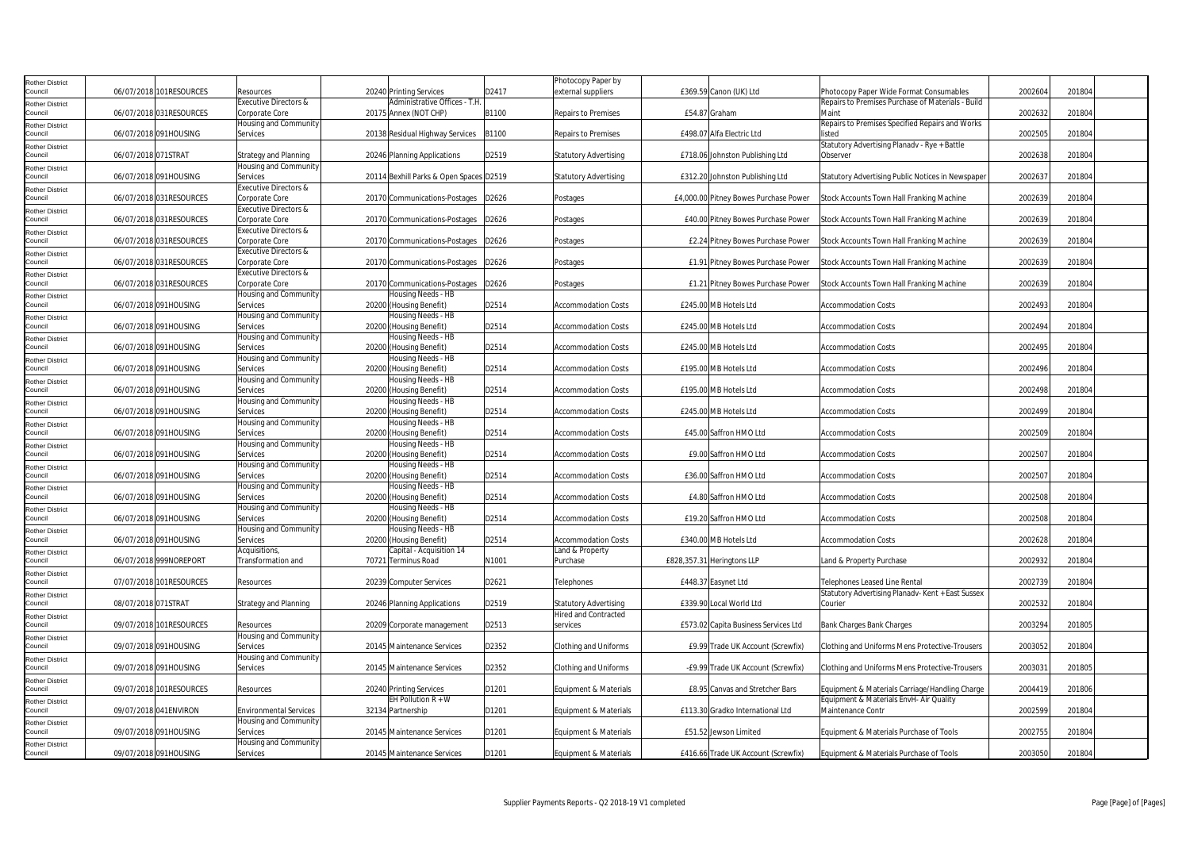| | | | | | | | | | | | | | |
|---|---|---|---|---|---|---|---|---|---|---|---|---|---|
| Rother District Council | 06/07/2018 | 101RESOURCES | Resources | 20240 | Printing Services | D2417 | Photocopy Paper by external suppliers | £369.59 | Canon (UK) Ltd | Photocopy Paper Wide Format Consumables | 2002604 | 201804 | |
| Rother District Council | 06/07/2018 | 031RESOURCES | Executive Directors & Corporate Core | 20175 | Administrative Offices - T.H. Annex (NOT CHP) | B1100 | Repairs to Premises | £54.87 | Graham | Repairs to Premises Purchase of Materials - Build Maint | 2002632 | 201804 | |
| Rother District Council | 06/07/2018 | 091HOUSING | Housing and Community Services | 20138 | Residual Highway Services | B1100 | Repairs to Premises | £498.07 | Alfa Electric Ltd | Repairs to Premises Specified Repairs and Works listed | 2002505 | 201804 | |
| Rother District Council | 06/07/2018 | 071STRAT | Strategy and Planning | 20246 | Planning Applications | D2519 | Statutory Advertising | £718.06 | Johnston Publishing Ltd | Statutory Advertising Planadv - Rye + Battle Observer | 2002638 | 201804 | |
| Rother District Council | 06/07/2018 | 091HOUSING | Housing and Community Services | 20114 | Bexhill Parks & Open Spaces | D2519 | Statutory Advertising | £312.20 | Johnston Publishing Ltd | Statutory Advertising Public Notices in Newspaper | 2002637 | 201804 | |
| Rother District Council | 06/07/2018 | 031RESOURCES | Executive Directors & Corporate Core | 20170 | Communications-Postages | D2626 | Postages | £4,000.00 | Pitney Bowes Purchase Power | Stock Accounts Town Hall Franking Machine | 2002639 | 201804 | |
| Rother District Council | 06/07/2018 | 031RESOURCES | Executive Directors & Corporate Core | 20170 | Communications-Postages | D2626 | Postages | £40.00 | Pitney Bowes Purchase Power | Stock Accounts Town Hall Franking Machine | 2002639 | 201804 | |
| Rother District Council | 06/07/2018 | 031RESOURCES | Executive Directors & Corporate Core | 20170 | Communications-Postages | D2626 | Postages | £2.24 | Pitney Bowes Purchase Power | Stock Accounts Town Hall Franking Machine | 2002639 | 201804 | |
| Rother District Council | 06/07/2018 | 031RESOURCES | Executive Directors & Corporate Core | 20170 | Communications-Postages | D2626 | Postages | £1.91 | Pitney Bowes Purchase Power | Stock Accounts Town Hall Franking Machine | 2002639 | 201804 | |
| Rother District Council | 06/07/2018 | 031RESOURCES | Executive Directors & Corporate Core | 20170 | Communications-Postages | D2626 | Postages | £1.21 | Pitney Bowes Purchase Power | Stock Accounts Town Hall Franking Machine | 2002639 | 201804 | |
| Rother District Council | 06/07/2018 | 091HOUSING | Housing and Community Services | 20200 | Housing Needs - HB (Housing Benefit) | D2514 | Accommodation Costs | £245.00 | MB Hotels Ltd | Accommodation Costs | 2002493 | 201804 | |
| Rother District Council | 06/07/2018 | 091HOUSING | Housing and Community Services | 20200 | Housing Needs - HB (Housing Benefit) | D2514 | Accommodation Costs | £245.00 | MB Hotels Ltd | Accommodation Costs | 2002494 | 201804 | |
| Rother District Council | 06/07/2018 | 091HOUSING | Housing and Community Services | 20200 | Housing Needs - HB (Housing Benefit) | D2514 | Accommodation Costs | £245.00 | MB Hotels Ltd | Accommodation Costs | 2002495 | 201804 | |
| Rother District Council | 06/07/2018 | 091HOUSING | Housing and Community Services | 20200 | Housing Needs - HB (Housing Benefit) | D2514 | Accommodation Costs | £195.00 | MB Hotels Ltd | Accommodation Costs | 2002496 | 201804 | |
| Rother District Council | 06/07/2018 | 091HOUSING | Housing and Community Services | 20200 | Housing Needs - HB (Housing Benefit) | D2514 | Accommodation Costs | £195.00 | MB Hotels Ltd | Accommodation Costs | 2002498 | 201804 | |
| Rother District Council | 06/07/2018 | 091HOUSING | Housing and Community Services | 20200 | Housing Needs - HB (Housing Benefit) | D2514 | Accommodation Costs | £245.00 | MB Hotels Ltd | Accommodation Costs | 2002499 | 201804 | |
| Rother District Council | 06/07/2018 | 091HOUSING | Housing and Community Services | 20200 | Housing Needs - HB (Housing Benefit) | D2514 | Accommodation Costs | £45.00 | Saffron HMO Ltd | Accommodation Costs | 2002509 | 201804 | |
| Rother District Council | 06/07/2018 | 091HOUSING | Housing and Community Services | 20200 | Housing Needs - HB (Housing Benefit) | D2514 | Accommodation Costs | £9.00 | Saffron HMO Ltd | Accommodation Costs | 2002507 | 201804 | |
| Rother District Council | 06/07/2018 | 091HOUSING | Housing and Community Services | 20200 | Housing Needs - HB (Housing Benefit) | D2514 | Accommodation Costs | £36.00 | Saffron HMO Ltd | Accommodation Costs | 2002507 | 201804 | |
| Rother District Council | 06/07/2018 | 091HOUSING | Housing and Community Services | 20200 | Housing Needs - HB (Housing Benefit) | D2514 | Accommodation Costs | £4.80 | Saffron HMO Ltd | Accommodation Costs | 2002508 | 201804 | |
| Rother District Council | 06/07/2018 | 091HOUSING | Housing and Community Services | 20200 | Housing Needs - HB (Housing Benefit) | D2514 | Accommodation Costs | £19.20 | Saffron HMO Ltd | Accommodation Costs | 2002508 | 201804 | |
| Rother District Council | 06/07/2018 | 091HOUSING | Housing and Community Services | 20200 | Housing Needs - HB (Housing Benefit) | D2514 | Accommodation Costs | £340.00 | MB Hotels Ltd | Accommodation Costs | 2002628 | 201804 | |
| Rother District Council | 06/07/2018 | 999NOREPORT | Acquisitions, Transformation and | 70721 | Capital - Acquisition 14 Terminus Road | N1001 | Land & Property Purchase | £828,357.31 | Heringtons LLP | Land & Property Purchase | 2002932 | 201804 | |
| Rother District Council | 07/07/2018 | 101RESOURCES | Resources | 20239 | Computer Services | D2621 | Telephones | £448.37 | Easynet Ltd | Telephones Leased Line Rental | 2002739 | 201804 | |
| Rother District Council | 08/07/2018 | 071STRAT | Strategy and Planning | 20246 | Planning Applications | D2519 | Statutory Advertising | £339.90 | Local World Ltd | Statutory Advertising Planadv- Kent + East Sussex Courier | 2002532 | 201804 | |
| Rother District Council | 09/07/2018 | 101RESOURCES | Resources | 20209 | Corporate management | D2513 | Hired and Contracted services | £573.02 | Capita Business Services Ltd | Bank Charges Bank Charges | 2003294 | 201805 | |
| Rother District Council | 09/07/2018 | 091HOUSING | Housing and Community Services | 20145 | Maintenance Services | D2352 | Clothing and Uniforms | £9.99 | Trade UK Account (Screwfix) | Clothing and Uniforms Mens Protective-Trousers | 2003052 | 201804 | |
| Rother District Council | 09/07/2018 | 091HOUSING | Housing and Community Services | 20145 | Maintenance Services | D2352 | Clothing and Uniforms | -£9.99 | Trade UK Account (Screwfix) | Clothing and Uniforms Mens Protective-Trousers | 2003031 | 201805 | |
| Rother District Council | 09/07/2018 | 101RESOURCES | Resources | 20240 | Printing Services | D1201 | Equipment & Materials | £8.95 | Canvas and Stretcher Bars | Equipment & Materials Carriage/Handling Charge | 2004419 | 201806 | |
| Rother District Council | 09/07/2018 | 041ENVIRON | Environmental Services | 32134 | EH Pollution R + W Partnership | D1201 | Equipment & Materials | £113.30 | Gradko International Ltd | Equipment & Materials EnvH- Air Quality Maintenance Contr | 2002599 | 201804 | |
| Rother District Council | 09/07/2018 | 091HOUSING | Housing and Community Services | 20145 | Maintenance Services | D1201 | Equipment & Materials | £51.52 | Jewson Limited | Equipment & Materials Purchase of Tools | 2002755 | 201804 | |
| Rother District Council | 09/07/2018 | 091HOUSING | Housing and Community Services | 20145 | Maintenance Services | D1201 | Equipment & Materials | £416.66 | Trade UK Account (Screwfix) | Equipment & Materials Purchase of Tools | 2003050 | 201804 | |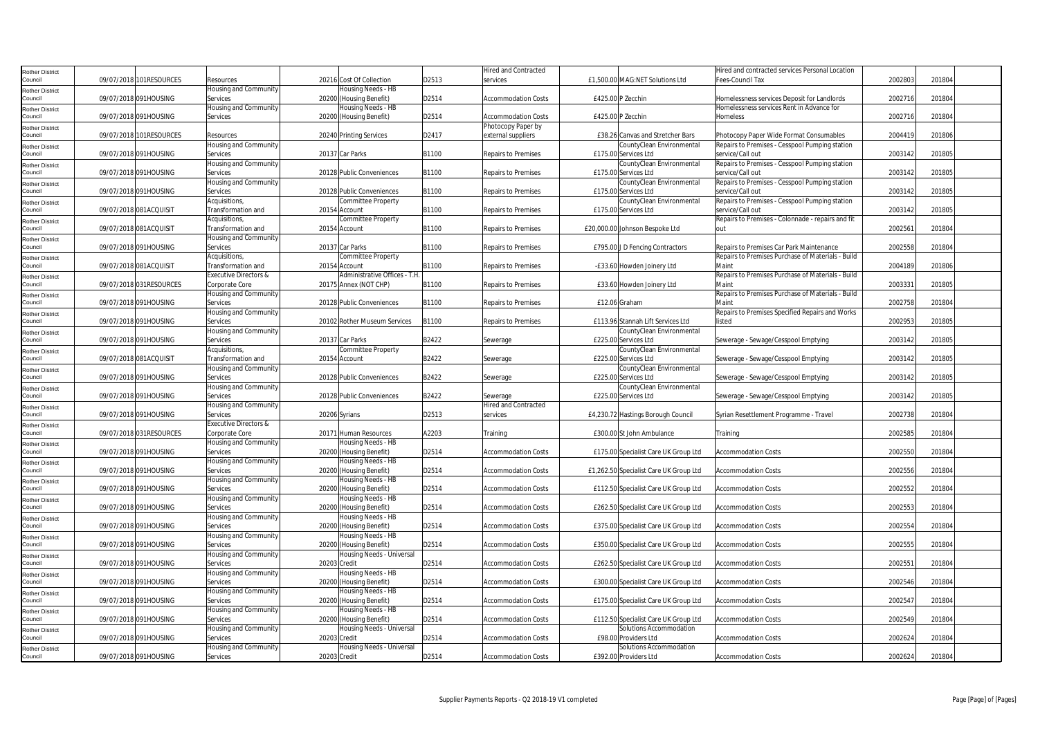| Rother District Council | 09/07/2018 | 101RESOURCES | Resources | 20216 | Cost Of Collection | D2513 | Hired and Contracted services | £1,500.00 | MAG:NET Solutions Ltd | Hired and contracted services Personal Location Fees-Council Tax | 2002803 | 201804 |
|---|---|---|---|---|---|---|---|---|---|---|---|---|
| Rother District Council | 09/07/2018 | 091HOUSING | Housing and Community Services | 20200 | Housing Needs - HB (Housing Benefit) | D2514 | Accommodation Costs | £425.00 | P Zecchin | Homelessness services Deposit for Landlords | 2002716 | 201804 |
| Rother District Council | 09/07/2018 | 091HOUSING | Housing and Community Services | 20200 | Housing Needs - HB (Housing Benefit) | D2514 | Accommodation Costs | £425.00 | P Zecchin | Homelessness services Rent in Advance for Homeless | 2002716 | 201804 |
| Rother District Council | 09/07/2018 | 101RESOURCES | Resources | 20240 | Printing Services | D2417 | Photocopy Paper by external suppliers | £38.26 | Canvas and Stretcher Bars | Photocopy Paper Wide Format Consumables | 2004419 | 201806 |
| Rother District Council | 09/07/2018 | 091HOUSING | Housing and Community Services | 20137 | Car Parks | B1100 | Repairs to Premises | £175.00 | CountyClean Environmental Services Ltd | Repairs to Premises - Cesspool Pumping station service/Call out | 2003142 | 201805 |
| Rother District Council | 09/07/2018 | 091HOUSING | Housing and Community Services | 20128 | Public Conveniences | B1100 | Repairs to Premises | £175.00 | CountyClean Environmental Services Ltd | Repairs to Premises - Cesspool Pumping station service/Call out | 2003142 | 201805 |
| Rother District Council | 09/07/2018 | 091HOUSING | Housing and Community Services | 20128 | Public Conveniences | B1100 | Repairs to Premises | £175.00 | CountyClean Environmental Services Ltd | Repairs to Premises - Cesspool Pumping station service/Call out | 2003142 | 201805 |
| Rother District Council | 09/07/2018 | 081ACQUISIT | Acquisitions, Transformation and | 20154 | Committee Property Account | B1100 | Repairs to Premises | £175.00 | CountyClean Environmental Services Ltd | Repairs to Premises - Cesspool Pumping station service/Call out | 2003142 | 201805 |
| Rother District Council | 09/07/2018 | 081ACQUISIT | Acquisitions, Transformation and | 20154 | Committee Property Account | B1100 | Repairs to Premises | £20,000.00 | Johnson Bespoke Ltd | Repairs to Premises - Colonnade - repairs and fit out | 2002561 | 201804 |
| Rother District Council | 09/07/2018 | 091HOUSING | Housing and Community Services | 20137 | Car Parks | B1100 | Repairs to Premises | £795.00 | J D Fencing Contractors | Repairs to Premises Car Park Maintenance | 2002558 | 201804 |
| Rother District Council | 09/07/2018 | 081ACQUISIT | Acquisitions, Transformation and | 20154 | Committee Property Account | B1100 | Repairs to Premises | -£33.60 | Howden Joinery Ltd | Repairs to Premises Purchase of Materials - Build Maint | 2004189 | 201806 |
| Rother District Council | 09/07/2018 | 031RESOURCES | Executive Directors & Corporate Core | 20175 | Administrative Offices - T.H. Annex (NOT CHP) | B1100 | Repairs to Premises | £33.60 | Howden Joinery Ltd | Repairs to Premises Purchase of Materials - Build Maint | 2003331 | 201805 |
| Rother District Council | 09/07/2018 | 091HOUSING | Housing and Community Services | 20128 | Public Conveniences | B1100 | Repairs to Premises | £12.06 | Graham | Repairs to Premises Purchase of Materials - Build Maint | 2002758 | 201804 |
| Rother District Council | 09/07/2018 | 091HOUSING | Housing and Community Services | 20102 | Rother Museum Services | B1100 | Repairs to Premises | £113.96 | Stannah Lift Services Ltd | Repairs to Premises Specified Repairs and Works listed | 2002953 | 201805 |
| Rother District Council | 09/07/2018 | 091HOUSING | Housing and Community Services | 20137 | Car Parks | B2422 | Sewerage | £225.00 | CountyClean Environmental Services Ltd | Sewerage - Sewage/Cesspool Emptying | 2003142 | 201805 |
| Rother District Council | 09/07/2018 | 081ACQUISIT | Acquisitions, Transformation and | 20154 | Committee Property Account | B2422 | Sewerage | £225.00 | CountyClean Environmental Services Ltd | Sewerage - Sewage/Cesspool Emptying | 2003142 | 201805 |
| Rother District Council | 09/07/2018 | 091HOUSING | Housing and Community Services | 20128 | Public Conveniences | B2422 | Sewerage | £225.00 | CountyClean Environmental Services Ltd | Sewerage - Sewage/Cesspool Emptying | 2003142 | 201805 |
| Rother District Council | 09/07/2018 | 091HOUSING | Housing and Community Services | 20128 | Public Conveniences | B2422 | Sewerage | £225.00 | CountyClean Environmental Services Ltd | Sewerage - Sewage/Cesspool Emptying | 2003142 | 201805 |
| Rother District Council | 09/07/2018 | 091HOUSING | Housing and Community Services | 20206 | Syrians | D2513 | Hired and Contracted services | £4,230.72 | Hastings Borough Council | Syrian Resettlement Programme - Travel | 2002738 | 201804 |
| Rother District Council | 09/07/2018 | 031RESOURCES | Executive Directors & Corporate Core | 20171 | Human Resources | A2203 | Training | £300.00 | St John Ambulance | Training | 2002585 | 201804 |
| Rother District Council | 09/07/2018 | 091HOUSING | Housing and Community Services | 20200 | Housing Needs - HB (Housing Benefit) | D2514 | Accommodation Costs | £175.00 | Specialist Care UK Group Ltd | Accommodation Costs | 2002550 | 201804 |
| Rother District Council | 09/07/2018 | 091HOUSING | Housing and Community Services | 20200 | Housing Needs - HB (Housing Benefit) | D2514 | Accommodation Costs | £1,262.50 | Specialist Care UK Group Ltd | Accommodation Costs | 2002556 | 201804 |
| Rother District Council | 09/07/2018 | 091HOUSING | Housing and Community Services | 20200 | Housing Needs - HB (Housing Benefit) | D2514 | Accommodation Costs | £112.50 | Specialist Care UK Group Ltd | Accommodation Costs | 2002552 | 201804 |
| Rother District Council | 09/07/2018 | 091HOUSING | Housing and Community Services | 20200 | Housing Needs - HB (Housing Benefit) | D2514 | Accommodation Costs | £262.50 | Specialist Care UK Group Ltd | Accommodation Costs | 2002553 | 201804 |
| Rother District Council | 09/07/2018 | 091HOUSING | Housing and Community Services | 20200 | Housing Needs - HB (Housing Benefit) | D2514 | Accommodation Costs | £375.00 | Specialist Care UK Group Ltd | Accommodation Costs | 2002554 | 201804 |
| Rother District Council | 09/07/2018 | 091HOUSING | Housing and Community Services | 20200 | Housing Needs - HB (Housing Benefit) | D2514 | Accommodation Costs | £350.00 | Specialist Care UK Group Ltd | Accommodation Costs | 2002555 | 201804 |
| Rother District Council | 09/07/2018 | 091HOUSING | Housing and Community Services | 20203 | Housing Needs - Universal Credit | D2514 | Accommodation Costs | £262.50 | Specialist Care UK Group Ltd | Accommodation Costs | 2002551 | 201804 |
| Rother District Council | 09/07/2018 | 091HOUSING | Housing and Community Services | 20200 | Housing Needs - HB (Housing Benefit) | D2514 | Accommodation Costs | £300.00 | Specialist Care UK Group Ltd | Accommodation Costs | 2002546 | 201804 |
| Rother District Council | 09/07/2018 | 091HOUSING | Housing and Community Services | 20200 | Housing Needs - HB (Housing Benefit) | D2514 | Accommodation Costs | £175.00 | Specialist Care UK Group Ltd | Accommodation Costs | 2002547 | 201804 |
| Rother District Council | 09/07/2018 | 091HOUSING | Housing and Community Services | 20200 | Housing Needs - HB (Housing Benefit) | D2514 | Accommodation Costs | £112.50 | Specialist Care UK Group Ltd | Accommodation Costs | 2002549 | 201804 |
| Rother District Council | 09/07/2018 | 091HOUSING | Housing and Community Services | 20203 | Housing Needs - Universal Credit | D2514 | Accommodation Costs | £98.00 | Solutions Accommodation Providers Ltd | Accommodation Costs | 2002624 | 201804 |
| Rother District Council | 09/07/2018 | 091HOUSING | Housing and Community Services | 20203 | Housing Needs - Universal Credit | D2514 | Accommodation Costs | £392.00 | Solutions Accommodation Providers Ltd | Accommodation Costs | 2002624 | 201804 |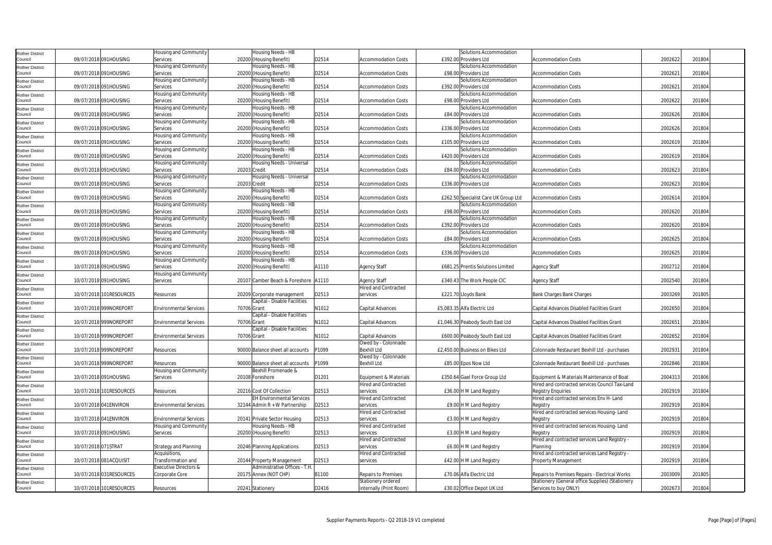| | | | | | | | | | | | | |
|---|---|---|---|---|---|---|---|---|---|---|---|---|
| Rother District Council | 09/07/2018 | 091HOUSING | Housing and Community Services | 20200 | Housing Needs - HB (Housing Benefit) | D2514 | Accommodation Costs | £392.00 | Solutions Accommodation Providers Ltd | Accommodation Costs | 2002622 | 201804 |
| Rother District Council | 09/07/2018 | 091HOUSING | Housing and Community Services | 20200 | Housing Needs - HB (Housing Benefit) | D2514 | Accommodation Costs | £98.00 | Solutions Accommodation Providers Ltd | Accommodation Costs | 2002621 | 201804 |
| Rother District Council | 09/07/2018 | 091HOUSING | Housing and Community Services | 20200 | Housing Needs - HB (Housing Benefit) | D2514 | Accommodation Costs | £392.00 | Solutions Accommodation Providers Ltd | Accommodation Costs | 2002621 | 201804 |
| Rother District Council | 09/07/2018 | 091HOUSING | Housing and Community Services | 20200 | Housing Needs - HB (Housing Benefit) | D2514 | Accommodation Costs | £98.00 | Solutions Accommodation Providers Ltd | Accommodation Costs | 2002622 | 201804 |
| Rother District Council | 09/07/2018 | 091HOUSING | Housing and Community Services | 20200 | Housing Needs - HB (Housing Benefit) | D2514 | Accommodation Costs | £84.00 | Solutions Accommodation Providers Ltd | Accommodation Costs | 2002626 | 201804 |
| Rother District Council | 09/07/2018 | 091HOUSING | Housing and Community Services | 20200 | Housing Needs - HB (Housing Benefit) | D2514 | Accommodation Costs | £336.00 | Solutions Accommodation Providers Ltd | Accommodation Costs | 2002626 | 201804 |
| Rother District Council | 09/07/2018 | 091HOUSING | Housing and Community Services | 20200 | Housing Needs - HB (Housing Benefit) | D2514 | Accommodation Costs | £105.00 | Solutions Accommodation Providers Ltd | Accommodation Costs | 2002619 | 201804 |
| Rother District Council | 09/07/2018 | 091HOUSING | Housing and Community Services | 20200 | Housing Needs - HB (Housing Benefit) | D2514 | Accommodation Costs | £420.00 | Solutions Accommodation Providers Ltd | Accommodation Costs | 2002619 | 201804 |
| Rother District Council | 09/07/2018 | 091HOUSING | Housing and Community Services | 20203 | Housing Needs - Universal Credit | D2514 | Accommodation Costs | £84.00 | Solutions Accommodation Providers Ltd | Accommodation Costs | 2002623 | 201804 |
| Rother District Council | 09/07/2018 | 091HOUSING | Housing and Community Services | 20203 | Housing Needs - Universal Credit | D2514 | Accommodation Costs | £336.00 | Solutions Accommodation Providers Ltd | Accommodation Costs | 2002623 | 201804 |
| Rother District Council | 09/07/2018 | 091HOUSING | Housing and Community Services | 20200 | Housing Needs - HB (Housing Benefit) | D2514 | Accommodation Costs | £262.50 | Specialist Care UK Group Ltd | Accommodation Costs | 2002614 | 201804 |
| Rother District Council | 09/07/2018 | 091HOUSING | Housing and Community Services | 20200 | Housing Needs - HB (Housing Benefit) | D2514 | Accommodation Costs | £98.00 | Solutions Accommodation Providers Ltd | Accommodation Costs | 2002620 | 201804 |
| Rother District Council | 09/07/2018 | 091HOUSING | Housing and Community Services | 20200 | Housing Needs - HB (Housing Benefit) | D2514 | Accommodation Costs | £392.00 | Solutions Accommodation Providers Ltd | Accommodation Costs | 2002620 | 201804 |
| Rother District Council | 09/07/2018 | 091HOUSING | Housing and Community Services | 20200 | Housing Needs - HB (Housing Benefit) | D2514 | Accommodation Costs | £84.00 | Solutions Accommodation Providers Ltd | Accommodation Costs | 2002625 | 201804 |
| Rother District Council | 09/07/2018 | 091HOUSING | Housing and Community Services | 20200 | Housing Needs - HB (Housing Benefit) | D2514 | Accommodation Costs | £336.00 | Solutions Accommodation Providers Ltd | Accommodation Costs | 2002625 | 201804 |
| Rother District Council | 10/07/2018 | 091HOUSING | Housing and Community Services | 20200 | Housing Needs - HB (Housing Benefit) | A1110 | Agency Staff | £681.25 | Prentis Solutions Limited | Agency Staff | 2002712 | 201804 |
| Rother District Council | 10/07/2018 | 091HOUSING | Housing and Community Services | 20107 | Camber Beach & Foreshore | A1110 | Agency Staff | £340.43 | The Work People CIC | Agency Staff | 2002540 | 201804 |
| Rother District Council | 10/07/2018 | 101RESOURCES | Resources | 20209 | Corporate management | D2513 | Hired and Contracted services | £221.70 | Lloyds Bank | Bank Charges Bank Charges | 2003269 | 201805 |
| Rother District Council | 10/07/2018 | 999NOREPORT | Environmental Services | 70706 | Capital - Disable Facilities Grant | N1012 | Capital Advances | £5,083.35 | Alfa Electric Ltd | Capital Advances Disabled Facilities Grant | 2002650 | 201804 |
| Rother District Council | 10/07/2018 | 999NOREPORT | Environmental Services | 70706 | Capital - Disable Facilities Grant | N1012 | Capital Advances | £1,046.30 | Peabody South East Ltd | Capital Advances Disabled Facilities Grant | 2002651 | 201804 |
| Rother District Council | 10/07/2018 | 999NOREPORT | Environmental Services | 70706 | Capital - Disable Facilities Grant | N1012 | Capital Advances | £600.00 | Peabody South East Ltd | Capital Advances Disabled Facilities Grant | 2002652 | 201804 |
| Rother District Council | 10/07/2018 | 999NOREPORT | Resources | 90000 | Balance sheet all accounts | P1099 | Owed by - Colonnade Bexhill Ltd | £2,450.00 | Business on Bikes Ltd | Colonnade Restaurant Bexhill Ltd - purchases | 2002931 | 201804 |
| Rother District Council | 10/07/2018 | 999NOREPORT | Resources | 90000 | Balance sheet all accounts | P1099 | Owed by - Colonnade Bexhill Ltd | £85.00 | Epos Now Ltd | Colonnade Restaurant Bexhill Ltd - purchases | 2002846 | 201804 |
| Rother District Council | 10/07/2018 | 091HOUSING | Housing and Community Services | 20108 | Bexhill Promenade & Foreshore | D1201 | Equipment & Materials | £350.64 | Gael Force Group Ltd | Equipment & Materials Maintenance of Boat | 2004313 | 201806 |
| Rother District Council | 10/07/2018 | 101RESOURCES | Resources | 20216 | Cost Of Collection | D2513 | Hired and Contracted services | £36.00 | H M Land Registry | Hired and contracted services Council Tax-Land Registry Enquiries | 2002919 | 201804 |
| Rother District Council | 10/07/2018 | 041ENVIRON | Environmental Services | 32144 | EH Environmental Services Admin R + W Partnership | D2513 | Hired and Contracted services | £9.00 | H M Land Registry | Hired and contracted services Env H- Land Registry | 2002919 | 201804 |
| Rother District Council | 10/07/2018 | 041ENVIRON | Environmental Services | 20141 | Private Sector Housing | D2513 | Hired and Contracted services | £3.00 | H M Land Registry | Hired and contracted services Housing- Land Registry | 2002919 | 201804 |
| Rother District Council | 10/07/2018 | 091HOUSING | Housing and Community Services | 20200 | Housing Needs - HB (Housing Benefit) | D2513 | Hired and Contracted services | £3.00 | H M Land Registry | Hired and contracted services Housing- Land Registry | 2002919 | 201804 |
| Rother District Council | 10/07/2018 | 071STRAT | Strategy and Planning | 20246 | Planning Applications | D2513 | Hired and Contracted services | £6.00 | H M Land Registry | Hired and contracted services Land Registry - Planning | 2002919 | 201804 |
| Rother District Council | 10/07/2018 | 081ACQUISIT | Acquisitions, Transformation and | 20144 | Property Management | D2513 | Hired and Contracted services | £42.00 | H M Land Registry | Hired and contracted services Land Registry - Property Management | 2002919 | 201804 |
| Rother District Council | 10/07/2018 | 031RESOURCES | Executive Directors & Corporate Core | 20175 | Administrative Offices - T.H. Annex (NOT CHP) | B1100 | Repairs to Premises | £70.06 | Alfa Electric Ltd | Repairs to Premises Repairs - Electrical Works | 2003009 | 201805 |
| Rother District Council | 10/07/2018 | 101RESOURCES | Resources | 20241 | Stationery | D2416 | Stationery ordered internally (Print Room) | £30.02 | Office Depot UK Ltd | Stationery (General office Supplies) (Stationery Services to buy ONLY) | 2002673 | 201804 |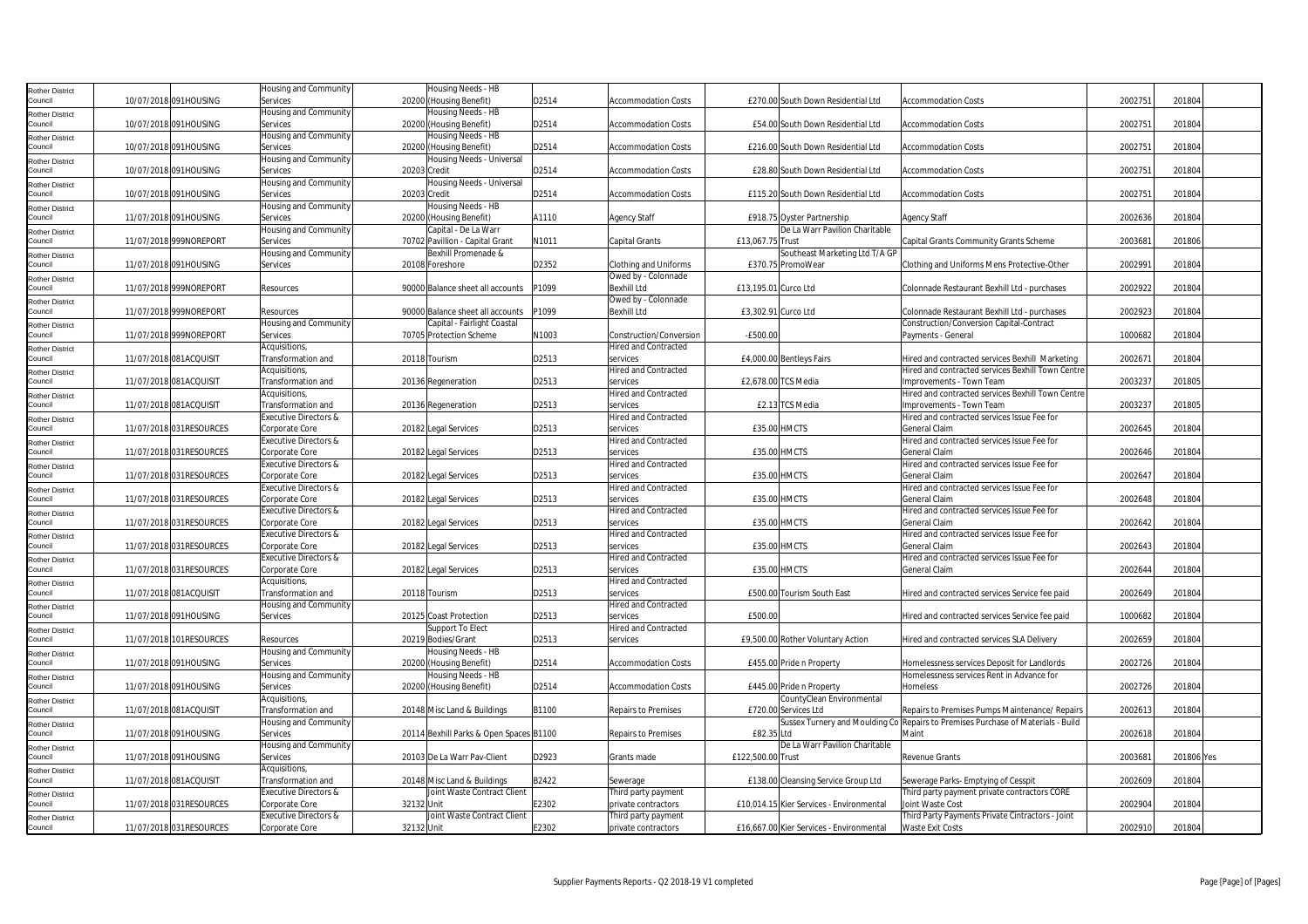| | | | | | | | | | | | | | | |
|---|---|---|---|---|---|---|---|---|---|---|---|---|---|---|
| Rother District Council | 10/07/2018 | 091HOUSING | Housing and Community Services | 20200 | Housing Needs - HB (Housing Benefit) | D2514 | Accommodation Costs | £270.00 | South Down Residential Ltd | Accommodation Costs | 2002751 | 201804 | |
| Rother District Council | 10/07/2018 | 091HOUSING | Housing and Community Services | 20200 | Housing Needs - HB (Housing Benefit) | D2514 | Accommodation Costs | £54.00 | South Down Residential Ltd | Accommodation Costs | 2002751 | 201804 | |
| Rother District Council | 10/07/2018 | 091HOUSING | Housing and Community Services | 20200 | Housing Needs - HB (Housing Benefit) | D2514 | Accommodation Costs | £216.00 | South Down Residential Ltd | Accommodation Costs | 2002751 | 201804 | |
| Rother District Council | 10/07/2018 | 091HOUSING | Housing and Community Services | 20203 | Housing Needs - Universal Credit | D2514 | Accommodation Costs | £28.80 | South Down Residential Ltd | Accommodation Costs | 2002751 | 201804 | |
| Rother District Council | 10/07/2018 | 091HOUSING | Housing and Community Services | 20203 | Housing Needs - Universal Credit | D2514 | Accommodation Costs | £115.20 | South Down Residential Ltd | Accommodation Costs | 2002751 | 201804 | |
| Rother District Council | 11/07/2018 | 091HOUSING | Housing and Community Services | 20200 | Housing Needs - HB (Housing Benefit) | A1110 | Agency Staff | £918.75 | Oyster Partnership | Agency Staff | 2002636 | 201804 | |
| Rother District Council | 11/07/2018 | 999NOREPORT | Housing and Community Services | 70702 | Capital - De La Warr Pavillion - Capital Grant | N1011 | Capital Grants | £13,067.75 | De La Warr Pavilion Charitable Trust | Capital Grants Community Grants Scheme | 2003681 | 201806 | |
| Rother District Council | 11/07/2018 | 091HOUSING | Housing and Community Services | 20108 | Bexhill Promenade & Foreshore | D2352 | Clothing and Uniforms | £370.75 | Southeast Marketing Ltd T/A GP PromoWear | Clothing and Uniforms Mens Protective-Other | 2002991 | 201804 | |
| Rother District Council | 11/07/2018 | 999NOREPORT | Resources | 90000 | Balance sheet all accounts | P1099 | Owed by - Colonnade Bexhill Ltd | £13,195.01 | Curco Ltd | Colonnade Restaurant Bexhill Ltd - purchases | 2002922 | 201804 | |
| Rother District Council | 11/07/2018 | 999NOREPORT | Resources | 90000 | Balance sheet all accounts | P1099 | Owed by - Colonnade Bexhill Ltd | £3,302.91 | Curco Ltd | Colonnade Restaurant Bexhill Ltd - purchases | 2002923 | 201804 | |
| Rother District Council | 11/07/2018 | 999NOREPORT | Housing and Community Services | 70705 | Capital - Fairlight Coastal Protection Scheme | N1003 | Construction/Conversion | -£500.00 | | Construction/Conversion Capital-Contract Payments - General | 1000682 | 201804 | |
| Rother District Council | 11/07/2018 | 081ACQUISIT | Acquisitions, Transformation and | 20118 | Tourism | D2513 | Hired and Contracted services | £4,000.00 | Bentleys Fairs | Hired and contracted services Bexhill Marketing | 2002671 | 201804 | |
| Rother District Council | 11/07/2018 | 081ACQUISIT | Acquisitions, Transformation and | 20136 | Regeneration | D2513 | Hired and Contracted services | £2,678.00 | TCS Media | Hired and contracted services Bexhill Town Centre Improvements - Town Team | 2003237 | 201805 | |
| Rother District Council | 11/07/2018 | 081ACQUISIT | Acquisitions, Transformation and | 20136 | Regeneration | D2513 | Hired and Contracted services | £2.13 | TCS Media | Hired and contracted services Bexhill Town Centre Improvements - Town Team | 2003237 | 201805 | |
| Rother District Council | 11/07/2018 | 031RESOURCES | Executive Directors & Corporate Core | 20182 | Legal Services | D2513 | Hired and Contracted services | £35.00 | HMCTS | Hired and contracted services Issue Fee for General Claim | 2002645 | 201804 | |
| Rother District Council | 11/07/2018 | 031RESOURCES | Executive Directors & Corporate Core | 20182 | Legal Services | D2513 | Hired and Contracted services | £35.00 | HMCTS | Hired and contracted services Issue Fee for General Claim | 2002646 | 201804 | |
| Rother District Council | 11/07/2018 | 031RESOURCES | Executive Directors & Corporate Core | 20182 | Legal Services | D2513 | Hired and Contracted services | £35.00 | HMCTS | Hired and contracted services Issue Fee for General Claim | 2002647 | 201804 | |
| Rother District Council | 11/07/2018 | 031RESOURCES | Executive Directors & Corporate Core | 20182 | Legal Services | D2513 | Hired and Contracted services | £35.00 | HMCTS | Hired and contracted services Issue Fee for General Claim | 2002648 | 201804 | |
| Rother District Council | 11/07/2018 | 031RESOURCES | Executive Directors & Corporate Core | 20182 | Legal Services | D2513 | Hired and Contracted services | £35.00 | HMCTS | Hired and contracted services Issue Fee for General Claim | 2002642 | 201804 | |
| Rother District Council | 11/07/2018 | 031RESOURCES | Executive Directors & Corporate Core | 20182 | Legal Services | D2513 | Hired and Contracted services | £35.00 | HMCTS | Hired and contracted services Issue Fee for General Claim | 2002643 | 201804 | |
| Rother District Council | 11/07/2018 | 031RESOURCES | Executive Directors & Corporate Core | 20182 | Legal Services | D2513 | Hired and Contracted services | £35.00 | HMCTS | Hired and contracted services Issue Fee for General Claim | 2002644 | 201804 | |
| Rother District Council | 11/07/2018 | 081ACQUISIT | Acquisitions, Transformation and | 20118 | Tourism | D2513 | Hired and Contracted services | £500.00 | Tourism South East | Hired and contracted services Service fee paid | 2002649 | 201804 | |
| Rother District Council | 11/07/2018 | 091HOUSING | Housing and Community Services | 20125 | Coast Protection | D2513 | Hired and Contracted services | £500.00 | | Hired and contracted services Service fee paid | 1000682 | 201804 | |
| Rother District Council | 11/07/2018 | 101RESOURCES | Resources | 20219 | Support To Elect Bodies/Grant | D2513 | Hired and Contracted services | £9,500.00 | Rother Voluntary Action | Hired and contracted services SLA Delivery | 2002659 | 201804 | |
| Rother District Council | 11/07/2018 | 091HOUSING | Housing and Community Services | 20200 | Housing Needs - HB (Housing Benefit) | D2514 | Accommodation Costs | £455.00 | Pride n Property | Homelessness services Deposit for Landlords | 2002726 | 201804 | |
| Rother District Council | 11/07/2018 | 091HOUSING | Housing and Community Services | 20200 | Housing Needs - HB (Housing Benefit) | D2514 | Accommodation Costs | £445.00 | Pride n Property | Homelessness services Rent in Advance for Homeless | 2002726 | 201804 | |
| Rother District Council | 11/07/2018 | 081ACQUISIT | Acquisitions, Transformation and | 20148 | Misc Land & Buildings | B1100 | Repairs to Premises | £720.00 | CountyClean Environmental Services Ltd | Repairs to Premises Pumps Maintenance/ Repairs | 2002613 | 201804 | |
| Rother District Council | 11/07/2018 | 091HOUSING | Housing and Community Services | 20114 | Bexhill Parks & Open Spaces | B1100 | Repairs to Premises | £82.35 | Sussex Turnery and Moulding Co Ltd | Repairs to Premises Purchase of Materials - Build Maint | 2002618 | 201804 | |
| Rother District Council | 11/07/2018 | 091HOUSING | Housing and Community Services | 20103 | De La Warr Pav-Client | D2923 | Grants made | £122,500.00 | De La Warr Pavilion Charitable Trust | Revenue Grants | 2003681 | 201806 | Yes |
| Rother District Council | 11/07/2018 | 081ACQUISIT | Acquisitions, Transformation and | 20148 | Misc Land & Buildings | B2422 | Sewerage | £138.00 | Cleansing Service Group Ltd | Sewerage Parks- Emptying of Cesspit | 2002609 | 201804 | |
| Rother District Council | 11/07/2018 | 031RESOURCES | Executive Directors & Corporate Core | 32132 | Joint Waste Contract Client Unit | E2302 | Third party payment private contractors | £10,014.15 | Kier Services - Environmental | Third party payment private contractors CORE Joint Waste Cost | 2002904 | 201804 | |
| Rother District Council | 11/07/2018 | 031RESOURCES | Executive Directors & Corporate Core | 32132 | Joint Waste Contract Client Unit | E2302 | Third party payment private contractors | £16,667.00 | Kier Services - Environmental | Third Party Payments Private Cintractors - Joint Waste Exit Costs | 2002910 | 201804 | |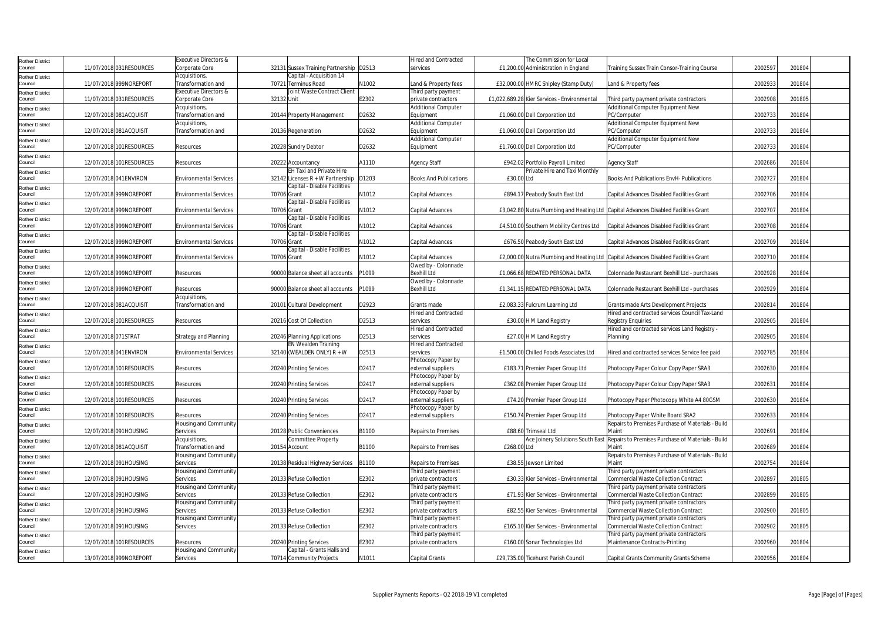| Rother District Council | 11/07/2018 | 031RESOURCES | Executive Directors & Corporate Core | 32131 | Sussex Training Partnership | D2513 | Hired and Contracted services | £1,200.00 | The Commission for Local Administration in England | Training Sussex Train Consor-Training Course | 2002597 | 201804 |
|---|---|---|---|---|---|---|---|---|---|---|---|---|
| Rother District Council | 11/07/2018 | 999NOREPORT | Acquisitions, Transformation and | 70721 | Capital - Acquisition 14 Terminus Road | N1002 | Land & Property fees | £32,000.00 | HMRC Shipley (Stamp Duty) | Land & Property fees | 2002933 | 201804 |
| Rother District Council | 11/07/2018 | 031RESOURCES | Executive Directors & Corporate Core | 32132 | Joint Waste Contract Client Unit | E2302 | Third party payment private contractors | £1,022,689.28 | Kier Services - Environmental | Third party payment private contractors | 2002908 | 201805 |
| Rother District Council | 12/07/2018 | 081ACQUISIT | Acquisitions, Transformation and | 20144 | Property Management | D2632 | Additional Computer Equipment | £1,060.00 | Dell Corporation Ltd | Additional Computer Equipment New PC/Computer | 2002733 | 201804 |
| Rother District Council | 12/07/2018 | 081ACQUISIT | Acquisitions, Transformation and | 20136 | Regeneration | D2632 | Additional Computer Equipment | £1,060.00 | Dell Corporation Ltd | Additional Computer Equipment New PC/Computer | 2002733 | 201804 |
| Rother District Council | 12/07/2018 | 101RESOURCES | Resources | 20228 | Sundry Debtor | D2632 | Additional Computer Equipment | £1,760.00 | Dell Corporation Ltd | Additional Computer Equipment New PC/Computer | 2002733 | 201804 |
| Rother District Council | 12/07/2018 | 101RESOURCES | Resources | 20222 | Accountancy | A1110 | Agency Staff | £942.02 | Portfolio Payroll Limited | Agency Staff | 2002686 | 201804 |
| Rother District Council | 12/07/2018 | 041ENVIRON | Environmental Services | 32142 | EH Taxi and Private Hire Licenses R + W Partnership | D1203 | Books And Publications | £30.00 | Private Hire and Taxi Monthly Ltd | Books And Publications EnvH- Publications | 2002727 | 201804 |
| Rother District Council | 12/07/2018 | 999NOREPORT | Environmental Services | 70706 | Capital - Disable Facilities Grant | N1012 | Capital Advances | £894.17 | Peabody South East Ltd | Capital Advances Disabled Facilities Grant | 2002706 | 201804 |
| Rother District Council | 12/07/2018 | 999NOREPORT | Environmental Services | 70706 | Capital - Disable Facilities Grant | N1012 | Capital Advances | £3,042.80 | Nutra Plumbing and Heating Ltd | Capital Advances Disabled Facilities Grant | 2002707 | 201804 |
| Rother District Council | 12/07/2018 | 999NOREPORT | Environmental Services | 70706 | Capital - Disable Facilities Grant | N1012 | Capital Advances | £4,510.00 | Southern Mobility Centres Ltd | Capital Advances Disabled Facilities Grant | 2002708 | 201804 |
| Rother District Council | 12/07/2018 | 999NOREPORT | Environmental Services | 70706 | Capital - Disable Facilities Grant | N1012 | Capital Advances | £676.50 | Peabody South East Ltd | Capital Advances Disabled Facilities Grant | 2002709 | 201804 |
| Rother District Council | 12/07/2018 | 999NOREPORT | Environmental Services | 70706 | Capital - Disable Facilities Grant | N1012 | Capital Advances | £2,000.00 | Nutra Plumbing and Heating Ltd | Capital Advances Disabled Facilities Grant | 2002710 | 201804 |
| Rother District Council | 12/07/2018 | 999NOREPORT | Resources | 90000 | Balance sheet all accounts | P1099 | Owed by - Colonnade Bexhill Ltd | £1,066.68 | REDATED PERSONAL DATA | Colonnade Restaurant Bexhill Ltd - purchases | 2002928 | 201804 |
| Rother District Council | 12/07/2018 | 999NOREPORT | Resources | 90000 | Balance sheet all accounts | P1099 | Owed by - Colonnade Bexhill Ltd | £1,341.15 | REDATED PERSONAL DATA | Colonnade Restaurant Bexhill Ltd - purchases | 2002929 | 201804 |
| Rother District Council | 12/07/2018 | 081ACQUISIT | Acquisitions, Transformation and | 20101 | Cultural Development | D2923 | Grants made | £2,083.33 | Fulcrum Learning Ltd | Grants made Arts Development Projects | 2002814 | 201804 |
| Rother District Council | 12/07/2018 | 101RESOURCES | Resources | 20216 | Cost Of Collection | D2513 | Hired and Contracted services | £30.00 | H M Land Registry | Hired and contracted services Council Tax-Land Registry Enquiries | 2002905 | 201804 |
| Rother District Council | 12/07/2018 | 071STRAT | Strategy and Planning | 20246 | Planning Applications | D2513 | Hired and Contracted services | £27.00 | H M Land Registry | Hired and contracted services Land Registry - Planning | 2002905 | 201804 |
| Rother District Council | 12/07/2018 | 041ENVIRON | Environmental Services | 32140 | EN Wealden Training (WEALDEN ONLY) R + W | D2513 | Hired and Contracted services | £1,500.00 | Chilled Foods Associates Ltd | Hired and contracted services Service fee paid | 2002785 | 201804 |
| Rother District Council | 12/07/2018 | 101RESOURCES | Resources | 20240 | Printing Services | D2417 | Photocopy Paper by external suppliers | £183.71 | Premier Paper Group Ltd | Photocopy Paper Colour Copy Paper SRA3 | 2002630 | 201804 |
| Rother District Council | 12/07/2018 | 101RESOURCES | Resources | 20240 | Printing Services | D2417 | Photocopy Paper by external suppliers | £362.08 | Premier Paper Group Ltd | Photocopy Paper Colour Copy Paper SRA3 | 2002631 | 201804 |
| Rother District Council | 12/07/2018 | 101RESOURCES | Resources | 20240 | Printing Services | D2417 | Photocopy Paper by external suppliers | £74.20 | Premier Paper Group Ltd | Photocopy Paper Photocopy White A4 80GSM | 2002630 | 201804 |
| Rother District Council | 12/07/2018 | 101RESOURCES | Resources | 20240 | Printing Services | D2417 | Photocopy Paper by external suppliers | £150.74 | Premier Paper Group Ltd | Photocopy Paper White Board SRA2 | 2002633 | 201804 |
| Rother District Council | 12/07/2018 | 091HOUSING | Housing and Community Services | 20128 | Public Conveniences | B1100 | Repairs to Premises | £88.60 | Trimseal Ltd | Repairs to Premises Purchase of Materials - Build Maint | 2002691 | 201804 |
| Rother District Council | 12/07/2018 | 081ACQUISIT | Acquisitions, Transformation and | 20154 | Committee Property Account | B1100 | Repairs to Premises | £268.00 | Ace Joinery Solutions South East Ltd | Repairs to Premises Purchase of Materials - Build Maint | 2002689 | 201804 |
| Rother District Council | 12/07/2018 | 091HOUSING | Housing and Community Services | 20138 | Residual Highway Services | B1100 | Repairs to Premises | £38.55 | Jewson Limited | Repairs to Premises Purchase of Materials - Build Maint | 2002754 | 201804 |
| Rother District Council | 12/07/2018 | 091HOUSING | Housing and Community Services | 20133 | Refuse Collection | E2302 | Third party payment private contractors | £30.33 | Kier Services - Environmental | Third party payment private contractors Commercial Waste Collection Contract | 2002897 | 201805 |
| Rother District Council | 12/07/2018 | 091HOUSING | Housing and Community Services | 20133 | Refuse Collection | E2302 | Third party payment private contractors | £71.93 | Kier Services - Environmental | Third party payment private contractors Commercial Waste Collection Contract | 2002899 | 201805 |
| Rother District Council | 12/07/2018 | 091HOUSING | Housing and Community Services | 20133 | Refuse Collection | E2302 | Third party payment private contractors | £82.55 | Kier Services - Environmental | Third party payment private contractors Commercial Waste Collection Contract | 2002900 | 201805 |
| Rother District Council | 12/07/2018 | 091HOUSING | Housing and Community Services | 20133 | Refuse Collection | E2302 | Third party payment private contractors | £165.10 | Kier Services - Environmental | Third party payment private contractors Commercial Waste Collection Contract | 2002902 | 201805 |
| Rother District Council | 12/07/2018 | 101RESOURCES | Resources | 20240 | Printing Services | E2302 | Third party payment private contractors | £160.00 | Sonar Technologies Ltd | Third party payment private contractors Maintenance Contracts-Printing | 2002960 | 201804 |
| Rother District Council | 13/07/2018 | 999NOREPORT | Housing and Community Services | 70714 | Capital - Grants Halls and Community Projects | N1011 | Capital Grants | £29,735.00 | Ticehurst Parish Council | Capital Grants Community Grants Scheme | 2002956 | 201804 |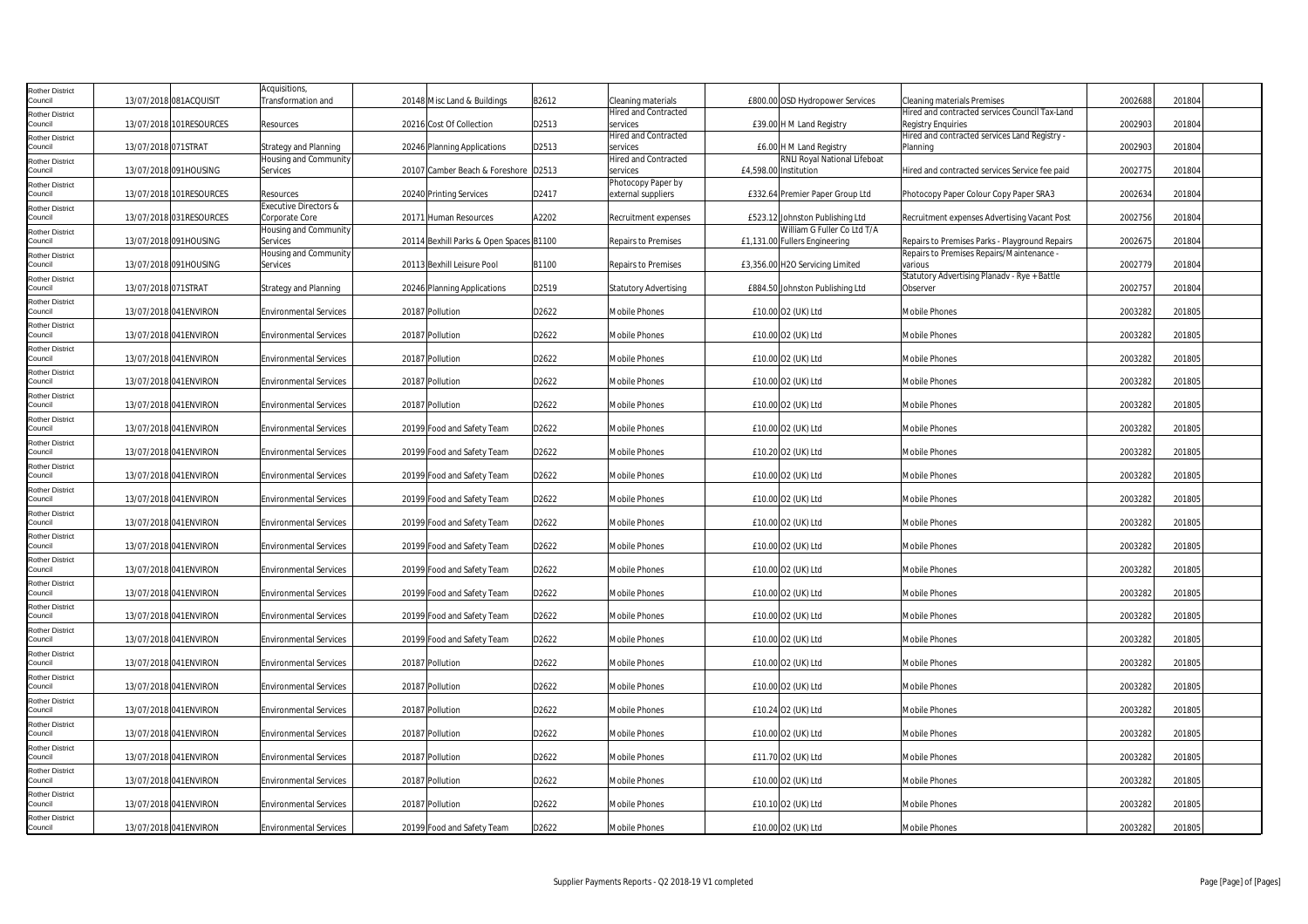| | | | | | | | | | | | | |
|---|---|---|---|---|---|---|---|---|---|---|---|---|
| Rother District Council | 13/07/2018 | 081ACQUISIT | Acquisitions, Transformation and | 20148 | Misc Land & Buildings | B2612 | Cleaning materials | £800.00 | OSD Hydropower Services | Cleaning materials Premises | 2002688 | 201804 |
| Rother District Council | 13/07/2018 | 101RESOURCES | Resources | 20216 | Cost Of Collection | D2513 | Hired and Contracted services | £39.00 | H M Land Registry | Hired and contracted services Council Tax-Land Registry Enquiries | 2002903 | 201804 |
| Rother District Council | 13/07/2018 | 071STRAT | Strategy and Planning | 20246 | Planning Applications | D2513 | Hired and Contracted services | £6.00 | H M Land Registry | Hired and contracted services Land Registry - Planning | 2002903 | 201804 |
| Rother District Council | 13/07/2018 | 091HOUSING | Housing and Community Services | 20107 | Camber Beach & Foreshore | D2513 | Hired and Contracted services | £4,598.00 | RNLI Royal National Lifeboat Institution | Hired and contracted services Service fee paid | 2002775 | 201804 |
| Rother District Council | 13/07/2018 | 101RESOURCES | Resources | 20240 | Printing Services | D2417 | Photocopy Paper by external suppliers | £332.64 | Premier Paper Group Ltd | Photocopy Paper Colour Copy Paper SRA3 | 2002634 | 201804 |
| Rother District Council | 13/07/2018 | 031RESOURCES | Executive Directors & Corporate Core | 20171 | Human Resources | A2202 | Recruitment expenses | £523.12 | Johnston Publishing Ltd | Recruitment expenses Advertising Vacant Post | 2002756 | 201804 |
| Rother District Council | 13/07/2018 | 091HOUSING | Housing and Community Services | 20114 | Bexhill Parks & Open Spaces | B1100 | Repairs to Premises | £1,131.00 | William G Fuller Co Ltd T/A Fullers Engineering | Repairs to Premises Parks - Playground Repairs | 2002675 | 201804 |
| Rother District Council | 13/07/2018 | 091HOUSING | Housing and Community Services | 20113 | Bexhill Leisure Pool | B1100 | Repairs to Premises | £3,356.00 | H2O Servicing Limited | Repairs to Premises Repairs/Maintenance - various | 2002779 | 201804 |
| Rother District Council | 13/07/2018 | 071STRAT | Strategy and Planning | 20246 | Planning Applications | D2519 | Statutory Advertising | £884.50 | Johnston Publishing Ltd | Statutory Advertising Planadv - Rye + Battle Observer | 2002757 | 201804 |
| Rother District Council | 13/07/2018 | 041ENVIRON | Environmental Services | 20187 | Pollution | D2622 | Mobile Phones | £10.00 | O2 (UK) Ltd | Mobile Phones | 2003282 | 201805 |
| Rother District Council | 13/07/2018 | 041ENVIRON | Environmental Services | 20187 | Pollution | D2622 | Mobile Phones | £10.00 | O2 (UK) Ltd | Mobile Phones | 2003282 | 201805 |
| Rother District Council | 13/07/2018 | 041ENVIRON | Environmental Services | 20187 | Pollution | D2622 | Mobile Phones | £10.00 | O2 (UK) Ltd | Mobile Phones | 2003282 | 201805 |
| Rother District Council | 13/07/2018 | 041ENVIRON | Environmental Services | 20187 | Pollution | D2622 | Mobile Phones | £10.00 | O2 (UK) Ltd | Mobile Phones | 2003282 | 201805 |
| Rother District Council | 13/07/2018 | 041ENVIRON | Environmental Services | 20187 | Pollution | D2622 | Mobile Phones | £10.00 | O2 (UK) Ltd | Mobile Phones | 2003282 | 201805 |
| Rother District Council | 13/07/2018 | 041ENVIRON | Environmental Services | 20199 | Food and Safety Team | D2622 | Mobile Phones | £10.00 | O2 (UK) Ltd | Mobile Phones | 2003282 | 201805 |
| Rother District Council | 13/07/2018 | 041ENVIRON | Environmental Services | 20199 | Food and Safety Team | D2622 | Mobile Phones | £10.20 | O2 (UK) Ltd | Mobile Phones | 2003282 | 201805 |
| Rother District Council | 13/07/2018 | 041ENVIRON | Environmental Services | 20199 | Food and Safety Team | D2622 | Mobile Phones | £10.00 | O2 (UK) Ltd | Mobile Phones | 2003282 | 201805 |
| Rother District Council | 13/07/2018 | 041ENVIRON | Environmental Services | 20199 | Food and Safety Team | D2622 | Mobile Phones | £10.00 | O2 (UK) Ltd | Mobile Phones | 2003282 | 201805 |
| Rother District Council | 13/07/2018 | 041ENVIRON | Environmental Services | 20199 | Food and Safety Team | D2622 | Mobile Phones | £10.00 | O2 (UK) Ltd | Mobile Phones | 2003282 | 201805 |
| Rother District Council | 13/07/2018 | 041ENVIRON | Environmental Services | 20199 | Food and Safety Team | D2622 | Mobile Phones | £10.00 | O2 (UK) Ltd | Mobile Phones | 2003282 | 201805 |
| Rother District Council | 13/07/2018 | 041ENVIRON | Environmental Services | 20199 | Food and Safety Team | D2622 | Mobile Phones | £10.00 | O2 (UK) Ltd | Mobile Phones | 2003282 | 201805 |
| Rother District Council | 13/07/2018 | 041ENVIRON | Environmental Services | 20199 | Food and Safety Team | D2622 | Mobile Phones | £10.00 | O2 (UK) Ltd | Mobile Phones | 2003282 | 201805 |
| Rother District Council | 13/07/2018 | 041ENVIRON | Environmental Services | 20199 | Food and Safety Team | D2622 | Mobile Phones | £10.00 | O2 (UK) Ltd | Mobile Phones | 2003282 | 201805 |
| Rother District Council | 13/07/2018 | 041ENVIRON | Environmental Services | 20199 | Food and Safety Team | D2622 | Mobile Phones | £10.00 | O2 (UK) Ltd | Mobile Phones | 2003282 | 201805 |
| Rother District Council | 13/07/2018 | 041ENVIRON | Environmental Services | 20187 | Pollution | D2622 | Mobile Phones | £10.00 | O2 (UK) Ltd | Mobile Phones | 2003282 | 201805 |
| Rother District Council | 13/07/2018 | 041ENVIRON | Environmental Services | 20187 | Pollution | D2622 | Mobile Phones | £10.00 | O2 (UK) Ltd | Mobile Phones | 2003282 | 201805 |
| Rother District Council | 13/07/2018 | 041ENVIRON | Environmental Services | 20187 | Pollution | D2622 | Mobile Phones | £10.24 | O2 (UK) Ltd | Mobile Phones | 2003282 | 201805 |
| Rother District Council | 13/07/2018 | 041ENVIRON | Environmental Services | 20187 | Pollution | D2622 | Mobile Phones | £10.00 | O2 (UK) Ltd | Mobile Phones | 2003282 | 201805 |
| Rother District Council | 13/07/2018 | 041ENVIRON | Environmental Services | 20187 | Pollution | D2622 | Mobile Phones | £11.70 | O2 (UK) Ltd | Mobile Phones | 2003282 | 201805 |
| Rother District Council | 13/07/2018 | 041ENVIRON | Environmental Services | 20187 | Pollution | D2622 | Mobile Phones | £10.00 | O2 (UK) Ltd | Mobile Phones | 2003282 | 201805 |
| Rother District Council | 13/07/2018 | 041ENVIRON | Environmental Services | 20187 | Pollution | D2622 | Mobile Phones | £10.10 | O2 (UK) Ltd | Mobile Phones | 2003282 | 201805 |
| Rother District Council | 13/07/2018 | 041ENVIRON | Environmental Services | 20199 | Food and Safety Team | D2622 | Mobile Phones | £10.00 | O2 (UK) Ltd | Mobile Phones | 2003282 | 201805 |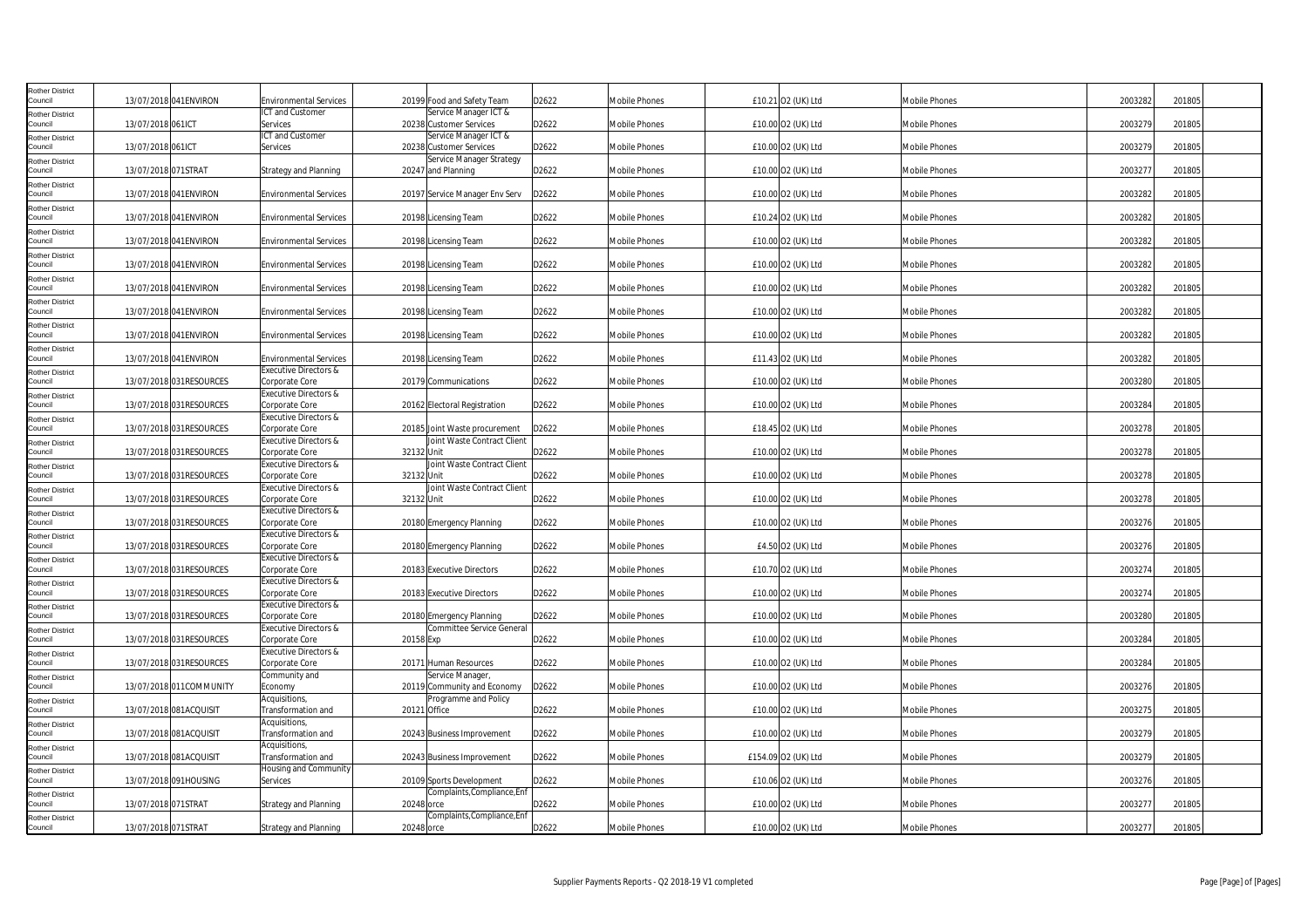| | | | | | | | | | | | | | |
|---|---|---|---|---|---|---|---|---|---|---|---|---|---|
| Rother District Council | 13/07/2018 | 041ENVIRON | Environmental Services | 20199 | Food and Safety Team | D2622 | Mobile Phones | £10.21 | O2 (UK) Ltd | Mobile Phones | 2003282 | 201805 | |
| Rother District Council | 13/07/2018 | 061ICT | ICT and Customer Services | 20238 | Service Manager ICT & Customer Services | D2622 | Mobile Phones | £10.00 | O2 (UK) Ltd | Mobile Phones | 2003279 | 201805 | |
| Rother District Council | 13/07/2018 | 061ICT | ICT and Customer Services | 20238 | Service Manager ICT & Customer Services | D2622 | Mobile Phones | £10.00 | O2 (UK) Ltd | Mobile Phones | 2003279 | 201805 | |
| Rother District Council | 13/07/2018 | 071STRAT | Strategy and Planning | 20247 | Service Manager Strategy and Planning | D2622 | Mobile Phones | £10.00 | O2 (UK) Ltd | Mobile Phones | 2003277 | 201805 | |
| Rother District Council | 13/07/2018 | 041ENVIRON | Environmental Services | 20197 | Service Manager Env Serv | D2622 | Mobile Phones | £10.00 | O2 (UK) Ltd | Mobile Phones | 2003282 | 201805 | |
| Rother District Council | 13/07/2018 | 041ENVIRON | Environmental Services | 20198 | Licensing Team | D2622 | Mobile Phones | £10.24 | O2 (UK) Ltd | Mobile Phones | 2003282 | 201805 | |
| Rother District Council | 13/07/2018 | 041ENVIRON | Environmental Services | 20198 | Licensing Team | D2622 | Mobile Phones | £10.00 | O2 (UK) Ltd | Mobile Phones | 2003282 | 201805 | |
| Rother District Council | 13/07/2018 | 041ENVIRON | Environmental Services | 20198 | Licensing Team | D2622 | Mobile Phones | £10.00 | O2 (UK) Ltd | Mobile Phones | 2003282 | 201805 | |
| Rother District Council | 13/07/2018 | 041ENVIRON | Environmental Services | 20198 | Licensing Team | D2622 | Mobile Phones | £10.00 | O2 (UK) Ltd | Mobile Phones | 2003282 | 201805 | |
| Rother District Council | 13/07/2018 | 041ENVIRON | Environmental Services | 20198 | Licensing Team | D2622 | Mobile Phones | £10.00 | O2 (UK) Ltd | Mobile Phones | 2003282 | 201805 | |
| Rother District Council | 13/07/2018 | 041ENVIRON | Environmental Services | 20198 | Licensing Team | D2622 | Mobile Phones | £10.00 | O2 (UK) Ltd | Mobile Phones | 2003282 | 201805 | |
| Rother District Council | 13/07/2018 | 041ENVIRON | Environmental Services | 20198 | Licensing Team | D2622 | Mobile Phones | £11.43 | O2 (UK) Ltd | Mobile Phones | 2003282 | 201805 | |
| Rother District Council | 13/07/2018 | 031RESOURCES | Executive Directors & Corporate Core | 20179 | Communications | D2622 | Mobile Phones | £10.00 | O2 (UK) Ltd | Mobile Phones | 2003280 | 201805 | |
| Rother District Council | 13/07/2018 | 031RESOURCES | Executive Directors & Corporate Core | 20162 | Electoral Registration | D2622 | Mobile Phones | £10.00 | O2 (UK) Ltd | Mobile Phones | 2003284 | 201805 | |
| Rother District Council | 13/07/2018 | 031RESOURCES | Executive Directors & Corporate Core | 20185 | Joint Waste procurement | D2622 | Mobile Phones | £18.45 | O2 (UK) Ltd | Mobile Phones | 2003278 | 201805 | |
| Rother District Council | 13/07/2018 | 031RESOURCES | Executive Directors & Corporate Core | 32132 | Joint Waste Contract Client Unit | D2622 | Mobile Phones | £10.00 | O2 (UK) Ltd | Mobile Phones | 2003278 | 201805 | |
| Rother District Council | 13/07/2018 | 031RESOURCES | Executive Directors & Corporate Core | 32132 | Joint Waste Contract Client Unit | D2622 | Mobile Phones | £10.00 | O2 (UK) Ltd | Mobile Phones | 2003278 | 201805 | |
| Rother District Council | 13/07/2018 | 031RESOURCES | Executive Directors & Corporate Core | 32132 | Joint Waste Contract Client Unit | D2622 | Mobile Phones | £10.00 | O2 (UK) Ltd | Mobile Phones | 2003278 | 201805 | |
| Rother District Council | 13/07/2018 | 031RESOURCES | Executive Directors & Corporate Core | 20180 | Emergency Planning | D2622 | Mobile Phones | £10.00 | O2 (UK) Ltd | Mobile Phones | 2003276 | 201805 | |
| Rother District Council | 13/07/2018 | 031RESOURCES | Executive Directors & Corporate Core | 20180 | Emergency Planning | D2622 | Mobile Phones | £4.50 | O2 (UK) Ltd | Mobile Phones | 2003276 | 201805 | |
| Rother District Council | 13/07/2018 | 031RESOURCES | Executive Directors & Corporate Core | 20183 | Executive Directors | D2622 | Mobile Phones | £10.70 | O2 (UK) Ltd | Mobile Phones | 2003274 | 201805 | |
| Rother District Council | 13/07/2018 | 031RESOURCES | Executive Directors & Corporate Core | 20183 | Executive Directors | D2622 | Mobile Phones | £10.00 | O2 (UK) Ltd | Mobile Phones | 2003274 | 201805 | |
| Rother District Council | 13/07/2018 | 031RESOURCES | Executive Directors & Corporate Core | 20180 | Emergency Planning | D2622 | Mobile Phones | £10.00 | O2 (UK) Ltd | Mobile Phones | 2003280 | 201805 | |
| Rother District Council | 13/07/2018 | 031RESOURCES | Executive Directors & Corporate Core | 20158 | Committee Service General Exp | D2622 | Mobile Phones | £10.00 | O2 (UK) Ltd | Mobile Phones | 2003284 | 201805 | |
| Rother District Council | 13/07/2018 | 031RESOURCES | Executive Directors & Corporate Core | 20171 | Human Resources | D2622 | Mobile Phones | £10.00 | O2 (UK) Ltd | Mobile Phones | 2003284 | 201805 | |
| Rother District Council | 13/07/2018 | 011COMMUNITY | Community and Economy | 20119 | Service Manager, Community and Economy | D2622 | Mobile Phones | £10.00 | O2 (UK) Ltd | Mobile Phones | 2003276 | 201805 | |
| Rother District Council | 13/07/2018 | 081ACQUISIT | Acquisitions, Transformation and | 20121 | Programme and Policy Office | D2622 | Mobile Phones | £10.00 | O2 (UK) Ltd | Mobile Phones | 2003275 | 201805 | |
| Rother District Council | 13/07/2018 | 081ACQUISIT | Acquisitions, Transformation and | 20243 | Business Improvement | D2622 | Mobile Phones | £10.00 | O2 (UK) Ltd | Mobile Phones | 2003279 | 201805 | |
| Rother District Council | 13/07/2018 | 081ACQUISIT | Acquisitions, Transformation and | 20243 | Business Improvement | D2622 | Mobile Phones | £154.09 | O2 (UK) Ltd | Mobile Phones | 2003279 | 201805 | |
| Rother District Council | 13/07/2018 | 091HOUSING | Housing and Community Services | 20109 | Sports Development | D2622 | Mobile Phones | £10.06 | O2 (UK) Ltd | Mobile Phones | 2003276 | 201805 | |
| Rother District Council | 13/07/2018 | 071STRAT | Strategy and Planning | 20248 | Complaints,Compliance,Enforce | D2622 | Mobile Phones | £10.00 | O2 (UK) Ltd | Mobile Phones | 2003277 | 201805 | |
| Rother District Council | 13/07/2018 | 071STRAT | Strategy and Planning | 20248 | Complaints,Compliance,Enforce | D2622 | Mobile Phones | £10.00 | O2 (UK) Ltd | Mobile Phones | 2003277 | 201805 | |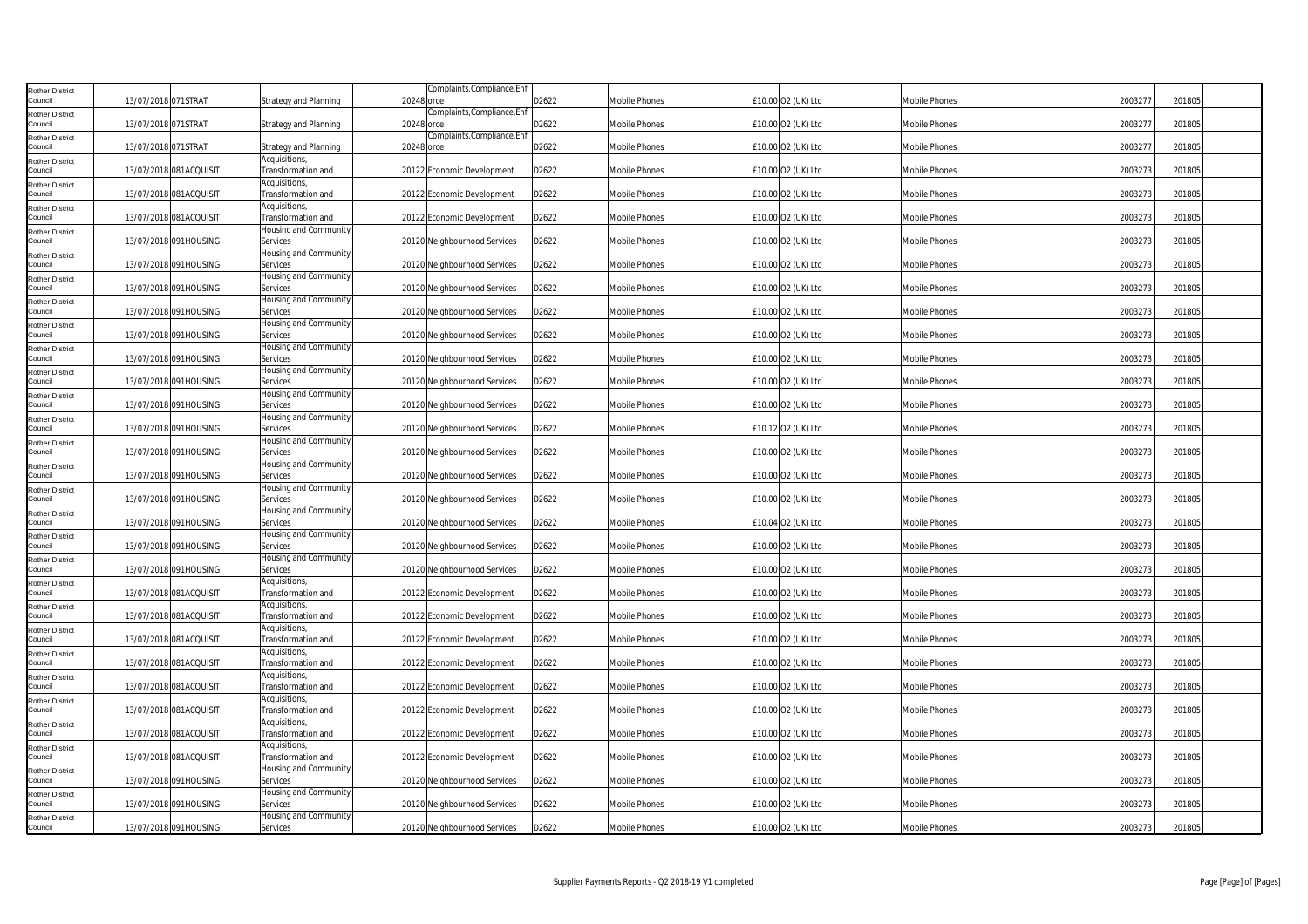| | | | | | | | | | | | | | |
|---|---|---|---|---|---|---|---|---|---|---|---|---|---|
| Rother District Council | 13/07/2018 | 071STRAT | Strategy and Planning | 20248 | Complaints,Compliance,Enforce | D2622 | Mobile Phones | £10.00 | O2 (UK) Ltd | Mobile Phones | 2003277 | 201805 | |
| Rother District Council | 13/07/2018 | 071STRAT | Strategy and Planning | 20248 | Complaints,Compliance,Enforce | D2622 | Mobile Phones | £10.00 | O2 (UK) Ltd | Mobile Phones | 2003277 | 201805 | |
| Rother District Council | 13/07/2018 | 071STRAT | Strategy and Planning | 20248 | Complaints,Compliance,Enforce | D2622 | Mobile Phones | £10.00 | O2 (UK) Ltd | Mobile Phones | 2003277 | 201805 | |
| Rother District Council | 13/07/2018 | 081ACQUISIT | Acquisitions, Transformation and | 20122 | Economic Development | D2622 | Mobile Phones | £10.00 | O2 (UK) Ltd | Mobile Phones | 2003273 | 201805 | |
| Rother District Council | 13/07/2018 | 081ACQUISIT | Acquisitions, Transformation and | 20122 | Economic Development | D2622 | Mobile Phones | £10.00 | O2 (UK) Ltd | Mobile Phones | 2003273 | 201805 | |
| Rother District Council | 13/07/2018 | 081ACQUISIT | Acquisitions, Transformation and | 20122 | Economic Development | D2622 | Mobile Phones | £10.00 | O2 (UK) Ltd | Mobile Phones | 2003273 | 201805 | |
| Rother District Council | 13/07/2018 | 091HOUSING | Housing and Community Services | 20120 | Neighbourhood Services | D2622 | Mobile Phones | £10.00 | O2 (UK) Ltd | Mobile Phones | 2003273 | 201805 | |
| Rother District Council | 13/07/2018 | 091HOUSING | Housing and Community Services | 20120 | Neighbourhood Services | D2622 | Mobile Phones | £10.00 | O2 (UK) Ltd | Mobile Phones | 2003273 | 201805 | |
| Rother District Council | 13/07/2018 | 091HOUSING | Housing and Community Services | 20120 | Neighbourhood Services | D2622 | Mobile Phones | £10.00 | O2 (UK) Ltd | Mobile Phones | 2003273 | 201805 | |
| Rother District Council | 13/07/2018 | 091HOUSING | Housing and Community Services | 20120 | Neighbourhood Services | D2622 | Mobile Phones | £10.00 | O2 (UK) Ltd | Mobile Phones | 2003273 | 201805 | |
| Rother District Council | 13/07/2018 | 091HOUSING | Housing and Community Services | 20120 | Neighbourhood Services | D2622 | Mobile Phones | £10.00 | O2 (UK) Ltd | Mobile Phones | 2003273 | 201805 | |
| Rother District Council | 13/07/2018 | 091HOUSING | Housing and Community Services | 20120 | Neighbourhood Services | D2622 | Mobile Phones | £10.00 | O2 (UK) Ltd | Mobile Phones | 2003273 | 201805 | |
| Rother District Council | 13/07/2018 | 091HOUSING | Housing and Community Services | 20120 | Neighbourhood Services | D2622 | Mobile Phones | £10.00 | O2 (UK) Ltd | Mobile Phones | 2003273 | 201805 | |
| Rother District Council | 13/07/2018 | 091HOUSING | Housing and Community Services | 20120 | Neighbourhood Services | D2622 | Mobile Phones | £10.00 | O2 (UK) Ltd | Mobile Phones | 2003273 | 201805 | |
| Rother District Council | 13/07/2018 | 091HOUSING | Housing and Community Services | 20120 | Neighbourhood Services | D2622 | Mobile Phones | £10.12 | O2 (UK) Ltd | Mobile Phones | 2003273 | 201805 | |
| Rother District Council | 13/07/2018 | 091HOUSING | Housing and Community Services | 20120 | Neighbourhood Services | D2622 | Mobile Phones | £10.00 | O2 (UK) Ltd | Mobile Phones | 2003273 | 201805 | |
| Rother District Council | 13/07/2018 | 091HOUSING | Housing and Community Services | 20120 | Neighbourhood Services | D2622 | Mobile Phones | £10.00 | O2 (UK) Ltd | Mobile Phones | 2003273 | 201805 | |
| Rother District Council | 13/07/2018 | 091HOUSING | Housing and Community Services | 20120 | Neighbourhood Services | D2622 | Mobile Phones | £10.00 | O2 (UK) Ltd | Mobile Phones | 2003273 | 201805 | |
| Rother District Council | 13/07/2018 | 091HOUSING | Housing and Community Services | 20120 | Neighbourhood Services | D2622 | Mobile Phones | £10.04 | O2 (UK) Ltd | Mobile Phones | 2003273 | 201805 | |
| Rother District Council | 13/07/2018 | 091HOUSING | Housing and Community Services | 20120 | Neighbourhood Services | D2622 | Mobile Phones | £10.00 | O2 (UK) Ltd | Mobile Phones | 2003273 | 201805 | |
| Rother District Council | 13/07/2018 | 091HOUSING | Housing and Community Services | 20120 | Neighbourhood Services | D2622 | Mobile Phones | £10.00 | O2 (UK) Ltd | Mobile Phones | 2003273 | 201805 | |
| Rother District Council | 13/07/2018 | 081ACQUISIT | Acquisitions, Transformation and | 20122 | Economic Development | D2622 | Mobile Phones | £10.00 | O2 (UK) Ltd | Mobile Phones | 2003273 | 201805 | |
| Rother District Council | 13/07/2018 | 081ACQUISIT | Acquisitions, Transformation and | 20122 | Economic Development | D2622 | Mobile Phones | £10.00 | O2 (UK) Ltd | Mobile Phones | 2003273 | 201805 | |
| Rother District Council | 13/07/2018 | 081ACQUISIT | Acquisitions, Transformation and | 20122 | Economic Development | D2622 | Mobile Phones | £10.00 | O2 (UK) Ltd | Mobile Phones | 2003273 | 201805 | |
| Rother District Council | 13/07/2018 | 081ACQUISIT | Acquisitions, Transformation and | 20122 | Economic Development | D2622 | Mobile Phones | £10.00 | O2 (UK) Ltd | Mobile Phones | 2003273 | 201805 | |
| Rother District Council | 13/07/2018 | 081ACQUISIT | Acquisitions, Transformation and | 20122 | Economic Development | D2622 | Mobile Phones | £10.00 | O2 (UK) Ltd | Mobile Phones | 2003273 | 201805 | |
| Rother District Council | 13/07/2018 | 081ACQUISIT | Acquisitions, Transformation and | 20122 | Economic Development | D2622 | Mobile Phones | £10.00 | O2 (UK) Ltd | Mobile Phones | 2003273 | 201805 | |
| Rother District Council | 13/07/2018 | 081ACQUISIT | Acquisitions, Transformation and | 20122 | Economic Development | D2622 | Mobile Phones | £10.00 | O2 (UK) Ltd | Mobile Phones | 2003273 | 201805 | |
| Rother District Council | 13/07/2018 | 081ACQUISIT | Acquisitions, Transformation and | 20122 | Economic Development | D2622 | Mobile Phones | £10.00 | O2 (UK) Ltd | Mobile Phones | 2003273 | 201805 | |
| Rother District Council | 13/07/2018 | 091HOUSING | Housing and Community Services | 20120 | Neighbourhood Services | D2622 | Mobile Phones | £10.00 | O2 (UK) Ltd | Mobile Phones | 2003273 | 201805 | |
| Rother District Council | 13/07/2018 | 091HOUSING | Housing and Community Services | 20120 | Neighbourhood Services | D2622 | Mobile Phones | £10.00 | O2 (UK) Ltd | Mobile Phones | 2003273 | 201805 | |
| Rother District Council | 13/07/2018 | 091HOUSING | Housing and Community Services | 20120 | Neighbourhood Services | D2622 | Mobile Phones | £10.00 | O2 (UK) Ltd | Mobile Phones | 2003273 | 201805 | |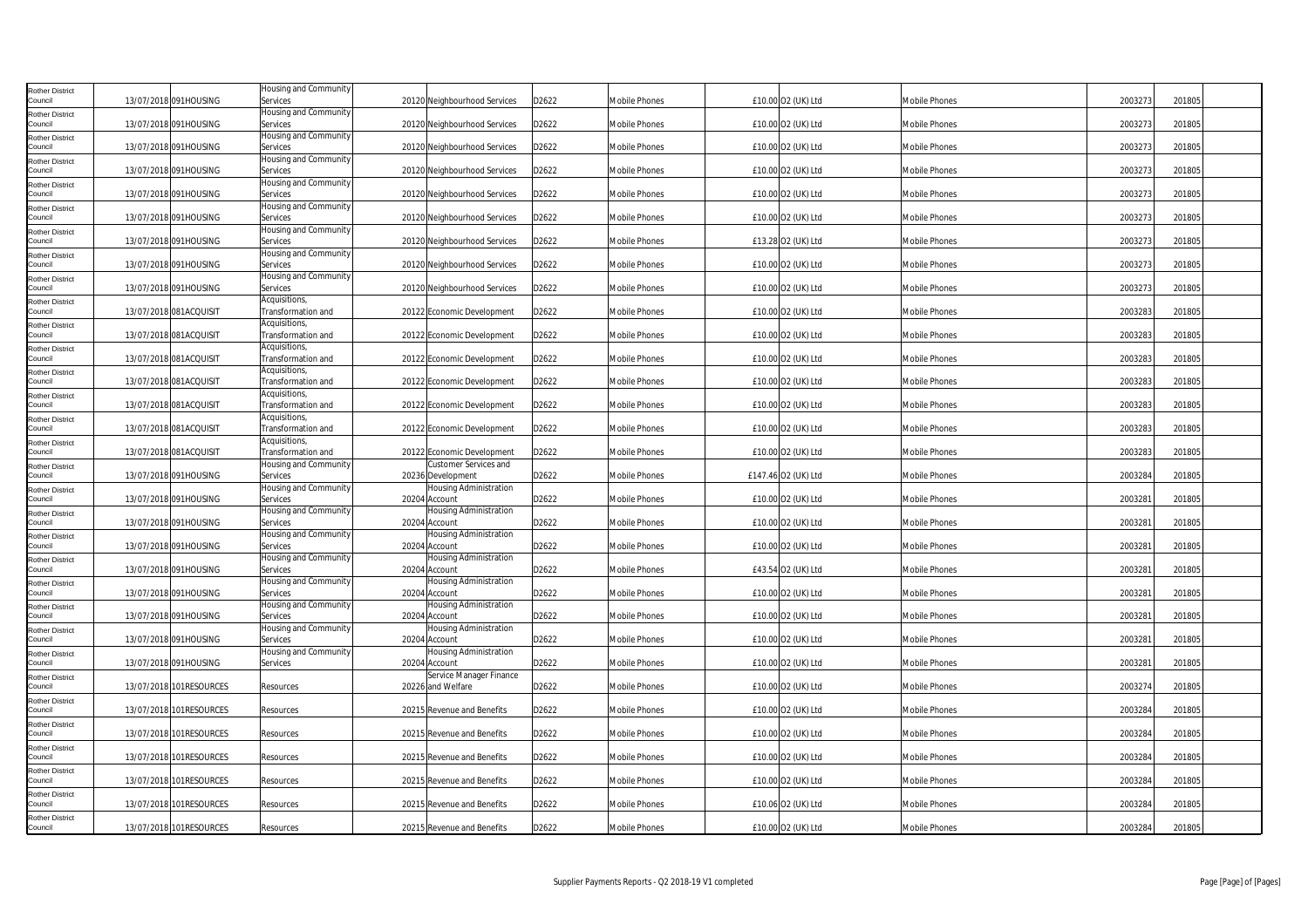| Rother District Council | 13/07/2018 | 091HOUSING | Housing and Community Services | 20120 | Neighbourhood Services | D2622 | Mobile Phones | £10.00 | O2 (UK) Ltd | Mobile Phones | 2003273 | 201805 | |
|---|---|---|---|---|---|---|---|---|---|---|---|---|---|
| Rother District Council | 13/07/2018 | 091HOUSING | Housing and Community Services | 20120 | Neighbourhood Services | D2622 | Mobile Phones | £10.00 | O2 (UK) Ltd | Mobile Phones | 2003273 | 201805 | |
| Rother District Council | 13/07/2018 | 091HOUSING | Housing and Community Services | 20120 | Neighbourhood Services | D2622 | Mobile Phones | £10.00 | O2 (UK) Ltd | Mobile Phones | 2003273 | 201805 | |
| Rother District Council | 13/07/2018 | 091HOUSING | Housing and Community Services | 20120 | Neighbourhood Services | D2622 | Mobile Phones | £10.00 | O2 (UK) Ltd | Mobile Phones | 2003273 | 201805 | |
| Rother District Council | 13/07/2018 | 091HOUSING | Housing and Community Services | 20120 | Neighbourhood Services | D2622 | Mobile Phones | £10.00 | O2 (UK) Ltd | Mobile Phones | 2003273 | 201805 | |
| Rother District Council | 13/07/2018 | 091HOUSING | Housing and Community Services | 20120 | Neighbourhood Services | D2622 | Mobile Phones | £10.00 | O2 (UK) Ltd | Mobile Phones | 2003273 | 201805 | |
| Rother District Council | 13/07/2018 | 091HOUSING | Housing and Community Services | 20120 | Neighbourhood Services | D2622 | Mobile Phones | £13.28 | O2 (UK) Ltd | Mobile Phones | 2003273 | 201805 | |
| Rother District Council | 13/07/2018 | 091HOUSING | Housing and Community Services | 20120 | Neighbourhood Services | D2622 | Mobile Phones | £10.00 | O2 (UK) Ltd | Mobile Phones | 2003273 | 201805 | |
| Rother District Council | 13/07/2018 | 091HOUSING | Housing and Community Services | 20120 | Neighbourhood Services | D2622 | Mobile Phones | £10.00 | O2 (UK) Ltd | Mobile Phones | 2003273 | 201805 | |
| Rother District Council | 13/07/2018 | 081ACQUISIT | Acquisitions, Transformation and | 20122 | Economic Development | D2622 | Mobile Phones | £10.00 | O2 (UK) Ltd | Mobile Phones | 2003283 | 201805 | |
| Rother District Council | 13/07/2018 | 081ACQUISIT | Acquisitions, Transformation and | 20122 | Economic Development | D2622 | Mobile Phones | £10.00 | O2 (UK) Ltd | Mobile Phones | 2003283 | 201805 | |
| Rother District Council | 13/07/2018 | 081ACQUISIT | Acquisitions, Transformation and | 20122 | Economic Development | D2622 | Mobile Phones | £10.00 | O2 (UK) Ltd | Mobile Phones | 2003283 | 201805 | |
| Rother District Council | 13/07/2018 | 081ACQUISIT | Acquisitions, Transformation and | 20122 | Economic Development | D2622 | Mobile Phones | £10.00 | O2 (UK) Ltd | Mobile Phones | 2003283 | 201805 | |
| Rother District Council | 13/07/2018 | 081ACQUISIT | Acquisitions, Transformation and | 20122 | Economic Development | D2622 | Mobile Phones | £10.00 | O2 (UK) Ltd | Mobile Phones | 2003283 | 201805 | |
| Rother District Council | 13/07/2018 | 081ACQUISIT | Acquisitions, Transformation and | 20122 | Economic Development | D2622 | Mobile Phones | £10.00 | O2 (UK) Ltd | Mobile Phones | 2003283 | 201805 | |
| Rother District Council | 13/07/2018 | 081ACQUISIT | Acquisitions, Transformation and | 20122 | Economic Development | D2622 | Mobile Phones | £10.00 | O2 (UK) Ltd | Mobile Phones | 2003283 | 201805 | |
| Rother District Council | 13/07/2018 | 091HOUSING | Housing and Community Services | 20236 | Customer Services and Development | D2622 | Mobile Phones | £147.46 | O2 (UK) Ltd | Mobile Phones | 2003284 | 201805 | |
| Rother District Council | 13/07/2018 | 091HOUSING | Housing and Community Services | 20204 | Housing Administration Account | D2622 | Mobile Phones | £10.00 | O2 (UK) Ltd | Mobile Phones | 2003281 | 201805 | |
| Rother District Council | 13/07/2018 | 091HOUSING | Housing and Community Services | 20204 | Housing Administration Account | D2622 | Mobile Phones | £10.00 | O2 (UK) Ltd | Mobile Phones | 2003281 | 201805 | |
| Rother District Council | 13/07/2018 | 091HOUSING | Housing and Community Services | 20204 | Housing Administration Account | D2622 | Mobile Phones | £10.00 | O2 (UK) Ltd | Mobile Phones | 2003281 | 201805 | |
| Rother District Council | 13/07/2018 | 091HOUSING | Housing and Community Services | 20204 | Housing Administration Account | D2622 | Mobile Phones | £43.54 | O2 (UK) Ltd | Mobile Phones | 2003281 | 201805 | |
| Rother District Council | 13/07/2018 | 091HOUSING | Housing and Community Services | 20204 | Housing Administration Account | D2622 | Mobile Phones | £10.00 | O2 (UK) Ltd | Mobile Phones | 2003281 | 201805 | |
| Rother District Council | 13/07/2018 | 091HOUSING | Housing and Community Services | 20204 | Housing Administration Account | D2622 | Mobile Phones | £10.00 | O2 (UK) Ltd | Mobile Phones | 2003281 | 201805 | |
| Rother District Council | 13/07/2018 | 091HOUSING | Housing and Community Services | 20204 | Housing Administration Account | D2622 | Mobile Phones | £10.00 | O2 (UK) Ltd | Mobile Phones | 2003281 | 201805 | |
| Rother District Council | 13/07/2018 | 091HOUSING | Housing and Community Services | 20204 | Housing Administration Account | D2622 | Mobile Phones | £10.00 | O2 (UK) Ltd | Mobile Phones | 2003281 | 201805 | |
| Rother District Council | 13/07/2018 | 101RESOURCES | Resources | 20226 | Service Manager Finance and Welfare | D2622 | Mobile Phones | £10.00 | O2 (UK) Ltd | Mobile Phones | 2003274 | 201805 | |
| Rother District Council | 13/07/2018 | 101RESOURCES | Resources | 20215 | Revenue and Benefits | D2622 | Mobile Phones | £10.00 | O2 (UK) Ltd | Mobile Phones | 2003284 | 201805 | |
| Rother District Council | 13/07/2018 | 101RESOURCES | Resources | 20215 | Revenue and Benefits | D2622 | Mobile Phones | £10.00 | O2 (UK) Ltd | Mobile Phones | 2003284 | 201805 | |
| Rother District Council | 13/07/2018 | 101RESOURCES | Resources | 20215 | Revenue and Benefits | D2622 | Mobile Phones | £10.00 | O2 (UK) Ltd | Mobile Phones | 2003284 | 201805 | |
| Rother District Council | 13/07/2018 | 101RESOURCES | Resources | 20215 | Revenue and Benefits | D2622 | Mobile Phones | £10.00 | O2 (UK) Ltd | Mobile Phones | 2003284 | 201805 | |
| Rother District Council | 13/07/2018 | 101RESOURCES | Resources | 20215 | Revenue and Benefits | D2622 | Mobile Phones | £10.06 | O2 (UK) Ltd | Mobile Phones | 2003284 | 201805 | |
| Rother District Council | 13/07/2018 | 101RESOURCES | Resources | 20215 | Revenue and Benefits | D2622 | Mobile Phones | £10.00 | O2 (UK) Ltd | Mobile Phones | 2003284 | 201805 | |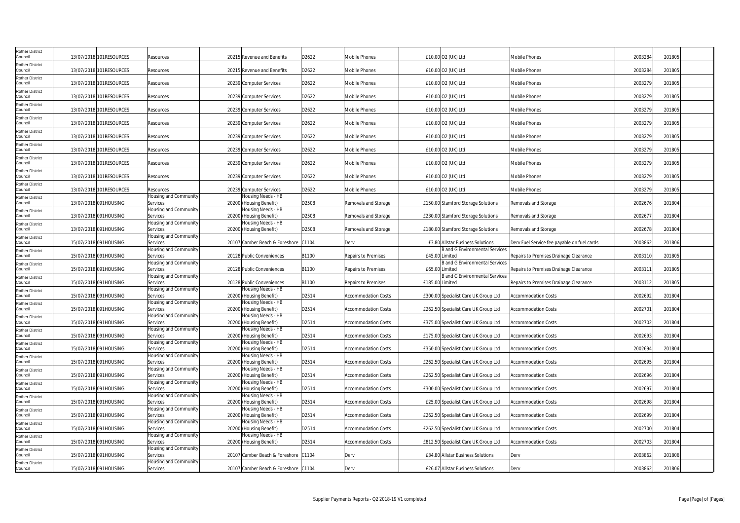| Rother District Council | 13/07/2018 | 101RESOURCES | Resources | 20215 | Revenue and Benefits | D2622 | Mobile Phones | £10.00 | O2 (UK) Ltd | Mobile Phones | 2003284 | 201805 | |
|---|---|---|---|---|---|---|---|---|---|---|---|---|---|
| Rother District Council | 13/07/2018 | 101RESOURCES | Resources | 20215 | Revenue and Benefits | D2622 | Mobile Phones | £10.00 | O2 (UK) Ltd | Mobile Phones | 2003284 | 201805 | |
| Rother District Council | 13/07/2018 | 101RESOURCES | Resources | 20239 | Computer Services | D2622 | Mobile Phones | £10.00 | O2 (UK) Ltd | Mobile Phones | 2003279 | 201805 | |
| Rother District Council | 13/07/2018 | 101RESOURCES | Resources | 20239 | Computer Services | D2622 | Mobile Phones | £10.00 | O2 (UK) Ltd | Mobile Phones | 2003279 | 201805 | |
| Rother District Council | 13/07/2018 | 101RESOURCES | Resources | 20239 | Computer Services | D2622 | Mobile Phones | £10.00 | O2 (UK) Ltd | Mobile Phones | 2003279 | 201805 | |
| Rother District Council | 13/07/2018 | 101RESOURCES | Resources | 20239 | Computer Services | D2622 | Mobile Phones | £10.00 | O2 (UK) Ltd | Mobile Phones | 2003279 | 201805 | |
| Rother District Council | 13/07/2018 | 101RESOURCES | Resources | 20239 | Computer Services | D2622 | Mobile Phones | £10.00 | O2 (UK) Ltd | Mobile Phones | 2003279 | 201805 | |
| Rother District Council | 13/07/2018 | 101RESOURCES | Resources | 20239 | Computer Services | D2622 | Mobile Phones | £10.00 | O2 (UK) Ltd | Mobile Phones | 2003279 | 201805 | |
| Rother District Council | 13/07/2018 | 101RESOURCES | Resources | 20239 | Computer Services | D2622 | Mobile Phones | £10.00 | O2 (UK) Ltd | Mobile Phones | 2003279 | 201805 | |
| Rother District Council | 13/07/2018 | 101RESOURCES | Resources | 20239 | Computer Services | D2622 | Mobile Phones | £10.00 | O2 (UK) Ltd | Mobile Phones | 2003279 | 201805 | |
| Rother District Council | 13/07/2018 | 101RESOURCES | Resources | 20239 | Computer Services | D2622 | Mobile Phones | £10.00 | O2 (UK) Ltd | Mobile Phones | 2003279 | 201805 | |
| Rother District Council | 13/07/2018 | 091HOUSING | Housing and Community Services | 20200 | Housing Needs - HB (Housing Benefit) | D2508 | Removals and Storage | £150.00 | Stamford Storage Solutions | Removals and Storage | 2002676 | 201804 | |
| Rother District Council | 13/07/2018 | 091HOUSING | Housing and Community Services | 20200 | Housing Needs - HB (Housing Benefit) | D2508 | Removals and Storage | £230.00 | Stamford Storage Solutions | Removals and Storage | 2002677 | 201804 | |
| Rother District Council | 13/07/2018 | 091HOUSING | Housing and Community Services | 20200 | Housing Needs - HB (Housing Benefit) | D2508 | Removals and Storage | £180.00 | Stamford Storage Solutions | Removals and Storage | 2002678 | 201804 | |
| Rother District Council | 15/07/2018 | 091HOUSING | Housing and Community Services | 20107 | Camber Beach & Foreshore | C1104 | Derv | £3.80 | Allstar Business Solutions | Derv Fuel Service fee payable on fuel cards | 2003862 | 201806 | |
| Rother District Council | 15/07/2018 | 091HOUSING | Housing and Community Services | 20128 | Public Conveniences | B1100 | Repairs to Premises | £45.00 | B and G Environmental Services Limited | Repairs to Premises Drainage Clearance | 2003110 | 201805 | |
| Rother District Council | 15/07/2018 | 091HOUSING | Housing and Community Services | 20128 | Public Conveniences | B1100 | Repairs to Premises | £65.00 | B and G Environmental Services Limited | Repairs to Premises Drainage Clearance | 2003111 | 201805 | |
| Rother District Council | 15/07/2018 | 091HOUSING | Housing and Community Services | 20128 | Public Conveniences | B1100 | Repairs to Premises | £185.00 | B and G Environmental Services Limited | Repairs to Premises Drainage Clearance | 2003112 | 201805 | |
| Rother District Council | 15/07/2018 | 091HOUSING | Housing and Community Services | 20200 | Housing Needs - HB (Housing Benefit) | D2514 | Accommodation Costs | £300.00 | Specialist Care UK Group Ltd | Accommodation Costs | 2002692 | 201804 | |
| Rother District Council | 15/07/2018 | 091HOUSING | Housing and Community Services | 20200 | Housing Needs - HB (Housing Benefit) | D2514 | Accommodation Costs | £262.50 | Specialist Care UK Group Ltd | Accommodation Costs | 2002701 | 201804 | |
| Rother District Council | 15/07/2018 | 091HOUSING | Housing and Community Services | 20200 | Housing Needs - HB (Housing Benefit) | D2514 | Accommodation Costs | £375.00 | Specialist Care UK Group Ltd | Accommodation Costs | 2002702 | 201804 | |
| Rother District Council | 15/07/2018 | 091HOUSING | Housing and Community Services | 20200 | Housing Needs - HB (Housing Benefit) | D2514 | Accommodation Costs | £175.00 | Specialist Care UK Group Ltd | Accommodation Costs | 2002693 | 201804 | |
| Rother District Council | 15/07/2018 | 091HOUSING | Housing and Community Services | 20200 | Housing Needs - HB (Housing Benefit) | D2514 | Accommodation Costs | £350.00 | Specialist Care UK Group Ltd | Accommodation Costs | 2002694 | 201804 | |
| Rother District Council | 15/07/2018 | 091HOUSING | Housing and Community Services | 20200 | Housing Needs - HB (Housing Benefit) | D2514 | Accommodation Costs | £262.50 | Specialist Care UK Group Ltd | Accommodation Costs | 2002695 | 201804 | |
| Rother District Council | 15/07/2018 | 091HOUSING | Housing and Community Services | 20200 | Housing Needs - HB (Housing Benefit) | D2514 | Accommodation Costs | £262.50 | Specialist Care UK Group Ltd | Accommodation Costs | 2002696 | 201804 | |
| Rother District Council | 15/07/2018 | 091HOUSING | Housing and Community Services | 20200 | Housing Needs - HB (Housing Benefit) | D2514 | Accommodation Costs | £300.00 | Specialist Care UK Group Ltd | Accommodation Costs | 2002697 | 201804 | |
| Rother District Council | 15/07/2018 | 091HOUSING | Housing and Community Services | 20200 | Housing Needs - HB (Housing Benefit) | D2514 | Accommodation Costs | £25.00 | Specialist Care UK Group Ltd | Accommodation Costs | 2002698 | 201804 | |
| Rother District Council | 15/07/2018 | 091HOUSING | Housing and Community Services | 20200 | Housing Needs - HB (Housing Benefit) | D2514 | Accommodation Costs | £262.50 | Specialist Care UK Group Ltd | Accommodation Costs | 2002699 | 201804 | |
| Rother District Council | 15/07/2018 | 091HOUSING | Housing and Community Services | 20200 | Housing Needs - HB (Housing Benefit) | D2514 | Accommodation Costs | £262.50 | Specialist Care UK Group Ltd | Accommodation Costs | 2002700 | 201804 | |
| Rother District Council | 15/07/2018 | 091HOUSING | Housing and Community Services | 20200 | Housing Needs - HB (Housing Benefit) | D2514 | Accommodation Costs | £812.50 | Specialist Care UK Group Ltd | Accommodation Costs | 2002703 | 201804 | |
| Rother District Council | 15/07/2018 | 091HOUSING | Housing and Community Services | 20107 | Camber Beach & Foreshore | C1104 | Derv | £34.80 | Allstar Business Solutions | Derv | 2003862 | 201806 | |
| Rother District Council | 15/07/2018 | 091HOUSING | Housing and Community Services | 20107 | Camber Beach & Foreshore | C1104 | Derv | £26.07 | Allstar Business Solutions | Derv | 2003862 | 201806 | |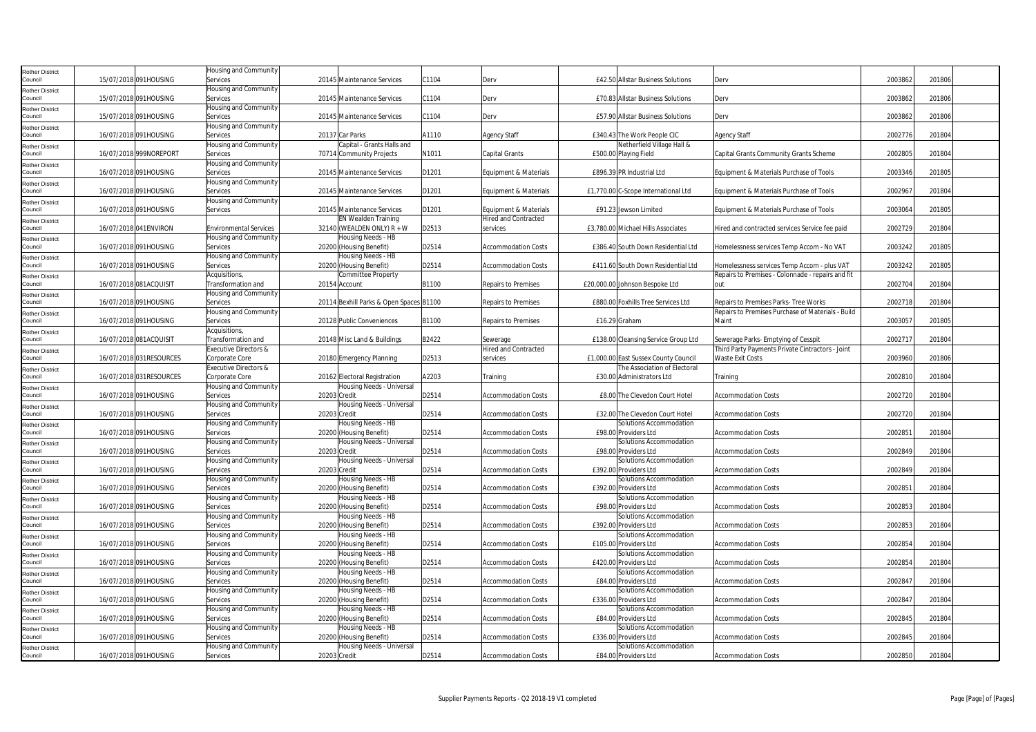| | | | | | | | | | | | | |
|---|---|---|---|---|---|---|---|---|---|---|---|---|
| Rother District Council | 15/07/2018 | 091HOUSING | Housing and Community Services | 20145 | Maintenance Services | C1104 | Derv | £42.50 | Allstar Business Solutions | Derv | 2003862 | 201806 |
| Rother District Council | 15/07/2018 | 091HOUSING | Housing and Community Services | 20145 | Maintenance Services | C1104 | Derv | £70.83 | Allstar Business Solutions | Derv | 2003862 | 201806 |
| Rother District Council | 15/07/2018 | 091HOUSING | Housing and Community Services | 20145 | Maintenance Services | C1104 | Derv | £57.90 | Allstar Business Solutions | Derv | 2003862 | 201806 |
| Rother District Council | 16/07/2018 | 091HOUSING | Housing and Community Services | 20137 | Car Parks | A1110 | Agency Staff | £340.43 | The Work People CIC | Agency Staff | 2002776 | 201804 |
| Rother District Council | 16/07/2018 | 999NOREPORT | Housing and Community Services | 70714 | Capital - Grants Halls and Community Projects | N1011 | Capital Grants | £500.00 | Netherfield Village Hall & Playing Field | Capital Grants Community Grants Scheme | 2002805 | 201804 |
| Rother District Council | 16/07/2018 | 091HOUSING | Housing and Community Services | 20145 | Maintenance Services | D1201 | Equipment & Materials | £896.39 | PR Industrial Ltd | Equipment & Materials Purchase of Tools | 2003346 | 201805 |
| Rother District Council | 16/07/2018 | 091HOUSING | Housing and Community Services | 20145 | Maintenance Services | D1201 | Equipment & Materials | £1,770.00 | C-Scope International Ltd | Equipment & Materials Purchase of Tools | 2002967 | 201804 |
| Rother District Council | 16/07/2018 | 091HOUSING | Housing and Community Services | 20145 | Maintenance Services | D1201 | Equipment & Materials | £91.23 | Jewson Limited | Equipment & Materials Purchase of Tools | 2003064 | 201805 |
| Rother District Council | 16/07/2018 | 041ENVIRON | Environmental Services | 32140 | EN Wealden Training (WEALDEN ONLY) R + W | D2513 | Hired and Contracted services | £3,780.00 | Michael Hills Associates | Hired and contracted services Service fee paid | 2002729 | 201804 |
| Rother District Council | 16/07/2018 | 091HOUSING | Housing and Community Services | 20200 | Housing Needs - HB (Housing Benefit) | D2514 | Accommodation Costs | £386.40 | South Down Residential Ltd | Homelessness services Temp Accom - No VAT | 2003242 | 201805 |
| Rother District Council | 16/07/2018 | 091HOUSING | Housing and Community Services | 20200 | Housing Needs - HB (Housing Benefit) | D2514 | Accommodation Costs | £411.60 | South Down Residential Ltd | Homelessness services Temp Accom - plus VAT | 2003242 | 201805 |
| Rother District Council | 16/07/2018 | 081ACQUISIT | Acquisitions, Transformation and | 20154 | Committee Property Account | B1100 | Repairs to Premises | £20,000.00 | Johnson Bespoke Ltd | Repairs to Premises - Colonnade - repairs and fit out | 2002704 | 201804 |
| Rother District Council | 16/07/2018 | 091HOUSING | Housing and Community Services | 20114 | Bexhill Parks & Open Spaces | B1100 | Repairs to Premises | £880.00 | Foxhills Tree Services Ltd | Repairs to Premises Parks- Tree Works | 2002718 | 201804 |
| Rother District Council | 16/07/2018 | 091HOUSING | Housing and Community Services | 20128 | Public Conveniences | B1100 | Repairs to Premises | £16.29 | Graham | Repairs to Premises Purchase of Materials - Build Maint | 2003057 | 201805 |
| Rother District Council | 16/07/2018 | 081ACQUISIT | Acquisitions, Transformation and | 20148 | Misc Land & Buildings | B2422 | Sewerage | £138.00 | Cleansing Service Group Ltd | Sewerage Parks- Emptying of Cesspit | 2002717 | 201804 |
| Rother District Council | 16/07/2018 | 031RESOURCES | Executive Directors & Corporate Core | 20180 | Emergency Planning | D2513 | Hired and Contracted services | £1,000.00 | East Sussex County Council | Third Party Payments Private Cintractors - Joint Waste Exit Costs | 2003960 | 201806 |
| Rother District Council | 16/07/2018 | 031RESOURCES | Executive Directors & Corporate Core | 20162 | Electoral Registration | A2203 | Training | £30.00 | The Association of Electoral Administrators Ltd | Training | 2002810 | 201804 |
| Rother District Council | 16/07/2018 | 091HOUSING | Housing and Community Services | 20203 | Housing Needs - Universal Credit | D2514 | Accommodation Costs | £8.00 | The Clevedon Court Hotel | Accommodation Costs | 2002720 | 201804 |
| Rother District Council | 16/07/2018 | 091HOUSING | Housing and Community Services | 20203 | Housing Needs - Universal Credit | D2514 | Accommodation Costs | £32.00 | The Clevedon Court Hotel | Accommodation Costs | 2002720 | 201804 |
| Rother District Council | 16/07/2018 | 091HOUSING | Housing and Community Services | 20200 | Housing Needs - HB (Housing Benefit) | D2514 | Accommodation Costs | £98.00 | Solutions Accommodation Providers Ltd | Accommodation Costs | 2002851 | 201804 |
| Rother District Council | 16/07/2018 | 091HOUSING | Housing and Community Services | 20203 | Housing Needs - Universal Credit | D2514 | Accommodation Costs | £98.00 | Solutions Accommodation Providers Ltd | Accommodation Costs | 2002849 | 201804 |
| Rother District Council | 16/07/2018 | 091HOUSING | Housing and Community Services | 20203 | Housing Needs - Universal Credit | D2514 | Accommodation Costs | £392.00 | Solutions Accommodation Providers Ltd | Accommodation Costs | 2002849 | 201804 |
| Rother District Council | 16/07/2018 | 091HOUSING | Housing and Community Services | 20200 | Housing Needs - HB (Housing Benefit) | D2514 | Accommodation Costs | £392.00 | Solutions Accommodation Providers Ltd | Accommodation Costs | 2002851 | 201804 |
| Rother District Council | 16/07/2018 | 091HOUSING | Housing and Community Services | 20200 | Housing Needs - HB (Housing Benefit) | D2514 | Accommodation Costs | £98.00 | Solutions Accommodation Providers Ltd | Accommodation Costs | 2002853 | 201804 |
| Rother District Council | 16/07/2018 | 091HOUSING | Housing and Community Services | 20200 | Housing Needs - HB (Housing Benefit) | D2514 | Accommodation Costs | £392.00 | Solutions Accommodation Providers Ltd | Accommodation Costs | 2002853 | 201804 |
| Rother District Council | 16/07/2018 | 091HOUSING | Housing and Community Services | 20200 | Housing Needs - HB (Housing Benefit) | D2514 | Accommodation Costs | £105.00 | Solutions Accommodation Providers Ltd | Accommodation Costs | 2002854 | 201804 |
| Rother District Council | 16/07/2018 | 091HOUSING | Housing and Community Services | 20200 | Housing Needs - HB (Housing Benefit) | D2514 | Accommodation Costs | £420.00 | Solutions Accommodation Providers Ltd | Accommodation Costs | 2002854 | 201804 |
| Rother District Council | 16/07/2018 | 091HOUSING | Housing and Community Services | 20200 | Housing Needs - HB (Housing Benefit) | D2514 | Accommodation Costs | £84.00 | Solutions Accommodation Providers Ltd | Accommodation Costs | 2002847 | 201804 |
| Rother District Council | 16/07/2018 | 091HOUSING | Housing and Community Services | 20200 | Housing Needs - HB (Housing Benefit) | D2514 | Accommodation Costs | £336.00 | Solutions Accommodation Providers Ltd | Accommodation Costs | 2002847 | 201804 |
| Rother District Council | 16/07/2018 | 091HOUSING | Housing and Community Services | 20200 | Housing Needs - HB (Housing Benefit) | D2514 | Accommodation Costs | £84.00 | Solutions Accommodation Providers Ltd | Accommodation Costs | 2002845 | 201804 |
| Rother District Council | 16/07/2018 | 091HOUSING | Housing and Community Services | 20200 | Housing Needs - HB (Housing Benefit) | D2514 | Accommodation Costs | £336.00 | Solutions Accommodation Providers Ltd | Accommodation Costs | 2002845 | 201804 |
| Rother District Council | 16/07/2018 | 091HOUSING | Housing and Community Services | 20203 | Housing Needs - Universal Credit | D2514 | Accommodation Costs | £84.00 | Solutions Accommodation Providers Ltd | Accommodation Costs | 2002850 | 201804 |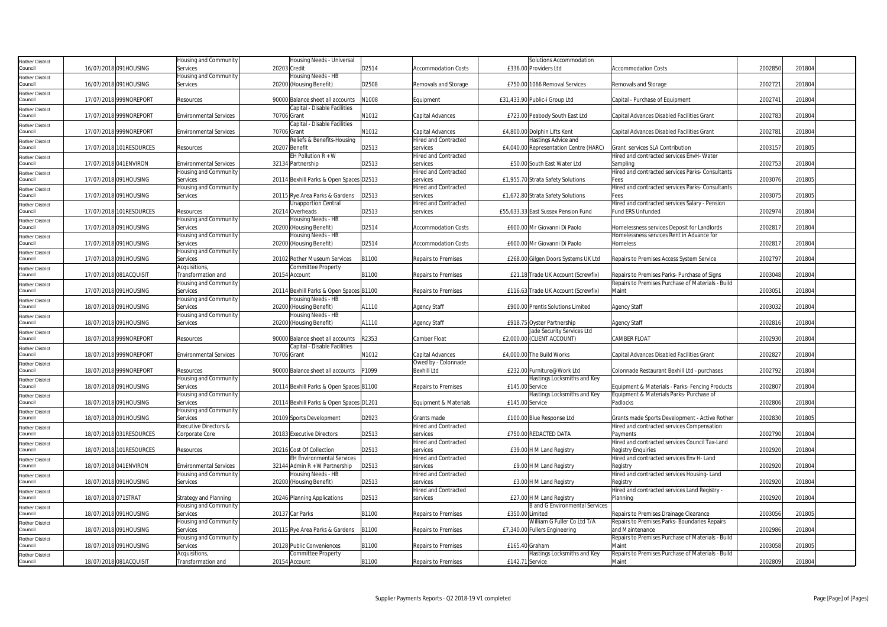| Rother District Council | 16/07/2018 | 091HOUSING | Housing and Community Services | 20203 | Housing Needs - Universal Credit | D2514 | Accommodation Costs | £336.00 | Solutions Accommodation Providers Ltd | Accommodation Costs | 2002850 | 201804 |
|---|---|---|---|---|---|---|---|---|---|---|---|---|
| Rother District Council | 16/07/2018 | 091HOUSING | Housing and Community Services | 20200 | Housing Needs - HB (Housing Benefit) | D2508 | Removals and Storage | £750.00 | 1066 Removal Services | Removals and Storage | 2002721 | 201804 |
| Rother District Council | 17/07/2018 | 999NOREPORT | Resources | 90000 | Balance sheet all accounts | N1008 | Equipment | £31,433.90 | Public-i Group Ltd | Capital - Purchase of Equipment | 2002741 | 201804 |
| Rother District Council | 17/07/2018 | 999NOREPORT | Environmental Services | 70706 | Capital - Disable Facilities Grant | N1012 | Capital Advances | £723.00 | Peabody South East Ltd | Capital Advances Disabled Facilities Grant | 2002783 | 201804 |
| Rother District Council | 17/07/2018 | 999NOREPORT | Environmental Services | 70706 | Capital - Disable Facilities Grant | N1012 | Capital Advances | £4,800.00 | Dolphin Lifts Kent | Capital Advances Disabled Facilities Grant | 2002781 | 201804 |
| Rother District Council | 17/07/2018 | 101RESOURCES | Resources | 20207 | Reliefs & Benefits-Housing Benefit | D2513 | Hired and Contracted services | £4,040.00 | Hastings Advice and Representation Centre (HARC) | Grant services SLA Contribution | 2003157 | 201805 |
| Rother District Council | 17/07/2018 | 041ENVIRON | Environmental Services | 32134 | EH Pollution R + W Partnership | D2513 | Hired and Contracted services | £50.00 | South East Water Ltd | Hired and contracted services EnvH- Water Sampling | 2002753 | 201804 |
| Rother District Council | 17/07/2018 | 091HOUSING | Housing and Community Services | 20114 | Bexhill Parks & Open Spaces | D2513 | Hired and Contracted services | £1,955.70 | Strata Safety Solutions | Hired and contracted services Parks- Consultants Fees | 2003076 | 201805 |
| Rother District Council | 17/07/2018 | 091HOUSING | Housing and Community Services | 20115 | Rye Area Parks & Gardens | D2513 | Hired and Contracted services | £1,672.80 | Strata Safety Solutions | Hired and contracted services Parks- Consultants Fees | 2003075 | 201805 |
| Rother District Council | 17/07/2018 | 101RESOURCES | Resources | 20214 | Unapportion Central Overheads | D2513 | Hired and Contracted services | £55,633.33 | East Sussex Pension Fund | Hired and contracted services Salary - Pension Fund ERS Unfunded | 2002974 | 201804 |
| Rother District Council | 17/07/2018 | 091HOUSING | Housing and Community Services | 20200 | Housing Needs - HB (Housing Benefit) | D2514 | Accommodation Costs | £600.00 | Mr Giovanni Di Paolo | Homelessness services Deposit for Landlords | 2002817 | 201804 |
| Rother District Council | 17/07/2018 | 091HOUSING | Housing and Community Services | 20200 | Housing Needs - HB (Housing Benefit) | D2514 | Accommodation Costs | £600.00 | Mr Giovanni Di Paolo | Homelessness services Rent in Advance for Homeless | 2002817 | 201804 |
| Rother District Council | 17/07/2018 | 091HOUSING | Housing and Community Services | 20102 | Rother Museum Services | B1100 | Repairs to Premises | £268.00 | Gilgen Doors Systems UK Ltd | Repairs to Premises Access System Service | 2002797 | 201804 |
| Rother District Council | 17/07/2018 | 081ACQUISIT | Acquisitions, Transformation and | 20154 | Committee Property Account | B1100 | Repairs to Premises | £21.18 | Trade UK Account (Screwfix) | Repairs to Premises Parks- Purchase of Signs | 2003048 | 201804 |
| Rother District Council | 17/07/2018 | 091HOUSING | Housing and Community Services | 20114 | Bexhill Parks & Open Spaces | B1100 | Repairs to Premises | £116.63 | Trade UK Account (Screwfix) | Repairs to Premises Purchase of Materials - Build Maint | 2003051 | 201804 |
| Rother District Council | 18/07/2018 | 091HOUSING | Housing and Community Services | 20200 | Housing Needs - HB (Housing Benefit) | A1110 | Agency Staff | £900.00 | Prentis Solutions Limited | Agency Staff | 2003032 | 201804 |
| Rother District Council | 18/07/2018 | 091HOUSING | Housing and Community Services | 20200 | Housing Needs - HB (Housing Benefit) | A1110 | Agency Staff | £918.75 | Oyster Partnership | Agency Staff | 2002816 | 201804 |
| Rother District Council | 18/07/2018 | 999NOREPORT | Resources | 90000 | Balance sheet all accounts | R2353 | Camber Float | £2,000.00 | Jade Security Services Ltd (CLIENT ACCOUNT) | CAMBER FLOAT | 2002930 | 201804 |
| Rother District Council | 18/07/2018 | 999NOREPORT | Environmental Services | 70706 | Capital - Disable Facilities Grant | N1012 | Capital Advances | £4,000.00 | The Build Works | Capital Advances Disabled Facilities Grant | 2002827 | 201804 |
| Rother District Council | 18/07/2018 | 999NOREPORT | Resources | 90000 | Balance sheet all accounts | P1099 | Owed by - Colonnade Bexhill Ltd | £232.00 | Furniture@Work Ltd | Colonnade Restaurant Bexhill Ltd - purchases | 2002792 | 201804 |
| Rother District Council | 18/07/2018 | 091HOUSING | Housing and Community Services | 20114 | Bexhill Parks & Open Spaces | B1100 | Repairs to Premises | £145.00 | Hastings Locksmiths and Key Service | Equipment & Materials - Parks- Fencing Products | 2002807 | 201804 |
| Rother District Council | 18/07/2018 | 091HOUSING | Housing and Community Services | 20114 | Bexhill Parks & Open Spaces | D1201 | Equipment & Materials | £145.00 | Hastings Locksmiths and Key Service | Equipment & Materials Parks- Purchase of Padlocks | 2002806 | 201804 |
| Rother District Council | 18/07/2018 | 091HOUSING | Housing and Community Services | 20109 | Sports Development | D2923 | Grants made | £100.00 | Blue Response Ltd | Grants made Sports Development - Active Rother | 2002830 | 201805 |
| Rother District Council | 18/07/2018 | 031RESOURCES | Executive Directors & Corporate Core | 20183 | Executive Directors | D2513 | Hired and Contracted services | £750.00 | REDACTED DATA | Hired and contracted services Compensation Payments | 2002790 | 201804 |
| Rother District Council | 18/07/2018 | 101RESOURCES | Resources | 20216 | Cost Of Collection | D2513 | Hired and Contracted services | £39.00 | H M Land Registry | Hired and contracted services Council Tax-Land Registry Enquiries | 2002920 | 201804 |
| Rother District Council | 18/07/2018 | 041ENVIRON | Environmental Services | 32144 | EH Environmental Services Admin R + W Partnership | D2513 | Hired and Contracted services | £9.00 | H M Land Registry | Hired and contracted services Env H- Land Registry | 2002920 | 201804 |
| Rother District Council | 18/07/2018 | 091HOUSING | Housing and Community Services | 20200 | Housing Needs - HB (Housing Benefit) | D2513 | Hired and Contracted services | £3.00 | H M Land Registry | Hired and contracted services Housing- Land Registry | 2002920 | 201804 |
| Rother District Council | 18/07/2018 | 071STRAT | Strategy and Planning | 20246 | Planning Applications | D2513 | Hired and Contracted services | £27.00 | H M Land Registry | Hired and contracted services Land Registry - Planning | 2002920 | 201804 |
| Rother District Council | 18/07/2018 | 091HOUSING | Housing and Community Services | 20137 | Car Parks | B1100 | Repairs to Premises | £350.00 | B and G Environmental Services Limited | Repairs to Premises Drainage Clearance | 2003056 | 201805 |
| Rother District Council | 18/07/2018 | 091HOUSING | Housing and Community Services | 20115 | Rye Area Parks & Gardens | B1100 | Repairs to Premises | £7,340.00 | William G Fuller Co T/A Fullers Engineering | Repairs to Premises Parks- Boundaries Repairs and Maintenance | 2002986 | 201804 |
| Rother District Council | 18/07/2018 | 091HOUSING | Housing and Community Services | 20128 | Public Conveniences | B1100 | Repairs to Premises | £165.40 | Graham | Repairs to Premises Purchase of Materials - Build Maint | 2003058 | 201805 |
| Rother District Council | 18/07/2018 | 081ACQUISIT | Acquisitions, Transformation and | 20154 | Committee Property Account | B1100 | Repairs to Premises | £142.71 | Hastings Locksmiths and Key Service | Repairs to Premises Purchase of Materials - Build Maint | 2002809 | 201804 |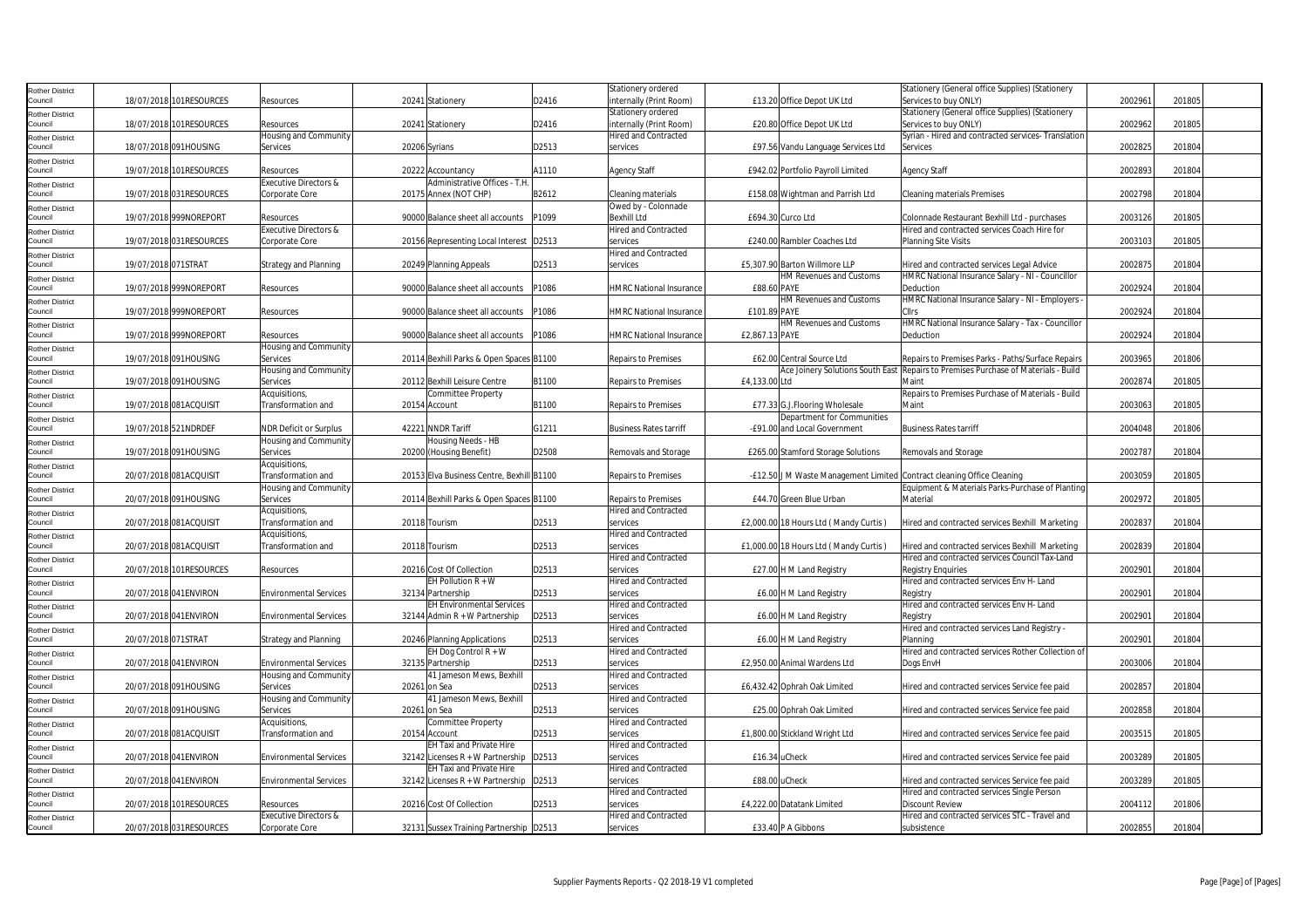| | | | | | | | | | | | | | |
|---|---|---|---|---|---|---|---|---|---|---|---|---|---|
| Rother District Council | 18/07/2018 | 101RESOURCES | Resources | 20241 | Stationery | D2416 | Stationery ordered internally (Print Room) | £13.20 | Office Depot UK Ltd | Stationery (General office Supplies) (Stationery Services to buy ONLY) | 2002961 | 201805 | |
| Rother District Council | 18/07/2018 | 101RESOURCES | Resources | 20241 | Stationery | D2416 | Stationery ordered internally (Print Room) | £20.80 | Office Depot UK Ltd | Stationery (General office Supplies) (Stationery Services to buy ONLY) | 2002962 | 201805 | |
| Rother District Council | 18/07/2018 | 091HOUSING | Housing and Community Services | 20206 | Syrians | D2513 | Hired and Contracted services | £97.56 | Vandu Language Services Ltd | Syrian - Hired and contracted services- Translation Services | 2002825 | 201804 | |
| Rother District Council | 19/07/2018 | 101RESOURCES | Resources | 20222 | Accountancy | A1110 | Agency Staff | £942.02 | Portfolio Payroll Limited | Agency Staff | 2002893 | 201804 | |
| Rother District Council | 19/07/2018 | 031RESOURCES | Executive Directors & Corporate Core | 20175 | Administrative Offices - T.H. Annex (NOT CHP) | B2612 | Cleaning materials | £158.08 | Wightman and Parrish Ltd | Cleaning materials Premises | 2002798 | 201804 | |
| Rother District Council | 19/07/2018 | 999NOREPORT | Resources | 90000 | Balance sheet all accounts | P1099 | Owed by - Colonnade Bexhill Ltd | £694.30 | Curco Ltd | Colonnade Restaurant Bexhill Ltd - purchases | 2003126 | 201805 | |
| Rother District Council | 19/07/2018 | 031RESOURCES | Executive Directors & Corporate Core | 20156 | Representing Local Interest | D2513 | Hired and Contracted services | £240.00 | Rambler Coaches Ltd | Hired and contracted services Coach Hire for Planning Site Visits | 2003103 | 201805 | |
| Rother District Council | 19/07/2018 | 071STRAT | Strategy and Planning | 20249 | Planning Appeals | D2513 | Hired and Contracted services | £5,307.90 | Barton Willmore LLP | Hired and contracted services Legal Advice | 2002875 | 201804 | |
| Rother District Council | 19/07/2018 | 999NOREPORT | Resources | 90000 | Balance sheet all accounts | P1086 | HMRC National Insurance | £88.60 | HM Revenues and Customs PAYE | HMRC National Insurance Salary - NI - Councillor Deduction | 2002924 | 201804 | |
| Rother District Council | 19/07/2018 | 999NOREPORT | Resources | 90000 | Balance sheet all accounts | P1086 | HMRC National Insurance | £101.89 | HM Revenues and Customs PAYE | HMRC National Insurance Salary - NI - Employers - Cllrs | 2002924 | 201804 | |
| Rother District Council | 19/07/2018 | 999NOREPORT | Resources | 90000 | Balance sheet all accounts | P1086 | HMRC National Insurance | £2,867.13 | HM Revenues and Customs PAYE | HMRC National Insurance Salary - Tax - Councillor Deduction | 2002924 | 201804 | |
| Rother District Council | 19/07/2018 | 091HOUSING | Housing and Community Services | 20114 | Bexhill Parks & Open Spaces | B1100 | Repairs to Premises | £62.00 | Central Source Ltd | Repairs to Premises Parks - Paths/Surface Repairs | 2003965 | 201806 | |
| Rother District Council | 19/07/2018 | 091HOUSING | Housing and Community Services | 20112 | Bexhill Leisure Centre | B1100 | Repairs to Premises | £4,133.00 | Ace Joinery Solutions South East Ltd | Repairs to Premises Purchase of Materials - Build Maint | 2002874 | 201805 | |
| Rother District Council | 19/07/2018 | 081ACQUISIT | Acquisitions, Transformation and | 20154 | Committee Property Account | B1100 | Repairs to Premises | £77.33 | G.J.Flooring Wholesale | Repairs to Premises Purchase of Materials - Build Maint | 2003063 | 201805 | |
| Rother District Council | 19/07/2018 | 521NDRDEF | NDR Deficit or Surplus | 42221 | NNDR Tariff | G1211 | Business Rates tarriff | -£91.00 | Department for Communities and Local Government | Business Rates tarriff | 2004048 | 201806 | |
| Rother District Council | 19/07/2018 | 091HOUSING | Housing and Community Services | 20200 | Housing Needs - HB (Housing Benefit) | D2508 | Removals and Storage | £265.00 | Stamford Storage Solutions | Removals and Storage | 2002787 | 201804 | |
| Rother District Council | 20/07/2018 | 081ACQUISIT | Acquisitions, Transformation and | 20153 | Elva Business Centre, Bexhill | B1100 | Repairs to Premises | -£12.50 | J M Waste Management Limited | Contract cleaning Office Cleaning | 2003059 | 201805 | |
| Rother District Council | 20/07/2018 | 091HOUSING | Housing and Community Services | 20114 | Bexhill Parks & Open Spaces | B1100 | Repairs to Premises | £44.70 | Green Blue Urban | Equipment & Materials Parks-Purchase of Planting Material | 2002972 | 201805 | |
| Rother District Council | 20/07/2018 | 081ACQUISIT | Acquisitions, Transformation and | 20118 | Tourism | D2513 | Hired and Contracted services | £2,000.00 | 18 Hours Ltd ( Mandy Curtis ) | Hired and contracted services Bexhill Marketing | 2002837 | 201804 | |
| Rother District Council | 20/07/2018 | 081ACQUISIT | Acquisitions, Transformation and | 20118 | Tourism | D2513 | Hired and Contracted services | £1,000.00 | 18 Hours Ltd ( Mandy Curtis ) | Hired and contracted services Bexhill Marketing | 2002839 | 201804 | |
| Rother District Council | 20/07/2018 | 101RESOURCES | Resources | 20216 | Cost Of Collection | D2513 | Hired and Contracted services | £27.00 | H M Land Registry | Hired and contracted services Council Tax-Land Registry Enquiries | 2002901 | 201804 | |
| Rother District Council | 20/07/2018 | 041ENVIRON | Environmental Services | 32134 | EH Pollution R + W Partnership | D2513 | Hired and Contracted services | £6.00 | H M Land Registry | Hired and contracted services Env H- Land Registry | 2002901 | 201804 | |
| Rother District Council | 20/07/2018 | 041ENVIRON | Environmental Services | 32144 | EH Environmental Services Admin R + W Partnership | D2513 | Hired and Contracted services | £6.00 | H M Land Registry | Hired and contracted services Env H- Land Registry | 2002901 | 201804 | |
| Rother District Council | 20/07/2018 | 071STRAT | Strategy and Planning | 20246 | Planning Applications | D2513 | Hired and Contracted services | £6.00 | H M Land Registry | Hired and contracted services Land Registry - Planning | 2002901 | 201804 | |
| Rother District Council | 20/07/2018 | 041ENVIRON | Environmental Services | 32135 | EH Dog Control R + W Partnership | D2513 | Hired and Contracted services | £2,950.00 | Animal Wardens Ltd | Hired and contracted services Rother Collection of Dogs EnvH | 2003006 | 201804 | |
| Rother District Council | 20/07/2018 | 091HOUSING | Housing and Community Services | 20261 | 41 Jameson Mews, Bexhill on Sea | D2513 | Hired and Contracted services | £6,432.42 | Ophrah Oak Limited | Hired and contracted services Service fee paid | 2002857 | 201804 | |
| Rother District Council | 20/07/2018 | 091HOUSING | Housing and Community Services | 20261 | 41 Jameson Mews, Bexhill on Sea | D2513 | Hired and Contracted services | £25.00 | Ophrah Oak Limited | Hired and contracted services Service fee paid | 2002858 | 201804 | |
| Rother District Council | 20/07/2018 | 081ACQUISIT | Acquisitions, Transformation and | 20154 | Committee Property Account | D2513 | Hired and Contracted services | £1,800.00 | Stickland Wright Ltd | Hired and contracted services Service fee paid | 2003515 | 201805 | |
| Rother District Council | 20/07/2018 | 041ENVIRON | Environmental Services | 32142 | EH Taxi and Private Hire Licenses R + W Partnership | D2513 | Hired and Contracted services | £16.34 | uCheck | Hired and contracted services Service fee paid | 2003289 | 201805 | |
| Rother District Council | 20/07/2018 | 041ENVIRON | Environmental Services | 32142 | EH Taxi and Private Hire Licenses R + W Partnership | D2513 | Hired and Contracted services | £88.00 | uCheck | Hired and contracted services Service fee paid | 2003289 | 201805 | |
| Rother District Council | 20/07/2018 | 101RESOURCES | Resources | 20216 | Cost Of Collection | D2513 | Hired and Contracted services | £4,222.00 | Datatank Limited | Hired and contracted services Single Person Discount Review | 2004112 | 201806 | |
| Rother District Council | 20/07/2018 | 031RESOURCES | Executive Directors & Corporate Core | 32131 | Sussex Training Partnership | D2513 | Hired and Contracted services | £33.40 | P A Gibbons | Hired and contracted services STC - Travel and subsistence | 2002855 | 201804 | |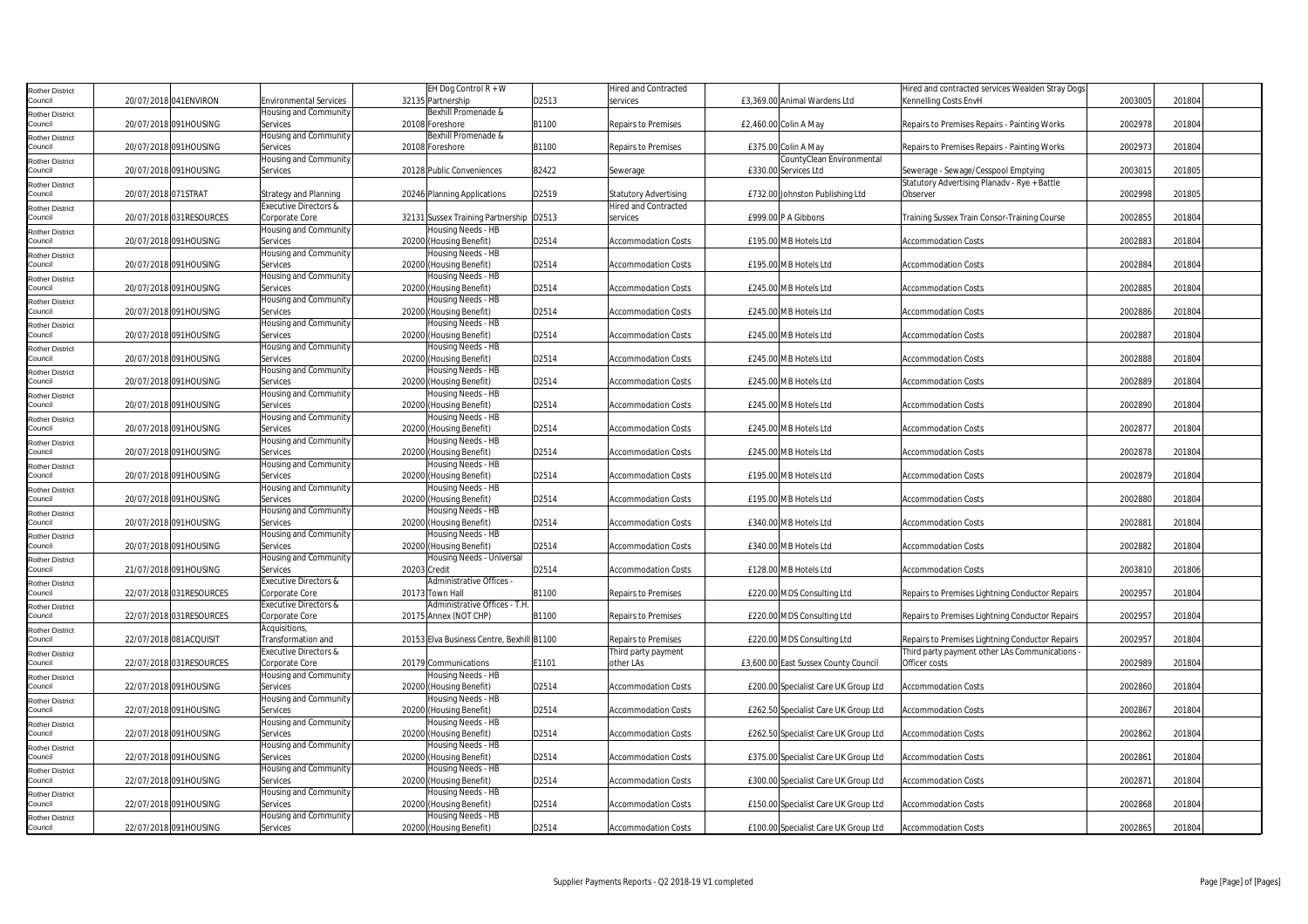| | | | | | | | | | | | | |
|---|---|---|---|---|---|---|---|---|---|---|---|---|
| Rother District Council | 20/07/2018 | 041ENVIRON | Environmental Services | 32135 | EH Dog Control R + W Partnership | D2513 | Hired and Contracted services | £3,369.00 | Animal Wardens Ltd | Hired and contracted services Wealden Stray Dogs Kennelling Costs EnvH | 2003005 | 201804 |
| Rother District Council | 20/07/2018 | 091HOUSING | Housing and Community Services | 20108 | Bexhill Promenade & Foreshore | B1100 | Repairs to Premises | £2,460.00 | Colin A May | Repairs to Premises Repairs - Painting Works | 2002978 | 201804 |
| Rother District Council | 20/07/2018 | 091HOUSING | Housing and Community Services | 20108 | Bexhill Promenade & Foreshore | B1100 | Repairs to Premises | £375.00 | Colin A May | Repairs to Premises Repairs - Painting Works | 2002973 | 201804 |
| Rother District Council | 20/07/2018 | 091HOUSING | Housing and Community Services | 20128 | Public Conveniences | B2422 | Sewerage | £330.00 | CountyClean Environmental Services Ltd | Sewerage - Sewage/Cesspool Emptying | 2003015 | 201805 |
| Rother District Council | 20/07/2018 | 071STRAT | Strategy and Planning | 20246 | Planning Applications | D2519 | Statutory Advertising | £732.00 | Johnston Publishing Ltd | Statutory Advertising Planadv - Rye + Battle Observer | 2002998 | 201805 |
| Rother District Council | 20/07/2018 | 031RESOURCES | Executive Directors & Corporate Core | 32131 | Sussex Training Partnership | D2513 | Hired and Contracted services | £999.00 | P A Gibbons | Training Sussex Train Consor-Training Course | 2002855 | 201804 |
| Rother District Council | 20/07/2018 | 091HOUSING | Housing and Community Services | 20200 | Housing Needs - HB (Housing Benefit) | D2514 | Accommodation Costs | £195.00 | MB Hotels Ltd | Accommodation Costs | 2002883 | 201804 |
| Rother District Council | 20/07/2018 | 091HOUSING | Housing and Community Services | 20200 | Housing Needs - HB (Housing Benefit) | D2514 | Accommodation Costs | £195.00 | MB Hotels Ltd | Accommodation Costs | 2002884 | 201804 |
| Rother District Council | 20/07/2018 | 091HOUSING | Housing and Community Services | 20200 | Housing Needs - HB (Housing Benefit) | D2514 | Accommodation Costs | £245.00 | MB Hotels Ltd | Accommodation Costs | 2002885 | 201804 |
| Rother District Council | 20/07/2018 | 091HOUSING | Housing and Community Services | 20200 | Housing Needs - HB (Housing Benefit) | D2514 | Accommodation Costs | £245.00 | MB Hotels Ltd | Accommodation Costs | 2002886 | 201804 |
| Rother District Council | 20/07/2018 | 091HOUSING | Housing and Community Services | 20200 | Housing Needs - HB (Housing Benefit) | D2514 | Accommodation Costs | £245.00 | MB Hotels Ltd | Accommodation Costs | 2002887 | 201804 |
| Rother District Council | 20/07/2018 | 091HOUSING | Housing and Community Services | 20200 | Housing Needs - HB (Housing Benefit) | D2514 | Accommodation Costs | £245.00 | MB Hotels Ltd | Accommodation Costs | 2002888 | 201804 |
| Rother District Council | 20/07/2018 | 091HOUSING | Housing and Community Services | 20200 | Housing Needs - HB (Housing Benefit) | D2514 | Accommodation Costs | £245.00 | MB Hotels Ltd | Accommodation Costs | 2002889 | 201804 |
| Rother District Council | 20/07/2018 | 091HOUSING | Housing and Community Services | 20200 | Housing Needs - HB (Housing Benefit) | D2514 | Accommodation Costs | £245.00 | MB Hotels Ltd | Accommodation Costs | 2002890 | 201804 |
| Rother District Council | 20/07/2018 | 091HOUSING | Housing and Community Services | 20200 | Housing Needs - HB (Housing Benefit) | D2514 | Accommodation Costs | £245.00 | MB Hotels Ltd | Accommodation Costs | 2002877 | 201804 |
| Rother District Council | 20/07/2018 | 091HOUSING | Housing and Community Services | 20200 | Housing Needs - HB (Housing Benefit) | D2514 | Accommodation Costs | £245.00 | MB Hotels Ltd | Accommodation Costs | 2002878 | 201804 |
| Rother District Council | 20/07/2018 | 091HOUSING | Housing and Community Services | 20200 | Housing Needs - HB (Housing Benefit) | D2514 | Accommodation Costs | £195.00 | MB Hotels Ltd | Accommodation Costs | 2002879 | 201804 |
| Rother District Council | 20/07/2018 | 091HOUSING | Housing and Community Services | 20200 | Housing Needs - HB (Housing Benefit) | D2514 | Accommodation Costs | £195.00 | MB Hotels Ltd | Accommodation Costs | 2002880 | 201804 |
| Rother District Council | 20/07/2018 | 091HOUSING | Housing and Community Services | 20200 | Housing Needs - HB (Housing Benefit) | D2514 | Accommodation Costs | £340.00 | MB Hotels Ltd | Accommodation Costs | 2002881 | 201804 |
| Rother District Council | 20/07/2018 | 091HOUSING | Housing and Community Services | 20200 | Housing Needs - HB (Housing Benefit) | D2514 | Accommodation Costs | £340.00 | MB Hotels Ltd | Accommodation Costs | 2002882 | 201804 |
| Rother District Council | 21/07/2018 | 091HOUSING | Housing and Community Services | 20203 | Housing Needs - Universal Credit | D2514 | Accommodation Costs | £128.00 | MB Hotels Ltd | Accommodation Costs | 2003810 | 201806 |
| Rother District Council | 22/07/2018 | 031RESOURCES | Executive Directors & Corporate Core | 20173 | Administrative Offices - Town Hall | B1100 | Repairs to Premises | £220.00 | MDS Consulting Ltd | Repairs to Premises Lightning Conductor Repairs | 2002957 | 201804 |
| Rother District Council | 22/07/2018 | 031RESOURCES | Executive Directors & Corporate Core | 20175 | Administrative Offices - T.H. Annex (NOT CHP) | B1100 | Repairs to Premises | £220.00 | MDS Consulting Ltd | Repairs to Premises Lightning Conductor Repairs | 2002957 | 201804 |
| Rother District Council | 22/07/2018 | 081ACQUISIT | Acquisitions, Transformation and | 20153 | Elva Business Centre, Bexhill | B1100 | Repairs to Premises | £220.00 | MDS Consulting Ltd | Repairs to Premises Lightning Conductor Repairs | 2002957 | 201804 |
| Rother District Council | 22/07/2018 | 031RESOURCES | Executive Directors & Corporate Core | 20179 | Communications | E1101 | Third party payment other LAs | £3,600.00 | East Sussex County Council | Third party payment other LAs Communications - Officer costs | 2002989 | 201804 |
| Rother District Council | 22/07/2018 | 091HOUSING | Housing and Community Services | 20200 | Housing Needs - HB (Housing Benefit) | D2514 | Accommodation Costs | £200.00 | Specialist Care UK Group Ltd | Accommodation Costs | 2002860 | 201804 |
| Rother District Council | 22/07/2018 | 091HOUSING | Housing and Community Services | 20200 | Housing Needs - HB (Housing Benefit) | D2514 | Accommodation Costs | £262.50 | Specialist Care UK Group Ltd | Accommodation Costs | 2002867 | 201804 |
| Rother District Council | 22/07/2018 | 091HOUSING | Housing and Community Services | 20200 | Housing Needs - HB (Housing Benefit) | D2514 | Accommodation Costs | £262.50 | Specialist Care UK Group Ltd | Accommodation Costs | 2002862 | 201804 |
| Rother District Council | 22/07/2018 | 091HOUSING | Housing and Community Services | 20200 | Housing Needs - HB (Housing Benefit) | D2514 | Accommodation Costs | £375.00 | Specialist Care UK Group Ltd | Accommodation Costs | 2002861 | 201804 |
| Rother District Council | 22/07/2018 | 091HOUSING | Housing and Community Services | 20200 | Housing Needs - HB (Housing Benefit) | D2514 | Accommodation Costs | £300.00 | Specialist Care UK Group Ltd | Accommodation Costs | 2002871 | 201804 |
| Rother District Council | 22/07/2018 | 091HOUSING | Housing and Community Services | 20200 | Housing Needs - HB (Housing Benefit) | D2514 | Accommodation Costs | £150.00 | Specialist Care UK Group Ltd | Accommodation Costs | 2002868 | 201804 |
| Rother District Council | 22/07/2018 | 091HOUSING | Housing and Community Services | 20200 | Housing Needs - HB (Housing Benefit) | D2514 | Accommodation Costs | £100.00 | Specialist Care UK Group Ltd | Accommodation Costs | 2002865 | 201804 |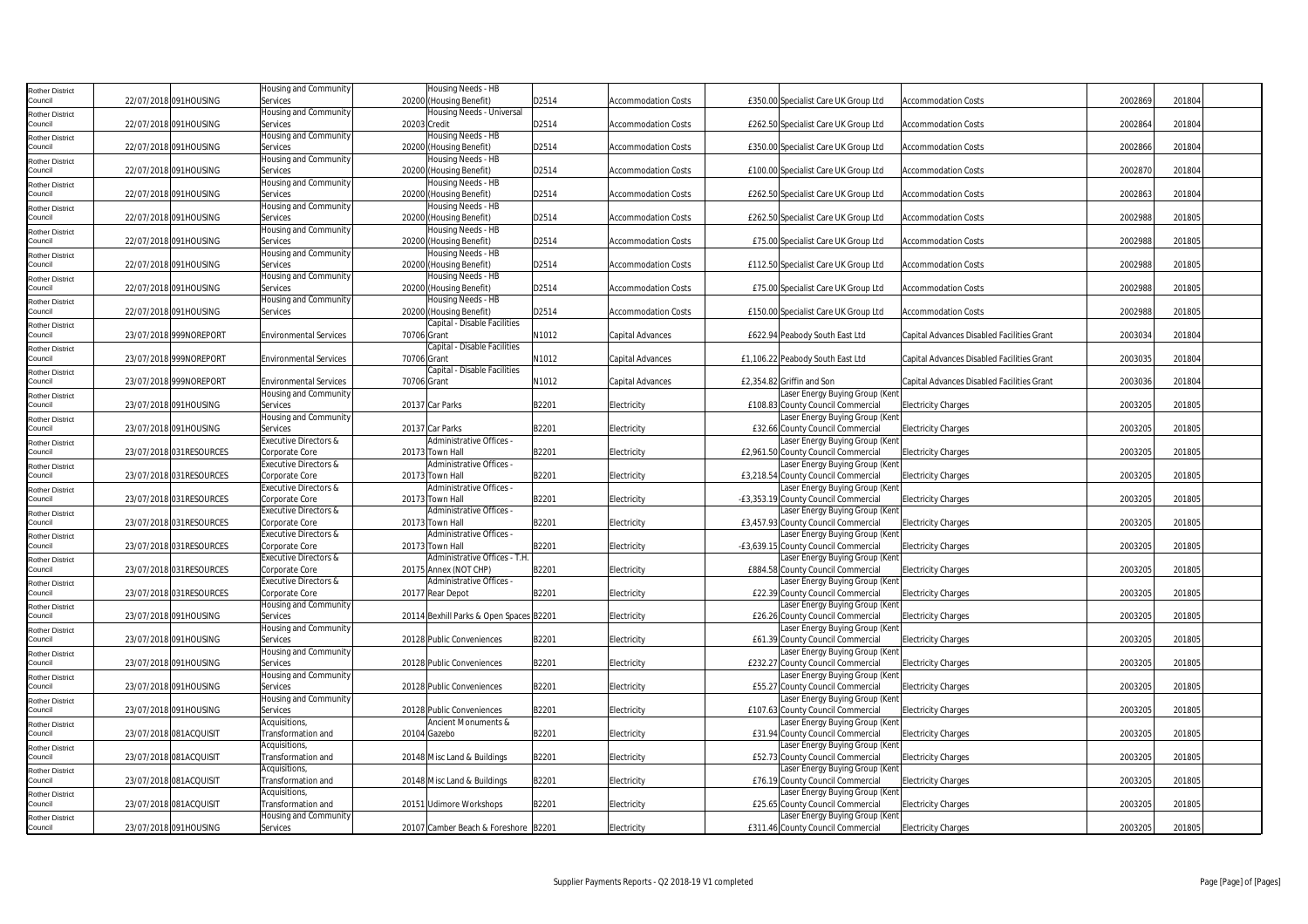| Rother District Council | 22/07/2018 | 091HOUSING | Housing and Community Services | 20200 | Housing Needs - HB (Housing Benefit) | D2514 | Accommodation Costs | £350.00 | Specialist Care UK Group Ltd | Accommodation Costs | 2002869 | 201804 |
|---|---|---|---|---|---|---|---|---|---|---|---|---|
| Rother District Council | 22/07/2018 | 091HOUSING | Housing and Community Services | 20203 | Housing Needs - Universal Credit | D2514 | Accommodation Costs | £262.50 | Specialist Care UK Group Ltd | Accommodation Costs | 2002864 | 201804 |
| Rother District Council | 22/07/2018 | 091HOUSING | Housing and Community Services | 20200 | Housing Needs - HB (Housing Benefit) | D2514 | Accommodation Costs | £350.00 | Specialist Care UK Group Ltd | Accommodation Costs | 2002866 | 201804 |
| Rother District Council | 22/07/2018 | 091HOUSING | Housing and Community Services | 20200 | Housing Needs - HB (Housing Benefit) | D2514 | Accommodation Costs | £100.00 | Specialist Care UK Group Ltd | Accommodation Costs | 2002870 | 201804 |
| Rother District Council | 22/07/2018 | 091HOUSING | Housing and Community Services | 20200 | Housing Needs - HB (Housing Benefit) | D2514 | Accommodation Costs | £262.50 | Specialist Care UK Group Ltd | Accommodation Costs | 2002863 | 201804 |
| Rother District Council | 22/07/2018 | 091HOUSING | Housing and Community Services | 20200 | Housing Needs - HB (Housing Benefit) | D2514 | Accommodation Costs | £262.50 | Specialist Care UK Group Ltd | Accommodation Costs | 2002988 | 201805 |
| Rother District Council | 22/07/2018 | 091HOUSING | Housing and Community Services | 20200 | Housing Needs - HB (Housing Benefit) | D2514 | Accommodation Costs | £75.00 | Specialist Care UK Group Ltd | Accommodation Costs | 2002988 | 201805 |
| Rother District Council | 22/07/2018 | 091HOUSING | Housing and Community Services | 20200 | Housing Needs - HB (Housing Benefit) | D2514 | Accommodation Costs | £112.50 | Specialist Care UK Group Ltd | Accommodation Costs | 2002988 | 201805 |
| Rother District Council | 22/07/2018 | 091HOUSING | Housing and Community Services | 20200 | Housing Needs - HB (Housing Benefit) | D2514 | Accommodation Costs | £75.00 | Specialist Care UK Group Ltd | Accommodation Costs | 2002988 | 201805 |
| Rother District Council | 22/07/2018 | 091HOUSING | Housing and Community Services | 20200 | Housing Needs - HB (Housing Benefit) | D2514 | Accommodation Costs | £150.00 | Specialist Care UK Group Ltd | Accommodation Costs | 2002988 | 201805 |
| Rother District Council | 23/07/2018 | 999NOREPORT | Environmental Services | 70706 | Capital - Disable Facilities Grant | N1012 | Capital Advances | £622.94 | Peabody South East Ltd | Capital Advances Disabled Facilities Grant | 2003034 | 201804 |
| Rother District Council | 23/07/2018 | 999NOREPORT | Environmental Services | 70706 | Capital - Disable Facilities Grant | N1012 | Capital Advances | £1,106.22 | Peabody South East Ltd | Capital Advances Disabled Facilities Grant | 2003035 | 201804 |
| Rother District Council | 23/07/2018 | 999NOREPORT | Environmental Services | 70706 | Capital - Disable Facilities Grant | N1012 | Capital Advances | £2,354.82 | Griffin and Son | Capital Advances Disabled Facilities Grant | 2003036 | 201804 |
| Rother District Council | 23/07/2018 | 091HOUSING | Housing and Community Services | 20137 | Car Parks | B2201 | Electricity | £108.83 | Laser Energy Buying Group (Kent County Council Commercial | Electricity Charges | 2003205 | 201805 |
| Rother District Council | 23/07/2018 | 091HOUSING | Housing and Community Services | 20137 | Car Parks | B2201 | Electricity | £32.66 | Laser Energy Buying Group (Kent County Council Commercial | Electricity Charges | 2003205 | 201805 |
| Rother District Council | 23/07/2018 | 031RESOURCES | Executive Directors & Corporate Core | 20173 | Administrative Offices - Town Hall | B2201 | Electricity | £2,961.50 | Laser Energy Buying Group (Kent County Council Commercial | Electricity Charges | 2003205 | 201805 |
| Rother District Council | 23/07/2018 | 031RESOURCES | Executive Directors & Corporate Core | 20173 | Administrative Offices - Town Hall | B2201 | Electricity | £3,218.54 | Laser Energy Buying Group (Kent County Council Commercial | Electricity Charges | 2003205 | 201805 |
| Rother District Council | 23/07/2018 | 031RESOURCES | Executive Directors & Corporate Core | 20173 | Administrative Offices - Town Hall | B2201 | Electricity | -£3,353.19 | Laser Energy Buying Group (Kent County Council Commercial | Electricity Charges | 2003205 | 201805 |
| Rother District Council | 23/07/2018 | 031RESOURCES | Executive Directors & Corporate Core | 20173 | Administrative Offices - Town Hall | B2201 | Electricity | £3,457.93 | Laser Energy Buying Group (Kent County Council Commercial | Electricity Charges | 2003205 | 201805 |
| Rother District Council | 23/07/2018 | 031RESOURCES | Executive Directors & Corporate Core | 20173 | Administrative Offices - Town Hall | B2201 | Electricity | -£3,639.15 | Laser Energy Buying Group (Kent County Council Commercial | Electricity Charges | 2003205 | 201805 |
| Rother District Council | 23/07/2018 | 031RESOURCES | Executive Directors & Corporate Core | 20175 | Administrative Offices - T.H. Annex (NOT CHP) | B2201 | Electricity | £884.58 | Laser Energy Buying Group (Kent County Council Commercial | Electricity Charges | 2003205 | 201805 |
| Rother District Council | 23/07/2018 | 031RESOURCES | Executive Directors & Corporate Core | 20177 | Administrative Offices - Rear Depot | B2201 | Electricity | £22.39 | Laser Energy Buying Group (Kent County Council Commercial | Electricity Charges | 2003205 | 201805 |
| Rother District Council | 23/07/2018 | 091HOUSING | Housing and Community Services | 20114 | Bexhill Parks & Open Spaces | B2201 | Electricity | £26.26 | Laser Energy Buying Group (Kent County Council Commercial | Electricity Charges | 2003205 | 201805 |
| Rother District Council | 23/07/2018 | 091HOUSING | Housing and Community Services | 20128 | Public Conveniences | B2201 | Electricity | £61.39 | Laser Energy Buying Group (Kent County Council Commercial | Electricity Charges | 2003205 | 201805 |
| Rother District Council | 23/07/2018 | 091HOUSING | Housing and Community Services | 20128 | Public Conveniences | B2201 | Electricity | £232.27 | Laser Energy Buying Group (Kent County Council Commercial | Electricity Charges | 2003205 | 201805 |
| Rother District Council | 23/07/2018 | 091HOUSING | Housing and Community Services | 20128 | Public Conveniences | B2201 | Electricity | £55.27 | Laser Energy Buying Group (Kent County Council Commercial | Electricity Charges | 2003205 | 201805 |
| Rother District Council | 23/07/2018 | 091HOUSING | Housing and Community Services | 20128 | Public Conveniences | B2201 | Electricity | £107.63 | Laser Energy Buying Group (Kent County Council Commercial | Electricity Charges | 2003205 | 201805 |
| Rother District Council | 23/07/2018 | 081ACQUISIT | Acquisitions, Transformation and | 20104 | Ancient Monuments & Gazebo | B2201 | Electricity | £31.94 | Laser Energy Buying Group (Kent County Council Commercial | Electricity Charges | 2003205 | 201805 |
| Rother District Council | 23/07/2018 | 081ACQUISIT | Acquisitions, Transformation and | 20148 | Misc Land & Buildings | B2201 | Electricity | £52.73 | Laser Energy Buying Group (Kent County Council Commercial | Electricity Charges | 2003205 | 201805 |
| Rother District Council | 23/07/2018 | 081ACQUISIT | Acquisitions, Transformation and | 20148 | Misc Land & Buildings | B2201 | Electricity | £76.19 | Laser Energy Buying Group (Kent County Council Commercial | Electricity Charges | 2003205 | 201805 |
| Rother District Council | 23/07/2018 | 081ACQUISIT | Acquisitions, Transformation and | 20151 | Udimore Workshops | B2201 | Electricity | £25.65 | Laser Energy Buying Group (Kent County Council Commercial | Electricity Charges | 2003205 | 201805 |
| Rother District Council | 23/07/2018 | 091HOUSING | Housing and Community Services | 20107 | Camber Beach & Foreshore | B2201 | Electricity | £311.46 | Laser Energy Buying Group (Kent County Council Commercial | Electricity Charges | 2003205 | 201805 |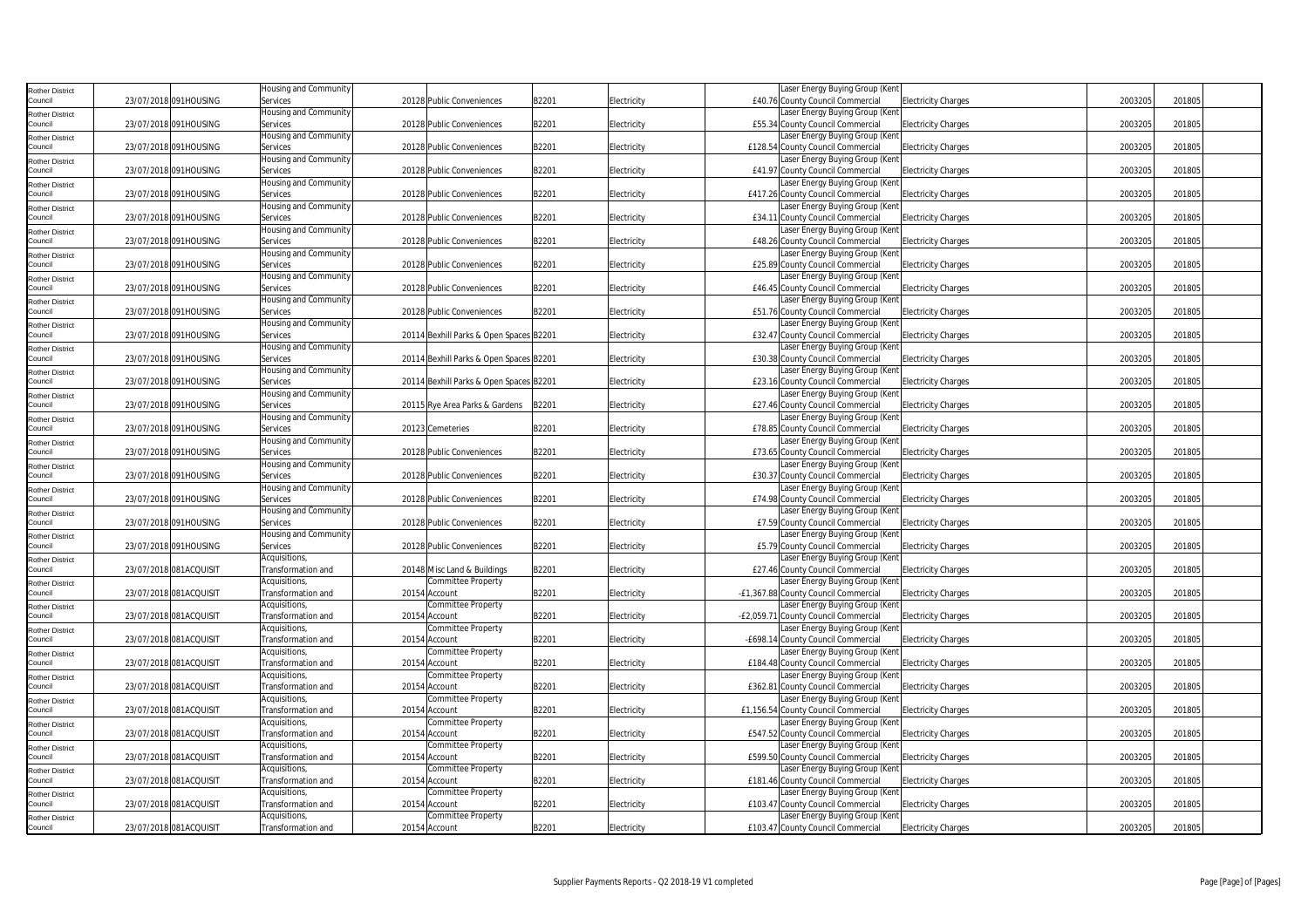| | | | | | | | | | | | | |
|---|---|---|---|---|---|---|---|---|---|---|---|---|
| Rother District Council | 23/07/2018 | 091HOUSING | Housing and Community Services | 20128 | Public Conveniences | B2201 | Electricity | £40.76 | Laser Energy Buying Group (Kent County Council Commercial | Electricity Charges | 2003205 | 201805 |
| Rother District Council | 23/07/2018 | 091HOUSING | Housing and Community Services | 20128 | Public Conveniences | B2201 | Electricity | £55.34 | Laser Energy Buying Group (Kent County Council Commercial | Electricity Charges | 2003205 | 201805 |
| Rother District Council | 23/07/2018 | 091HOUSING | Housing and Community Services | 20128 | Public Conveniences | B2201 | Electricity | £128.54 | Laser Energy Buying Group (Kent County Council Commercial | Electricity Charges | 2003205 | 201805 |
| Rother District Council | 23/07/2018 | 091HOUSING | Housing and Community Services | 20128 | Public Conveniences | B2201 | Electricity | £41.97 | Laser Energy Buying Group (Kent County Council Commercial | Electricity Charges | 2003205 | 201805 |
| Rother District Council | 23/07/2018 | 091HOUSING | Housing and Community Services | 20128 | Public Conveniences | B2201 | Electricity | £417.26 | Laser Energy Buying Group (Kent County Council Commercial | Electricity Charges | 2003205 | 201805 |
| Rother District Council | 23/07/2018 | 091HOUSING | Housing and Community Services | 20128 | Public Conveniences | B2201 | Electricity | £34.11 | Laser Energy Buying Group (Kent County Council Commercial | Electricity Charges | 2003205 | 201805 |
| Rother District Council | 23/07/2018 | 091HOUSING | Housing and Community Services | 20128 | Public Conveniences | B2201 | Electricity | £48.26 | Laser Energy Buying Group (Kent County Council Commercial | Electricity Charges | 2003205 | 201805 |
| Rother District Council | 23/07/2018 | 091HOUSING | Housing and Community Services | 20128 | Public Conveniences | B2201 | Electricity | £25.89 | Laser Energy Buying Group (Kent County Council Commercial | Electricity Charges | 2003205 | 201805 |
| Rother District Council | 23/07/2018 | 091HOUSING | Housing and Community Services | 20128 | Public Conveniences | B2201 | Electricity | £46.45 | Laser Energy Buying Group (Kent County Council Commercial | Electricity Charges | 2003205 | 201805 |
| Rother District Council | 23/07/2018 | 091HOUSING | Housing and Community Services | 20128 | Public Conveniences | B2201 | Electricity | £51.76 | Laser Energy Buying Group (Kent County Council Commercial | Electricity Charges | 2003205 | 201805 |
| Rother District Council | 23/07/2018 | 091HOUSING | Housing and Community Services | 20114 | Bexhill Parks & Open Spaces | B2201 | Electricity | £32.47 | Laser Energy Buying Group (Kent County Council Commercial | Electricity Charges | 2003205 | 201805 |
| Rother District Council | 23/07/2018 | 091HOUSING | Housing and Community Services | 20114 | Bexhill Parks & Open Spaces | B2201 | Electricity | £30.38 | Laser Energy Buying Group (Kent County Council Commercial | Electricity Charges | 2003205 | 201805 |
| Rother District Council | 23/07/2018 | 091HOUSING | Housing and Community Services | 20114 | Bexhill Parks & Open Spaces | B2201 | Electricity | £23.16 | Laser Energy Buying Group (Kent County Council Commercial | Electricity Charges | 2003205 | 201805 |
| Rother District Council | 23/07/2018 | 091HOUSING | Housing and Community Services | 20115 | Rye Area Parks & Gardens | B2201 | Electricity | £27.46 | Laser Energy Buying Group (Kent County Council Commercial | Electricity Charges | 2003205 | 201805 |
| Rother District Council | 23/07/2018 | 091HOUSING | Housing and Community Services | 20123 | Cemeteries | B2201 | Electricity | £78.85 | Laser Energy Buying Group (Kent County Council Commercial | Electricity Charges | 2003205 | 201805 |
| Rother District Council | 23/07/2018 | 091HOUSING | Housing and Community Services | 20128 | Public Conveniences | B2201 | Electricity | £73.65 | Laser Energy Buying Group (Kent County Council Commercial | Electricity Charges | 2003205 | 201805 |
| Rother District Council | 23/07/2018 | 091HOUSING | Housing and Community Services | 20128 | Public Conveniences | B2201 | Electricity | £30.37 | Laser Energy Buying Group (Kent County Council Commercial | Electricity Charges | 2003205 | 201805 |
| Rother District Council | 23/07/2018 | 091HOUSING | Housing and Community Services | 20128 | Public Conveniences | B2201 | Electricity | £74.98 | Laser Energy Buying Group (Kent County Council Commercial | Electricity Charges | 2003205 | 201805 |
| Rother District Council | 23/07/2018 | 091HOUSING | Housing and Community Services | 20128 | Public Conveniences | B2201 | Electricity | £7.59 | Laser Energy Buying Group (Kent County Council Commercial | Electricity Charges | 2003205 | 201805 |
| Rother District Council | 23/07/2018 | 091HOUSING | Housing and Community Services | 20128 | Public Conveniences | B2201 | Electricity | £5.79 | Laser Energy Buying Group (Kent County Council Commercial | Electricity Charges | 2003205 | 201805 |
| Rother District Council | 23/07/2018 | 081ACQUISIT | Acquisitions, Transformation and | 20148 | Misc Land & Buildings | B2201 | Electricity | £27.46 | Laser Energy Buying Group (Kent County Council Commercial | Electricity Charges | 2003205 | 201805 |
| Rother District Council | 23/07/2018 | 081ACQUISIT | Acquisitions, Transformation and | 20154 | Committee Property Account | B2201 | Electricity | -£1,367.88 | Laser Energy Buying Group (Kent County Council Commercial | Electricity Charges | 2003205 | 201805 |
| Rother District Council | 23/07/2018 | 081ACQUISIT | Acquisitions, Transformation and | 20154 | Committee Property Account | B2201 | Electricity | -£2,059.71 | Laser Energy Buying Group (Kent County Council Commercial | Electricity Charges | 2003205 | 201805 |
| Rother District Council | 23/07/2018 | 081ACQUISIT | Acquisitions, Transformation and | 20154 | Committee Property Account | B2201 | Electricity | -£698.14 | Laser Energy Buying Group (Kent County Council Commercial | Electricity Charges | 2003205 | 201805 |
| Rother District Council | 23/07/2018 | 081ACQUISIT | Acquisitions, Transformation and | 20154 | Committee Property Account | B2201 | Electricity | £184.48 | Laser Energy Buying Group (Kent County Council Commercial | Electricity Charges | 2003205 | 201805 |
| Rother District Council | 23/07/2018 | 081ACQUISIT | Acquisitions, Transformation and | 20154 | Committee Property Account | B2201 | Electricity | £362.81 | Laser Energy Buying Group (Kent County Council Commercial | Electricity Charges | 2003205 | 201805 |
| Rother District Council | 23/07/2018 | 081ACQUISIT | Acquisitions, Transformation and | 20154 | Committee Property Account | B2201 | Electricity | £1,156.54 | Laser Energy Buying Group (Kent County Council Commercial | Electricity Charges | 2003205 | 201805 |
| Rother District Council | 23/07/2018 | 081ACQUISIT | Acquisitions, Transformation and | 20154 | Committee Property Account | B2201 | Electricity | £547.52 | Laser Energy Buying Group (Kent County Council Commercial | Electricity Charges | 2003205 | 201805 |
| Rother District Council | 23/07/2018 | 081ACQUISIT | Acquisitions, Transformation and | 20154 | Committee Property Account | B2201 | Electricity | £599.50 | Laser Energy Buying Group (Kent County Council Commercial | Electricity Charges | 2003205 | 201805 |
| Rother District Council | 23/07/2018 | 081ACQUISIT | Acquisitions, Transformation and | 20154 | Committee Property Account | B2201 | Electricity | £181.46 | Laser Energy Buying Group (Kent County Council Commercial | Electricity Charges | 2003205 | 201805 |
| Rother District Council | 23/07/2018 | 081ACQUISIT | Acquisitions, Transformation and | 20154 | Committee Property Account | B2201 | Electricity | £103.47 | Laser Energy Buying Group (Kent County Council Commercial | Electricity Charges | 2003205 | 201805 |
| Rother District Council | 23/07/2018 | 081ACQUISIT | Acquisitions, Transformation and | 20154 | Committee Property Account | B2201 | Electricity | £103.47 | Laser Energy Buying Group (Kent County Council Commercial | Electricity Charges | 2003205 | 201805 |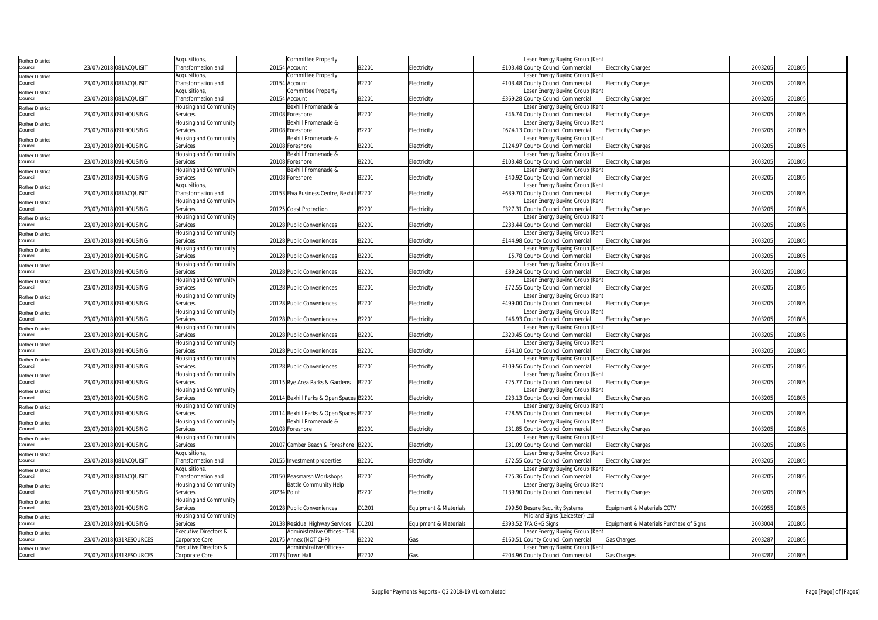| Rother District Council | 23/07/2018 | 081ACQUISIT | Acquisitions, Transformation and | 20154 | Committee Property Account | B2201 | Electricity | £103.48 | Laser Energy Buying Group (Kent County Council Commercial | Electricity Charges | 2003205 | 201805 | |
|---|---|---|---|---|---|---|---|---|---|---|---|---|---|
| Rother District Council | 23/07/2018 | 081ACQUISIT | Acquisitions, Transformation and | 20154 | Committee Property Account | B2201 | Electricity | £103.48 | Laser Energy Buying Group (Kent County Council Commercial | Electricity Charges | 2003205 | 201805 | |
| Rother District Council | 23/07/2018 | 081ACQUISIT | Acquisitions, Transformation and | 20154 | Committee Property Account | B2201 | Electricity | £369.28 | Laser Energy Buying Group (Kent County Council Commercial | Electricity Charges | 2003205 | 201805 | |
| Rother District Council | 23/07/2018 | 091HOUSING | Housing and Community Services | 20108 | Bexhill Promenade & Foreshore | B2201 | Electricity | £46.74 | Laser Energy Buying Group (Kent County Council Commercial | Electricity Charges | 2003205 | 201805 | |
| Rother District Council | 23/07/2018 | 091HOUSING | Housing and Community Services | 20108 | Bexhill Promenade & Foreshore | B2201 | Electricity | £674.13 | Laser Energy Buying Group (Kent County Council Commercial | Electricity Charges | 2003205 | 201805 | |
| Rother District Council | 23/07/2018 | 091HOUSING | Housing and Community Services | 20108 | Bexhill Promenade & Foreshore | B2201 | Electricity | £124.97 | Laser Energy Buying Group (Kent County Council Commercial | Electricity Charges | 2003205 | 201805 | |
| Rother District Council | 23/07/2018 | 091HOUSING | Housing and Community Services | 20108 | Bexhill Promenade & Foreshore | B2201 | Electricity | £103.48 | Laser Energy Buying Group (Kent County Council Commercial | Electricity Charges | 2003205 | 201805 | |
| Rother District Council | 23/07/2018 | 091HOUSING | Housing and Community Services | 20108 | Bexhill Promenade & Foreshore | B2201 | Electricity | £40.92 | Laser Energy Buying Group (Kent County Council Commercial | Electricity Charges | 2003205 | 201805 | |
| Rother District Council | 23/07/2018 | 081ACQUISIT | Acquisitions, Transformation and | 20153 | Elva Business Centre, Bexhill | B2201 | Electricity | £639.70 | Laser Energy Buying Group (Kent County Council Commercial | Electricity Charges | 2003205 | 201805 | |
| Rother District Council | 23/07/2018 | 091HOUSING | Housing and Community Services | 20125 | Coast Protection | B2201 | Electricity | £327.31 | Laser Energy Buying Group (Kent County Council Commercial | Electricity Charges | 2003205 | 201805 | |
| Rother District Council | 23/07/2018 | 091HOUSING | Housing and Community Services | 20128 | Public Conveniences | B2201 | Electricity | £233.44 | Laser Energy Buying Group (Kent County Council Commercial | Electricity Charges | 2003205 | 201805 | |
| Rother District Council | 23/07/2018 | 091HOUSING | Housing and Community Services | 20128 | Public Conveniences | B2201 | Electricity | £144.98 | Laser Energy Buying Group (Kent County Council Commercial | Electricity Charges | 2003205 | 201805 | |
| Rother District Council | 23/07/2018 | 091HOUSING | Housing and Community Services | 20128 | Public Conveniences | B2201 | Electricity | £5.78 | Laser Energy Buying Group (Kent County Council Commercial | Electricity Charges | 2003205 | 201805 | |
| Rother District Council | 23/07/2018 | 091HOUSING | Housing and Community Services | 20128 | Public Conveniences | B2201 | Electricity | £89.24 | Laser Energy Buying Group (Kent County Council Commercial | Electricity Charges | 2003205 | 201805 | |
| Rother District Council | 23/07/2018 | 091HOUSING | Housing and Community Services | 20128 | Public Conveniences | B2201 | Electricity | £72.55 | Laser Energy Buying Group (Kent County Council Commercial | Electricity Charges | 2003205 | 201805 | |
| Rother District Council | 23/07/2018 | 091HOUSING | Housing and Community Services | 20128 | Public Conveniences | B2201 | Electricity | £499.00 | Laser Energy Buying Group (Kent County Council Commercial | Electricity Charges | 2003205 | 201805 | |
| Rother District Council | 23/07/2018 | 091HOUSING | Housing and Community Services | 20128 | Public Conveniences | B2201 | Electricity | £46.93 | Laser Energy Buying Group (Kent County Council Commercial | Electricity Charges | 2003205 | 201805 | |
| Rother District Council | 23/07/2018 | 091HOUSING | Housing and Community Services | 20128 | Public Conveniences | B2201 | Electricity | £320.45 | Laser Energy Buying Group (Kent County Council Commercial | Electricity Charges | 2003205 | 201805 | |
| Rother District Council | 23/07/2018 | 091HOUSING | Housing and Community Services | 20128 | Public Conveniences | B2201 | Electricity | £64.10 | Laser Energy Buying Group (Kent County Council Commercial | Electricity Charges | 2003205 | 201805 | |
| Rother District Council | 23/07/2018 | 091HOUSING | Housing and Community Services | 20128 | Public Conveniences | B2201 | Electricity | £109.56 | Laser Energy Buying Group (Kent County Council Commercial | Electricity Charges | 2003205 | 201805 | |
| Rother District Council | 23/07/2018 | 091HOUSING | Housing and Community Services | 20115 | Rye Area Parks & Gardens | B2201 | Electricity | £25.77 | Laser Energy Buying Group (Kent County Council Commercial | Electricity Charges | 2003205 | 201805 | |
| Rother District Council | 23/07/2018 | 091HOUSING | Housing and Community Services | 20114 | Bexhill Parks & Open Spaces | B2201 | Electricity | £23.13 | Laser Energy Buying Group (Kent County Council Commercial | Electricity Charges | 2003205 | 201805 | |
| Rother District Council | 23/07/2018 | 091HOUSING | Housing and Community Services | 20114 | Bexhill Parks & Open Spaces | B2201 | Electricity | £28.55 | Laser Energy Buying Group (Kent County Council Commercial | Electricity Charges | 2003205 | 201805 | |
| Rother District Council | 23/07/2018 | 091HOUSING | Housing and Community Services | 20108 | Bexhill Promenade & Foreshore | B2201 | Electricity | £31.85 | Laser Energy Buying Group (Kent County Council Commercial | Electricity Charges | 2003205 | 201805 | |
| Rother District Council | 23/07/2018 | 091HOUSING | Housing and Community Services | 20107 | Camber Beach & Foreshore | B2201 | Electricity | £31.09 | Laser Energy Buying Group (Kent County Council Commercial | Electricity Charges | 2003205 | 201805 | |
| Rother District Council | 23/07/2018 | 081ACQUISIT | Acquisitions, Transformation and | 20155 | Investment properties | B2201 | Electricity | £72.55 | Laser Energy Buying Group (Kent County Council Commercial | Electricity Charges | 2003205 | 201805 | |
| Rother District Council | 23/07/2018 | 081ACQUISIT | Acquisitions, Transformation and | 20150 | Peasmarsh Workshops | B2201 | Electricity | £25.36 | Laser Energy Buying Group (Kent County Council Commercial | Electricity Charges | 2003205 | 201805 | |
| Rother District Council | 23/07/2018 | 091HOUSING | Housing and Community Services | 20234 | Battle Community Help Point | B2201 | Electricity | £139.90 | Laser Energy Buying Group (Kent County Council Commercial | Electricity Charges | 2003205 | 201805 | |
| Rother District Council | 23/07/2018 | 091HOUSING | Housing and Community Services | 20128 | Public Conveniences | D1201 | Equipment & Materials | £99.50 | Besure Security Systems | Equipment & Materials CCTV | 2002955 | 201805 | |
| Rother District Council | 23/07/2018 | 091HOUSING | Housing and Community Services | 20138 | Residual Highway Services | D1201 | Equipment & Materials | £393.52 | Midland Signs (Leicester) Ltd T/A G+G Signs | Equipment & Materials Purchase of Signs | 2003004 | 201805 | |
| Rother District Council | 23/07/2018 | 031RESOURCES | Executive Directors & Corporate Core | 20175 | Administrative Offices - T.H. Annex (NOT CHP) | B2202 | Gas | £160.51 | Laser Energy Buying Group (Kent County Council Commercial | Gas Charges | 2003287 | 201805 | |
| Rother District Council | 23/07/2018 | 031RESOURCES | Executive Directors & Corporate Core | 20173 | Administrative Offices - Town Hall | B2202 | Gas | £204.96 | Laser Energy Buying Group (Kent County Council Commercial | Gas Charges | 2003287 | 201805 | |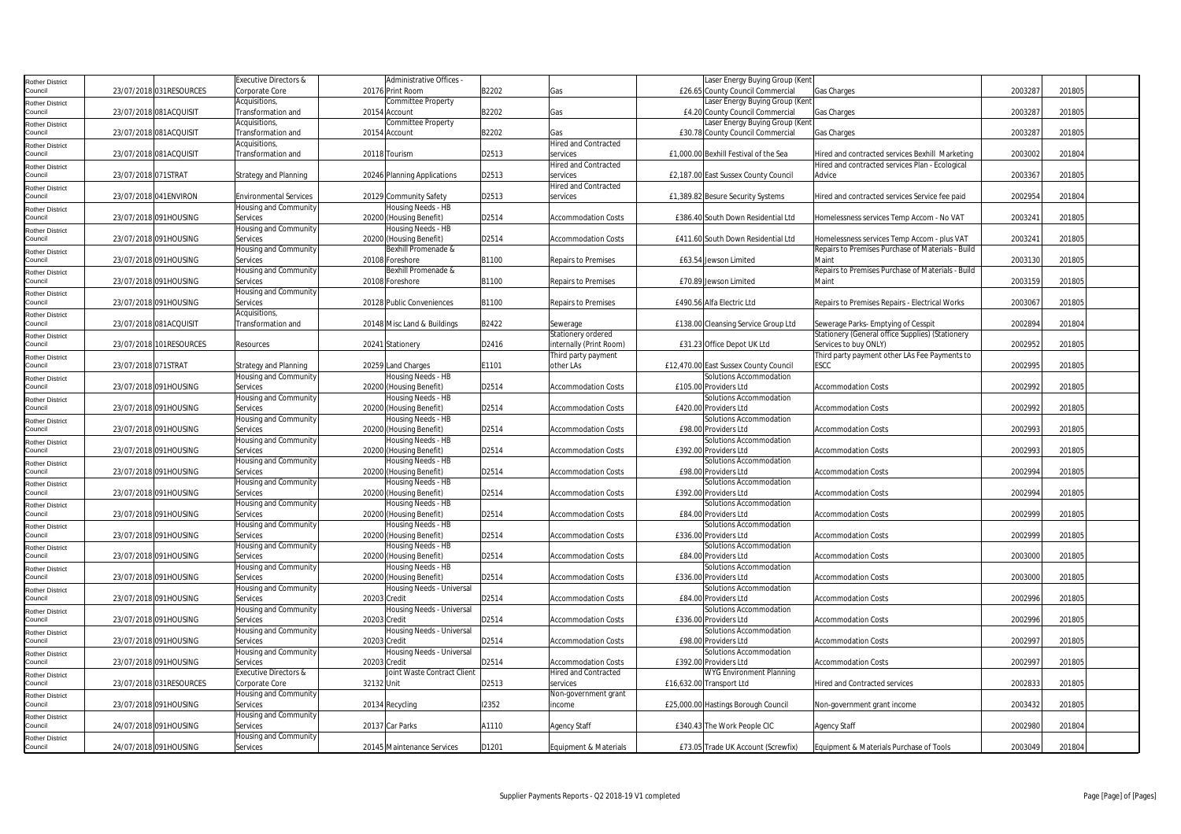| | | | | | | | | | | | | | |
|---|---|---|---|---|---|---|---|---|---|---|---|---|---|
| Rother District Council | 23/07/2018 | 031RESOURCES | Executive Directors & Corporate Core | 20176 | Administrative Offices - Print Room | B2202 | Gas | £26.65 | Laser Energy Buying Group (Kent County Council Commercial | Gas Charges | 2003287 | 201805 | |
| Rother District Council | 23/07/2018 | 081ACQUISIT | Acquisitions, Transformation and | 20154 | Committee Property Account | B2202 | Gas | £4.20 | Laser Energy Buying Group (Kent County Council Commercial | Gas Charges | 2003287 | 201805 | |
| Rother District Council | 23/07/2018 | 081ACQUISIT | Acquisitions, Transformation and | 20154 | Committee Property Account | B2202 | Gas | £30.78 | Laser Energy Buying Group (Kent County Council Commercial | Gas Charges | 2003287 | 201805 | |
| Rother District Council | 23/07/2018 | 081ACQUISIT | Acquisitions, Transformation and | 20118 | Tourism | D2513 | Hired and Contracted services | £1,000.00 | Bexhill Festival of the Sea | Hired and contracted services Bexhill Marketing | 2003002 | 201804 | |
| Rother District Council | 23/07/2018 | 071STRAT | Strategy and Planning | 20246 | Planning Applications | D2513 | Hired and Contracted services | £2,187.00 | East Sussex County Council | Hired and contracted services Plan - Ecological Advice | 2003367 | 201805 | |
| Rother District Council | 23/07/2018 | 041ENVIRON | Environmental Services | 20129 | Community Safety | D2513 | Hired and Contracted services | £1,389.82 | Besure Security Systems | Hired and contracted services Service fee paid | 2002954 | 201804 | |
| Rother District Council | 23/07/2018 | 091HOUSING | Housing and Community Services | 20200 | Housing Needs - HB (Housing Benefit) | D2514 | Accommodation Costs | £386.40 | South Down Residential Ltd | Homelessness services Temp Accom - No VAT | 2003241 | 201805 | |
| Rother District Council | 23/07/2018 | 091HOUSING | Housing and Community Services | 20200 | Housing Needs - HB (Housing Benefit) | D2514 | Accommodation Costs | £411.60 | South Down Residential Ltd | Homelessness services Temp Accom - plus VAT | 2003241 | 201805 | |
| Rother District Council | 23/07/2018 | 091HOUSING | Housing and Community Services | 20108 | Bexhill Promenade & Foreshore | B1100 | Repairs to Premises | £63.54 | Jewson Limited | Repairs to Premises Purchase of Materials - Build Maint | 2003130 | 201805 | |
| Rother District Council | 23/07/2018 | 091HOUSING | Housing and Community Services | 20108 | Bexhill Promenade & Foreshore | B1100 | Repairs to Premises | £70.89 | Jewson Limited | Repairs to Premises Purchase of Materials - Build Maint | 2003159 | 201805 | |
| Rother District Council | 23/07/2018 | 091HOUSING | Housing and Community Services | 20128 | Public Conveniences | B1100 | Repairs to Premises | £490.56 | Alfa Electric Ltd | Repairs to Premises Repairs - Electrical Works | 2003067 | 201805 | |
| Rother District Council | 23/07/2018 | 081ACQUISIT | Acquisitions, Transformation and | 20148 | Misc Land & Buildings | B2422 | Sewerage | £138.00 | Cleansing Service Group Ltd | Sewerage Parks- Emptying of Cesspit | 2002894 | 201804 | |
| Rother District Council | 23/07/2018 | 101RESOURCES | Resources | 20241 | Stationery | D2416 | Stationery ordered internally (Print Room) | £31.23 | Office Depot UK Ltd | Stationery (General office Supplies) (Stationery Services to buy ONLY) | 2002952 | 201805 | |
| Rother District Council | 23/07/2018 | 071STRAT | Strategy and Planning | 20259 | Land Charges | E1101 | Third party payment other LAs | £12,470.00 | East Sussex County Council | Third party payment other LAs Fee Payments to ESCC | 2002995 | 201805 | |
| Rother District Council | 23/07/2018 | 091HOUSING | Housing and Community Services | 20200 | Housing Needs - HB (Housing Benefit) | D2514 | Accommodation Costs | £105.00 | Solutions Accommodation Providers Ltd | Accommodation Costs | 2002992 | 201805 | |
| Rother District Council | 23/07/2018 | 091HOUSING | Housing and Community Services | 20200 | Housing Needs - HB (Housing Benefit) | D2514 | Accommodation Costs | £420.00 | Solutions Accommodation Providers Ltd | Accommodation Costs | 2002992 | 201805 | |
| Rother District Council | 23/07/2018 | 091HOUSING | Housing and Community Services | 20200 | Housing Needs - HB (Housing Benefit) | D2514 | Accommodation Costs | £98.00 | Solutions Accommodation Providers Ltd | Accommodation Costs | 2002993 | 201805 | |
| Rother District Council | 23/07/2018 | 091HOUSING | Housing and Community Services | 20200 | Housing Needs - HB (Housing Benefit) | D2514 | Accommodation Costs | £392.00 | Solutions Accommodation Providers Ltd | Accommodation Costs | 2002993 | 201805 | |
| Rother District Council | 23/07/2018 | 091HOUSING | Housing and Community Services | 20200 | Housing Needs - HB (Housing Benefit) | D2514 | Accommodation Costs | £98.00 | Solutions Accommodation Providers Ltd | Accommodation Costs | 2002994 | 201805 | |
| Rother District Council | 23/07/2018 | 091HOUSING | Housing and Community Services | 20200 | Housing Needs - HB (Housing Benefit) | D2514 | Accommodation Costs | £392.00 | Solutions Accommodation Providers Ltd | Accommodation Costs | 2002994 | 201805 | |
| Rother District Council | 23/07/2018 | 091HOUSING | Housing and Community Services | 20200 | Housing Needs - HB (Housing Benefit) | D2514 | Accommodation Costs | £84.00 | Solutions Accommodation Providers Ltd | Accommodation Costs | 2002999 | 201805 | |
| Rother District Council | 23/07/2018 | 091HOUSING | Housing and Community Services | 20200 | Housing Needs - HB (Housing Benefit) | D2514 | Accommodation Costs | £336.00 | Solutions Accommodation Providers Ltd | Accommodation Costs | 2002999 | 201805 | |
| Rother District Council | 23/07/2018 | 091HOUSING | Housing and Community Services | 20200 | Housing Needs - HB (Housing Benefit) | D2514 | Accommodation Costs | £84.00 | Solutions Accommodation Providers Ltd | Accommodation Costs | 2003000 | 201805 | |
| Rother District Council | 23/07/2018 | 091HOUSING | Housing and Community Services | 20200 | Housing Needs - HB (Housing Benefit) | D2514 | Accommodation Costs | £336.00 | Solutions Accommodation Providers Ltd | Accommodation Costs | 2003000 | 201805 | |
| Rother District Council | 23/07/2018 | 091HOUSING | Housing and Community Services | 20203 | Housing Needs - Universal Credit | D2514 | Accommodation Costs | £84.00 | Solutions Accommodation Providers Ltd | Accommodation Costs | 2002996 | 201805 | |
| Rother District Council | 23/07/2018 | 091HOUSING | Housing and Community Services | 20203 | Housing Needs - Universal Credit | D2514 | Accommodation Costs | £336.00 | Solutions Accommodation Providers Ltd | Accommodation Costs | 2002996 | 201805 | |
| Rother District Council | 23/07/2018 | 091HOUSING | Housing and Community Services | 20203 | Housing Needs - Universal Credit | D2514 | Accommodation Costs | £98.00 | Solutions Accommodation Providers Ltd | Accommodation Costs | 2002997 | 201805 | |
| Rother District Council | 23/07/2018 | 091HOUSING | Housing and Community Services | 20203 | Housing Needs - Universal Credit | D2514 | Accommodation Costs | £392.00 | Solutions Accommodation Providers Ltd | Accommodation Costs | 2002997 | 201805 | |
| Rother District Council | 23/07/2018 | 031RESOURCES | Executive Directors & Corporate Core | 32132 | Joint Waste Contract Client Unit | D2513 | Hired and Contracted services | £16,632.00 | WYG Environment Planning Transport Ltd | Hired and Contracted services | 2002833 | 201805 | |
| Rother District Council | 23/07/2018 | 091HOUSING | Housing and Community Services | 20134 | Recycling | I2352 | Non-government grant income | £25,000.00 | Hastings Borough Council | Non-government grant income | 2003432 | 201805 | |
| Rother District Council | 24/07/2018 | 091HOUSING | Housing and Community Services | 20137 | Car Parks | A1110 | Agency Staff | £340.43 | The Work People CIC | Agency Staff | 2002980 | 201804 | |
| Rother District Council | 24/07/2018 | 091HOUSING | Housing and Community Services | 20145 | Maintenance Services | D1201 | Equipment & Materials | £73.05 | Trade UK Account (Screwfix) | Equipment & Materials Purchase of Tools | 2003049 | 201804 | |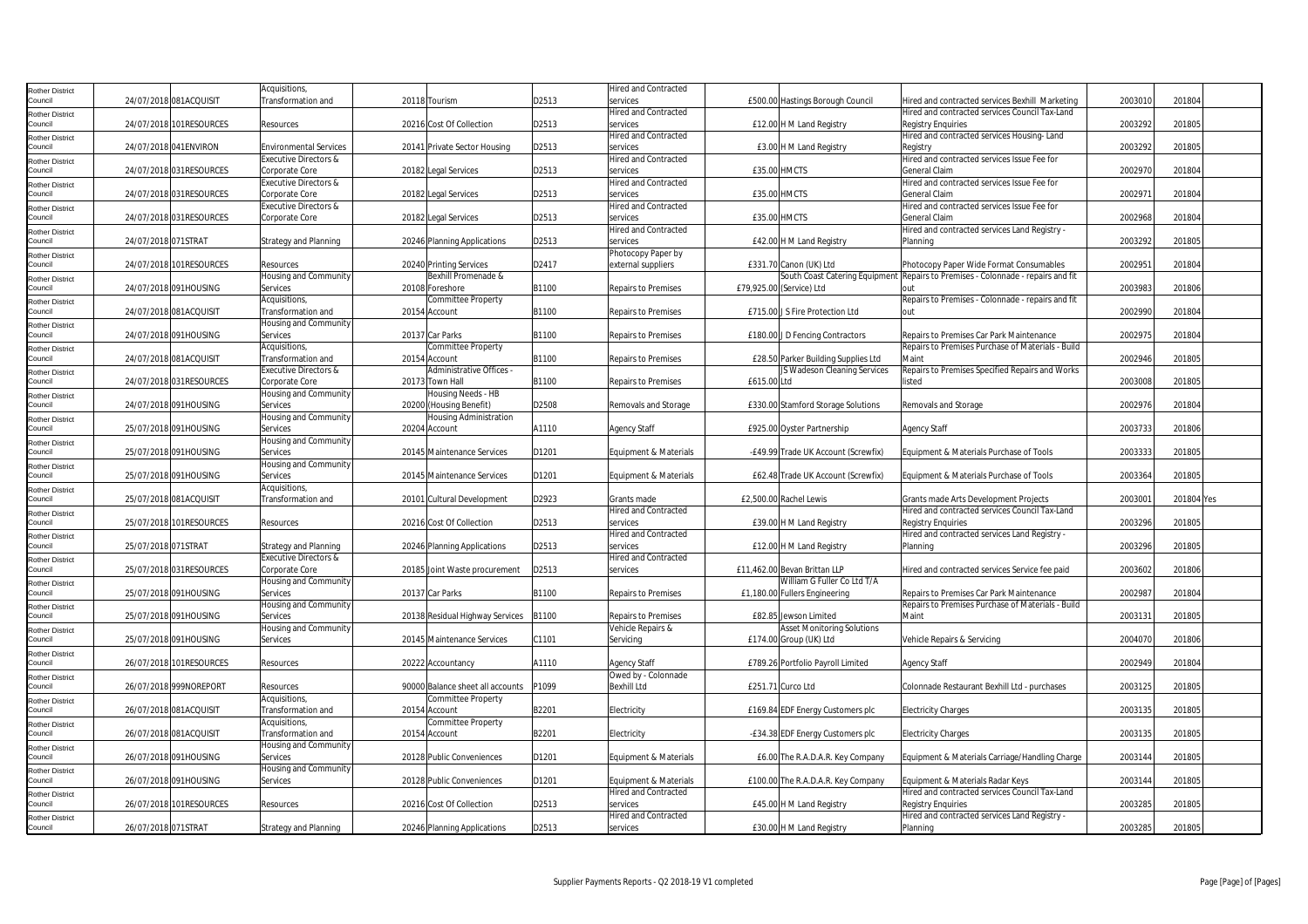| | | | | | | | | | | | | | |
|---|---|---|---|---|---|---|---|---|---|---|---|---|---|
| Rother District Council | 24/07/2018 | 081ACQUISIT | Acquisitions, Transformation and | 20118 | Tourism | D2513 | Hired and Contracted services | £500.00 | Hastings Borough Council | Hired and contracted services Bexhill Marketing | 2003010 | 201804 | |
| Rother District Council | 24/07/2018 | 101RESOURCES | Resources | 20216 | Cost Of Collection | D2513 | Hired and Contracted services | £12.00 | H M Land Registry | Hired and contracted services Council Tax-Land Registry Enquiries | 2003292 | 201805 | |
| Rother District Council | 24/07/2018 | 041ENVIRON | Environmental Services | 20141 | Private Sector Housing | D2513 | Hired and Contracted services | £3.00 | H M Land Registry | Hired and contracted services Housing- Land Registry | 2003292 | 201805 | |
| Rother District Council | 24/07/2018 | 031RESOURCES | Executive Directors & Corporate Core | 20182 | Legal Services | D2513 | Hired and Contracted services | £35.00 | HMCTS | Hired and contracted services Issue Fee for General Claim | 2002970 | 201804 | |
| Rother District Council | 24/07/2018 | 031RESOURCES | Executive Directors & Corporate Core | 20182 | Legal Services | D2513 | Hired and Contracted services | £35.00 | HMCTS | Hired and contracted services Issue Fee for General Claim | 2002971 | 201804 | |
| Rother District Council | 24/07/2018 | 031RESOURCES | Executive Directors & Corporate Core | 20182 | Legal Services | D2513 | Hired and Contracted services | £35.00 | HMCTS | Hired and contracted services Issue Fee for General Claim | 2002968 | 201804 | |
| Rother District Council | 24/07/2018 | 071STRAT | Strategy and Planning | 20246 | Planning Applications | D2513 | Hired and Contracted services | £42.00 | H M Land Registry | Hired and contracted services Land Registry - Planning | 2003292 | 201805 | |
| Rother District Council | 24/07/2018 | 101RESOURCES | Resources | 20240 | Printing Services | D2417 | Photocopy Paper by external suppliers | £331.70 | Canon (UK) Ltd | Photocopy Paper Wide Format Consumables | 2002951 | 201804 | |
| Rother District Council | 24/07/2018 | 091HOUSING | Housing and Community Services | 20108 | Bexhill Promenade & Foreshore | B1100 | Repairs to Premises | £79,925.00 | South Coast Catering Equipment (Service) Ltd | Repairs to Premises - Colonnade - repairs and fit out | 2003983 | 201806 | |
| Rother District Council | 24/07/2018 | 081ACQUISIT | Acquisitions, Transformation and | 20154 | Committee Property Account | B1100 | Repairs to Premises | £715.00 | J S Fire Protection Ltd | Repairs to Premises - Colonnade - repairs and fit out | 2002990 | 201804 | |
| Rother District Council | 24/07/2018 | 091HOUSING | Housing and Community Services | 20137 | Car Parks | B1100 | Repairs to Premises | £180.00 | J D Fencing Contractors | Repairs to Premises Car Park Maintenance | 2002975 | 201804 | |
| Rother District Council | 24/07/2018 | 081ACQUISIT | Acquisitions, Transformation and | 20154 | Committee Property Account | B1100 | Repairs to Premises | £28.50 | Parker Building Supplies Ltd | Repairs to Premises Purchase of Materials - Build Maint | 2002946 | 201805 | |
| Rother District Council | 24/07/2018 | 031RESOURCES | Executive Directors & Corporate Core | 20173 | Administrative Offices - Town Hall | B1100 | Repairs to Premises | £615.00 | JS Wadeson Cleaning Services Ltd | Repairs to Premises Specified Repairs and Works listed | 2003008 | 201805 | |
| Rother District Council | 24/07/2018 | 091HOUSING | Housing and Community Services | 20200 | Housing Needs - HB (Housing Benefit) | D2508 | Removals and Storage | £330.00 | Stamford Storage Solutions | Removals and Storage | 2002976 | 201804 | |
| Rother District Council | 25/07/2018 | 091HOUSING | Housing and Community Services | 20204 | Housing Administration Account | A1110 | Agency Staff | £925.00 | Oyster Partnership | Agency Staff | 2003733 | 201806 | |
| Rother District Council | 25/07/2018 | 091HOUSING | Housing and Community Services | 20145 | Maintenance Services | D1201 | Equipment & Materials | -£49.99 | Trade UK Account (Screwfix) | Equipment & Materials Purchase of Tools | 2003333 | 201805 | |
| Rother District Council | 25/07/2018 | 091HOUSING | Housing and Community Services | 20145 | Maintenance Services | D1201 | Equipment & Materials | £62.48 | Trade UK Account (Screwfix) | Equipment & Materials Purchase of Tools | 2003364 | 201805 | |
| Rother District Council | 25/07/2018 | 081ACQUISIT | Acquisitions, Transformation and | 20101 | Cultural Development | D2923 | Grants made | £2,500.00 | Rachel Lewis | Grants made Arts Development Projects | 2003001 | 201804 | Yes |
| Rother District Council | 25/07/2018 | 101RESOURCES | Resources | 20216 | Cost Of Collection | D2513 | Hired and Contracted services | £39.00 | H M Land Registry | Hired and contracted services Council Tax-Land Registry Enquiries | 2003296 | 201805 | |
| Rother District Council | 25/07/2018 | 071STRAT | Strategy and Planning | 20246 | Planning Applications | D2513 | Hired and Contracted services | £12.00 | H M Land Registry | Hired and contracted services Land Registry - Planning | 2003296 | 201805 | |
| Rother District Council | 25/07/2018 | 031RESOURCES | Executive Directors & Corporate Core | 20185 | Joint Waste procurement | D2513 | Hired and Contracted services | £11,462.00 | Bevan Brittan LLP | Hired and contracted services Service fee paid | 2003602 | 201806 | |
| Rother District Council | 25/07/2018 | 091HOUSING | Housing and Community Services | 20137 | Car Parks | B1100 | Repairs to Premises | £1,180.00 | William G Fuller Co Ltd T/A Fullers Engineering | Repairs to Premises Car Park Maintenance | 2002987 | 201804 | |
| Rother District Council | 25/07/2018 | 091HOUSING | Housing and Community Services | 20138 | Residual Highway Services | B1100 | Repairs to Premises | £82.85 | Jewson Limited | Repairs to Premises Purchase of Materials - Build Maint | 2003131 | 201805 | |
| Rother District Council | 25/07/2018 | 091HOUSING | Housing and Community Services | 20145 | Maintenance Services | C1101 | Vehicle Repairs & Servicing | £174.00 | Asset Monitoring Solutions Group (UK) Ltd | Vehicle Repairs & Servicing | 2004070 | 201806 | |
| Rother District Council | 26/07/2018 | 101RESOURCES | Resources | 20222 | Accountancy | A1110 | Agency Staff | £789.26 | Portfolio Payroll Limited | Agency Staff | 2002949 | 201804 | |
| Rother District Council | 26/07/2018 | 999NOREPORT | Resources | 90000 | Balance sheet all accounts | P1099 | Owed by - Colonnade Bexhill Ltd | £251.71 | Curco Ltd | Colonnade Restaurant Bexhill Ltd - purchases | 2003125 | 201805 | |
| Rother District Council | 26/07/2018 | 081ACQUISIT | Acquisitions, Transformation and | 20154 | Committee Property Account | B2201 | Electricity | £169.84 | EDF Energy Customers plc | Electricity Charges | 2003135 | 201805 | |
| Rother District Council | 26/07/2018 | 081ACQUISIT | Acquisitions, Transformation and | 20154 | Committee Property Account | B2201 | Electricity | -£34.38 | EDF Energy Customers plc | Electricity Charges | 2003135 | 201805 | |
| Rother District Council | 26/07/2018 | 091HOUSING | Housing and Community Services | 20128 | Public Conveniences | D1201 | Equipment & Materials | £6.00 | The R.A.D.A.R. Key Company | Equipment & Materials Carriage/Handling Charge | 2003144 | 201805 | |
| Rother District Council | 26/07/2018 | 091HOUSING | Housing and Community Services | 20128 | Public Conveniences | D1201 | Equipment & Materials | £100.00 | The R.A.D.A.R. Key Company | Equipment & Materials Radar Keys | 2003144 | 201805 | |
| Rother District Council | 26/07/2018 | 101RESOURCES | Resources | 20216 | Cost Of Collection | D2513 | Hired and Contracted services | £45.00 | H M Land Registry | Hired and contracted services Council Tax-Land Registry Enquiries | 2003285 | 201805 | |
| Rother District Council | 26/07/2018 | 071STRAT | Strategy and Planning | 20246 | Planning Applications | D2513 | Hired and Contracted services | £30.00 | H M Land Registry | Hired and contracted services Land Registry - Planning | 2003285 | 201805 | |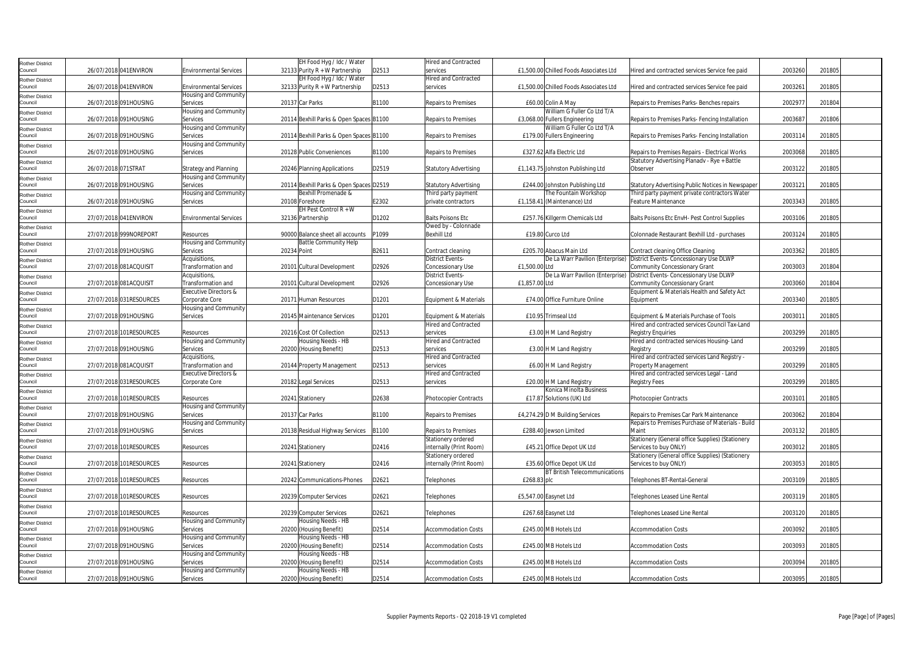| Rother District Council | 26/07/2018 | 041ENVIRON | Environmental Services | 32133 | EH Food Hyg / Idc / Water Purity R + W Partnership | D2513 | Hired and Contracted services | £1,500.00 | Chilled Foods Associates Ltd | Hired and contracted services Service fee paid | 2003260 | 201805 |
|---|---|---|---|---|---|---|---|---|---|---|---|---|
| Rother District Council | 26/07/2018 | 041ENVIRON | Environmental Services | 32133 | EH Food Hyg / Idc / Water Purity R + W Partnership | D2513 | Hired and Contracted services | £1,500.00 | Chilled Foods Associates Ltd | Hired and contracted services Service fee paid | 2003261 | 201805 |
| Rother District Council | 26/07/2018 | 091HOUSING | Housing and Community Services | 20137 | Car Parks | B1100 | Repairs to Premises | £60.00 | Colin A May | Repairs to Premises Parks- Benches repairs | 2002977 | 201804 |
| Rother District Council | 26/07/2018 | 091HOUSING | Housing and Community Services | 20114 | Bexhill Parks & Open Spaces | B1100 | Repairs to Premises | £3,068.00 | William G Fuller Co Ltd T/A Fullers Engineering | Repairs to Premises Parks- Fencing Installation | 2003687 | 201806 |
| Rother District Council | 26/07/2018 | 091HOUSING | Housing and Community Services | 20114 | Bexhill Parks & Open Spaces | B1100 | Repairs to Premises | £179.00 | William G Fuller Co Ltd T/A Fullers Engineering | Repairs to Premises Parks- Fencing Installation | 2003114 | 201805 |
| Rother District Council | 26/07/2018 | 091HOUSING | Housing and Community Services | 20128 | Public Conveniences | B1100 | Repairs to Premises | £327.62 | Alfa Electric Ltd | Repairs to Premises Repairs - Electrical Works | 2003068 | 201805 |
| Rother District Council | 26/07/2018 | 071STRAT | Strategy and Planning | 20246 | Planning Applications | D2519 | Statutory Advertising | £1,143.75 | Johnston Publishing Ltd | Statutory Advertising Planadv - Rye + Battle Observer | 2003122 | 201805 |
| Rother District Council | 26/07/2018 | 091HOUSING | Housing and Community Services | 20114 | Bexhill Parks & Open Spaces | D2519 | Statutory Advertising | £244.00 | Johnston Publishing Ltd | Statutory Advertising Public Notices in Newspaper | 2003121 | 201805 |
| Rother District Council | 26/07/2018 | 091HOUSING | Housing and Community Services | 20108 | Bexhill Promenade & Foreshore | E2302 | Third party payment private contractors | £1,158.41 | The Fountain Workshop (Maintenance) Ltd | Third party payment private contractors Water Feature Maintenance | 2003343 | 201805 |
| Rother District Council | 27/07/2018 | 041ENVIRON | Environmental Services | 32136 | EH Pest Control R + W Partnership | D1202 | Baits Poisons Etc | £257.76 | Killgerm Chemicals Ltd | Baits Poisons Etc EnvH- Pest Control Supplies | 2003106 | 201805 |
| Rother District Council | 27/07/2018 | 999NOREPORT | Resources | 90000 | Balance sheet all accounts | P1099 | Owed by - Colonnade Bexhill Ltd | £19.80 | Curco Ltd | Colonnade Restaurant Bexhill Ltd - purchases | 2003124 | 201805 |
| Rother District Council | 27/07/2018 | 091HOUSING | Housing and Community Services | 20234 | Battle Community Help Point | B2611 | Contract cleaning | £205.70 | Abacus Main Ltd | Contract cleaning Office Cleaning | 2003362 | 201805 |
| Rother District Council | 27/07/2018 | 081ACQUISIT | Acquisitions, Transformation and | 20101 | Cultural Development | D2926 | District Events-Concessionary Use | £1,500.00 | De La Warr Pavilion (Enterprise) Ltd | District Events- Concessionary Use DLWP Community Concessionary Grant | 2003003 | 201804 |
| Rother District Council | 27/07/2018 | 081ACQUISIT | Acquisitions, Transformation and | 20101 | Cultural Development | D2926 | District Events-Concessionary Use | £1,857.00 | De La Warr Pavilion (Enterprise) Ltd | District Events- Concessionary Use DLWP Community Concessionary Grant | 2003060 | 201804 |
| Rother District Council | 27/07/2018 | 031RESOURCES | Executive Directors & Corporate Core | 20171 | Human Resources | D1201 | Equipment & Materials | £74.00 | Office Furniture Online | Equipment & Materials Health and Safety Act Equipment | 2003340 | 201805 |
| Rother District Council | 27/07/2018 | 091HOUSING | Housing and Community Services | 20145 | Maintenance Services | D1201 | Equipment & Materials | £10.95 | Trimseal Ltd | Equipment & Materials Purchase of Tools | 2003011 | 201805 |
| Rother District Council | 27/07/2018 | 101RESOURCES | Resources | 20216 | Cost Of Collection | D2513 | Hired and Contracted services | £3.00 | H M Land Registry | Hired and contracted services Council Tax-Land Registry Enquiries | 2003299 | 201805 |
| Rother District Council | 27/07/2018 | 091HOUSING | Housing and Community Services | 20200 | Housing Needs - HB (Housing Benefit) | D2513 | Hired and Contracted services | £3.00 | H M Land Registry | Hired and contracted services Housing- Land Registry | 2003299 | 201805 |
| Rother District Council | 27/07/2018 | 081ACQUISIT | Acquisitions, Transformation and | 20144 | Property Management | D2513 | Hired and Contracted services | £6.00 | H M Land Registry | Hired and contracted services Land Registry - Property Management | 2003299 | 201805 |
| Rother District Council | 27/07/2018 | 031RESOURCES | Executive Directors & Corporate Core | 20182 | Legal Services | D2513 | Hired and Contracted services | £20.00 | H M Land Registry | Hired and contracted services Legal - Land Registry Fees | 2003299 | 201805 |
| Rother District Council | 27/07/2018 | 101RESOURCES | Resources | 20241 | Stationery | D2638 | Photocopier Contracts | £17.87 | Konica Minolta Business Solutions (UK) Ltd | Photocopier Contracts | 2003101 | 201805 |
| Rother District Council | 27/07/2018 | 091HOUSING | Housing and Community Services | 20137 | Car Parks | B1100 | Repairs to Premises | £4,274.29 | D M Building Services | Repairs to Premises Car Park Maintenance | 2003062 | 201804 |
| Rother District Council | 27/07/2018 | 091HOUSING | Housing and Community Services | 20138 | Residual Highway Services | B1100 | Repairs to Premises | £288.40 | Jewson Limited | Repairs to Premises Purchase of Materials - Build Maint | 2003132 | 201805 |
| Rother District Council | 27/07/2018 | 101RESOURCES | Resources | 20241 | Stationery | D2416 | Stationery ordered internally (Print Room) | £45.21 | Office Depot UK Ltd | Stationery (General office Supplies) (Stationery Services to buy ONLY) | 2003012 | 201805 |
| Rother District Council | 27/07/2018 | 101RESOURCES | Resources | 20241 | Stationery | D2416 | Stationery ordered internally (Print Room) | £35.60 | Office Depot UK Ltd | Stationery (General office Supplies) (Stationery Services to buy ONLY) | 2003053 | 201805 |
| Rother District Council | 27/07/2018 | 101RESOURCES | Resources | 20242 | Communications-Phones | D2621 | Telephones | £268.83 | BT British Telecommunications plc | Telephones BT-Rental-General | 2003109 | 201805 |
| Rother District Council | 27/07/2018 | 101RESOURCES | Resources | 20239 | Computer Services | D2621 | Telephones | £5,547.00 | Easynet Ltd | Telephones Leased Line Rental | 2003119 | 201805 |
| Rother District Council | 27/07/2018 | 101RESOURCES | Resources | 20239 | Computer Services | D2621 | Telephones | £267.68 | Easynet Ltd | Telephones Leased Line Rental | 2003120 | 201805 |
| Rother District Council | 27/07/2018 | 091HOUSING | Housing and Community Services | 20200 | Housing Needs - HB (Housing Benefit) | D2514 | Accommodation Costs | £245.00 | MB Hotels Ltd | Accommodation Costs | 2003092 | 201805 |
| Rother District Council | 27/07/2018 | 091HOUSING | Housing and Community Services | 20200 | Housing Needs - HB (Housing Benefit) | D2514 | Accommodation Costs | £245.00 | MB Hotels Ltd | Accommodation Costs | 2003093 | 201805 |
| Rother District Council | 27/07/2018 | 091HOUSING | Housing and Community Services | 20200 | Housing Needs - HB (Housing Benefit) | D2514 | Accommodation Costs | £245.00 | MB Hotels Ltd | Accommodation Costs | 2003094 | 201805 |
| Rother District Council | 27/07/2018 | 091HOUSING | Housing and Community Services | 20200 | Housing Needs - HB (Housing Benefit) | D2514 | Accommodation Costs | £245.00 | MB Hotels Ltd | Accommodation Costs | 2003095 | 201805 |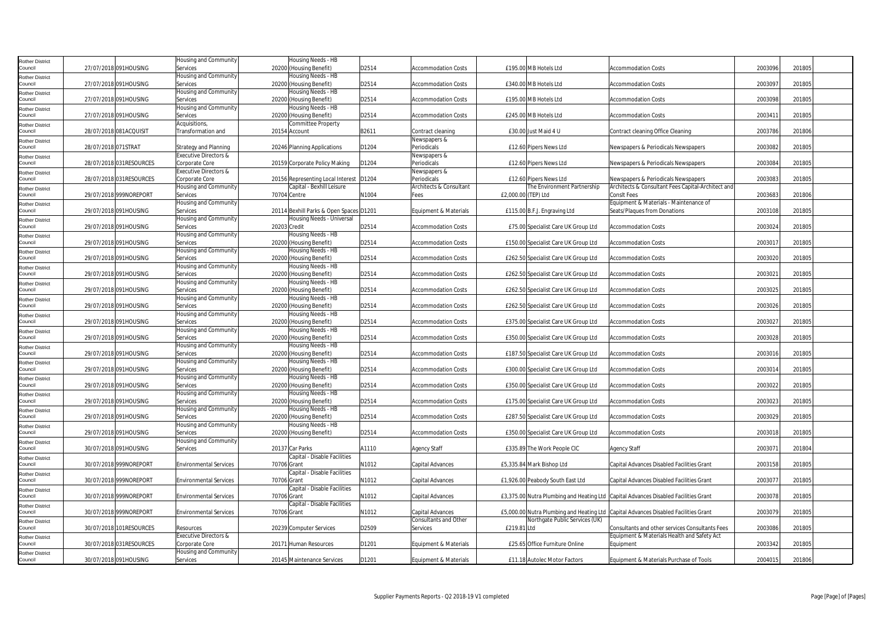| | | | | | | | | | | | | | |
|---|---|---|---|---|---|---|---|---|---|---|---|---|---|
| Rother District Council | 27/07/2018 | 091HOUSING | Housing and Community Services | 20200 | Housing Needs - HB (Housing Benefit) | D2514 | Accommodation Costs | £195.00 | MB Hotels Ltd | Accommodation Costs | 2003096 | 201805 | |
| Rother District Council | 27/07/2018 | 091HOUSING | Housing and Community Services | 20200 | Housing Needs - HB (Housing Benefit) | D2514 | Accommodation Costs | £340.00 | MB Hotels Ltd | Accommodation Costs | 2003097 | 201805 | |
| Rother District Council | 27/07/2018 | 091HOUSING | Housing and Community Services | 20200 | Housing Needs - HB (Housing Benefit) | D2514 | Accommodation Costs | £195.00 | MB Hotels Ltd | Accommodation Costs | 2003098 | 201805 | |
| Rother District Council | 27/07/2018 | 091HOUSING | Housing and Community Services | 20200 | Housing Needs - HB (Housing Benefit) | D2514 | Accommodation Costs | £245.00 | MB Hotels Ltd | Accommodation Costs | 2003411 | 201805 | |
| Rother District Council | 28/07/2018 | 081ACQUISIT | Acquisitions, Transformation and | 20154 | Committee Property Account | B2611 | Contract cleaning | £30.00 | Just Maid 4 U | Contract cleaning Office Cleaning | 2003786 | 201806 | |
| Rother District Council | 28/07/2018 | 071STRAT | Strategy and Planning | 20246 | Planning Applications | D1204 | Newspapers & Periodicals | £12.60 | Pipers News Ltd | Newspapers & Periodicals Newspapers | 2003082 | 201805 | |
| Rother District Council | 28/07/2018 | 031RESOURCES | Executive Directors & Corporate Core | 20159 | Corporate Policy Making | D1204 | Newspapers & Periodicals | £12.60 | Pipers News Ltd | Newspapers & Periodicals Newspapers | 2003084 | 201805 | |
| Rother District Council | 28/07/2018 | 031RESOURCES | Executive Directors & Corporate Core | 20156 | Representing Local Interest | D1204 | Newspapers & Periodicals | £12.60 | Pipers News Ltd | Newspapers & Periodicals Newspapers | 2003083 | 201805 | |
| Rother District Council | 29/07/2018 | 999NOREPORT | Housing and Community Services | 70704 | Capital - Bexhill Leisure Centre | N1004 | Architects & Consultant Fees | £2,000.00 | The Environment Partnership (TEP) Ltd | Architects & Consultant Fees Capital-Architect and Conslt Fees | 2003683 | 201806 | |
| Rother District Council | 29/07/2018 | 091HOUSING | Housing and Community Services | 20114 | Bexhill Parks & Open Spaces | D1201 | Equipment & Materials | £115.00 | B.F.J. Engraving Ltd | Equipment & Materials - Maintenance of Seats/Plaques from Donations | 2003108 | 201805 | |
| Rother District Council | 29/07/2018 | 091HOUSING | Housing and Community Services | 20203 | Housing Needs - Universal Credit | D2514 | Accommodation Costs | £75.00 | Specialist Care UK Group Ltd | Accommodation Costs | 2003024 | 201805 | |
| Rother District Council | 29/07/2018 | 091HOUSING | Housing and Community Services | 20200 | Housing Needs - HB (Housing Benefit) | D2514 | Accommodation Costs | £150.00 | Specialist Care UK Group Ltd | Accommodation Costs | 2003017 | 201805 | |
| Rother District Council | 29/07/2018 | 091HOUSING | Housing and Community Services | 20200 | Housing Needs - HB (Housing Benefit) | D2514 | Accommodation Costs | £262.50 | Specialist Care UK Group Ltd | Accommodation Costs | 2003020 | 201805 | |
| Rother District Council | 29/07/2018 | 091HOUSING | Housing and Community Services | 20200 | Housing Needs - HB (Housing Benefit) | D2514 | Accommodation Costs | £262.50 | Specialist Care UK Group Ltd | Accommodation Costs | 2003021 | 201805 | |
| Rother District Council | 29/07/2018 | 091HOUSING | Housing and Community Services | 20200 | Housing Needs - HB (Housing Benefit) | D2514 | Accommodation Costs | £262.50 | Specialist Care UK Group Ltd | Accommodation Costs | 2003025 | 201805 | |
| Rother District Council | 29/07/2018 | 091HOUSING | Housing and Community Services | 20200 | Housing Needs - HB (Housing Benefit) | D2514 | Accommodation Costs | £262.50 | Specialist Care UK Group Ltd | Accommodation Costs | 2003026 | 201805 | |
| Rother District Council | 29/07/2018 | 091HOUSING | Housing and Community Services | 20200 | Housing Needs - HB (Housing Benefit) | D2514 | Accommodation Costs | £375.00 | Specialist Care UK Group Ltd | Accommodation Costs | 2003027 | 201805 | |
| Rother District Council | 29/07/2018 | 091HOUSING | Housing and Community Services | 20200 | Housing Needs - HB (Housing Benefit) | D2514 | Accommodation Costs | £350.00 | Specialist Care UK Group Ltd | Accommodation Costs | 2003028 | 201805 | |
| Rother District Council | 29/07/2018 | 091HOUSING | Housing and Community Services | 20200 | Housing Needs - HB (Housing Benefit) | D2514 | Accommodation Costs | £187.50 | Specialist Care UK Group Ltd | Accommodation Costs | 2003016 | 201805 | |
| Rother District Council | 29/07/2018 | 091HOUSING | Housing and Community Services | 20200 | Housing Needs - HB (Housing Benefit) | D2514 | Accommodation Costs | £300.00 | Specialist Care UK Group Ltd | Accommodation Costs | 2003014 | 201805 | |
| Rother District Council | 29/07/2018 | 091HOUSING | Housing and Community Services | 20200 | Housing Needs - HB (Housing Benefit) | D2514 | Accommodation Costs | £350.00 | Specialist Care UK Group Ltd | Accommodation Costs | 2003022 | 201805 | |
| Rother District Council | 29/07/2018 | 091HOUSING | Housing and Community Services | 20200 | Housing Needs - HB (Housing Benefit) | D2514 | Accommodation Costs | £175.00 | Specialist Care UK Group Ltd | Accommodation Costs | 2003023 | 201805 | |
| Rother District Council | 29/07/2018 | 091HOUSING | Housing and Community Services | 20200 | Housing Needs - HB (Housing Benefit) | D2514 | Accommodation Costs | £287.50 | Specialist Care UK Group Ltd | Accommodation Costs | 2003029 | 201805 | |
| Rother District Council | 29/07/2018 | 091HOUSING | Housing and Community Services | 20200 | Housing Needs - HB (Housing Benefit) | D2514 | Accommodation Costs | £350.00 | Specialist Care UK Group Ltd | Accommodation Costs | 2003018 | 201805 | |
| Rother District Council | 30/07/2018 | 091HOUSING | Housing and Community Services | 20137 | Car Parks | A1110 | Agency Staff | £335.89 | The Work People CIC | Agency Staff | 2003071 | 201804 | |
| Rother District Council | 30/07/2018 | 999NOREPORT | Environmental Services | 70706 | Capital - Disable Facilities Grant | N1012 | Capital Advances | £5,335.84 | Mark Bishop Ltd | Capital Advances Disabled Facilities Grant | 2003158 | 201805 | |
| Rother District Council | 30/07/2018 | 999NOREPORT | Environmental Services | 70706 | Capital - Disable Facilities Grant | N1012 | Capital Advances | £1,926.00 | Peabody South East Ltd | Capital Advances Disabled Facilities Grant | 2003077 | 201805 | |
| Rother District Council | 30/07/2018 | 999NOREPORT | Environmental Services | 70706 | Capital - Disable Facilities Grant | N1012 | Capital Advances | £3,375.00 | Nutra Plumbing and Heating Ltd | Capital Advances Disabled Facilities Grant | 2003078 | 201805 | |
| Rother District Council | 30/07/2018 | 999NOREPORT | Environmental Services | 70706 | Capital - Disable Facilities Grant | N1012 | Capital Advances | £5,000.00 | Nutra Plumbing and Heating Ltd | Capital Advances Disabled Facilities Grant | 2003079 | 201805 | |
| Rother District Council | 30/07/2018 | 101RESOURCES | Resources | 20239 | Computer Services | D2509 | Consultants and Other Services | £219.81 | Northgate Public Services (UK) Ltd | Consultants and other services Consultants Fees | 2003086 | 201805 | |
| Rother District Council | 30/07/2018 | 031RESOURCES | Executive Directors & Corporate Core | 20171 | Human Resources | D1201 | Equipment & Materials | £25.65 | Office Furniture Online | Equipment & Materials Health and Safety Act Equipment | 2003342 | 201805 | |
| Rother District Council | 30/07/2018 | 091HOUSING | Housing and Community Services | 20145 | Maintenance Services | D1201 | Equipment & Materials | £11.18 | Autolec Motor Factors | Equipment & Materials Purchase of Tools | 2004015 | 201806 | |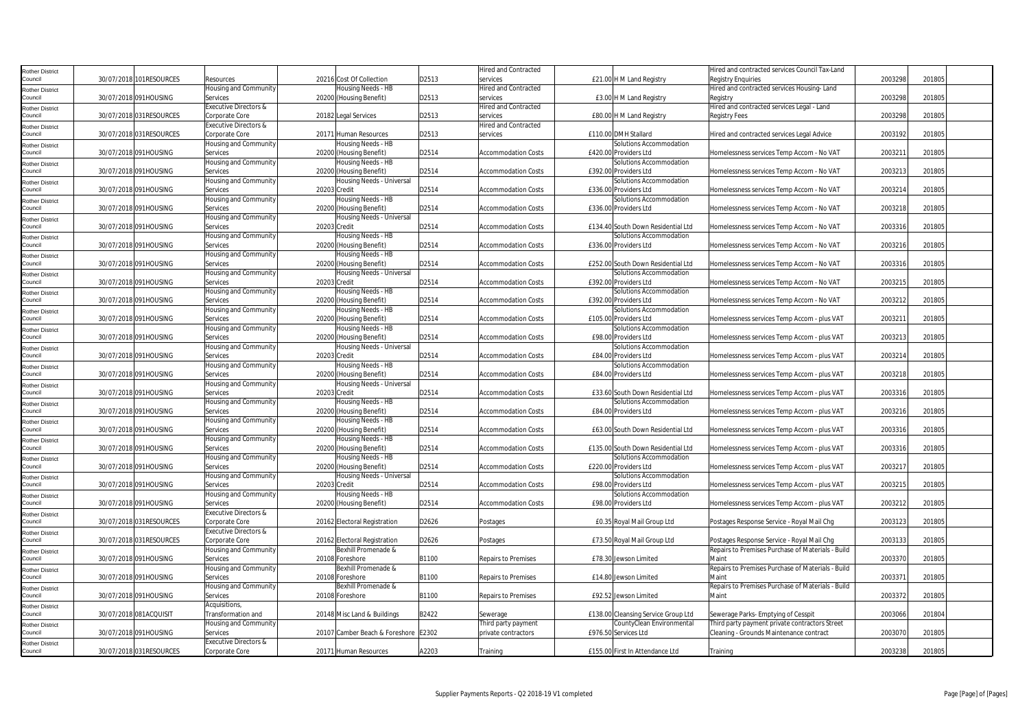| | | | | | | | | | | | | |
|---|---|---|---|---|---|---|---|---|---|---|---|---|
| Rother District Council | 30/07/2018 | 101RESOURCES | Resources | 20216 | Cost Of Collection | D2513 | Hired and Contracted services | £21.00 | H M Land Registry | Hired and contracted services Council Tax-Land Registry Enquiries | 2003298 | 201805 |
| Rother District Council | 30/07/2018 | 091HOUSING | Housing and Community Services | 20200 | Housing Needs - HB (Housing Benefit) | D2513 | Hired and Contracted services | £3.00 | H M Land Registry | Hired and contracted services Housing- Land Registry | 2003298 | 201805 |
| Rother District Council | 30/07/2018 | 031RESOURCES | Executive Directors & Corporate Core | 20182 | Legal Services | D2513 | Hired and Contracted services | £80.00 | H M Land Registry | Hired and contracted services Legal - Land Registry Fees | 2003298 | 201805 |
| Rother District Council | 30/07/2018 | 031RESOURCES | Executive Directors & Corporate Core | 20171 | Human Resources | D2513 | Hired and Contracted services | £110.00 | DMH Stallard | Hired and contracted services Legal Advice | 2003192 | 201805 |
| Rother District Council | 30/07/2018 | 091HOUSING | Housing and Community Services | 20200 | Housing Needs - HB (Housing Benefit) | D2514 | Accommodation Costs | £420.00 | Solutions Accommodation Providers Ltd | Homelessness services Temp Accom - No VAT | 2003211 | 201805 |
| Rother District Council | 30/07/2018 | 091HOUSING | Housing and Community Services | 20200 | Housing Needs - HB (Housing Benefit) | D2514 | Accommodation Costs | £392.00 | Solutions Accommodation Providers Ltd | Homelessness services Temp Accom - No VAT | 2003213 | 201805 |
| Rother District Council | 30/07/2018 | 091HOUSING | Housing and Community Services | 20203 | Housing Needs - Universal Credit | D2514 | Accommodation Costs | £336.00 | Solutions Accommodation Providers Ltd | Homelessness services Temp Accom - No VAT | 2003214 | 201805 |
| Rother District Council | 30/07/2018 | 091HOUSING | Housing and Community Services | 20200 | Housing Needs - HB (Housing Benefit) | D2514 | Accommodation Costs | £336.00 | Solutions Accommodation Providers Ltd | Homelessness services Temp Accom - No VAT | 2003218 | 201805 |
| Rother District Council | 30/07/2018 | 091HOUSING | Housing and Community Services | 20203 | Housing Needs - Universal Credit | D2514 | Accommodation Costs | £134.40 | South Down Residential Ltd | Homelessness services Temp Accom - No VAT | 2003316 | 201805 |
| Rother District Council | 30/07/2018 | 091HOUSING | Housing and Community Services | 20200 | Housing Needs - HB (Housing Benefit) | D2514 | Accommodation Costs | £336.00 | Solutions Accommodation Providers Ltd | Homelessness services Temp Accom - No VAT | 2003216 | 201805 |
| Rother District Council | 30/07/2018 | 091HOUSING | Housing and Community Services | 20200 | Housing Needs - HB (Housing Benefit) | D2514 | Accommodation Costs | £252.00 | South Down Residential Ltd | Homelessness services Temp Accom - No VAT | 2003316 | 201805 |
| Rother District Council | 30/07/2018 | 091HOUSING | Housing and Community Services | 20203 | Housing Needs - Universal Credit | D2514 | Accommodation Costs | £392.00 | Solutions Accommodation Providers Ltd | Homelessness services Temp Accom - No VAT | 2003215 | 201805 |
| Rother District Council | 30/07/2018 | 091HOUSING | Housing and Community Services | 20200 | Housing Needs - HB (Housing Benefit) | D2514 | Accommodation Costs | £392.00 | Solutions Accommodation Providers Ltd | Homelessness services Temp Accom - No VAT | 2003212 | 201805 |
| Rother District Council | 30/07/2018 | 091HOUSING | Housing and Community Services | 20200 | Housing Needs - HB (Housing Benefit) | D2514 | Accommodation Costs | £105.00 | Solutions Accommodation Providers Ltd | Homelessness services Temp Accom - plus VAT | 2003211 | 201805 |
| Rother District Council | 30/07/2018 | 091HOUSING | Housing and Community Services | 20200 | Housing Needs - HB (Housing Benefit) | D2514 | Accommodation Costs | £98.00 | Solutions Accommodation Providers Ltd | Homelessness services Temp Accom - plus VAT | 2003213 | 201805 |
| Rother District Council | 30/07/2018 | 091HOUSING | Housing and Community Services | 20203 | Housing Needs - Universal Credit | D2514 | Accommodation Costs | £84.00 | Solutions Accommodation Providers Ltd | Homelessness services Temp Accom - plus VAT | 2003214 | 201805 |
| Rother District Council | 30/07/2018 | 091HOUSING | Housing and Community Services | 20200 | Housing Needs - HB (Housing Benefit) | D2514 | Accommodation Costs | £84.00 | Solutions Accommodation Providers Ltd | Homelessness services Temp Accom - plus VAT | 2003218 | 201805 |
| Rother District Council | 30/07/2018 | 091HOUSING | Housing and Community Services | 20203 | Housing Needs - Universal Credit | D2514 | Accommodation Costs | £33.60 | South Down Residential Ltd | Homelessness services Temp Accom - plus VAT | 2003316 | 201805 |
| Rother District Council | 30/07/2018 | 091HOUSING | Housing and Community Services | 20200 | Housing Needs - HB (Housing Benefit) | D2514 | Accommodation Costs | £84.00 | Solutions Accommodation Providers Ltd | Homelessness services Temp Accom - plus VAT | 2003216 | 201805 |
| Rother District Council | 30/07/2018 | 091HOUSING | Housing and Community Services | 20200 | Housing Needs - HB (Housing Benefit) | D2514 | Accommodation Costs | £63.00 | South Down Residential Ltd | Homelessness services Temp Accom - plus VAT | 2003316 | 201805 |
| Rother District Council | 30/07/2018 | 091HOUSING | Housing and Community Services | 20200 | Housing Needs - HB (Housing Benefit) | D2514 | Accommodation Costs | £135.00 | South Down Residential Ltd | Homelessness services Temp Accom - plus VAT | 2003316 | 201805 |
| Rother District Council | 30/07/2018 | 091HOUSING | Housing and Community Services | 20200 | Housing Needs - HB (Housing Benefit) | D2514 | Accommodation Costs | £220.00 | Solutions Accommodation Providers Ltd | Homelessness services Temp Accom - plus VAT | 2003217 | 201805 |
| Rother District Council | 30/07/2018 | 091HOUSING | Housing and Community Services | 20203 | Housing Needs - Universal Credit | D2514 | Accommodation Costs | £98.00 | Solutions Accommodation Providers Ltd | Homelessness services Temp Accom - plus VAT | 2003215 | 201805 |
| Rother District Council | 30/07/2018 | 091HOUSING | Housing and Community Services | 20200 | Housing Needs - HB (Housing Benefit) | D2514 | Accommodation Costs | £98.00 | Solutions Accommodation Providers Ltd | Homelessness services Temp Accom - plus VAT | 2003212 | 201805 |
| Rother District Council | 30/07/2018 | 031RESOURCES | Executive Directors & Corporate Core | 20162 | Electoral Registration | D2626 | Postages | £0.35 | Royal Mail Group Ltd | Postages Response Service - Royal Mail Chg | 2003123 | 201805 |
| Rother District Council | 30/07/2018 | 031RESOURCES | Executive Directors & Corporate Core | 20162 | Electoral Registration | D2626 | Postages | £73.50 | Royal Mail Group Ltd | Postages Response Service - Royal Mail Chg | 2003133 | 201805 |
| Rother District Council | 30/07/2018 | 091HOUSING | Housing and Community Services | 20108 | Bexhill Promenade & Foreshore | B1100 | Repairs to Premises | £78.30 | Jewson Limited | Repairs to Premises Purchase of Materials - Build Maint | 2003370 | 201805 |
| Rother District Council | 30/07/2018 | 091HOUSING | Housing and Community Services | 20108 | Bexhill Promenade & Foreshore | B1100 | Repairs to Premises | £14.80 | Jewson Limited | Repairs to Premises Purchase of Materials - Build Maint | 2003371 | 201805 |
| Rother District Council | 30/07/2018 | 091HOUSING | Housing and Community Services | 20108 | Bexhill Promenade & Foreshore | B1100 | Repairs to Premises | £92.52 | Jewson Limited | Repairs to Premises Purchase of Materials - Build Maint | 2003372 | 201805 |
| Rother District Council | 30/07/2018 | 081ACQUISIT | Acquisitions, Transformation and | 20148 | Misc Land & Buildings | B2422 | Sewerage | £138.00 | Cleansing Service Group Ltd | Sewerage Parks- Emptying of Cesspit | 2003066 | 201804 |
| Rother District Council | 30/07/2018 | 091HOUSING | Housing and Community Services | 20107 | Camber Beach & Foreshore | E2302 | Third party payment private contractors | £976.50 | CountyClean Environmental Services Ltd | Third party payment private contractors Street Cleaning - Grounds Maintenance contract | 2003070 | 201805 |
| Rother District Council | 30/07/2018 | 031RESOURCES | Executive Directors & Corporate Core | 20171 | Human Resources | A2203 | Training | £155.00 | First In Attendance Ltd | Training | 2003238 | 201805 |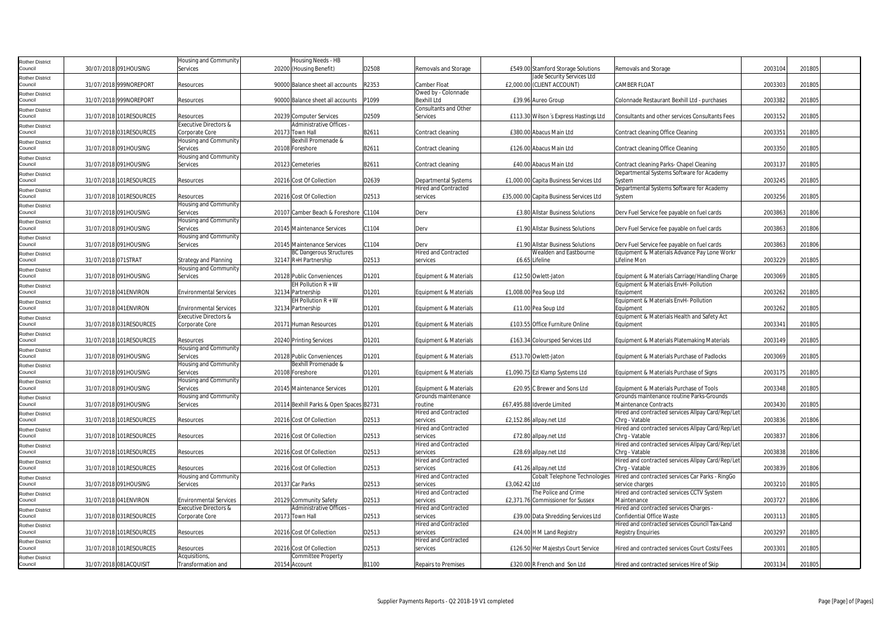| Rother District Council | 30/07/2018 | 091HOUSING | Housing and Community Services | 20200 | Housing Needs - HB (Housing Benefit) | D2508 | Removals and Storage | £549.00 | Stamford Storage Solutions | Removals and Storage | 2003104 | 201805 |
|---|---|---|---|---|---|---|---|---|---|---|---|---|
| Rother District Council | 31/07/2018 | 999NOREPORT | Resources | 90000 | Balance sheet all accounts | R2353 | Camber Float | £2,000.00 | Jade Security Services Ltd (CLIENT ACCOUNT) | CAMBER FLOAT | 2003303 | 201805 |
| Rother District Council | 31/07/2018 | 999NOREPORT | Resources | 90000 | Balance sheet all accounts | P1099 | Owed by - Colonnade Bexhill Ltd | £39.96 | Aureo Group | Colonnade Restaurant Bexhill Ltd - purchases | 2003382 | 201805 |
| Rother District Council | 31/07/2018 | 101RESOURCES | Resources | 20239 | Computer Services | D2509 | Consultants and Other Services | £113.30 | Wilson´s Express Hastings Ltd | Consultants and other services Consultants Fees | 2003152 | 201805 |
| Rother District Council | 31/07/2018 | 031RESOURCES | Executive Directors & Corporate Core | 20173 | Administrative Offices - Town Hall | B2611 | Contract cleaning | £380.00 | Abacus Main Ltd | Contract cleaning Office Cleaning | 2003351 | 201805 |
| Rother District Council | 31/07/2018 | 091HOUSING | Housing and Community Services | 20108 | Bexhill Promenade & Foreshore | B2611 | Contract cleaning | £126.00 | Abacus Main Ltd | Contract cleaning Office Cleaning | 2003350 | 201805 |
| Rother District Council | 31/07/2018 | 091HOUSING | Housing and Community Services | 20123 | Cemeteries | B2611 | Contract cleaning | £40.00 | Abacus Main Ltd | Contract cleaning Parks- Chapel Cleaning | 2003137 | 201805 |
| Rother District Council | 31/07/2018 | 101RESOURCES | Resources | 20216 | Cost Of Collection | D2639 | Departmental Systems | £1,000.00 | Capita Business Services Ltd | Departmental Systems Software for Academy System | 2003245 | 201805 |
| Rother District Council | 31/07/2018 | 101RESOURCES | Resources | 20216 | Cost Of Collection | D2513 | Hired and Contracted services | £35,000.00 | Capita Business Services Ltd | Departmental Systems Software for Academy System | 2003256 | 201805 |
| Rother District Council | 31/07/2018 | 091HOUSING | Housing and Community Services | 20107 | Camber Beach & Foreshore | C1104 | Derv | £3.80 | Allstar Business Solutions | Derv Fuel Service fee payable on fuel cards | 2003863 | 201806 |
| Rother District Council | 31/07/2018 | 091HOUSING | Housing and Community Services | 20145 | Maintenance Services | C1104 | Derv | £1.90 | Allstar Business Solutions | Derv Fuel Service fee payable on fuel cards | 2003863 | 201806 |
| Rother District Council | 31/07/2018 | 091HOUSING | Housing and Community Services | 20145 | Maintenance Services | C1104 | Derv | £1.90 | Allstar Business Solutions | Derv Fuel Service fee payable on fuel cards | 2003863 | 201806 |
| Rother District Council | 31/07/2018 | 071STRAT | Strategy and Planning | 32147 | BC Dangerous Structures R+H Partnership | D2513 | Hired and Contracted services | £6.65 | Wealden and Eastbourne Lifeline | Equipment & Materials Advance Pay Lone Workr Lifeline Mon | 2003229 | 201805 |
| Rother District Council | 31/07/2018 | 091HOUSING | Housing and Community Services | 20128 | Public Conveniences | D1201 | Equipment & Materials | £12.50 | Owlett-Jaton | Equipment & Materials Carriage/Handling Charge | 2003069 | 201805 |
| Rother District Council | 31/07/2018 | 041ENVIRON | Environmental Services | 32134 | EH Pollution R + W Partnership | D1201 | Equipment & Materials | £1,008.00 | Pea Soup Ltd | Equipment & Materials EnvH- Pollution Equipment | 2003262 | 201805 |
| Rother District Council | 31/07/2018 | 041ENVIRON | Environmental Services | 32134 | EH Pollution R + W Partnership | D1201 | Equipment & Materials | £11.00 | Pea Soup Ltd | Equipment & Materials EnvH- Pollution Equipment | 2003262 | 201805 |
| Rother District Council | 31/07/2018 | 031RESOURCES | Executive Directors & Corporate Core | 20171 | Human Resources | D1201 | Equipment & Materials | £103.55 | Office Furniture Online | Equipment & Materials Health and Safety Act Equipment | 2003341 | 201805 |
| Rother District Council | 31/07/2018 | 101RESOURCES | Resources | 20240 | Printing Services | D1201 | Equipment & Materials | £163.34 | Colourspeed Services Ltd | Equipment & Materials Platemaking Materials | 2003149 | 201805 |
| Rother District Council | 31/07/2018 | 091HOUSING | Housing and Community Services | 20128 | Public Conveniences | D1201 | Equipment & Materials | £513.70 | Owlett-Jaton | Equipment & Materials Purchase of Padlocks | 2003069 | 201805 |
| Rother District Council | 31/07/2018 | 091HOUSING | Housing and Community Services | 20108 | Bexhill Promenade & Foreshore | D1201 | Equipment & Materials | £1,090.75 | Ezi Klamp Systems Ltd | Equipment & Materials Purchase of Signs | 2003175 | 201805 |
| Rother District Council | 31/07/2018 | 091HOUSING | Housing and Community Services | 20145 | Maintenance Services | D1201 | Equipment & Materials | £20.95 | C Brewer and Sons Ltd | Equipment & Materials Purchase of Tools | 2003348 | 201805 |
| Rother District Council | 31/07/2018 | 091HOUSING | Housing and Community Services | 20114 | Bexhill Parks & Open Spaces | B2731 | Grounds maintenance routine | £67,495.88 | Idverde Limited | Grounds maintenance routine Parks-Grounds Maintenance Contracts | 2003430 | 201805 |
| Rother District Council | 31/07/2018 | 101RESOURCES | Resources | 20216 | Cost Of Collection | D2513 | Hired and Contracted services | £2,152.86 | allpay.net Ltd | Hired and contracted services Allpay Card/Rep/Let Chrg - Vatable | 2003836 | 201806 |
| Rother District Council | 31/07/2018 | 101RESOURCES | Resources | 20216 | Cost Of Collection | D2513 | Hired and Contracted services | £72.80 | allpay.net Ltd | Hired and contracted services Allpay Card/Rep/Let Chrg - Vatable | 2003837 | 201806 |
| Rother District Council | 31/07/2018 | 101RESOURCES | Resources | 20216 | Cost Of Collection | D2513 | Hired and Contracted services | £28.69 | allpay.net Ltd | Hired and contracted services Allpay Card/Rep/Let Chrg - Vatable | 2003838 | 201806 |
| Rother District Council | 31/07/2018 | 101RESOURCES | Resources | 20216 | Cost Of Collection | D2513 | Hired and Contracted services | £41.26 | allpay.net Ltd | Hired and contracted services Allpay Card/Rep/Let Chrg - Vatable | 2003839 | 201806 |
| Rother District Council | 31/07/2018 | 091HOUSING | Housing and Community Services | 20137 | Car Parks | D2513 | Hired and Contracted services | £3,062.42 | Cobalt Telephone Technologies Ltd | Hired and contracted services Car Parks - RingGo service charges | 2003210 | 201805 |
| Rother District Council | 31/07/2018 | 041ENVIRON | Environmental Services | 20129 | Community Safety | D2513 | Hired and Contracted services | £2,371.76 | The Police and Crime Commissioner for Sussex | Hired and contracted services CCTV System Maintenance | 2003727 | 201806 |
| Rother District Council | 31/07/2018 | 031RESOURCES | Executive Directors & Corporate Core | 20173 | Administrative Offices - Town Hall | D2513 | Hired and Contracted services | £39.00 | Data Shredding Services Ltd | Hired and contracted services Charges - Confidential Office Waste | 2003113 | 201805 |
| Rother District Council | 31/07/2018 | 101RESOURCES | Resources | 20216 | Cost Of Collection | D2513 | Hired and Contracted services | £24.00 | H M Land Registry | Hired and contracted services Council Tax-Land Registry Enquiries | 2003297 | 201805 |
| Rother District Council | 31/07/2018 | 101RESOURCES | Resources | 20216 | Cost Of Collection | D2513 | Hired and Contracted services | £126.50 | Her Majestys Court Service | Hired and contracted services Court Costs/Fees | 2003301 | 201805 |
| Rother District Council | 31/07/2018 | 081ACQUISIT | Acquisitions, Transformation and | 20154 | Committee Property Account | B1100 | Repairs to Premises | £320.00 | R French and Son Ltd | Hired and contracted services Hire of Skip | 2003134 | 201805 |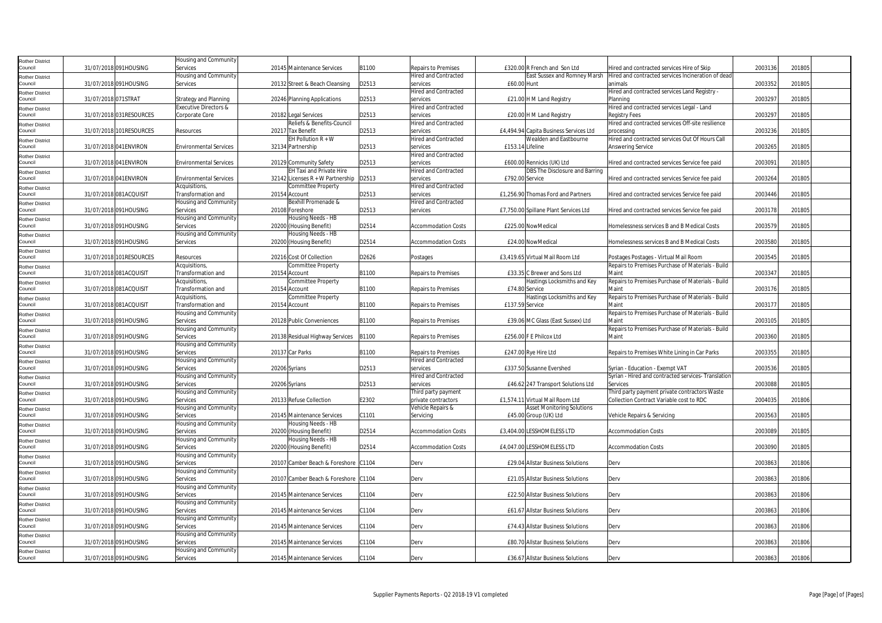| Rother District Council | 31/07/2018 | 091HOUSING | Housing and Community Services | 20145 | Maintenance Services | B1100 | Repairs to Premises | £320.00 | R French and Son Ltd | Hired and contracted services Hire of Skip | 2003136 | 201805 |
|---|---|---|---|---|---|---|---|---|---|---|---|---|
| Rother District Council | 31/07/2018 | 091HOUSING | Housing and Community Services | 20132 | Street & Beach Cleansing | D2513 | Hired and Contracted services | £60.00 | East Sussex and Romney Marsh Hunt | Hired and contracted services Incineration of dead animals | 2003352 | 201805 |
| Rother District Council | 31/07/2018 | 071STRAT | Strategy and Planning | 20246 | Planning Applications | D2513 | Hired and Contracted services | £21.00 | H M Land Registry | Hired and contracted services Land Registry - Planning | 2003297 | 201805 |
| Rother District Council | 31/07/2018 | 031RESOURCES | Executive Directors & Corporate Core | 20182 | Legal Services | D2513 | Hired and Contracted services | £20.00 | H M Land Registry | Hired and contracted services Legal - Land Registry Fees | 2003297 | 201805 |
| Rother District Council | 31/07/2018 | 101RESOURCES | Resources | 20217 | Reliefs & Benefits-Council Tax Benefit | D2513 | Hired and Contracted services | £4,494.94 | Capita Business Services Ltd | Hired and contracted services Off-site resilience processing | 2003236 | 201805 |
| Rother District Council | 31/07/2018 | 041ENVIRON | Environmental Services | 32134 | EH Pollution R + W Partnership | D2513 | Hired and Contracted services | £153.14 | Wealden and Eastbourne Lifeline | Hired and contracted services Out Of Hours Call Answering Service | 2003265 | 201805 |
| Rother District Council | 31/07/2018 | 041ENVIRON | Environmental Services | 20129 | Community Safety | D2513 | Hired and Contracted services | £600.00 | Rennicks (UK) Ltd | Hired and contracted services Service fee paid | 2003091 | 201805 |
| Rother District Council | 31/07/2018 | 041ENVIRON | Environmental Services | 32142 | EH Taxi and Private Hire Licenses R + W Partnership | D2513 | Hired and Contracted services | £792.00 | DBS The Disclosure and Barring Service | Hired and contracted services Service fee paid | 2003264 | 201805 |
| Rother District Council | 31/07/2018 | 081ACQUISIT | Acquisitions, Transformation and | 20154 | Committee Property Account | D2513 | Hired and Contracted services | £1,256.90 | Thomas Ford and Partners | Hired and contracted services Service fee paid | 2003446 | 201805 |
| Rother District Council | 31/07/2018 | 091HOUSING | Housing and Community Services | 20108 | Bexhill Promenade & Foreshore | D2513 | Hired and Contracted services | £7,750.00 | Spillane Plant Services Ltd | Hired and contracted services Service fee paid | 2003178 | 201805 |
| Rother District Council | 31/07/2018 | 091HOUSING | Housing and Community Services | 20200 | Housing Needs - HB (Housing Benefit) | D2514 | Accommodation Costs | £225.00 | NowMedical | Homelessness services B and B Medical Costs | 2003579 | 201805 |
| Rother District Council | 31/07/2018 | 091HOUSING | Housing and Community Services | 20200 | Housing Needs - HB (Housing Benefit) | D2514 | Accommodation Costs | £24.00 | NowMedical | Homelessness services B and B Medical Costs | 2003580 | 201805 |
| Rother District Council | 31/07/2018 | 101RESOURCES | Resources | 20216 | Cost Of Collection | D2626 | Postages | £3,419.65 | Virtual Mail Room Ltd | Postages Postages - Virtual Mail Room | 2003545 | 201805 |
| Rother District Council | 31/07/2018 | 081ACQUISIT | Acquisitions, Transformation and | 20154 | Committee Property Account | B1100 | Repairs to Premises | £33.35 | C Brewer and Sons Ltd | Repairs to Premises Purchase of Materials - Build Maint | 2003347 | 201805 |
| Rother District Council | 31/07/2018 | 081ACQUISIT | Acquisitions, Transformation and | 20154 | Committee Property Account | B1100 | Repairs to Premises | £74.80 | Hastings Locksmiths and Key Service | Repairs to Premises Purchase of Materials - Build Maint | 2003176 | 201805 |
| Rother District Council | 31/07/2018 | 081ACQUISIT | Acquisitions, Transformation and | 20154 | Committee Property Account | B1100 | Repairs to Premises | £137.59 | Hastings Locksmiths and Key Service | Repairs to Premises Purchase of Materials - Build Maint | 2003177 | 201805 |
| Rother District Council | 31/07/2018 | 091HOUSING | Housing and Community Services | 20128 | Public Conveniences | B1100 | Repairs to Premises | £39.06 | MC Glass (East Sussex) Ltd | Repairs to Premises Purchase of Materials - Build Maint | 2003105 | 201805 |
| Rother District Council | 31/07/2018 | 091HOUSING | Housing and Community Services | 20138 | Residual Highway Services | B1100 | Repairs to Premises | £256.00 | F E Philcox Ltd | Repairs to Premises Purchase of Materials - Build Maint | 2003360 | 201805 |
| Rother District Council | 31/07/2018 | 091HOUSING | Housing and Community Services | 20137 | Car Parks | B1100 | Repairs to Premises | £247.00 | Rye Hire Ltd | Repairs to Premises White Lining in Car Parks | 2003355 | 201805 |
| Rother District Council | 31/07/2018 | 091HOUSING | Housing and Community Services | 20206 | Syrians | D2513 | Hired and Contracted services | £337.50 | Susanne Evershed | Syrian - Education - Exempt VAT | 2003536 | 201805 |
| Rother District Council | 31/07/2018 | 091HOUSING | Housing and Community Services | 20206 | Syrians | D2513 | Hired and Contracted services | £46.62 | 247 Transport Solutions Ltd | Syrian - Hired and contracted services- Translation Services | 2003088 | 201805 |
| Rother District Council | 31/07/2018 | 091HOUSING | Housing and Community Services | 20133 | Refuse Collection | E2302 | Third party payment private contractors | £1,574.11 | Virtual Mail Room Ltd | Third party payment private contractors Waste Collection Contract Variable cost to RDC | 2004035 | 201806 |
| Rother District Council | 31/07/2018 | 091HOUSING | Housing and Community Services | 20145 | Maintenance Services | C1101 | Vehicle Repairs & Servicing | £45.00 | Asset Monitoring Solutions Group (UK) Ltd | Vehicle Repairs & Servicing | 2003563 | 201805 |
| Rother District Council | 31/07/2018 | 091HOUSING | Housing and Community Services | 20200 | Housing Needs - HB (Housing Benefit) | D2514 | Accommodation Costs | £3,404.00 | LESSHOMELESS LTD | Accommodation Costs | 2003089 | 201805 |
| Rother District Council | 31/07/2018 | 091HOUSING | Housing and Community Services | 20200 | Housing Needs - HB (Housing Benefit) | D2514 | Accommodation Costs | £4,047.00 | LESSHOMELESS LTD | Accommodation Costs | 2003090 | 201805 |
| Rother District Council | 31/07/2018 | 091HOUSING | Housing and Community Services | 20107 | Camber Beach & Foreshore | C1104 | Derv | £29.04 | Allstar Business Solutions | Derv | 2003863 | 201806 |
| Rother District Council | 31/07/2018 | 091HOUSING | Housing and Community Services | 20107 | Camber Beach & Foreshore | C1104 | Derv | £21.05 | Allstar Business Solutions | Derv | 2003863 | 201806 |
| Rother District Council | 31/07/2018 | 091HOUSING | Housing and Community Services | 20145 | Maintenance Services | C1104 | Derv | £22.50 | Allstar Business Solutions | Derv | 2003863 | 201806 |
| Rother District Council | 31/07/2018 | 091HOUSING | Housing and Community Services | 20145 | Maintenance Services | C1104 | Derv | £61.67 | Allstar Business Solutions | Derv | 2003863 | 201806 |
| Rother District Council | 31/07/2018 | 091HOUSING | Housing and Community Services | 20145 | Maintenance Services | C1104 | Derv | £74.43 | Allstar Business Solutions | Derv | 2003863 | 201806 |
| Rother District Council | 31/07/2018 | 091HOUSING | Housing and Community Services | 20145 | Maintenance Services | C1104 | Derv | £80.70 | Allstar Business Solutions | Derv | 2003863 | 201806 |
| Rother District Council | 31/07/2018 | 091HOUSING | Housing and Community Services | 20145 | Maintenance Services | C1104 | Derv | £36.67 | Allstar Business Solutions | Derv | 2003863 | 201806 |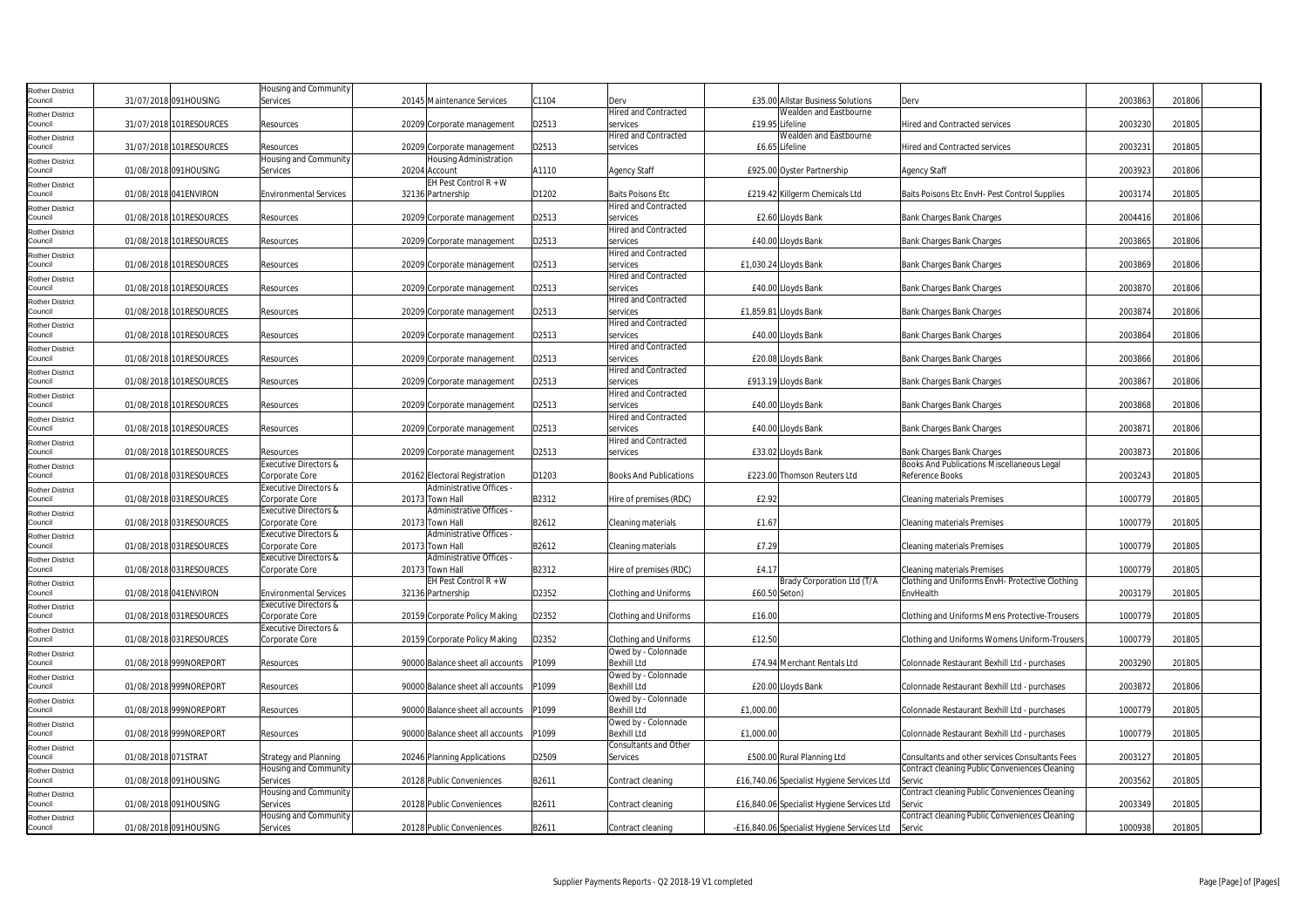| | | | | | | | | | | | | | |
|---|---|---|---|---|---|---|---|---|---|---|---|---|---|
| Rother District Council | 31/07/2018 | 091HOUSING | Housing and Community Services | 20145 | Maintenance Services | C1104 | Derv | £35.00 | Allstar Business Solutions | Derv | 2003863 | 201806 | |
| Rother District Council | 31/07/2018 | 101RESOURCES | Resources | 20209 | Corporate management | D2513 | Hired and Contracted services | £19.95 | Wealden and Eastbourne Lifeline | Hired and Contracted services | 2003230 | 201805 | |
| Rother District Council | 31/07/2018 | 101RESOURCES | Resources | 20209 | Corporate management | D2513 | Hired and Contracted services | £6.65 | Wealden and Eastbourne Lifeline | Hired and Contracted services | 2003231 | 201805 | |
| Rother District Council | 01/08/2018 | 091HOUSING | Housing and Community Services | 20204 | Housing Administration Account | A1110 | Agency Staff | £925.00 | Oyster Partnership | Agency Staff | 2003923 | 201806 | |
| Rother District Council | 01/08/2018 | 041ENVIRON | Environmental Services | 32136 | EH Pest Control R + W Partnership | D1202 | Baits Poisons Etc | £219.42 | Killgerm Chemicals Ltd | Baits Poisons Etc EnvH- Pest Control Supplies | 2003174 | 201805 | |
| Rother District Council | 01/08/2018 | 101RESOURCES | Resources | 20209 | Corporate management | D2513 | Hired and Contracted services | £2.60 | Lloyds Bank | Bank Charges Bank Charges | 2004416 | 201806 | |
| Rother District Council | 01/08/2018 | 101RESOURCES | Resources | 20209 | Corporate management | D2513 | Hired and Contracted services | £40.00 | Lloyds Bank | Bank Charges Bank Charges | 2003865 | 201806 | |
| Rother District Council | 01/08/2018 | 101RESOURCES | Resources | 20209 | Corporate management | D2513 | Hired and Contracted services | £1,030.24 | Lloyds Bank | Bank Charges Bank Charges | 2003869 | 201806 | |
| Rother District Council | 01/08/2018 | 101RESOURCES | Resources | 20209 | Corporate management | D2513 | Hired and Contracted services | £40.00 | Lloyds Bank | Bank Charges Bank Charges | 2003870 | 201806 | |
| Rother District Council | 01/08/2018 | 101RESOURCES | Resources | 20209 | Corporate management | D2513 | Hired and Contracted services | £1,859.81 | Lloyds Bank | Bank Charges Bank Charges | 2003874 | 201806 | |
| Rother District Council | 01/08/2018 | 101RESOURCES | Resources | 20209 | Corporate management | D2513 | Hired and Contracted services | £40.00 | Lloyds Bank | Bank Charges Bank Charges | 2003864 | 201806 | |
| Rother District Council | 01/08/2018 | 101RESOURCES | Resources | 20209 | Corporate management | D2513 | Hired and Contracted services | £20.08 | Lloyds Bank | Bank Charges Bank Charges | 2003866 | 201806 | |
| Rother District Council | 01/08/2018 | 101RESOURCES | Resources | 20209 | Corporate management | D2513 | Hired and Contracted services | £913.19 | Lloyds Bank | Bank Charges Bank Charges | 2003867 | 201806 | |
| Rother District Council | 01/08/2018 | 101RESOURCES | Resources | 20209 | Corporate management | D2513 | Hired and Contracted services | £40.00 | Lloyds Bank | Bank Charges Bank Charges | 2003868 | 201806 | |
| Rother District Council | 01/08/2018 | 101RESOURCES | Resources | 20209 | Corporate management | D2513 | Hired and Contracted services | £40.00 | Lloyds Bank | Bank Charges Bank Charges | 2003871 | 201806 | |
| Rother District Council | 01/08/2018 | 101RESOURCES | Resources | 20209 | Corporate management | D2513 | Hired and Contracted services | £33.02 | Lloyds Bank | Bank Charges Bank Charges | 2003873 | 201806 | |
| Rother District Council | 01/08/2018 | 031RESOURCES | Executive Directors & Corporate Core | 20162 | Electoral Registration | D1203 | Books And Publications | £223.00 | Thomson Reuters Ltd | Books And Publications Miscellaneous Legal Reference Books | 2003243 | 201805 | |
| Rother District Council | 01/08/2018 | 031RESOURCES | Executive Directors & Corporate Core | 20173 | Administrative Offices - Town Hall | B2312 | Hire of premises (RDC) | £2.92 | | Cleaning materials Premises | 1000779 | 201805 | |
| Rother District Council | 01/08/2018 | 031RESOURCES | Executive Directors & Corporate Core | 20173 | Administrative Offices - Town Hall | B2612 | Cleaning materials | £1.67 | | Cleaning materials Premises | 1000779 | 201805 | |
| Rother District Council | 01/08/2018 | 031RESOURCES | Executive Directors & Corporate Core | 20173 | Administrative Offices - Town Hall | B2612 | Cleaning materials | £7.29 | | Cleaning materials Premises | 1000779 | 201805 | |
| Rother District Council | 01/08/2018 | 031RESOURCES | Executive Directors & Corporate Core | 20173 | Administrative Offices - Town Hall | B2312 | Hire of premises (RDC) | £4.17 | | Cleaning materials Premises | 1000779 | 201805 | |
| Rother District Council | 01/08/2018 | 041ENVIRON | Environmental Services | 32136 | EH Pest Control R + W Partnership | D2352 | Clothing and Uniforms | £60.50 | Brady Corporation Ltd (T/A Seton) | Clothing and Uniforms EnvH- Protective Clothing EnvHealth | 2003179 | 201805 | |
| Rother District Council | 01/08/2018 | 031RESOURCES | Executive Directors & Corporate Core | 20159 | Corporate Policy Making | D2352 | Clothing and Uniforms | £16.00 | | Clothing and Uniforms Mens Protective-Trousers | 1000779 | 201805 | |
| Rother District Council | 01/08/2018 | 031RESOURCES | Executive Directors & Corporate Core | 20159 | Corporate Policy Making | D2352 | Clothing and Uniforms | £12.50 | | Clothing and Uniforms Womens Uniform-Trousers | 1000779 | 201805 | |
| Rother District Council | 01/08/2018 | 999NOREPORT | Resources | 90000 | Balance sheet all accounts | P1099 | Owed by - Colonnade Bexhill Ltd | £74.94 | Merchant Rentals Ltd | Colonnade Restaurant Bexhill Ltd - purchases | 2003290 | 201805 | |
| Rother District Council | 01/08/2018 | 999NOREPORT | Resources | 90000 | Balance sheet all accounts | P1099 | Owed by - Colonnade Bexhill Ltd | £20.00 | Lloyds Bank | Colonnade Restaurant Bexhill Ltd - purchases | 2003872 | 201806 | |
| Rother District Council | 01/08/2018 | 999NOREPORT | Resources | 90000 | Balance sheet all accounts | P1099 | Owed by - Colonnade Bexhill Ltd | £1,000.00 | | Colonnade Restaurant Bexhill Ltd - purchases | 1000779 | 201805 | |
| Rother District Council | 01/08/2018 | 999NOREPORT | Resources | 90000 | Balance sheet all accounts | P1099 | Owed by - Colonnade Bexhill Ltd | £1,000.00 | | Colonnade Restaurant Bexhill Ltd - purchases | 1000779 | 201805 | |
| Rother District Council | 01/08/2018 | 071STRAT | Strategy and Planning | 20246 | Planning Applications | D2509 | Consultants and Other Services | £500.00 | Rural Planning Ltd | Consultants and other services Consultants Fees | 2003127 | 201805 | |
| Rother District Council | 01/08/2018 | 091HOUSING | Housing and Community Services | 20128 | Public Conveniences | B2611 | Contract cleaning | £16,740.06 | Specialist Hygiene Services Ltd | Contract cleaning Public Conveniences Cleaning Servic | 2003562 | 201805 | |
| Rother District Council | 01/08/2018 | 091HOUSING | Housing and Community Services | 20128 | Public Conveniences | B2611 | Contract cleaning | £16,840.06 | Specialist Hygiene Services Ltd | Contract cleaning Public Conveniences Cleaning Servic | 2003349 | 201805 | |
| Rother District Council | 01/08/2018 | 091HOUSING | Housing and Community Services | 20128 | Public Conveniences | B2611 | Contract cleaning | -£16,840.06 | Specialist Hygiene Services Ltd | Contract cleaning Public Conveniences Cleaning Servic | 1000938 | 201805 | |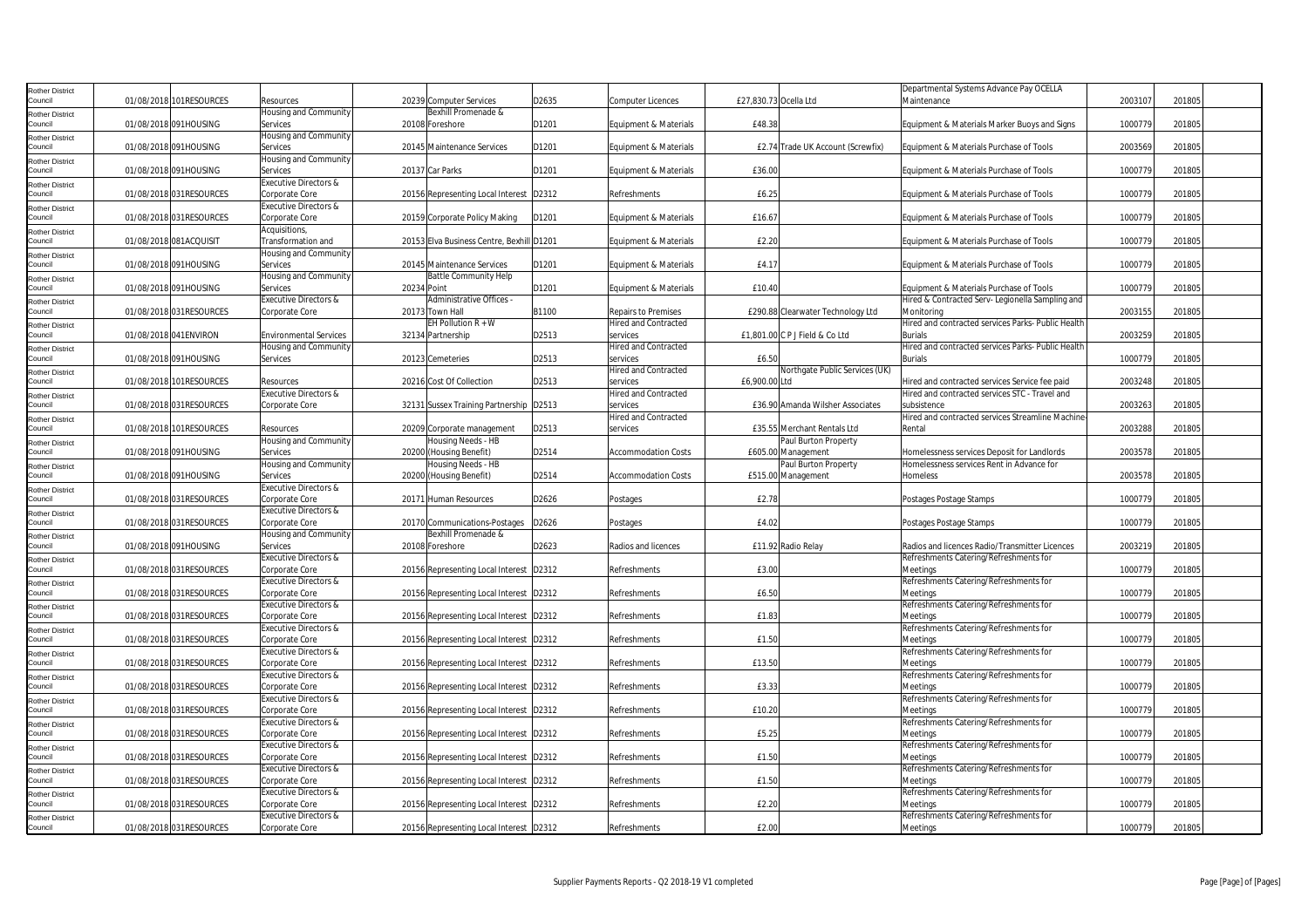| | | | | | | | | | | | | |
|---|---|---|---|---|---|---|---|---|---|---|---|---|
| Rother District Council | 01/08/2018 | 101RESOURCES | Resources | 20239 | Computer Services | D2635 | Computer Licences | £27,830.73 | Ocella Ltd | Departmental Systems Advance Pay OCELLA Maintenance | 2003107 | 201805 |
| Rother District Council | 01/08/2018 | 091HOUSING | Housing and Community Services | 20108 | Bexhill Promenade & Foreshore | D1201 | Equipment & Materials | £48.38 | | Equipment & Materials Marker Buoys and Signs | 1000779 | 201805 |
| Rother District Council | 01/08/2018 | 091HOUSING | Housing and Community Services | 20145 | Maintenance Services | D1201 | Equipment & Materials | £2.74 | Trade UK Account (Screwfix) | Equipment & Materials Purchase of Tools | 2003569 | 201805 |
| Rother District Council | 01/08/2018 | 091HOUSING | Housing and Community Services | 20137 | Car Parks | D1201 | Equipment & Materials | £36.00 | | Equipment & Materials Purchase of Tools | 1000779 | 201805 |
| Rother District Council | 01/08/2018 | 031RESOURCES | Executive Directors & Corporate Core | 20156 | Representing Local Interest | D2312 | Refreshments | £6.25 | | Equipment & Materials Purchase of Tools | 1000779 | 201805 |
| Rother District Council | 01/08/2018 | 031RESOURCES | Executive Directors & Corporate Core | 20159 | Corporate Policy Making | D1201 | Equipment & Materials | £16.67 | | Equipment & Materials Purchase of Tools | 1000779 | 201805 |
| Rother District Council | 01/08/2018 | 081ACQUISIT | Acquisitions, Transformation and | 20153 | Elva Business Centre, Bexhill | D1201 | Equipment & Materials | £2.20 | | Equipment & Materials Purchase of Tools | 1000779 | 201805 |
| Rother District Council | 01/08/2018 | 091HOUSING | Housing and Community Services | 20145 | Maintenance Services | D1201 | Equipment & Materials | £4.17 | | Equipment & Materials Purchase of Tools | 1000779 | 201805 |
| Rother District Council | 01/08/2018 | 091HOUSING | Housing and Community Services | 20234 | Battle Community Help Point | D1201 | Equipment & Materials | £10.40 | | Equipment & Materials Purchase of Tools | 1000779 | 201805 |
| Rother District Council | 01/08/2018 | 031RESOURCES | Executive Directors & Corporate Core | 20173 | Administrative Offices - Town Hall | B1100 | Repairs to Premises | £290.88 | Clearwater Technology Ltd | Hired & Contracted Serv- Legionella Sampling and Monitoring | 2003155 | 201805 |
| Rother District Council | 01/08/2018 | 041ENVIRON | Environmental Services | 32134 | EH Pollution R + W Partnership | D2513 | Hired and Contracted services | £1,801.00 | C P J Field & Co Ltd | Hired and contracted services Parks- Public Health Burials | 2003259 | 201805 |
| Rother District Council | 01/08/2018 | 091HOUSING | Housing and Community Services | 20123 | Cemeteries | D2513 | Hired and Contracted services | £6.50 | | Hired and contracted services Parks- Public Health Burials | 1000779 | 201805 |
| Rother District Council | 01/08/2018 | 101RESOURCES | Resources | 20216 | Cost Of Collection | D2513 | Hired and Contracted services | £6,900.00 | Northgate Public Services (UK) Ltd | Hired and contracted services Service fee paid | 2003248 | 201805 |
| Rother District Council | 01/08/2018 | 031RESOURCES | Executive Directors & Corporate Core | 32131 | Sussex Training Partnership | D2513 | Hired and Contracted services | £36.90 | Amanda Wilsher Associates | Hired and contracted services STC - Travel and subsistence | 2003263 | 201805 |
| Rother District Council | 01/08/2018 | 101RESOURCES | Resources | 20209 | Corporate management | D2513 | Hired and Contracted services | £35.55 | Merchant Rentals Ltd | Hired and contracted services Streamline Machine-Rental | 2003288 | 201805 |
| Rother District Council | 01/08/2018 | 091HOUSING | Housing and Community Services | 20200 | Housing Needs - HB (Housing Benefit) | D2514 | Accommodation Costs | £605.00 | Paul Burton Property Management | Homelessness services Deposit for Landlords | 2003578 | 201805 |
| Rother District Council | 01/08/2018 | 091HOUSING | Housing and Community Services | 20200 | Housing Needs - HB (Housing Benefit) | D2514 | Accommodation Costs | £515.00 | Paul Burton Property Management | Homelessness services Rent in Advance for Homeless | 2003578 | 201805 |
| Rother District Council | 01/08/2018 | 031RESOURCES | Executive Directors & Corporate Core | 20171 | Human Resources | D2626 | Postages | £2.78 | | Postages Postage Stamps | 1000779 | 201805 |
| Rother District Council | 01/08/2018 | 031RESOURCES | Executive Directors & Corporate Core | 20170 | Communications-Postages | D2626 | Postages | £4.02 | | Postages Postage Stamps | 1000779 | 201805 |
| Rother District Council | 01/08/2018 | 091HOUSING | Housing and Community Services | 20108 | Bexhill Promenade & Foreshore | D2623 | Radios and licences | £11.92 | Radio Relay | Radios and licences Radio/Transmitter Licences | 2003219 | 201805 |
| Rother District Council | 01/08/2018 | 031RESOURCES | Executive Directors & Corporate Core | 20156 | Representing Local Interest | D2312 | Refreshments | £3.00 | | Refreshments Catering/Refreshments for Meetings | 1000779 | 201805 |
| Rother District Council | 01/08/2018 | 031RESOURCES | Executive Directors & Corporate Core | 20156 | Representing Local Interest | D2312 | Refreshments | £6.50 | | Refreshments Catering/Refreshments for Meetings | 1000779 | 201805 |
| Rother District Council | 01/08/2018 | 031RESOURCES | Executive Directors & Corporate Core | 20156 | Representing Local Interest | D2312 | Refreshments | £1.83 | | Refreshments Catering/Refreshments for Meetings | 1000779 | 201805 |
| Rother District Council | 01/08/2018 | 031RESOURCES | Executive Directors & Corporate Core | 20156 | Representing Local Interest | D2312 | Refreshments | £1.50 | | Refreshments Catering/Refreshments for Meetings | 1000779 | 201805 |
| Rother District Council | 01/08/2018 | 031RESOURCES | Executive Directors & Corporate Core | 20156 | Representing Local Interest | D2312 | Refreshments | £13.50 | | Refreshments Catering/Refreshments for Meetings | 1000779 | 201805 |
| Rother District Council | 01/08/2018 | 031RESOURCES | Executive Directors & Corporate Core | 20156 | Representing Local Interest | D2312 | Refreshments | £3.33 | | Refreshments Catering/Refreshments for Meetings | 1000779 | 201805 |
| Rother District Council | 01/08/2018 | 031RESOURCES | Executive Directors & Corporate Core | 20156 | Representing Local Interest | D2312 | Refreshments | £10.20 | | Refreshments Catering/Refreshments for Meetings | 1000779 | 201805 |
| Rother District Council | 01/08/2018 | 031RESOURCES | Executive Directors & Corporate Core | 20156 | Representing Local Interest | D2312 | Refreshments | £5.25 | | Refreshments Catering/Refreshments for Meetings | 1000779 | 201805 |
| Rother District Council | 01/08/2018 | 031RESOURCES | Executive Directors & Corporate Core | 20156 | Representing Local Interest | D2312 | Refreshments | £1.50 | | Refreshments Catering/Refreshments for Meetings | 1000779 | 201805 |
| Rother District Council | 01/08/2018 | 031RESOURCES | Executive Directors & Corporate Core | 20156 | Representing Local Interest | D2312 | Refreshments | £1.50 | | Refreshments Catering/Refreshments for Meetings | 1000779 | 201805 |
| Rother District Council | 01/08/2018 | 031RESOURCES | Executive Directors & Corporate Core | 20156 | Representing Local Interest | D2312 | Refreshments | £2.20 | | Refreshments Catering/Refreshments for Meetings | 1000779 | 201805 |
| Rother District Council | 01/08/2018 | 031RESOURCES | Executive Directors & Corporate Core | 20156 | Representing Local Interest | D2312 | Refreshments | £2.00 | | Refreshments Catering/Refreshments for Meetings | 1000779 | 201805 |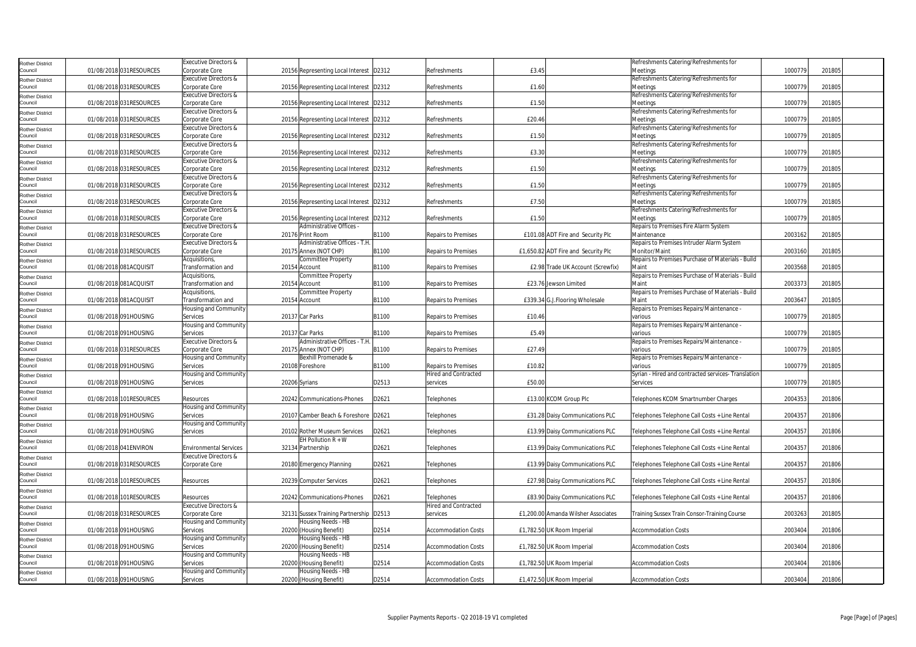| Rother District Council | 01/08/2018 | 031RESOURCES | Executive Directors & Corporate Core | 20156 | Representing Local Interest | D2312 | Refreshments | £3.45 | | Refreshments Catering/Refreshments for Meetings | 1000779 | 201805 |
|---|---|---|---|---|---|---|---|---|---|---|---|---|
| Rother District Council | 01/08/2018 | 031RESOURCES | Executive Directors & Corporate Core | 20156 | Representing Local Interest | D2312 | Refreshments | £1.60 | | Refreshments Catering/Refreshments for Meetings | 1000779 | 201805 |
| Rother District Council | 01/08/2018 | 031RESOURCES | Executive Directors & Corporate Core | 20156 | Representing Local Interest | D2312 | Refreshments | £1.50 | | Refreshments Catering/Refreshments for Meetings | 1000779 | 201805 |
| Rother District Council | 01/08/2018 | 031RESOURCES | Executive Directors & Corporate Core | 20156 | Representing Local Interest | D2312 | Refreshments | £20.46 | | Refreshments Catering/Refreshments for Meetings | 1000779 | 201805 |
| Rother District Council | 01/08/2018 | 031RESOURCES | Executive Directors & Corporate Core | 20156 | Representing Local Interest | D2312 | Refreshments | £1.50 | | Refreshments Catering/Refreshments for Meetings | 1000779 | 201805 |
| Rother District Council | 01/08/2018 | 031RESOURCES | Executive Directors & Corporate Core | 20156 | Representing Local Interest | D2312 | Refreshments | £3.30 | | Refreshments Catering/Refreshments for Meetings | 1000779 | 201805 |
| Rother District Council | 01/08/2018 | 031RESOURCES | Executive Directors & Corporate Core | 20156 | Representing Local Interest | D2312 | Refreshments | £1.50 | | Refreshments Catering/Refreshments for Meetings | 1000779 | 201805 |
| Rother District Council | 01/08/2018 | 031RESOURCES | Executive Directors & Corporate Core | 20156 | Representing Local Interest | D2312 | Refreshments | £1.50 | | Refreshments Catering/Refreshments for Meetings | 1000779 | 201805 |
| Rother District Council | 01/08/2018 | 031RESOURCES | Executive Directors & Corporate Core | 20156 | Representing Local Interest | D2312 | Refreshments | £7.50 | | Refreshments Catering/Refreshments for Meetings | 1000779 | 201805 |
| Rother District Council | 01/08/2018 | 031RESOURCES | Executive Directors & Corporate Core | 20156 | Representing Local Interest | D2312 | Refreshments | £1.50 | | Refreshments Catering/Refreshments for Meetings | 1000779 | 201805 |
| Rother District Council | 01/08/2018 | 031RESOURCES | Executive Directors & Corporate Core | 20176 | Administrative Offices - Print Room | B1100 | Repairs to Premises | £101.08 | ADT Fire and Security Plc | Repairs to Premises Fire Alarm System Maintenance | 2003162 | 201805 |
| Rother District Council | 01/08/2018 | 031RESOURCES | Executive Directors & Corporate Core | 20175 | Administrative Offices - T.H. Annex (NOT CHP) | B1100 | Repairs to Premises | £1,650.82 | ADT Fire and Security Plc | Repairs to Premises Intruder Alarm System Monitor/Maint | 2003160 | 201805 |
| Rother District Council | 01/08/2018 | 081ACQUISIT | Acquisitions, Transformation and | 20154 | Committee Property Account | B1100 | Repairs to Premises | £2.98 | Trade UK Account (Screwfix) | Repairs to Premises Purchase of Materials - Build Maint | 2003568 | 201805 |
| Rother District Council | 01/08/2018 | 081ACQUISIT | Acquisitions, Transformation and | 20154 | Committee Property Account | B1100 | Repairs to Premises | £23.76 | Jewson Limited | Repairs to Premises Purchase of Materials - Build Maint | 2003373 | 201805 |
| Rother District Council | 01/08/2018 | 081ACQUISIT | Acquisitions, Transformation and | 20154 | Committee Property Account | B1100 | Repairs to Premises | £339.34 | G.J.Flooring Wholesale | Repairs to Premises Purchase of Materials - Build Maint | 2003647 | 201805 |
| Rother District Council | 01/08/2018 | 091HOUSING | Housing and Community Services | 20137 | Car Parks | B1100 | Repairs to Premises | £10.46 | | Repairs to Premises Repairs/Maintenance - various | 1000779 | 201805 |
| Rother District Council | 01/08/2018 | 091HOUSING | Housing and Community Services | 20137 | Car Parks | B1100 | Repairs to Premises | £5.49 | | Repairs to Premises Repairs/Maintenance - various | 1000779 | 201805 |
| Rother District Council | 01/08/2018 | 031RESOURCES | Executive Directors & Corporate Core | 20175 | Administrative Offices - T.H. Annex (NOT CHP) | B1100 | Repairs to Premises | £27.49 | | Repairs to Premises Repairs/Maintenance - various | 1000779 | 201805 |
| Rother District Council | 01/08/2018 | 091HOUSING | Housing and Community Services | 20108 | Bexhill Promenade & Foreshore | B1100 | Repairs to Premises | £10.82 | | Repairs to Premises Repairs/Maintenance - various | 1000779 | 201805 |
| Rother District Council | 01/08/2018 | 091HOUSING | Housing and Community Services | 20206 | Syrians | D2513 | Hired and Contracted services | £50.00 | | Syrian - Hired and contracted services- Translation Services | 1000779 | 201805 |
| Rother District Council | 01/08/2018 | 101RESOURCES | Resources | 20242 | Communications-Phones | D2621 | Telephones | £13.00 | KCOM Group Plc | Telephones KCOM Smartnumber Charges | 2004353 | 201806 |
| Rother District Council | 01/08/2018 | 091HOUSING | Housing and Community Services | 20107 | Camber Beach & Foreshore | D2621 | Telephones | £31.28 | Daisy Communications PLC | Telephones Telephone Call Costs + Line Rental | 2004357 | 201806 |
| Rother District Council | 01/08/2018 | 091HOUSING | Housing and Community Services | 20102 | Rother Museum Services | D2621 | Telephones | £13.99 | Daisy Communications PLC | Telephones Telephone Call Costs + Line Rental | 2004357 | 201806 |
| Rother District Council | 01/08/2018 | 041ENVIRON | Environmental Services | 32134 | EH Pollution R + W Partnership | D2621 | Telephones | £13.99 | Daisy Communications PLC | Telephones Telephone Call Costs + Line Rental | 2004357 | 201806 |
| Rother District Council | 01/08/2018 | 031RESOURCES | Executive Directors & Corporate Core | 20180 | Emergency Planning | D2621 | Telephones | £13.99 | Daisy Communications PLC | Telephones Telephone Call Costs + Line Rental | 2004357 | 201806 |
| Rother District Council | 01/08/2018 | 101RESOURCES | Resources | 20239 | Computer Services | D2621 | Telephones | £27.98 | Daisy Communications PLC | Telephones Telephone Call Costs + Line Rental | 2004357 | 201806 |
| Rother District Council | 01/08/2018 | 101RESOURCES | Resources | 20242 | Communications-Phones | D2621 | Telephones | £83.90 | Daisy Communications PLC | Telephones Telephone Call Costs + Line Rental | 2004357 | 201806 |
| Rother District Council | 01/08/2018 | 031RESOURCES | Executive Directors & Corporate Core | 32131 | Sussex Training Partnership | D2513 | Hired and Contracted services | £1,200.00 | Amanda Wilsher Associates | Training Sussex Train Consor-Training Course | 2003263 | 201805 |
| Rother District Council | 01/08/2018 | 091HOUSING | Housing and Community Services | 20200 | Housing Needs - HB (Housing Benefit) | D2514 | Accommodation Costs | £1,782.50 | UK Room Imperial | Accommodation Costs | 2003404 | 201806 |
| Rother District Council | 01/08/2018 | 091HOUSING | Housing and Community Services | 20200 | Housing Needs - HB (Housing Benefit) | D2514 | Accommodation Costs | £1,782.50 | UK Room Imperial | Accommodation Costs | 2003404 | 201806 |
| Rother District Council | 01/08/2018 | 091HOUSING | Housing and Community Services | 20200 | Housing Needs - HB (Housing Benefit) | D2514 | Accommodation Costs | £1,782.50 | UK Room Imperial | Accommodation Costs | 2003404 | 201806 |
| Rother District Council | 01/08/2018 | 091HOUSING | Housing and Community Services | 20200 | Housing Needs - HB (Housing Benefit) | D2514 | Accommodation Costs | £1,472.50 | UK Room Imperial | Accommodation Costs | 2003404 | 201806 |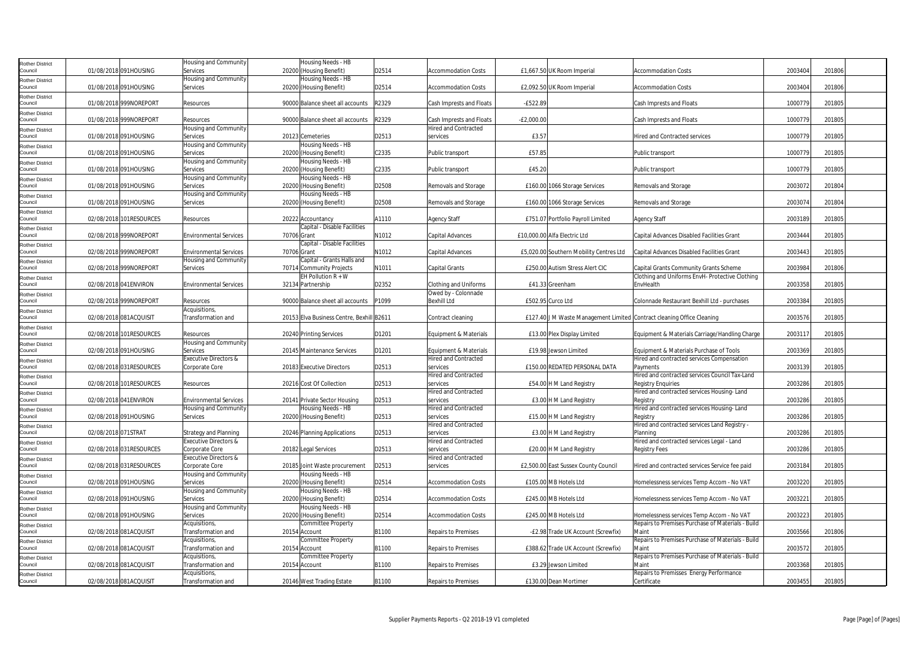| Rother District Council | 01/08/2018 | 091HOUSING | Housing and Community Services | 20200 | Housing Needs - HB (Housing Benefit) | D2514 | Accommodation Costs | £1,667.50 | UK Room Imperial | Accommodation Costs | 2003404 | 201806 |
|---|---|---|---|---|---|---|---|---|---|---|---|---|
| Rother District Council | 01/08/2018 | 091HOUSING | Housing and Community Services | 20200 | Housing Needs - HB (Housing Benefit) | D2514 | Accommodation Costs | £2,092.50 | UK Room Imperial | Accommodation Costs | 2003404 | 201806 |
| Rother District Council | 01/08/2018 | 999NOREPORT | Resources | 90000 | Balance sheet all accounts | R2329 | Cash Imprests and Floats | -£522.89 | | Cash Imprests and Floats | 1000779 | 201805 |
| Rother District Council | 01/08/2018 | 999NOREPORT | Resources | 90000 | Balance sheet all accounts | R2329 | Cash Imprests and Floats | -£2,000.00 | | Cash Imprests and Floats | 1000779 | 201805 |
| Rother District Council | 01/08/2018 | 091HOUSING | Housing and Community Services | 20123 | Cemeteries | D2513 | Hired and Contracted services | £3.57 | | Hired and Contracted services | 1000779 | 201805 |
| Rother District Council | 01/08/2018 | 091HOUSING | Housing and Community Services | 20200 | Housing Needs - HB (Housing Benefit) | C2335 | Public transport | £57.85 | | Public transport | 1000779 | 201805 |
| Rother District Council | 01/08/2018 | 091HOUSING | Housing and Community Services | 20200 | Housing Needs - HB (Housing Benefit) | C2335 | Public transport | £45.20 | | Public transport | 1000779 | 201805 |
| Rother District Council | 01/08/2018 | 091HOUSING | Housing and Community Services | 20200 | Housing Needs - HB (Housing Benefit) | D2508 | Removals and Storage | £160.00 | 1066 Storage Services | Removals and Storage | 2003072 | 201804 |
| Rother District Council | 01/08/2018 | 091HOUSING | Housing and Community Services | 20200 | Housing Needs - HB (Housing Benefit) | D2508 | Removals and Storage | £160.00 | 1066 Storage Services | Removals and Storage | 2003074 | 201804 |
| Rother District Council | 02/08/2018 | 101RESOURCES | Resources | 20222 | Accountancy | A1110 | Agency Staff | £751.07 | Portfolio Payroll Limited | Agency Staff | 2003189 | 201805 |
| Rother District Council | 02/08/2018 | 999NOREPORT | Environmental Services | 70706 | Capital - Disable Facilities Grant | N1012 | Capital Advances | £10,000.00 | Alfa Electric Ltd | Capital Advances Disabled Facilities Grant | 2003444 | 201805 |
| Rother District Council | 02/08/2018 | 999NOREPORT | Environmental Services | 70706 | Capital - Disable Facilities Grant | N1012 | Capital Advances | £5,020.00 | Southern Mobility Centres Ltd | Capital Advances Disabled Facilities Grant | 2003443 | 201805 |
| Rother District Council | 02/08/2018 | 999NOREPORT | Housing and Community Services | 70714 | Capital - Grants Halls and Community Projects | N1011 | Capital Grants | £250.00 | Autism Stress Alert CIC | Capital Grants Community Grants Scheme | 2003984 | 201806 |
| Rother District Council | 02/08/2018 | 041ENVIRON | Environmental Services | 32134 | EH Pollution R + W Partnership | D2352 | Clothing and Uniforms | £41.33 | Greenham | Clothing and Uniforms EnvH- Protective Clothing EnvHealth | 2003358 | 201805 |
| Rother District Council | 02/08/2018 | 999NOREPORT | Resources | 90000 | Balance sheet all accounts | P1099 | Owed by - Colonnade Bexhill Ltd | £502.95 | Curco Ltd | Colonnade Restaurant Bexhill Ltd - purchases | 2003384 | 201805 |
| Rother District Council | 02/08/2018 | 081ACQUISIT | Acquisitions, Transformation and | 20153 | Elva Business Centre, Bexhill | B2611 | Contract cleaning | £127.40 | J M Waste Management Limited | Contract cleaning Office Cleaning | 2003576 | 201805 |
| Rother District Council | 02/08/2018 | 101RESOURCES | Resources | 20240 | Printing Services | D1201 | Equipment & Materials | £13.00 | Plex Display Limited | Equipment & Materials Carriage/Handling Charge | 2003117 | 201805 |
| Rother District Council | 02/08/2018 | 091HOUSING | Housing and Community Services | 20145 | Maintenance Services | D1201 | Equipment & Materials | £19.98 | Jewson Limited | Equipment & Materials Purchase of Tools | 2003369 | 201805 |
| Rother District Council | 02/08/2018 | 031RESOURCES | Executive Directors & Corporate Core | 20183 | Executive Directors | D2513 | Hired and Contracted services | £150.00 | REDATED PERSONAL DATA | Hired and contracted services Compensation Payments | 2003139 | 201805 |
| Rother District Council | 02/08/2018 | 101RESOURCES | Resources | 20216 | Cost Of Collection | D2513 | Hired and Contracted services | £54.00 | H M Land Registry | Hired and contracted services Council Tax-Land Registry Enquiries | 2003286 | 201805 |
| Rother District Council | 02/08/2018 | 041ENVIRON | Environmental Services | 20141 | Private Sector Housing | D2513 | Hired and Contracted services | £3.00 | H M Land Registry | Hired and contracted services Housing- Land Registry | 2003286 | 201805 |
| Rother District Council | 02/08/2018 | 091HOUSING | Housing and Community Services | 20200 | Housing Needs - HB (Housing Benefit) | D2513 | Hired and Contracted services | £15.00 | H M Land Registry | Hired and contracted services Housing- Land Registry | 2003286 | 201805 |
| Rother District Council | 02/08/2018 | 071STRAT | Strategy and Planning | 20246 | Planning Applications | D2513 | Hired and Contracted services | £3.00 | H M Land Registry | Hired and contracted services Land Registry - Planning | 2003286 | 201805 |
| Rother District Council | 02/08/2018 | 031RESOURCES | Executive Directors & Corporate Core | 20182 | Legal Services | D2513 | Hired and Contracted services | £20.00 | H M Land Registry | Hired and contracted services Legal - Land Registry Fees | 2003286 | 201805 |
| Rother District Council | 02/08/2018 | 031RESOURCES | Executive Directors & Corporate Core | 20185 | Joint Waste procurement | D2513 | Hired and Contracted services | £2,500.00 | East Sussex County Council | Hired and contracted services Service fee paid | 2003184 | 201805 |
| Rother District Council | 02/08/2018 | 091HOUSING | Housing and Community Services | 20200 | Housing Needs - HB (Housing Benefit) | D2514 | Accommodation Costs | £105.00 | MB Hotels Ltd | Homelessness services Temp Accom - No VAT | 2003220 | 201805 |
| Rother District Council | 02/08/2018 | 091HOUSING | Housing and Community Services | 20200 | Housing Needs - HB (Housing Benefit) | D2514 | Accommodation Costs | £245.00 | MB Hotels Ltd | Homelessness services Temp Accom - No VAT | 2003221 | 201805 |
| Rother District Council | 02/08/2018 | 091HOUSING | Housing and Community Services | 20200 | Housing Needs - HB (Housing Benefit) | D2514 | Accommodation Costs | £245.00 | MB Hotels Ltd | Homelessness services Temp Accom - No VAT | 2003223 | 201805 |
| Rother District Council | 02/08/2018 | 081ACQUISIT | Acquisitions, Transformation and | 20154 | Committee Property Account | B1100 | Repairs to Premises | -£2.98 | Trade UK Account (Screwfix) | Repairs to Premises Purchase of Materials - Build Maint | 2003566 | 201806 |
| Rother District Council | 02/08/2018 | 081ACQUISIT | Acquisitions, Transformation and | 20154 | Committee Property Account | B1100 | Repairs to Premises | £388.62 | Trade UK Account (Screwfix) | Repairs to Premises Purchase of Materials - Build Maint | 2003572 | 201805 |
| Rother District Council | 02/08/2018 | 081ACQUISIT | Acquisitions, Transformation and | 20154 | Committee Property Account | B1100 | Repairs to Premises | £3.29 | Jewson Limited | Repairs to Premises Purchase of Materials - Build Maint | 2003368 | 201805 |
| Rother District Council | 02/08/2018 | 081ACQUISIT | Acquisitions, Transformation and | 20146 | West Trading Estate | B1100 | Repairs to Premises | £130.00 | Dean Mortimer | Repairs to Premisses Energy Performance Certificate | 2003455 | 201805 |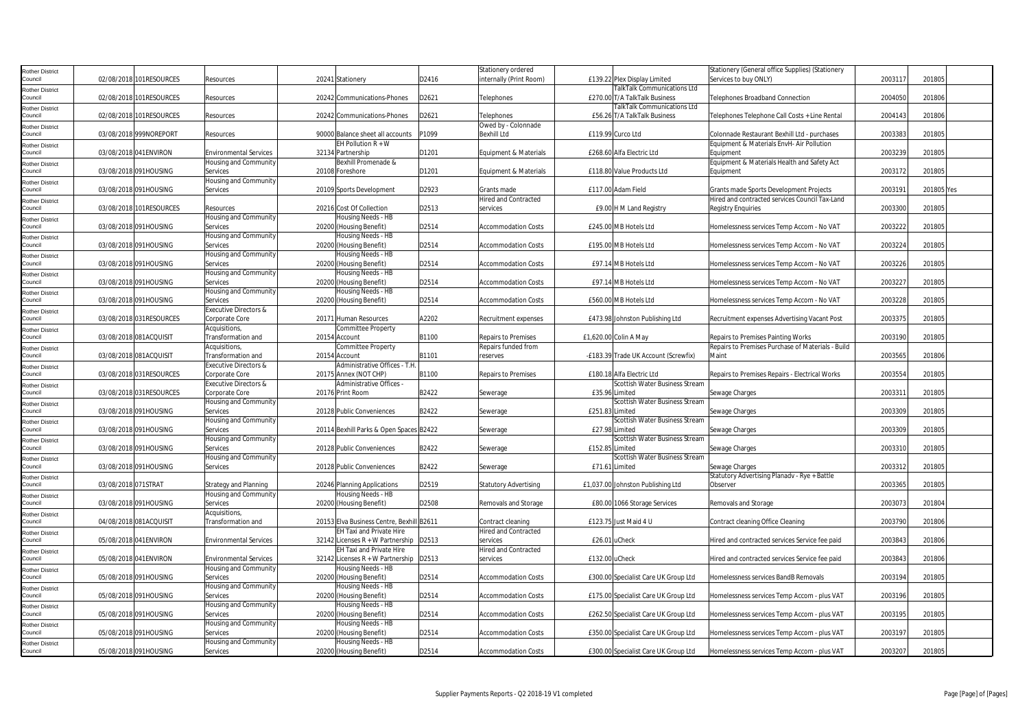| Rother District Council | 02/08/2018 | 101RESOURCES | Resources | 20241 | Stationery | D2416 | Stationery ordered internally (Print Room) | £139.22 | Plex Display Limited | Stationery (General office Supplies) (Stationery Services to buy ONLY) | 2003117 | 201805 | |
|---|---|---|---|---|---|---|---|---|---|---|---|---|---|
| Rother District Council | 02/08/2018 | 101RESOURCES | Resources | 20242 | Communications-Phones | D2621 | Telephones | £270.00 | TalkTalk Communications Ltd T/A TalkTalk Business | Telephones Broadband Connection | 2004050 | 201806 | |
| Rother District Council | 02/08/2018 | 101RESOURCES | Resources | 20242 | Communications-Phones | D2621 | Telephones | £56.26 | TalkTalk Communications Ltd T/A TalkTalk Business | Telephones Telephone Call Costs + Line Rental | 2004143 | 201806 | |
| Rother District Council | 03/08/2018 | 999NOREPORT | Resources | 90000 | Balance sheet all accounts | P1099 | Owed by - Colonnade Bexhill Ltd | £119.99 | Curco Ltd | Colonnade Restaurant Bexhill Ltd - purchases | 2003383 | 201805 | |
| Rother District Council | 03/08/2018 | 041ENVIRON | Environmental Services | 32134 | EH Pollution R + W Partnership | D1201 | Equipment & Materials | £268.60 | Alfa Electric Ltd | Equipment & Materials EnvH- Air Pollution Equipment | 2003239 | 201805 | |
| Rother District Council | 03/08/2018 | 091HOUSING | Housing and Community Services | 20108 | Bexhill Promenade & Foreshore | D1201 | Equipment & Materials | £118.80 | Value Products Ltd | Equipment & Materials Health and Safety Act Equipment | 2003172 | 201805 | |
| Rother District Council | 03/08/2018 | 091HOUSING | Housing and Community Services | 20109 | Sports Development | D2923 | Grants made | £117.00 | Adam Field | Grants made Sports Development Projects | 2003191 | 201805 | Yes |
| Rother District Council | 03/08/2018 | 101RESOURCES | Resources | 20216 | Cost Of Collection | D2513 | Hired and Contracted services | £9.00 | H M Land Registry | Hired and contracted services Council Tax-Land Registry Enquiries | 2003300 | 201805 | |
| Rother District Council | 03/08/2018 | 091HOUSING | Housing and Community Services | 20200 | Housing Needs - HB (Housing Benefit) | D2514 | Accommodation Costs | £245.00 | MB Hotels Ltd | Homelessness services Temp Accom - No VAT | 2003222 | 201805 | |
| Rother District Council | 03/08/2018 | 091HOUSING | Housing and Community Services | 20200 | Housing Needs - HB (Housing Benefit) | D2514 | Accommodation Costs | £195.00 | MB Hotels Ltd | Homelessness services Temp Accom - No VAT | 2003224 | 201805 | |
| Rother District Council | 03/08/2018 | 091HOUSING | Housing and Community Services | 20200 | Housing Needs - HB (Housing Benefit) | D2514 | Accommodation Costs | £97.14 | MB Hotels Ltd | Homelessness services Temp Accom - No VAT | 2003226 | 201805 | |
| Rother District Council | 03/08/2018 | 091HOUSING | Housing and Community Services | 20200 | Housing Needs - HB (Housing Benefit) | D2514 | Accommodation Costs | £97.14 | MB Hotels Ltd | Homelessness services Temp Accom - No VAT | 2003227 | 201805 | |
| Rother District Council | 03/08/2018 | 091HOUSING | Housing and Community Services | 20200 | Housing Needs - HB (Housing Benefit) | D2514 | Accommodation Costs | £560.00 | MB Hotels Ltd | Homelessness services Temp Accom - No VAT | 2003228 | 201805 | |
| Rother District Council | 03/08/2018 | 031RESOURCES | Executive Directors & Corporate Core | 20171 | Human Resources | A2202 | Recruitment expenses | £473.98 | Johnston Publishing Ltd | Recruitment expenses Advertising Vacant Post | 2003375 | 201805 | |
| Rother District Council | 03/08/2018 | 081ACQUISIT | Acquisitions, Transformation and | 20154 | Committee Property Account | B1100 | Repairs to Premises | £1,620.00 | Colin A May | Repairs to Premises Painting Works | 2003190 | 201805 | |
| Rother District Council | 03/08/2018 | 081ACQUISIT | Acquisitions, Transformation and | 20154 | Committee Property Account | B1101 | Repairs funded from reserves | -£183.39 | Trade UK Account (Screwfix) | Repairs to Premises Purchase of Materials - Build Maint | 2003565 | 201806 | |
| Rother District Council | 03/08/2018 | 031RESOURCES | Executive Directors & Corporate Core | 20175 | Administrative Offices - T.H. Annex (NOT CHP) | B1100 | Repairs to Premises | £180.18 | Alfa Electric Ltd | Repairs to Premises Repairs - Electrical Works | 2003554 | 201805 | |
| Rother District Council | 03/08/2018 | 031RESOURCES | Executive Directors & Corporate Core | 20176 | Administrative Offices - Print Room | B2422 | Sewerage | £35.96 | Scottish Water Business Stream Limited | Sewage Charges | 2003311 | 201805 | |
| Rother District Council | 03/08/2018 | 091HOUSING | Housing and Community Services | 20128 | Public Conveniences | B2422 | Sewerage | £251.83 | Scottish Water Business Stream Limited | Sewage Charges | 2003309 | 201805 | |
| Rother District Council | 03/08/2018 | 091HOUSING | Housing and Community Services | 20114 | Bexhill Parks & Open Spaces | B2422 | Sewerage | £27.98 | Scottish Water Business Stream Limited | Sewage Charges | 2003309 | 201805 | |
| Rother District Council | 03/08/2018 | 091HOUSING | Housing and Community Services | 20128 | Public Conveniences | B2422 | Sewerage | £152.85 | Scottish Water Business Stream Limited | Sewage Charges | 2003310 | 201805 | |
| Rother District Council | 03/08/2018 | 091HOUSING | Housing and Community Services | 20128 | Public Conveniences | B2422 | Sewerage | £71.61 | Scottish Water Business Stream Limited | Sewage Charges | 2003312 | 201805 | |
| Rother District Council | 03/08/2018 | 071STRAT | Strategy and Planning | 20246 | Planning Applications | D2519 | Statutory Advertising | £1,037.00 | Johnston Publishing Ltd | Statutory Advertising Planadv - Rye + Battle Observer | 2003365 | 201805 | |
| Rother District Council | 03/08/2018 | 091HOUSING | Housing and Community Services | 20200 | Housing Needs - HB (Housing Benefit) | D2508 | Removals and Storage | £80.00 | 1066 Storage Services | Removals and Storage | 2003073 | 201804 | |
| Rother District Council | 04/08/2018 | 081ACQUISIT | Acquisitions, Transformation and | 20153 | Elva Business Centre, Bexhill | B2611 | Contract cleaning | £123.75 | Just Maid 4 U | Contract cleaning Office Cleaning | 2003790 | 201806 | |
| Rother District Council | 05/08/2018 | 041ENVIRON | Environmental Services | 32142 | EH Taxi and Private Hire Licenses R + W Partnership | D2513 | Hired and Contracted services | £26.01 | uCheck | Hired and contracted services Service fee paid | 2003843 | 201806 | |
| Rother District Council | 05/08/2018 | 041ENVIRON | Environmental Services | 32142 | EH Taxi and Private Hire Licenses R + W Partnership | D2513 | Hired and Contracted services | £132.00 | uCheck | Hired and contracted services Service fee paid | 2003843 | 201806 | |
| Rother District Council | 05/08/2018 | 091HOUSING | Housing and Community Services | 20200 | Housing Needs - HB (Housing Benefit) | D2514 | Accommodation Costs | £300.00 | Specialist Care UK Group Ltd | Homelessness services BandB Removals | 2003194 | 201805 | |
| Rother District Council | 05/08/2018 | 091HOUSING | Housing and Community Services | 20200 | Housing Needs - HB (Housing Benefit) | D2514 | Accommodation Costs | £175.00 | Specialist Care UK Group Ltd | Homelessness services Temp Accom - plus VAT | 2003196 | 201805 | |
| Rother District Council | 05/08/2018 | 091HOUSING | Housing and Community Services | 20200 | Housing Needs - HB (Housing Benefit) | D2514 | Accommodation Costs | £262.50 | Specialist Care UK Group Ltd | Homelessness services Temp Accom - plus VAT | 2003195 | 201805 | |
| Rother District Council | 05/08/2018 | 091HOUSING | Housing and Community Services | 20200 | Housing Needs - HB (Housing Benefit) | D2514 | Accommodation Costs | £350.00 | Specialist Care UK Group Ltd | Homelessness services Temp Accom - plus VAT | 2003197 | 201805 | |
| Rother District Council | 05/08/2018 | 091HOUSING | Housing and Community Services | 20200 | Housing Needs - HB (Housing Benefit) | D2514 | Accommodation Costs | £300.00 | Specialist Care UK Group Ltd | Homelessness services Temp Accom - plus VAT | 2003207 | 201805 | |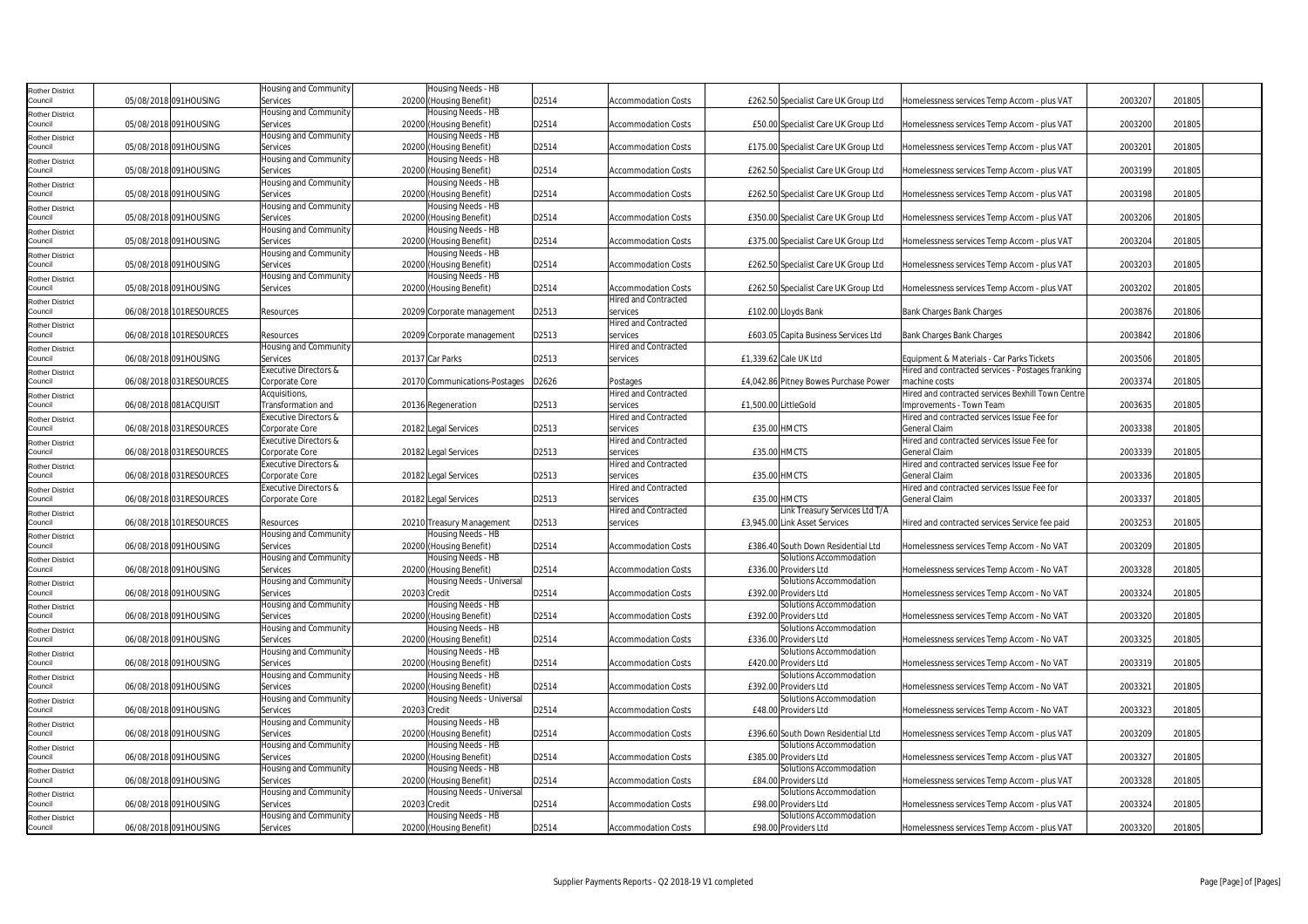| Rother District Council | 05/08/2018 | 091HOUSING | Housing and Community Services | 20200 | Housing Needs - HB (Housing Benefit) | D2514 | Accommodation Costs | £262.50 | Specialist Care UK Group Ltd | Homelessness services Temp Accom - plus VAT | 2003207 | 201805 |
|---|---|---|---|---|---|---|---|---|---|---|---|---|
| Rother District Council | 05/08/2018 | 091HOUSING | Housing and Community Services | 20200 | Housing Needs - HB (Housing Benefit) | D2514 | Accommodation Costs | £50.00 | Specialist Care UK Group Ltd | Homelessness services Temp Accom - plus VAT | 2003200 | 201805 |
| Rother District Council | 05/08/2018 | 091HOUSING | Housing and Community Services | 20200 | Housing Needs - HB (Housing Benefit) | D2514 | Accommodation Costs | £175.00 | Specialist Care UK Group Ltd | Homelessness services Temp Accom - plus VAT | 2003201 | 201805 |
| Rother District Council | 05/08/2018 | 091HOUSING | Housing and Community Services | 20200 | Housing Needs - HB (Housing Benefit) | D2514 | Accommodation Costs | £262.50 | Specialist Care UK Group Ltd | Homelessness services Temp Accom - plus VAT | 2003199 | 201805 |
| Rother District Council | 05/08/2018 | 091HOUSING | Housing and Community Services | 20200 | Housing Needs - HB (Housing Benefit) | D2514 | Accommodation Costs | £262.50 | Specialist Care UK Group Ltd | Homelessness services Temp Accom - plus VAT | 2003198 | 201805 |
| Rother District Council | 05/08/2018 | 091HOUSING | Housing and Community Services | 20200 | Housing Needs - HB (Housing Benefit) | D2514 | Accommodation Costs | £350.00 | Specialist Care UK Group Ltd | Homelessness services Temp Accom - plus VAT | 2003206 | 201805 |
| Rother District Council | 05/08/2018 | 091HOUSING | Housing and Community Services | 20200 | Housing Needs - HB (Housing Benefit) | D2514 | Accommodation Costs | £375.00 | Specialist Care UK Group Ltd | Homelessness services Temp Accom - plus VAT | 2003204 | 201805 |
| Rother District Council | 05/08/2018 | 091HOUSING | Housing and Community Services | 20200 | Housing Needs - HB (Housing Benefit) | D2514 | Accommodation Costs | £262.50 | Specialist Care UK Group Ltd | Homelessness services Temp Accom - plus VAT | 2003203 | 201805 |
| Rother District Council | 05/08/2018 | 091HOUSING | Housing and Community Services | 20200 | Housing Needs - HB (Housing Benefit) | D2514 | Accommodation Costs | £262.50 | Specialist Care UK Group Ltd | Homelessness services Temp Accom - plus VAT | 2003202 | 201805 |
| Rother District Council | 06/08/2018 | 101RESOURCES | Resources | 20209 | Corporate management | D2513 | Hired and Contracted services | £102.00 | Lloyds Bank | Bank Charges Bank Charges | 2003876 | 201806 |
| Rother District Council | 06/08/2018 | 101RESOURCES | Resources | 20209 | Corporate management | D2513 | Hired and Contracted services | £603.05 | Capita Business Services Ltd | Bank Charges Bank Charges | 2003842 | 201806 |
| Rother District Council | 06/08/2018 | 091HOUSING | Housing and Community Services | 20137 | Car Parks | D2513 | Hired and Contracted services | £1,339.62 | Cale UK Ltd | Equipment & Materials - Car Parks Tickets | 2003506 | 201805 |
| Rother District Council | 06/08/2018 | 031RESOURCES | Executive Directors & Corporate Core | 20170 | Communications-Postages | D2626 | Postages | £4,042.86 | Pitney Bowes Purchase Power | Hired and contracted services - Postages franking machine costs | 2003374 | 201805 |
| Rother District Council | 06/08/2018 | 081ACQUISIT | Acquisitions, Transformation and | 20136 | Regeneration | D2513 | Hired and Contracted services | £1,500.00 | LittleGold | Hired and contracted services Bexhill Town Centre Improvements - Town Team | 2003635 | 201805 |
| Rother District Council | 06/08/2018 | 031RESOURCES | Executive Directors & Corporate Core | 20182 | Legal Services | D2513 | Hired and Contracted services | £35.00 | HMCTS | Hired and contracted services Issue Fee for General Claim | 2003338 | 201805 |
| Rother District Council | 06/08/2018 | 031RESOURCES | Executive Directors & Corporate Core | 20182 | Legal Services | D2513 | Hired and Contracted services | £35.00 | HMCTS | Hired and contracted services Issue Fee for General Claim | 2003339 | 201805 |
| Rother District Council | 06/08/2018 | 031RESOURCES | Executive Directors & Corporate Core | 20182 | Legal Services | D2513 | Hired and Contracted services | £35.00 | HMCTS | Hired and contracted services Issue Fee for General Claim | 2003336 | 201805 |
| Rother District Council | 06/08/2018 | 031RESOURCES | Executive Directors & Corporate Core | 20182 | Legal Services | D2513 | Hired and Contracted services | £35.00 | HMCTS | Hired and contracted services Issue Fee for General Claim | 2003337 | 201805 |
| Rother District Council | 06/08/2018 | 101RESOURCES | Resources | 20210 | Treasury Management | D2513 | Hired and Contracted services | £3,945.00 | Link Treasury Services Ltd T/A Link Asset Services | Hired and contracted services Service fee paid | 2003253 | 201805 |
| Rother District Council | 06/08/2018 | 091HOUSING | Housing and Community Services | 20200 | Housing Needs - HB (Housing Benefit) | D2514 | Accommodation Costs | £386.40 | South Down Residential Ltd | Homelessness services Temp Accom - No VAT | 2003209 | 201805 |
| Rother District Council | 06/08/2018 | 091HOUSING | Housing and Community Services | 20200 | Housing Needs - HB (Housing Benefit) | D2514 | Accommodation Costs | £336.00 | Solutions Accommodation Providers Ltd | Homelessness services Temp Accom - No VAT | 2003328 | 201805 |
| Rother District Council | 06/08/2018 | 091HOUSING | Housing and Community Services | 20203 | Housing Needs - Universal Credit | D2514 | Accommodation Costs | £392.00 | Solutions Accommodation Providers Ltd | Homelessness services Temp Accom - No VAT | 2003324 | 201805 |
| Rother District Council | 06/08/2018 | 091HOUSING | Housing and Community Services | 20200 | Housing Needs - HB (Housing Benefit) | D2514 | Accommodation Costs | £392.00 | Solutions Accommodation Providers Ltd | Homelessness services Temp Accom - No VAT | 2003320 | 201805 |
| Rother District Council | 06/08/2018 | 091HOUSING | Housing and Community Services | 20200 | Housing Needs - HB (Housing Benefit) | D2514 | Accommodation Costs | £336.00 | Solutions Accommodation Providers Ltd | Homelessness services Temp Accom - No VAT | 2003325 | 201805 |
| Rother District Council | 06/08/2018 | 091HOUSING | Housing and Community Services | 20200 | Housing Needs - HB (Housing Benefit) | D2514 | Accommodation Costs | £420.00 | Solutions Accommodation Providers Ltd | Homelessness services Temp Accom - No VAT | 2003319 | 201805 |
| Rother District Council | 06/08/2018 | 091HOUSING | Housing and Community Services | 20200 | Housing Needs - HB (Housing Benefit) | D2514 | Accommodation Costs | £392.00 | Solutions Accommodation Providers Ltd | Homelessness services Temp Accom - No VAT | 2003321 | 201805 |
| Rother District Council | 06/08/2018 | 091HOUSING | Housing and Community Services | 20203 | Housing Needs - Universal Credit | D2514 | Accommodation Costs | £48.00 | Solutions Accommodation Providers Ltd | Homelessness services Temp Accom - No VAT | 2003323 | 201805 |
| Rother District Council | 06/08/2018 | 091HOUSING | Housing and Community Services | 20200 | Housing Needs - HB (Housing Benefit) | D2514 | Accommodation Costs | £396.60 | South Down Residential Ltd | Homelessness services Temp Accom - plus VAT | 2003209 | 201805 |
| Rother District Council | 06/08/2018 | 091HOUSING | Housing and Community Services | 20200 | Housing Needs - HB (Housing Benefit) | D2514 | Accommodation Costs | £385.00 | Solutions Accommodation Providers Ltd | Homelessness services Temp Accom - plus VAT | 2003327 | 201805 |
| Rother District Council | 06/08/2018 | 091HOUSING | Housing and Community Services | 20200 | Housing Needs - HB (Housing Benefit) | D2514 | Accommodation Costs | £84.00 | Solutions Accommodation Providers Ltd | Homelessness services Temp Accom - plus VAT | 2003328 | 201805 |
| Rother District Council | 06/08/2018 | 091HOUSING | Housing and Community Services | 20203 | Housing Needs - Universal Credit | D2514 | Accommodation Costs | £98.00 | Solutions Accommodation Providers Ltd | Homelessness services Temp Accom - plus VAT | 2003324 | 201805 |
| Rother District Council | 06/08/2018 | 091HOUSING | Housing and Community Services | 20200 | Housing Needs - HB (Housing Benefit) | D2514 | Accommodation Costs | £98.00 | Solutions Accommodation Providers Ltd | Homelessness services Temp Accom - plus VAT | 2003320 | 201805 |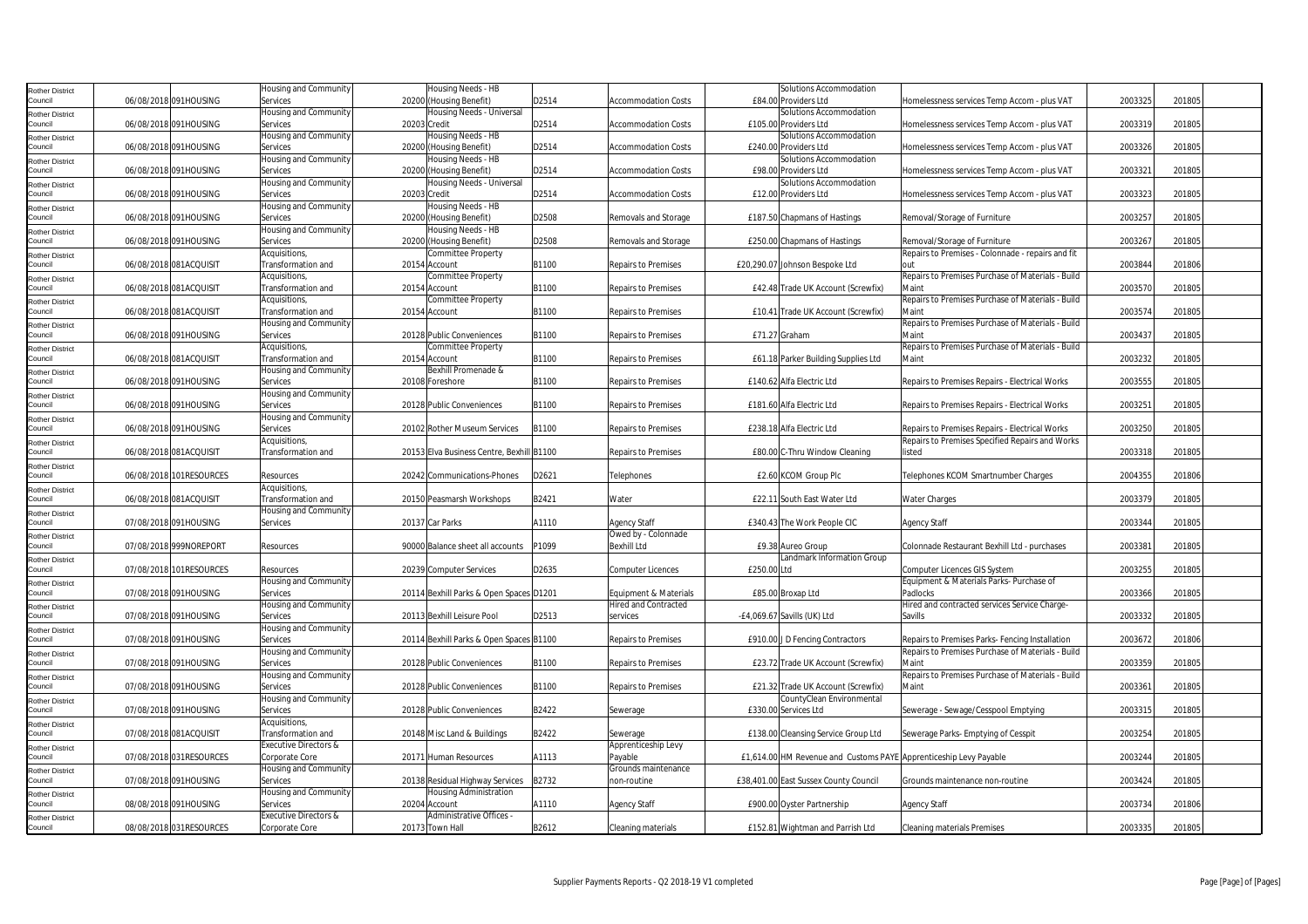| Rother District Council | 06/08/2018 | 091HOUSING | Housing and Community Services | 20200 | Housing Needs - HB (Housing Benefit) | D2514 | Accommodation Costs | £84.00 | Solutions Accommodation Providers Ltd | Homelessness services Temp Accom - plus VAT | 2003325 | 201805 |
|---|---|---|---|---|---|---|---|---|---|---|---|---|
| Rother District Council | 06/08/2018 | 091HOUSING | Housing and Community Services | 20203 | Housing Needs - Universal Credit | D2514 | Accommodation Costs | £105.00 | Solutions Accommodation Providers Ltd | Homelessness services Temp Accom - plus VAT | 2003319 | 201805 |
| Rother District Council | 06/08/2018 | 091HOUSING | Housing and Community Services | 20200 | Housing Needs - HB (Housing Benefit) | D2514 | Accommodation Costs | £240.00 | Solutions Accommodation Providers Ltd | Homelessness services Temp Accom - plus VAT | 2003326 | 201805 |
| Rother District Council | 06/08/2018 | 091HOUSING | Housing and Community Services | 20200 | Housing Needs - HB (Housing Benefit) | D2514 | Accommodation Costs | £98.00 | Solutions Accommodation Providers Ltd | Homelessness services Temp Accom - plus VAT | 2003321 | 201805 |
| Rother District Council | 06/08/2018 | 091HOUSING | Housing and Community Services | 20203 | Housing Needs - Universal Credit | D2514 | Accommodation Costs | £12.00 | Solutions Accommodation Providers Ltd | Homelessness services Temp Accom - plus VAT | 2003323 | 201805 |
| Rother District Council | 06/08/2018 | 091HOUSING | Housing and Community Services | 20200 | Housing Needs - HB (Housing Benefit) | D2508 | Removals and Storage | £187.50 | Chapmans of Hastings | Removal/Storage of Furniture | 2003257 | 201805 |
| Rother District Council | 06/08/2018 | 091HOUSING | Housing and Community Services | 20200 | Housing Needs - HB (Housing Benefit) | D2508 | Removals and Storage | £250.00 | Chapmans of Hastings | Removal/Storage of Furniture | 2003267 | 201805 |
| Rother District Council | 06/08/2018 | 081ACQUISIT | Acquisitions, Transformation and | 20154 | Committee Property Account | B1100 | Repairs to Premises | £20,290.07 | Johnson Bespoke Ltd | Repairs to Premises - Colonnade - repairs and fit out | 2003844 | 201806 |
| Rother District Council | 06/08/2018 | 081ACQUISIT | Acquisitions, Transformation and | 20154 | Committee Property Account | B1100 | Repairs to Premises | £42.48 | Trade UK Account (Screwfix) | Repairs to Premises Purchase of Materials - Build Maint | 2003570 | 201805 |
| Rother District Council | 06/08/2018 | 081ACQUISIT | Acquisitions, Transformation and | 20154 | Committee Property Account | B1100 | Repairs to Premises | £10.41 | Trade UK Account (Screwfix) | Repairs to Premises Purchase of Materials - Build Maint | 2003574 | 201805 |
| Rother District Council | 06/08/2018 | 091HOUSING | Housing and Community Services | 20128 | Public Conveniences | B1100 | Repairs to Premises | £71.27 | Graham | Repairs to Premises Purchase of Materials - Build Maint | 2003437 | 201805 |
| Rother District Council | 06/08/2018 | 081ACQUISIT | Acquisitions, Transformation and | 20154 | Committee Property Account | B1100 | Repairs to Premises | £61.18 | Parker Building Supplies Ltd | Repairs to Premises Purchase of Materials - Build Maint | 2003232 | 201805 |
| Rother District Council | 06/08/2018 | 091HOUSING | Housing and Community Services | 20108 | Bexhill Promenade & Foreshore | B1100 | Repairs to Premises | £140.62 | Alfa Electric Ltd | Repairs to Premises Repairs - Electrical Works | 2003555 | 201805 |
| Rother District Council | 06/08/2018 | 091HOUSING | Housing and Community Services | 20128 | Public Conveniences | B1100 | Repairs to Premises | £181.60 | Alfa Electric Ltd | Repairs to Premises Repairs - Electrical Works | 2003251 | 201805 |
| Rother District Council | 06/08/2018 | 091HOUSING | Housing and Community Services | 20102 | Rother Museum Services | B1100 | Repairs to Premises | £238.18 | Alfa Electric Ltd | Repairs to Premises Repairs - Electrical Works | 2003250 | 201805 |
| Rother District Council | 06/08/2018 | 081ACQUISIT | Acquisitions, Transformation and | 20153 | Elva Business Centre, Bexhill | B1100 | Repairs to Premises | £80.00 | C-Thru Window Cleaning | Repairs to Premises Specified Repairs and Works listed | 2003318 | 201805 |
| Rother District Council | 06/08/2018 | 101RESOURCES | Resources | 20242 | Communications-Phones | D2621 | Telephones | £2.60 | KCOM Group Plc | Telephones KCOM Smartnumber Charges | 2004355 | 201806 |
| Rother District Council | 06/08/2018 | 081ACQUISIT | Acquisitions, Transformation and | 20150 | Peasmarsh Workshops | B2421 | Water | £22.11 | South East Water Ltd | Water Charges | 2003379 | 201805 |
| Rother District Council | 07/08/2018 | 091HOUSING | Housing and Community Services | 20137 | Car Parks | A1110 | Agency Staff | £340.43 | The Work People CIC | Agency Staff | 2003344 | 201805 |
| Rother District Council | 07/08/2018 | 999NOREPORT | Resources | 90000 | Balance sheet all accounts | P1099 | Owed by - Colonnade Bexhill Ltd | £9.38 | Aureo Group | Colonnade Restaurant Bexhill Ltd - purchases | 2003381 | 201805 |
| Rother District Council | 07/08/2018 | 101RESOURCES | Resources | 20239 | Computer Services | D2635 | Computer Licences | £250.00 | Landmark Information Group Ltd | Computer Licences GIS System | 2003255 | 201805 |
| Rother District Council | 07/08/2018 | 091HOUSING | Housing and Community Services | 20114 | Bexhill Parks & Open Spaces | D1201 | Equipment & Materials | £85.00 | Broxap Ltd | Equipment & Materials Parks- Purchase of Padlocks | 2003366 | 201805 |
| Rother District Council | 07/08/2018 | 091HOUSING | Housing and Community Services | 20113 | Bexhill Leisure Pool | D2513 | Hired and Contracted services | -£4,069.67 | Savills (UK) Ltd | Hired and contracted services Service Charge-Savills | 2003332 | 201805 |
| Rother District Council | 07/08/2018 | 091HOUSING | Housing and Community Services | 20114 | Bexhill Parks & Open Spaces | B1100 | Repairs to Premises | £910.00 | J D Fencing Contractors | Repairs to Premises Parks- Fencing Installation | 2003672 | 201806 |
| Rother District Council | 07/08/2018 | 091HOUSING | Housing and Community Services | 20128 | Public Conveniences | B1100 | Repairs to Premises | £23.72 | Trade UK Account (Screwfix) | Repairs to Premises Purchase of Materials - Build Maint | 2003359 | 201805 |
| Rother District Council | 07/08/2018 | 091HOUSING | Housing and Community Services | 20128 | Public Conveniences | B1100 | Repairs to Premises | £21.32 | Trade UK Account (Screwfix) | Repairs to Premises Purchase of Materials - Build Maint | 2003361 | 201805 |
| Rother District Council | 07/08/2018 | 091HOUSING | Housing and Community Services | 20128 | Public Conveniences | B2422 | Sewerage | £330.00 | CountyClean Environmental Services Ltd | Sewerage - Sewage/Cesspool Emptying | 2003315 | 201805 |
| Rother District Council | 07/08/2018 | 081ACQUISIT | Acquisitions, Transformation and | 20148 | Misc Land & Buildings | B2422 | Sewerage | £138.00 | Cleansing Service Group Ltd | Sewerage Parks- Emptying of Cesspit | 2003254 | 201805 |
| Rother District Council | 07/08/2018 | 031RESOURCES | Executive Directors & Corporate Core | 20171 | Human Resources | A1113 | Apprenticeship Levy Payable | £1,614.00 | HM Revenue and Customs PAYE | Apprenticeship Levy Payable | 2003244 | 201805 |
| Rother District Council | 07/08/2018 | 091HOUSING | Housing and Community Services | 20138 | Residual Highway Services | B2732 | Grounds maintenance non-routine | £38,401.00 | East Sussex County Council | Grounds maintenance non-routine | 2003424 | 201805 |
| Rother District Council | 08/08/2018 | 091HOUSING | Housing and Community Services | 20204 | Housing Administration Account | A1110 | Agency Staff | £900.00 | Oyster Partnership | Agency Staff | 2003734 | 201806 |
| Rother District Council | 08/08/2018 | 031RESOURCES | Executive Directors & Corporate Core | 20173 | Administrative Offices - Town Hall | B2612 | Cleaning materials | £152.81 | Wightman and Parrish Ltd | Cleaning materials Premises | 2003335 | 201805 |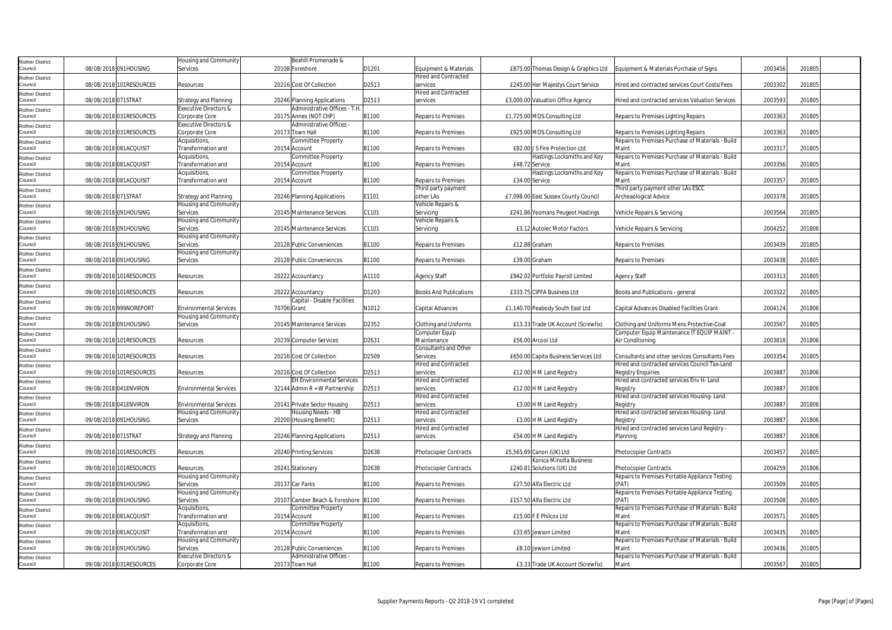| Rother District Council | 08/08/2018 | 091HOUSING | Housing and Community Services | 20108 | Bexhill Promenade & Foreshore | D1201 | Equipment & Materials | £875.00 | Thomas Design & Graphics Ltd | Equipment & Materials Purchase of Signs | 2003456 | 201805 |
|---|---|---|---|---|---|---|---|---|---|---|---|---|
| Rother District Council | 08/08/2018 | 101RESOURCES | Resources | 20216 | Cost Of Collection | D2513 | Hired and Contracted services | £245.00 | Her Majestys Court Service | Hired and contracted services Court Costs/Fees | 2003302 | 201805 |
| Rother District Council | 08/08/2018 | 071STRAT | Strategy and Planning | 20246 | Planning Applications | D2513 | Hired and Contracted services | £3,000.00 | Valuation Office Agency | Hired and contracted services Valuation Services | 2003593 | 201805 |
| Rother District Council | 08/08/2018 | 031RESOURCES | Executive Directors & Corporate Core | 20175 | Administrative Offices - T.H. Annex (NOT CHP) | B1100 | Repairs to Premises | £1,725.00 | MDS Consulting Ltd | Repairs to Premises Lighting Repairs | 2003363 | 201805 |
| Rother District Council | 08/08/2018 | 031RESOURCES | Executive Directors & Corporate Core | 20173 | Administrative Offices - Town Hall | B1100 | Repairs to Premises | £925.00 | MDS Consulting Ltd | Repairs to Premises Lighting Repairs | 2003363 | 201805 |
| Rother District Council | 08/08/2018 | 081ACQUISIT | Acquisitions, Transformation and | 20154 | Committee Property Account | B1100 | Repairs to Premises | £82.00 | J S Fire Protection Ltd | Repairs to Premises Purchase of Materials - Build Maint | 2003317 | 201805 |
| Rother District Council | 08/08/2018 | 081ACQUISIT | Acquisitions, Transformation and | 20154 | Committee Property Account | B1100 | Repairs to Premises | £48.72 | Hastings Locksmiths and Key Service | Repairs to Premises Purchase of Materials - Build Maint | 2003356 | 201805 |
| Rother District Council | 08/08/2018 | 081ACQUISIT | Acquisitions, Transformation and | 20154 | Committee Property Account | B1100 | Repairs to Premises | £34.00 | Hastings Locksmiths and Key Service | Repairs to Premises Purchase of Materials - Build Maint | 2003357 | 201805 |
| Rother District Council | 08/08/2018 | 071STRAT | Strategy and Planning | 20246 | Planning Applications | E1101 | Third party payment other LAs | £7,098.00 | East Sussex County Council | Third party payment other LAs ESCC Archeaological Advice | 2003378 | 201805 |
| Rother District Council | 08/08/2018 | 091HOUSING | Housing and Community Services | 20145 | Maintenance Services | C1101 | Vehicle Repairs & Servicing | £241.86 | Yeomans Peugeot Hastings | Vehicle Repairs & Servicing | 2003564 | 201805 |
| Rother District Council | 08/08/2018 | 091HOUSING | Housing and Community Services | 20145 | Maintenance Services | C1101 | Vehicle Repairs & Servicing | £3.12 | Autolec Motor Factors | Vehicle Repairs & Servicing | 2004252 | 201806 |
| Rother District Council | 08/08/2018 | 091HOUSING | Housing and Community Services | 20128 | Public Conveniences | B1100 | Repairs to Premises | £12.88 | Graham | Repairs to Premises | 2003439 | 201805 |
| Rother District Council | 08/08/2018 | 091HOUSING | Housing and Community Services | 20128 | Public Conveniences | B1100 | Repairs to Premises | £39.00 | Graham | Repairs to Premises | 2003438 | 201805 |
| Rother District Council | 09/08/2018 | 101RESOURCES | Resources | 20222 | Accountancy | A1110 | Agency Staff | £942.02 | Portfolio Payroll Limited | Agency Staff | 2003313 | 201805 |
| Rother District Council | 09/08/2018 | 101RESOURCES | Resources | 20222 | Accountancy | D1203 | Books And Publications | £333.75 | CIPFA Business Ltd | Books and Publications - general | 2003322 | 201805 |
| Rother District Council | 09/08/2018 | 999NOREPORT | Environmental Services | 70706 | Capital - Disable Facilities Grant | N1012 | Capital Advances | £1,140.70 | Peabody South East Ltd | Capital Advances Disabled Facilities Grant | 2004124 | 201806 |
| Rother District Council | 09/08/2018 | 091HOUSING | Housing and Community Services | 20145 | Maintenance Services | D2352 | Clothing and Uniforms | £13.33 | Trade UK Account (Screwfix) | Clothing and Uniforms Mens Protective-Coat | 2003567 | 201805 |
| Rother District Council | 09/08/2018 | 101RESOURCES | Resources | 20239 | Computer Services | D2631 | Computer Equip Maintenance | £56.00 | Arcool Ltd | Computer Equip Maintenance IT EQUIP MAINT - Air Conditioning | 2003818 | 201806 |
| Rother District Council | 09/08/2018 | 101RESOURCES | Resources | 20216 | Cost Of Collection | D2509 | Consultants and Other Services | £650.00 | Capita Business Services Ltd | Consultants and other services Consultants Fees | 2003354 | 201805 |
| Rother District Council | 09/08/2018 | 101RESOURCES | Resources | 20216 | Cost Of Collection | D2513 | Hired and Contracted services | £12.00 | H M Land Registry | Hired and contracted services Council Tax-Land Registry Enquiries | 2003887 | 201806 |
| Rother District Council | 09/08/2018 | 041ENVIRON | Environmental Services | 32144 | EH Environmental Services Admin R + W Partnership | D2513 | Hired and Contracted services | £12.00 | H M Land Registry | Hired and contracted services Env H- Land Registry | 2003887 | 201806 |
| Rother District Council | 09/08/2018 | 041ENVIRON | Environmental Services | 20141 | Private Sector Housing | D2513 | Hired and Contracted services | £3.00 | H M Land Registry | Hired and contracted services Housing- Land Registry | 2003887 | 201806 |
| Rother District Council | 09/08/2018 | 091HOUSING | Housing and Community Services | 20200 | Housing Needs - HB (Housing Benefit) | D2513 | Hired and Contracted services | £3.00 | H M Land Registry | Hired and contracted services Housing- Land Registry | 2003887 | 201806 |
| Rother District Council | 09/08/2018 | 071STRAT | Strategy and Planning | 20246 | Planning Applications | D2513 | Hired and Contracted services | £54.00 | H M Land Registry | Hired and contracted services Land Registry - Planning | 2003887 | 201806 |
| Rother District Council | 09/08/2018 | 101RESOURCES | Resources | 20240 | Printing Services | D2638 | Photocopier Contracts | £5,565.69 | Canon (UK) Ltd | Photocopier Contracts | 2003457 | 201805 |
| Rother District Council | 09/08/2018 | 101RESOURCES | Resources | 20241 | Stationery | D2638 | Photocopier Contracts | £240.81 | Konica Minolta Business Solutions (UK) Ltd | Photocopier Contracts | 2004259 | 201806 |
| Rother District Council | 09/08/2018 | 091HOUSING | Housing and Community Services | 20137 | Car Parks | B1100 | Repairs to Premises | £27.50 | Alfa Electric Ltd | Repairs to Premises Portable Appliance Testing (PAT) | 2003509 | 201805 |
| Rother District Council | 09/08/2018 | 091HOUSING | Housing and Community Services | 20107 | Camber Beach & Foreshore | B1100 | Repairs to Premises | £157.50 | Alfa Electric Ltd | Repairs to Premises Portable Appliance Testing (PAT) | 2003508 | 201805 |
| Rother District Council | 09/08/2018 | 081ACQUISIT | Acquisitions, Transformation and | 20154 | Committee Property Account | B1100 | Repairs to Premises | £15.00 | F E Philcox Ltd | Repairs to Premises Purchase of Materials - Build Maint | 2003571 | 201805 |
| Rother District Council | 09/08/2018 | 081ACQUISIT | Acquisitions, Transformation and | 20154 | Committee Property Account | B1100 | Repairs to Premises | £33.65 | Jewson Limited | Repairs to Premises Purchase of Materials - Build Maint | 2003435 | 201805 |
| Rother District Council | 09/08/2018 | 091HOUSING | Housing and Community Services | 20128 | Public Conveniences | B1100 | Repairs to Premises | £8.10 | Jewson Limited | Repairs to Premises Purchase of Materials - Build Maint | 2003436 | 201805 |
| Rother District Council | 09/08/2018 | 031RESOURCES | Executive Directors & Corporate Core | 20173 | Administrative Offices - Town Hall | B1100 | Repairs to Premises | £3.33 | Trade UK Account (Screwfix) | Repairs to Premises Purchase of Materials - Build Maint | 2003567 | 201805 |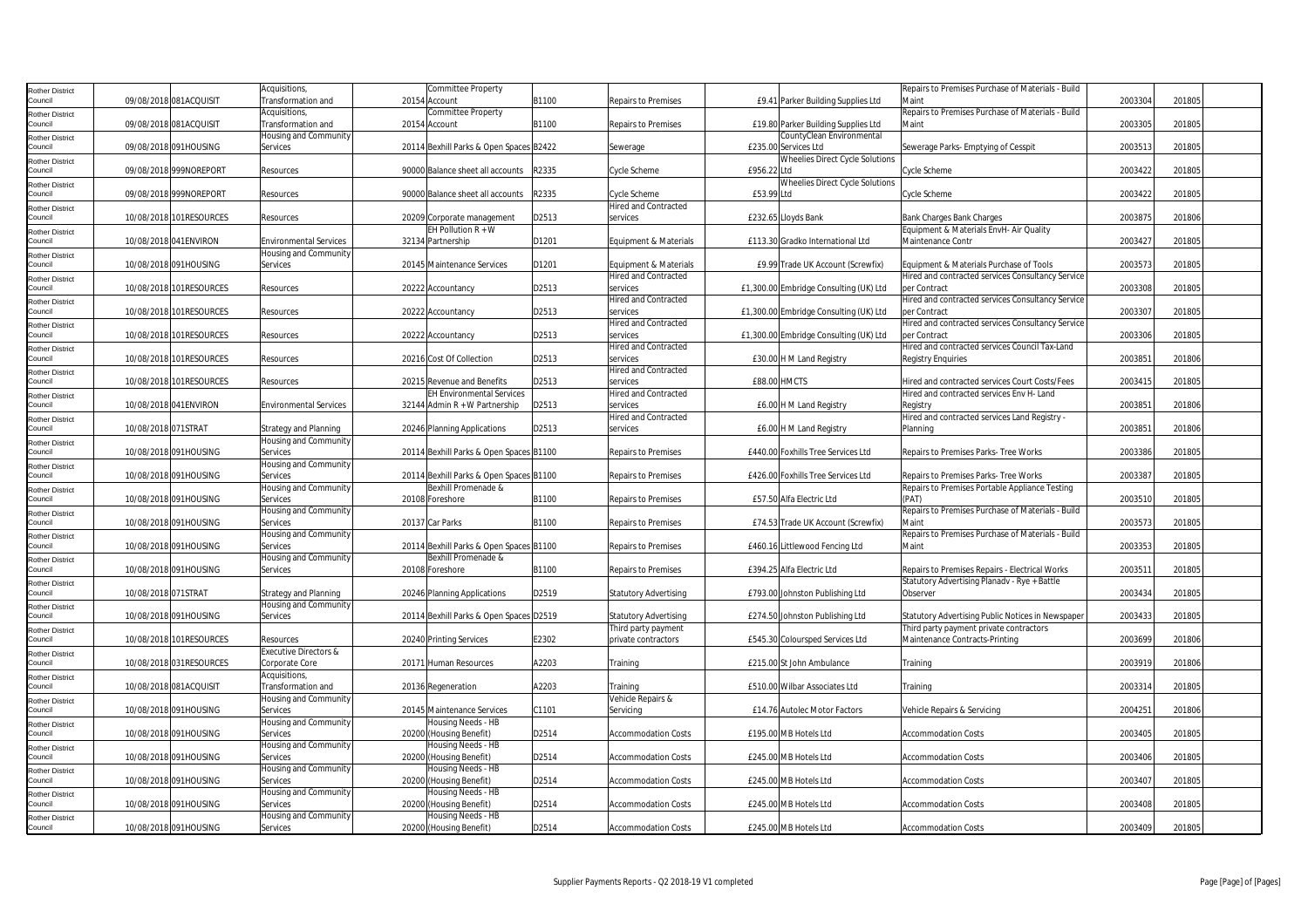| Rother District Council | 09/08/2018 | 081ACQUISIT | Acquisitions, Transformation and | 20154 | Committee Property Account | B1100 | Repairs to Premises | £9.41 | Parker Building Supplies Ltd | Repairs to Premises Purchase of Materials - Build Maint | 2003304 | 201805 |
|---|---|---|---|---|---|---|---|---|---|---|---|---|
| Rother District Council | 09/08/2018 | 081ACQUISIT | Acquisitions, Transformation and | 20154 | Committee Property Account | B1100 | Repairs to Premises | £19.80 | Parker Building Supplies Ltd | Repairs to Premises Purchase of Materials - Build Maint | 2003305 | 201805 |
| Rother District Council | 09/08/2018 | 091HOUSING | Housing and Community Services | 20114 | Bexhill Parks & Open Spaces | B2422 | Sewerage | £235.00 | CountyClean Environmental Services Ltd | Sewerage Parks- Emptying of Cesspit | 2003513 | 201805 |
| Rother District Council | 09/08/2018 | 999NOREPORT | Resources | 90000 | Balance sheet all accounts | R2335 | Cycle Scheme | £956.22 | Wheelies Direct Cycle Solutions Ltd | Cycle Scheme | 2003422 | 201805 |
| Rother District Council | 09/08/2018 | 999NOREPORT | Resources | 90000 | Balance sheet all accounts | R2335 | Cycle Scheme | £53.99 | Wheelies Direct Cycle Solutions Ltd | Cycle Scheme | 2003422 | 201805 |
| Rother District Council | 10/08/2018 | 101RESOURCES | Resources | 20209 | Corporate management | D2513 | Hired and Contracted services | £232.65 | Lloyds Bank | Bank Charges Bank Charges | 2003875 | 201806 |
| Rother District Council | 10/08/2018 | 041ENVIRON | Environmental Services | 32134 | EH Pollution R + W Partnership | D1201 | Equipment & Materials | £113.30 | Gradko International Ltd | Equipment & Materials EnvH- Air Quality Maintenance Contr | 2003427 | 201805 |
| Rother District Council | 10/08/2018 | 091HOUSING | Housing and Community Services | 20145 | Maintenance Services | D1201 | Equipment & Materials | £9.99 | Trade UK Account (Screwfix) | Equipment & Materials Purchase of Tools | 2003573 | 201805 |
| Rother District Council | 10/08/2018 | 101RESOURCES | Resources | 20222 | Accountancy | D2513 | Hired and Contracted services | £1,300.00 | Embridge Consulting (UK) Ltd | Hired and contracted services Consultancy Service per Contract | 2003308 | 201805 |
| Rother District Council | 10/08/2018 | 101RESOURCES | Resources | 20222 | Accountancy | D2513 | Hired and Contracted services | £1,300.00 | Embridge Consulting (UK) Ltd | Hired and contracted services Consultancy Service per Contract | 2003307 | 201805 |
| Rother District Council | 10/08/2018 | 101RESOURCES | Resources | 20222 | Accountancy | D2513 | Hired and Contracted services | £1,300.00 | Embridge Consulting (UK) Ltd | Hired and contracted services Consultancy Service per Contract | 2003306 | 201805 |
| Rother District Council | 10/08/2018 | 101RESOURCES | Resources | 20216 | Cost Of Collection | D2513 | Hired and Contracted services | £30.00 | H M Land Registry | Hired and contracted services Council Tax-Land Registry Enquiries | 2003851 | 201806 |
| Rother District Council | 10/08/2018 | 101RESOURCES | Resources | 20215 | Revenue and Benefits | D2513 | Hired and Contracted services | £88.00 | HMCTS | Hired and contracted services Court Costs/Fees | 2003415 | 201805 |
| Rother District Council | 10/08/2018 | 041ENVIRON | Environmental Services | 32144 | EH Environmental Services Admin R + W Partnership | D2513 | Hired and Contracted services | £6.00 | H M Land Registry | Hired and contracted services Env H- Land Registry | 2003851 | 201806 |
| Rother District Council | 10/08/2018 | 071STRAT | Strategy and Planning | 20246 | Planning Applications | D2513 | Hired and Contracted services | £6.00 | H M Land Registry | Hired and contracted services Land Registry - Planning | 2003851 | 201806 |
| Rother District Council | 10/08/2018 | 091HOUSING | Housing and Community Services | 20114 | Bexhill Parks & Open Spaces | B1100 | Repairs to Premises | £440.00 | Foxhills Tree Services Ltd | Repairs to Premises Parks- Tree Works | 2003386 | 201805 |
| Rother District Council | 10/08/2018 | 091HOUSING | Housing and Community Services | 20114 | Bexhill Parks & Open Spaces | B1100 | Repairs to Premises | £426.00 | Foxhills Tree Services Ltd | Repairs to Premises Parks- Tree Works | 2003387 | 201805 |
| Rother District Council | 10/08/2018 | 091HOUSING | Housing and Community Services | 20108 | Bexhill Promenade & Foreshore | B1100 | Repairs to Premises | £57.50 | Alfa Electric Ltd | Repairs to Premises Portable Appliance Testing (PAT) | 2003510 | 201805 |
| Rother District Council | 10/08/2018 | 091HOUSING | Housing and Community Services | 20137 | Car Parks | B1100 | Repairs to Premises | £74.53 | Trade UK Account (Screwfix) | Repairs to Premises Purchase of Materials - Build Maint | 2003573 | 201805 |
| Rother District Council | 10/08/2018 | 091HOUSING | Housing and Community Services | 20114 | Bexhill Parks & Open Spaces | B1100 | Repairs to Premises | £460.16 | Littlewood Fencing Ltd | Repairs to Premises Purchase of Materials - Build Maint | 2003353 | 201805 |
| Rother District Council | 10/08/2018 | 091HOUSING | Housing and Community Services | 20108 | Bexhill Promenade & Foreshore | B1100 | Repairs to Premises | £394.25 | Alfa Electric Ltd | Repairs to Premises Repairs - Electrical Works | 2003511 | 201805 |
| Rother District Council | 10/08/2018 | 071STRAT | Strategy and Planning | 20246 | Planning Applications | D2519 | Statutory Advertising | £793.00 | Johnston Publishing Ltd | Statutory Advertising Planadv - Rye + Battle Observer | 2003434 | 201805 |
| Rother District Council | 10/08/2018 | 091HOUSING | Housing and Community Services | 20114 | Bexhill Parks & Open Spaces | D2519 | Statutory Advertising | £274.50 | Johnston Publishing Ltd | Statutory Advertising Public Notices in Newspaper | 2003433 | 201805 |
| Rother District Council | 10/08/2018 | 101RESOURCES | Resources | 20240 | Printing Services | E2302 | Third party payment private contractors | £545.30 | Coloursped Services Ltd | Third party payment private contractors Maintenance Contracts-Printing | 2003699 | 201806 |
| Rother District Council | 10/08/2018 | 031RESOURCES | Executive Directors & Corporate Core | 20171 | Human Resources | A2203 | Training | £215.00 | St John Ambulance | Training | 2003919 | 201806 |
| Rother District Council | 10/08/2018 | 081ACQUISIT | Acquisitions, Transformation and | 20136 | Regeneration | A2203 | Training | £510.00 | Wilbar Associates Ltd | Training | 2003314 | 201805 |
| Rother District Council | 10/08/2018 | 091HOUSING | Housing and Community Services | 20145 | Maintenance Services | C1101 | Vehicle Repairs & Servicing | £14.76 | Autolec Motor Factors | Vehicle Repairs & Servicing | 2004251 | 201806 |
| Rother District Council | 10/08/2018 | 091HOUSING | Housing and Community Services | 20200 | Housing Needs - HB (Housing Benefit) | D2514 | Accommodation Costs | £195.00 | MB Hotels Ltd | Accommodation Costs | 2003405 | 201805 |
| Rother District Council | 10/08/2018 | 091HOUSING | Housing and Community Services | 20200 | Housing Needs - HB (Housing Benefit) | D2514 | Accommodation Costs | £245.00 | MB Hotels Ltd | Accommodation Costs | 2003406 | 201805 |
| Rother District Council | 10/08/2018 | 091HOUSING | Housing and Community Services | 20200 | Housing Needs - HB (Housing Benefit) | D2514 | Accommodation Costs | £245.00 | MB Hotels Ltd | Accommodation Costs | 2003407 | 201805 |
| Rother District Council | 10/08/2018 | 091HOUSING | Housing and Community Services | 20200 | Housing Needs - HB (Housing Benefit) | D2514 | Accommodation Costs | £245.00 | MB Hotels Ltd | Accommodation Costs | 2003408 | 201805 |
| Rother District Council | 10/08/2018 | 091HOUSING | Housing and Community Services | 20200 | Housing Needs - HB (Housing Benefit) | D2514 | Accommodation Costs | £245.00 | MB Hotels Ltd | Accommodation Costs | 2003409 | 201805 |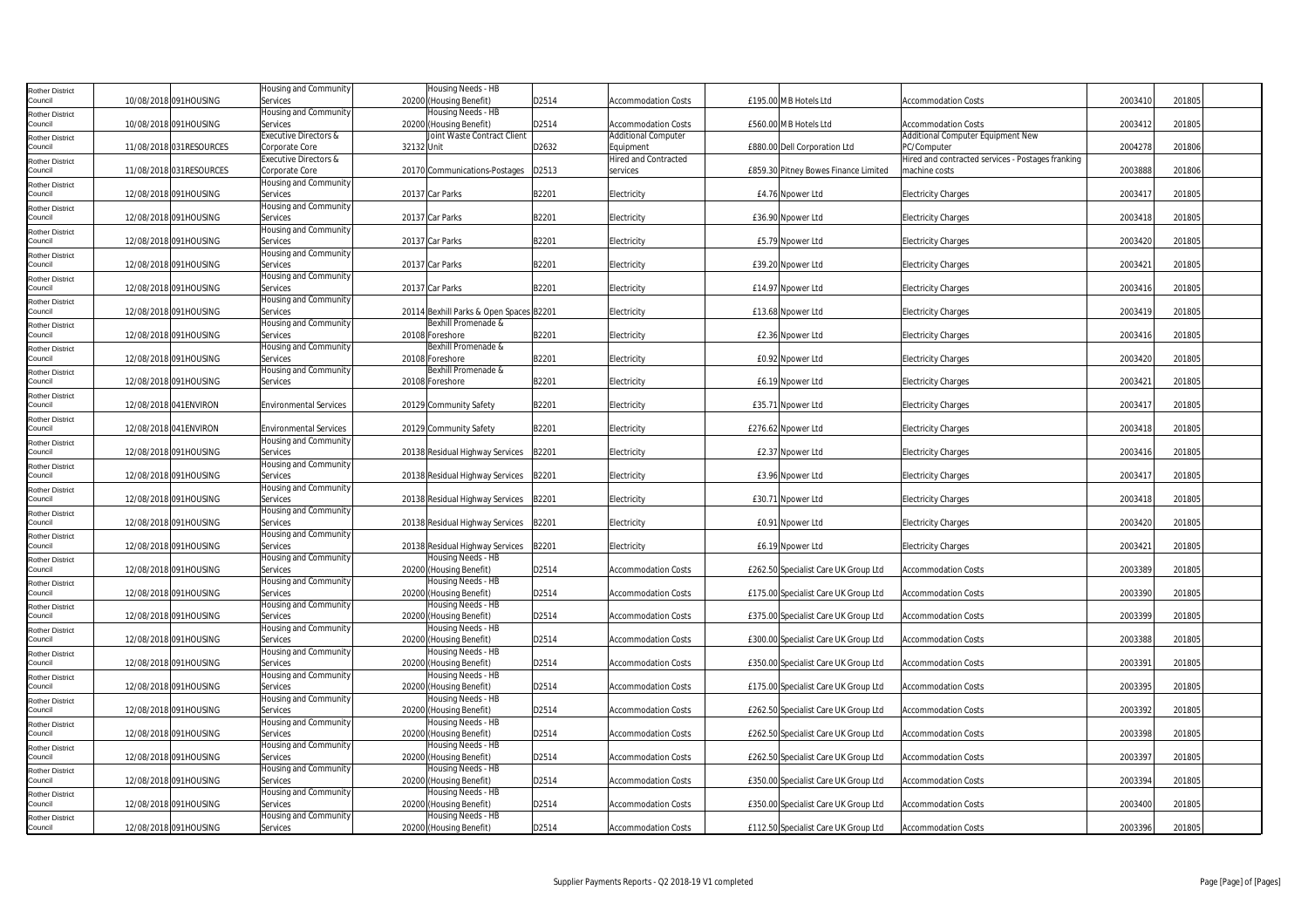| | | | | | | | | | | | | |
|---|---|---|---|---|---|---|---|---|---|---|---|---|
| Rother District Council | 10/08/2018 | 091HOUSING | Housing and Community Services | 20200 | Housing Needs - HB (Housing Benefit) | D2514 | Accommodation Costs | £195.00 | M B Hotels Ltd | Accommodation Costs | 2003410 | 201805 |
| Rother District Council | 10/08/2018 | 091HOUSING | Housing and Community Services | 20200 | Housing Needs - HB (Housing Benefit) | D2514 | Accommodation Costs | £560.00 | M B Hotels Ltd | Accommodation Costs | 2003412 | 201805 |
| Rother District Council | 11/08/2018 | 031RESOURCES | Executive Directors & Corporate Core | 32132 | Joint Waste Contract Client Unit | D2632 | Additional Computer Equipment | £880.00 | Dell Corporation Ltd | Additional Computer Equipment New PC/Computer | 2004278 | 201806 |
| Rother District Council | 11/08/2018 | 031RESOURCES | Executive Directors & Corporate Core | 20170 | Communications-Postages | D2513 | Hired and Contracted services | £859.30 | Pitney Bowes Finance Limited | Hired and contracted services - Postages franking machine costs | 2003888 | 201806 |
| Rother District Council | 12/08/2018 | 091HOUSING | Housing and Community Services | 20137 | Car Parks | B2201 | Electricity | £4.76 | Npower Ltd | Electricity Charges | 2003417 | 201805 |
| Rother District Council | 12/08/2018 | 091HOUSING | Housing and Community Services | 20137 | Car Parks | B2201 | Electricity | £36.90 | Npower Ltd | Electricity Charges | 2003418 | 201805 |
| Rother District Council | 12/08/2018 | 091HOUSING | Housing and Community Services | 20137 | Car Parks | B2201 | Electricity | £5.79 | Npower Ltd | Electricity Charges | 2003420 | 201805 |
| Rother District Council | 12/08/2018 | 091HOUSING | Housing and Community Services | 20137 | Car Parks | B2201 | Electricity | £39.20 | Npower Ltd | Electricity Charges | 2003421 | 201805 |
| Rother District Council | 12/08/2018 | 091HOUSING | Housing and Community Services | 20137 | Car Parks | B2201 | Electricity | £14.97 | Npower Ltd | Electricity Charges | 2003416 | 201805 |
| Rother District Council | 12/08/2018 | 091HOUSING | Housing and Community Services | 20114 | Bexhill Parks & Open Spaces | B2201 | Electricity | £13.68 | Npower Ltd | Electricity Charges | 2003419 | 201805 |
| Rother District Council | 12/08/2018 | 091HOUSING | Housing and Community Services | 20108 | Bexhill Promenade & Foreshore | B2201 | Electricity | £2.36 | Npower Ltd | Electricity Charges | 2003416 | 201805 |
| Rother District Council | 12/08/2018 | 091HOUSING | Housing and Community Services | 20108 | Bexhill Promenade & Foreshore | B2201 | Electricity | £0.92 | Npower Ltd | Electricity Charges | 2003420 | 201805 |
| Rother District Council | 12/08/2018 | 091HOUSING | Housing and Community Services | 20108 | Bexhill Promenade & Foreshore | B2201 | Electricity | £6.19 | Npower Ltd | Electricity Charges | 2003421 | 201805 |
| Rother District Council | 12/08/2018 | 041ENVIRON | Environmental Services | 20129 | Community Safety | B2201 | Electricity | £35.71 | Npower Ltd | Electricity Charges | 2003417 | 201805 |
| Rother District Council | 12/08/2018 | 041ENVIRON | Environmental Services | 20129 | Community Safety | B2201 | Electricity | £276.62 | Npower Ltd | Electricity Charges | 2003418 | 201805 |
| Rother District Council | 12/08/2018 | 091HOUSING | Housing and Community Services | 20138 | Residual Highway Services | B2201 | Electricity | £2.37 | Npower Ltd | Electricity Charges | 2003416 | 201805 |
| Rother District Council | 12/08/2018 | 091HOUSING | Housing and Community Services | 20138 | Residual Highway Services | B2201 | Electricity | £3.96 | Npower Ltd | Electricity Charges | 2003417 | 201805 |
| Rother District Council | 12/08/2018 | 091HOUSING | Housing and Community Services | 20138 | Residual Highway Services | B2201 | Electricity | £30.71 | Npower Ltd | Electricity Charges | 2003418 | 201805 |
| Rother District Council | 12/08/2018 | 091HOUSING | Housing and Community Services | 20138 | Residual Highway Services | B2201 | Electricity | £0.91 | Npower Ltd | Electricity Charges | 2003420 | 201805 |
| Rother District Council | 12/08/2018 | 091HOUSING | Housing and Community Services | 20138 | Residual Highway Services | B2201 | Electricity | £6.19 | Npower Ltd | Electricity Charges | 2003421 | 201805 |
| Rother District Council | 12/08/2018 | 091HOUSING | Housing and Community Services | 20200 | Housing Needs - HB (Housing Benefit) | D2514 | Accommodation Costs | £262.50 | Specialist Care UK Group Ltd | Accommodation Costs | 2003389 | 201805 |
| Rother District Council | 12/08/2018 | 091HOUSING | Housing and Community Services | 20200 | Housing Needs - HB (Housing Benefit) | D2514 | Accommodation Costs | £175.00 | Specialist Care UK Group Ltd | Accommodation Costs | 2003390 | 201805 |
| Rother District Council | 12/08/2018 | 091HOUSING | Housing and Community Services | 20200 | Housing Needs - HB (Housing Benefit) | D2514 | Accommodation Costs | £375.00 | Specialist Care UK Group Ltd | Accommodation Costs | 2003399 | 201805 |
| Rother District Council | 12/08/2018 | 091HOUSING | Housing and Community Services | 20200 | Housing Needs - HB (Housing Benefit) | D2514 | Accommodation Costs | £300.00 | Specialist Care UK Group Ltd | Accommodation Costs | 2003388 | 201805 |
| Rother District Council | 12/08/2018 | 091HOUSING | Housing and Community Services | 20200 | Housing Needs - HB (Housing Benefit) | D2514 | Accommodation Costs | £350.00 | Specialist Care UK Group Ltd | Accommodation Costs | 2003391 | 201805 |
| Rother District Council | 12/08/2018 | 091HOUSING | Housing and Community Services | 20200 | Housing Needs - HB (Housing Benefit) | D2514 | Accommodation Costs | £175.00 | Specialist Care UK Group Ltd | Accommodation Costs | 2003395 | 201805 |
| Rother District Council | 12/08/2018 | 091HOUSING | Housing and Community Services | 20200 | Housing Needs - HB (Housing Benefit) | D2514 | Accommodation Costs | £262.50 | Specialist Care UK Group Ltd | Accommodation Costs | 2003392 | 201805 |
| Rother District Council | 12/08/2018 | 091HOUSING | Housing and Community Services | 20200 | Housing Needs - HB (Housing Benefit) | D2514 | Accommodation Costs | £262.50 | Specialist Care UK Group Ltd | Accommodation Costs | 2003398 | 201805 |
| Rother District Council | 12/08/2018 | 091HOUSING | Housing and Community Services | 20200 | Housing Needs - HB (Housing Benefit) | D2514 | Accommodation Costs | £262.50 | Specialist Care UK Group Ltd | Accommodation Costs | 2003397 | 201805 |
| Rother District Council | 12/08/2018 | 091HOUSING | Housing and Community Services | 20200 | Housing Needs - HB (Housing Benefit) | D2514 | Accommodation Costs | £350.00 | Specialist Care UK Group Ltd | Accommodation Costs | 2003394 | 201805 |
| Rother District Council | 12/08/2018 | 091HOUSING | Housing and Community Services | 20200 | Housing Needs - HB (Housing Benefit) | D2514 | Accommodation Costs | £350.00 | Specialist Care UK Group Ltd | Accommodation Costs | 2003400 | 201805 |
| Rother District Council | 12/08/2018 | 091HOUSING | Housing and Community Services | 20200 | Housing Needs - HB (Housing Benefit) | D2514 | Accommodation Costs | £112.50 | Specialist Care UK Group Ltd | Accommodation Costs | 2003396 | 201805 |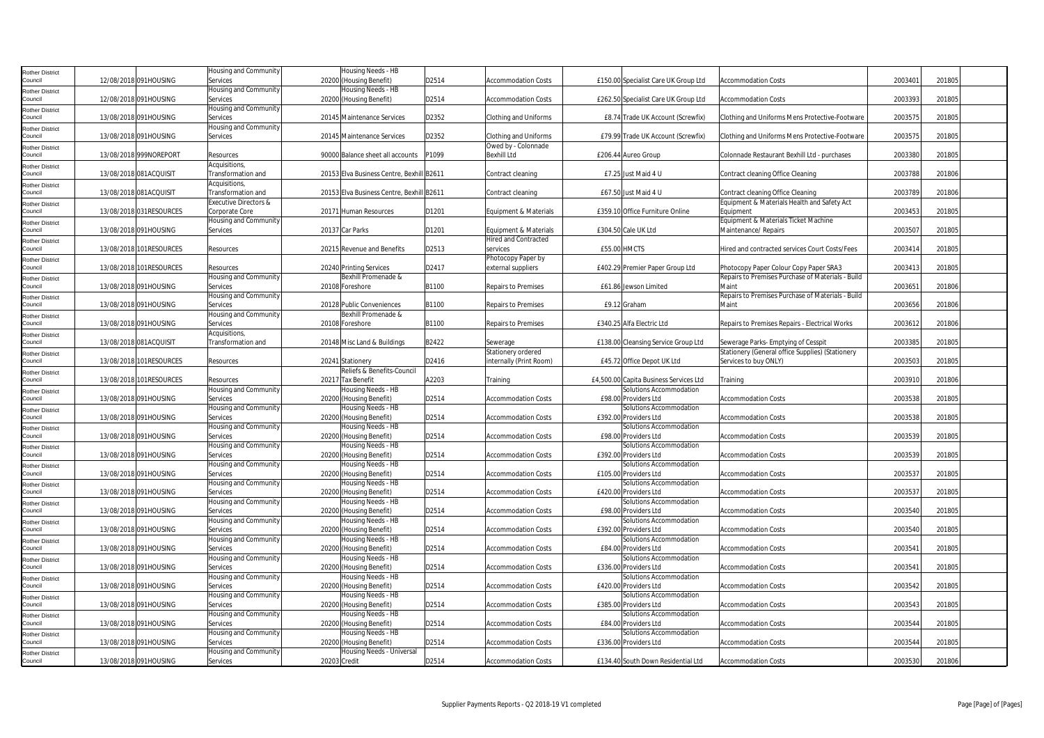| Rother District Council | 12/08/2018 | 091HOUSING | Housing and Community Services | 20200 | Housing Needs - HB (Housing Benefit) | D2514 | Accommodation Costs | £150.00 | Specialist Care UK Group Ltd | Accommodation Costs | 2003401 | 201805 |
|---|---|---|---|---|---|---|---|---|---|---|---|---|
| Rother District Council | 12/08/2018 | 091HOUSING | Housing and Community Services | 20200 | Housing Needs - HB (Housing Benefit) | D2514 | Accommodation Costs | £262.50 | Specialist Care UK Group Ltd | Accommodation Costs | 2003393 | 201805 |
| Rother District Council | 13/08/2018 | 091HOUSING | Housing and Community Services | 20145 | Maintenance Services | D2352 | Clothing and Uniforms | £8.74 | Trade UK Account (Screwfix) | Clothing and Uniforms Mens Protective-Footware | 2003575 | 201805 |
| Rother District Council | 13/08/2018 | 091HOUSING | Housing and Community Services | 20145 | Maintenance Services | D2352 | Clothing and Uniforms | £79.99 | Trade UK Account (Screwfix) | Clothing and Uniforms Mens Protective-Footware | 2003575 | 201805 |
| Rother District Council | 13/08/2018 | 999NOREPORT | Resources | 90000 | Balance sheet all accounts | P1099 | Owed by - Colonnade Bexhill Ltd | £206.44 | Aureo Group | Colonnade Restaurant Bexhill Ltd - purchases | 2003380 | 201805 |
| Rother District Council | 13/08/2018 | 081ACQUISIT | Acquisitions, Transformation and | 20153 | Elva Business Centre, Bexhill | B2611 | Contract cleaning | £7.25 | Just Maid 4 U | Contract cleaning Office Cleaning | 2003788 | 201806 |
| Rother District Council | 13/08/2018 | 081ACQUISIT | Acquisitions, Transformation and | 20153 | Elva Business Centre, Bexhill | B2611 | Contract cleaning | £67.50 | Just Maid 4 U | Contract cleaning Office Cleaning | 2003789 | 201806 |
| Rother District Council | 13/08/2018 | 031RESOURCES | Executive Directors & Corporate Core | 20171 | Human Resources | D1201 | Equipment & Materials | £359.10 | Office Furniture Online | Equipment & Materials Health and Safety Act Equipment | 2003453 | 201805 |
| Rother District Council | 13/08/2018 | 091HOUSING | Housing and Community Services | 20137 | Car Parks | D1201 | Equipment & Materials | £304.50 | Cale UK Ltd | Equipment & Materials Ticket Machine Maintenance/ Repairs | 2003507 | 201805 |
| Rother District Council | 13/08/2018 | 101RESOURCES | Resources | 20215 | Revenue and Benefits | D2513 | Hired and Contracted services | £55.00 | HMCTS | Hired and contracted services Court Costs/Fees | 2003414 | 201805 |
| Rother District Council | 13/08/2018 | 101RESOURCES | Resources | 20240 | Printing Services | D2417 | Photocopy Paper by external suppliers | £402.29 | Premier Paper Group Ltd | Photocopy Paper Colour Copy Paper SRA3 | 2003413 | 201805 |
| Rother District Council | 13/08/2018 | 091HOUSING | Housing and Community Services | 20108 | Bexhill Promenade & Foreshore | B1100 | Repairs to Premises | £61.86 | Jewson Limited | Repairs to Premises Purchase of Materials - Build Maint | 2003651 | 201806 |
| Rother District Council | 13/08/2018 | 091HOUSING | Housing and Community Services | 20128 | Public Conveniences | B1100 | Repairs to Premises | £9.12 | Graham | Repairs to Premises Purchase of Materials - Build Maint | 2003656 | 201806 |
| Rother District Council | 13/08/2018 | 091HOUSING | Housing and Community Services | 20108 | Bexhill Promenade & Foreshore | B1100 | Repairs to Premises | £340.25 | Alfa Electric Ltd | Repairs to Premises Repairs - Electrical Works | 2003612 | 201806 |
| Rother District Council | 13/08/2018 | 081ACQUISIT | Acquisitions, Transformation and | 20148 | Misc Land & Buildings | B2422 | Sewerage | £138.00 | Cleansing Service Group Ltd | Sewerage Parks- Emptying of Cesspit | 2003385 | 201805 |
| Rother District Council | 13/08/2018 | 101RESOURCES | Resources | 20241 | Stationery | D2416 | Stationery ordered internally (Print Room) | £45.72 | Office Depot UK Ltd | Stationery (General office Supplies) (Stationery Services to buy ONLY) | 2003503 | 201805 |
| Rother District Council | 13/08/2018 | 101RESOURCES | Resources | 20217 | Reliefs & Benefits-Council Tax Benefit | A2203 | Training | £4,500.00 | Capita Business Services Ltd | Training | 2003910 | 201806 |
| Rother District Council | 13/08/2018 | 091HOUSING | Housing and Community Services | 20200 | Housing Needs - HB (Housing Benefit) | D2514 | Accommodation Costs | £98.00 | Solutions Accommodation Providers Ltd | Accommodation Costs | 2003538 | 201805 |
| Rother District Council | 13/08/2018 | 091HOUSING | Housing and Community Services | 20200 | Housing Needs - HB (Housing Benefit) | D2514 | Accommodation Costs | £392.00 | Solutions Accommodation Providers Ltd | Accommodation Costs | 2003538 | 201805 |
| Rother District Council | 13/08/2018 | 091HOUSING | Housing and Community Services | 20200 | Housing Needs - HB (Housing Benefit) | D2514 | Accommodation Costs | £98.00 | Solutions Accommodation Providers Ltd | Accommodation Costs | 2003539 | 201805 |
| Rother District Council | 13/08/2018 | 091HOUSING | Housing and Community Services | 20200 | Housing Needs - HB (Housing Benefit) | D2514 | Accommodation Costs | £392.00 | Solutions Accommodation Providers Ltd | Accommodation Costs | 2003539 | 201805 |
| Rother District Council | 13/08/2018 | 091HOUSING | Housing and Community Services | 20200 | Housing Needs - HB (Housing Benefit) | D2514 | Accommodation Costs | £105.00 | Solutions Accommodation Providers Ltd | Accommodation Costs | 2003537 | 201805 |
| Rother District Council | 13/08/2018 | 091HOUSING | Housing and Community Services | 20200 | Housing Needs - HB (Housing Benefit) | D2514 | Accommodation Costs | £420.00 | Solutions Accommodation Providers Ltd | Accommodation Costs | 2003537 | 201805 |
| Rother District Council | 13/08/2018 | 091HOUSING | Housing and Community Services | 20200 | Housing Needs - HB (Housing Benefit) | D2514 | Accommodation Costs | £98.00 | Solutions Accommodation Providers Ltd | Accommodation Costs | 2003540 | 201805 |
| Rother District Council | 13/08/2018 | 091HOUSING | Housing and Community Services | 20200 | Housing Needs - HB (Housing Benefit) | D2514 | Accommodation Costs | £392.00 | Solutions Accommodation Providers Ltd | Accommodation Costs | 2003540 | 201805 |
| Rother District Council | 13/08/2018 | 091HOUSING | Housing and Community Services | 20200 | Housing Needs - HB (Housing Benefit) | D2514 | Accommodation Costs | £84.00 | Solutions Accommodation Providers Ltd | Accommodation Costs | 2003541 | 201805 |
| Rother District Council | 13/08/2018 | 091HOUSING | Housing and Community Services | 20200 | Housing Needs - HB (Housing Benefit) | D2514 | Accommodation Costs | £336.00 | Solutions Accommodation Providers Ltd | Accommodation Costs | 2003541 | 201805 |
| Rother District Council | 13/08/2018 | 091HOUSING | Housing and Community Services | 20200 | Housing Needs - HB (Housing Benefit) | D2514 | Accommodation Costs | £420.00 | Solutions Accommodation Providers Ltd | Accommodation Costs | 2003542 | 201805 |
| Rother District Council | 13/08/2018 | 091HOUSING | Housing and Community Services | 20200 | Housing Needs - HB (Housing Benefit) | D2514 | Accommodation Costs | £385.00 | Solutions Accommodation Providers Ltd | Accommodation Costs | 2003543 | 201805 |
| Rother District Council | 13/08/2018 | 091HOUSING | Housing and Community Services | 20200 | Housing Needs - HB (Housing Benefit) | D2514 | Accommodation Costs | £84.00 | Solutions Accommodation Providers Ltd | Accommodation Costs | 2003544 | 201805 |
| Rother District Council | 13/08/2018 | 091HOUSING | Housing and Community Services | 20200 | Housing Needs - HB (Housing Benefit) | D2514 | Accommodation Costs | £336.00 | Solutions Accommodation Providers Ltd | Accommodation Costs | 2003544 | 201805 |
| Rother District Council | 13/08/2018 | 091HOUSING | Housing and Community Services | 20203 | Housing Needs - Universal Credit | D2514 | Accommodation Costs | £134.40 | South Down Residential Ltd | Accommodation Costs | 2003530 | 201806 |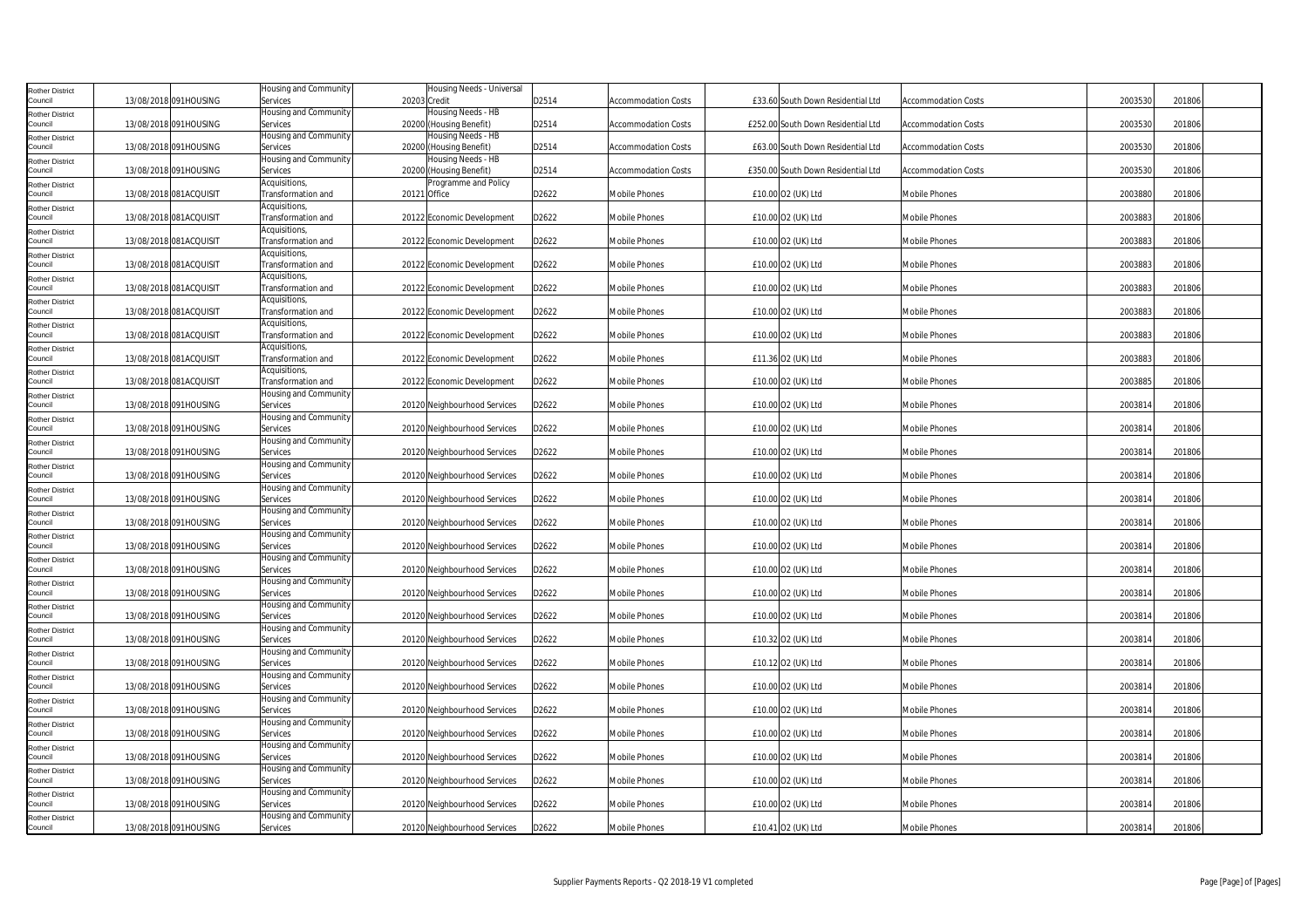| Rother District Council | 13/08/2018 | 091HOUSING | Housing and Community Services | 20203 | Housing Needs - Universal Credit | D2514 | Accommodation Costs | £33.60 | South Down Residential Ltd | Accommodation Costs | 2003530 | 201806 |
|---|---|---|---|---|---|---|---|---|---|---|---|---|
| Rother District Council | 13/08/2018 | 091HOUSING | Housing and Community Services | 20200 | Housing Needs - HB (Housing Benefit) | D2514 | Accommodation Costs | £252.00 | South Down Residential Ltd | Accommodation Costs | 2003530 | 201806 |
| Rother District Council | 13/08/2018 | 091HOUSING | Housing and Community Services | 20200 | Housing Needs - HB (Housing Benefit) | D2514 | Accommodation Costs | £63.00 | South Down Residential Ltd | Accommodation Costs | 2003530 | 201806 |
| Rother District Council | 13/08/2018 | 091HOUSING | Housing and Community Services | 20200 | Housing Needs - HB (Housing Benefit) | D2514 | Accommodation Costs | £350.00 | South Down Residential Ltd | Accommodation Costs | 2003530 | 201806 |
| Rother District Council | 13/08/2018 | 081ACQUISIT | Acquisitions, Transformation and | 20121 | Programme and Policy Office | D2622 | Mobile Phones | £10.00 | O2 (UK) Ltd | Mobile Phones | 2003880 | 201806 |
| Rother District Council | 13/08/2018 | 081ACQUISIT | Acquisitions, Transformation and | 20122 | Economic Development | D2622 | Mobile Phones | £10.00 | O2 (UK) Ltd | Mobile Phones | 2003883 | 201806 |
| Rother District Council | 13/08/2018 | 081ACQUISIT | Acquisitions, Transformation and | 20122 | Economic Development | D2622 | Mobile Phones | £10.00 | O2 (UK) Ltd | Mobile Phones | 2003883 | 201806 |
| Rother District Council | 13/08/2018 | 081ACQUISIT | Acquisitions, Transformation and | 20122 | Economic Development | D2622 | Mobile Phones | £10.00 | O2 (UK) Ltd | Mobile Phones | 2003883 | 201806 |
| Rother District Council | 13/08/2018 | 081ACQUISIT | Acquisitions, Transformation and | 20122 | Economic Development | D2622 | Mobile Phones | £10.00 | O2 (UK) Ltd | Mobile Phones | 2003883 | 201806 |
| Rother District Council | 13/08/2018 | 081ACQUISIT | Acquisitions, Transformation and | 20122 | Economic Development | D2622 | Mobile Phones | £10.00 | O2 (UK) Ltd | Mobile Phones | 2003883 | 201806 |
| Rother District Council | 13/08/2018 | 081ACQUISIT | Acquisitions, Transformation and | 20122 | Economic Development | D2622 | Mobile Phones | £10.00 | O2 (UK) Ltd | Mobile Phones | 2003883 | 201806 |
| Rother District Council | 13/08/2018 | 081ACQUISIT | Acquisitions, Transformation and | 20122 | Economic Development | D2622 | Mobile Phones | £11.36 | O2 (UK) Ltd | Mobile Phones | 2003883 | 201806 |
| Rother District Council | 13/08/2018 | 081ACQUISIT | Acquisitions, Transformation and | 20122 | Economic Development | D2622 | Mobile Phones | £10.00 | O2 (UK) Ltd | Mobile Phones | 2003885 | 201806 |
| Rother District Council | 13/08/2018 | 091HOUSING | Housing and Community Services | 20120 | Neighbourhood Services | D2622 | Mobile Phones | £10.00 | O2 (UK) Ltd | Mobile Phones | 2003814 | 201806 |
| Rother District Council | 13/08/2018 | 091HOUSING | Housing and Community Services | 20120 | Neighbourhood Services | D2622 | Mobile Phones | £10.00 | O2 (UK) Ltd | Mobile Phones | 2003814 | 201806 |
| Rother District Council | 13/08/2018 | 091HOUSING | Housing and Community Services | 20120 | Neighbourhood Services | D2622 | Mobile Phones | £10.00 | O2 (UK) Ltd | Mobile Phones | 2003814 | 201806 |
| Rother District Council | 13/08/2018 | 091HOUSING | Housing and Community Services | 20120 | Neighbourhood Services | D2622 | Mobile Phones | £10.00 | O2 (UK) Ltd | Mobile Phones | 2003814 | 201806 |
| Rother District Council | 13/08/2018 | 091HOUSING | Housing and Community Services | 20120 | Neighbourhood Services | D2622 | Mobile Phones | £10.00 | O2 (UK) Ltd | Mobile Phones | 2003814 | 201806 |
| Rother District Council | 13/08/2018 | 091HOUSING | Housing and Community Services | 20120 | Neighbourhood Services | D2622 | Mobile Phones | £10.00 | O2 (UK) Ltd | Mobile Phones | 2003814 | 201806 |
| Rother District Council | 13/08/2018 | 091HOUSING | Housing and Community Services | 20120 | Neighbourhood Services | D2622 | Mobile Phones | £10.00 | O2 (UK) Ltd | Mobile Phones | 2003814 | 201806 |
| Rother District Council | 13/08/2018 | 091HOUSING | Housing and Community Services | 20120 | Neighbourhood Services | D2622 | Mobile Phones | £10.00 | O2 (UK) Ltd | Mobile Phones | 2003814 | 201806 |
| Rother District Council | 13/08/2018 | 091HOUSING | Housing and Community Services | 20120 | Neighbourhood Services | D2622 | Mobile Phones | £10.00 | O2 (UK) Ltd | Mobile Phones | 2003814 | 201806 |
| Rother District Council | 13/08/2018 | 091HOUSING | Housing and Community Services | 20120 | Neighbourhood Services | D2622 | Mobile Phones | £10.00 | O2 (UK) Ltd | Mobile Phones | 2003814 | 201806 |
| Rother District Council | 13/08/2018 | 091HOUSING | Housing and Community Services | 20120 | Neighbourhood Services | D2622 | Mobile Phones | £10.32 | O2 (UK) Ltd | Mobile Phones | 2003814 | 201806 |
| Rother District Council | 13/08/2018 | 091HOUSING | Housing and Community Services | 20120 | Neighbourhood Services | D2622 | Mobile Phones | £10.12 | O2 (UK) Ltd | Mobile Phones | 2003814 | 201806 |
| Rother District Council | 13/08/2018 | 091HOUSING | Housing and Community Services | 20120 | Neighbourhood Services | D2622 | Mobile Phones | £10.00 | O2 (UK) Ltd | Mobile Phones | 2003814 | 201806 |
| Rother District Council | 13/08/2018 | 091HOUSING | Housing and Community Services | 20120 | Neighbourhood Services | D2622 | Mobile Phones | £10.00 | O2 (UK) Ltd | Mobile Phones | 2003814 | 201806 |
| Rother District Council | 13/08/2018 | 091HOUSING | Housing and Community Services | 20120 | Neighbourhood Services | D2622 | Mobile Phones | £10.00 | O2 (UK) Ltd | Mobile Phones | 2003814 | 201806 |
| Rother District Council | 13/08/2018 | 091HOUSING | Housing and Community Services | 20120 | Neighbourhood Services | D2622 | Mobile Phones | £10.00 | O2 (UK) Ltd | Mobile Phones | 2003814 | 201806 |
| Rother District Council | 13/08/2018 | 091HOUSING | Housing and Community Services | 20120 | Neighbourhood Services | D2622 | Mobile Phones | £10.00 | O2 (UK) Ltd | Mobile Phones | 2003814 | 201806 |
| Rother District Council | 13/08/2018 | 091HOUSING | Housing and Community Services | 20120 | Neighbourhood Services | D2622 | Mobile Phones | £10.00 | O2 (UK) Ltd | Mobile Phones | 2003814 | 201806 |
| Rother District Council | 13/08/2018 | 091HOUSING | Housing and Community Services | 20120 | Neighbourhood Services | D2622 | Mobile Phones | £10.41 | O2 (UK) Ltd | Mobile Phones | 2003814 | 201806 |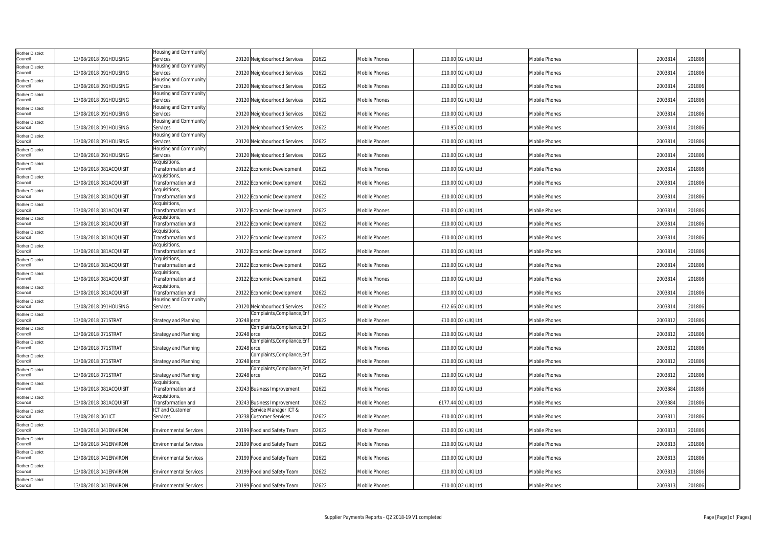| Rother District Council | 13/08/2018 | 091HOUSING | Housing and Community Services | 20120 | Neighbourhood Services | D2622 | Mobile Phones | £10.00 | O2 (UK) Ltd | Mobile Phones | 2003814 | 201806 |  |
|---|---|---|---|---|---|---|---|---|---|---|---|---|---|
| Rother District Council | 13/08/2018 | 091HOUSING | Housing and Community Services | 20120 | Neighbourhood Services | D2622 | Mobile Phones | £10.00 | O2 (UK) Ltd | Mobile Phones | 2003814 | 201806 |  |
| Rother District Council | 13/08/2018 | 091HOUSING | Housing and Community Services | 20120 | Neighbourhood Services | D2622 | Mobile Phones | £10.00 | O2 (UK) Ltd | Mobile Phones | 2003814 | 201806 |  |
| Rother District Council | 13/08/2018 | 091HOUSING | Housing and Community Services | 20120 | Neighbourhood Services | D2622 | Mobile Phones | £10.00 | O2 (UK) Ltd | Mobile Phones | 2003814 | 201806 |  |
| Rother District Council | 13/08/2018 | 091HOUSING | Housing and Community Services | 20120 | Neighbourhood Services | D2622 | Mobile Phones | £10.00 | O2 (UK) Ltd | Mobile Phones | 2003814 | 201806 |  |
| Rother District Council | 13/08/2018 | 091HOUSING | Housing and Community Services | 20120 | Neighbourhood Services | D2622 | Mobile Phones | £10.95 | O2 (UK) Ltd | Mobile Phones | 2003814 | 201806 |  |
| Rother District Council | 13/08/2018 | 091HOUSING | Housing and Community Services | 20120 | Neighbourhood Services | D2622 | Mobile Phones | £10.00 | O2 (UK) Ltd | Mobile Phones | 2003814 | 201806 |  |
| Rother District Council | 13/08/2018 | 091HOUSING | Housing and Community Services | 20120 | Neighbourhood Services | D2622 | Mobile Phones | £10.00 | O2 (UK) Ltd | Mobile Phones | 2003814 | 201806 |  |
| Rother District Council | 13/08/2018 | 081ACQUISIT | Acquisitions, Transformation and | 20122 | Economic Development | D2622 | Mobile Phones | £10.00 | O2 (UK) Ltd | Mobile Phones | 2003814 | 201806 |  |
| Rother District Council | 13/08/2018 | 081ACQUISIT | Acquisitions, Transformation and | 20122 | Economic Development | D2622 | Mobile Phones | £10.00 | O2 (UK) Ltd | Mobile Phones | 2003814 | 201806 |  |
| Rother District Council | 13/08/2018 | 081ACQUISIT | Acquisitions, Transformation and | 20122 | Economic Development | D2622 | Mobile Phones | £10.00 | O2 (UK) Ltd | Mobile Phones | 2003814 | 201806 |  |
| Rother District Council | 13/08/2018 | 081ACQUISIT | Acquisitions, Transformation and | 20122 | Economic Development | D2622 | Mobile Phones | £10.00 | O2 (UK) Ltd | Mobile Phones | 2003814 | 201806 |  |
| Rother District Council | 13/08/2018 | 081ACQUISIT | Acquisitions, Transformation and | 20122 | Economic Development | D2622 | Mobile Phones | £10.00 | O2 (UK) Ltd | Mobile Phones | 2003814 | 201806 |  |
| Rother District Council | 13/08/2018 | 081ACQUISIT | Acquisitions, Transformation and | 20122 | Economic Development | D2622 | Mobile Phones | £10.00 | O2 (UK) Ltd | Mobile Phones | 2003814 | 201806 |  |
| Rother District Council | 13/08/2018 | 081ACQUISIT | Acquisitions, Transformation and | 20122 | Economic Development | D2622 | Mobile Phones | £10.00 | O2 (UK) Ltd | Mobile Phones | 2003814 | 201806 |  |
| Rother District Council | 13/08/2018 | 081ACQUISIT | Acquisitions, Transformation and | 20122 | Economic Development | D2622 | Mobile Phones | £10.00 | O2 (UK) Ltd | Mobile Phones | 2003814 | 201806 |  |
| Rother District Council | 13/08/2018 | 081ACQUISIT | Acquisitions, Transformation and | 20122 | Economic Development | D2622 | Mobile Phones | £10.00 | O2 (UK) Ltd | Mobile Phones | 2003814 | 201806 |  |
| Rother District Council | 13/08/2018 | 081ACQUISIT | Acquisitions, Transformation and | 20122 | Economic Development | D2622 | Mobile Phones | £10.00 | O2 (UK) Ltd | Mobile Phones | 2003814 | 201806 |  |
| Rother District Council | 13/08/2018 | 091HOUSING | Housing and Community Services | 20120 | Neighbourhood Services | D2622 | Mobile Phones | £12.66 | O2 (UK) Ltd | Mobile Phones | 2003814 | 201806 |  |
| Rother District Council | 13/08/2018 | 071STRAT | Strategy and Planning | 20248 | Complaints,Compliance,Enforce | D2622 | Mobile Phones | £10.00 | O2 (UK) Ltd | Mobile Phones | 2003812 | 201806 |  |
| Rother District Council | 13/08/2018 | 071STRAT | Strategy and Planning | 20248 | Complaints,Compliance,Enforce | D2622 | Mobile Phones | £10.00 | O2 (UK) Ltd | Mobile Phones | 2003812 | 201806 |  |
| Rother District Council | 13/08/2018 | 071STRAT | Strategy and Planning | 20248 | Complaints,Compliance,Enforce | D2622 | Mobile Phones | £10.00 | O2 (UK) Ltd | Mobile Phones | 2003812 | 201806 |  |
| Rother District Council | 13/08/2018 | 071STRAT | Strategy and Planning | 20248 | Complaints,Compliance,Enforce | D2622 | Mobile Phones | £10.00 | O2 (UK) Ltd | Mobile Phones | 2003812 | 201806 |  |
| Rother District Council | 13/08/2018 | 071STRAT | Strategy and Planning | 20248 | Complaints,Compliance,Enforce | D2622 | Mobile Phones | £10.00 | O2 (UK) Ltd | Mobile Phones | 2003812 | 201806 |  |
| Rother District Council | 13/08/2018 | 081ACQUISIT | Acquisitions, Transformation and | 20243 | Business Improvement | D2622 | Mobile Phones | £10.00 | O2 (UK) Ltd | Mobile Phones | 2003884 | 201806 |  |
| Rother District Council | 13/08/2018 | 081ACQUISIT | Acquisitions, Transformation and | 20243 | Business Improvement | D2622 | Mobile Phones | £177.44 | O2 (UK) Ltd | Mobile Phones | 2003884 | 201806 |  |
| Rother District Council | 13/08/2018 | 061ICT | ICT and Customer Services | 20238 | Service Manager ICT & Customer Services | D2622 | Mobile Phones | £10.00 | O2 (UK) Ltd | Mobile Phones | 2003811 | 201806 |  |
| Rother District Council | 13/08/2018 | 041ENVIRON | Environmental Services | 20199 | Food and Safety Team | D2622 | Mobile Phones | £10.00 | O2 (UK) Ltd | Mobile Phones | 2003813 | 201806 |  |
| Rother District Council | 13/08/2018 | 041ENVIRON | Environmental Services | 20199 | Food and Safety Team | D2622 | Mobile Phones | £10.00 | O2 (UK) Ltd | Mobile Phones | 2003813 | 201806 |  |
| Rother District Council | 13/08/2018 | 041ENVIRON | Environmental Services | 20199 | Food and Safety Team | D2622 | Mobile Phones | £10.00 | O2 (UK) Ltd | Mobile Phones | 2003813 | 201806 |  |
| Rother District Council | 13/08/2018 | 041ENVIRON | Environmental Services | 20199 | Food and Safety Team | D2622 | Mobile Phones | £10.00 | O2 (UK) Ltd | Mobile Phones | 2003813 | 201806 |  |
| Rother District Council | 13/08/2018 | 041ENVIRON | Environmental Services | 20199 | Food and Safety Team | D2622 | Mobile Phones | £10.00 | O2 (UK) Ltd | Mobile Phones | 2003813 | 201806 |  |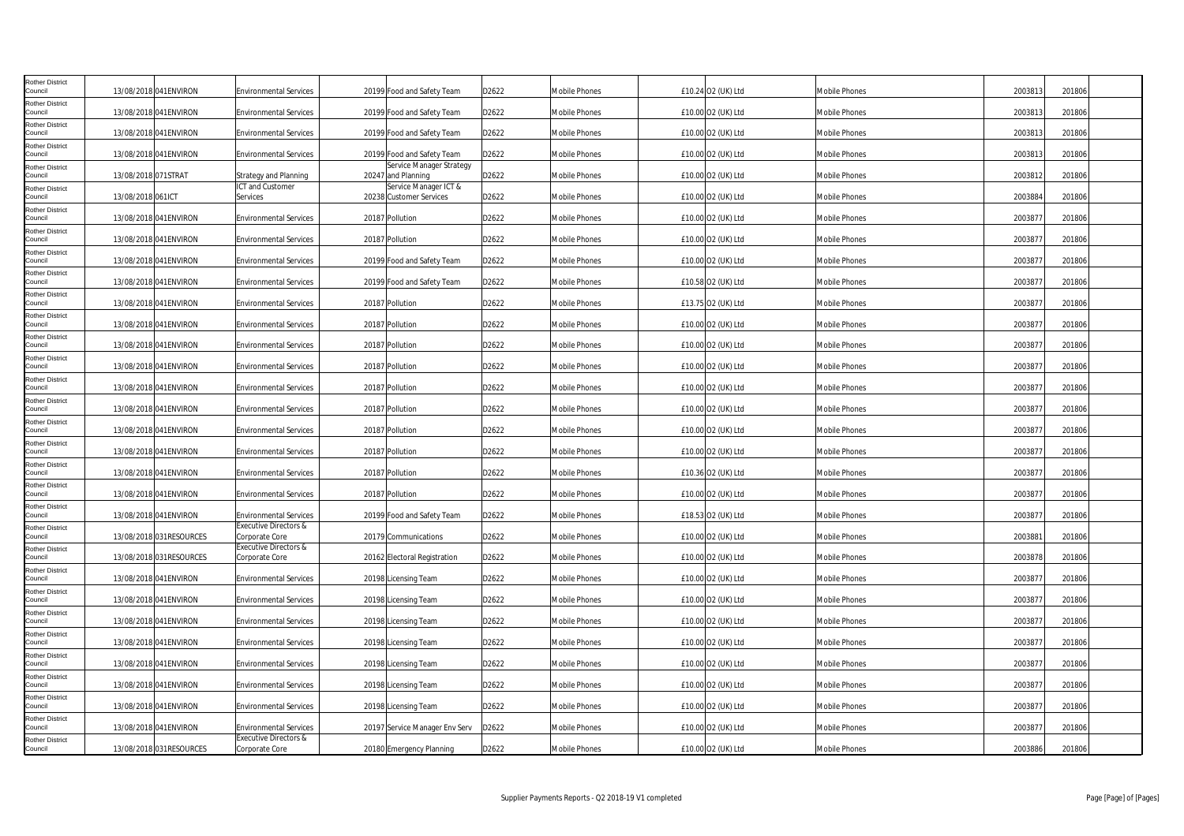| | | | | | | | | | | | | | |
|---|---|---|---|---|---|---|---|---|---|---|---|---|---|
| Rother District Council | 13/08/2018 | 041ENVIRON | Environmental Services | 20199 | Food and Safety Team | D2622 | Mobile Phones | £10.24 | O2 (UK) Ltd | Mobile Phones | 2003813 | 201806 | |
| Rother District Council | 13/08/2018 | 041ENVIRON | Environmental Services | 20199 | Food and Safety Team | D2622 | Mobile Phones | £10.00 | O2 (UK) Ltd | Mobile Phones | 2003813 | 201806 | |
| Rother District Council | 13/08/2018 | 041ENVIRON | Environmental Services | 20199 | Food and Safety Team | D2622 | Mobile Phones | £10.00 | O2 (UK) Ltd | Mobile Phones | 2003813 | 201806 | |
| Rother District Council | 13/08/2018 | 041ENVIRON | Environmental Services | 20199 | Food and Safety Team | D2622 | Mobile Phones | £10.00 | O2 (UK) Ltd | Mobile Phones | 2003813 | 201806 | |
| Rother District Council | 13/08/2018 | 071STRAT | Strategy and Planning | 20247 | Service Manager Strategy and Planning | D2622 | Mobile Phones | £10.00 | O2 (UK) Ltd | Mobile Phones | 2003812 | 201806 | |
| Rother District Council | 13/08/2018 | 061ICT | ICT and Customer Services | 20238 | Service Manager ICT & Customer Services | D2622 | Mobile Phones | £10.00 | O2 (UK) Ltd | Mobile Phones | 2003884 | 201806 | |
| Rother District Council | 13/08/2018 | 041ENVIRON | Environmental Services | 20187 | Pollution | D2622 | Mobile Phones | £10.00 | O2 (UK) Ltd | Mobile Phones | 2003877 | 201806 | |
| Rother District Council | 13/08/2018 | 041ENVIRON | Environmental Services | 20187 | Pollution | D2622 | Mobile Phones | £10.00 | O2 (UK) Ltd | Mobile Phones | 2003877 | 201806 | |
| Rother District Council | 13/08/2018 | 041ENVIRON | Environmental Services | 20199 | Food and Safety Team | D2622 | Mobile Phones | £10.00 | O2 (UK) Ltd | Mobile Phones | 2003877 | 201806 | |
| Rother District Council | 13/08/2018 | 041ENVIRON | Environmental Services | 20199 | Food and Safety Team | D2622 | Mobile Phones | £10.58 | O2 (UK) Ltd | Mobile Phones | 2003877 | 201806 | |
| Rother District Council | 13/08/2018 | 041ENVIRON | Environmental Services | 20187 | Pollution | D2622 | Mobile Phones | £13.75 | O2 (UK) Ltd | Mobile Phones | 2003877 | 201806 | |
| Rother District Council | 13/08/2018 | 041ENVIRON | Environmental Services | 20187 | Pollution | D2622 | Mobile Phones | £10.00 | O2 (UK) Ltd | Mobile Phones | 2003877 | 201806 | |
| Rother District Council | 13/08/2018 | 041ENVIRON | Environmental Services | 20187 | Pollution | D2622 | Mobile Phones | £10.00 | O2 (UK) Ltd | Mobile Phones | 2003877 | 201806 | |
| Rother District Council | 13/08/2018 | 041ENVIRON | Environmental Services | 20187 | Pollution | D2622 | Mobile Phones | £10.00 | O2 (UK) Ltd | Mobile Phones | 2003877 | 201806 | |
| Rother District Council | 13/08/2018 | 041ENVIRON | Environmental Services | 20187 | Pollution | D2622 | Mobile Phones | £10.00 | O2 (UK) Ltd | Mobile Phones | 2003877 | 201806 | |
| Rother District Council | 13/08/2018 | 041ENVIRON | Environmental Services | 20187 | Pollution | D2622 | Mobile Phones | £10.00 | O2 (UK) Ltd | Mobile Phones | 2003877 | 201806 | |
| Rother District Council | 13/08/2018 | 041ENVIRON | Environmental Services | 20187 | Pollution | D2622 | Mobile Phones | £10.00 | O2 (UK) Ltd | Mobile Phones | 2003877 | 201806 | |
| Rother District Council | 13/08/2018 | 041ENVIRON | Environmental Services | 20187 | Pollution | D2622 | Mobile Phones | £10.00 | O2 (UK) Ltd | Mobile Phones | 2003877 | 201806 | |
| Rother District Council | 13/08/2018 | 041ENVIRON | Environmental Services | 20187 | Pollution | D2622 | Mobile Phones | £10.36 | O2 (UK) Ltd | Mobile Phones | 2003877 | 201806 | |
| Rother District Council | 13/08/2018 | 041ENVIRON | Environmental Services | 20187 | Pollution | D2622 | Mobile Phones | £10.00 | O2 (UK) Ltd | Mobile Phones | 2003877 | 201806 | |
| Rother District Council | 13/08/2018 | 041ENVIRON | Environmental Services | 20199 | Food and Safety Team | D2622 | Mobile Phones | £18.53 | O2 (UK) Ltd | Mobile Phones | 2003877 | 201806 | |
| Rother District Council | 13/08/2018 | 031RESOURCES | Executive Directors & Corporate Core | 20179 | Communications | D2622 | Mobile Phones | £10.00 | O2 (UK) Ltd | Mobile Phones | 2003881 | 201806 | |
| Rother District Council | 13/08/2018 | 031RESOURCES | Executive Directors & Corporate Core | 20162 | Electoral Registration | D2622 | Mobile Phones | £10.00 | O2 (UK) Ltd | Mobile Phones | 2003878 | 201806 | |
| Rother District Council | 13/08/2018 | 041ENVIRON | Environmental Services | 20198 | Licensing Team | D2622 | Mobile Phones | £10.00 | O2 (UK) Ltd | Mobile Phones | 2003877 | 201806 | |
| Rother District Council | 13/08/2018 | 041ENVIRON | Environmental Services | 20198 | Licensing Team | D2622 | Mobile Phones | £10.00 | O2 (UK) Ltd | Mobile Phones | 2003877 | 201806 | |
| Rother District Council | 13/08/2018 | 041ENVIRON | Environmental Services | 20198 | Licensing Team | D2622 | Mobile Phones | £10.00 | O2 (UK) Ltd | Mobile Phones | 2003877 | 201806 | |
| Rother District Council | 13/08/2018 | 041ENVIRON | Environmental Services | 20198 | Licensing Team | D2622 | Mobile Phones | £10.00 | O2 (UK) Ltd | Mobile Phones | 2003877 | 201806 | |
| Rother District Council | 13/08/2018 | 041ENVIRON | Environmental Services | 20198 | Licensing Team | D2622 | Mobile Phones | £10.00 | O2 (UK) Ltd | Mobile Phones | 2003877 | 201806 | |
| Rother District Council | 13/08/2018 | 041ENVIRON | Environmental Services | 20198 | Licensing Team | D2622 | Mobile Phones | £10.00 | O2 (UK) Ltd | Mobile Phones | 2003877 | 201806 | |
| Rother District Council | 13/08/2018 | 041ENVIRON | Environmental Services | 20198 | Licensing Team | D2622 | Mobile Phones | £10.00 | O2 (UK) Ltd | Mobile Phones | 2003877 | 201806 | |
| Rother District Council | 13/08/2018 | 041ENVIRON | Environmental Services | 20197 | Service Manager Env Serv | D2622 | Mobile Phones | £10.00 | O2 (UK) Ltd | Mobile Phones | 2003877 | 201806 | |
| Rother District Council | 13/08/2018 | 031RESOURCES | Executive Directors & Corporate Core | 20180 | Emergency Planning | D2622 | Mobile Phones | £10.00 | O2 (UK) Ltd | Mobile Phones | 2003886 | 201806 | |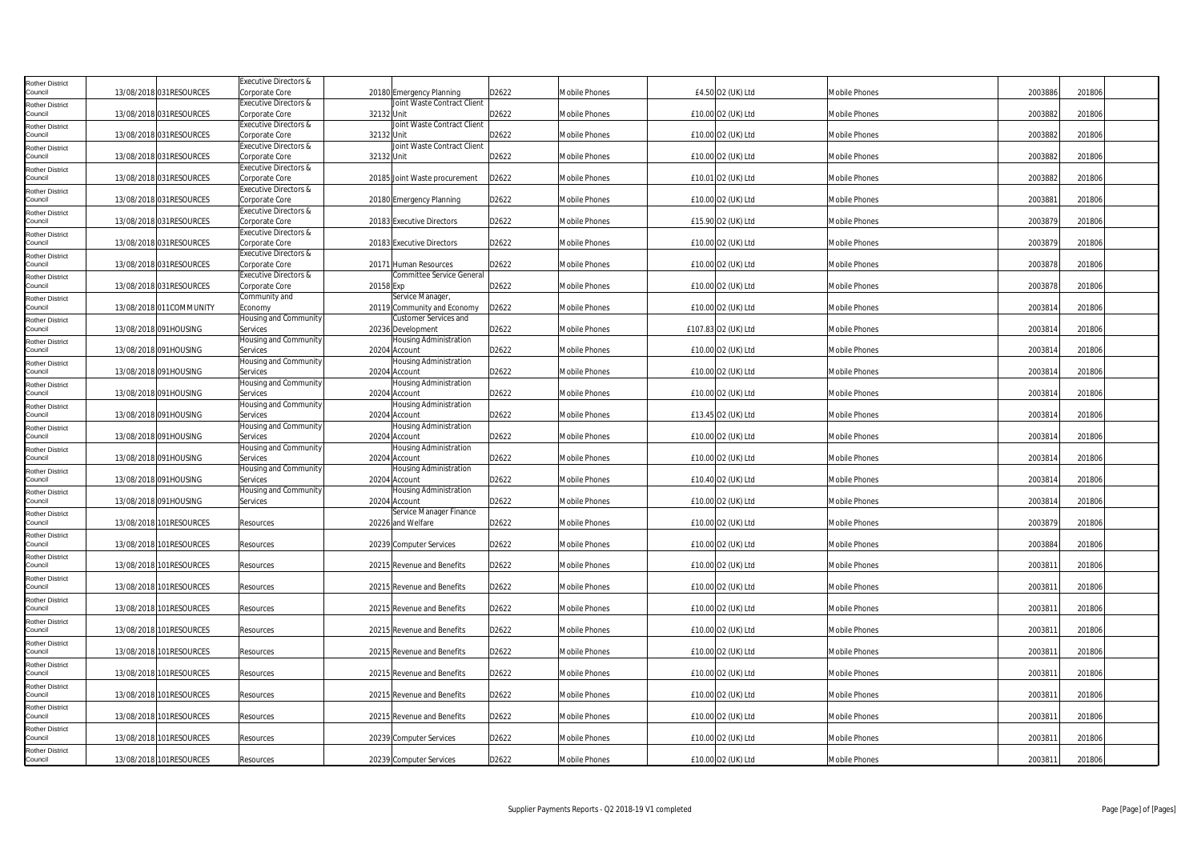| | | | | | | | | | | | | | |
|---|---|---|---|---|---|---|---|---|---|---|---|---|---|
| Rother District Council | 13/08/2018 | 031RESOURCES | Executive Directors & Corporate Core | 20180 | Emergency Planning | D2622 | Mobile Phones | £4.50 | O2 (UK) Ltd | Mobile Phones | 2003886 | 201806 | |
| Rother District Council | 13/08/2018 | 031RESOURCES | Executive Directors & Corporate Core | 32132 | Joint Waste Contract Client Unit | D2622 | Mobile Phones | £10.00 | O2 (UK) Ltd | Mobile Phones | 2003882 | 201806 | |
| Rother District Council | 13/08/2018 | 031RESOURCES | Executive Directors & Corporate Core | 32132 | Joint Waste Contract Client Unit | D2622 | Mobile Phones | £10.00 | O2 (UK) Ltd | Mobile Phones | 2003882 | 201806 | |
| Rother District Council | 13/08/2018 | 031RESOURCES | Executive Directors & Corporate Core | 32132 | Joint Waste Contract Client Unit | D2622 | Mobile Phones | £10.00 | O2 (UK) Ltd | Mobile Phones | 2003882 | 201806 | |
| Rother District Council | 13/08/2018 | 031RESOURCES | Executive Directors & Corporate Core | 20185 | Joint Waste procurement | D2622 | Mobile Phones | £10.01 | O2 (UK) Ltd | Mobile Phones | 2003882 | 201806 | |
| Rother District Council | 13/08/2018 | 031RESOURCES | Executive Directors & Corporate Core | 20180 | Emergency Planning | D2622 | Mobile Phones | £10.00 | O2 (UK) Ltd | Mobile Phones | 2003881 | 201806 | |
| Rother District Council | 13/08/2018 | 031RESOURCES | Executive Directors & Corporate Core | 20183 | Executive Directors | D2622 | Mobile Phones | £15.90 | O2 (UK) Ltd | Mobile Phones | 2003879 | 201806 | |
| Rother District Council | 13/08/2018 | 031RESOURCES | Executive Directors & Corporate Core | 20183 | Executive Directors | D2622 | Mobile Phones | £10.00 | O2 (UK) Ltd | Mobile Phones | 2003879 | 201806 | |
| Rother District Council | 13/08/2018 | 031RESOURCES | Executive Directors & Corporate Core | 20171 | Human Resources | D2622 | Mobile Phones | £10.00 | O2 (UK) Ltd | Mobile Phones | 2003878 | 201806 | |
| Rother District Council | 13/08/2018 | 031RESOURCES | Executive Directors & Corporate Core | 20158 | Committee Service General Exp | D2622 | Mobile Phones | £10.00 | O2 (UK) Ltd | Mobile Phones | 2003878 | 201806 | |
| Rother District Council | 13/08/2018 | 011COMMUNITY | Community and Economy | 20119 | Service Manager, Community and Economy | D2622 | Mobile Phones | £10.00 | O2 (UK) Ltd | Mobile Phones | 2003814 | 201806 | |
| Rother District Council | 13/08/2018 | 091HOUSING | Housing and Community Services | 20236 | Customer Services and Development | D2622 | Mobile Phones | £107.83 | O2 (UK) Ltd | Mobile Phones | 2003814 | 201806 | |
| Rother District Council | 13/08/2018 | 091HOUSING | Housing and Community Services | 20204 | Housing Administration Account | D2622 | Mobile Phones | £10.00 | O2 (UK) Ltd | Mobile Phones | 2003814 | 201806 | |
| Rother District Council | 13/08/2018 | 091HOUSING | Housing and Community Services | 20204 | Housing Administration Account | D2622 | Mobile Phones | £10.00 | O2 (UK) Ltd | Mobile Phones | 2003814 | 201806 | |
| Rother District Council | 13/08/2018 | 091HOUSING | Housing and Community Services | 20204 | Housing Administration Account | D2622 | Mobile Phones | £10.00 | O2 (UK) Ltd | Mobile Phones | 2003814 | 201806 | |
| Rother District Council | 13/08/2018 | 091HOUSING | Housing and Community Services | 20204 | Housing Administration Account | D2622 | Mobile Phones | £13.45 | O2 (UK) Ltd | Mobile Phones | 2003814 | 201806 | |
| Rother District Council | 13/08/2018 | 091HOUSING | Housing and Community Services | 20204 | Housing Administration Account | D2622 | Mobile Phones | £10.00 | O2 (UK) Ltd | Mobile Phones | 2003814 | 201806 | |
| Rother District Council | 13/08/2018 | 091HOUSING | Housing and Community Services | 20204 | Housing Administration Account | D2622 | Mobile Phones | £10.00 | O2 (UK) Ltd | Mobile Phones | 2003814 | 201806 | |
| Rother District Council | 13/08/2018 | 091HOUSING | Housing and Community Services | 20204 | Housing Administration Account | D2622 | Mobile Phones | £10.40 | O2 (UK) Ltd | Mobile Phones | 2003814 | 201806 | |
| Rother District Council | 13/08/2018 | 091HOUSING | Housing and Community Services | 20204 | Housing Administration Account | D2622 | Mobile Phones | £10.00 | O2 (UK) Ltd | Mobile Phones | 2003814 | 201806 | |
| Rother District Council | 13/08/2018 | 101RESOURCES | Resources | 20226 | Service Manager Finance and Welfare | D2622 | Mobile Phones | £10.00 | O2 (UK) Ltd | Mobile Phones | 2003879 | 201806 | |
| Rother District Council | 13/08/2018 | 101RESOURCES | Resources | 20239 | Computer Services | D2622 | Mobile Phones | £10.00 | O2 (UK) Ltd | Mobile Phones | 2003884 | 201806 | |
| Rother District Council | 13/08/2018 | 101RESOURCES | Resources | 20215 | Revenue and Benefits | D2622 | Mobile Phones | £10.00 | O2 (UK) Ltd | Mobile Phones | 2003811 | 201806 | |
| Rother District Council | 13/08/2018 | 101RESOURCES | Resources | 20215 | Revenue and Benefits | D2622 | Mobile Phones | £10.00 | O2 (UK) Ltd | Mobile Phones | 2003811 | 201806 | |
| Rother District Council | 13/08/2018 | 101RESOURCES | Resources | 20215 | Revenue and Benefits | D2622 | Mobile Phones | £10.00 | O2 (UK) Ltd | Mobile Phones | 2003811 | 201806 | |
| Rother District Council | 13/08/2018 | 101RESOURCES | Resources | 20215 | Revenue and Benefits | D2622 | Mobile Phones | £10.00 | O2 (UK) Ltd | Mobile Phones | 2003811 | 201806 | |
| Rother District Council | 13/08/2018 | 101RESOURCES | Resources | 20215 | Revenue and Benefits | D2622 | Mobile Phones | £10.00 | O2 (UK) Ltd | Mobile Phones | 2003811 | 201806 | |
| Rother District Council | 13/08/2018 | 101RESOURCES | Resources | 20215 | Revenue and Benefits | D2622 | Mobile Phones | £10.00 | O2 (UK) Ltd | Mobile Phones | 2003811 | 201806 | |
| Rother District Council | 13/08/2018 | 101RESOURCES | Resources | 20215 | Revenue and Benefits | D2622 | Mobile Phones | £10.00 | O2 (UK) Ltd | Mobile Phones | 2003811 | 201806 | |
| Rother District Council | 13/08/2018 | 101RESOURCES | Resources | 20215 | Revenue and Benefits | D2622 | Mobile Phones | £10.00 | O2 (UK) Ltd | Mobile Phones | 2003811 | 201806 | |
| Rother District Council | 13/08/2018 | 101RESOURCES | Resources | 20239 | Computer Services | D2622 | Mobile Phones | £10.00 | O2 (UK) Ltd | Mobile Phones | 2003811 | 201806 | |
| Rother District Council | 13/08/2018 | 101RESOURCES | Resources | 20239 | Computer Services | D2622 | Mobile Phones | £10.00 | O2 (UK) Ltd | Mobile Phones | 2003811 | 201806 | |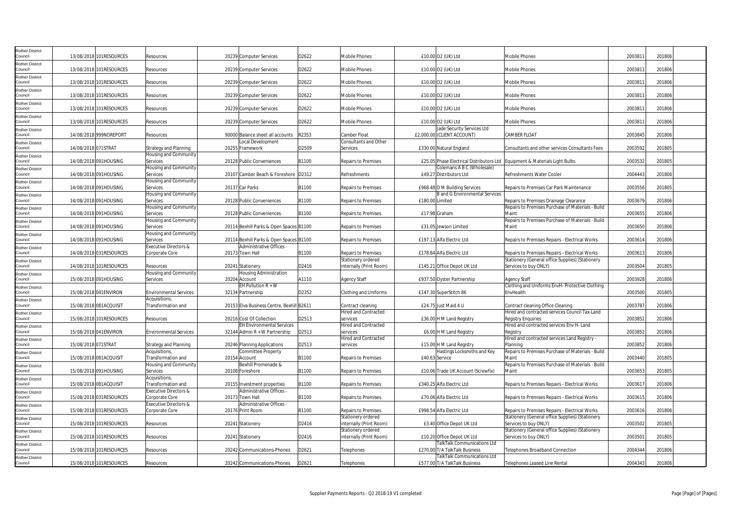| Rother District Council | 13/08/2018 | 101RESOURCES | Resources | 20239 | Computer Services | D2622 | Mobile Phones | £10.00 | O2 (UK) Ltd | Mobile Phones | 2003811 | 201806 |
|---|---|---|---|---|---|---|---|---|---|---|---|---|
| Rother District Council | 13/08/2018 | 101RESOURCES | Resources | 20239 | Computer Services | D2622 | Mobile Phones | £10.00 | O2 (UK) Ltd | Mobile Phones | 2003811 | 201806 |
| Rother District Council | 13/08/2018 | 101RESOURCES | Resources | 20239 | Computer Services | D2622 | Mobile Phones | £10.00 | O2 (UK) Ltd | Mobile Phones | 2003811 | 201806 |
| Rother District Council | 13/08/2018 | 101RESOURCES | Resources | 20239 | Computer Services | D2622 | Mobile Phones | £10.00 | O2 (UK) Ltd | Mobile Phones | 2003811 | 201806 |
| Rother District Council | 13/08/2018 | 101RESOURCES | Resources | 20239 | Computer Services | D2622 | Mobile Phones | £10.00 | O2 (UK) Ltd | Mobile Phones | 2003811 | 201806 |
| Rother District Council | 13/08/2018 | 101RESOURCES | Resources | 20239 | Computer Services | D2622 | Mobile Phones | £10.00 | O2 (UK) Ltd | Mobile Phones | 2003811 | 201806 |
| Rother District Council | 14/08/2018 | 999NOREPORT | Resources | 90000 | Balance sheet all accounts | R2353 | Camber Float | £2,000.00 | Jade Security Services Ltd (CLIENT ACCOUNT) | CAMBER FLOAT | 2003845 | 201806 |
| Rother District Council | 14/08/2018 | 071STRAT | Strategy and Planning | 20255 | Local Development Framework | D2509 | Consultants and Other Services | £330.00 | Natural England | Consultants and other services Consultants Fees | 2003592 | 201805 |
| Rother District Council | 14/08/2018 | 091HOUSING | Housing and Community Services | 20128 | Public Conveniences | B1100 | Repairs to Premises | £25.05 | Phase Electrical Distributors Ltd | Equipment & Materials Light Bulbs | 2003532 | 201805 |
| Rother District Council | 14/08/2018 | 091HOUSING | Housing and Community Services | 20107 | Camber Beach & Foreshore | D2312 | Refreshments | £49.27 | Colemans A B C (Wholesale) Distributors Ltd | Refreshments Water Cooler | 2004443 | 201806 |
| Rother District Council | 14/08/2018 | 091HOUSING | Housing and Community Services | 20137 | Car Parks | B1100 | Repairs to Premises | £968.48 | D M Building Services | Repairs to Premises Car Park Maintenance | 2003556 | 201805 |
| Rother District Council | 14/08/2018 | 091HOUSING | Housing and Community Services | 20128 | Public Conveniences | B1100 | Repairs to Premises | £180.00 | B and G Environmental Services Limited | Repairs to Premises Drainage Clearance | 2003679 | 201806 |
| Rother District Council | 14/08/2018 | 091HOUSING | Housing and Community Services | 20128 | Public Conveniences | B1100 | Repairs to Premises | £17.98 | Graham | Repairs to Premises Purchase of Materials - Build Maint | 2003655 | 201806 |
| Rother District Council | 14/08/2018 | 091HOUSING | Housing and Community Services | 20114 | Bexhill Parks & Open Spaces | B1100 | Repairs to Premises | £31.05 | Jewson Limited | Repairs to Premises Purchase of Materials - Build Maint | 2003650 | 201806 |
| Rother District Council | 14/08/2018 | 091HOUSING | Housing and Community Services | 20114 | Bexhill Parks & Open Spaces | B1100 | Repairs to Premises | £197.13 | Alfa Electric Ltd | Repairs to Premises Repairs - Electrical Works | 2003614 | 201806 |
| Rother District Council | 14/08/2018 | 031RESOURCES | Executive Directors & Corporate Core | 20173 | Administrative Offices - Town Hall | B1100 | Repairs to Premises | £178.84 | Alfa Electric Ltd | Repairs to Premises Repairs - Electrical Works | 2003613 | 201806 |
| Rother District Council | 14/08/2018 | 101RESOURCES | Resources | 20241 | Stationery | D2416 | Stationery ordered internally (Print Room) | £145.21 | Office Depot UK Ltd | Stationery (General office Supplies) (Stationery Services to buy ONLY) | 2003504 | 201805 |
| Rother District Council | 15/08/2018 | 091HOUSING | Housing and Community Services | 20204 | Housing Administration Account | A1110 | Agency Staff | £937.50 | Oyster Partnership | Agency Staff | 2003928 | 201806 |
| Rother District Council | 15/08/2018 | 041ENVIRON | Environmental Services | 32134 | EH Pollution R + W Partnership | D2352 | Clothing and Uniforms | £147.30 | SuperStitch 86 | Clothing and Uniforms EnvH- Protective Clothing EnvHealth | 2003500 | 201805 |
| Rother District Council | 15/08/2018 | 081ACQUISIT | Acquisitions, Transformation and | 20153 | Elva Business Centre, Bexhill | B2611 | Contract cleaning | £24.75 | Just Maid 4 U | Contract cleaning Office Cleaning | 2003787 | 201806 |
| Rother District Council | 15/08/2018 | 101RESOURCES | Resources | 20216 | Cost Of Collection | D2513 | Hired and Contracted services | £36.00 | H M Land Registry | Hired and contracted services Council Tax-Land Registry Enquiries | 2003852 | 201806 |
| Rother District Council | 15/08/2018 | 041ENVIRON | Environmental Services | 32144 | EH Environmental Services Admin R + W Partnership | D2513 | Hired and Contracted services | £6.00 | H M Land Registry | Hired and contracted services Env H- Land Registry | 2003852 | 201806 |
| Rother District Council | 15/08/2018 | 071STRAT | Strategy and Planning | 20246 | Planning Applications | D2513 | Hired and Contracted services | £15.00 | H M Land Registry | Hired and contracted services Land Registry - Planning | 2003852 | 201806 |
| Rother District Council | 15/08/2018 | 081ACQUISIT | Acquisitions, Transformation and | 20154 | Committee Property Account | B1100 | Repairs to Premises | £40.63 | Hastings Locksmiths and Key Service | Repairs to Premises Purchase of Materials - Build Maint | 2003440 | 201805 |
| Rother District Council | 15/08/2018 | 091HOUSING | Housing and Community Services | 20108 | Bexhill Promenade & Foreshore | B1100 | Repairs to Premises | £10.06 | Trade UK Account (Screwfix) | Repairs to Premises Purchase of Materials - Build Maint | 2003653 | 201805 |
| Rother District Council | 15/08/2018 | 081ACQUISIT | Acquisitions, Transformation and | 20155 | Investment properties | B1100 | Repairs to Premises | £340.25 | Alfa Electric Ltd | Repairs to Premises Repairs - Electrical Works | 2003617 | 201806 |
| Rother District Council | 15/08/2018 | 031RESOURCES | Executive Directors & Corporate Core | 20173 | Administrative Offices - Town Hall | B1100 | Repairs to Premises | £70.06 | Alfa Electric Ltd | Repairs to Premises Repairs - Electrical Works | 2003615 | 201806 |
| Rother District Council | 15/08/2018 | 031RESOURCES | Executive Directors & Corporate Core | 20176 | Administrative Offices - Print Room | B1100 | Repairs to Premises | £998.54 | Alfa Electric Ltd | Repairs to Premises Repairs - Electrical Works | 2003616 | 201806 |
| Rother District Council | 15/08/2018 | 101RESOURCES | Resources | 20241 | Stationery | D2416 | Stationery ordered internally (Print Room) | £3.40 | Office Depot UK Ltd | Stationery (General office Supplies) (Stationery Services to buy ONLY) | 2003502 | 201805 |
| Rother District Council | 15/08/2018 | 101RESOURCES | Resources | 20241 | Stationery | D2416 | Stationery ordered internally (Print Room) | £10.20 | Office Depot UK Ltd | Stationery (General office Supplies) (Stationery Services to buy ONLY) | 2003501 | 201805 |
| Rother District Council | 15/08/2018 | 101RESOURCES | Resources | 20242 | Communications-Phones | D2621 | Telephones | £270.00 | TalkTalk Communications Ltd T/A TalkTalk Business | Telephones Broadband Connection | 2004344 | 201806 |
| Rother District Council | 15/08/2018 | 101RESOURCES | Resources | 20242 | Communications-Phones | D2621 | Telephones | £577.00 | TalkTalk Communications Ltd T/A TalkTalk Business | Telephones Leased Line Rental | 2004343 | 201806 |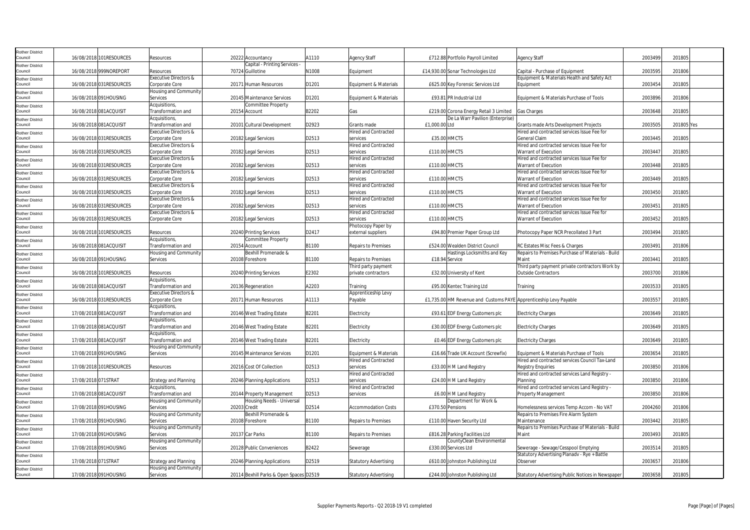| Rother District Council | 16/08/2018 | 101RESOURCES | Resources | 20222 | Accountancy | A1110 | Agency Staff | £712.88 | Portfolio Payroll Limited | Agency Staff | 2003499 | 201805 | |
|---|---|---|---|---|---|---|---|---|---|---|---|---|---|
| Rother District Council | 16/08/2018 | 999NOREPORT | Resources | 70724 | Capital - Printing Services - Guillotine | N1008 | Equipment | £14,930.00 | Sonar Technologies Ltd | Capital - Purchase of Equipment | 2003595 | 201806 | |
| Rother District Council | 16/08/2018 | 031RESOURCES | Executive Directors & Corporate Core | 20171 | Human Resources | D1201 | Equipment & Materials | £625.00 | Key Forensic Services Ltd | Equipment & Materials Health and Safety Act Equipment | 2003454 | 201805 | |
| Rother District Council | 16/08/2018 | 091HOUSING | Housing and Community Services | 20145 | Maintenance Services | D1201 | Equipment & Materials | £93.81 | PR Industrial Ltd | Equipment & Materials Purchase of Tools | 2003896 | 201806 | |
| Rother District Council | 16/08/2018 | 081ACQUISIT | Acquisitions, Transformation and | 20154 | Committee Property Account | B2202 | Gas | £219.00 | Corona Energy Retail 3 Limited | Gas Charges | 2003648 | 201805 | |
| Rother District Council | 16/08/2018 | 081ACQUISIT | Acquisitions, Transformation and | 20101 | Cultural Development | D2923 | Grants made | £1,000.00 | De La Warr Pavilion (Enterprise) Ltd | Grants made Arts Development Projects | 2003505 | 201805 | Yes |
| Rother District Council | 16/08/2018 | 031RESOURCES | Executive Directors & Corporate Core | 20182 | Legal Services | D2513 | Hired and Contracted services | £35.00 | HMCTS | Hired and contracted services Issue Fee for General Claim | 2003445 | 201805 | |
| Rother District Council | 16/08/2018 | 031RESOURCES | Executive Directors & Corporate Core | 20182 | Legal Services | D2513 | Hired and Contracted services | £110.00 | HMCTS | Hired and contracted services Issue Fee for Warrant of Execution | 2003447 | 201805 | |
| Rother District Council | 16/08/2018 | 031RESOURCES | Executive Directors & Corporate Core | 20182 | Legal Services | D2513 | Hired and Contracted services | £110.00 | HMCTS | Hired and contracted services Issue Fee for Warrant of Execution | 2003448 | 201805 | |
| Rother District Council | 16/08/2018 | 031RESOURCES | Executive Directors & Corporate Core | 20182 | Legal Services | D2513 | Hired and Contracted services | £110.00 | HMCTS | Hired and contracted services Issue Fee for Warrant of Execution | 2003449 | 201805 | |
| Rother District Council | 16/08/2018 | 031RESOURCES | Executive Directors & Corporate Core | 20182 | Legal Services | D2513 | Hired and Contracted services | £110.00 | HMCTS | Hired and contracted services Issue Fee for Warrant of Execution | 2003450 | 201805 | |
| Rother District Council | 16/08/2018 | 031RESOURCES | Executive Directors & Corporate Core | 20182 | Legal Services | D2513 | Hired and Contracted services | £110.00 | HMCTS | Hired and contracted services Issue Fee for Warrant of Execution | 2003451 | 201805 | |
| Rother District Council | 16/08/2018 | 031RESOURCES | Executive Directors & Corporate Core | 20182 | Legal Services | D2513 | Hired and Contracted services | £110.00 | HMCTS | Hired and contracted services Issue Fee for Warrant of Execution | 2003452 | 201805 | |
| Rother District Council | 16/08/2018 | 101RESOURCES | Resources | 20240 | Printing Services | D2417 | Photocopy Paper by external suppliers | £94.80 | Premier Paper Group Ltd | Photocopy Paper NCR Precollated 3 Part | 2003494 | 201805 | |
| Rother District Council | 16/08/2018 | 081ACQUISIT | Acquisitions, Transformation and | 20154 | Committee Property Account | B1100 | Repairs to Premises | £524.00 | Wealden District Council | RC Estates Misc Fees & Charges | 2003491 | 201806 | |
| Rother District Council | 16/08/2018 | 091HOUSING | Housing and Community Services | 20108 | Bexhill Promenade & Foreshore | B1100 | Repairs to Premises | £18.94 | Hastings Locksmiths and Key Service | Repairs to Premises Purchase of Materials - Build Maint | 2003441 | 201805 | |
| Rother District Council | 16/08/2018 | 101RESOURCES | Resources | 20240 | Printing Services | E2302 | Third party payment private contractors | £32.00 | University of Kent | Third party payment private contractors Work by Outside Contractors | 2003700 | 201806 | |
| Rother District Council | 16/08/2018 | 081ACQUISIT | Acquisitions, Transformation and | 20136 | Regeneration | A2203 | Training | £95.00 | Kentec Training Ltd | Training | 2003533 | 201805 | |
| Rother District Council | 16/08/2018 | 031RESOURCES | Executive Directors & Corporate Core | 20171 | Human Resources | A1113 | Apprenticeship Levy Payable | £1,735.00 | HM Revenue and Customs PAYE | Apprenticeship Levy Payable | 2003557 | 201805 | |
| Rother District Council | 17/08/2018 | 081ACQUISIT | Acquisitions, Transformation and | 20146 | West Trading Estate | B2201 | Electricity | £93.61 | EDF Energy Customers plc | Electricity Charges | 2003649 | 201805 | |
| Rother District Council | 17/08/2018 | 081ACQUISIT | Acquisitions, Transformation and | 20146 | West Trading Estate | B2201 | Electricity | £30.00 | EDF Energy Customers plc | Electricity Charges | 2003649 | 201805 | |
| Rother District Council | 17/08/2018 | 081ACQUISIT | Acquisitions, Transformation and | 20146 | West Trading Estate | B2201 | Electricity | £0.46 | EDF Energy Customers plc | Electricity Charges | 2003649 | 201805 | |
| Rother District Council | 17/08/2018 | 091HOUSING | Housing and Community Services | 20145 | Maintenance Services | D1201 | Equipment & Materials | £16.66 | Trade UK Account (Screwfix) | Equipment & Materials Purchase of Tools | 2003654 | 201805 | |
| Rother District Council | 17/08/2018 | 101RESOURCES | Resources | 20216 | Cost Of Collection | D2513 | Hired and Contracted services | £33.00 | H M Land Registry | Hired and contracted services Council Tax-Land Registry Enquiries | 2003850 | 201806 | |
| Rother District Council | 17/08/2018 | 071STRAT | Strategy and Planning | 20246 | Planning Applications | D2513 | Hired and Contracted services | £24.00 | H M Land Registry | Hired and contracted services Land Registry - Planning | 2003850 | 201806 | |
| Rother District Council | 17/08/2018 | 081ACQUISIT | Acquisitions, Transformation and | 20144 | Property Management | D2513 | Hired and Contracted services | £6.00 | H M Land Registry | Hired and contracted services Land Registry - Property Management | 2003850 | 201806 | |
| Rother District Council | 17/08/2018 | 091HOUSING | Housing and Community Services | 20203 | Housing Needs - Universal Credit | D2514 | Accommodation Costs | £370.50 | Department for Work & Pensions | Homelessness services Temp Accom - No VAT | 2004260 | 201806 | |
| Rother District Council | 17/08/2018 | 091HOUSING | Housing and Community Services | 20108 | Bexhill Promenade & Foreshore | B1100 | Repairs to Premises | £110.00 | Haven Security Ltd | Repairs to Premises Fire Alarm System Maintenance | 2003442 | 201805 | |
| Rother District Council | 17/08/2018 | 091HOUSING | Housing and Community Services | 20137 | Car Parks | B1100 | Repairs to Premises | £816.28 | Parking Facilities Ltd | Repairs to Premises Purchase of Materials - Build Maint | 2003493 | 201805 | |
| Rother District Council | 17/08/2018 | 091HOUSING | Housing and Community Services | 20128 | Public Conveniences | B2422 | Sewerage | £330.00 | CountyClean Environmental Services Ltd | Sewerage - Sewage/Cesspool Emptying | 2003514 | 201805 | |
| Rother District Council | 17/08/2018 | 071STRAT | Strategy and Planning | 20246 | Planning Applications | D2519 | Statutory Advertising | £610.00 | Johnston Publishing Ltd | Statutory Advertising Planadv - Rye + Battle Observer | 2003657 | 201806 | |
| Rother District Council | 17/08/2018 | 091HOUSING | Housing and Community Services | 20114 | Bexhill Parks & Open Spaces | D2519 | Statutory Advertising | £244.00 | Johnston Publishing Ltd | Statutory Advertising Public Notices in Newspaper | 2003658 | 201805 | |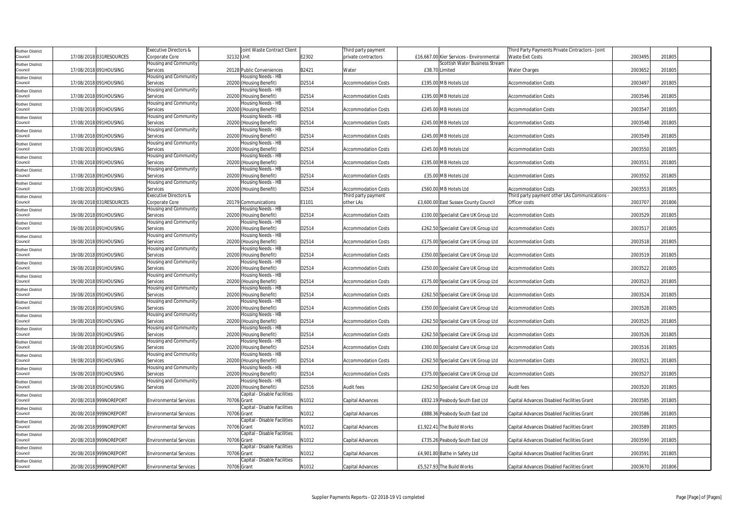| Rother District Council | 17/08/2018 | 031RESOURCES | Executive Directors & Corporate Core | 32132 | Joint Waste Contract Client Unit | E2302 | Third party payment private contractors | £16,667.00 | Kier Services - Environmental | Third Party Payments Private Cintractors - Joint Waste Exit Costs | 2003495 | 201805 |
|---|---|---|---|---|---|---|---|---|---|---|---|---|
| Rother District Council | 17/08/2018 | 091HOUSING | Housing and Community Services | 20128 | Public Conveniences | B2421 | Water | £38.70 | Scottish Water Business Stream Limited | Water Charges | 2003652 | 201805 |
| Rother District Council | 17/08/2018 | 091HOUSING | Housing and Community Services | 20200 | Housing Needs - HB (Housing Benefit) | D2514 | Accommodation Costs | £195.00 | MB Hotels Ltd | Accommodation Costs | 2003497 | 201805 |
| Rother District Council | 17/08/2018 | 091HOUSING | Housing and Community Services | 20200 | Housing Needs - HB (Housing Benefit) | D2514 | Accommodation Costs | £195.00 | MB Hotels Ltd | Accommodation Costs | 2003546 | 201805 |
| Rother District Council | 17/08/2018 | 091HOUSING | Housing and Community Services | 20200 | Housing Needs - HB (Housing Benefit) | D2514 | Accommodation Costs | £245.00 | MB Hotels Ltd | Accommodation Costs | 2003547 | 201805 |
| Rother District Council | 17/08/2018 | 091HOUSING | Housing and Community Services | 20200 | Housing Needs - HB (Housing Benefit) | D2514 | Accommodation Costs | £245.00 | MB Hotels Ltd | Accommodation Costs | 2003548 | 201805 |
| Rother District Council | 17/08/2018 | 091HOUSING | Housing and Community Services | 20200 | Housing Needs - HB (Housing Benefit) | D2514 | Accommodation Costs | £245.00 | MB Hotels Ltd | Accommodation Costs | 2003549 | 201805 |
| Rother District Council | 17/08/2018 | 091HOUSING | Housing and Community Services | 20200 | Housing Needs - HB (Housing Benefit) | D2514 | Accommodation Costs | £245.00 | MB Hotels Ltd | Accommodation Costs | 2003550 | 201805 |
| Rother District Council | 17/08/2018 | 091HOUSING | Housing and Community Services | 20200 | Housing Needs - HB (Housing Benefit) | D2514 | Accommodation Costs | £195.00 | MB Hotels Ltd | Accommodation Costs | 2003551 | 201805 |
| Rother District Council | 17/08/2018 | 091HOUSING | Housing and Community Services | 20200 | Housing Needs - HB (Housing Benefit) | D2514 | Accommodation Costs | £35.00 | MB Hotels Ltd | Accommodation Costs | 2003552 | 201805 |
| Rother District Council | 17/08/2018 | 091HOUSING | Housing and Community Services | 20200 | Housing Needs - HB (Housing Benefit) | D2514 | Accommodation Costs | £560.00 | MB Hotels Ltd | Accommodation Costs | 2003553 | 201805 |
| Rother District Council | 19/08/2018 | 031RESOURCES | Executive Directors & Corporate Core | 20179 | Communications | E1101 | Third party payment other LAs | £3,600.00 | East Sussex County Council | Third party payment other LAs Communications - Officer costs | 2003707 | 201806 |
| Rother District Council | 19/08/2018 | 091HOUSING | Housing and Community Services | 20200 | Housing Needs - HB (Housing Benefit) | D2514 | Accommodation Costs | £100.00 | Specialist Care UK Group Ltd | Accommodation Costs | 2003529 | 201805 |
| Rother District Council | 19/08/2018 | 091HOUSING | Housing and Community Services | 20200 | Housing Needs - HB (Housing Benefit) | D2514 | Accommodation Costs | £262.50 | Specialist Care UK Group Ltd | Accommodation Costs | 2003517 | 201805 |
| Rother District Council | 19/08/2018 | 091HOUSING | Housing and Community Services | 20200 | Housing Needs - HB (Housing Benefit) | D2514 | Accommodation Costs | £175.00 | Specialist Care UK Group Ltd | Accommodation Costs | 2003518 | 201805 |
| Rother District Council | 19/08/2018 | 091HOUSING | Housing and Community Services | 20200 | Housing Needs - HB (Housing Benefit) | D2514 | Accommodation Costs | £350.00 | Specialist Care UK Group Ltd | Accommodation Costs | 2003519 | 201805 |
| Rother District Council | 19/08/2018 | 091HOUSING | Housing and Community Services | 20200 | Housing Needs - HB (Housing Benefit) | D2514 | Accommodation Costs | £250.00 | Specialist Care UK Group Ltd | Accommodation Costs | 2003522 | 201805 |
| Rother District Council | 19/08/2018 | 091HOUSING | Housing and Community Services | 20200 | Housing Needs - HB (Housing Benefit) | D2514 | Accommodation Costs | £175.00 | Specialist Care UK Group Ltd | Accommodation Costs | 2003523 | 201805 |
| Rother District Council | 19/08/2018 | 091HOUSING | Housing and Community Services | 20200 | Housing Needs - HB (Housing Benefit) | D2514 | Accommodation Costs | £262.50 | Specialist Care UK Group Ltd | Accommodation Costs | 2003524 | 201805 |
| Rother District Council | 19/08/2018 | 091HOUSING | Housing and Community Services | 20200 | Housing Needs - HB (Housing Benefit) | D2514 | Accommodation Costs | £350.00 | Specialist Care UK Group Ltd | Accommodation Costs | 2003528 | 201805 |
| Rother District Council | 19/08/2018 | 091HOUSING | Housing and Community Services | 20200 | Housing Needs - HB (Housing Benefit) | D2514 | Accommodation Costs | £262.50 | Specialist Care UK Group Ltd | Accommodation Costs | 2003525 | 201805 |
| Rother District Council | 19/08/2018 | 091HOUSING | Housing and Community Services | 20200 | Housing Needs - HB (Housing Benefit) | D2514 | Accommodation Costs | £262.50 | Specialist Care UK Group Ltd | Accommodation Costs | 2003526 | 201805 |
| Rother District Council | 19/08/2018 | 091HOUSING | Housing and Community Services | 20200 | Housing Needs - HB (Housing Benefit) | D2514 | Accommodation Costs | £300.00 | Specialist Care UK Group Ltd | Accommodation Costs | 2003516 | 201805 |
| Rother District Council | 19/08/2018 | 091HOUSING | Housing and Community Services | 20200 | Housing Needs - HB (Housing Benefit) | D2514 | Accommodation Costs | £262.50 | Specialist Care UK Group Ltd | Accommodation Costs | 2003521 | 201805 |
| Rother District Council | 19/08/2018 | 091HOUSING | Housing and Community Services | 20200 | Housing Needs - HB (Housing Benefit) | D2514 | Accommodation Costs | £375.00 | Specialist Care UK Group Ltd | Accommodation Costs | 2003527 | 201805 |
| Rother District Council | 19/08/2018 | 091HOUSING | Housing and Community Services | 20200 | Housing Needs - HB (Housing Benefit) | D2516 | Audit fees | £262.50 | Specialist Care UK Group Ltd | Audit fees | 2003520 | 201805 |
| Rother District Council | 20/08/2018 | 999NOREPORT | Environmental Services | 70706 | Capital - Disable Facilities Grant | N1012 | Capital Advances | £832.19 | Peabody South East Ltd | Capital Advances Disabled Facilities Grant | 2003585 | 201805 |
| Rother District Council | 20/08/2018 | 999NOREPORT | Environmental Services | 70706 | Capital - Disable Facilities Grant | N1012 | Capital Advances | £888.36 | Peabody South East Ltd | Capital Advances Disabled Facilities Grant | 2003586 | 201805 |
| Rother District Council | 20/08/2018 | 999NOREPORT | Environmental Services | 70706 | Capital - Disable Facilities Grant | N1012 | Capital Advances | £1,922.41 | The Build Works | Capital Advances Disabled Facilities Grant | 2003589 | 201805 |
| Rother District Council | 20/08/2018 | 999NOREPORT | Environmental Services | 70706 | Capital - Disable Facilities Grant | N1012 | Capital Advances | £735.26 | Peabody South East Ltd | Capital Advances Disabled Facilities Grant | 2003590 | 201805 |
| Rother District Council | 20/08/2018 | 999NOREPORT | Environmental Services | 70706 | Capital - Disable Facilities Grant | N1012 | Capital Advances | £4,901.80 | Bathe in Safety Ltd | Capital Advances Disabled Facilities Grant | 2003591 | 201805 |
| Rother District Council | 20/08/2018 | 999NOREPORT | Environmental Services | 70706 | Capital - Disable Facilities Grant | N1012 | Capital Advances | £5,527.93 | The Build Works | Capital Advances Disabled Facilities Grant | 2003670 | 201806 |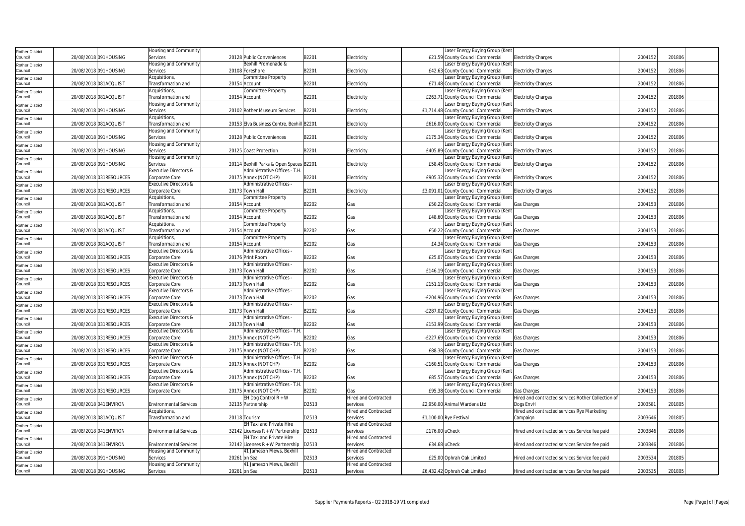| Rother District Council | 20/08/2018 | 091HOUSING | Housing and Community Services | 20128 | Public Conveniences | B2201 | Electricity | £21.59 | Laser Energy Buying Group (Kent County Council Commercial | Electricity Charges | 2004152 | 201806 |
|---|---|---|---|---|---|---|---|---|---|---|---|---|
| Rother District Council | 20/08/2018 | 091HOUSING | Housing and Community Services | 20108 | Bexhill Promenade & Foreshore | B2201 | Electricity | £42.63 | Laser Energy Buying Group (Kent County Council Commercial | Electricity Charges | 2004152 | 201806 |
| Rother District Council | 20/08/2018 | 081ACQUISIT | Acquisitions, Transformation and | 20154 | Committee Property Account | B2201 | Electricity | £71.48 | Laser Energy Buying Group (Kent County Council Commercial | Electricity Charges | 2004152 | 201806 |
| Rother District Council | 20/08/2018 | 081ACQUISIT | Acquisitions, Transformation and | 20154 | Committee Property Account | B2201 | Electricity | £263.71 | Laser Energy Buying Group (Kent County Council Commercial | Electricity Charges | 2004152 | 201806 |
| Rother District Council | 20/08/2018 | 091HOUSING | Housing and Community Services | 20102 | Rother Museum Services | B2201 | Electricity | £1,714.48 | Laser Energy Buying Group (Kent County Council Commercial | Electricity Charges | 2004152 | 201806 |
| Rother District Council | 20/08/2018 | 081ACQUISIT | Acquisitions, Transformation and | 20153 | Elva Business Centre, Bexhill | B2201 | Electricity | £616.00 | Laser Energy Buying Group (Kent County Council Commercial | Electricity Charges | 2004152 | 201806 |
| Rother District Council | 20/08/2018 | 091HOUSING | Housing and Community Services | 20128 | Public Conveniences | B2201 | Electricity | £175.34 | Laser Energy Buying Group (Kent County Council Commercial | Electricity Charges | 2004152 | 201806 |
| Rother District Council | 20/08/2018 | 091HOUSING | Housing and Community Services | 20125 | Coast Protection | B2201 | Electricity | £405.89 | Laser Energy Buying Group (Kent County Council Commercial | Electricity Charges | 2004152 | 201806 |
| Rother District Council | 20/08/2018 | 091HOUSING | Housing and Community Services | 20114 | Bexhill Parks & Open Spaces | B2201 | Electricity | £58.45 | Laser Energy Buying Group (Kent County Council Commercial | Electricity Charges | 2004152 | 201806 |
| Rother District Council | 20/08/2018 | 031RESOURCES | Executive Directors & Corporate Core | 20175 | Administrative Offices - T.H. Annex (NOT CHP) | B2201 | Electricity | £905.32 | Laser Energy Buying Group (Kent County Council Commercial | Electricity Charges | 2004152 | 201806 |
| Rother District Council | 20/08/2018 | 031RESOURCES | Executive Directors & Corporate Core | 20173 | Administrative Offices - Town Hall | B2201 | Electricity | £3,091.01 | Laser Energy Buying Group (Kent County Council Commercial | Electricity Charges | 2004152 | 201806 |
| Rother District Council | 20/08/2018 | 081ACQUISIT | Acquisitions, Transformation and | 20154 | Committee Property Account | B2202 | Gas | £50.22 | Laser Energy Buying Group (Kent County Council Commercial | Gas Charges | 2004153 | 201806 |
| Rother District Council | 20/08/2018 | 081ACQUISIT | Acquisitions, Transformation and | 20154 | Committee Property Account | B2202 | Gas | £48.60 | Laser Energy Buying Group (Kent County Council Commercial | Gas Charges | 2004153 | 201806 |
| Rother District Council | 20/08/2018 | 081ACQUISIT | Acquisitions, Transformation and | 20154 | Committee Property Account | B2202 | Gas | £50.22 | Laser Energy Buying Group (Kent County Council Commercial | Gas Charges | 2004153 | 201806 |
| Rother District Council | 20/08/2018 | 081ACQUISIT | Acquisitions, Transformation and | 20154 | Committee Property Account | B2202 | Gas | £4.34 | Laser Energy Buying Group (Kent County Council Commercial | Gas Charges | 2004153 | 201806 |
| Rother District Council | 20/08/2018 | 031RESOURCES | Executive Directors & Corporate Core | 20176 | Administrative Offices - Print Room | B2202 | Gas | £25.07 | Laser Energy Buying Group (Kent County Council Commercial | Gas Charges | 2004153 | 201806 |
| Rother District Council | 20/08/2018 | 031RESOURCES | Executive Directors & Corporate Core | 20173 | Administrative Offices - Town Hall | B2202 | Gas | £146.19 | Laser Energy Buying Group (Kent County Council Commercial | Gas Charges | 2004153 | 201806 |
| Rother District Council | 20/08/2018 | 031RESOURCES | Executive Directors & Corporate Core | 20173 | Administrative Offices - Town Hall | B2202 | Gas | £151.13 | Laser Energy Buying Group (Kent County Council Commercial | Gas Charges | 2004153 | 201806 |
| Rother District Council | 20/08/2018 | 031RESOURCES | Executive Directors & Corporate Core | 20173 | Administrative Offices - Town Hall | B2202 | Gas | -£204.96 | Laser Energy Buying Group (Kent County Council Commercial | Gas Charges | 2004153 | 201806 |
| Rother District Council | 20/08/2018 | 031RESOURCES | Executive Directors & Corporate Core | 20173 | Administrative Offices - Town Hall | B2202 | Gas | -£287.02 | Laser Energy Buying Group (Kent County Council Commercial | Gas Charges | 2004153 | 201806 |
| Rother District Council | 20/08/2018 | 031RESOURCES | Executive Directors & Corporate Core | 20173 | Administrative Offices - Town Hall | B2202 | Gas | £153.99 | Laser Energy Buying Group (Kent County Council Commercial | Gas Charges | 2004153 | 201806 |
| Rother District Council | 20/08/2018 | 031RESOURCES | Executive Directors & Corporate Core | 20175 | Administrative Offices - T.H. Annex (NOT CHP) | B2202 | Gas | -£227.69 | Laser Energy Buying Group (Kent County Council Commercial | Gas Charges | 2004153 | 201806 |
| Rother District Council | 20/08/2018 | 031RESOURCES | Executive Directors & Corporate Core | 20175 | Administrative Offices - T.H. Annex (NOT CHP) | B2202 | Gas | £88.38 | Laser Energy Buying Group (Kent County Council Commercial | Gas Charges | 2004153 | 201806 |
| Rother District Council | 20/08/2018 | 031RESOURCES | Executive Directors & Corporate Core | 20175 | Administrative Offices - T.H. Annex (NOT CHP) | B2202 | Gas | -£160.51 | Laser Energy Buying Group (Kent County Council Commercial | Gas Charges | 2004153 | 201806 |
| Rother District Council | 20/08/2018 | 031RESOURCES | Executive Directors & Corporate Core | 20175 | Administrative Offices - T.H. Annex (NOT CHP) | B2202 | Gas | £85.57 | Laser Energy Buying Group (Kent County Council Commercial | Gas Charges | 2004153 | 201806 |
| Rother District Council | 20/08/2018 | 031RESOURCES | Executive Directors & Corporate Core | 20175 | Administrative Offices - T.H. Annex (NOT CHP) | B2202 | Gas | £95.38 | Laser Energy Buying Group (Kent County Council Commercial | Gas Charges | 2004153 | 201806 |
| Rother District Council | 20/08/2018 | 041ENVIRON | Environmental Services | 32135 | EH Dog Control R + W Partnership | D2513 | Hired and Contracted services | £2,950.00 | Animal Wardens Ltd | Hired and contracted services Rother Collection of Dogs EnvH | 2003581 | 201805 |
| Rother District Council | 20/08/2018 | 081ACQUISIT | Acquisitions, Transformation and | 20118 | Tourism | D2513 | Hired and Contracted services | £1,100.00 | Rye Festival | Hired and contracted services Rye Marketing Campaign | 2003646 | 201805 |
| Rother District Council | 20/08/2018 | 041ENVIRON | Environmental Services | 32142 | EH Taxi and Private Hire Licenses R + W Partnership | D2513 | Hired and Contracted services | £176.00 | uCheck | Hired and contracted services Service fee paid | 2003846 | 201806 |
| Rother District Council | 20/08/2018 | 041ENVIRON | Environmental Services | 32142 | EH Taxi and Private Hire Licenses R + W Partnership | D2513 | Hired and Contracted services | £34.68 | uCheck | Hired and contracted services Service fee paid | 2003846 | 201806 |
| Rother District Council | 20/08/2018 | 091HOUSING | Housing and Community Services | 20261 | 41 Jameson Mews, Bexhill on Sea | D2513 | Hired and Contracted services | £25.00 | Ophrah Oak Limited | Hired and contracted services Service fee paid | 2003534 | 201805 |
| Rother District Council | 20/08/2018 | 091HOUSING | Housing and Community Services | 20261 | 41 Jameson Mews, Bexhill on Sea | D2513 | Hired and Contracted services | £6,432.42 | Ophrah Oak Limited | Hired and contracted services Service fee paid | 2003535 | 201805 |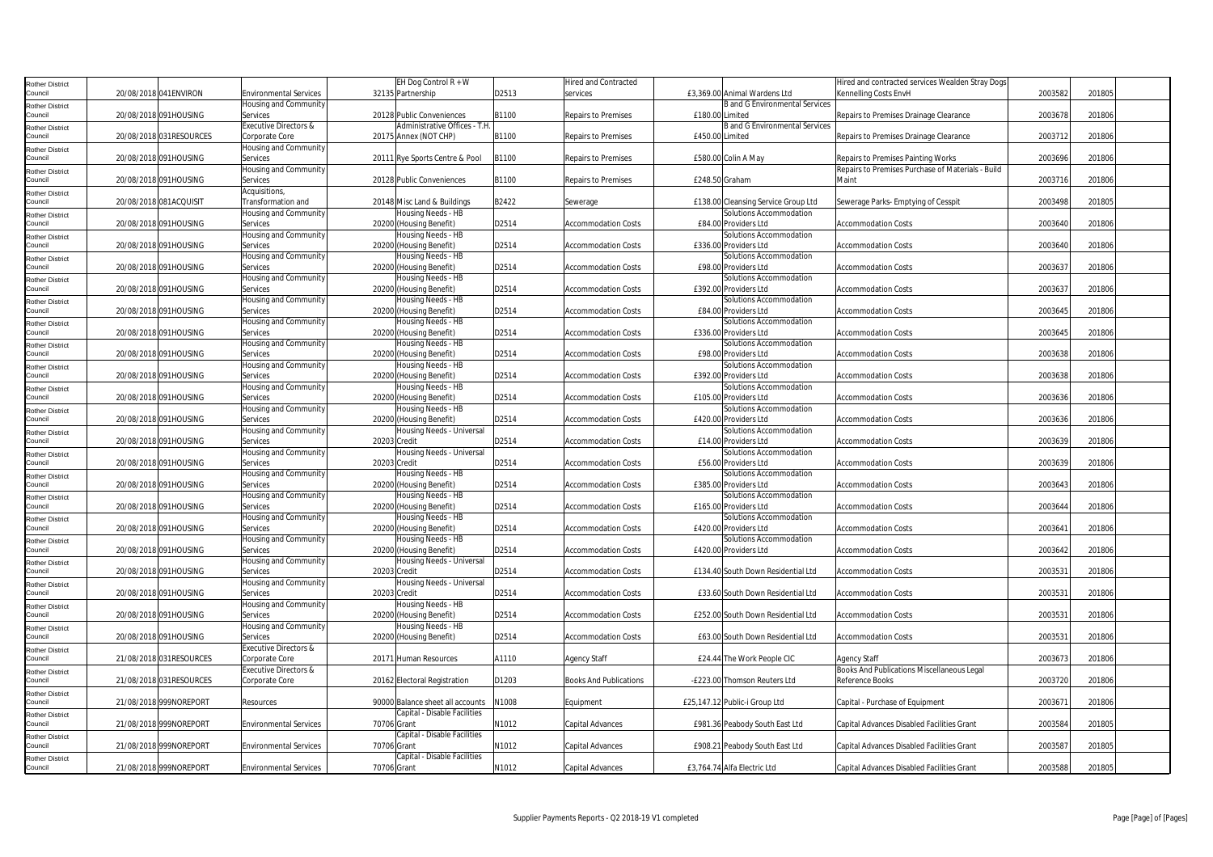| | | | | | | | | | | | | |
|---|---|---|---|---|---|---|---|---|---|---|---|---|
| Rother District Council | 20/08/2018 | 041ENVIRON | Environmental Services | 32135 | EH Dog Control R + W Partnership | D2513 | Hired and Contracted services | £3,369.00 | Animal Wardens Ltd | Hired and contracted services Wealden Stray Dogs Kennelling Costs EnvH | 2003582 | 201805 |
| Rother District Council | 20/08/2018 | 091HOUSING | Housing and Community Services | 20128 | Public Conveniences | B1100 | Repairs to Premises | £180.00 | B and G Environmental Services Limited | Repairs to Premises Drainage Clearance | 2003678 | 201806 |
| Rother District Council | 20/08/2018 | 031RESOURCES | Executive Directors & Corporate Core | 20175 | Administrative Offices - T.H. Annex (NOT CHP) | B1100 | Repairs to Premises | £450.00 | B and G Environmental Services Limited | Repairs to Premises Drainage Clearance | 2003712 | 201806 |
| Rother District Council | 20/08/2018 | 091HOUSING | Housing and Community Services | 20111 | Rye Sports Centre & Pool | B1100 | Repairs to Premises | £580.00 | Colin A May | Repairs to Premises Painting Works | 2003696 | 201806 |
| Rother District Council | 20/08/2018 | 091HOUSING | Housing and Community Services | 20128 | Public Conveniences | B1100 | Repairs to Premises | £248.50 | Graham | Repairs to Premises Purchase of Materials - Build Maint | 2003716 | 201806 |
| Rother District Council | 20/08/2018 | 081ACQUISIT | Acquisitions, Transformation and | 20148 | Misc Land & Buildings | B2422 | Sewerage | £138.00 | Cleansing Service Group Ltd | Sewerage Parks- Emptying of Cesspit | 2003498 | 201805 |
| Rother District Council | 20/08/2018 | 091HOUSING | Housing and Community Services | 20200 | Housing Needs - HB (Housing Benefit) | D2514 | Accommodation Costs | £84.00 | Solutions Accommodation Providers Ltd | Accommodation Costs | 2003640 | 201806 |
| Rother District Council | 20/08/2018 | 091HOUSING | Housing and Community Services | 20200 | Housing Needs - HB (Housing Benefit) | D2514 | Accommodation Costs | £336.00 | Solutions Accommodation Providers Ltd | Accommodation Costs | 2003640 | 201806 |
| Rother District Council | 20/08/2018 | 091HOUSING | Housing and Community Services | 20200 | Housing Needs - HB (Housing Benefit) | D2514 | Accommodation Costs | £98.00 | Solutions Accommodation Providers Ltd | Accommodation Costs | 2003637 | 201806 |
| Rother District Council | 20/08/2018 | 091HOUSING | Housing and Community Services | 20200 | Housing Needs - HB (Housing Benefit) | D2514 | Accommodation Costs | £392.00 | Solutions Accommodation Providers Ltd | Accommodation Costs | 2003637 | 201806 |
| Rother District Council | 20/08/2018 | 091HOUSING | Housing and Community Services | 20200 | Housing Needs - HB (Housing Benefit) | D2514 | Accommodation Costs | £84.00 | Solutions Accommodation Providers Ltd | Accommodation Costs | 2003645 | 201806 |
| Rother District Council | 20/08/2018 | 091HOUSING | Housing and Community Services | 20200 | Housing Needs - HB (Housing Benefit) | D2514 | Accommodation Costs | £336.00 | Solutions Accommodation Providers Ltd | Accommodation Costs | 2003645 | 201806 |
| Rother District Council | 20/08/2018 | 091HOUSING | Housing and Community Services | 20200 | Housing Needs - HB (Housing Benefit) | D2514 | Accommodation Costs | £98.00 | Solutions Accommodation Providers Ltd | Accommodation Costs | 2003638 | 201806 |
| Rother District Council | 20/08/2018 | 091HOUSING | Housing and Community Services | 20200 | Housing Needs - HB (Housing Benefit) | D2514 | Accommodation Costs | £392.00 | Solutions Accommodation Providers Ltd | Accommodation Costs | 2003638 | 201806 |
| Rother District Council | 20/08/2018 | 091HOUSING | Housing and Community Services | 20200 | Housing Needs - HB (Housing Benefit) | D2514 | Accommodation Costs | £105.00 | Solutions Accommodation Providers Ltd | Accommodation Costs | 2003636 | 201806 |
| Rother District Council | 20/08/2018 | 091HOUSING | Housing and Community Services | 20200 | Housing Needs - HB (Housing Benefit) | D2514 | Accommodation Costs | £420.00 | Solutions Accommodation Providers Ltd | Accommodation Costs | 2003636 | 201806 |
| Rother District Council | 20/08/2018 | 091HOUSING | Housing and Community Services | 20203 | Housing Needs - Universal Credit | D2514 | Accommodation Costs | £14.00 | Solutions Accommodation Providers Ltd | Accommodation Costs | 2003639 | 201806 |
| Rother District Council | 20/08/2018 | 091HOUSING | Housing and Community Services | 20203 | Housing Needs - Universal Credit | D2514 | Accommodation Costs | £56.00 | Solutions Accommodation Providers Ltd | Accommodation Costs | 2003639 | 201806 |
| Rother District Council | 20/08/2018 | 091HOUSING | Housing and Community Services | 20200 | Housing Needs - HB (Housing Benefit) | D2514 | Accommodation Costs | £385.00 | Solutions Accommodation Providers Ltd | Accommodation Costs | 2003643 | 201806 |
| Rother District Council | 20/08/2018 | 091HOUSING | Housing and Community Services | 20200 | Housing Needs - HB (Housing Benefit) | D2514 | Accommodation Costs | £165.00 | Solutions Accommodation Providers Ltd | Accommodation Costs | 2003644 | 201806 |
| Rother District Council | 20/08/2018 | 091HOUSING | Housing and Community Services | 20200 | Housing Needs - HB (Housing Benefit) | D2514 | Accommodation Costs | £420.00 | Solutions Accommodation Providers Ltd | Accommodation Costs | 2003641 | 201806 |
| Rother District Council | 20/08/2018 | 091HOUSING | Housing and Community Services | 20200 | Housing Needs - HB (Housing Benefit) | D2514 | Accommodation Costs | £420.00 | Solutions Accommodation Providers Ltd | Accommodation Costs | 2003642 | 201806 |
| Rother District Council | 20/08/2018 | 091HOUSING | Housing and Community Services | 20203 | Housing Needs - Universal Credit | D2514 | Accommodation Costs | £134.40 | South Down Residential Ltd | Accommodation Costs | 2003531 | 201806 |
| Rother District Council | 20/08/2018 | 091HOUSING | Housing and Community Services | 20203 | Housing Needs - Universal Credit | D2514 | Accommodation Costs | £33.60 | South Down Residential Ltd | Accommodation Costs | 2003531 | 201806 |
| Rother District Council | 20/08/2018 | 091HOUSING | Housing and Community Services | 20200 | Housing Needs - HB (Housing Benefit) | D2514 | Accommodation Costs | £252.00 | South Down Residential Ltd | Accommodation Costs | 2003531 | 201806 |
| Rother District Council | 20/08/2018 | 091HOUSING | Housing and Community Services | 20200 | Housing Needs - HB (Housing Benefit) | D2514 | Accommodation Costs | £63.00 | South Down Residential Ltd | Accommodation Costs | 2003531 | 201806 |
| Rother District Council | 21/08/2018 | 031RESOURCES | Executive Directors & Corporate Core | 20171 | Human Resources | A1110 | Agency Staff | £24.44 | The Work People CIC | Agency Staff | 2003673 | 201806 |
| Rother District Council | 21/08/2018 | 031RESOURCES | Executive Directors & Corporate Core | 20162 | Electoral Registration | D1203 | Books And Publications | -£223.00 | Thomson Reuters Ltd | Books And Publications Miscellaneous Legal Reference Books | 2003720 | 201806 |
| Rother District Council | 21/08/2018 | 999NOREPORT | Resources | 90000 | Balance sheet all accounts | N1008 | Equipment | £25,147.12 | Public-i Group Ltd | Capital - Purchase of Equipment | 2003671 | 201806 |
| Rother District Council | 21/08/2018 | 999NOREPORT | Environmental Services | 70706 | Capital - Disable Facilities Grant | N1012 | Capital Advances | £981.36 | Peabody South East Ltd | Capital Advances Disabled Facilities Grant | 2003584 | 201805 |
| Rother District Council | 21/08/2018 | 999NOREPORT | Environmental Services | 70706 | Capital - Disable Facilities Grant | N1012 | Capital Advances | £908.21 | Peabody South East Ltd | Capital Advances Disabled Facilities Grant | 2003587 | 201805 |
| Rother District Council | 21/08/2018 | 999NOREPORT | Environmental Services | 70706 | Capital - Disable Facilities Grant | N1012 | Capital Advances | £3,764.74 | Alfa Electric Ltd | Capital Advances Disabled Facilities Grant | 2003588 | 201805 |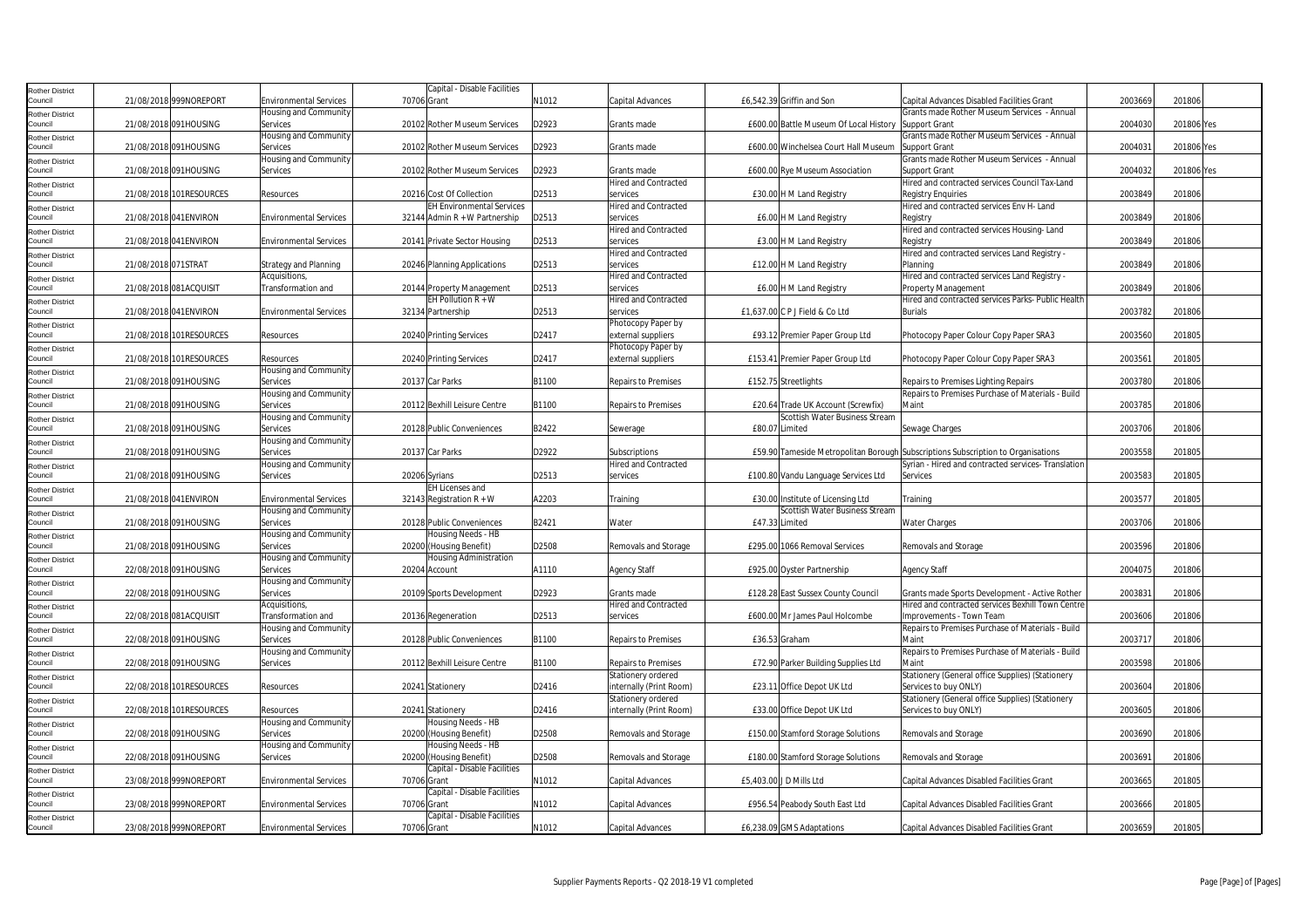| | | | | | | | | | | | | | |
|---|---|---|---|---|---|---|---|---|---|---|---|---|---|
| Rother District Council | 21/08/2018 | 999NOREPORT | Environmental Services | 70706 | Capital - Disable Facilities Grant | N1012 | Capital Advances | £6,542.39 | Griffin and Son | Capital Advances Disabled Facilities Grant | 2003669 | 201806 | |
| Rother District Council | 21/08/2018 | 091HOUSING | Housing and Community Services | 20102 | Rother Museum Services | D2923 | Grants made | £600.00 | Battle Museum Of Local History | Grants made Rother Museum Services - Annual Support Grant | 2004030 | 201806 | Yes |
| Rother District Council | 21/08/2018 | 091HOUSING | Housing and Community Services | 20102 | Rother Museum Services | D2923 | Grants made | £600.00 | Winchelsea Court Hall Museum | Grants made Rother Museum Services - Annual Support Grant | 2004031 | 201806 | Yes |
| Rother District Council | 21/08/2018 | 091HOUSING | Housing and Community Services | 20102 | Rother Museum Services | D2923 | Grants made | £600.00 | Rye Museum Association | Grants made Rother Museum Services - Annual Support Grant | 2004032 | 201806 | Yes |
| Rother District Council | 21/08/2018 | 101RESOURCES | Resources | 20216 | Cost Of Collection | D2513 | Hired and Contracted services | £30.00 | H M Land Registry | Hired and contracted services Council Tax-Land Registry Enquiries | 2003849 | 201806 | |
| Rother District Council | 21/08/2018 | 041ENVIRON | Environmental Services | 32144 | EH Environmental Services Admin R + W Partnership | D2513 | Hired and Contracted services | £6.00 | H M Land Registry | Hired and contracted services Env H- Land Registry | 2003849 | 201806 | |
| Rother District Council | 21/08/2018 | 041ENVIRON | Environmental Services | 20141 | Private Sector Housing | D2513 | Hired and Contracted services | £3.00 | H M Land Registry | Hired and contracted services Housing- Land Registry | 2003849 | 201806 | |
| Rother District Council | 21/08/2018 | 071STRAT | Strategy and Planning | 20246 | Planning Applications | D2513 | Hired and Contracted services | £12.00 | H M Land Registry | Hired and contracted services Land Registry - Planning | 2003849 | 201806 | |
| Rother District Council | 21/08/2018 | 081ACQUISIT | Acquisitions, Transformation and | 20144 | Property Management | D2513 | Hired and Contracted services | £6.00 | H M Land Registry | Hired and contracted services Land Registry - Property Management | 2003849 | 201806 | |
| Rother District Council | 21/08/2018 | 041ENVIRON | Environmental Services | 32134 | EH Pollution R + W Partnership | D2513 | Hired and Contracted services | £1,637.00 | C P J Field & Co Ltd | Hired and contracted services Parks- Public Health Burials | 2003782 | 201806 | |
| Rother District Council | 21/08/2018 | 101RESOURCES | Resources | 20240 | Printing Services | D2417 | Photocopy Paper by external suppliers | £93.12 | Premier Paper Group Ltd | Photocopy Paper Colour Copy Paper SRA3 | 2003560 | 201805 | |
| Rother District Council | 21/08/2018 | 101RESOURCES | Resources | 20240 | Printing Services | D2417 | Photocopy Paper by external suppliers | £153.41 | Premier Paper Group Ltd | Photocopy Paper Colour Copy Paper SRA3 | 2003561 | 201805 | |
| Rother District Council | 21/08/2018 | 091HOUSING | Housing and Community Services | 20137 | Car Parks | B1100 | Repairs to Premises | £152.75 | Streetlights | Repairs to Premises Lighting Repairs | 2003780 | 201806 | |
| Rother District Council | 21/08/2018 | 091HOUSING | Housing and Community Services | 20112 | Bexhill Leisure Centre | B1100 | Repairs to Premises | £20.64 | Trade UK Account (Screwfix) | Repairs to Premises Purchase of Materials - Build Maint | 2003785 | 201806 | |
| Rother District Council | 21/08/2018 | 091HOUSING | Housing and Community Services | 20128 | Public Conveniences | B2422 | Sewerage | £80.07 | Scottish Water Business Stream Limited | Sewage Charges | 2003706 | 201806 | |
| Rother District Council | 21/08/2018 | 091HOUSING | Housing and Community Services | 20137 | Car Parks | D2922 | Subscriptions | £59.90 | Tameside Metropolitan Borough | Subscriptions Subscription to Organisations | 2003558 | 201805 | |
| Rother District Council | 21/08/2018 | 091HOUSING | Housing and Community Services | 20206 | Syrians | D2513 | Hired and Contracted services | £100.80 | Vandu Language Services Ltd | Syrian - Hired and contracted services- Translation Services | 2003583 | 201805 | |
| Rother District Council | 21/08/2018 | 041ENVIRON | Environmental Services | 32143 | EH Licenses and Registration R + W | A2203 | Training | £30.00 | Institute of Licensing Ltd | Training | 2003577 | 201805 | |
| Rother District Council | 21/08/2018 | 091HOUSING | Housing and Community Services | 20128 | Public Conveniences | B2421 | Water | £47.33 | Scottish Water Business Stream Limited | Water Charges | 2003706 | 201806 | |
| Rother District Council | 21/08/2018 | 091HOUSING | Housing and Community Services | 20200 | Housing Needs - HB (Housing Benefit) | D2508 | Removals and Storage | £295.00 | 1066 Removal Services | Removals and Storage | 2003596 | 201806 | |
| Rother District Council | 22/08/2018 | 091HOUSING | Housing and Community Services | 20204 | Housing Administration Account | A1110 | Agency Staff | £925.00 | Oyster Partnership | Agency Staff | 2004075 | 201806 | |
| Rother District Council | 22/08/2018 | 091HOUSING | Housing and Community Services | 20109 | Sports Development | D2923 | Grants made | £128.28 | East Sussex County Council | Grants made Sports Development - Active Rother | 2003831 | 201806 | |
| Rother District Council | 22/08/2018 | 081ACQUISIT | Acquisitions, Transformation and | 20136 | Regeneration | D2513 | Hired and Contracted services | £600.00 | Mr James Paul Holcombe | Hired and contracted services Bexhill Town Centre Improvements - Town Team | 2003606 | 201806 | |
| Rother District Council | 22/08/2018 | 091HOUSING | Housing and Community Services | 20128 | Public Conveniences | B1100 | Repairs to Premises | £36.53 | Graham | Repairs to Premises Purchase of Materials - Build Maint | 2003717 | 201806 | |
| Rother District Council | 22/08/2018 | 091HOUSING | Housing and Community Services | 20112 | Bexhill Leisure Centre | B1100 | Repairs to Premises | £72.90 | Parker Building Supplies Ltd | Repairs to Premises Purchase of Materials - Build Maint | 2003598 | 201806 | |
| Rother District Council | 22/08/2018 | 101RESOURCES | Resources | 20241 | Stationery | D2416 | Stationery ordered internally (Print Room) | £23.11 | Office Depot UK Ltd | Stationery (General office Supplies) (Stationery Services to buy ONLY) | 2003604 | 201806 | |
| Rother District Council | 22/08/2018 | 101RESOURCES | Resources | 20241 | Stationery | D2416 | Stationery ordered internally (Print Room) | £33.00 | Office Depot UK Ltd | Stationery (General office Supplies) (Stationery Services to buy ONLY) | 2003605 | 201806 | |
| Rother District Council | 22/08/2018 | 091HOUSING | Housing and Community Services | 20200 | Housing Needs - HB (Housing Benefit) | D2508 | Removals and Storage | £150.00 | Stamford Storage Solutions | Removals and Storage | 2003690 | 201806 | |
| Rother District Council | 22/08/2018 | 091HOUSING | Housing and Community Services | 20200 | Housing Needs - HB (Housing Benefit) | D2508 | Removals and Storage | £180.00 | Stamford Storage Solutions | Removals and Storage | 2003691 | 201806 | |
| Rother District Council | 23/08/2018 | 999NOREPORT | Environmental Services | 70706 | Capital - Disable Facilities Grant | N1012 | Capital Advances | £5,403.00 | J D Mills Ltd | Capital Advances Disabled Facilities Grant | 2003665 | 201805 | |
| Rother District Council | 23/08/2018 | 999NOREPORT | Environmental Services | 70706 | Capital - Disable Facilities Grant | N1012 | Capital Advances | £956.54 | Peabody South East Ltd | Capital Advances Disabled Facilities Grant | 2003666 | 201805 | |
| Rother District Council | 23/08/2018 | 999NOREPORT | Environmental Services | 70706 | Capital - Disable Facilities Grant | N1012 | Capital Advances | £6,238.09 | GMS Adaptations | Capital Advances Disabled Facilities Grant | 2003659 | 201805 | |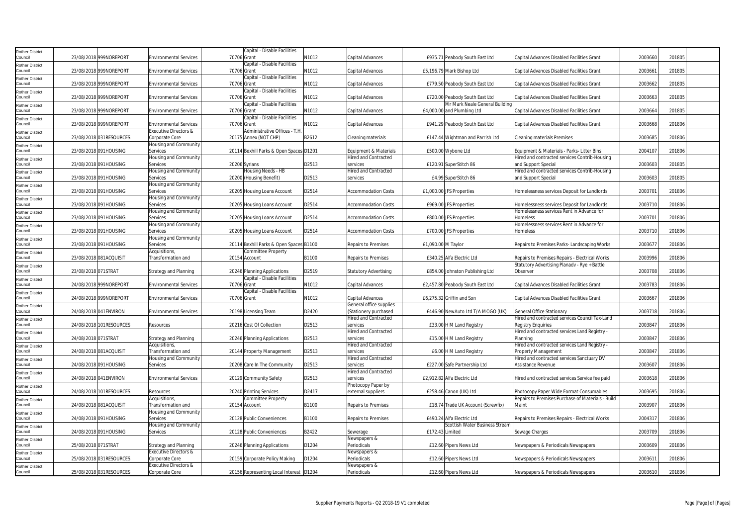| Rother District Council | 23/08/2018 | 999NOREPORT | Environmental Services | 70706 | Capital - Disable Facilities Grant | N1012 | Capital Advances | £935.71 | Peabody South East Ltd | Capital Advances Disabled Facilities Grant | 2003660 | 201805 |
|---|---|---|---|---|---|---|---|---|---|---|---|---|
| Rother District Council | 23/08/2018 | 999NOREPORT | Environmental Services | 70706 | Capital - Disable Facilities Grant | N1012 | Capital Advances | £5,196.79 | Mark Bishop Ltd | Capital Advances Disabled Facilities Grant | 2003661 | 201805 |
| Rother District Council | 23/08/2018 | 999NOREPORT | Environmental Services | 70706 | Capital - Disable Facilities Grant | N1012 | Capital Advances | £779.50 | Peabody South East Ltd | Capital Advances Disabled Facilities Grant | 2003662 | 201805 |
| Rother District Council | 23/08/2018 | 999NOREPORT | Environmental Services | 70706 | Capital - Disable Facilities Grant | N1012 | Capital Advances | £720.00 | Peabody South East Ltd | Capital Advances Disabled Facilities Grant | 2003663 | 201805 |
| Rother District Council | 23/08/2018 | 999NOREPORT | Environmental Services | 70706 | Capital - Disable Facilities Grant | N1012 | Capital Advances | £4,000.00 | Mr Mark Neale General Building and Plumbing Ltd | Capital Advances Disabled Facilities Grant | 2003664 | 201805 |
| Rother District Council | 23/08/2018 | 999NOREPORT | Environmental Services | 70706 | Capital - Disable Facilities Grant | N1012 | Capital Advances | £941.29 | Peabody South East Ltd | Capital Advances Disabled Facilities Grant | 2003668 | 201806 |
| Rother District Council | 23/08/2018 | 031RESOURCES | Executive Directors & Corporate Core | 20175 | Administrative Offices - T.H. Annex (NOT CHP) | B2612 | Cleaning materials | £147.44 | Wightman and Parrish Ltd | Cleaning materials Premises | 2003685 | 201806 |
| Rother District Council | 23/08/2018 | 091HOUSING | Housing and Community Services | 20114 | Bexhill Parks & Open Spaces | D1201 | Equipment & Materials | £500.00 | Wybone Ltd | Equipment & Materials - Parks- Litter Bins | 2004107 | 201806 |
| Rother District Council | 23/08/2018 | 091HOUSING | Housing and Community Services | 20206 | Syrians | D2513 | Hired and Contracted services | £120.91 | SuperStitch 86 | Hired and contracted services Contrib-Housing and Support Special | 2003603 | 201805 |
| Rother District Council | 23/08/2018 | 091HOUSING | Housing and Community Services | 20200 | Housing Needs - HB (Housing Benefit) | D2513 | Hired and Contracted services | £4.99 | SuperStitch 86 | Hired and contracted services Contrib-Housing and Support Special | 2003603 | 201805 |
| Rother District Council | 23/08/2018 | 091HOUSING | Housing and Community Services | 20205 | Housing Loans Account | D2514 | Accommodation Costs | £1,000.00 | JFS Properties | Homelessness services Deposit for Landlords | 2003701 | 201806 |
| Rother District Council | 23/08/2018 | 091HOUSING | Housing and Community Services | 20205 | Housing Loans Account | D2514 | Accommodation Costs | £969.00 | JFS Properties | Homelessness services Deposit for Landlords | 2003710 | 201806 |
| Rother District Council | 23/08/2018 | 091HOUSING | Housing and Community Services | 20205 | Housing Loans Account | D2514 | Accommodation Costs | £800.00 | JFS Properties | Homelessness services Rent in Advance for Homeless | 2003701 | 201806 |
| Rother District Council | 23/08/2018 | 091HOUSING | Housing and Community Services | 20205 | Housing Loans Account | D2514 | Accommodation Costs | £700.00 | JFS Properties | Homelessness services Rent in Advance for Homeless | 2003710 | 201806 |
| Rother District Council | 23/08/2018 | 091HOUSING | Housing and Community Services | 20114 | Bexhill Parks & Open Spaces | B1100 | Repairs to Premises | £1,090.00 | M Taylor | Repairs to Premises Parks- Landscaping Works | 2003677 | 201806 |
| Rother District Council | 23/08/2018 | 081ACQUISIT | Acquisitions, Transformation and | 20154 | Committee Property Account | B1100 | Repairs to Premises | £340.25 | Alfa Electric Ltd | Repairs to Premises Repairs - Electrical Works | 2003996 | 201806 |
| Rother District Council | 23/08/2018 | 071STRAT | Strategy and Planning | 20246 | Planning Applications | D2519 | Statutory Advertising | £854.00 | Johnston Publishing Ltd | Statutory Advertising Planadv - Rye + Battle Observer | 2003708 | 201806 |
| Rother District Council | 24/08/2018 | 999NOREPORT | Environmental Services | 70706 | Capital - Disable Facilities Grant | N1012 | Capital Advances | £2,457.80 | Peabody South East Ltd | Capital Advances Disabled Facilities Grant | 2003783 | 201806 |
| Rother District Council | 24/08/2018 | 999NOREPORT | Environmental Services | 70706 | Capital - Disable Facilities Grant | N1012 | Capital Advances | £6,275.32 | Griffin and Son | Capital Advances Disabled Facilities Grant | 2003667 | 201806 |
| Rother District Council | 24/08/2018 | 041ENVIRON | Environmental Services | 20198 | Licensing Team | D2420 | General office supplies (Stationery purchased | £446.90 | NewAuto Ltd T/A MOGO (UK) | General Office Stationary | 2003718 | 201806 |
| Rother District Council | 24/08/2018 | 101RESOURCES | Resources | 20216 | Cost Of Collection | D2513 | Hired and Contracted services | £33.00 | H M Land Registry | Hired and contracted services Council Tax-Land Registry Enquiries | 2003847 | 201806 |
| Rother District Council | 24/08/2018 | 071STRAT | Strategy and Planning | 20246 | Planning Applications | D2513 | Hired and Contracted services | £15.00 | H M Land Registry | Hired and contracted services Land Registry - Planning | 2003847 | 201806 |
| Rother District Council | 24/08/2018 | 081ACQUISIT | Acquisitions, Transformation and | 20144 | Property Management | D2513 | Hired and Contracted services | £6.00 | H M Land Registry | Hired and contracted services Land Registry - Property Management | 2003847 | 201806 |
| Rother District Council | 24/08/2018 | 091HOUSING | Housing and Community Services | 20208 | Care In The Community | D2513 | Hired and Contracted services | £227.00 | Safe Partnership Ltd | Hired and contracted services Sanctuary DV Assistance Revenue | 2003607 | 201806 |
| Rother District Council | 24/08/2018 | 041ENVIRON | Environmental Services | 20129 | Community Safety | D2513 | Hired and Contracted services | £2,912.82 | Alfa Electric Ltd | Hired and contracted services Service fee paid | 2003618 | 201806 |
| Rother District Council | 24/08/2018 | 101RESOURCES | Resources | 20240 | Printing Services | D2417 | Photocopy Paper by external suppliers | £258.46 | Canon (UK) Ltd | Photocopy Paper Wide Format Consumables | 2003695 | 201806 |
| Rother District Council | 24/08/2018 | 081ACQUISIT | Acquisitions, Transformation and | 20154 | Committee Property Account | B1100 | Repairs to Premises | £18.74 | Trade UK Account (Screwfix) | Repairs to Premises Purchase of Materials - Build Maint | 2003907 | 201806 |
| Rother District Council | 24/08/2018 | 091HOUSING | Housing and Community Services | 20128 | Public Conveniences | B1100 | Repairs to Premises | £490.24 | Alfa Electric Ltd | Repairs to Premises Repairs - Electrical Works | 2004317 | 201806 |
| Rother District Council | 24/08/2018 | 091HOUSING | Housing and Community Services | 20128 | Public Conveniences | B2422 | Sewerage | £172.43 | Scottish Water Business Stream Limited | Sewage Charges | 2003709 | 201806 |
| Rother District Council | 25/08/2018 | 071STRAT | Strategy and Planning | 20246 | Planning Applications | D1204 | Newspapers & Periodicals | £12.60 | Pipers News Ltd | Newspapers & Periodicals Newspapers | 2003609 | 201806 |
| Rother District Council | 25/08/2018 | 031RESOURCES | Executive Directors & Corporate Core | 20159 | Corporate Policy Making | D1204 | Newspapers & Periodicals | £12.60 | Pipers News Ltd | Newspapers & Periodicals Newspapers | 2003611 | 201806 |
| Rother District Council | 25/08/2018 | 031RESOURCES | Executive Directors & Corporate Core | 20156 | Representing Local Interest | D1204 | Newspapers & Periodicals | £12.60 | Pipers News Ltd | Newspapers & Periodicals Newspapers | 2003610 | 201806 |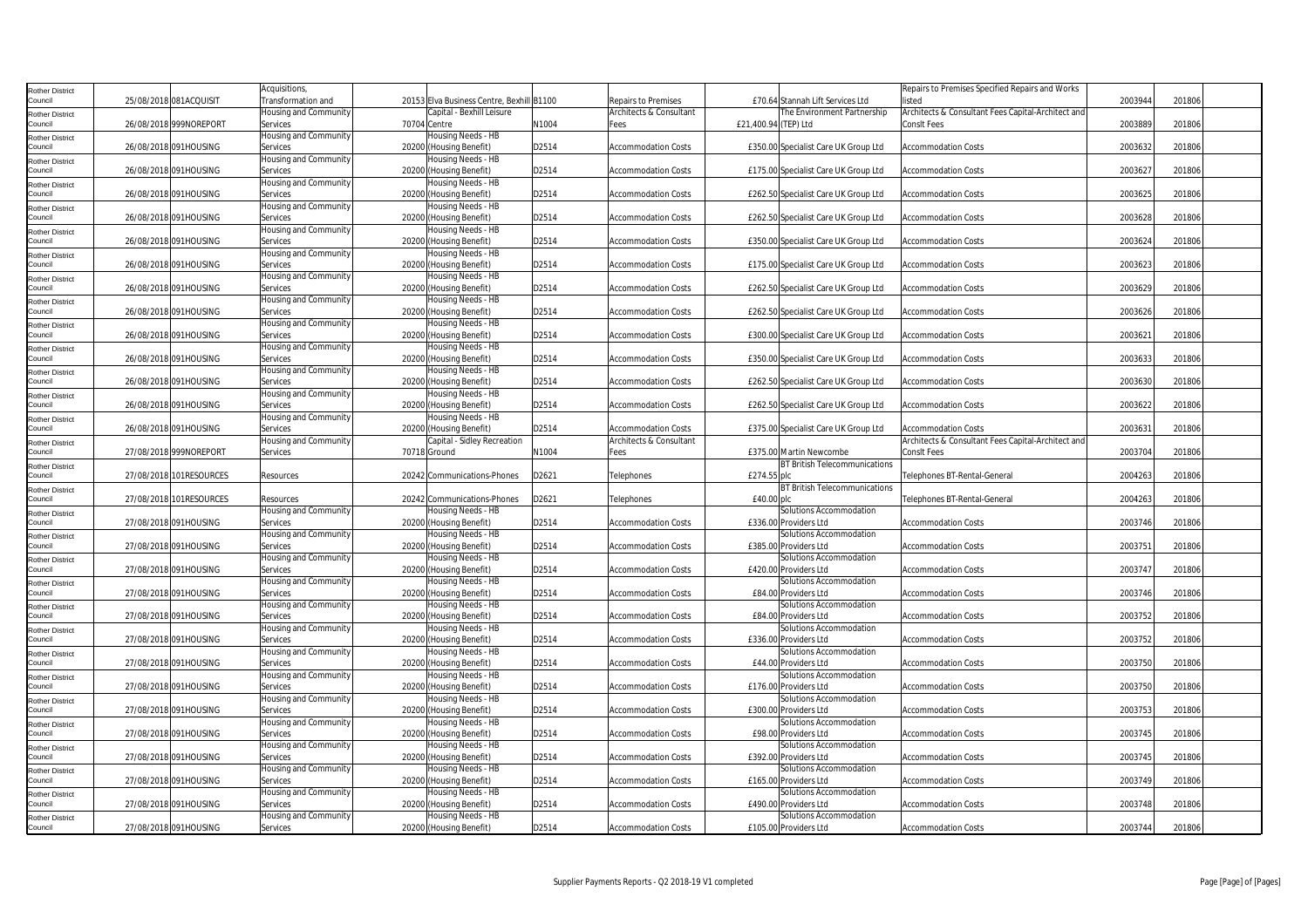| Rother District Council | 25/08/2018 | 081ACQUISIT | Acquisitions, Transformation and | 20153 | Elva Business Centre, Bexhill | B1100 | Repairs to Premises | £70.64 | Stannah Lift Services Ltd | Repairs to Premises Specified Repairs and Works listed | 2003944 | 201806 |
|---|---|---|---|---|---|---|---|---|---|---|---|---|
| Rother District Council | 26/08/2018 | 999NOREPORT | Housing and Community Services | 70704 | Capital - Bexhill Leisure Centre | N1004 | Architects & Consultant Fees | £21,400.94 | The Environment Partnership (TEP) Ltd | Architects & Consultant Fees Capital-Architect and Conslt Fees | 2003889 | 201806 |
| Rother District Council | 26/08/2018 | 091HOUSING | Housing and Community Services | 20200 | Housing Needs - HB (Housing Benefit) | D2514 | Accommodation Costs | £350.00 | Specialist Care UK Group Ltd | Accommodation Costs | 2003632 | 201806 |
| Rother District Council | 26/08/2018 | 091HOUSING | Housing and Community Services | 20200 | Housing Needs - HB (Housing Benefit) | D2514 | Accommodation Costs | £175.00 | Specialist Care UK Group Ltd | Accommodation Costs | 2003627 | 201806 |
| Rother District Council | 26/08/2018 | 091HOUSING | Housing and Community Services | 20200 | Housing Needs - HB (Housing Benefit) | D2514 | Accommodation Costs | £262.50 | Specialist Care UK Group Ltd | Accommodation Costs | 2003625 | 201806 |
| Rother District Council | 26/08/2018 | 091HOUSING | Housing and Community Services | 20200 | Housing Needs - HB (Housing Benefit) | D2514 | Accommodation Costs | £262.50 | Specialist Care UK Group Ltd | Accommodation Costs | 2003628 | 201806 |
| Rother District Council | 26/08/2018 | 091HOUSING | Housing and Community Services | 20200 | Housing Needs - HB (Housing Benefit) | D2514 | Accommodation Costs | £350.00 | Specialist Care UK Group Ltd | Accommodation Costs | 2003624 | 201806 |
| Rother District Council | 26/08/2018 | 091HOUSING | Housing and Community Services | 20200 | Housing Needs - HB (Housing Benefit) | D2514 | Accommodation Costs | £175.00 | Specialist Care UK Group Ltd | Accommodation Costs | 2003623 | 201806 |
| Rother District Council | 26/08/2018 | 091HOUSING | Housing and Community Services | 20200 | Housing Needs - HB (Housing Benefit) | D2514 | Accommodation Costs | £262.50 | Specialist Care UK Group Ltd | Accommodation Costs | 2003629 | 201806 |
| Rother District Council | 26/08/2018 | 091HOUSING | Housing and Community Services | 20200 | Housing Needs - HB (Housing Benefit) | D2514 | Accommodation Costs | £262.50 | Specialist Care UK Group Ltd | Accommodation Costs | 2003626 | 201806 |
| Rother District Council | 26/08/2018 | 091HOUSING | Housing and Community Services | 20200 | Housing Needs - HB (Housing Benefit) | D2514 | Accommodation Costs | £300.00 | Specialist Care UK Group Ltd | Accommodation Costs | 2003621 | 201806 |
| Rother District Council | 26/08/2018 | 091HOUSING | Housing and Community Services | 20200 | Housing Needs - HB (Housing Benefit) | D2514 | Accommodation Costs | £350.00 | Specialist Care UK Group Ltd | Accommodation Costs | 2003633 | 201806 |
| Rother District Council | 26/08/2018 | 091HOUSING | Housing and Community Services | 20200 | Housing Needs - HB (Housing Benefit) | D2514 | Accommodation Costs | £262.50 | Specialist Care UK Group Ltd | Accommodation Costs | 2003630 | 201806 |
| Rother District Council | 26/08/2018 | 091HOUSING | Housing and Community Services | 20200 | Housing Needs - HB (Housing Benefit) | D2514 | Accommodation Costs | £262.50 | Specialist Care UK Group Ltd | Accommodation Costs | 2003622 | 201806 |
| Rother District Council | 26/08/2018 | 091HOUSING | Housing and Community Services | 20200 | Housing Needs - HB (Housing Benefit) | D2514 | Accommodation Costs | £375.00 | Specialist Care UK Group Ltd | Accommodation Costs | 2003631 | 201806 |
| Rother District Council | 27/08/2018 | 999NOREPORT | Housing and Community Services | 70718 | Capital - Sidley Recreation Ground | N1004 | Architects & Consultant Fees | £375.00 | Martin Newcombe | Architects & Consultant Fees Capital-Architect and Conslt Fees | 2003704 | 201806 |
| Rother District Council | 27/08/2018 | 101RESOURCES | Resources | 20242 | Communications-Phones | D2621 | Telephones | £274.55 | BT British Telecommunications plc | Telephones BT-Rental-General | 2004263 | 201806 |
| Rother District Council | 27/08/2018 | 101RESOURCES | Resources | 20242 | Communications-Phones | D2621 | Telephones | £40.00 | BT British Telecommunications plc | Telephones BT-Rental-General | 2004263 | 201806 |
| Rother District Council | 27/08/2018 | 091HOUSING | Housing and Community Services | 20200 | Housing Needs - HB (Housing Benefit) | D2514 | Accommodation Costs | £336.00 | Solutions Accommodation Providers Ltd | Accommodation Costs | 2003746 | 201806 |
| Rother District Council | 27/08/2018 | 091HOUSING | Housing and Community Services | 20200 | Housing Needs - HB (Housing Benefit) | D2514 | Accommodation Costs | £385.00 | Solutions Accommodation Providers Ltd | Accommodation Costs | 2003751 | 201806 |
| Rother District Council | 27/08/2018 | 091HOUSING | Housing and Community Services | 20200 | Housing Needs - HB (Housing Benefit) | D2514 | Accommodation Costs | £420.00 | Solutions Accommodation Providers Ltd | Accommodation Costs | 2003747 | 201806 |
| Rother District Council | 27/08/2018 | 091HOUSING | Housing and Community Services | 20200 | Housing Needs - HB (Housing Benefit) | D2514 | Accommodation Costs | £84.00 | Solutions Accommodation Providers Ltd | Accommodation Costs | 2003746 | 201806 |
| Rother District Council | 27/08/2018 | 091HOUSING | Housing and Community Services | 20200 | Housing Needs - HB (Housing Benefit) | D2514 | Accommodation Costs | £84.00 | Solutions Accommodation Providers Ltd | Accommodation Costs | 2003752 | 201806 |
| Rother District Council | 27/08/2018 | 091HOUSING | Housing and Community Services | 20200 | Housing Needs - HB (Housing Benefit) | D2514 | Accommodation Costs | £336.00 | Solutions Accommodation Providers Ltd | Accommodation Costs | 2003752 | 201806 |
| Rother District Council | 27/08/2018 | 091HOUSING | Housing and Community Services | 20200 | Housing Needs - HB (Housing Benefit) | D2514 | Accommodation Costs | £44.00 | Solutions Accommodation Providers Ltd | Accommodation Costs | 2003750 | 201806 |
| Rother District Council | 27/08/2018 | 091HOUSING | Housing and Community Services | 20200 | Housing Needs - HB (Housing Benefit) | D2514 | Accommodation Costs | £176.00 | Solutions Accommodation Providers Ltd | Accommodation Costs | 2003750 | 201806 |
| Rother District Council | 27/08/2018 | 091HOUSING | Housing and Community Services | 20200 | Housing Needs - HB (Housing Benefit) | D2514 | Accommodation Costs | £300.00 | Solutions Accommodation Providers Ltd | Accommodation Costs | 2003753 | 201806 |
| Rother District Council | 27/08/2018 | 091HOUSING | Housing and Community Services | 20200 | Housing Needs - HB (Housing Benefit) | D2514 | Accommodation Costs | £98.00 | Solutions Accommodation Providers Ltd | Accommodation Costs | 2003745 | 201806 |
| Rother District Council | 27/08/2018 | 091HOUSING | Housing and Community Services | 20200 | Housing Needs - HB (Housing Benefit) | D2514 | Accommodation Costs | £392.00 | Solutions Accommodation Providers Ltd | Accommodation Costs | 2003745 | 201806 |
| Rother District Council | 27/08/2018 | 091HOUSING | Housing and Community Services | 20200 | Housing Needs - HB (Housing Benefit) | D2514 | Accommodation Costs | £165.00 | Solutions Accommodation Providers Ltd | Accommodation Costs | 2003749 | 201806 |
| Rother District Council | 27/08/2018 | 091HOUSING | Housing and Community Services | 20200 | Housing Needs - HB (Housing Benefit) | D2514 | Accommodation Costs | £490.00 | Solutions Accommodation Providers Ltd | Accommodation Costs | 2003748 | 201806 |
| Rother District Council | 27/08/2018 | 091HOUSING | Housing and Community Services | 20200 | Housing Needs - HB (Housing Benefit) | D2514 | Accommodation Costs | £105.00 | Solutions Accommodation Providers Ltd | Accommodation Costs | 2003744 | 201806 |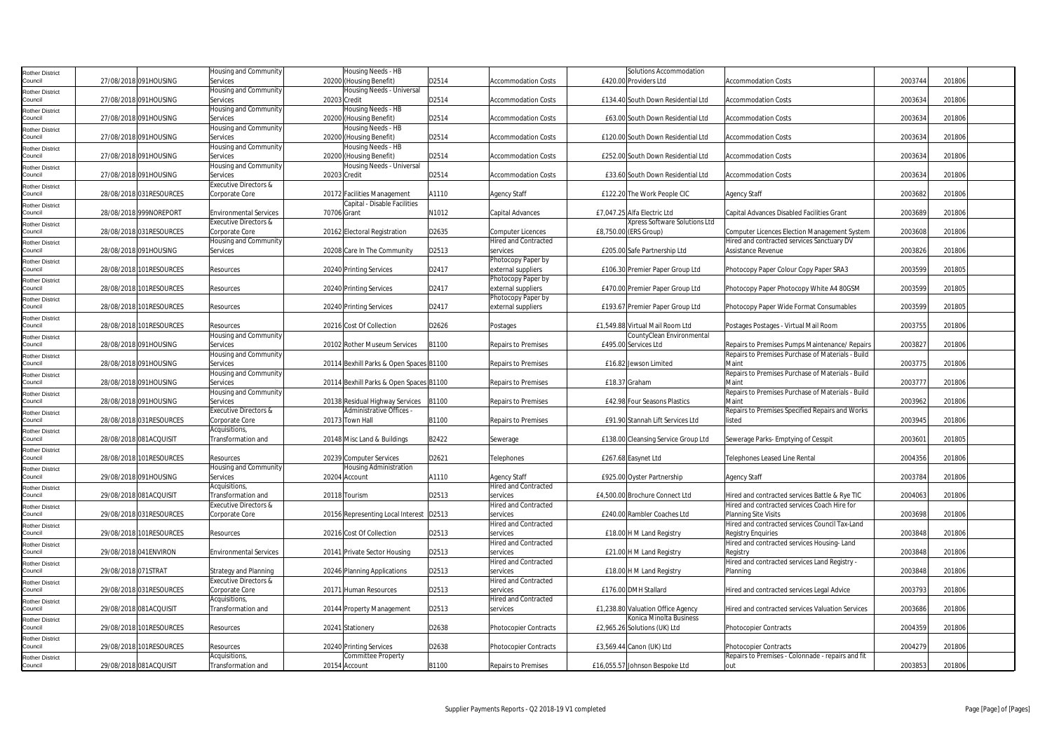| Rother District Council | 27/08/2018 | 091HOUSING | Housing and Community Services | 20200 | Housing Needs - HB (Housing Benefit) | D2514 | Accommodation Costs | £420.00 | Solutions Accommodation Providers Ltd | Accommodation Costs | 2003744 | 201806 |
|---|---|---|---|---|---|---|---|---|---|---|---|---|
| Rother District Council | 27/08/2018 | 091HOUSING | Housing and Community Services | 20203 | Housing Needs - Universal Credit | D2514 | Accommodation Costs | £134.40 | South Down Residential Ltd | Accommodation Costs | 2003634 | 201806 |
| Rother District Council | 27/08/2018 | 091HOUSING | Housing and Community Services | 20200 | Housing Needs - HB (Housing Benefit) | D2514 | Accommodation Costs | £63.00 | South Down Residential Ltd | Accommodation Costs | 2003634 | 201806 |
| Rother District Council | 27/08/2018 | 091HOUSING | Housing and Community Services | 20200 | Housing Needs - HB (Housing Benefit) | D2514 | Accommodation Costs | £120.00 | South Down Residential Ltd | Accommodation Costs | 2003634 | 201806 |
| Rother District Council | 27/08/2018 | 091HOUSING | Housing and Community Services | 20200 | Housing Needs - HB (Housing Benefit) | D2514 | Accommodation Costs | £252.00 | South Down Residential Ltd | Accommodation Costs | 2003634 | 201806 |
| Rother District Council | 27/08/2018 | 091HOUSING | Housing and Community Services | 20203 | Housing Needs - Universal Credit | D2514 | Accommodation Costs | £33.60 | South Down Residential Ltd | Accommodation Costs | 2003634 | 201806 |
| Rother District Council | 28/08/2018 | 031RESOURCES | Executive Directors & Corporate Core | 20172 | Facilities Management | A1110 | Agency Staff | £122.20 | The Work People CIC | Agency Staff | 2003682 | 201806 |
| Rother District Council | 28/08/2018 | 999NOREPORT | Environmental Services | 70706 | Capital - Disable Facilities Grant | N1012 | Capital Advances | £7,047.25 | Alfa Electric Ltd | Capital Advances Disabled Facilities Grant | 2003689 | 201806 |
| Rother District Council | 28/08/2018 | 031RESOURCES | Executive Directors & Corporate Core | 20162 | Electoral Registration | D2635 | Computer Licences | £8,750.00 | Xpress Software Solutions Ltd (ERS Group) | Computer Licences Election Management System | 2003608 | 201806 |
| Rother District Council | 28/08/2018 | 091HOUSING | Housing and Community Services | 20208 | Care In The Community | D2513 | Hired and Contracted services | £205.00 | Safe Partnership Ltd | Hired and contracted services Sanctuary DV Assistance Revenue | 2003826 | 201806 |
| Rother District Council | 28/08/2018 | 101RESOURCES | Resources | 20240 | Printing Services | D2417 | Photocopy Paper by external suppliers | £106.30 | Premier Paper Group Ltd | Photocopy Paper Colour Copy Paper SRA3 | 2003599 | 201805 |
| Rother District Council | 28/08/2018 | 101RESOURCES | Resources | 20240 | Printing Services | D2417 | Photocopy Paper by external suppliers | £470.00 | Premier Paper Group Ltd | Photocopy Paper Photocopy White A4 80GSM | 2003599 | 201805 |
| Rother District Council | 28/08/2018 | 101RESOURCES | Resources | 20240 | Printing Services | D2417 | Photocopy Paper by external suppliers | £193.67 | Premier Paper Group Ltd | Photocopy Paper Wide Format Consumables | 2003599 | 201805 |
| Rother District Council | 28/08/2018 | 101RESOURCES | Resources | 20216 | Cost Of Collection | D2626 | Postages | £1,549.88 | Virtual Mail Room Ltd | Postages Postages - Virtual Mail Room | 2003755 | 201806 |
| Rother District Council | 28/08/2018 | 091HOUSING | Housing and Community Services | 20102 | Rother Museum Services | B1100 | Repairs to Premises | £495.00 | CountyClean Environmental Services Ltd | Repairs to Premises Pumps Maintenance/ Repairs | 2003827 | 201806 |
| Rother District Council | 28/08/2018 | 091HOUSING | Housing and Community Services | 20114 | Bexhill Parks & Open Spaces | B1100 | Repairs to Premises | £16.82 | Jewson Limited | Repairs to Premises Purchase of Materials - Build Maint | 2003775 | 201806 |
| Rother District Council | 28/08/2018 | 091HOUSING | Housing and Community Services | 20114 | Bexhill Parks & Open Spaces | B1100 | Repairs to Premises | £18.37 | Graham | Repairs to Premises Purchase of Materials - Build Maint | 2003777 | 201806 |
| Rother District Council | 28/08/2018 | 091HOUSING | Housing and Community Services | 20138 | Residual Highway Services | B1100 | Repairs to Premises | £42.98 | Four Seasons Plastics | Repairs to Premises Purchase of Materials - Build Maint | 2003962 | 201806 |
| Rother District Council | 28/08/2018 | 031RESOURCES | Executive Directors & Corporate Core | 20173 | Administrative Offices - Town Hall | B1100 | Repairs to Premises | £91.90 | Stannah Lift Services Ltd | Repairs to Premises Specified Repairs and Works listed | 2003945 | 201806 |
| Rother District Council | 28/08/2018 | 081ACQUISIT | Acquisitions, Transformation and | 20148 | Misc Land & Buildings | B2422 | Sewerage | £138.00 | Cleansing Service Group Ltd | Sewerage Parks- Emptying of Cesspit | 2003601 | 201805 |
| Rother District Council | 28/08/2018 | 101RESOURCES | Resources | 20239 | Computer Services | D2621 | Telephones | £267.68 | Easynet Ltd | Telephones Leased Line Rental | 2004356 | 201806 |
| Rother District Council | 29/08/2018 | 091HOUSING | Housing and Community Services | 20204 | Housing Administration Account | A1110 | Agency Staff | £925.00 | Oyster Partnership | Agency Staff | 2003784 | 201806 |
| Rother District Council | 29/08/2018 | 081ACQUISIT | Acquisitions, Transformation and | 20118 | Tourism | D2513 | Hired and Contracted services | £4,500.00 | Brochure Connect Ltd | Hired and contracted services Battle & Rye TIC | 2004063 | 201806 |
| Rother District Council | 29/08/2018 | 031RESOURCES | Executive Directors & Corporate Core | 20156 | Representing Local Interest | D2513 | Hired and Contracted services | £240.00 | Rambler Coaches Ltd | Hired and contracted services Coach Hire for Planning Site Visits | 2003698 | 201806 |
| Rother District Council | 29/08/2018 | 101RESOURCES | Resources | 20216 | Cost Of Collection | D2513 | Hired and Contracted services | £18.00 | H M Land Registry | Hired and contracted services Council Tax-Land Registry Enquiries | 2003848 | 201806 |
| Rother District Council | 29/08/2018 | 041ENVIRON | Environmental Services | 20141 | Private Sector Housing | D2513 | Hired and Contracted services | £21.00 | H M Land Registry | Hired and contracted services Housing- Land Registry | 2003848 | 201806 |
| Rother District Council | 29/08/2018 | 071STRAT | Strategy and Planning | 20246 | Planning Applications | D2513 | Hired and Contracted services | £18.00 | H M Land Registry | Hired and contracted services Land Registry - Planning | 2003848 | 201806 |
| Rother District Council | 29/08/2018 | 031RESOURCES | Executive Directors & Corporate Core | 20171 | Human Resources | D2513 | Hired and Contracted services | £176.00 | DMH Stallard | Hired and contracted services Legal Advice | 2003793 | 201806 |
| Rother District Council | 29/08/2018 | 081ACQUISIT | Acquisitions, Transformation and | 20144 | Property Management | D2513 | Hired and Contracted services | £1,238.80 | Valuation Office Agency | Hired and contracted services Valuation Services | 2003686 | 201806 |
| Rother District Council | 29/08/2018 | 101RESOURCES | Resources | 20241 | Stationery | D2638 | Photocopier Contracts | £2,965.26 | Konica Minolta Business Solutions (UK) Ltd | Photocopier Contracts | 2004359 | 201806 |
| Rother District Council | 29/08/2018 | 101RESOURCES | Resources | 20240 | Printing Services | D2638 | Photocopier Contracts | £3,569.44 | Canon (UK) Ltd | Photocopier Contracts | 2004279 | 201806 |
| Rother District Council | 29/08/2018 | 081ACQUISIT | Acquisitions, Transformation and | 20154 | Committee Property Account | B1100 | Repairs to Premises | £16,055.57 | Johnson Bespoke Ltd | Repairs to Premises - Colonnade - repairs and fit out | 2003853 | 201806 |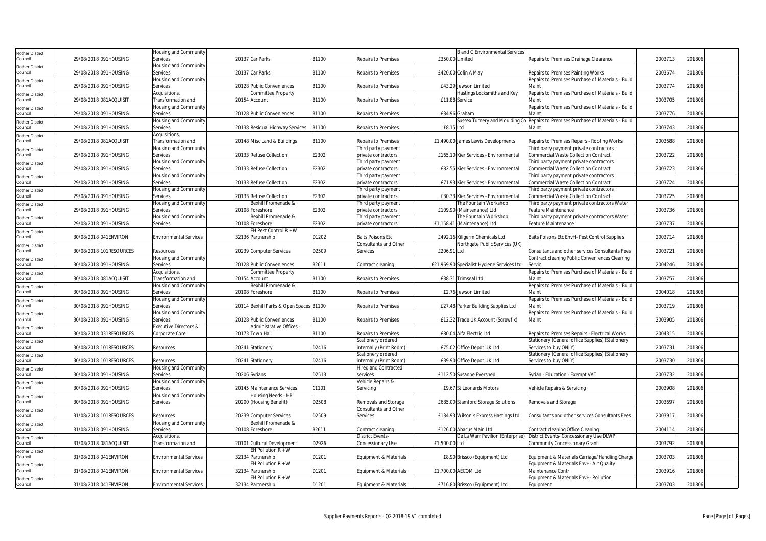| | | | | | | | | | | | | | |
|---|---|---|---|---|---|---|---|---|---|---|---|---|---|
| Rother District Council | 29/08/2018 | 091HOUSING | Housing and Community Services | 20137 | Car Parks | B1100 | Repairs to Premises | £350.00 | B and G Environmental Services Limited | Repairs to Premises Drainage Clearance | 2003713 | 201806 | |
| Rother District Council | 29/08/2018 | 091HOUSING | Housing and Community Services | 20137 | Car Parks | B1100 | Repairs to Premises | £420.00 | Colin A May | Repairs to Premises Painting Works | 2003674 | 201806 | |
| Rother District Council | 29/08/2018 | 091HOUSING | Housing and Community Services | 20128 | Public Conveniences | B1100 | Repairs to Premises | £43.29 | Jewson Limited | Repairs to Premises Purchase of Materials - Build Maint | 2003774 | 201806 | |
| Rother District Council | 29/08/2018 | 081ACQUISIT | Acquisitions, Transformation and | 20154 | Committee Property Account | B1100 | Repairs to Premises | £11.88 | Hastings Locksmiths and Key Service | Repairs to Premises Purchase of Materials - Build Maint | 2003705 | 201806 | |
| Rother District Council | 29/08/2018 | 091HOUSING | Housing and Community Services | 20128 | Public Conveniences | B1100 | Repairs to Premises | £34.96 | Graham | Repairs to Premises Purchase of Materials - Build Maint | 2003776 | 201806 | |
| Rother District Council | 29/08/2018 | 091HOUSING | Housing and Community Services | 20138 | Residual Highway Services | B1100 | Repairs to Premises | £8.15 | Sussex Turnery and Moulding Co Ltd | Repairs to Premises Purchase of Materials - Build Maint | 2003743 | 201806 | |
| Rother District Council | 29/08/2018 | 081ACQUISIT | Acquisitions, Transformation and | 20148 | Misc Land & Buildings | B1100 | Repairs to Premises | £1,490.00 | James Lewis Developments | Repairs to Premises Repairs - Roofing Works | 2003688 | 201806 | |
| Rother District Council | 29/08/2018 | 091HOUSING | Housing and Community Services | 20133 | Refuse Collection | E2302 | Third party payment private contractors | £165.10 | Kier Services - Environmental | Third party payment private contractors Commercial Waste Collection Contract | 2003722 | 201806 | |
| Rother District Council | 29/08/2018 | 091HOUSING | Housing and Community Services | 20133 | Refuse Collection | E2302 | Third party payment private contractors | £82.55 | Kier Services - Environmental | Third party payment private contractors Commercial Waste Collection Contract | 2003723 | 201806 | |
| Rother District Council | 29/08/2018 | 091HOUSING | Housing and Community Services | 20133 | Refuse Collection | E2302 | Third party payment private contractors | £71.93 | Kier Services - Environmental | Third party payment private contractors Commercial Waste Collection Contract | 2003724 | 201806 | |
| Rother District Council | 29/08/2018 | 091HOUSING | Housing and Community Services | 20133 | Refuse Collection | E2302 | Third party payment private contractors | £30.33 | Kier Services - Environmental | Third party payment private contractors Commercial Waste Collection Contract | 2003725 | 201806 | |
| Rother District Council | 29/08/2018 | 091HOUSING | Housing and Community Services | 20108 | Bexhill Promenade & Foreshore | E2302 | Third party payment private contractors | £109.90 | The Fountain Workshop (Maintenance) Ltd | Third party payment private contractors Water Feature Maintenance | 2003736 | 201806 | |
| Rother District Council | 29/08/2018 | 091HOUSING | Housing and Community Services | 20108 | Bexhill Promenade & Foreshore | E2302 | Third party payment private contractors | £1,158.41 | The Fountain Workshop (Maintenance) Ltd | Third party payment private contractors Water Feature Maintenance | 2003737 | 201806 | |
| Rother District Council | 30/08/2018 | 041ENVIRON | Environmental Services | 32136 | EH Pest Control R + W Partnership | D1202 | Baits Poisons Etc | £492.16 | Killgerm Chemicals Ltd | Baits Poisons Etc EnvH- Pest Control Supplies | 2003714 | 201806 | |
| Rother District Council | 30/08/2018 | 101RESOURCES | Resources | 20239 | Computer Services | D2509 | Consultants and Other Services | £206.91 | Northgate Public Services (UK) Ltd | Consultants and other services Consultants Fees | 2003721 | 201806 | |
| Rother District Council | 30/08/2018 | 091HOUSING | Housing and Community Services | 20128 | Public Conveniences | B2611 | Contract cleaning | £21,969.90 | Specialist Hygiene Services Ltd | Contract cleaning Public Conveniences Cleaning Servic | 2004246 | 201806 | |
| Rother District Council | 30/08/2018 | 081ACQUISIT | Acquisitions, Transformation and | 20154 | Committee Property Account | B1100 | Repairs to Premises | £38.31 | Trimseal Ltd | Repairs to Premises Purchase of Materials - Build Maint | 2003757 | 201806 | |
| Rother District Council | 30/08/2018 | 091HOUSING | Housing and Community Services | 20108 | Bexhill Promenade & Foreshore | B1100 | Repairs to Premises | £2.76 | Jewson Limited | Repairs to Premises Purchase of Materials - Build Maint | 2004018 | 201806 | |
| Rother District Council | 30/08/2018 | 091HOUSING | Housing and Community Services | 20114 | Bexhill Parks & Open Spaces | B1100 | Repairs to Premises | £27.48 | Parker Building Supplies Ltd | Repairs to Premises Purchase of Materials - Build Maint | 2003719 | 201806 | |
| Rother District Council | 30/08/2018 | 091HOUSING | Housing and Community Services | 20128 | Public Conveniences | B1100 | Repairs to Premises | £12.32 | Trade UK Account (Screwfix) | Repairs to Premises Purchase of Materials - Build Maint | 2003905 | 201806 | |
| Rother District Council | 30/08/2018 | 031RESOURCES | Executive Directors & Corporate Core | 20173 | Administrative Offices - Town Hall | B1100 | Repairs to Premises | £80.04 | Alfa Electric Ltd | Repairs to Premises Repairs - Electrical Works | 2004315 | 201806 | |
| Rother District Council | 30/08/2018 | 101RESOURCES | Resources | 20241 | Stationery | D2416 | Stationery ordered internally (Print Room) | £75.02 | Office Depot UK Ltd | Stationery (General office Supplies) (Stationery Services to buy ONLY) | 2003731 | 201806 | |
| Rother District Council | 30/08/2018 | 101RESOURCES | Resources | 20241 | Stationery | D2416 | Stationery ordered internally (Print Room) | £39.90 | Office Depot UK Ltd | Stationery (General office Supplies) (Stationery Services to buy ONLY) | 2003730 | 201806 | |
| Rother District Council | 30/08/2018 | 091HOUSING | Housing and Community Services | 20206 | Syrians | D2513 | Hired and Contracted services | £112.50 | Susanne Evershed | Syrian - Education - Exempt VAT | 2003732 | 201806 | |
| Rother District Council | 30/08/2018 | 091HOUSING | Housing and Community Services | 20145 | Maintenance Services | C1101 | Vehicle Repairs & Servicing | £9.67 | St Leonards Motors | Vehicle Repairs & Servicing | 2003908 | 201806 | |
| Rother District Council | 30/08/2018 | 091HOUSING | Housing and Community Services | 20200 | Housing Needs - HB (Housing Benefit) | D2508 | Removals and Storage | £685.00 | Stamford Storage Solutions | Removals and Storage | 2003697 | 201806 | |
| Rother District Council | 31/08/2018 | 101RESOURCES | Resources | 20239 | Computer Services | D2509 | Consultants and Other Services | £134.93 | Wilson´s Express Hastings Ltd | Consultants and other services Consultants Fees | 2003917 | 201806 | |
| Rother District Council | 31/08/2018 | 091HOUSING | Housing and Community Services | 20108 | Bexhill Promenade & Foreshore | B2611 | Contract cleaning | £126.00 | Abacus Main Ltd | Contract cleaning Office Cleaning | 2004114 | 201806 | |
| Rother District Council | 31/08/2018 | 081ACQUISIT | Acquisitions, Transformation and | 20101 | Cultural Development | D2926 | District Events-Concessionary Use | £1,500.00 | De La Warr Pavilion (Enterprise) Ltd | District Events- Concessionary Use DLWP Community Concessionary Grant | 2003792 | 201806 | |
| Rother District Council | 31/08/2018 | 041ENVIRON | Environmental Services | 32134 | EH Pollution R + W Partnership | D1201 | Equipment & Materials | £8.90 | Brissco (Equipment) Ltd | Equipment & Materials Carriage/Handling Charge | 2003703 | 201806 | |
| Rother District Council | 31/08/2018 | 041ENVIRON | Environmental Services | 32134 | EH Pollution R + W Partnership | D1201 | Equipment & Materials | £1,700.00 | AECOM Ltd | Equipment & Materials EnvH- Air Quality Maintenance Contr | 2003916 | 201806 | |
| Rother District Council | 31/08/2018 | 041ENVIRON | Environmental Services | 32134 | EH Pollution R + W Partnership | D1201 | Equipment & Materials | £716.80 | Brissco (Equipment) Ltd | Equipment & Materials EnvH- Pollution Equipment | 2003703 | 201806 | |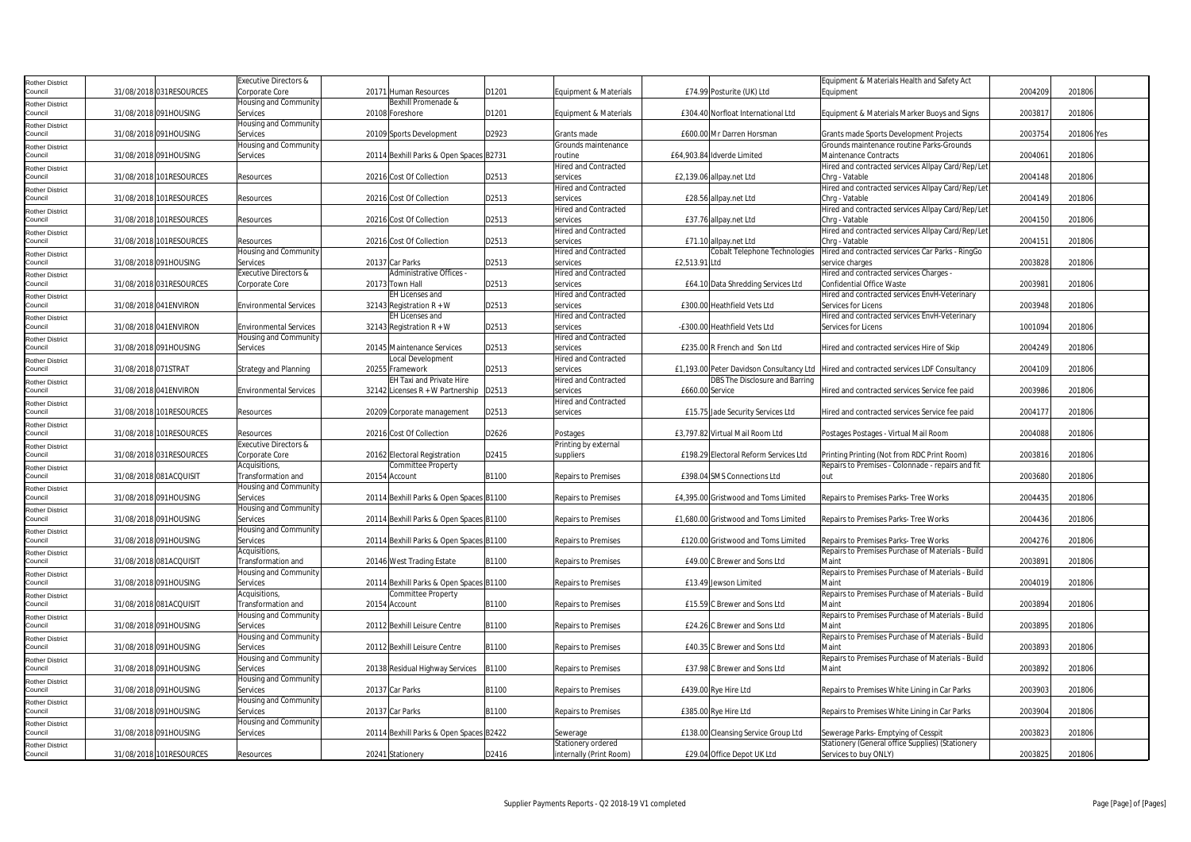| Rother District Council | 31/08/2018 | 031RESOURCES | Executive Directors & Corporate Core | 20171 | Human Resources | D1201 | Equipment & Materials | £74.99 | Posturite (UK) Ltd | Equipment & Materials Health and Safety Act Equipment | 2004209 | 201806 | |
|---|---|---|---|---|---|---|---|---|---|---|---|---|---|
| Rother District Council | 31/08/2018 | 091HOUSING | Housing and Community Services | 20108 | Bexhill Promenade & Foreshore | D1201 | Equipment & Materials | £304.40 | Norfloat International Ltd | Equipment & Materials Marker Buoys and Signs | 2003817 | 201806 | |
| Rother District Council | 31/08/2018 | 091HOUSING | Housing and Community Services | 20109 | Sports Development | D2923 | Grants made | £600.00 | Mr Darren Horsman | Grants made Sports Development Projects | 2003754 | 201806 | Yes |
| Rother District Council | 31/08/2018 | 091HOUSING | Housing and Community Services | 20114 | Bexhill Parks & Open Spaces | B2731 | Grounds maintenance routine | £64,903.84 | Idverde Limited | Grounds maintenance routine Parks-Grounds Maintenance Contracts | 2004061 | 201806 | |
| Rother District Council | 31/08/2018 | 101RESOURCES | Resources | 20216 | Cost Of Collection | D2513 | Hired and Contracted services | £2,139.06 | allpay.net Ltd | Hired and contracted services Allpay Card/Rep/Let Chrg - Vatable | 2004148 | 201806 | |
| Rother District Council | 31/08/2018 | 101RESOURCES | Resources | 20216 | Cost Of Collection | D2513 | Hired and Contracted services | £28.56 | allpay.net Ltd | Hired and contracted services Allpay Card/Rep/Let Chrg - Vatable | 2004149 | 201806 | |
| Rother District Council | 31/08/2018 | 101RESOURCES | Resources | 20216 | Cost Of Collection | D2513 | Hired and Contracted services | £37.76 | allpay.net Ltd | Hired and contracted services Allpay Card/Rep/Let Chrg - Vatable | 2004150 | 201806 | |
| Rother District Council | 31/08/2018 | 101RESOURCES | Resources | 20216 | Cost Of Collection | D2513 | Hired and Contracted services | £71.10 | allpay.net Ltd | Hired and contracted services Allpay Card/Rep/Let Chrg - Vatable | 2004151 | 201806 | |
| Rother District Council | 31/08/2018 | 091HOUSING | Housing and Community Services | 20137 | Car Parks | D2513 | Hired and Contracted services | £2,513.91 | Cobalt Telephone Technologies Ltd | Hired and contracted services Car Parks - RingGo service charges | 2003828 | 201806 | |
| Rother District Council | 31/08/2018 | 031RESOURCES | Executive Directors & Corporate Core | 20173 | Administrative Offices - Town Hall | D2513 | Hired and Contracted services | £64.10 | Data Shredding Services Ltd | Hired and contracted services Charges - Confidential Office Waste | 2003981 | 201806 | |
| Rother District Council | 31/08/2018 | 041ENVIRON | Environmental Services | 32143 | EH Licenses and Registration R + W | D2513 | Hired and Contracted services | £300.00 | Heathfield Vets Ltd | Hired and contracted services EnvH-Veterinary Services for Licens | 2003948 | 201806 | |
| Rother District Council | 31/08/2018 | 041ENVIRON | Environmental Services | 32143 | EH Licenses and Registration R + W | D2513 | Hired and Contracted services | -£300.00 | Heathfield Vets Ltd | Hired and contracted services EnvH-Veterinary Services for Licens | 1001094 | 201806 | |
| Rother District Council | 31/08/2018 | 091HOUSING | Housing and Community Services | 20145 | Maintenance Services | D2513 | Hired and Contracted services | £235.00 | R French and Son Ltd | Hired and contracted services Hire of Skip | 2004249 | 201806 | |
| Rother District Council | 31/08/2018 | 071STRAT | Strategy and Planning | 20255 | Local Development Framework | D2513 | Hired and Contracted services | £1,193.00 | Peter Davidson Consultancy Ltd | Hired and contracted services LDF Consultancy | 2004109 | 201806 | |
| Rother District Council | 31/08/2018 | 041ENVIRON | Environmental Services | 32142 | EH Taxi and Private Hire Licenses R + W Partnership | D2513 | Hired and Contracted services | £660.00 | DBS The Disclosure and Barring Service | Hired and contracted services Service fee paid | 2003986 | 201806 | |
| Rother District Council | 31/08/2018 | 101RESOURCES | Resources | 20209 | Corporate management | D2513 | Hired and Contracted services | £15.75 | Jade Security Services Ltd | Hired and contracted services Service fee paid | 2004177 | 201806 | |
| Rother District Council | 31/08/2018 | 101RESOURCES | Resources | 20216 | Cost Of Collection | D2626 | Postages | £3,797.82 | Virtual Mail Room Ltd | Postages Postages - Virtual Mail Room | 2004088 | 201806 | |
| Rother District Council | 31/08/2018 | 031RESOURCES | Executive Directors & Corporate Core | 20162 | Electoral Registration | D2415 | Printing by external suppliers | £198.29 | Electoral Reform Services Ltd | Printing Printing (Not from RDC Print Room) | 2003816 | 201806 | |
| Rother District Council | 31/08/2018 | 081ACQUISIT | Acquisitions, Transformation and | 20154 | Committee Property Account | B1100 | Repairs to Premises | £398.04 | SMS Connections Ltd | Repairs to Premises - Colonnade - repairs and fit out | 2003680 | 201806 | |
| Rother District Council | 31/08/2018 | 091HOUSING | Housing and Community Services | 20114 | Bexhill Parks & Open Spaces | B1100 | Repairs to Premises | £4,395.00 | Gristwood and Toms Limited | Repairs to Premises Parks- Tree Works | 2004435 | 201806 | |
| Rother District Council | 31/08/2018 | 091HOUSING | Housing and Community Services | 20114 | Bexhill Parks & Open Spaces | B1100 | Repairs to Premises | £1,680.00 | Gristwood and Toms Limited | Repairs to Premises Parks- Tree Works | 2004436 | 201806 | |
| Rother District Council | 31/08/2018 | 091HOUSING | Housing and Community Services | 20114 | Bexhill Parks & Open Spaces | B1100 | Repairs to Premises | £120.00 | Gristwood and Toms Limited | Repairs to Premises Parks- Tree Works | 2004276 | 201806 | |
| Rother District Council | 31/08/2018 | 081ACQUISIT | Acquisitions, Transformation and | 20146 | West Trading Estate | B1100 | Repairs to Premises | £49.00 | C Brewer and Sons Ltd | Repairs to Premises Purchase of Materials - Build Maint | 2003891 | 201806 | |
| Rother District Council | 31/08/2018 | 091HOUSING | Housing and Community Services | 20114 | Bexhill Parks & Open Spaces | B1100 | Repairs to Premises | £13.49 | Jewson Limited | Repairs to Premises Purchase of Materials - Build Maint | 2004019 | 201806 | |
| Rother District Council | 31/08/2018 | 081ACQUISIT | Acquisitions, Transformation and | 20154 | Committee Property Account | B1100 | Repairs to Premises | £15.59 | C Brewer and Sons Ltd | Repairs to Premises Purchase of Materials - Build Maint | 2003894 | 201806 | |
| Rother District Council | 31/08/2018 | 091HOUSING | Housing and Community Services | 20112 | Bexhill Leisure Centre | B1100 | Repairs to Premises | £24.26 | C Brewer and Sons Ltd | Repairs to Premises Purchase of Materials - Build Maint | 2003895 | 201806 | |
| Rother District Council | 31/08/2018 | 091HOUSING | Housing and Community Services | 20112 | Bexhill Leisure Centre | B1100 | Repairs to Premises | £40.35 | C Brewer and Sons Ltd | Repairs to Premises Purchase of Materials - Build Maint | 2003893 | 201806 | |
| Rother District Council | 31/08/2018 | 091HOUSING | Housing and Community Services | 20138 | Residual Highway Services | B1100 | Repairs to Premises | £37.98 | C Brewer and Sons Ltd | Repairs to Premises Purchase of Materials - Build Maint | 2003892 | 201806 | |
| Rother District Council | 31/08/2018 | 091HOUSING | Housing and Community Services | 20137 | Car Parks | B1100 | Repairs to Premises | £439.00 | Rye Hire Ltd | Repairs to Premises White Lining in Car Parks | 2003903 | 201806 | |
| Rother District Council | 31/08/2018 | 091HOUSING | Housing and Community Services | 20137 | Car Parks | B1100 | Repairs to Premises | £385.00 | Rye Hire Ltd | Repairs to Premises White Lining in Car Parks | 2003904 | 201806 | |
| Rother District Council | 31/08/2018 | 091HOUSING | Housing and Community Services | 20114 | Bexhill Parks & Open Spaces | B2422 | Sewerage | £138.00 | Cleansing Service Group Ltd | Sewerage Parks- Emptying of Cesspit | 2003823 | 201806 | |
| Rother District Council | 31/08/2018 | 101RESOURCES | Resources | 20241 | Stationery | D2416 | Stationery ordered internally (Print Room) | £29.04 | Office Depot UK Ltd | Stationery (General office Supplies) (Stationery Services to buy ONLY) | 2003825 | 201806 | |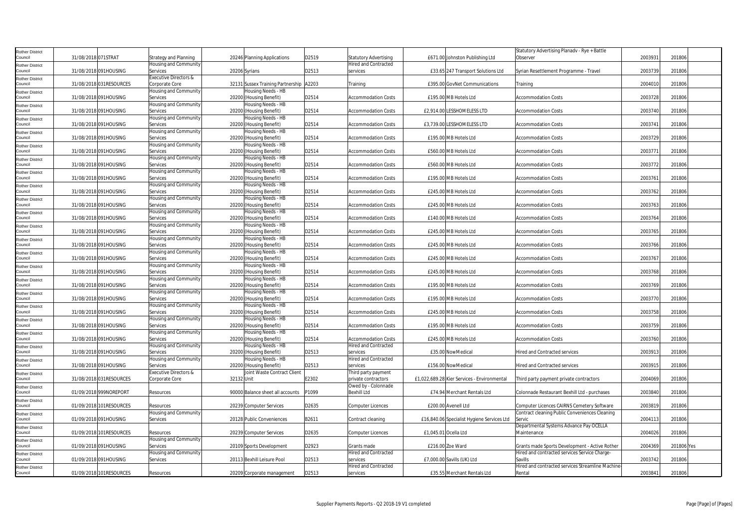| | | | | | | | | | | | | | | |
|---|---|---|---|---|---|---|---|---|---|---|---|---|---|---|
| Rother District Council | 31/08/2018 | 071STRAT | Strategy and Planning | 20246 | Planning Applications | D2519 | Statutory Advertising | £671.00 | Johnston Publishing Ltd | Statutory Advertising Planadv - Rye + Battle Observer | 2003931 | 201806 | |
| Rother District Council | 31/08/2018 | 091HOUSING | Housing and Community Services | 20206 | Syrians | D2513 | Hired and Contracted services | £33.65 | 247 Transport Solutions Ltd | Syrian Resettlement Programme - Travel | 2003739 | 201806 | |
| Rother District Council | 31/08/2018 | 031RESOURCES | Executive Directors & Corporate Core | 32131 | Sussex Training Partnership | A2203 | Training | £395.00 | GovNet Communications | Training | 2004010 | 201806 | |
| Rother District Council | 31/08/2018 | 091HOUSING | Housing and Community Services | 20200 | Housing Needs - HB (Housing Benefit) | D2514 | Accommodation Costs | £195.00 | MB Hotels Ltd | Accommodation Costs | 2003728 | 201806 | |
| Rother District Council | 31/08/2018 | 091HOUSING | Housing and Community Services | 20200 | Housing Needs - HB (Housing Benefit) | D2514 | Accommodation Costs | £2,914.00 | LESSHOMELESS LTD | Accommodation Costs | 2003740 | 201806 | |
| Rother District Council | 31/08/2018 | 091HOUSING | Housing and Community Services | 20200 | Housing Needs - HB (Housing Benefit) | D2514 | Accommodation Costs | £3,739.00 | LESSHOMELESS LTD | Accommodation Costs | 2003741 | 201806 | |
| Rother District Council | 31/08/2018 | 091HOUSING | Housing and Community Services | 20200 | Housing Needs - HB (Housing Benefit) | D2514 | Accommodation Costs | £195.00 | MB Hotels Ltd | Accommodation Costs | 2003729 | 201806 | |
| Rother District Council | 31/08/2018 | 091HOUSING | Housing and Community Services | 20200 | Housing Needs - HB (Housing Benefit) | D2514 | Accommodation Costs | £560.00 | MB Hotels Ltd | Accommodation Costs | 2003771 | 201806 | |
| Rother District Council | 31/08/2018 | 091HOUSING | Housing and Community Services | 20200 | Housing Needs - HB (Housing Benefit) | D2514 | Accommodation Costs | £560.00 | MB Hotels Ltd | Accommodation Costs | 2003772 | 201806 | |
| Rother District Council | 31/08/2018 | 091HOUSING | Housing and Community Services | 20200 | Housing Needs - HB (Housing Benefit) | D2514 | Accommodation Costs | £195.00 | MB Hotels Ltd | Accommodation Costs | 2003761 | 201806 | |
| Rother District Council | 31/08/2018 | 091HOUSING | Housing and Community Services | 20200 | Housing Needs - HB (Housing Benefit) | D2514 | Accommodation Costs | £245.00 | MB Hotels Ltd | Accommodation Costs | 2003762 | 201806 | |
| Rother District Council | 31/08/2018 | 091HOUSING | Housing and Community Services | 20200 | Housing Needs - HB (Housing Benefit) | D2514 | Accommodation Costs | £245.00 | MB Hotels Ltd | Accommodation Costs | 2003763 | 201806 | |
| Rother District Council | 31/08/2018 | 091HOUSING | Housing and Community Services | 20200 | Housing Needs - HB (Housing Benefit) | D2514 | Accommodation Costs | £140.00 | MB Hotels Ltd | Accommodation Costs | 2003764 | 201806 | |
| Rother District Council | 31/08/2018 | 091HOUSING | Housing and Community Services | 20200 | Housing Needs - HB (Housing Benefit) | D2514 | Accommodation Costs | £245.00 | MB Hotels Ltd | Accommodation Costs | 2003765 | 201806 | |
| Rother District Council | 31/08/2018 | 091HOUSING | Housing and Community Services | 20200 | Housing Needs - HB (Housing Benefit) | D2514 | Accommodation Costs | £245.00 | MB Hotels Ltd | Accommodation Costs | 2003766 | 201806 | |
| Rother District Council | 31/08/2018 | 091HOUSING | Housing and Community Services | 20200 | Housing Needs - HB (Housing Benefit) | D2514 | Accommodation Costs | £245.00 | MB Hotels Ltd | Accommodation Costs | 2003767 | 201806 | |
| Rother District Council | 31/08/2018 | 091HOUSING | Housing and Community Services | 20200 | Housing Needs - HB (Housing Benefit) | D2514 | Accommodation Costs | £245.00 | MB Hotels Ltd | Accommodation Costs | 2003768 | 201806 | |
| Rother District Council | 31/08/2018 | 091HOUSING | Housing and Community Services | 20200 | Housing Needs - HB (Housing Benefit) | D2514 | Accommodation Costs | £195.00 | MB Hotels Ltd | Accommodation Costs | 2003769 | 201806 | |
| Rother District Council | 31/08/2018 | 091HOUSING | Housing and Community Services | 20200 | Housing Needs - HB (Housing Benefit) | D2514 | Accommodation Costs | £195.00 | MB Hotels Ltd | Accommodation Costs | 2003770 | 201806 | |
| Rother District Council | 31/08/2018 | 091HOUSING | Housing and Community Services | 20200 | Housing Needs - HB (Housing Benefit) | D2514 | Accommodation Costs | £245.00 | MB Hotels Ltd | Accommodation Costs | 2003758 | 201806 | |
| Rother District Council | 31/08/2018 | 091HOUSING | Housing and Community Services | 20200 | Housing Needs - HB (Housing Benefit) | D2514 | Accommodation Costs | £195.00 | MB Hotels Ltd | Accommodation Costs | 2003759 | 201806 | |
| Rother District Council | 31/08/2018 | 091HOUSING | Housing and Community Services | 20200 | Housing Needs - HB (Housing Benefit) | D2514 | Accommodation Costs | £245.00 | MB Hotels Ltd | Accommodation Costs | 2003760 | 201806 | |
| Rother District Council | 31/08/2018 | 091HOUSING | Housing and Community Services | 20200 | Housing Needs - HB (Housing Benefit) | D2513 | Hired and Contracted services | £35.00 | NowMedical | Hired and Contracted services | 2003913 | 201806 | |
| Rother District Council | 31/08/2018 | 091HOUSING | Housing and Community Services | 20200 | Housing Needs - HB (Housing Benefit) | D2513 | Hired and Contracted services | £156.00 | NowMedical | Hired and Contracted services | 2003915 | 201806 | |
| Rother District Council | 31/08/2018 | 031RESOURCES | Executive Directors & Corporate Core | 32132 | Joint Waste Contract Client Unit | E2302 | Third party payment private contractors | £1,022,689.28 | Kier Services - Environmental | Third party payment private contractors | 2004069 | 201806 | |
| Rother District Council | 01/09/2018 | 999NOREPORT | Resources | 90000 | Balance sheet all accounts | P1099 | Owed by - Colonnade Bexhill Ltd | £74.94 | Merchant Rentals Ltd | Colonnade Restaurant Bexhill Ltd - purchases | 2003840 | 201806 | |
| Rother District Council | 01/09/2018 | 101RESOURCES | Resources | 20239 | Computer Services | D2635 | Computer Licences | £200.00 | Avenell Ltd | Computer Licences CAIRNS Cemetery Software | 2003819 | 201806 | |
| Rother District Council | 01/09/2018 | 091HOUSING | Housing and Community Services | 20128 | Public Conveniences | B2611 | Contract cleaning | £16,840.06 | Specialist Hygiene Services Ltd | Contract cleaning Public Conveniences Cleaning Servic | 2004113 | 201806 | |
| Rother District Council | 01/09/2018 | 101RESOURCES | Resources | 20239 | Computer Services | D2635 | Computer Licences | £1,045.01 | Ocella Ltd | Departmental Systems Advance Pay OCELLA Maintenance | 2004026 | 201806 | |
| Rother District Council | 01/09/2018 | 091HOUSING | Housing and Community Services | 20109 | Sports Development | D2923 | Grants made | £216.00 | Zoe Ward | Grants made Sports Development - Active Rother | 2004369 | 201806 | Yes |
| Rother District Council | 01/09/2018 | 091HOUSING | Housing and Community Services | 20113 | Bexhill Leisure Pool | D2513 | Hired and Contracted services | £7,000.00 | Savills (UK) Ltd | Hired and contracted services Service Charge-Savills | 2003742 | 201806 | |
| Rother District Council | 01/09/2018 | 101RESOURCES | Resources | 20209 | Corporate management | D2513 | Hired and Contracted services | £35.55 | Merchant Rentals Ltd | Hired and contracted services Streamline Machine-Rental | 2003841 | 201806 | |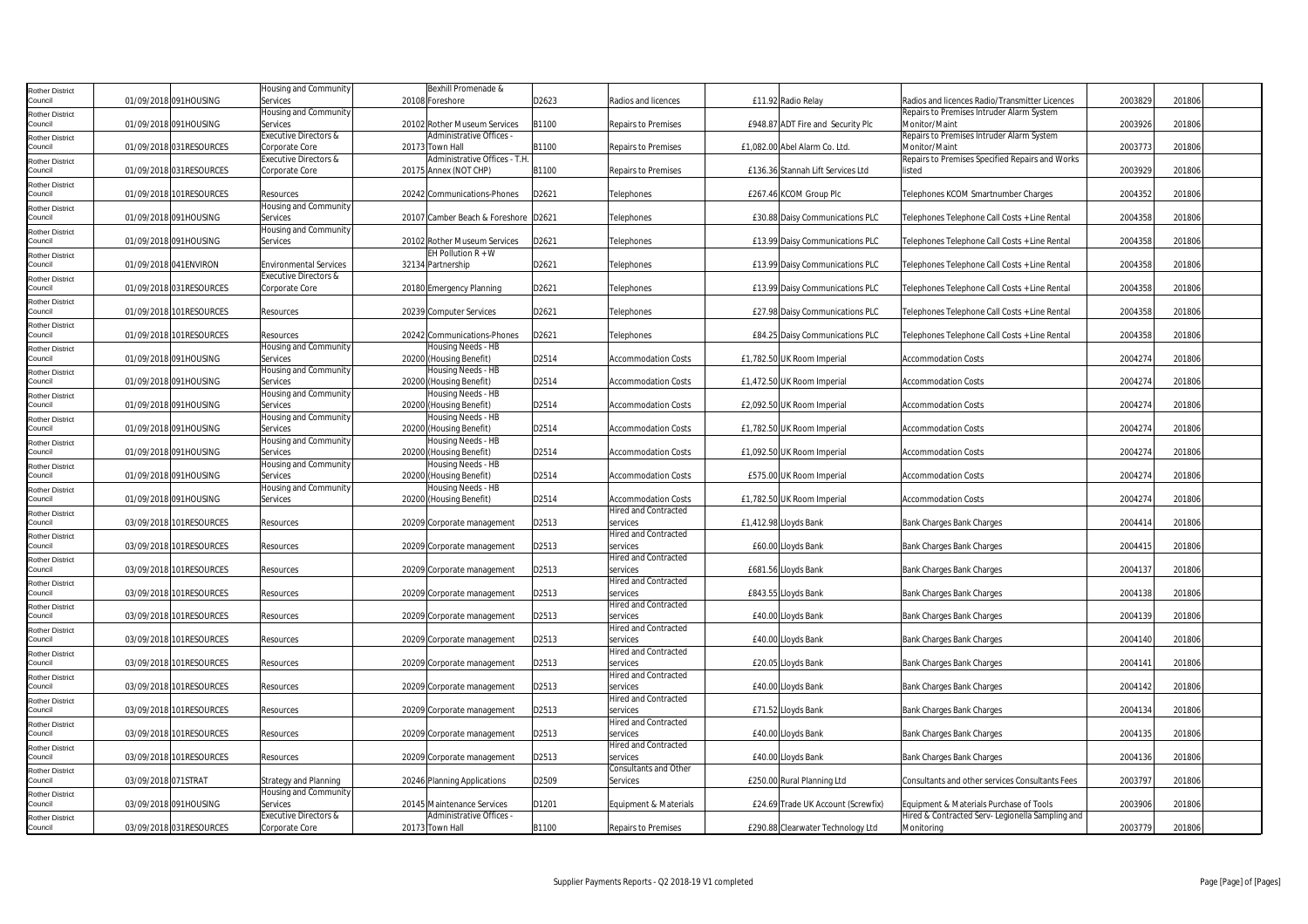| Rother District Council | 01/09/2018 | 091HOUSING | Housing and Community Services | 20108 | Bexhill Promenade & Foreshore | D2623 | Radios and licences | £11.92 | Radio Relay | Radios and licences Radio/Transmitter Licences | 2003829 | 201806 |
|---|---|---|---|---|---|---|---|---|---|---|---|---|
| Rother District Council | 01/09/2018 | 091HOUSING | Housing and Community Services | 20102 | Rother Museum Services | B1100 | Repairs to Premises | £948.87 | ADT Fire and Security Plc | Repairs to Premises Intruder Alarm System Monitor/Maint | 2003926 | 201806 |
| Rother District Council | 01/09/2018 | 031RESOURCES | Executive Directors & Corporate Core | 20173 | Administrative Offices - Town Hall | B1100 | Repairs to Premises | £1,082.00 | Abel Alarm Co. Ltd. | Repairs to Premises Intruder Alarm System Monitor/Maint | 2003773 | 201806 |
| Rother District Council | 01/09/2018 | 031RESOURCES | Executive Directors & Corporate Core | 20175 | Administrative Offices - T.H. Annex (NOT CHP) | B1100 | Repairs to Premises | £136.36 | Stannah Lift Services Ltd | Repairs to Premises Specified Repairs and Works listed | 2003929 | 201806 |
| Rother District Council | 01/09/2018 | 101RESOURCES | Resources | 20242 | Communications-Phones | D2621 | Telephones | £267.46 | KCOM Group Plc | Telephones KCOM Smartnumber Charges | 2004352 | 201806 |
| Rother District Council | 01/09/2018 | 091HOUSING | Housing and Community Services | 20107 | Camber Beach & Foreshore | D2621 | Telephones | £30.88 | Daisy Communications PLC | Telephones Telephone Call Costs + Line Rental | 2004358 | 201806 |
| Rother District Council | 01/09/2018 | 091HOUSING | Housing and Community Services | 20102 | Rother Museum Services | D2621 | Telephones | £13.99 | Daisy Communications PLC | Telephones Telephone Call Costs + Line Rental | 2004358 | 201806 |
| Rother District Council | 01/09/2018 | 041ENVIRON | Environmental Services | 32134 | EH Pollution R + W Partnership | D2621 | Telephones | £13.99 | Daisy Communications PLC | Telephones Telephone Call Costs + Line Rental | 2004358 | 201806 |
| Rother District Council | 01/09/2018 | 031RESOURCES | Executive Directors & Corporate Core | 20180 | Emergency Planning | D2621 | Telephones | £13.99 | Daisy Communications PLC | Telephones Telephone Call Costs + Line Rental | 2004358 | 201806 |
| Rother District Council | 01/09/2018 | 101RESOURCES | Resources | 20239 | Computer Services | D2621 | Telephones | £27.98 | Daisy Communications PLC | Telephones Telephone Call Costs + Line Rental | 2004358 | 201806 |
| Rother District Council | 01/09/2018 | 101RESOURCES | Resources | 20242 | Communications-Phones | D2621 | Telephones | £84.25 | Daisy Communications PLC | Telephones Telephone Call Costs + Line Rental | 2004358 | 201806 |
| Rother District Council | 01/09/2018 | 091HOUSING | Housing and Community Services | 20200 | Housing Needs - HB (Housing Benefit) | D2514 | Accommodation Costs | £1,782.50 | UK Room Imperial | Accommodation Costs | 2004274 | 201806 |
| Rother District Council | 01/09/2018 | 091HOUSING | Housing and Community Services | 20200 | Housing Needs - HB (Housing Benefit) | D2514 | Accommodation Costs | £1,472.50 | UK Room Imperial | Accommodation Costs | 2004274 | 201806 |
| Rother District Council | 01/09/2018 | 091HOUSING | Housing and Community Services | 20200 | Housing Needs - HB (Housing Benefit) | D2514 | Accommodation Costs | £2,092.50 | UK Room Imperial | Accommodation Costs | 2004274 | 201806 |
| Rother District Council | 01/09/2018 | 091HOUSING | Housing and Community Services | 20200 | Housing Needs - HB (Housing Benefit) | D2514 | Accommodation Costs | £1,782.50 | UK Room Imperial | Accommodation Costs | 2004274 | 201806 |
| Rother District Council | 01/09/2018 | 091HOUSING | Housing and Community Services | 20200 | Housing Needs - HB (Housing Benefit) | D2514 | Accommodation Costs | £1,092.50 | UK Room Imperial | Accommodation Costs | 2004274 | 201806 |
| Rother District Council | 01/09/2018 | 091HOUSING | Housing and Community Services | 20200 | Housing Needs - HB (Housing Benefit) | D2514 | Accommodation Costs | £575.00 | UK Room Imperial | Accommodation Costs | 2004274 | 201806 |
| Rother District Council | 01/09/2018 | 091HOUSING | Housing and Community Services | 20200 | Housing Needs - HB (Housing Benefit) | D2514 | Accommodation Costs | £1,782.50 | UK Room Imperial | Accommodation Costs | 2004274 | 201806 |
| Rother District Council | 03/09/2018 | 101RESOURCES | Resources | 20209 | Corporate management | D2513 | Hired and Contracted services | £1,412.98 | Lloyds Bank | Bank Charges Bank Charges | 2004414 | 201806 |
| Rother District Council | 03/09/2018 | 101RESOURCES | Resources | 20209 | Corporate management | D2513 | Hired and Contracted services | £60.00 | Lloyds Bank | Bank Charges Bank Charges | 2004415 | 201806 |
| Rother District Council | 03/09/2018 | 101RESOURCES | Resources | 20209 | Corporate management | D2513 | Hired and Contracted services | £681.56 | Lloyds Bank | Bank Charges Bank Charges | 2004137 | 201806 |
| Rother District Council | 03/09/2018 | 101RESOURCES | Resources | 20209 | Corporate management | D2513 | Hired and Contracted services | £843.55 | Lloyds Bank | Bank Charges Bank Charges | 2004138 | 201806 |
| Rother District Council | 03/09/2018 | 101RESOURCES | Resources | 20209 | Corporate management | D2513 | Hired and Contracted services | £40.00 | Lloyds Bank | Bank Charges Bank Charges | 2004139 | 201806 |
| Rother District Council | 03/09/2018 | 101RESOURCES | Resources | 20209 | Corporate management | D2513 | Hired and Contracted services | £40.00 | Lloyds Bank | Bank Charges Bank Charges | 2004140 | 201806 |
| Rother District Council | 03/09/2018 | 101RESOURCES | Resources | 20209 | Corporate management | D2513 | Hired and Contracted services | £20.05 | Lloyds Bank | Bank Charges Bank Charges | 2004141 | 201806 |
| Rother District Council | 03/09/2018 | 101RESOURCES | Resources | 20209 | Corporate management | D2513 | Hired and Contracted services | £40.00 | Lloyds Bank | Bank Charges Bank Charges | 2004142 | 201806 |
| Rother District Council | 03/09/2018 | 101RESOURCES | Resources | 20209 | Corporate management | D2513 | Hired and Contracted services | £71.52 | Lloyds Bank | Bank Charges Bank Charges | 2004134 | 201806 |
| Rother District Council | 03/09/2018 | 101RESOURCES | Resources | 20209 | Corporate management | D2513 | Hired and Contracted services | £40.00 | Lloyds Bank | Bank Charges Bank Charges | 2004135 | 201806 |
| Rother District Council | 03/09/2018 | 101RESOURCES | Resources | 20209 | Corporate management | D2513 | Hired and Contracted services | £40.00 | Lloyds Bank | Bank Charges Bank Charges | 2004136 | 201806 |
| Rother District Council | 03/09/2018 | 071STRAT | Strategy and Planning | 20246 | Planning Applications | D2509 | Consultants and Other Services | £250.00 | Rural Planning Ltd | Consultants and other services Consultants Fees | 2003797 | 201806 |
| Rother District Council | 03/09/2018 | 091HOUSING | Housing and Community Services | 20145 | Maintenance Services | D1201 | Equipment & Materials | £24.69 | Trade UK Account (Screwfix) | Equipment & Materials Purchase of Tools | 2003906 | 201806 |
| Rother District Council | 03/09/2018 | 031RESOURCES | Executive Directors & Corporate Core | 20173 | Administrative Offices - Town Hall | B1100 | Repairs to Premises | £290.88 | Clearwater Technology Ltd | Hired & Contracted Serv- Legionella Sampling and Monitoring | 2003779 | 201806 |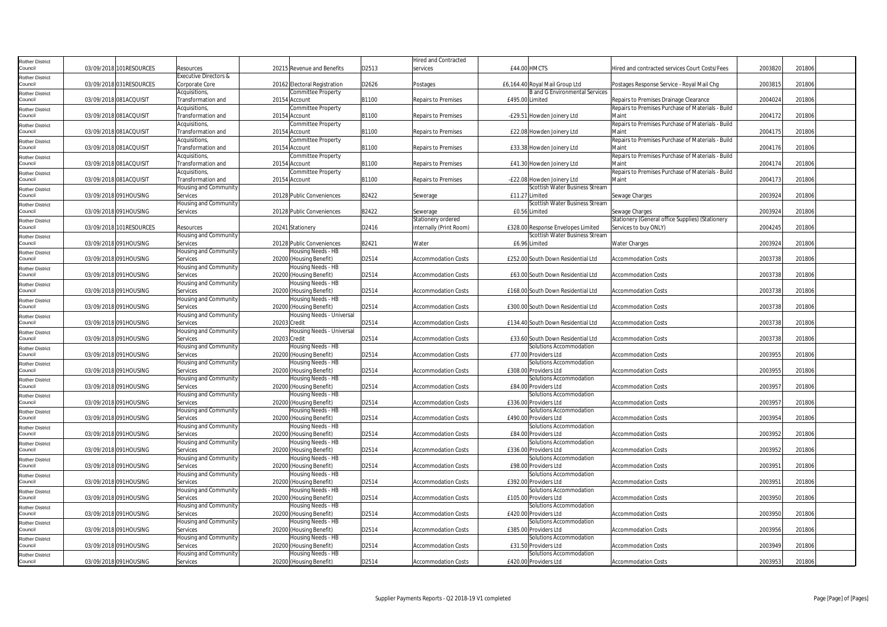| | | | | | | | | | | | | |
|---|---|---|---|---|---|---|---|---|---|---|---|---|
| Rother District Council | 03/09/2018 | 101RESOURCES | Resources | 20215 | Revenue and Benefits | D2513 | Hired and Contracted services | £44.00 | HMCTS | Hired and contracted services Court Costs/Fees | 2003820 | 201806 |
| Rother District Council | 03/09/2018 | 031RESOURCES | Executive Directors & Corporate Core | 20162 | Electoral Registration | D2626 | Postages | £6,164.40 | Royal Mail Group Ltd | Postages Response Service - Royal Mail Chg | 2003815 | 201806 |
| Rother District Council | 03/09/2018 | 081ACQUISIT | Acquisitions, Transformation and | 20154 | Committee Property Account | B1100 | Repairs to Premises | £495.00 | B and G Environmental Services Limited | Repairs to Premises Drainage Clearance | 2004024 | 201806 |
| Rother District Council | 03/09/2018 | 081ACQUISIT | Acquisitions, Transformation and | 20154 | Committee Property Account | B1100 | Repairs to Premises | -£29.51 | Howden Joinery Ltd | Repairs to Premises Purchase of Materials - Build Maint | 2004172 | 201806 |
| Rother District Council | 03/09/2018 | 081ACQUISIT | Acquisitions, Transformation and | 20154 | Committee Property Account | B1100 | Repairs to Premises | £22.08 | Howden Joinery Ltd | Repairs to Premises Purchase of Materials - Build Maint | 2004175 | 201806 |
| Rother District Council | 03/09/2018 | 081ACQUISIT | Acquisitions, Transformation and | 20154 | Committee Property Account | B1100 | Repairs to Premises | £33.38 | Howden Joinery Ltd | Repairs to Premises Purchase of Materials - Build Maint | 2004176 | 201806 |
| Rother District Council | 03/09/2018 | 081ACQUISIT | Acquisitions, Transformation and | 20154 | Committee Property Account | B1100 | Repairs to Premises | £41.30 | Howden Joinery Ltd | Repairs to Premises Purchase of Materials - Build Maint | 2004174 | 201806 |
| Rother District Council | 03/09/2018 | 081ACQUISIT | Acquisitions, Transformation and | 20154 | Committee Property Account | B1100 | Repairs to Premises | -£22.08 | Howden Joinery Ltd | Repairs to Premises Purchase of Materials - Build Maint | 2004173 | 201806 |
| Rother District Council | 03/09/2018 | 091HOUSING | Housing and Community Services | 20128 | Public Conveniences | B2422 | Sewerage | £11.27 | Scottish Water Business Stream Limited | Sewage Charges | 2003924 | 201806 |
| Rother District Council | 03/09/2018 | 091HOUSING | Housing and Community Services | 20128 | Public Conveniences | B2422 | Sewerage | £0.56 | Scottish Water Business Stream Limited | Sewage Charges | 2003924 | 201806 |
| Rother District Council | 03/09/2018 | 101RESOURCES | Resources | 20241 | Stationery | D2416 | Stationery ordered internally (Print Room) | £328.00 | Response Envelopes Limited | Stationery (General office Supplies) (Stationery Services to buy ONLY) | 2004245 | 201806 |
| Rother District Council | 03/09/2018 | 091HOUSING | Housing and Community Services | 20128 | Public Conveniences | B2421 | Water | £6.96 | Scottish Water Business Stream Limited | Water Charges | 2003924 | 201806 |
| Rother District Council | 03/09/2018 | 091HOUSING | Housing and Community Services | 20200 | Housing Needs - HB (Housing Benefit) | D2514 | Accommodation Costs | £252.00 | South Down Residential Ltd | Accommodation Costs | 2003738 | 201806 |
| Rother District Council | 03/09/2018 | 091HOUSING | Housing and Community Services | 20200 | Housing Needs - HB (Housing Benefit) | D2514 | Accommodation Costs | £63.00 | South Down Residential Ltd | Accommodation Costs | 2003738 | 201806 |
| Rother District Council | 03/09/2018 | 091HOUSING | Housing and Community Services | 20200 | Housing Needs - HB (Housing Benefit) | D2514 | Accommodation Costs | £168.00 | South Down Residential Ltd | Accommodation Costs | 2003738 | 201806 |
| Rother District Council | 03/09/2018 | 091HOUSING | Housing and Community Services | 20200 | Housing Needs - HB (Housing Benefit) | D2514 | Accommodation Costs | £300.00 | South Down Residential Ltd | Accommodation Costs | 2003738 | 201806 |
| Rother District Council | 03/09/2018 | 091HOUSING | Housing and Community Services | 20203 | Housing Needs - Universal Credit | D2514 | Accommodation Costs | £134.40 | South Down Residential Ltd | Accommodation Costs | 2003738 | 201806 |
| Rother District Council | 03/09/2018 | 091HOUSING | Housing and Community Services | 20203 | Housing Needs - Universal Credit | D2514 | Accommodation Costs | £33.60 | South Down Residential Ltd | Accommodation Costs | 2003738 | 201806 |
| Rother District Council | 03/09/2018 | 091HOUSING | Housing and Community Services | 20200 | Housing Needs - HB (Housing Benefit) | D2514 | Accommodation Costs | £77.00 | Solutions Accommodation Providers Ltd | Accommodation Costs | 2003955 | 201806 |
| Rother District Council | 03/09/2018 | 091HOUSING | Housing and Community Services | 20200 | Housing Needs - HB (Housing Benefit) | D2514 | Accommodation Costs | £308.00 | Solutions Accommodation Providers Ltd | Accommodation Costs | 2003955 | 201806 |
| Rother District Council | 03/09/2018 | 091HOUSING | Housing and Community Services | 20200 | Housing Needs - HB (Housing Benefit) | D2514 | Accommodation Costs | £84.00 | Solutions Accommodation Providers Ltd | Accommodation Costs | 2003957 | 201806 |
| Rother District Council | 03/09/2018 | 091HOUSING | Housing and Community Services | 20200 | Housing Needs - HB (Housing Benefit) | D2514 | Accommodation Costs | £336.00 | Solutions Accommodation Providers Ltd | Accommodation Costs | 2003957 | 201806 |
| Rother District Council | 03/09/2018 | 091HOUSING | Housing and Community Services | 20200 | Housing Needs - HB (Housing Benefit) | D2514 | Accommodation Costs | £490.00 | Solutions Accommodation Providers Ltd | Accommodation Costs | 2003954 | 201806 |
| Rother District Council | 03/09/2018 | 091HOUSING | Housing and Community Services | 20200 | Housing Needs - HB (Housing Benefit) | D2514 | Accommodation Costs | £84.00 | Solutions Accommodation Providers Ltd | Accommodation Costs | 2003952 | 201806 |
| Rother District Council | 03/09/2018 | 091HOUSING | Housing and Community Services | 20200 | Housing Needs - HB (Housing Benefit) | D2514 | Accommodation Costs | £336.00 | Solutions Accommodation Providers Ltd | Accommodation Costs | 2003952 | 201806 |
| Rother District Council | 03/09/2018 | 091HOUSING | Housing and Community Services | 20200 | Housing Needs - HB (Housing Benefit) | D2514 | Accommodation Costs | £98.00 | Solutions Accommodation Providers Ltd | Accommodation Costs | 2003951 | 201806 |
| Rother District Council | 03/09/2018 | 091HOUSING | Housing and Community Services | 20200 | Housing Needs - HB (Housing Benefit) | D2514 | Accommodation Costs | £392.00 | Solutions Accommodation Providers Ltd | Accommodation Costs | 2003951 | 201806 |
| Rother District Council | 03/09/2018 | 091HOUSING | Housing and Community Services | 20200 | Housing Needs - HB (Housing Benefit) | D2514 | Accommodation Costs | £105.00 | Solutions Accommodation Providers Ltd | Accommodation Costs | 2003950 | 201806 |
| Rother District Council | 03/09/2018 | 091HOUSING | Housing and Community Services | 20200 | Housing Needs - HB (Housing Benefit) | D2514 | Accommodation Costs | £420.00 | Solutions Accommodation Providers Ltd | Accommodation Costs | 2003950 | 201806 |
| Rother District Council | 03/09/2018 | 091HOUSING | Housing and Community Services | 20200 | Housing Needs - HB (Housing Benefit) | D2514 | Accommodation Costs | £385.00 | Solutions Accommodation Providers Ltd | Accommodation Costs | 2003956 | 201806 |
| Rother District Council | 03/09/2018 | 091HOUSING | Housing and Community Services | 20200 | Housing Needs - HB (Housing Benefit) | D2514 | Accommodation Costs | £31.50 | Solutions Accommodation Providers Ltd | Accommodation Costs | 2003949 | 201806 |
| Rother District Council | 03/09/2018 | 091HOUSING | Housing and Community Services | 20200 | Housing Needs - HB (Housing Benefit) | D2514 | Accommodation Costs | £420.00 | Solutions Accommodation Providers Ltd | Accommodation Costs | 2003953 | 201806 |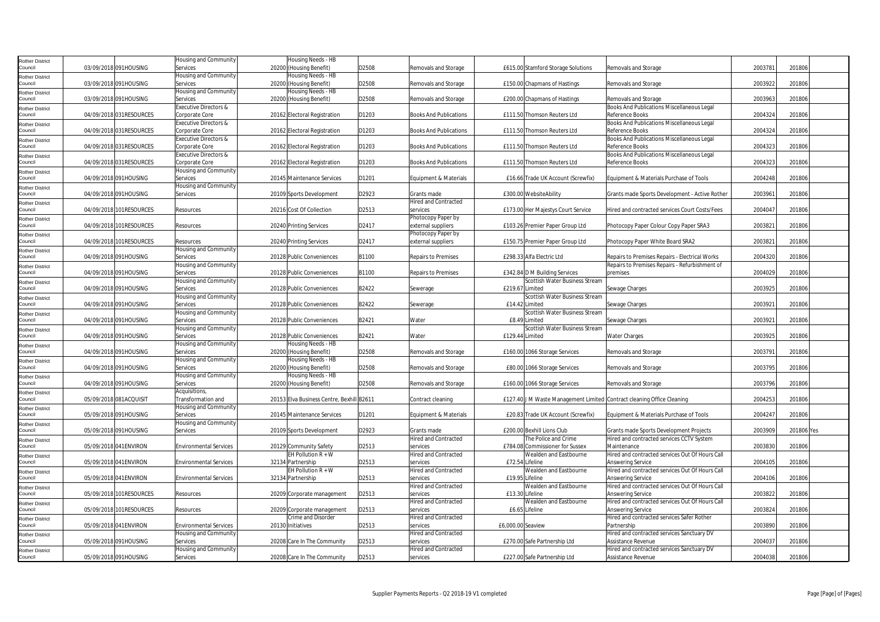| Rother District Council | 03/09/2018 | 091HOUSING | Housing and Community Services | 20200 | Housing Needs - HB (Housing Benefit) | D2508 | Removals and Storage | £615.00 | Stamford Storage Solutions | Removals and Storage | 2003781 | 201806 | |
|---|---|---|---|---|---|---|---|---|---|---|---|---|---|
| Rother District Council | 03/09/2018 | 091HOUSING | Housing and Community Services | 20200 | Housing Needs - HB (Housing Benefit) | D2508 | Removals and Storage | £150.00 | Chapmans of Hastings | Removals and Storage | 2003922 | 201806 | |
| Rother District Council | 03/09/2018 | 091HOUSING | Housing and Community Services | 20200 | Housing Needs - HB (Housing Benefit) | D2508 | Removals and Storage | £200.00 | Chapmans of Hastings | Removals and Storage | 2003963 | 201806 | |
| Rother District Council | 04/09/2018 | 031RESOURCES | Executive Directors & Corporate Core | 20162 | Electoral Registration | D1203 | Books And Publications | £111.50 | Thomson Reuters Ltd | Books And Publications Miscellaneous Legal Reference Books | 2004324 | 201806 | |
| Rother District Council | 04/09/2018 | 031RESOURCES | Executive Directors & Corporate Core | 20162 | Electoral Registration | D1203 | Books And Publications | £111.50 | Thomson Reuters Ltd | Books And Publications Miscellaneous Legal Reference Books | 2004324 | 201806 | |
| Rother District Council | 04/09/2018 | 031RESOURCES | Executive Directors & Corporate Core | 20162 | Electoral Registration | D1203 | Books And Publications | £111.50 | Thomson Reuters Ltd | Books And Publications Miscellaneous Legal Reference Books | 2004323 | 201806 | |
| Rother District Council | 04/09/2018 | 031RESOURCES | Executive Directors & Corporate Core | 20162 | Electoral Registration | D1203 | Books And Publications | £111.50 | Thomson Reuters Ltd | Books And Publications Miscellaneous Legal Reference Books | 2004323 | 201806 | |
| Rother District Council | 04/09/2018 | 091HOUSING | Housing and Community Services | 20145 | Maintenance Services | D1201 | Equipment & Materials | £16.66 | Trade UK Account (Screwfix) | Equipment & Materials Purchase of Tools | 2004248 | 201806 | |
| Rother District Council | 04/09/2018 | 091HOUSING | Housing and Community Services | 20109 | Sports Development | D2923 | Grants made | £300.00 | WebsiteAbility | Grants made Sports Development - Active Rother | 2003961 | 201806 | |
| Rother District Council | 04/09/2018 | 101RESOURCES | Resources | 20216 | Cost Of Collection | D2513 | Hired and Contracted services | £173.00 | Her Majestys Court Service | Hired and contracted services Court Costs/Fees | 2004047 | 201806 | |
| Rother District Council | 04/09/2018 | 101RESOURCES | Resources | 20240 | Printing Services | D2417 | Photocopy Paper by external suppliers | £103.26 | Premier Paper Group Ltd | Photocopy Paper Colour Copy Paper SRA3 | 2003821 | 201806 | |
| Rother District Council | 04/09/2018 | 101RESOURCES | Resources | 20240 | Printing Services | D2417 | Photocopy Paper by external suppliers | £150.75 | Premier Paper Group Ltd | Photocopy Paper White Board SRA2 | 2003821 | 201806 | |
| Rother District Council | 04/09/2018 | 091HOUSING | Housing and Community Services | 20128 | Public Conveniences | B1100 | Repairs to Premises | £298.33 | Alfa Electric Ltd | Repairs to Premises Repairs - Electrical Works | 2004320 | 201806 | |
| Rother District Council | 04/09/2018 | 091HOUSING | Housing and Community Services | 20128 | Public Conveniences | B1100 | Repairs to Premises | £342.84 | D M Building Services | Repairs to Premises Repairs - Refurbishment of premises | 2004029 | 201806 | |
| Rother District Council | 04/09/2018 | 091HOUSING | Housing and Community Services | 20128 | Public Conveniences | B2422 | Sewerage | £219.67 | Scottish Water Business Stream Limited | Sewage Charges | 2003925 | 201806 | |
| Rother District Council | 04/09/2018 | 091HOUSING | Housing and Community Services | 20128 | Public Conveniences | B2422 | Sewerage | £14.42 | Scottish Water Business Stream Limited | Sewage Charges | 2003921 | 201806 | |
| Rother District Council | 04/09/2018 | 091HOUSING | Housing and Community Services | 20128 | Public Conveniences | B2421 | Water | £8.49 | Scottish Water Business Stream Limited | Sewage Charges | 2003921 | 201806 | |
| Rother District Council | 04/09/2018 | 091HOUSING | Housing and Community Services | 20128 | Public Conveniences | B2421 | Water | £129.44 | Scottish Water Business Stream Limited | Water Charges | 2003925 | 201806 | |
| Rother District Council | 04/09/2018 | 091HOUSING | Housing and Community Services | 20200 | Housing Needs - HB (Housing Benefit) | D2508 | Removals and Storage | £160.00 | 1066 Storage Services | Removals and Storage | 2003791 | 201806 | |
| Rother District Council | 04/09/2018 | 091HOUSING | Housing and Community Services | 20200 | Housing Needs - HB (Housing Benefit) | D2508 | Removals and Storage | £80.00 | 1066 Storage Services | Removals and Storage | 2003795 | 201806 | |
| Rother District Council | 04/09/2018 | 091HOUSING | Housing and Community Services | 20200 | Housing Needs - HB (Housing Benefit) | D2508 | Removals and Storage | £160.00 | 1066 Storage Services | Removals and Storage | 2003796 | 201806 | |
| Rother District Council | 05/09/2018 | 081ACQUISIT | Acquisitions, Transformation and | 20153 | Elva Business Centre, Bexhill | B2611 | Contract cleaning | £127.40 | J M Waste Management Limited | Contract cleaning Office Cleaning | 2004253 | 201806 | |
| Rother District Council | 05/09/2018 | 091HOUSING | Housing and Community Services | 20145 | Maintenance Services | D1201 | Equipment & Materials | £20.83 | Trade UK Account (Screwfix) | Equipment & Materials Purchase of Tools | 2004247 | 201806 | |
| Rother District Council | 05/09/2018 | 091HOUSING | Housing and Community Services | 20109 | Sports Development | D2923 | Grants made | £200.00 | Bexhill Lions Club | Grants made Sports Development Projects | 2003909 | 201806 | Yes |
| Rother District Council | 05/09/2018 | 041ENVIRON | Environmental Services | 20129 | Community Safety | D2513 | Hired and Contracted services | £784.08 | The Police and Crime Commissioner for Sussex | Hired and contracted services CCTV System Maintenance | 2003830 | 201806 | |
| Rother District Council | 05/09/2018 | 041ENVIRON | Environmental Services | 32134 | EH Pollution R + W Partnership | D2513 | Hired and Contracted services | £72.54 | Wealden and Eastbourne Lifeline | Hired and contracted services Out Of Hours Call Answering Service | 2004105 | 201806 | |
| Rother District Council | 05/09/2018 | 041ENVIRON | Environmental Services | 32134 | EH Pollution R + W Partnership | D2513 | Hired and Contracted services | £19.95 | Wealden and Eastbourne Lifeline | Hired and contracted services Out Of Hours Call Answering Service | 2004106 | 201806 | |
| Rother District Council | 05/09/2018 | 101RESOURCES | Resources | 20209 | Corporate management | D2513 | Hired and Contracted services | £13.30 | Wealden and Eastbourne Lifeline | Hired and contracted services Out Of Hours Call Answering Service | 2003822 | 201806 | |
| Rother District Council | 05/09/2018 | 101RESOURCES | Resources | 20209 | Corporate management | D2513 | Hired and Contracted services | £6.65 | Wealden and Eastbourne Lifeline | Hired and contracted services Out Of Hours Call Answering Service | 2003824 | 201806 | |
| Rother District Council | 05/09/2018 | 041ENVIRON | Environmental Services | 20130 | Crime and Disorder Initiatives | D2513 | Hired and Contracted services | £6,000.00 | Seaview | Hired and contracted services Safer Rother Partnership | 2003890 | 201806 | |
| Rother District Council | 05/09/2018 | 091HOUSING | Housing and Community Services | 20208 | Care In The Community | D2513 | Hired and Contracted services | £270.00 | Safe Partnership Ltd | Hired and contracted services Sanctuary DV Assistance Revenue | 2004037 | 201806 | |
| Rother District Council | 05/09/2018 | 091HOUSING | Housing and Community Services | 20208 | Care In The Community | D2513 | Hired and Contracted services | £227.00 | Safe Partnership Ltd | Hired and contracted services Sanctuary DV Assistance Revenue | 2004038 | 201806 | |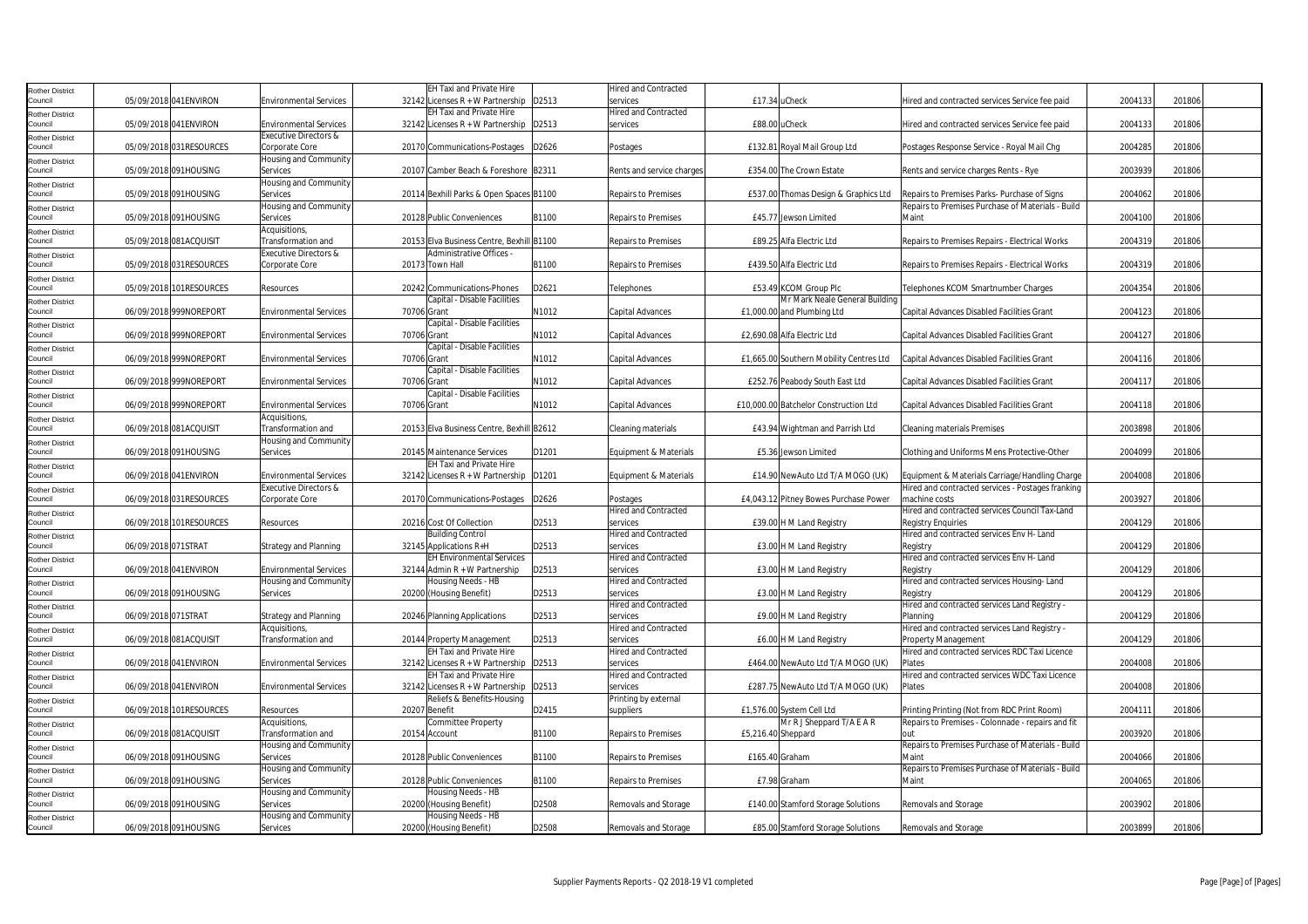| Rother District Council | 05/09/2018 | 041ENVIRON | Environmental Services | 32142 | EH Taxi and Private Hire Licenses R + W Partnership | D2513 | Hired and Contracted services | £17.34 | uCheck | Hired and contracted services Service fee paid | 2004133 | 201806 |
|---|---|---|---|---|---|---|---|---|---|---|---|---|
| Rother District Council | 05/09/2018 | 041ENVIRON | Environmental Services | 32142 | EH Taxi and Private Hire Licenses R + W Partnership | D2513 | Hired and Contracted services | £88.00 | uCheck | Hired and contracted services Service fee paid | 2004133 | 201806 |
| Rother District Council | 05/09/2018 | 031RESOURCES | Executive Directors & Corporate Core | 20170 | Communications-Postages | D2626 | Postages | £132.81 | Royal Mail Group Ltd | Postages Response Service - Royal Mail Chg | 2004285 | 201806 |
| Rother District Council | 05/09/2018 | 091HOUSING | Housing and Community Services | 20107 | Camber Beach & Foreshore | B2311 | Rents and service charges | £354.00 | The Crown Estate | Rents and service charges Rents - Rye | 2003939 | 201806 |
| Rother District Council | 05/09/2018 | 091HOUSING | Housing and Community Services | 20114 | Bexhill Parks & Open Spaces | B1100 | Repairs to Premises | £537.00 | Thomas Design & Graphics Ltd | Repairs to Premises Parks- Purchase of Signs | 2004062 | 201806 |
| Rother District Council | 05/09/2018 | 091HOUSING | Housing and Community Services | 20128 | Public Conveniences | B1100 | Repairs to Premises | £45.77 | Jewson Limited | Repairs to Premises Purchase of Materials - Build Maint | 2004100 | 201806 |
| Rother District Council | 05/09/2018 | 081ACQUISIT | Acquisitions, Transformation and | 20153 | Elva Business Centre, Bexhill | B1100 | Repairs to Premises | £89.25 | Alfa Electric Ltd | Repairs to Premises Repairs - Electrical Works | 2004319 | 201806 |
| Rother District Council | 05/09/2018 | 031RESOURCES | Executive Directors & Corporate Core | 20173 | Administrative Offices - Town Hall | B1100 | Repairs to Premises | £439.50 | Alfa Electric Ltd | Repairs to Premises Repairs - Electrical Works | 2004319 | 201806 |
| Rother District Council | 05/09/2018 | 101RESOURCES | Resources | 20242 | Communications-Phones | D2621 | Telephones | £53.49 | KCOM Group Plc | Telephones KCOM Smartnumber Charges | 2004354 | 201806 |
| Rother District Council | 06/09/2018 | 999NOREPORT | Environmental Services | 70706 | Capital - Disable Facilities Grant | N1012 | Capital Advances | £1,000.00 | Mr Mark Neale General Building and Plumbing Ltd | Capital Advances Disabled Facilities Grant | 2004123 | 201806 |
| Rother District Council | 06/09/2018 | 999NOREPORT | Environmental Services | 70706 | Capital - Disable Facilities Grant | N1012 | Capital Advances | £2,690.08 | Alfa Electric Ltd | Capital Advances Disabled Facilities Grant | 2004127 | 201806 |
| Rother District Council | 06/09/2018 | 999NOREPORT | Environmental Services | 70706 | Capital - Disable Facilities Grant | N1012 | Capital Advances | £1,665.00 | Southern Mobility Centres Ltd | Capital Advances Disabled Facilities Grant | 2004116 | 201806 |
| Rother District Council | 06/09/2018 | 999NOREPORT | Environmental Services | 70706 | Capital - Disable Facilities Grant | N1012 | Capital Advances | £252.76 | Peabody South East Ltd | Capital Advances Disabled Facilities Grant | 2004117 | 201806 |
| Rother District Council | 06/09/2018 | 999NOREPORT | Environmental Services | 70706 | Capital - Disable Facilities Grant | N1012 | Capital Advances | £10,000.00 | Batchelor Construction Ltd | Capital Advances Disabled Facilities Grant | 2004118 | 201806 |
| Rother District Council | 06/09/2018 | 081ACQUISIT | Acquisitions, Transformation and | 20153 | Elva Business Centre, Bexhill | B2612 | Cleaning materials | £43.94 | Wightman and Parrish Ltd | Cleaning materials Premises | 2003898 | 201806 |
| Rother District Council | 06/09/2018 | 091HOUSING | Housing and Community Services | 20145 | Maintenance Services | D1201 | Equipment & Materials | £5.36 | Jewson Limited | Clothing and Uniforms Mens Protective-Other | 2004099 | 201806 |
| Rother District Council | 06/09/2018 | 041ENVIRON | Environmental Services | 32142 | EH Taxi and Private Hire Licenses R + W Partnership | D1201 | Equipment & Materials | £14.90 | NewAuto Ltd T/A MOGO (UK) | Equipment & Materials Carriage/Handling Charge | 2004008 | 201806 |
| Rother District Council | 06/09/2018 | 031RESOURCES | Executive Directors & Corporate Core | 20170 | Communications-Postages | D2626 | Postages | £4,043.12 | Pitney Bowes Purchase Power | Hired and contracted services - Postages franking machine costs | 2003927 | 201806 |
| Rother District Council | 06/09/2018 | 101RESOURCES | Resources | 20216 | Cost Of Collection | D2513 | Hired and Contracted services | £39.00 | H M Land Registry | Hired and contracted services Council Tax-Land Registy Enquiries | 2004129 | 201806 |
| Rother District Council | 06/09/2018 | 071STRAT | Strategy and Planning | 32145 | Building Control Applications R+H | D2513 | Hired and Contracted services | £3.00 | H M Land Registry | Hired and contracted services Env H- Land Registry | 2004129 | 201806 |
| Rother District Council | 06/09/2018 | 041ENVIRON | Environmental Services | 32144 | EH Environmental Services Admin R + W Partnership | D2513 | Hired and Contracted services | £3.00 | H M Land Registry | Hired and contracted services Env H- Land Registry | 2004129 | 201806 |
| Rother District Council | 06/09/2018 | 091HOUSING | Housing and Community Services | 20200 | Housing Needs - HB (Housing Benefit) | D2513 | Hired and Contracted services | £3.00 | H M Land Registry | Hired and contracted services Housing- Land Registry | 2004129 | 201806 |
| Rother District Council | 06/09/2018 | 071STRAT | Strategy and Planning | 20246 | Planning Applications | D2513 | Hired and Contracted services | £9.00 | H M Land Registry | Hired and contracted services Land Registry - Planning | 2004129 | 201806 |
| Rother District Council | 06/09/2018 | 081ACQUISIT | Acquisitions, Transformation and | 20144 | Property Management | D2513 | Hired and Contracted services | £6.00 | H M Land Registry | Hired and contracted services Land Registry - Property Management | 2004129 | 201806 |
| Rother District Council | 06/09/2018 | 041ENVIRON | Environmental Services | 32142 | EH Taxi and Private Hire Licenses R + W Partnership | D2513 | Hired and Contracted services | £464.00 | NewAuto Ltd T/A MOGO (UK) | Hired and contracted services RDC Taxi Licence Plates | 2004008 | 201806 |
| Rother District Council | 06/09/2018 | 041ENVIRON | Environmental Services | 32142 | EH Taxi and Private Hire Licenses R + W Partnership | D2513 | Hired and Contracted services | £287.75 | NewAuto Ltd T/A MOGO (UK) | Hired and contracted services WDC Taxi Licence Plates | 2004008 | 201806 |
| Rother District Council | 06/09/2018 | 101RESOURCES | Resources | 20207 | Reliefs & Benefits-Housing Benefit | D2415 | Printing by external suppliers | £1,576.00 | System Cell Ltd | Printing Printing (Not from RDC Print Room) | 2004111 | 201806 |
| Rother District Council | 06/09/2018 | 081ACQUISIT | Acquisitions, Transformation and | 20154 | Committee Property Account | B1100 | Repairs to Premises | £5,216.40 | Mr R J Sheppard T/A E A R Sheppard | Repairs to Premises - Colonnade - repairs and fit out | 2003920 | 201806 |
| Rother District Council | 06/09/2018 | 091HOUSING | Housing and Community Services | 20128 | Public Conveniences | B1100 | Repairs to Premises | £165.40 | Graham | Repairs to Premises Purchase of Materials - Build Maint | 2004066 | 201806 |
| Rother District Council | 06/09/2018 | 091HOUSING | Housing and Community Services | 20128 | Public Conveniences | B1100 | Repairs to Premises | £7.98 | Graham | Repairs to Premises Purchase of Materials - Build Maint | 2004065 | 201806 |
| Rother District Council | 06/09/2018 | 091HOUSING | Housing and Community Services | 20200 | Housing Needs - HB (Housing Benefit) | D2508 | Removals and Storage | £140.00 | Stamford Storage Solutions | Removals and Storage | 2003902 | 201806 |
| Rother District Council | 06/09/2018 | 091HOUSING | Housing and Community Services | 20200 | Housing Needs - HB (Housing Benefit) | D2508 | Removals and Storage | £85.00 | Stamford Storage Solutions | Removals and Storage | 2003899 | 201806 |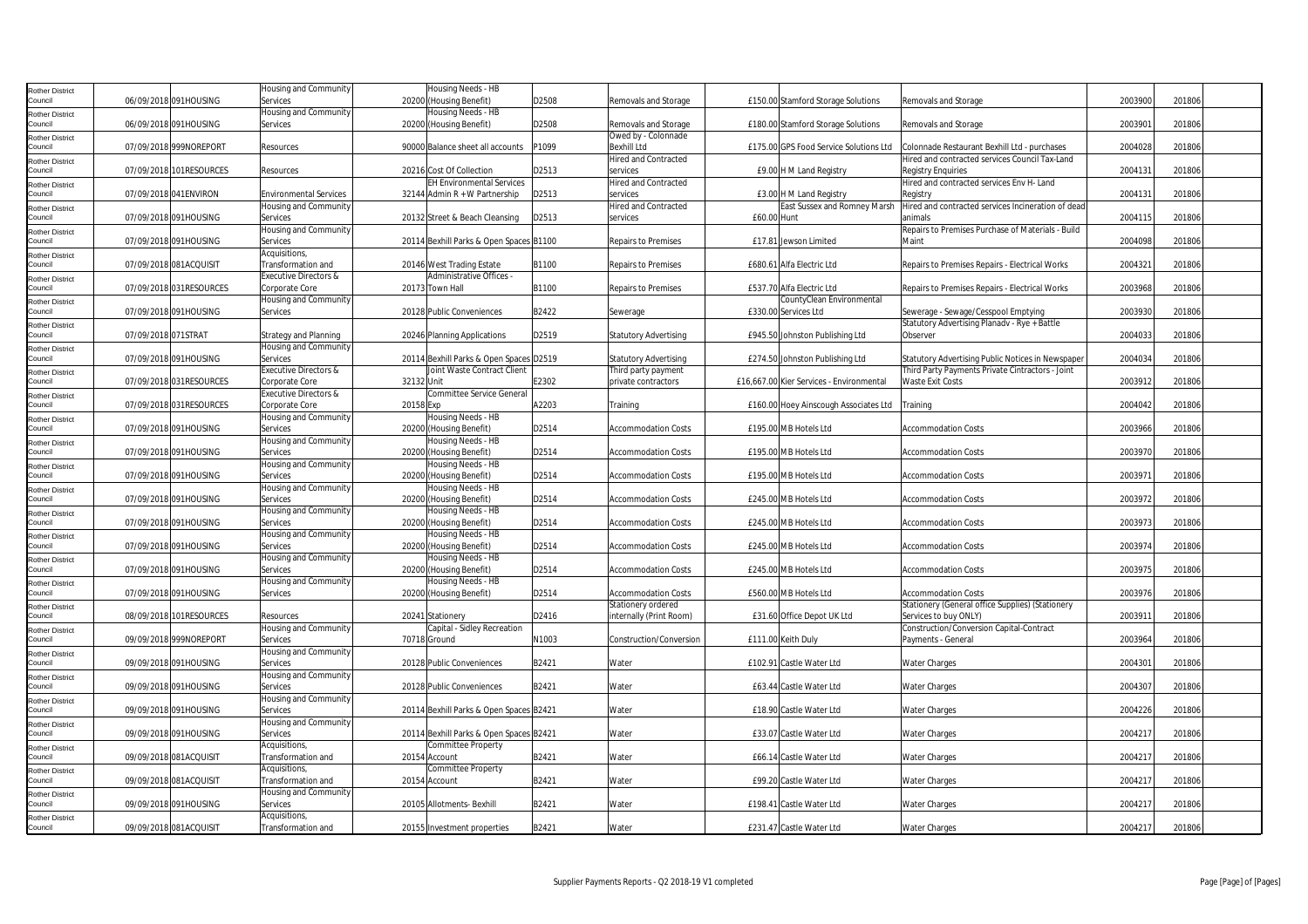| Rother District Council | 06/09/2018 | 091HOUSING | Housing and Community Services | 20200 | Housing Needs - HB (Housing Benefit) | D2508 | Removals and Storage | £150.00 | Stamford Storage Solutions | Removals and Storage | 2003900 | 201806 |
|---|---|---|---|---|---|---|---|---|---|---|---|---|
| Rother District Council | 06/09/2018 | 091HOUSING | Housing and Community Services | 20200 | Housing Needs - HB (Housing Benefit) | D2508 | Removals and Storage | £180.00 | Stamford Storage Solutions | Removals and Storage | 2003901 | 201806 |
| Rother District Council | 07/09/2018 | 999NOREPORT | Resources | 90000 | Balance sheet all accounts | P1099 | Owed by - Colonnade Bexhill Ltd | £175.00 | GPS Food Service Solutions Ltd | Colonnade Restaurant Bexhill Ltd - purchases | 2004028 | 201806 |
| Rother District Council | 07/09/2018 | 101RESOURCES | Resources | 20216 | Cost Of Collection | D2513 | Hired and Contracted services | £9.00 | H M Land Registry | Hired and contracted services Council Tax-Land Registry Enquiries | 2004131 | 201806 |
| Rother District Council | 07/09/2018 | 041ENVIRON | Environmental Services | 32144 | EH Environmental Services Admin R + W Partnership | D2513 | Hired and Contracted services | £3.00 | H M Land Registry | Hired and contracted services Env H- Land Registry | 2004131 | 201806 |
| Rother District Council | 07/09/2018 | 091HOUSING | Housing and Community Services | 20132 | Street & Beach Cleansing | D2513 | Hired and Contracted services | £60.00 | East Sussex and Romney Marsh Hunt | Hired and contracted services Incineration of dead animals | 2004115 | 201806 |
| Rother District Council | 07/09/2018 | 091HOUSING | Housing and Community Services | 20114 | Bexhill Parks & Open Spaces | B1100 | Repairs to Premises | £17.81 | Jewson Limited | Repairs to Premises Purchase of Materials - Build Maint | 2004098 | 201806 |
| Rother District Council | 07/09/2018 | 081ACQUISIT | Acquisitions, Transformation and | 20146 | West Trading Estate | B1100 | Repairs to Premises | £680.61 | Alfa Electric Ltd | Repairs to Premises Repairs - Electrical Works | 2004321 | 201806 |
| Rother District Council | 07/09/2018 | 031RESOURCES | Executive Directors & Corporate Core | 20173 | Administrative Offices - Town Hall | B1100 | Repairs to Premises | £537.70 | Alfa Electric Ltd | Repairs to Premises Repairs - Electrical Works | 2003968 | 201806 |
| Rother District Council | 07/09/2018 | 091HOUSING | Housing and Community Services | 20128 | Public Conveniences | B2422 | Sewerage | £330.00 | CountyClean Environmental Services Ltd | Sewerage - Sewage/Cesspool Emptying | 2003930 | 201806 |
| Rother District Council | 07/09/2018 | 071STRAT | Strategy and Planning | 20246 | Planning Applications | D2519 | Statutory Advertising | £945.50 | Johnston Publishing Ltd | Statutory Advertising Planadv - Rye + Battle Observer | 2004033 | 201806 |
| Rother District Council | 07/09/2018 | 091HOUSING | Housing and Community Services | 20114 | Bexhill Parks & Open Spaces | D2519 | Statutory Advertising | £274.50 | Johnston Publishing Ltd | Statutory Advertising Public Notices in Newspaper | 2004034 | 201806 |
| Rother District Council | 07/09/2018 | 031RESOURCES | Executive Directors & Corporate Core | 32132 | Joint Waste Contract Client Unit | E2302 | Third party payment private contractors | £16,667.00 | Kier Services - Environmental | Third Party Payments Private Cintractors - Joint Waste Exit Costs | 2003912 | 201806 |
| Rother District Council | 07/09/2018 | 031RESOURCES | Executive Directors & Corporate Core | 20158 | Committee Service General Exp | A2203 | Training | £160.00 | Hoey Ainscough Associates Ltd | Training | 2004042 | 201806 |
| Rother District Council | 07/09/2018 | 091HOUSING | Housing and Community Services | 20200 | Housing Needs - HB (Housing Benefit) | D2514 | Accommodation Costs | £195.00 | MB Hotels Ltd | Accommodation Costs | 2003966 | 201806 |
| Rother District Council | 07/09/2018 | 091HOUSING | Housing and Community Services | 20200 | Housing Needs - HB (Housing Benefit) | D2514 | Accommodation Costs | £195.00 | MB Hotels Ltd | Accommodation Costs | 2003970 | 201806 |
| Rother District Council | 07/09/2018 | 091HOUSING | Housing and Community Services | 20200 | Housing Needs - HB (Housing Benefit) | D2514 | Accommodation Costs | £195.00 | MB Hotels Ltd | Accommodation Costs | 2003971 | 201806 |
| Rother District Council | 07/09/2018 | 091HOUSING | Housing and Community Services | 20200 | Housing Needs - HB (Housing Benefit) | D2514 | Accommodation Costs | £245.00 | MB Hotels Ltd | Accommodation Costs | 2003972 | 201806 |
| Rother District Council | 07/09/2018 | 091HOUSING | Housing and Community Services | 20200 | Housing Needs - HB (Housing Benefit) | D2514 | Accommodation Costs | £245.00 | MB Hotels Ltd | Accommodation Costs | 2003973 | 201806 |
| Rother District Council | 07/09/2018 | 091HOUSING | Housing and Community Services | 20200 | Housing Needs - HB (Housing Benefit) | D2514 | Accommodation Costs | £245.00 | MB Hotels Ltd | Accommodation Costs | 2003974 | 201806 |
| Rother District Council | 07/09/2018 | 091HOUSING | Housing and Community Services | 20200 | Housing Needs - HB (Housing Benefit) | D2514 | Accommodation Costs | £245.00 | MB Hotels Ltd | Accommodation Costs | 2003975 | 201806 |
| Rother District Council | 07/09/2018 | 091HOUSING | Housing and Community Services | 20200 | Housing Needs - HB (Housing Benefit) | D2514 | Accommodation Costs | £560.00 | MB Hotels Ltd | Accommodation Costs | 2003976 | 201806 |
| Rother District Council | 08/09/2018 | 101RESOURCES | Resources | 20241 | Stationery | D2416 | Stationery ordered internally (Print Room) | £31.60 | Office Depot UK Ltd | Stationery (General office Supplies) (Stationery Services to buy ONLY) | 2003911 | 201806 |
| Rother District Council | 09/09/2018 | 999NOREPORT | Housing and Community Services | 70718 | Capital - Sidley Recreation Ground | N1003 | Construction/Conversion | £111.00 | Keith Duly | Construction/Conversion Capital-Contract Payments - General | 2003964 | 201806 |
| Rother District Council | 09/09/2018 | 091HOUSING | Housing and Community Services | 20128 | Public Conveniences | B2421 | Water | £102.91 | Castle Water Ltd | Water Charges | 2004301 | 201806 |
| Rother District Council | 09/09/2018 | 091HOUSING | Housing and Community Services | 20128 | Public Conveniences | B2421 | Water | £63.44 | Castle Water Ltd | Water Charges | 2004307 | 201806 |
| Rother District Council | 09/09/2018 | 091HOUSING | Housing and Community Services | 20114 | Bexhill Parks & Open Spaces | B2421 | Water | £18.90 | Castle Water Ltd | Water Charges | 2004226 | 201806 |
| Rother District Council | 09/09/2018 | 091HOUSING | Housing and Community Services | 20114 | Bexhill Parks & Open Spaces | B2421 | Water | £33.07 | Castle Water Ltd | Water Charges | 2004217 | 201806 |
| Rother District Council | 09/09/2018 | 081ACQUISIT | Acquisitions, Transformation and | 20154 | Committee Property Account | B2421 | Water | £66.14 | Castle Water Ltd | Water Charges | 2004217 | 201806 |
| Rother District Council | 09/09/2018 | 081ACQUISIT | Acquisitions, Transformation and | 20154 | Committee Property Account | B2421 | Water | £99.20 | Castle Water Ltd | Water Charges | 2004217 | 201806 |
| Rother District Council | 09/09/2018 | 091HOUSING | Housing and Community Services | 20105 | Allotments- Bexhill | B2421 | Water | £198.41 | Castle Water Ltd | Water Charges | 2004217 | 201806 |
| Rother District Council | 09/09/2018 | 081ACQUISIT | Acquisitions, Transformation and | 20155 | Investment properties | B2421 | Water | £231.47 | Castle Water Ltd | Water Charges | 2004217 | 201806 |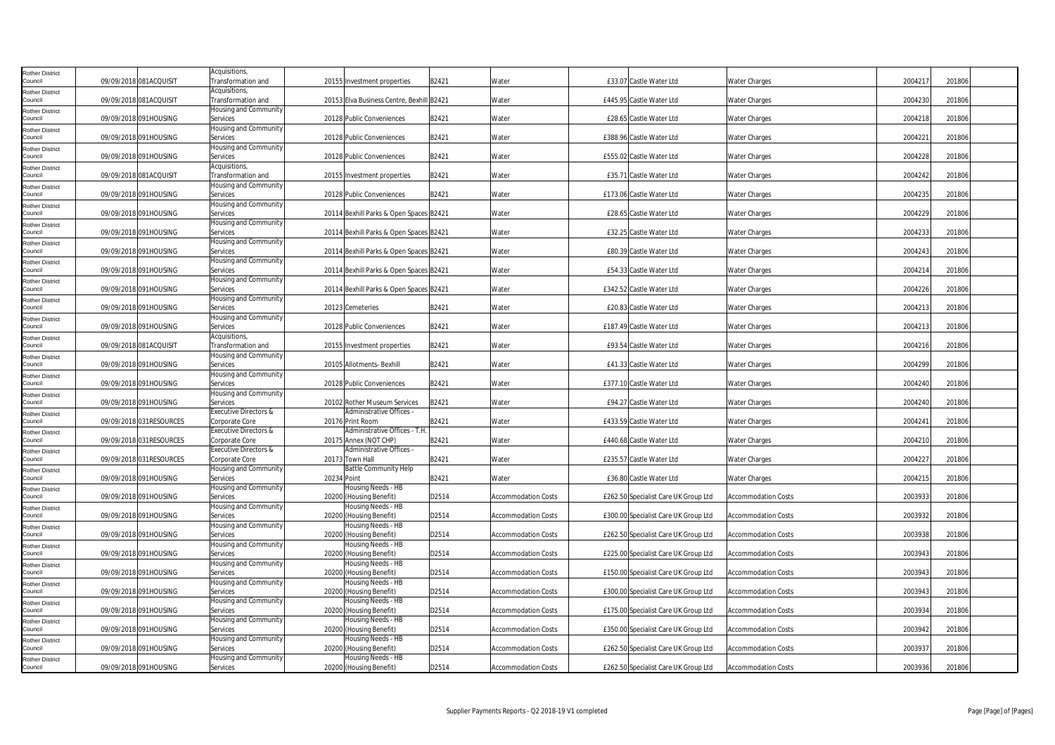| | | | | | | | | | | | | | | |
|---|---|---|---|---|---|---|---|---|---|---|---|---|---|---|
| Rother District Council | 09/09/2018 | 081ACQUISIT | Acquisitions, Transformation and | 20155 | Investment properties | B2421 | Water | £33.07 | Castle Water Ltd | Water Charges | 2004217 | 201806 | |
| Rother District Council | 09/09/2018 | 081ACQUISIT | Acquisitions, Transformation and | 20153 | Elva Business Centre, Bexhill | B2421 | Water | £445.95 | Castle Water Ltd | Water Charges | 2004230 | 201806 | |
| Rother District Council | 09/09/2018 | 091HOUSING | Housing and Community Services | 20128 | Public Conveniences | B2421 | Water | £28.65 | Castle Water Ltd | Water Charges | 2004218 | 201806 | |
| Rother District Council | 09/09/2018 | 091HOUSING | Housing and Community Services | 20128 | Public Conveniences | B2421 | Water | £388.96 | Castle Water Ltd | Water Charges | 2004221 | 201806 | |
| Rother District Council | 09/09/2018 | 091HOUSING | Housing and Community Services | 20128 | Public Conveniences | B2421 | Water | £555.02 | Castle Water Ltd | Water Charges | 2004228 | 201806 | |
| Rother District Council | 09/09/2018 | 081ACQUISIT | Acquisitions, Transformation and | 20155 | Investment properties | B2421 | Water | £35.71 | Castle Water Ltd | Water Charges | 2004242 | 201806 | |
| Rother District Council | 09/09/2018 | 091HOUSING | Housing and Community Services | 20128 | Public Conveniences | B2421 | Water | £173.06 | Castle Water Ltd | Water Charges | 2004235 | 201806 | |
| Rother District Council | 09/09/2018 | 091HOUSING | Housing and Community Services | 20114 | Bexhill Parks & Open Spaces | B2421 | Water | £28.65 | Castle Water Ltd | Water Charges | 2004229 | 201806 | |
| Rother District Council | 09/09/2018 | 091HOUSING | Housing and Community Services | 20114 | Bexhill Parks & Open Spaces | B2421 | Water | £32.25 | Castle Water Ltd | Water Charges | 2004233 | 201806 | |
| Rother District Council | 09/09/2018 | 091HOUSING | Housing and Community Services | 20114 | Bexhill Parks & Open Spaces | B2421 | Water | £80.39 | Castle Water Ltd | Water Charges | 2004243 | 201806 | |
| Rother District Council | 09/09/2018 | 091HOUSING | Housing and Community Services | 20114 | Bexhill Parks & Open Spaces | B2421 | Water | £54.33 | Castle Water Ltd | Water Charges | 2004214 | 201806 | |
| Rother District Council | 09/09/2018 | 091HOUSING | Housing and Community Services | 20114 | Bexhill Parks & Open Spaces | B2421 | Water | £342.52 | Castle Water Ltd | Water Charges | 2004226 | 201806 | |
| Rother District Council | 09/09/2018 | 091HOUSING | Housing and Community Services | 20123 | Cemeteries | B2421 | Water | £20.83 | Castle Water Ltd | Water Charges | 2004213 | 201806 | |
| Rother District Council | 09/09/2018 | 091HOUSING | Housing and Community Services | 20128 | Public Conveniences | B2421 | Water | £187.49 | Castle Water Ltd | Water Charges | 2004213 | 201806 | |
| Rother District Council | 09/09/2018 | 081ACQUISIT | Acquisitions, Transformation and | 20155 | Investment properties | B2421 | Water | £93.54 | Castle Water Ltd | Water Charges | 2004216 | 201806 | |
| Rother District Council | 09/09/2018 | 091HOUSING | Housing and Community Services | 20105 | Allotments- Bexhill | B2421 | Water | £41.33 | Castle Water Ltd | Water Charges | 2004299 | 201806 | |
| Rother District Council | 09/09/2018 | 091HOUSING | Housing and Community Services | 20128 | Public Conveniences | B2421 | Water | £377.10 | Castle Water Ltd | Water Charges | 2004240 | 201806 | |
| Rother District Council | 09/09/2018 | 091HOUSING | Housing and Community Services | 20102 | Rother Museum Services | B2421 | Water | £94.27 | Castle Water Ltd | Water Charges | 2004240 | 201806 | |
| Rother District Council | 09/09/2018 | 031RESOURCES | Executive Directors & Corporate Core | 20176 | Administrative Offices - Print Room | B2421 | Water | £433.59 | Castle Water Ltd | Water Charges | 2004241 | 201806 | |
| Rother District Council | 09/09/2018 | 031RESOURCES | Executive Directors & Corporate Core | 20175 | Administrative Offices - T.H. Annex (NOT CHP) | B2421 | Water | £440.68 | Castle Water Ltd | Water Charges | 2004210 | 201806 | |
| Rother District Council | 09/09/2018 | 031RESOURCES | Executive Directors & Corporate Core | 20173 | Administrative Offices - Town Hall | B2421 | Water | £235.57 | Castle Water Ltd | Water Charges | 2004227 | 201806 | |
| Rother District Council | 09/09/2018 | 091HOUSING | Housing and Community Services | 20234 | Battle Community Help Point | B2421 | Water | £36.80 | Castle Water Ltd | Water Charges | 2004215 | 201806 | |
| Rother District Council | 09/09/2018 | 091HOUSING | Housing and Community Services | 20200 | Housing Needs - HB (Housing Benefit) | D2514 | Accommodation Costs | £262.50 | Specialist Care UK Group Ltd | Accommodation Costs | 2003933 | 201806 | |
| Rother District Council | 09/09/2018 | 091HOUSING | Housing and Community Services | 20200 | Housing Needs - HB (Housing Benefit) | D2514 | Accommodation Costs | £300.00 | Specialist Care UK Group Ltd | Accommodation Costs | 2003932 | 201806 | |
| Rother District Council | 09/09/2018 | 091HOUSING | Housing and Community Services | 20200 | Housing Needs - HB (Housing Benefit) | D2514 | Accommodation Costs | £262.50 | Specialist Care UK Group Ltd | Accommodation Costs | 2003938 | 201806 | |
| Rother District Council | 09/09/2018 | 091HOUSING | Housing and Community Services | 20200 | Housing Needs - HB (Housing Benefit) | D2514 | Accommodation Costs | £225.00 | Specialist Care UK Group Ltd | Accommodation Costs | 2003943 | 201806 | |
| Rother District Council | 09/09/2018 | 091HOUSING | Housing and Community Services | 20200 | Housing Needs - HB (Housing Benefit) | D2514 | Accommodation Costs | £150.00 | Specialist Care UK Group Ltd | Accommodation Costs | 2003943 | 201806 | |
| Rother District Council | 09/09/2018 | 091HOUSING | Housing and Community Services | 20200 | Housing Needs - HB (Housing Benefit) | D2514 | Accommodation Costs | £300.00 | Specialist Care UK Group Ltd | Accommodation Costs | 2003943 | 201806 | |
| Rother District Council | 09/09/2018 | 091HOUSING | Housing and Community Services | 20200 | Housing Needs - HB (Housing Benefit) | D2514 | Accommodation Costs | £175.00 | Specialist Care UK Group Ltd | Accommodation Costs | 2003934 | 201806 | |
| Rother District Council | 09/09/2018 | 091HOUSING | Housing and Community Services | 20200 | Housing Needs - HB (Housing Benefit) | D2514 | Accommodation Costs | £350.00 | Specialist Care UK Group Ltd | Accommodation Costs | 2003942 | 201806 | |
| Rother District Council | 09/09/2018 | 091HOUSING | Housing and Community Services | 20200 | Housing Needs - HB (Housing Benefit) | D2514 | Accommodation Costs | £262.50 | Specialist Care UK Group Ltd | Accommodation Costs | 2003937 | 201806 | |
| Rother District Council | 09/09/2018 | 091HOUSING | Housing and Community Services | 20200 | Housing Needs - HB (Housing Benefit) | D2514 | Accommodation Costs | £262.50 | Specialist Care UK Group Ltd | Accommodation Costs | 2003936 | 201806 | |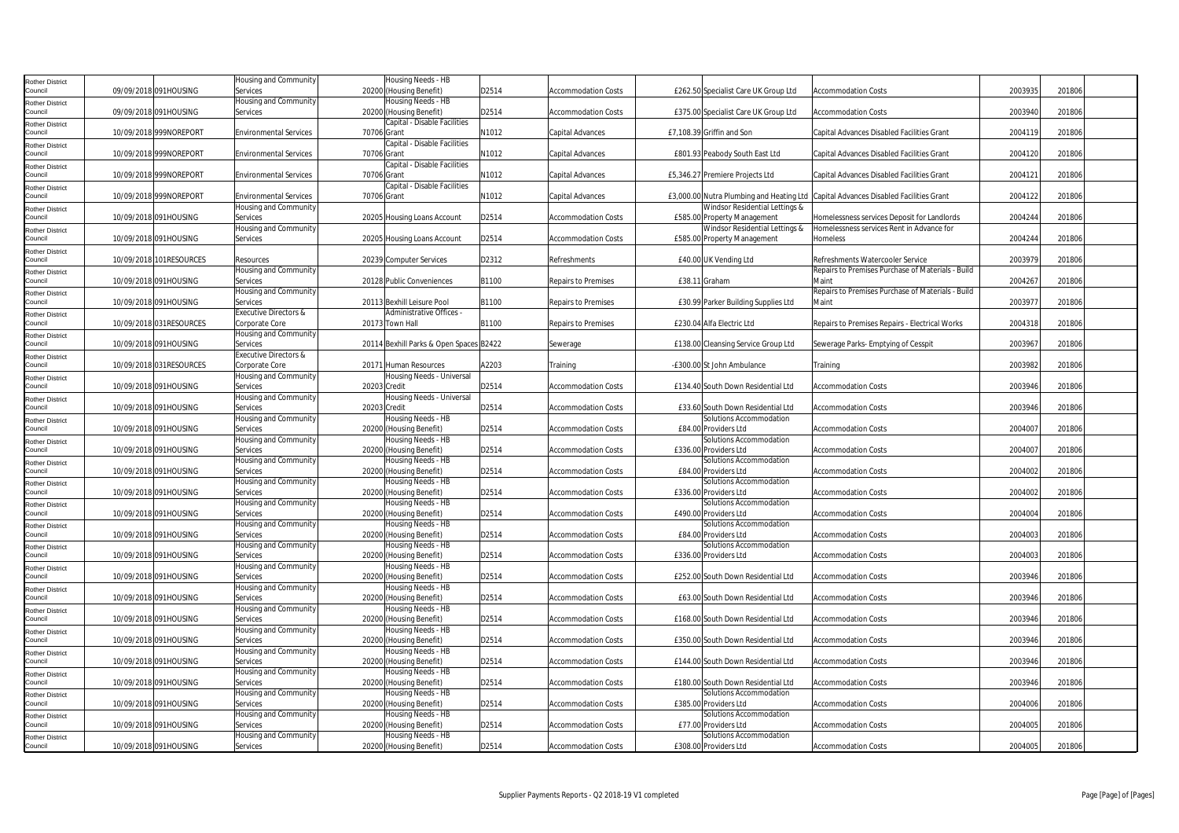| | | | | | | | | | | | | | |
|---|---|---|---|---|---|---|---|---|---|---|---|---|---|
| Rother District Council | 09/09/2018 | 091HOUSING | Housing and Community Services | 20200 | Housing Needs - HB (Housing Benefit) | D2514 | Accommodation Costs | £262.50 | Specialist Care UK Group Ltd | Accommodation Costs | 2003935 | 201806 | |
| Rother District Council | 09/09/2018 | 091HOUSING | Housing and Community Services | 20200 | Housing Needs - HB (Housing Benefit) | D2514 | Accommodation Costs | £375.00 | Specialist Care UK Group Ltd | Accommodation Costs | 2003940 | 201806 | |
| Rother District Council | 10/09/2018 | 999NOREPORT | Environmental Services | 70706 | Capital - Disable Facilities Grant | N1012 | Capital Advances | £7,108.39 | Griffin and Son | Capital Advances Disabled Facilities Grant | 2004119 | 201806 | |
| Rother District Council | 10/09/2018 | 999NOREPORT | Environmental Services | 70706 | Capital - Disable Facilities Grant | N1012 | Capital Advances | £801.93 | Peabody South East Ltd | Capital Advances Disabled Facilities Grant | 2004120 | 201806 | |
| Rother District Council | 10/09/2018 | 999NOREPORT | Environmental Services | 70706 | Capital - Disable Facilities Grant | N1012 | Capital Advances | £5,346.27 | Premiere Projects Ltd | Capital Advances Disabled Facilities Grant | 2004121 | 201806 | |
| Rother District Council | 10/09/2018 | 999NOREPORT | Environmental Services | 70706 | Capital - Disable Facilities Grant | N1012 | Capital Advances | £3,000.00 | Nutra Plumbing and Heating Ltd | Capital Advances Disabled Facilities Grant | 2004122 | 201806 | |
| Rother District Council | 10/09/2018 | 091HOUSING | Housing and Community Services | 20205 | Housing Loans Account | D2514 | Accommodation Costs | £585.00 | Windsor Residential Lettings & Property Management | Homelessness services Deposit for Landlords | 2004244 | 201806 | |
| Rother District Council | 10/09/2018 | 091HOUSING | Housing and Community Services | 20205 | Housing Loans Account | D2514 | Accommodation Costs | £585.00 | Windsor Residential Lettings & Property Management | Homelessness services Rent in Advance for Homeless | 2004244 | 201806 | |
| Rother District Council | 10/09/2018 | 101RESOURCES | Resources | 20239 | Computer Services | D2312 | Refreshments | £40.00 | UK Vending Ltd | Refreshments Watercooler Service | 2003979 | 201806 | |
| Rother District Council | 10/09/2018 | 091HOUSING | Housing and Community Services | 20128 | Public Conveniences | B1100 | Repairs to Premises | £38.11 | Graham | Repairs to Premises Purchase of Materials - Build Maint | 2004267 | 201806 | |
| Rother District Council | 10/09/2018 | 091HOUSING | Housing and Community Services | 20113 | Bexhill Leisure Pool | B1100 | Repairs to Premises | £30.99 | Parker Building Supplies Ltd | Repairs to Premises Purchase of Materials - Build Maint | 2003977 | 201806 | |
| Rother District Council | 10/09/2018 | 031RESOURCES | Executive Directors & Corporate Core | 20173 | Administrative Offices - Town Hall | B1100 | Repairs to Premises | £230.04 | Alfa Electric Ltd | Repairs to Premises Repairs - Electrical Works | 2004318 | 201806 | |
| Rother District Council | 10/09/2018 | 091HOUSING | Housing and Community Services | 20114 | Bexhill Parks & Open Spaces | B2422 | Sewerage | £138.00 | Cleansing Service Group Ltd | Sewerage Parks- Emptying of Cesspit | 2003967 | 201806 | |
| Rother District Council | 10/09/2018 | 031RESOURCES | Executive Directors & Corporate Core | 20171 | Human Resources | A2203 | Training | -£300.00 | St John Ambulance | Training | 2003982 | 201806 | |
| Rother District Council | 10/09/2018 | 091HOUSING | Housing and Community Services | 20203 | Housing Needs - Universal Credit | D2514 | Accommodation Costs | £134.40 | South Down Residential Ltd | Accommodation Costs | 2003946 | 201806 | |
| Rother District Council | 10/09/2018 | 091HOUSING | Housing and Community Services | 20203 | Housing Needs - Universal Credit | D2514 | Accommodation Costs | £33.60 | South Down Residential Ltd | Accommodation Costs | 2003946 | 201806 | |
| Rother District Council | 10/09/2018 | 091HOUSING | Housing and Community Services | 20200 | Housing Needs - HB (Housing Benefit) | D2514 | Accommodation Costs | £84.00 | Solutions Accommodation Providers Ltd | Accommodation Costs | 2004007 | 201806 | |
| Rother District Council | 10/09/2018 | 091HOUSING | Housing and Community Services | 20200 | Housing Needs - HB (Housing Benefit) | D2514 | Accommodation Costs | £336.00 | Solutions Accommodation Providers Ltd | Accommodation Costs | 2004007 | 201806 | |
| Rother District Council | 10/09/2018 | 091HOUSING | Housing and Community Services | 20200 | Housing Needs - HB (Housing Benefit) | D2514 | Accommodation Costs | £84.00 | Solutions Accommodation Providers Ltd | Accommodation Costs | 2004002 | 201806 | |
| Rother District Council | 10/09/2018 | 091HOUSING | Housing and Community Services | 20200 | Housing Needs - HB (Housing Benefit) | D2514 | Accommodation Costs | £336.00 | Solutions Accommodation Providers Ltd | Accommodation Costs | 2004002 | 201806 | |
| Rother District Council | 10/09/2018 | 091HOUSING | Housing and Community Services | 20200 | Housing Needs - HB (Housing Benefit) | D2514 | Accommodation Costs | £490.00 | Solutions Accommodation Providers Ltd | Accommodation Costs | 2004004 | 201806 | |
| Rother District Council | 10/09/2018 | 091HOUSING | Housing and Community Services | 20200 | Housing Needs - HB (Housing Benefit) | D2514 | Accommodation Costs | £84.00 | Solutions Accommodation Providers Ltd | Accommodation Costs | 2004003 | 201806 | |
| Rother District Council | 10/09/2018 | 091HOUSING | Housing and Community Services | 20200 | Housing Needs - HB (Housing Benefit) | D2514 | Accommodation Costs | £336.00 | Solutions Accommodation Providers Ltd | Accommodation Costs | 2004003 | 201806 | |
| Rother District Council | 10/09/2018 | 091HOUSING | Housing and Community Services | 20200 | Housing Needs - HB (Housing Benefit) | D2514 | Accommodation Costs | £252.00 | South Down Residential Ltd | Accommodation Costs | 2003946 | 201806 | |
| Rother District Council | 10/09/2018 | 091HOUSING | Housing and Community Services | 20200 | Housing Needs - HB (Housing Benefit) | D2514 | Accommodation Costs | £63.00 | South Down Residential Ltd | Accommodation Costs | 2003946 | 201806 | |
| Rother District Council | 10/09/2018 | 091HOUSING | Housing and Community Services | 20200 | Housing Needs - HB (Housing Benefit) | D2514 | Accommodation Costs | £168.00 | South Down Residential Ltd | Accommodation Costs | 2003946 | 201806 | |
| Rother District Council | 10/09/2018 | 091HOUSING | Housing and Community Services | 20200 | Housing Needs - HB (Housing Benefit) | D2514 | Accommodation Costs | £350.00 | South Down Residential Ltd | Accommodation Costs | 2003946 | 201806 | |
| Rother District Council | 10/09/2018 | 091HOUSING | Housing and Community Services | 20200 | Housing Needs - HB (Housing Benefit) | D2514 | Accommodation Costs | £144.00 | South Down Residential Ltd | Accommodation Costs | 2003946 | 201806 | |
| Rother District Council | 10/09/2018 | 091HOUSING | Housing and Community Services | 20200 | Housing Needs - HB (Housing Benefit) | D2514 | Accommodation Costs | £180.00 | South Down Residential Ltd | Accommodation Costs | 2003946 | 201806 | |
| Rother District Council | 10/09/2018 | 091HOUSING | Housing and Community Services | 20200 | Housing Needs - HB (Housing Benefit) | D2514 | Accommodation Costs | £385.00 | Solutions Accommodation Providers Ltd | Accommodation Costs | 2004006 | 201806 | |
| Rother District Council | 10/09/2018 | 091HOUSING | Housing and Community Services | 20200 | Housing Needs - HB (Housing Benefit) | D2514 | Accommodation Costs | £77.00 | Solutions Accommodation Providers Ltd | Accommodation Costs | 2004005 | 201806 | |
| Rother District Council | 10/09/2018 | 091HOUSING | Housing and Community Services | 20200 | Housing Needs - HB (Housing Benefit) | D2514 | Accommodation Costs | £308.00 | Solutions Accommodation Providers Ltd | Accommodation Costs | 2004005 | 201806 | |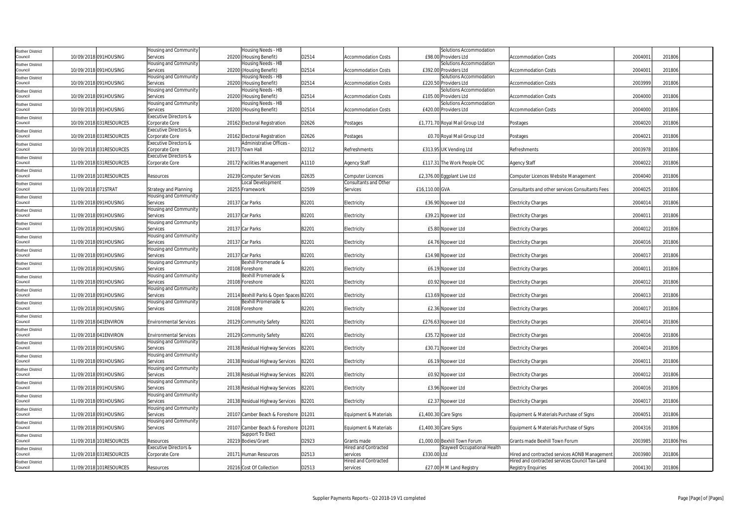| Rother District Council | 10/09/2018 | 091HOUSING | Housing and Community Services | 20200 | Housing Needs - HB (Housing Benefit) | D2514 | Accommodation Costs | £98.00 | Solutions Accommodation Providers Ltd | Accommodation Costs | 2004001 | 201806 | |
|---|---|---|---|---|---|---|---|---|---|---|---|---|---|
| Rother District Council | 10/09/2018 | 091HOUSING | Housing and Community Services | 20200 | Housing Needs - HB (Housing Benefit) | D2514 | Accommodation Costs | £392.00 | Solutions Accommodation Providers Ltd | Accommodation Costs | 2004001 | 201806 | |
| Rother District Council | 10/09/2018 | 091HOUSING | Housing and Community Services | 20200 | Housing Needs - HB (Housing Benefit) | D2514 | Accommodation Costs | £220.50 | Solutions Accommodation Providers Ltd | Accommodation Costs | 2003999 | 201806 | |
| Rother District Council | 10/09/2018 | 091HOUSING | Housing and Community Services | 20200 | Housing Needs - HB (Housing Benefit) | D2514 | Accommodation Costs | £105.00 | Solutions Accommodation Providers Ltd | Accommodation Costs | 2004000 | 201806 | |
| Rother District Council | 10/09/2018 | 091HOUSING | Housing and Community Services | 20200 | Housing Needs - HB (Housing Benefit) | D2514 | Accommodation Costs | £420.00 | Solutions Accommodation Providers Ltd | Accommodation Costs | 2004000 | 201806 | |
| Rother District Council | 10/09/2018 | 031RESOURCES | Executive Directors & Corporate Core | 20162 | Electoral Registration | D2626 | Postages | £1,771.70 | Royal Mail Group Ltd | Postages | 2004020 | 201806 | |
| Rother District Council | 10/09/2018 | 031RESOURCES | Executive Directors & Corporate Core | 20162 | Electoral Registration | D2626 | Postages | £0.70 | Royal Mail Group Ltd | Postages | 2004021 | 201806 | |
| Rother District Council | 10/09/2018 | 031RESOURCES | Executive Directors & Corporate Core | 20173 | Administrative Offices - Town Hall | D2312 | Refreshments | £313.95 | UK Vending Ltd | Refreshments | 2003978 | 201806 | |
| Rother District Council | 11/09/2018 | 031RESOURCES | Executive Directors & Corporate Core | 20172 | Facilities Management | A1110 | Agency Staff | £117.31 | The Work People CIC | Agency Staff | 2004022 | 201806 | |
| Rother District Council | 11/09/2018 | 101RESOURCES | Resources | 20239 | Computer Services | D2635 | Computer Licences | £2,376.00 | Eggplant Live Ltd | Computer Licences Website Management | 2004040 | 201806 | |
| Rother District Council | 11/09/2018 | 071STRAT | Strategy and Planning | 20255 | Local Development Framework | D2509 | Consultants and Other Services | £16,110.00 | GVA | Consultants and other services Consultants Fees | 2004025 | 201806 | |
| Rother District Council | 11/09/2018 | 091HOUSING | Housing and Community Services | 20137 | Car Parks | B2201 | Electricity | £36.90 | Npower Ltd | Electricity Charges | 2004014 | 201806 | |
| Rother District Council | 11/09/2018 | 091HOUSING | Housing and Community Services | 20137 | Car Parks | B2201 | Electricity | £39.21 | Npower Ltd | Electricity Charges | 2004011 | 201806 | |
| Rother District Council | 11/09/2018 | 091HOUSING | Housing and Community Services | 20137 | Car Parks | B2201 | Electricity | £5.80 | Npower Ltd | Electricity Charges | 2004012 | 201806 | |
| Rother District Council | 11/09/2018 | 091HOUSING | Housing and Community Services | 20137 | Car Parks | B2201 | Electricity | £4.76 | Npower Ltd | Electricity Charges | 2004016 | 201806 | |
| Rother District Council | 11/09/2018 | 091HOUSING | Housing and Community Services | 20137 | Car Parks | B2201 | Electricity | £14.98 | Npower Ltd | Electricity Charges | 2004017 | 201806 | |
| Rother District Council | 11/09/2018 | 091HOUSING | Housing and Community Services | 20108 | Bexhill Promenade & Foreshore | B2201 | Electricity | £6.19 | Npower Ltd | Electricity Charges | 2004011 | 201806 | |
| Rother District Council | 11/09/2018 | 091HOUSING | Housing and Community Services | 20108 | Bexhill Promenade & Foreshore | B2201 | Electricity | £0.92 | Npower Ltd | Electricity Charges | 2004012 | 201806 | |
| Rother District Council | 11/09/2018 | 091HOUSING | Housing and Community Services | 20114 | Bexhill Parks & Open Spaces | B2201 | Electricity | £13.69 | Npower Ltd | Electricity Charges | 2004013 | 201806 | |
| Rother District Council | 11/09/2018 | 091HOUSING | Housing and Community Services | 20108 | Bexhill Promenade & Foreshore | B2201 | Electricity | £2.36 | Npower Ltd | Electricity Charges | 2004017 | 201806 | |
| Rother District Council | 11/09/2018 | 041ENVIRON | Environmental Services | 20129 | Community Safety | B2201 | Electricity | £276.63 | Npower Ltd | Electricity Charges | 2004014 | 201806 | |
| Rother District Council | 11/09/2018 | 041ENVIRON | Environmental Services | 20129 | Community Safety | B2201 | Electricity | £35.72 | Npower Ltd | Electricity Charges | 2004016 | 201806 | |
| Rother District Council | 11/09/2018 | 091HOUSING | Housing and Community Services | 20138 | Residual Highway Services | B2201 | Electricity | £30.71 | Npower Ltd | Electricity Charges | 2004014 | 201806 | |
| Rother District Council | 11/09/2018 | 091HOUSING | Housing and Community Services | 20138 | Residual Highway Services | B2201 | Electricity | £6.19 | Npower Ltd | Electricity Charges | 2004011 | 201806 | |
| Rother District Council | 11/09/2018 | 091HOUSING | Housing and Community Services | 20138 | Residual Highway Services | B2201 | Electricity | £0.92 | Npower Ltd | Electricity Charges | 2004012 | 201806 | |
| Rother District Council | 11/09/2018 | 091HOUSING | Housing and Community Services | 20138 | Residual Highway Services | B2201 | Electricity | £3.96 | Npower Ltd | Electricity Charges | 2004016 | 201806 | |
| Rother District Council | 11/09/2018 | 091HOUSING | Housing and Community Services | 20138 | Residual Highway Services | B2201 | Electricity | £2.37 | Npower Ltd | Electricity Charges | 2004017 | 201806 | |
| Rother District Council | 11/09/2018 | 091HOUSING | Housing and Community Services | 20107 | Camber Beach & Foreshore | D1201 | Equipment & Materials | £1,400.30 | Care Signs | Equipment & Materials Purchase of Signs | 2004051 | 201806 | |
| Rother District Council | 11/09/2018 | 091HOUSING | Housing and Community Services | 20107 | Camber Beach & Foreshore | D1201 | Equipment & Materials | £1,400.30 | Care Signs | Equipment & Materials Purchase of Signs | 2004316 | 201806 | |
| Rother District Council | 11/09/2018 | 101RESOURCES | Resources | 20219 | Support To Elect Bodies/Grant | D2923 | Grants made | £1,000.00 | Bexhill Town Forum | Grants made Bexhill Town Forum | 2003985 | 201806 | Yes |
| Rother District Council | 11/09/2018 | 031RESOURCES | Executive Directors & Corporate Core | 20171 | Human Resources | D2513 | Hired and Contracted services | £330.00 | Staywell Occupational Health Ltd | Hired and contracted services AONB Management | 2003980 | 201806 | |
| Rother District Council | 11/09/2018 | 101RESOURCES | Resources | 20216 | Cost Of Collection | D2513 | Hired and Contracted services | £27.00 | H M Land Registry | Hired and contracted services Council Tax-Land Registry Enquiries | 2004130 | 201806 | |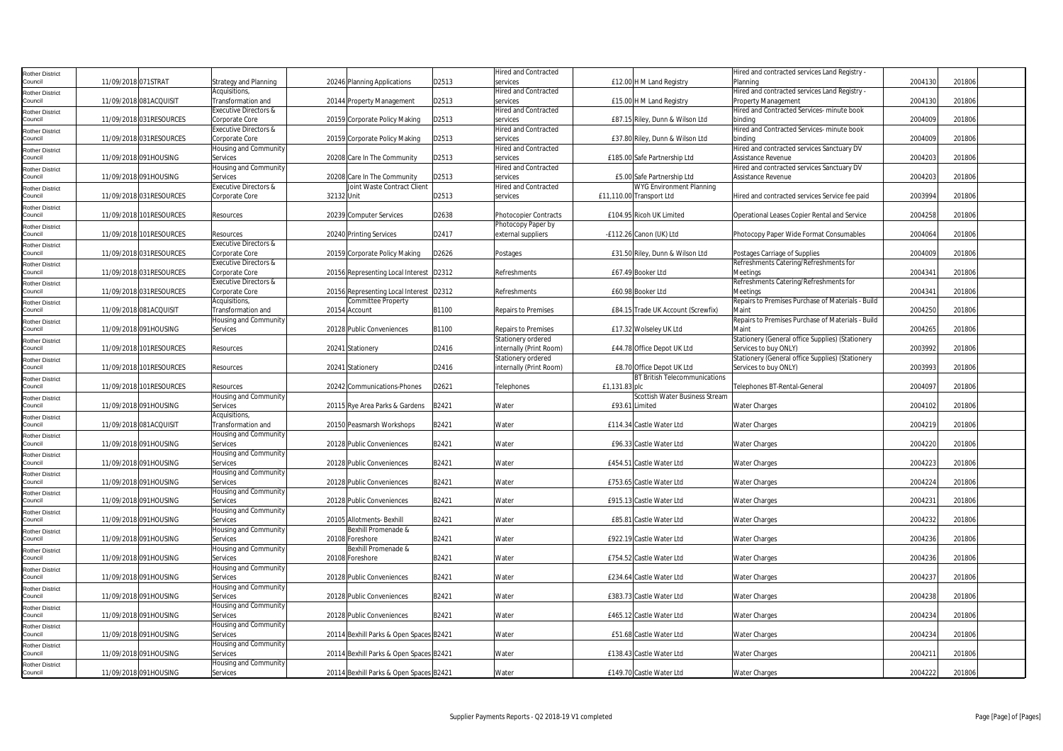| Rother District Council | 11/09/2018 | 071STRAT | Strategy and Planning | 20246 | Planning Applications | D2513 | Hired and Contracted services | £12.00 | H M Land Registry | Hired and contracted services Land Registry - Planning | 2004130 | 201806 |
|---|---|---|---|---|---|---|---|---|---|---|---|---|
| Rother District Council | 11/09/2018 | 081ACQUISIT | Acquisitions, Transformation and | 20144 | Property Management | D2513 | Hired and Contracted services | £15.00 | H M Land Registry | Hired and contracted services Land Registry - Property Management | 2004130 | 201806 |
| Rother District Council | 11/09/2018 | 031RESOURCES | Executive Directors & Corporate Core | 20159 | Corporate Policy Making | D2513 | Hired and Contracted services | £87.15 | Riley, Dunn & Wilson Ltd | Hired and Contracted Services- minute book binding | 2004009 | 201806 |
| Rother District Council | 11/09/2018 | 031RESOURCES | Executive Directors & Corporate Core | 20159 | Corporate Policy Making | D2513 | Hired and Contracted services | £37.80 | Riley, Dunn & Wilson Ltd | Hired and Contracted Services- minute book binding | 2004009 | 201806 |
| Rother District Council | 11/09/2018 | 091HOUSING | Housing and Community Services | 20208 | Care In The Community | D2513 | Hired and Contracted services | £185.00 | Safe Partnership Ltd | Hired and contracted services Sanctuary DV Assistance Revenue | 2004203 | 201806 |
| Rother District Council | 11/09/2018 | 091HOUSING | Housing and Community Services | 20208 | Care In The Community | D2513 | Hired and Contracted services | £5.00 | Safe Partnership Ltd | Hired and contracted services Sanctuary DV Assistance Revenue | 2004203 | 201806 |
| Rother District Council | 11/09/2018 | 031RESOURCES | Executive Directors & Corporate Core | 32132 | Joint Waste Contract Client Unit | D2513 | Hired and Contracted services | £11,110.00 | WYG Environment Planning Transport Ltd | Hired and contracted services Service fee paid | 2003994 | 201806 |
| Rother District Council | 11/09/2018 | 101RESOURCES | Resources | 20239 | Computer Services | D2638 | Photocopier Contracts | £104.95 | Ricoh UK Limited | Operational Leases Copier Rental and Service | 2004258 | 201806 |
| Rother District Council | 11/09/2018 | 101RESOURCES | Resources | 20240 | Printing Services | D2417 | Photocopy Paper by external suppliers | -£112.26 | Canon (UK) Ltd | Photocopy Paper Wide Format Consumables | 2004064 | 201806 |
| Rother District Council | 11/09/2018 | 031RESOURCES | Executive Directors & Corporate Core | 20159 | Corporate Policy Making | D2626 | Postages | £31.50 | Riley, Dunn & Wilson Ltd | Postages Carriage of Supplies | 2004009 | 201806 |
| Rother District Council | 11/09/2018 | 031RESOURCES | Executive Directors & Corporate Core | 20156 | Representing Local Interest | D2312 | Refreshments | £67.49 | Booker Ltd | Refreshments Catering/Refreshments for Meetings | 2004341 | 201806 |
| Rother District Council | 11/09/2018 | 031RESOURCES | Executive Directors & Corporate Core | 20156 | Representing Local Interest | D2312 | Refreshments | £60.98 | Booker Ltd | Refreshments Catering/Refreshments for Meetings | 2004341 | 201806 |
| Rother District Council | 11/09/2018 | 081ACQUISIT | Acquisitions, Transformation and | 20154 | Committee Property Account | B1100 | Repairs to Premises | £84.15 | Trade UK Account (Screwfix) | Repairs to Premises Purchase of Materials - Build Maint | 2004250 | 201806 |
| Rother District Council | 11/09/2018 | 091HOUSING | Housing and Community Services | 20128 | Public Conveniences | B1100 | Repairs to Premises | £17.32 | Wolseley UK Ltd | Repairs to Premises Purchase of Materials - Build Maint | 2004265 | 201806 |
| Rother District Council | 11/09/2018 | 101RESOURCES | Resources | 20241 | Stationery | D2416 | Stationery ordered internally (Print Room) | £44.78 | Office Depot UK Ltd | Stationery (General office Supplies) (Stationery Services to buy ONLY) | 2003992 | 201806 |
| Rother District Council | 11/09/2018 | 101RESOURCES | Resources | 20241 | Stationery | D2416 | Stationery ordered internally (Print Room) | £8.70 | Office Depot UK Ltd | Stationery (General office Supplies) (Stationery Services to buy ONLY) | 2003993 | 201806 |
| Rother District Council | 11/09/2018 | 101RESOURCES | Resources | 20242 | Communications-Phones | D2621 | Telephones | £1,131.83 | BT British Telecommunications plc | Telephones BT-Rental-General | 2004097 | 201806 |
| Rother District Council | 11/09/2018 | 091HOUSING | Housing and Community Services | 20115 | Rye Area Parks & Gardens | B2421 | Water | £93.61 | Scottish Water Business Stream Limited | Water Charges | 2004102 | 201806 |
| Rother District Council | 11/09/2018 | 081ACQUISIT | Acquisitions, Transformation and | 20150 | Peasmarsh Workshops | B2421 | Water | £114.34 | Castle Water Ltd | Water Charges | 2004219 | 201806 |
| Rother District Council | 11/09/2018 | 091HOUSING | Housing and Community Services | 20128 | Public Conveniences | B2421 | Water | £96.33 | Castle Water Ltd | Water Charges | 2004220 | 201806 |
| Rother District Council | 11/09/2018 | 091HOUSING | Housing and Community Services | 20128 | Public Conveniences | B2421 | Water | £454.51 | Castle Water Ltd | Water Charges | 2004223 | 201806 |
| Rother District Council | 11/09/2018 | 091HOUSING | Housing and Community Services | 20128 | Public Conveniences | B2421 | Water | £753.65 | Castle Water Ltd | Water Charges | 2004224 | 201806 |
| Rother District Council | 11/09/2018 | 091HOUSING | Housing and Community Services | 20128 | Public Conveniences | B2421 | Water | £915.13 | Castle Water Ltd | Water Charges | 2004231 | 201806 |
| Rother District Council | 11/09/2018 | 091HOUSING | Housing and Community Services | 20105 | Allotments- Bexhill | B2421 | Water | £85.81 | Castle Water Ltd | Water Charges | 2004232 | 201806 |
| Rother District Council | 11/09/2018 | 091HOUSING | Housing and Community Services | 20108 | Bexhill Promenade & Foreshore | B2421 | Water | £922.19 | Castle Water Ltd | Water Charges | 2004236 | 201806 |
| Rother District Council | 11/09/2018 | 091HOUSING | Housing and Community Services | 20108 | Bexhill Promenade & Foreshore | B2421 | Water | £754.52 | Castle Water Ltd | Water Charges | 2004236 | 201806 |
| Rother District Council | 11/09/2018 | 091HOUSING | Housing and Community Services | 20128 | Public Conveniences | B2421 | Water | £234.64 | Castle Water Ltd | Water Charges | 2004237 | 201806 |
| Rother District Council | 11/09/2018 | 091HOUSING | Housing and Community Services | 20128 | Public Conveniences | B2421 | Water | £383.73 | Castle Water Ltd | Water Charges | 2004238 | 201806 |
| Rother District Council | 11/09/2018 | 091HOUSING | Housing and Community Services | 20128 | Public Conveniences | B2421 | Water | £465.12 | Castle Water Ltd | Water Charges | 2004234 | 201806 |
| Rother District Council | 11/09/2018 | 091HOUSING | Housing and Community Services | 20114 | Bexhill Parks & Open Spaces | B2421 | Water | £51.68 | Castle Water Ltd | Water Charges | 2004234 | 201806 |
| Rother District Council | 11/09/2018 | 091HOUSING | Housing and Community Services | 20114 | Bexhill Parks & Open Spaces | B2421 | Water | £138.43 | Castle Water Ltd | Water Charges | 2004211 | 201806 |
| Rother District Council | 11/09/2018 | 091HOUSING | Housing and Community Services | 20114 | Bexhill Parks & Open Spaces | B2421 | Water | £149.70 | Castle Water Ltd | Water Charges | 2004222 | 201806 |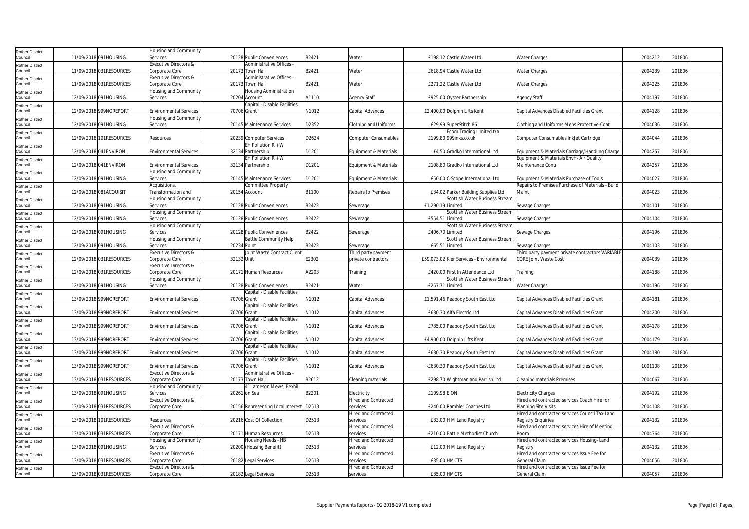| Rother District Council | 11/09/2018 | 091HOUSING | Housing and Community Services | 20128 | Public Conveniences | B2421 | Water | £198.12 | Castle Water Ltd | Water Charges | 2004212 | 201806 |
|---|---|---|---|---|---|---|---|---|---|---|---|---|
| Rother District Council | 11/09/2018 | 031RESOURCES | Executive Directors & Corporate Core | 20173 | Administrative Offices - Town Hall | B2421 | Water | £618.94 | Castle Water Ltd | Water Charges | 2004239 | 201806 |
| Rother District Council | 11/09/2018 | 031RESOURCES | Executive Directors & Corporate Core | 20173 | Administrative Offices - Town Hall | B2421 | Water | £271.22 | Castle Water Ltd | Water Charges | 2004225 | 201806 |
| Rother District Council | 12/09/2018 | 091HOUSING | Housing and Community Services | 20204 | Housing Administration Account | A1110 | Agency Staff | £925.00 | Oyster Partnership | Agency Staff | 2004197 | 201806 |
| Rother District Council | 12/09/2018 | 999NOREPORT | Environmental Services | 70706 | Capital - Disable Facilities Grant | N1012 | Capital Advances | £2,400.00 | Dolphin Lifts Kent | Capital Advances Disabled Facilities Grant | 2004128 | 201806 |
| Rother District Council | 12/09/2018 | 091HOUSING | Housing and Community Services | 20145 | Maintenance Services | D2352 | Clothing and Uniforms | £29.99 | SuperStitch 86 | Clothing and Uniforms Mens Protective-Coat | 2004036 | 201806 |
| Rother District Council | 12/09/2018 | 101RESOURCES | Resources | 20239 | Computer Services | D2634 | Computer Consumables | £199.80 | Ecom Trading Limited t/a 999inks.co.uk | Computer Consumables InkJet Cartridge | 2004044 | 201806 |
| Rother District Council | 12/09/2018 | 041ENVIRON | Environmental Services | 32134 | EH Pollution R + W Partnership | D1201 | Equipment & Materials | £4.50 | Gradko International Ltd | Equipment & Materials Carriage/Handling Charge | 2004257 | 201806 |
| Rother District Council | 12/09/2018 | 041ENVIRON | Environmental Services | 32134 | EH Pollution R + W Partnership | D1201 | Equipment & Materials | £108.80 | Gradko International Ltd | Equipment & Materials EnvH- Air Quality Maintenance Contr | 2004257 | 201806 |
| Rother District Council | 12/09/2018 | 091HOUSING | Housing and Community Services | 20145 | Maintenance Services | D1201 | Equipment & Materials | £50.00 | C-Scope International Ltd | Equipment & Materials Purchase of Tools | 2004027 | 201806 |
| Rother District Council | 12/09/2018 | 081ACQUISIT | Acquisitions, Transformation and | 20154 | Committee Property Account | B1100 | Repairs to Premises | £34.02 | Parker Building Supplies Ltd | Repairs to Premises Purchase of Materials - Build Maint | 2004023 | 201806 |
| Rother District Council | 12/09/2018 | 091HOUSING | Housing and Community Services | 20128 | Public Conveniences | B2422 | Sewerage | £1,290.19 | Scottish Water Business Stream Limited | Sewage Charges | 2004101 | 201806 |
| Rother District Council | 12/09/2018 | 091HOUSING | Housing and Community Services | 20128 | Public Conveniences | B2422 | Sewerage | £554.51 | Scottish Water Business Stream Limited | Sewage Charges | 2004104 | 201806 |
| Rother District Council | 12/09/2018 | 091HOUSING | Housing and Community Services | 20128 | Public Conveniences | B2422 | Sewerage | £406.70 | Scottish Water Business Stream Limited | Sewage Charges | 2004196 | 201806 |
| Rother District Council | 12/09/2018 | 091HOUSING | Housing and Community Services | 20234 | Battle Community Help Point | B2422 | Sewerage | £65.51 | Scottish Water Business Stream Limited | Sewage Charges | 2004103 | 201806 |
| Rother District Council | 12/09/2018 | 031RESOURCES | Executive Directors & Corporate Core | 32132 | Joint Waste Contract Client Unit | E2302 | Third party payment private contractors | £59,073.02 | Kier Services - Environmental | Third party payment private contractors VARIABLE CORE Joint Waste Cost | 2004039 | 201806 |
| Rother District Council | 12/09/2018 | 031RESOURCES | Executive Directors & Corporate Core | 20171 | Human Resources | A2203 | Training | £420.00 | First In Attendance Ltd | Training | 2004188 | 201806 |
| Rother District Council | 12/09/2018 | 091HOUSING | Housing and Community Services | 20128 | Public Conveniences | B2421 | Water | £257.71 | Scottish Water Business Stream Limited | Water Charges | 2004196 | 201806 |
| Rother District Council | 13/09/2018 | 999NOREPORT | Environmental Services | 70706 | Capital - Disable Facilities Grant | N1012 | Capital Advances | £1,591.46 | Peabody South East Ltd | Capital Advances Disabled Facilities Grant | 2004181 | 201806 |
| Rother District Council | 13/09/2018 | 999NOREPORT | Environmental Services | 70706 | Capital - Disable Facilities Grant | N1012 | Capital Advances | £630.30 | Alfa Electric Ltd | Capital Advances Disabled Facilities Grant | 2004200 | 201806 |
| Rother District Council | 13/09/2018 | 999NOREPORT | Environmental Services | 70706 | Capital - Disable Facilities Grant | N1012 | Capital Advances | £735.00 | Peabody South East Ltd | Capital Advances Disabled Facilities Grant | 2004178 | 201806 |
| Rother District Council | 13/09/2018 | 999NOREPORT | Environmental Services | 70706 | Capital - Disable Facilities Grant | N1012 | Capital Advances | £4,900.00 | Dolphin Lifts Kent | Capital Advances Disabled Facilities Grant | 2004179 | 201806 |
| Rother District Council | 13/09/2018 | 999NOREPORT | Environmental Services | 70706 | Capital - Disable Facilities Grant | N1012 | Capital Advances | £630.30 | Peabody South East Ltd | Capital Advances Disabled Facilities Grant | 2004180 | 201806 |
| Rother District Council | 13/09/2018 | 999NOREPORT | Environmental Services | 70706 | Capital - Disable Facilities Grant | N1012 | Capital Advances | -£630.30 | Peabody South East Ltd | Capital Advances Disabled Facilities Grant | 1001108 | 201806 |
| Rother District Council | 13/09/2018 | 031RESOURCES | Executive Directors & Corporate Core | 20173 | Administrative Offices - Town Hall | B2612 | Cleaning materials | £298.70 | Wightman and Parrish Ltd | Cleaning materials Premises | 2004067 | 201806 |
| Rother District Council | 13/09/2018 | 091HOUSING | Housing and Community Services | 20261 | 41 Jameson Mews, Bexhill on Sea | B2201 | Electricity | £109.98 | E.ON | Electricity Charges | 2004192 | 201806 |
| Rother District Council | 13/09/2018 | 031RESOURCES | Executive Directors & Corporate Core | 20156 | Representing Local Interest | D2513 | Hired and Contracted services | £240.00 | Rambler Coaches Ltd | Hired and contracted services Coach Hire for Planning Site Visits | 2004108 | 201806 |
| Rother District Council | 13/09/2018 | 101RESOURCES | Resources | 20216 | Cost Of Collection | D2513 | Hired and Contracted services | £33.00 | H M Land Registry | Hired and contracted services Council Tax-Land Registry Enquiries | 2004132 | 201806 |
| Rother District Council | 13/09/2018 | 031RESOURCES | Executive Directors & Corporate Core | 20171 | Human Resources | D2513 | Hired and Contracted services | £210.00 | Battle Methodist Church | Hired and contracted services Hire of Meeting Room | 2004364 | 201806 |
| Rother District Council | 13/09/2018 | 091HOUSING | Housing and Community Services | 20200 | Housing Needs - HB (Housing Benefit) | D2513 | Hired and Contracted services | £12.00 | H M Land Registry | Hired and contracted services Housing- Land Registry | 2004132 | 201806 |
| Rother District Council | 13/09/2018 | 031RESOURCES | Executive Directors & Corporate Core | 20182 | Legal Services | D2513 | Hired and Contracted services | £35.00 | HMCTS | Hired and contracted services Issue Fee for General Claim | 2004056 | 201806 |
| Rother District Council | 13/09/2018 | 031RESOURCES | Executive Directors & Corporate Core | 20182 | Legal Services | D2513 | Hired and Contracted services | £35.00 | HMCTS | Hired and contracted services Issue Fee for General Claim | 2004057 | 201806 |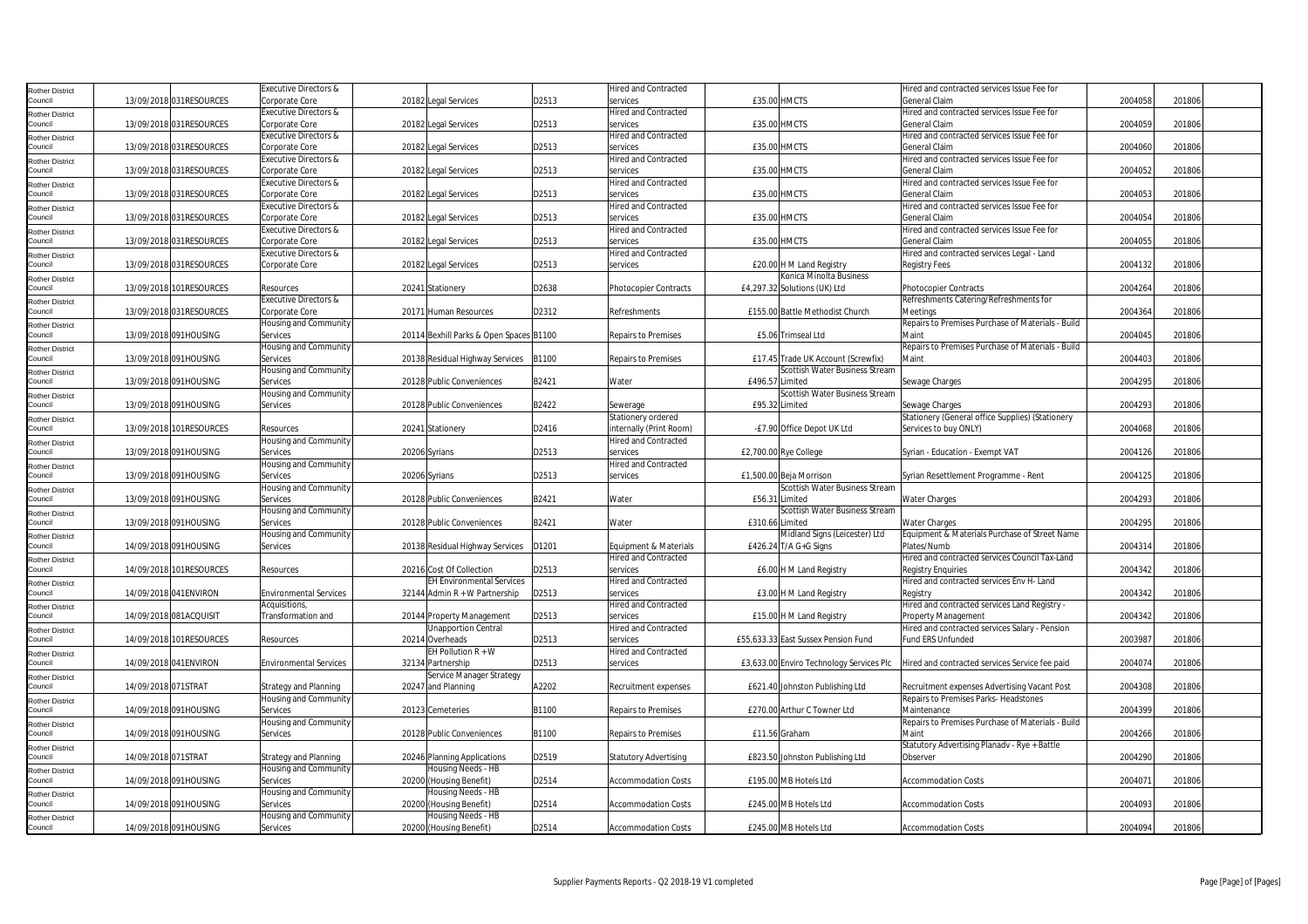| Rother District Council | 13/09/2018 | 031RESOURCES | Executive Directors & Corporate Core | 20182 | Legal Services | D2513 | Hired and Contracted services | £35.00 | HMCTS | Hired and contracted services Issue Fee for General Claim | 2004058 | 201806 |
|---|---|---|---|---|---|---|---|---|---|---|---|---|
| Rother District Council | 13/09/2018 | 031RESOURCES | Executive Directors & Corporate Core | 20182 | Legal Services | D2513 | Hired and Contracted services | £35.00 | HMCTS | Hired and contracted services Issue Fee for General Claim | 2004059 | 201806 |
| Rother District Council | 13/09/2018 | 031RESOURCES | Executive Directors & Corporate Core | 20182 | Legal Services | D2513 | Hired and Contracted services | £35.00 | HMCTS | Hired and contracted services Issue Fee for General Claim | 2004060 | 201806 |
| Rother District Council | 13/09/2018 | 031RESOURCES | Executive Directors & Corporate Core | 20182 | Legal Services | D2513 | Hired and Contracted services | £35.00 | HMCTS | Hired and contracted services Issue Fee for General Claim | 2004052 | 201806 |
| Rother District Council | 13/09/2018 | 031RESOURCES | Executive Directors & Corporate Core | 20182 | Legal Services | D2513 | Hired and Contracted services | £35.00 | HMCTS | Hired and contracted services Issue Fee for General Claim | 2004053 | 201806 |
| Rother District Council | 13/09/2018 | 031RESOURCES | Executive Directors & Corporate Core | 20182 | Legal Services | D2513 | Hired and Contracted services | £35.00 | HMCTS | Hired and contracted services Issue Fee for General Claim | 2004054 | 201806 |
| Rother District Council | 13/09/2018 | 031RESOURCES | Executive Directors & Corporate Core | 20182 | Legal Services | D2513 | Hired and Contracted services | £35.00 | HMCTS | Hired and contracted services Issue Fee for General Claim | 2004055 | 201806 |
| Rother District Council | 13/09/2018 | 031RESOURCES | Executive Directors & Corporate Core | 20182 | Legal Services | D2513 | Hired and Contracted services | £20.00 | H M Land Registry | Hired and contracted services Legal - Land Registry Fees | 2004132 | 201806 |
| Rother District Council | 13/09/2018 | 101RESOURCES | Resources | 20241 | Stationery | D2638 | Photocopier Contracts | £4,297.32 | Konica Minolta Business Solutions (UK) Ltd | Photocopier Contracts | 2004264 | 201806 |
| Rother District Council | 13/09/2018 | 031RESOURCES | Executive Directors & Corporate Core | 20171 | Human Resources | D2312 | Refreshments | £155.00 | Battle Methodist Church | Refreshments Catering/Refreshments for Meetings | 2004364 | 201806 |
| Rother District Council | 13/09/2018 | 091HOUSING | Housing and Community Services | 20114 | Bexhill Parks & Open Spaces | B1100 | Repairs to Premises | £5.06 | Trimseal Ltd | Repairs to Premises Purchase of Materials - Build Maint | 2004045 | 201806 |
| Rother District Council | 13/09/2018 | 091HOUSING | Housing and Community Services | 20138 | Residual Highway Services | B1100 | Repairs to Premises | £17.45 | Trade UK Account (Screwfix) | Repairs to Premises Purchase of Materials - Build Maint | 2004403 | 201806 |
| Rother District Council | 13/09/2018 | 091HOUSING | Housing and Community Services | 20128 | Public Conveniences | B2421 | Water | £496.57 | Scottish Water Business Stream Limited | Sewage Charges | 2004295 | 201806 |
| Rother District Council | 13/09/2018 | 091HOUSING | Housing and Community Services | 20128 | Public Conveniences | B2422 | Sewerage | £95.32 | Scottish Water Business Stream Limited | Sewage Charges | 2004293 | 201806 |
| Rother District Council | 13/09/2018 | 101RESOURCES | Resources | 20241 | Stationery | D2416 | Stationery ordered internally (Print Room) | -£7.90 | Office Depot UK Ltd | Stationery (General office Supplies) (Stationery Services to buy ONLY) | 2004068 | 201806 |
| Rother District Council | 13/09/2018 | 091HOUSING | Housing and Community Services | 20206 | Syrians | D2513 | Hired and Contracted services | £2,700.00 | Rye College | Syrian - Education - Exempt VAT | 2004126 | 201806 |
| Rother District Council | 13/09/2018 | 091HOUSING | Housing and Community Services | 20206 | Syrians | D2513 | Hired and Contracted services | £1,500.00 | Beja Morrison | Syrian Resettlement Programme - Rent | 2004125 | 201806 |
| Rother District Council | 13/09/2018 | 091HOUSING | Housing and Community Services | 20128 | Public Conveniences | B2421 | Water | £56.31 | Scottish Water Business Stream Limited | Water Charges | 2004293 | 201806 |
| Rother District Council | 13/09/2018 | 091HOUSING | Housing and Community Services | 20128 | Public Conveniences | B2421 | Water | £310.66 | Scottish Water Business Stream Limited | Water Charges | 2004295 | 201806 |
| Rother District Council | 14/09/2018 | 091HOUSING | Housing and Community Services | 20138 | Residual Highway Services | D1201 | Equipment & Materials | £426.24 | Midland Signs (Leicester) Ltd T/A G+G Signs | Equipment & Materials Purchase of Street Name Plates/Numb | 2004314 | 201806 |
| Rother District Council | 14/09/2018 | 101RESOURCES | Resources | 20216 | Cost Of Collection | D2513 | Hired and Contracted services | £6.00 | H M Land Registry | Hired and contracted services Council Tax-Land Registry Enquiries | 2004342 | 201806 |
| Rother District Council | 14/09/2018 | 041ENVIRON | Environmental Services | 32144 | EH Environmental Services Admin R + W Partnership | D2513 | Hired and Contracted services | £3.00 | H M Land Registry | Hired and contracted services Env H- Land Registry | 2004342 | 201806 |
| Rother District Council | 14/09/2018 | 081ACQUISIT | Acquisitions, Transformation and | 20144 | Property Management | D2513 | Hired and Contracted services | £15.00 | H M Land Registry | Hired and contracted services Land Registry - Property Management | 2004342 | 201806 |
| Rother District Council | 14/09/2018 | 101RESOURCES | Resources | 20214 | Unapportion Central Overheads | D2513 | Hired and Contracted services | £55,633.33 | East Sussex Pension Fund | Hired and contracted services Salary - Pension Fund ERS Unfunded | 2003987 | 201806 |
| Rother District Council | 14/09/2018 | 041ENVIRON | Environmental Services | 32134 | EH Pollution R + W Partnership | D2513 | Hired and Contracted services | £3,633.00 | Enviro Technology Services Plc | Hired and contracted services Service fee paid | 2004074 | 201806 |
| Rother District Council | 14/09/2018 | 071STRAT | Strategy and Planning | 20247 | Service Manager Strategy and Planning | A2202 | Recruitment expenses | £621.40 | Johnston Publishing Ltd | Recruitment expenses Advertising Vacant Post | 2004308 | 201806 |
| Rother District Council | 14/09/2018 | 091HOUSING | Housing and Community Services | 20123 | Cemeteries | B1100 | Repairs to Premises | £270.00 | Arthur C Towner Ltd | Repairs to Premises Parks- Headstones Maintenance | 2004399 | 201806 |
| Rother District Council | 14/09/2018 | 091HOUSING | Housing and Community Services | 20128 | Public Conveniences | B1100 | Repairs to Premises | £11.56 | Graham | Repairs to Premises Purchase of Materials - Build Maint | 2004266 | 201806 |
| Rother District Council | 14/09/2018 | 071STRAT | Strategy and Planning | 20246 | Planning Applications | D2519 | Statutory Advertising | £823.50 | Johnston Publishing Ltd | Statutory Advertising Planadv - Rye + Battle Observer | 2004290 | 201806 |
| Rother District Council | 14/09/2018 | 091HOUSING | Housing and Community Services | 20200 | Housing Needs - HB (Housing Benefit) | D2514 | Accommodation Costs | £195.00 | MB Hotels Ltd | Accommodation Costs | 2004071 | 201806 |
| Rother District Council | 14/09/2018 | 091HOUSING | Housing and Community Services | 20200 | Housing Needs - HB (Housing Benefit) | D2514 | Accommodation Costs | £245.00 | MB Hotels Ltd | Accommodation Costs | 2004093 | 201806 |
| Rother District Council | 14/09/2018 | 091HOUSING | Housing and Community Services | 20200 | Housing Needs - HB (Housing Benefit) | D2514 | Accommodation Costs | £245.00 | MB Hotels Ltd | Accommodation Costs | 2004094 | 201806 |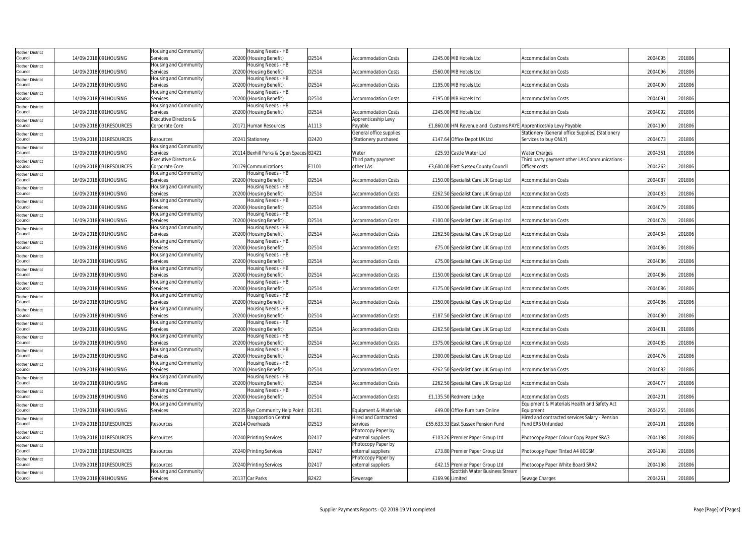| Rother District Council | 14/09/2018 | 091HOUSING | Housing and Community Services | 20200 | Housing Needs - HB (Housing Benefit) | D2514 | Accommodation Costs | £245.00 | MB Hotels Ltd | Accommodation Costs | 2004095 | 201806 |
|---|---|---|---|---|---|---|---|---|---|---|---|---|
| Rother District Council | 14/09/2018 | 091HOUSING | Housing and Community Services | 20200 | Housing Needs - HB (Housing Benefit) | D2514 | Accommodation Costs | £560.00 | MB Hotels Ltd | Accommodation Costs | 2004096 | 201806 |
| Rother District Council | 14/09/2018 | 091HOUSING | Housing and Community Services | 20200 | Housing Needs - HB (Housing Benefit) | D2514 | Accommodation Costs | £195.00 | MB Hotels Ltd | Accommodation Costs | 2004090 | 201806 |
| Rother District Council | 14/09/2018 | 091HOUSING | Housing and Community Services | 20200 | Housing Needs - HB (Housing Benefit) | D2514 | Accommodation Costs | £195.00 | MB Hotels Ltd | Accommodation Costs | 2004091 | 201806 |
| Rother District Council | 14/09/2018 | 091HOUSING | Housing and Community Services | 20200 | Housing Needs - HB (Housing Benefit) | D2514 | Accommodation Costs | £245.00 | MB Hotels Ltd | Accommodation Costs | 2004092 | 201806 |
| Rother District Council | 14/09/2018 | 031RESOURCES | Executive Directors & Corporate Core | 20171 | Human Resources | A1113 | Apprenticeship Levy Payable | £1,860.00 | HM Revenue and Customs PAYE | Apprenticeship Levy Payable | 2004190 | 201806 |
| Rother District Council | 15/09/2018 | 101RESOURCES | Resources | 20241 | Stationery | D2420 | General office supplies (Stationery purchased | £147.64 | Office Depot UK Ltd | Stationery (General office Supplies) (Stationery Services to buy ONLY) | 2004073 | 201806 |
| Rother District Council | 15/09/2018 | 091HOUSING | Housing and Community Services | 20114 | Bexhill Parks & Open Spaces | B2421 | Water | £25.93 | Castle Water Ltd | Water Charges | 2004351 | 201806 |
| Rother District Council | 16/09/2018 | 031RESOURCES | Executive Directors & Corporate Core | 20179 | Communications | E1101 | Third party payment other LAs | £3,600.00 | East Sussex County Council | Third party payment other LAs Communications - Officer costs | 2004262 | 201806 |
| Rother District Council | 16/09/2018 | 091HOUSING | Housing and Community Services | 20200 | Housing Needs - HB (Housing Benefit) | D2514 | Accommodation Costs | £150.00 | Specialist Care UK Group Ltd | Accommodation Costs | 2004087 | 201806 |
| Rother District Council | 16/09/2018 | 091HOUSING | Housing and Community Services | 20200 | Housing Needs - HB (Housing Benefit) | D2514 | Accommodation Costs | £262.50 | Specialist Care UK Group Ltd | Accommodation Costs | 2004083 | 201806 |
| Rother District Council | 16/09/2018 | 091HOUSING | Housing and Community Services | 20200 | Housing Needs - HB (Housing Benefit) | D2514 | Accommodation Costs | £350.00 | Specialist Care UK Group Ltd | Accommodation Costs | 2004079 | 201806 |
| Rother District Council | 16/09/2018 | 091HOUSING | Housing and Community Services | 20200 | Housing Needs - HB (Housing Benefit) | D2514 | Accommodation Costs | £100.00 | Specialist Care UK Group Ltd | Accommodation Costs | 2004078 | 201806 |
| Rother District Council | 16/09/2018 | 091HOUSING | Housing and Community Services | 20200 | Housing Needs - HB (Housing Benefit) | D2514 | Accommodation Costs | £262.50 | Specialist Care UK Group Ltd | Accommodation Costs | 2004084 | 201806 |
| Rother District Council | 16/09/2018 | 091HOUSING | Housing and Community Services | 20200 | Housing Needs - HB (Housing Benefit) | D2514 | Accommodation Costs | £75.00 | Specialist Care UK Group Ltd | Accommodation Costs | 2004086 | 201806 |
| Rother District Council | 16/09/2018 | 091HOUSING | Housing and Community Services | 20200 | Housing Needs - HB (Housing Benefit) | D2514 | Accommodation Costs | £75.00 | Specialist Care UK Group Ltd | Accommodation Costs | 2004086 | 201806 |
| Rother District Council | 16/09/2018 | 091HOUSING | Housing and Community Services | 20200 | Housing Needs - HB (Housing Benefit) | D2514 | Accommodation Costs | £150.00 | Specialist Care UK Group Ltd | Accommodation Costs | 2004086 | 201806 |
| Rother District Council | 16/09/2018 | 091HOUSING | Housing and Community Services | 20200 | Housing Needs - HB (Housing Benefit) | D2514 | Accommodation Costs | £175.00 | Specialist Care UK Group Ltd | Accommodation Costs | 2004086 | 201806 |
| Rother District Council | 16/09/2018 | 091HOUSING | Housing and Community Services | 20200 | Housing Needs - HB (Housing Benefit) | D2514 | Accommodation Costs | £350.00 | Specialist Care UK Group Ltd | Accommodation Costs | 2004086 | 201806 |
| Rother District Council | 16/09/2018 | 091HOUSING | Housing and Community Services | 20200 | Housing Needs - HB (Housing Benefit) | D2514 | Accommodation Costs | £187.50 | Specialist Care UK Group Ltd | Accommodation Costs | 2004080 | 201806 |
| Rother District Council | 16/09/2018 | 091HOUSING | Housing and Community Services | 20200 | Housing Needs - HB (Housing Benefit) | D2514 | Accommodation Costs | £262.50 | Specialist Care UK Group Ltd | Accommodation Costs | 2004081 | 201806 |
| Rother District Council | 16/09/2018 | 091HOUSING | Housing and Community Services | 20200 | Housing Needs - HB (Housing Benefit) | D2514 | Accommodation Costs | £375.00 | Specialist Care UK Group Ltd | Accommodation Costs | 2004085 | 201806 |
| Rother District Council | 16/09/2018 | 091HOUSING | Housing and Community Services | 20200 | Housing Needs - HB (Housing Benefit) | D2514 | Accommodation Costs | £300.00 | Specialist Care UK Group Ltd | Accommodation Costs | 2004076 | 201806 |
| Rother District Council | 16/09/2018 | 091HOUSING | Housing and Community Services | 20200 | Housing Needs - HB (Housing Benefit) | D2514 | Accommodation Costs | £262.50 | Specialist Care UK Group Ltd | Accommodation Costs | 2004082 | 201806 |
| Rother District Council | 16/09/2018 | 091HOUSING | Housing and Community Services | 20200 | Housing Needs - HB (Housing Benefit) | D2514 | Accommodation Costs | £262.50 | Specialist Care UK Group Ltd | Accommodation Costs | 2004077 | 201806 |
| Rother District Council | 16/09/2018 | 091HOUSING | Housing and Community Services | 20200 | Housing Needs - HB (Housing Benefit) | D2514 | Accommodation Costs | £1,135.50 | Redmere Lodge | Accommodation Costs | 2004201 | 201806 |
| Rother District Council | 17/09/2018 | 091HOUSING | Housing and Community Services | 20235 | Rye Community Help Point | D1201 | Equipment & Materials | £49.00 | Office Furniture Online | Equipment & Materials Health and Safety Act Equipment | 2004255 | 201806 |
| Rother District Council | 17/09/2018 | 101RESOURCES | Resources | 20214 | Unapportion Central Overheads | D2513 | Hired and Contracted services | £55,633.33 | East Sussex Pension Fund | Hired and contracted services Salary - Pension Fund ERS Unfunded | 2004191 | 201806 |
| Rother District Council | 17/09/2018 | 101RESOURCES | Resources | 20240 | Printing Services | D2417 | Photocopy Paper by external suppliers | £103.26 | Premier Paper Group Ltd | Photocopy Paper Colour Copy Paper SRA3 | 2004198 | 201806 |
| Rother District Council | 17/09/2018 | 101RESOURCES | Resources | 20240 | Printing Services | D2417 | Photocopy Paper by external suppliers | £73.80 | Premier Paper Group Ltd | Photocopy Paper Tinted A4 80GSM | 2004198 | 201806 |
| Rother District Council | 17/09/2018 | 101RESOURCES | Resources | 20240 | Printing Services | D2417 | Photocopy Paper by external suppliers | £42.15 | Premier Paper Group Ltd | Photocopy Paper White Board SRA2 | 2004198 | 201806 |
| Rother District Council | 17/09/2018 | 091HOUSING | Housing and Community Services | 20137 | Car Parks | B2422 | Sewerage | £169.96 | Scottish Water Business Stream Limited | Sewage Charges | 2004261 | 201806 |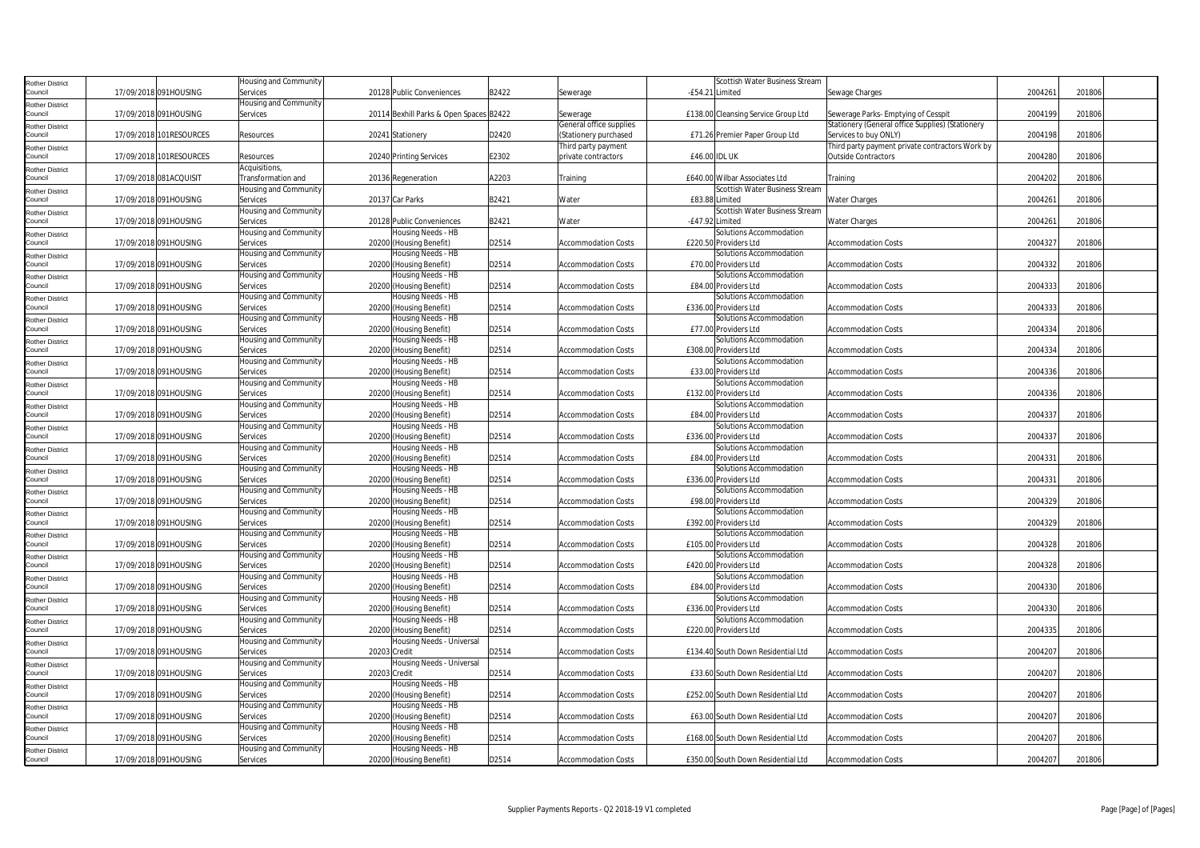| Rother District Council | 17/09/2018 | 091HOUSING | Housing and Community Services | 20128 | Public Conveniences | B2422 | Sewerage | -£54.21 | Scottish Water Business Stream Limited | Sewage Charges | 2004261 | 201806 |
|---|---|---|---|---|---|---|---|---|---|---|---|---|
| Rother District Council | 17/09/2018 | 091HOUSING | Housing and Community Services | 20114 | Bexhill Parks & Open Spaces | B2422 | Sewerage | £138.00 | Cleansing Service Group Ltd | Sewerage Parks- Emptying of Cesspit | 2004199 | 201806 |
| Rother District Council | 17/09/2018 | 101RESOURCES | Resources | 20241 | Stationery | D2420 | General office supplies (Stationery purchased | £71.26 | Premier Paper Group Ltd | Stationery (General office Supplies) (Stationery Services to buy ONLY) | 2004198 | 201806 |
| Rother District Council | 17/09/2018 | 101RESOURCES | Resources | 20240 | Printing Services | E2302 | Third party payment private contractors | £46.00 | IDL UK | Third party payment private contractors Work by Outside Contractors | 2004280 | 201806 |
| Rother District Council | 17/09/2018 | 081ACQUISIT | Acquisitions, Transformation and | 20136 | Regeneration | A2203 | Training | £640.00 | Wilbar Associates Ltd | Training | 2004202 | 201806 |
| Rother District Council | 17/09/2018 | 091HOUSING | Housing and Community Services | 20137 | Car Parks | B2421 | Water | £83.88 | Scottish Water Business Stream Limited | Water Charges | 2004261 | 201806 |
| Rother District Council | 17/09/2018 | 091HOUSING | Housing and Community Services | 20128 | Public Conveniences | B2421 | Water | -£47.92 | Scottish Water Business Stream Limited | Water Charges | 2004261 | 201806 |
| Rother District Council | 17/09/2018 | 091HOUSING | Housing and Community Services | 20200 | Housing Needs - HB (Housing Benefit) | D2514 | Accommodation Costs | £220.50 | Solutions Accommodation Providers Ltd | Accommodation Costs | 2004327 | 201806 |
| Rother District Council | 17/09/2018 | 091HOUSING | Housing and Community Services | 20200 | Housing Needs - HB (Housing Benefit) | D2514 | Accommodation Costs | £70.00 | Solutions Accommodation Providers Ltd | Accommodation Costs | 2004332 | 201806 |
| Rother District Council | 17/09/2018 | 091HOUSING | Housing and Community Services | 20200 | Housing Needs - HB (Housing Benefit) | D2514 | Accommodation Costs | £84.00 | Solutions Accommodation Providers Ltd | Accommodation Costs | 2004333 | 201806 |
| Rother District Council | 17/09/2018 | 091HOUSING | Housing and Community Services | 20200 | Housing Needs - HB (Housing Benefit) | D2514 | Accommodation Costs | £336.00 | Solutions Accommodation Providers Ltd | Accommodation Costs | 2004333 | 201806 |
| Rother District Council | 17/09/2018 | 091HOUSING | Housing and Community Services | 20200 | Housing Needs - HB (Housing Benefit) | D2514 | Accommodation Costs | £77.00 | Solutions Accommodation Providers Ltd | Accommodation Costs | 2004334 | 201806 |
| Rother District Council | 17/09/2018 | 091HOUSING | Housing and Community Services | 20200 | Housing Needs - HB (Housing Benefit) | D2514 | Accommodation Costs | £308.00 | Solutions Accommodation Providers Ltd | Accommodation Costs | 2004334 | 201806 |
| Rother District Council | 17/09/2018 | 091HOUSING | Housing and Community Services | 20200 | Housing Needs - HB (Housing Benefit) | D2514 | Accommodation Costs | £33.00 | Solutions Accommodation Providers Ltd | Accommodation Costs | 2004336 | 201806 |
| Rother District Council | 17/09/2018 | 091HOUSING | Housing and Community Services | 20200 | Housing Needs - HB (Housing Benefit) | D2514 | Accommodation Costs | £132.00 | Solutions Accommodation Providers Ltd | Accommodation Costs | 2004336 | 201806 |
| Rother District Council | 17/09/2018 | 091HOUSING | Housing and Community Services | 20200 | Housing Needs - HB (Housing Benefit) | D2514 | Accommodation Costs | £84.00 | Solutions Accommodation Providers Ltd | Accommodation Costs | 2004337 | 201806 |
| Rother District Council | 17/09/2018 | 091HOUSING | Housing and Community Services | 20200 | Housing Needs - HB (Housing Benefit) | D2514 | Accommodation Costs | £336.00 | Solutions Accommodation Providers Ltd | Accommodation Costs | 2004337 | 201806 |
| Rother District Council | 17/09/2018 | 091HOUSING | Housing and Community Services | 20200 | Housing Needs - HB (Housing Benefit) | D2514 | Accommodation Costs | £84.00 | Solutions Accommodation Providers Ltd | Accommodation Costs | 2004331 | 201806 |
| Rother District Council | 17/09/2018 | 091HOUSING | Housing and Community Services | 20200 | Housing Needs - HB (Housing Benefit) | D2514 | Accommodation Costs | £336.00 | Solutions Accommodation Providers Ltd | Accommodation Costs | 2004331 | 201806 |
| Rother District Council | 17/09/2018 | 091HOUSING | Housing and Community Services | 20200 | Housing Needs - HB (Housing Benefit) | D2514 | Accommodation Costs | £98.00 | Solutions Accommodation Providers Ltd | Accommodation Costs | 2004329 | 201806 |
| Rother District Council | 17/09/2018 | 091HOUSING | Housing and Community Services | 20200 | Housing Needs - HB (Housing Benefit) | D2514 | Accommodation Costs | £392.00 | Solutions Accommodation Providers Ltd | Accommodation Costs | 2004329 | 201806 |
| Rother District Council | 17/09/2018 | 091HOUSING | Housing and Community Services | 20200 | Housing Needs - HB (Housing Benefit) | D2514 | Accommodation Costs | £105.00 | Solutions Accommodation Providers Ltd | Accommodation Costs | 2004328 | 201806 |
| Rother District Council | 17/09/2018 | 091HOUSING | Housing and Community Services | 20200 | Housing Needs - HB (Housing Benefit) | D2514 | Accommodation Costs | £420.00 | Solutions Accommodation Providers Ltd | Accommodation Costs | 2004328 | 201806 |
| Rother District Council | 17/09/2018 | 091HOUSING | Housing and Community Services | 20200 | Housing Needs - HB (Housing Benefit) | D2514 | Accommodation Costs | £84.00 | Solutions Accommodation Providers Ltd | Accommodation Costs | 2004330 | 201806 |
| Rother District Council | 17/09/2018 | 091HOUSING | Housing and Community Services | 20200 | Housing Needs - HB (Housing Benefit) | D2514 | Accommodation Costs | £336.00 | Solutions Accommodation Providers Ltd | Accommodation Costs | 2004330 | 201806 |
| Rother District Council | 17/09/2018 | 091HOUSING | Housing and Community Services | 20200 | Housing Needs - HB (Housing Benefit) | D2514 | Accommodation Costs | £220.00 | Solutions Accommodation Providers Ltd | Accommodation Costs | 2004335 | 201806 |
| Rother District Council | 17/09/2018 | 091HOUSING | Housing and Community Services | 20203 | Housing Needs - Universal Credit | D2514 | Accommodation Costs | £134.40 | South Down Residential Ltd | Accommodation Costs | 2004207 | 201806 |
| Rother District Council | 17/09/2018 | 091HOUSING | Housing and Community Services | 20203 | Housing Needs - Universal Credit | D2514 | Accommodation Costs | £33.60 | South Down Residential Ltd | Accommodation Costs | 2004207 | 201806 |
| Rother District Council | 17/09/2018 | 091HOUSING | Housing and Community Services | 20200 | Housing Needs - HB (Housing Benefit) | D2514 | Accommodation Costs | £252.00 | South Down Residential Ltd | Accommodation Costs | 2004207 | 201806 |
| Rother District Council | 17/09/2018 | 091HOUSING | Housing and Community Services | 20200 | Housing Needs - HB (Housing Benefit) | D2514 | Accommodation Costs | £63.00 | South Down Residential Ltd | Accommodation Costs | 2004207 | 201806 |
| Rother District Council | 17/09/2018 | 091HOUSING | Housing and Community Services | 20200 | Housing Needs - HB (Housing Benefit) | D2514 | Accommodation Costs | £168.00 | South Down Residential Ltd | Accommodation Costs | 2004207 | 201806 |
| Rother District Council | 17/09/2018 | 091HOUSING | Housing and Community Services | 20200 | Housing Needs - HB (Housing Benefit) | D2514 | Accommodation Costs | £350.00 | South Down Residential Ltd | Accommodation Costs | 2004207 | 201806 |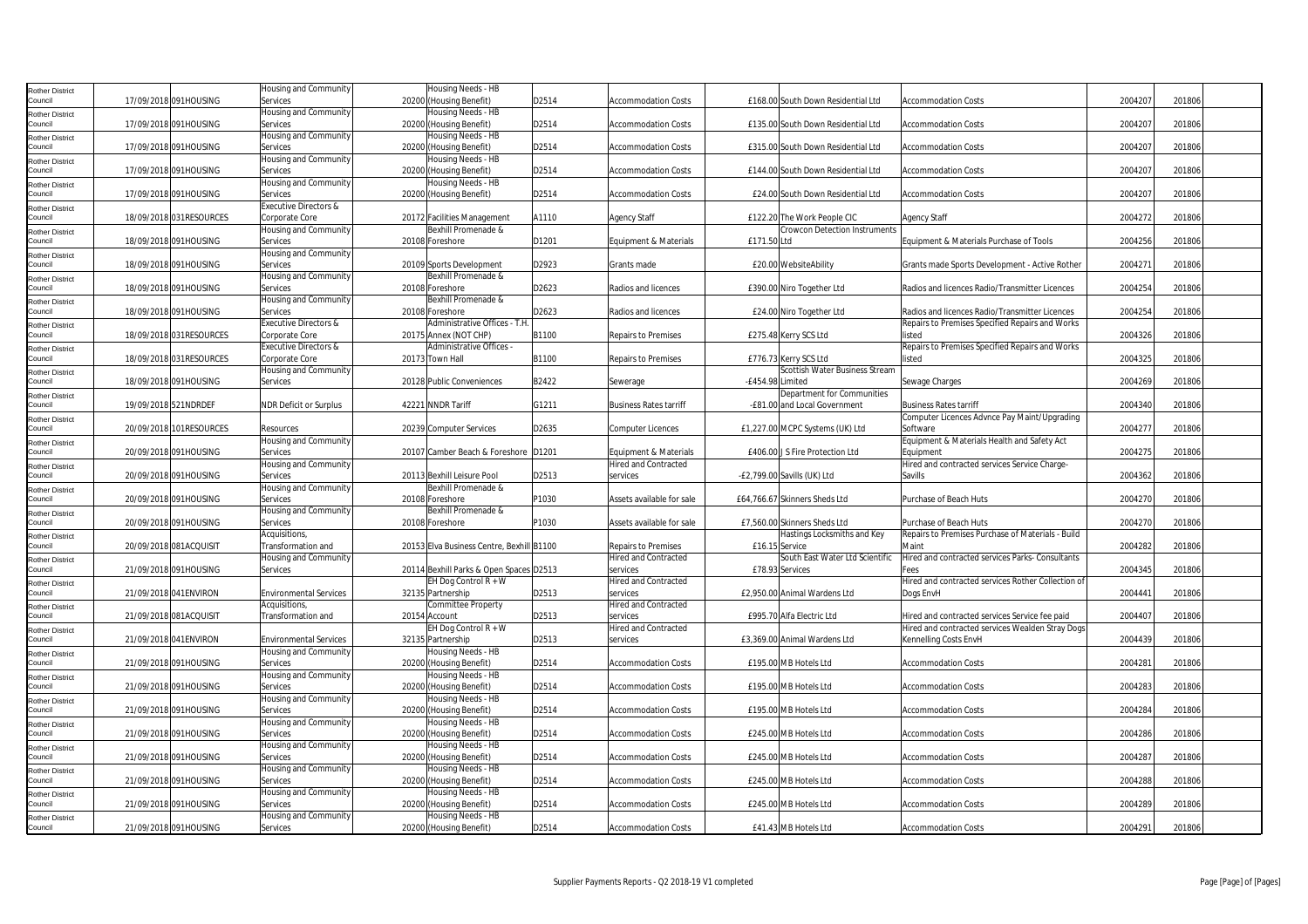| Rother District Council | 17/09/2018 | 091HOUSING | Housing and Community Services | 20200 | Housing Needs - HB (Housing Benefit) | D2514 | Accommodation Costs | £168.00 | South Down Residential Ltd | Accommodation Costs | 2004207 | 201806 |
|---|---|---|---|---|---|---|---|---|---|---|---|---|
| Rother District Council | 17/09/2018 | 091HOUSING | Housing and Community Services | 20200 | Housing Needs - HB (Housing Benefit) | D2514 | Accommodation Costs | £135.00 | South Down Residential Ltd | Accommodation Costs | 2004207 | 201806 |
| Rother District Council | 17/09/2018 | 091HOUSING | Housing and Community Services | 20200 | Housing Needs - HB (Housing Benefit) | D2514 | Accommodation Costs | £315.00 | South Down Residential Ltd | Accommodation Costs | 2004207 | 201806 |
| Rother District Council | 17/09/2018 | 091HOUSING | Housing and Community Services | 20200 | Housing Needs - HB (Housing Benefit) | D2514 | Accommodation Costs | £144.00 | South Down Residential Ltd | Accommodation Costs | 2004207 | 201806 |
| Rother District Council | 17/09/2018 | 091HOUSING | Housing and Community Services | 20200 | Housing Needs - HB (Housing Benefit) | D2514 | Accommodation Costs | £24.00 | South Down Residential Ltd | Accommodation Costs | 2004207 | 201806 |
| Rother District Council | 18/09/2018 | 031RESOURCES | Executive Directors & Corporate Core | 20172 | Facilities Management | A1110 | Agency Staff | £122.20 | The Work People CIC | Agency Staff | 2004272 | 201806 |
| Rother District Council | 18/09/2018 | 091HOUSING | Housing and Community Services | 20108 | Bexhill Promenade & Foreshore | D1201 | Equipment & Materials | £171.50 | Crowcon Detection Instruments Ltd | Equipment & Materials Purchase of Tools | 2004256 | 201806 |
| Rother District Council | 18/09/2018 | 091HOUSING | Housing and Community Services | 20109 | Sports Development | D2923 | Grants made | £20.00 | WebsiteAbility | Grants made Sports Development - Active Rother | 2004271 | 201806 |
| Rother District Council | 18/09/2018 | 091HOUSING | Housing and Community Services | 20108 | Bexhill Promenade & Foreshore | D2623 | Radios and licences | £390.00 | Niro Together Ltd | Radios and licences Radio/Transmitter Licences | 2004254 | 201806 |
| Rother District Council | 18/09/2018 | 091HOUSING | Housing and Community Services | 20108 | Bexhill Promenade & Foreshore | D2623 | Radios and licences | £24.00 | Niro Together Ltd | Radios and licences Radio/Transmitter Licences | 2004254 | 201806 |
| Rother District Council | 18/09/2018 | 031RESOURCES | Executive Directors & Corporate Core | 20175 | Administrative Offices - T.H. Annex (NOT CHP) | B1100 | Repairs to Premises | £275.48 | Kerry SCS Ltd | Repairs to Premises Specified Repairs and Works listed | 2004326 | 201806 |
| Rother District Council | 18/09/2018 | 031RESOURCES | Executive Directors & Corporate Core | 20173 | Administrative Offices - Town Hall | B1100 | Repairs to Premises | £776.73 | Kerry SCS Ltd | Repairs to Premises Specified Repairs and Works listed | 2004325 | 201806 |
| Rother District Council | 18/09/2018 | 091HOUSING | Housing and Community Services | 20128 | Public Conveniences | B2422 | Sewerage | -£454.98 | Scottish Water Business Stream Limited | Sewage Charges | 2004269 | 201806 |
| Rother District Council | 19/09/2018 | 521NDRDEF | NDR Deficit or Surplus | 42221 | NNDR Tariff | G1211 | Business Rates tarriff | -£81.00 | Department for Communities and Local Government | Business Rates tarriff | 2004340 | 201806 |
| Rother District Council | 20/09/2018 | 101RESOURCES | Resources | 20239 | Computer Services | D2635 | Computer Licences | £1,227.00 | MCPC Systems (UK) Ltd | Computer Licences Advnce Pay Maint/Upgrading Software | 2004277 | 201806 |
| Rother District Council | 20/09/2018 | 091HOUSING | Housing and Community Services | 20107 | Camber Beach & Foreshore | D1201 | Equipment & Materials | £406.00 | J S Fire Protection Ltd | Equipment & Materials Health and Safety Act Equipment | 2004275 | 201806 |
| Rother District Council | 20/09/2018 | 091HOUSING | Housing and Community Services | 20113 | Bexhill Leisure Pool | D2513 | Hired and Contracted services | -£2,799.00 | Savills (UK) Ltd | Hired and contracted services Service Charge-Savills | 2004362 | 201806 |
| Rother District Council | 20/09/2018 | 091HOUSING | Housing and Community Services | 20108 | Bexhill Promenade & Foreshore | P1030 | Assets available for sale | £64,766.67 | Skinners Sheds Ltd | Purchase of Beach Huts | 2004270 | 201806 |
| Rother District Council | 20/09/2018 | 091HOUSING | Housing and Community Services | 20108 | Bexhill Promenade & Foreshore | P1030 | Assets available for sale | £7,560.00 | Skinners Sheds Ltd | Purchase of Beach Huts | 2004270 | 201806 |
| Rother District Council | 20/09/2018 | 081ACQUISIT | Acquisitions, Transformation and | 20153 | Elva Business Centre, Bexhill | B1100 | Repairs to Premises | £16.15 | Hastings Locksmiths and Key Service | Repairs to Premises Purchase of Materials - Build Maint | 2004282 | 201806 |
| Rother District Council | 21/09/2018 | 091HOUSING | Housing and Community Services | 20114 | Bexhill Parks & Open Spaces | D2513 | Hired and Contracted services | £78.93 | South East Water Ltd Scientific Services | Hired and contracted services Parks- Consultants Fees | 2004345 | 201806 |
| Rother District Council | 21/09/2018 | 041ENVIRON | Environmental Services | 32135 | EH Dog Control R + W Partnership | D2513 | Hired and Contracted services | £2,950.00 | Animal Wardens Ltd | Hired and contracted services Rother Collection of Dogs EnvH | 2004441 | 201806 |
| Rother District Council | 21/09/2018 | 081ACQUISIT | Acquisitions, Transformation and | 20154 | Committee Property Account | D2513 | Hired and Contracted services | £995.70 | Alfa Electric Ltd | Hired and contracted services Service fee paid | 2004407 | 201806 |
| Rother District Council | 21/09/2018 | 041ENVIRON | Environmental Services | 32135 | EH Dog Control R + W Partnership | D2513 | Hired and Contracted services | £3,369.00 | Animal Wardens Ltd | Hired and contracted services Wealden Stray Dogs Kennelling Costs EnvH | 2004439 | 201806 |
| Rother District Council | 21/09/2018 | 091HOUSING | Housing and Community Services | 20200 | Housing Needs - HB (Housing Benefit) | D2514 | Accommodation Costs | £195.00 | MB Hotels Ltd | Accommodation Costs | 2004281 | 201806 |
| Rother District Council | 21/09/2018 | 091HOUSING | Housing and Community Services | 20200 | Housing Needs - HB (Housing Benefit) | D2514 | Accommodation Costs | £195.00 | MB Hotels Ltd | Accommodation Costs | 2004283 | 201806 |
| Rother District Council | 21/09/2018 | 091HOUSING | Housing and Community Services | 20200 | Housing Needs - HB (Housing Benefit) | D2514 | Accommodation Costs | £195.00 | MB Hotels Ltd | Accommodation Costs | 2004284 | 201806 |
| Rother District Council | 21/09/2018 | 091HOUSING | Housing and Community Services | 20200 | Housing Needs - HB (Housing Benefit) | D2514 | Accommodation Costs | £245.00 | MB Hotels Ltd | Accommodation Costs | 2004286 | 201806 |
| Rother District Council | 21/09/2018 | 091HOUSING | Housing and Community Services | 20200 | Housing Needs - HB (Housing Benefit) | D2514 | Accommodation Costs | £245.00 | MB Hotels Ltd | Accommodation Costs | 2004287 | 201806 |
| Rother District Council | 21/09/2018 | 091HOUSING | Housing and Community Services | 20200 | Housing Needs - HB (Housing Benefit) | D2514 | Accommodation Costs | £245.00 | MB Hotels Ltd | Accommodation Costs | 2004288 | 201806 |
| Rother District Council | 21/09/2018 | 091HOUSING | Housing and Community Services | 20200 | Housing Needs - HB (Housing Benefit) | D2514 | Accommodation Costs | £245.00 | MB Hotels Ltd | Accommodation Costs | 2004289 | 201806 |
| Rother District Council | 21/09/2018 | 091HOUSING | Housing and Community Services | 20200 | Housing Needs - HB (Housing Benefit) | D2514 | Accommodation Costs | £41.43 | MB Hotels Ltd | Accommodation Costs | 2004291 | 201806 |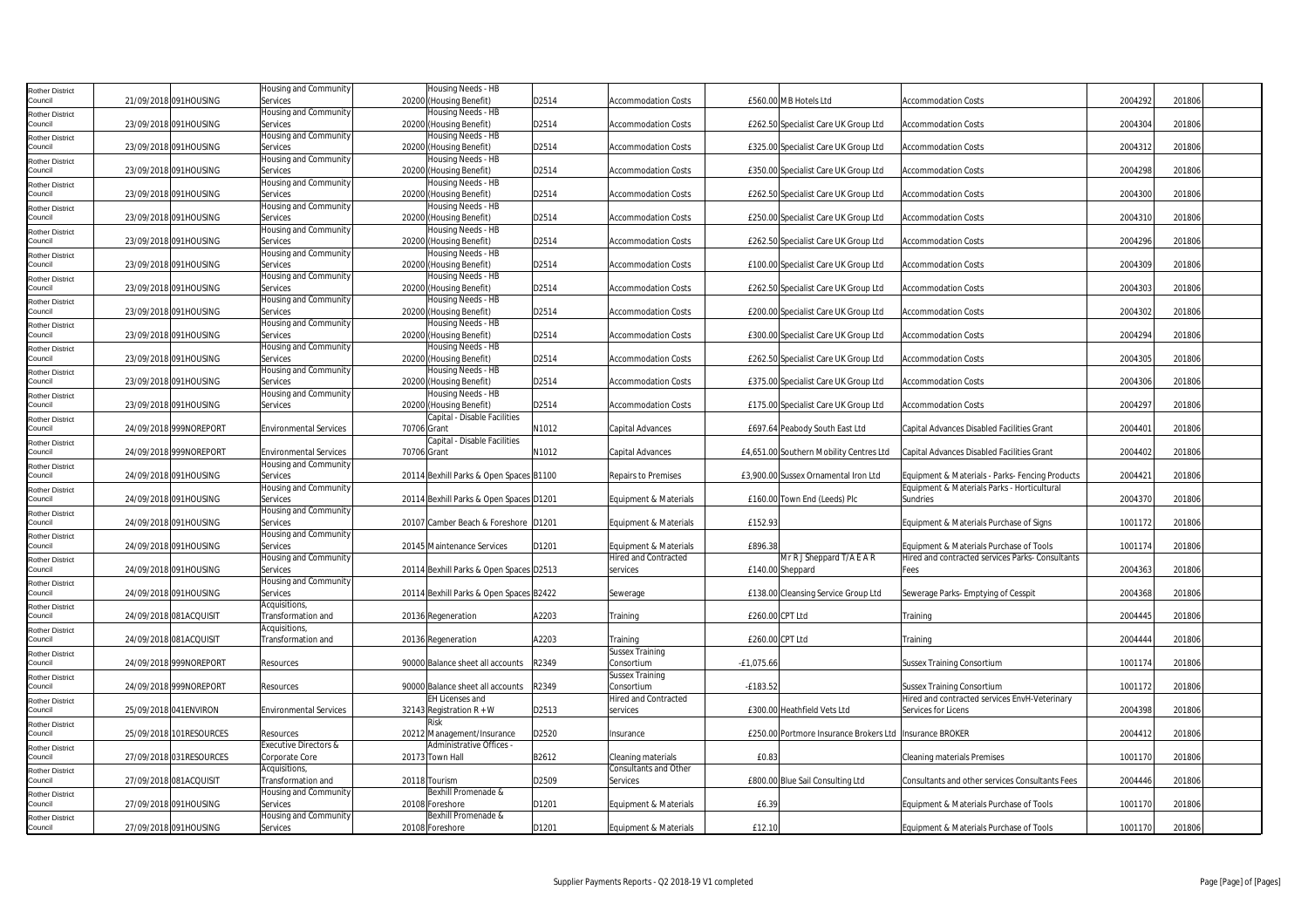| Rother District Council | 21/09/2018 | 091HOUSING | Housing and Community Services | 20200 | Housing Needs - HB (Housing Benefit) | D2514 | Accommodation Costs | £560.00 | MB Hotels Ltd | Accommodation Costs | 2004292 | 201806 |
|---|---|---|---|---|---|---|---|---|---|---|---|---|
| Rother District Council | 23/09/2018 | 091HOUSING | Housing and Community Services | 20200 | Housing Needs - HB (Housing Benefit) | D2514 | Accommodation Costs | £262.50 | Specialist Care UK Group Ltd | Accommodation Costs | 2004304 | 201806 |
| Rother District Council | 23/09/2018 | 091HOUSING | Housing and Community Services | 20200 | Housing Needs - HB (Housing Benefit) | D2514 | Accommodation Costs | £325.00 | Specialist Care UK Group Ltd | Accommodation Costs | 2004312 | 201806 |
| Rother District Council | 23/09/2018 | 091HOUSING | Housing and Community Services | 20200 | Housing Needs - HB (Housing Benefit) | D2514 | Accommodation Costs | £350.00 | Specialist Care UK Group Ltd | Accommodation Costs | 2004298 | 201806 |
| Rother District Council | 23/09/2018 | 091HOUSING | Housing and Community Services | 20200 | Housing Needs - HB (Housing Benefit) | D2514 | Accommodation Costs | £262.50 | Specialist Care UK Group Ltd | Accommodation Costs | 2004300 | 201806 |
| Rother District Council | 23/09/2018 | 091HOUSING | Housing and Community Services | 20200 | Housing Needs - HB (Housing Benefit) | D2514 | Accommodation Costs | £250.00 | Specialist Care UK Group Ltd | Accommodation Costs | 2004310 | 201806 |
| Rother District Council | 23/09/2018 | 091HOUSING | Housing and Community Services | 20200 | Housing Needs - HB (Housing Benefit) | D2514 | Accommodation Costs | £262.50 | Specialist Care UK Group Ltd | Accommodation Costs | 2004296 | 201806 |
| Rother District Council | 23/09/2018 | 091HOUSING | Housing and Community Services | 20200 | Housing Needs - HB (Housing Benefit) | D2514 | Accommodation Costs | £100.00 | Specialist Care UK Group Ltd | Accommodation Costs | 2004309 | 201806 |
| Rother District Council | 23/09/2018 | 091HOUSING | Housing and Community Services | 20200 | Housing Needs - HB (Housing Benefit) | D2514 | Accommodation Costs | £262.50 | Specialist Care UK Group Ltd | Accommodation Costs | 2004303 | 201806 |
| Rother District Council | 23/09/2018 | 091HOUSING | Housing and Community Services | 20200 | Housing Needs - HB (Housing Benefit) | D2514 | Accommodation Costs | £200.00 | Specialist Care UK Group Ltd | Accommodation Costs | 2004302 | 201806 |
| Rother District Council | 23/09/2018 | 091HOUSING | Housing and Community Services | 20200 | Housing Needs - HB (Housing Benefit) | D2514 | Accommodation Costs | £300.00 | Specialist Care UK Group Ltd | Accommodation Costs | 2004294 | 201806 |
| Rother District Council | 23/09/2018 | 091HOUSING | Housing and Community Services | 20200 | Housing Needs - HB (Housing Benefit) | D2514 | Accommodation Costs | £262.50 | Specialist Care UK Group Ltd | Accommodation Costs | 2004305 | 201806 |
| Rother District Council | 23/09/2018 | 091HOUSING | Housing and Community Services | 20200 | Housing Needs - HB (Housing Benefit) | D2514 | Accommodation Costs | £375.00 | Specialist Care UK Group Ltd | Accommodation Costs | 2004306 | 201806 |
| Rother District Council | 23/09/2018 | 091HOUSING | Housing and Community Services | 20200 | Housing Needs - HB (Housing Benefit) | D2514 | Accommodation Costs | £175.00 | Specialist Care UK Group Ltd | Accommodation Costs | 2004297 | 201806 |
| Rother District Council | 24/09/2018 | 999NOREPORT | Environmental Services | 70706 | Capital - Disable Facilities Grant | N1012 | Capital Advances | £697.64 | Peabody South East Ltd | Capital Advances Disabled Facilities Grant | 2004401 | 201806 |
| Rother District Council | 24/09/2018 | 999NOREPORT | Environmental Services | 70706 | Capital - Disable Facilities Grant | N1012 | Capital Advances | £4,651.00 | Southern Mobility Centres Ltd | Capital Advances Disabled Facilities Grant | 2004402 | 201806 |
| Rother District Council | 24/09/2018 | 091HOUSING | Housing and Community Services | 20114 | Bexhill Parks & Open Spaces | B1100 | Repairs to Premises | £3,900.00 | Sussex Ornamental Iron Ltd | Equipment & Materials - Parks- Fencing Products | 2004421 | 201806 |
| Rother District Council | 24/09/2018 | 091HOUSING | Housing and Community Services | 20114 | Bexhill Parks & Open Spaces | D1201 | Equipment & Materials | £160.00 | Town End (Leeds) Plc | Equipment & Materials Parks - Horticultural Sundries | 2004370 | 201806 |
| Rother District Council | 24/09/2018 | 091HOUSING | Housing and Community Services | 20107 | Camber Beach & Foreshore | D1201 | Equipment & Materials | £152.93 | | Equipment & Materials Purchase of Signs | 1001172 | 201806 |
| Rother District Council | 24/09/2018 | 091HOUSING | Housing and Community Services | 20145 | Maintenance Services | D1201 | Equipment & Materials | £896.38 | | Equipment & Materials Purchase of Tools | 1001174 | 201806 |
| Rother District Council | 24/09/2018 | 091HOUSING | Housing and Community Services | 20114 | Bexhill Parks & Open Spaces | D2513 | Hired and Contracted services | £140.00 | Mr R J Sheppard T/A E A R Sheppard | Hired and contracted services Parks- Consultants Fees | 2004363 | 201806 |
| Rother District Council | 24/09/2018 | 091HOUSING | Housing and Community Services | 20114 | Bexhill Parks & Open Spaces | B2422 | Sewerage | £138.00 | Cleansing Service Group Ltd | Sewerage Parks- Emptying of Cesspit | 2004368 | 201806 |
| Rother District Council | 24/09/2018 | 081ACQUISIT | Acquisitions, Transformation and | 20136 | Regeneration | A2203 | Training | £260.00 | CPT Ltd | Training | 2004445 | 201806 |
| Rother District Council | 24/09/2018 | 081ACQUISIT | Acquisitions, Transformation and | 20136 | Regeneration | A2203 | Training | £260.00 | CPT Ltd | Training | 2004444 | 201806 |
| Rother District Council | 24/09/2018 | 999NOREPORT | Resources | 90000 | Balance sheet all accounts | R2349 | Sussex Training Consortium | -£1,075.66 | | Sussex Training Consortium | 1001174 | 201806 |
| Rother District Council | 24/09/2018 | 999NOREPORT | Resources | 90000 | Balance sheet all accounts | R2349 | Sussex Training Consortium | -£183.52 | | Sussex Training Consortium | 1001172 | 201806 |
| Rother District Council | 25/09/2018 | 041ENVIRON | Environmental Services | 32143 | EH Licenses and Registration R + W | D2513 | Hired and Contracted services | £300.00 | Heathfield Vets Ltd | Hired and contracted services EnvH-Veterinary Services for Licens | 2004398 | 201806 |
| Rother District Council | 25/09/2018 | 101RESOURCES | Resources | 20212 | Risk Management/Insurance | D2520 | Insurance | £250.00 | Portmore Insurance Brokers Ltd | Insurance BROKER | 2004412 | 201806 |
| Rother District Council | 27/09/2018 | 031RESOURCES | Executive Directors & Corporate Core | 20173 | Administrative Offices - Town Hall | B2612 | Cleaning materials | £0.83 | | Cleaning materials Premises | 1001170 | 201806 |
| Rother District Council | 27/09/2018 | 081ACQUISIT | Acquisitions, Transformation and | 20118 | Tourism | D2509 | Consultants and Other Services | £800.00 | Blue Sail Consulting Ltd | Consultants and other services Consultants Fees | 2004446 | 201806 |
| Rother District Council | 27/09/2018 | 091HOUSING | Housing and Community Services | 20108 | Bexhill Promenade & Foreshore | D1201 | Equipment & Materials | £6.39 | | Equipment & Materials Purchase of Tools | 1001170 | 201806 |
| Rother District Council | 27/09/2018 | 091HOUSING | Housing and Community Services | 20108 | Bexhill Promenade & Foreshore | D1201 | Equipment & Materials | £12.10 | | Equipment & Materials Purchase of Tools | 1001170 | 201806 |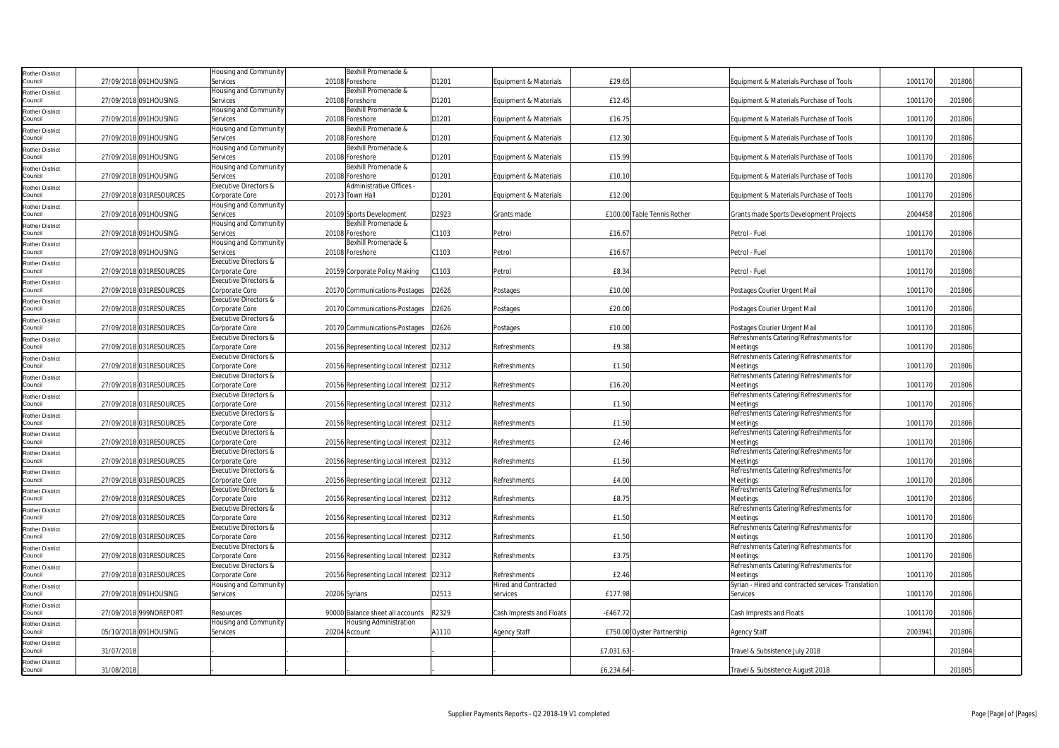| | | | | | | | | | | | | |
|---|---|---|---|---|---|---|---|---|---|---|---|---|
| Rother District Council | 27/09/2018 | 091HOUSING | Housing and Community Services | 20108 | Bexhill Promenade & Foreshore | D1201 | Equipment & Materials | £29.65 | | Equipment & Materials Purchase of Tools | 1001170 | 201806 |
| Rother District Council | 27/09/2018 | 091HOUSING | Housing and Community Services | 20108 | Bexhill Promenade & Foreshore | D1201 | Equipment & Materials | £12.45 | | Equipment & Materials Purchase of Tools | 1001170 | 201806 |
| Rother District Council | 27/09/2018 | 091HOUSING | Housing and Community Services | 20108 | Bexhill Promenade & Foreshore | D1201 | Equipment & Materials | £16.75 | | Equipment & Materials Purchase of Tools | 1001170 | 201806 |
| Rother District Council | 27/09/2018 | 091HOUSING | Housing and Community Services | 20108 | Bexhill Promenade & Foreshore | D1201 | Equipment & Materials | £12.30 | | Equipment & Materials Purchase of Tools | 1001170 | 201806 |
| Rother District Council | 27/09/2018 | 091HOUSING | Housing and Community Services | 20108 | Bexhill Promenade & Foreshore | D1201 | Equipment & Materials | £15.99 | | Equipment & Materials Purchase of Tools | 1001170 | 201806 |
| Rother District Council | 27/09/2018 | 091HOUSING | Housing and Community Services | 20108 | Bexhill Promenade & Foreshore | D1201 | Equipment & Materials | £10.10 | | Equipment & Materials Purchase of Tools | 1001170 | 201806 |
| Rother District Council | 27/09/2018 | 031RESOURCES | Executive Directors & Corporate Core | 20173 | Administrative Offices - Town Hall | D1201 | Equipment & Materials | £12.00 | | Equipment & Materials Purchase of Tools | 1001170 | 201806 |
| Rother District Council | 27/09/2018 | 091HOUSING | Housing and Community Services | 20109 | Sports Development | D2923 | Grants made | £100.00 | Table Tennis Rother | Grants made Sports Development Projects | 2004458 | 201806 |
| Rother District Council | 27/09/2018 | 091HOUSING | Housing and Community Services | 20108 | Bexhill Promenade & Foreshore | C1103 | Petrol | £16.67 | | Petrol - Fuel | 1001170 | 201806 |
| Rother District Council | 27/09/2018 | 091HOUSING | Housing and Community Services | 20108 | Bexhill Promenade & Foreshore | C1103 | Petrol | £16.67 | | Petrol - Fuel | 1001170 | 201806 |
| Rother District Council | 27/09/2018 | 031RESOURCES | Executive Directors & Corporate Core | 20159 | Corporate Policy Making | C1103 | Petrol | £8.34 | | Petrol - Fuel | 1001170 | 201806 |
| Rother District Council | 27/09/2018 | 031RESOURCES | Executive Directors & Corporate Core | 20170 | Communications-Postages | D2626 | Postages | £10.00 | | Postages Courier Urgent Mail | 1001170 | 201806 |
| Rother District Council | 27/09/2018 | 031RESOURCES | Executive Directors & Corporate Core | 20170 | Communications-Postages | D2626 | Postages | £20.00 | | Postages Courier Urgent Mail | 1001170 | 201806 |
| Rother District Council | 27/09/2018 | 031RESOURCES | Executive Directors & Corporate Core | 20170 | Communications-Postages | D2626 | Postages | £10.00 | | Postages Courier Urgent Mail | 1001170 | 201806 |
| Rother District Council | 27/09/2018 | 031RESOURCES | Executive Directors & Corporate Core | 20156 | Representing Local Interest | D2312 | Refreshments | £9.38 | | Refreshments Catering/Refreshments for Meetings | 1001170 | 201806 |
| Rother District Council | 27/09/2018 | 031RESOURCES | Executive Directors & Corporate Core | 20156 | Representing Local Interest | D2312 | Refreshments | £1.50 | | Refreshments Catering/Refreshments for Meetings | 1001170 | 201806 |
| Rother District Council | 27/09/2018 | 031RESOURCES | Executive Directors & Corporate Core | 20156 | Representing Local Interest | D2312 | Refreshments | £16.20 | | Refreshments Catering/Refreshments for Meetings | 1001170 | 201806 |
| Rother District Council | 27/09/2018 | 031RESOURCES | Executive Directors & Corporate Core | 20156 | Representing Local Interest | D2312 | Refreshments | £1.50 | | Refreshments Catering/Refreshments for Meetings | 1001170 | 201806 |
| Rother District Council | 27/09/2018 | 031RESOURCES | Executive Directors & Corporate Core | 20156 | Representing Local Interest | D2312 | Refreshments | £1.50 | | Refreshments Catering/Refreshments for Meetings | 1001170 | 201806 |
| Rother District Council | 27/09/2018 | 031RESOURCES | Executive Directors & Corporate Core | 20156 | Representing Local Interest | D2312 | Refreshments | £2.46 | | Refreshments Catering/Refreshments for Meetings | 1001170 | 201806 |
| Rother District Council | 27/09/2018 | 031RESOURCES | Executive Directors & Corporate Core | 20156 | Representing Local Interest | D2312 | Refreshments | £1.50 | | Refreshments Catering/Refreshments for Meetings | 1001170 | 201806 |
| Rother District Council | 27/09/2018 | 031RESOURCES | Executive Directors & Corporate Core | 20156 | Representing Local Interest | D2312 | Refreshments | £4.00 | | Refreshments Catering/Refreshments for Meetings | 1001170 | 201806 |
| Rother District Council | 27/09/2018 | 031RESOURCES | Executive Directors & Corporate Core | 20156 | Representing Local Interest | D2312 | Refreshments | £8.75 | | Refreshments Catering/Refreshments for Meetings | 1001170 | 201806 |
| Rother District Council | 27/09/2018 | 031RESOURCES | Executive Directors & Corporate Core | 20156 | Representing Local Interest | D2312 | Refreshments | £1.50 | | Refreshments Catering/Refreshments for Meetings | 1001170 | 201806 |
| Rother District Council | 27/09/2018 | 031RESOURCES | Executive Directors & Corporate Core | 20156 | Representing Local Interest | D2312 | Refreshments | £1.50 | | Refreshments Catering/Refreshments for Meetings | 1001170 | 201806 |
| Rother District Council | 27/09/2018 | 031RESOURCES | Executive Directors & Corporate Core | 20156 | Representing Local Interest | D2312 | Refreshments | £3.75 | | Refreshments Catering/Refreshments for Meetings | 1001170 | 201806 |
| Rother District Council | 27/09/2018 | 031RESOURCES | Executive Directors & Corporate Core | 20156 | Representing Local Interest | D2312 | Refreshments | £2.46 | | Refreshments Catering/Refreshments for Meetings | 1001170 | 201806 |
| Rother District Council | 27/09/2018 | 091HOUSING | Housing and Community Services | 20206 | Syrians | D2513 | Hired and Contracted services | £177.98 | | Syrian - Hired and contracted services- Translation Services | 1001170 | 201806 |
| Rother District Council | 27/09/2018 | 999NOREPORT | Resources | 90000 | Balance sheet all accounts | R2329 | Cash Imprests and Floats | -£467.72 | | Cash Imprests and Floats | 1001170 | 201806 |
| Rother District Council | 05/10/2018 | 091HOUSING | Housing and Community Services | 20204 | Housing Administration Account | A1110 | Agency Staff | £750.00 | Oyster Partnership | Agency Staff | 2003941 | 201806 |
| Rother District Council | 31/07/2018 | | | | | | | £7,031.63 | - | Travel & Subsistence July 2018 | | 201804 |
| Rother District Council | 31/08/2018 | | | | | | | £6,234.64 | - | Travel & Subsistence August 2018 | | 201805 |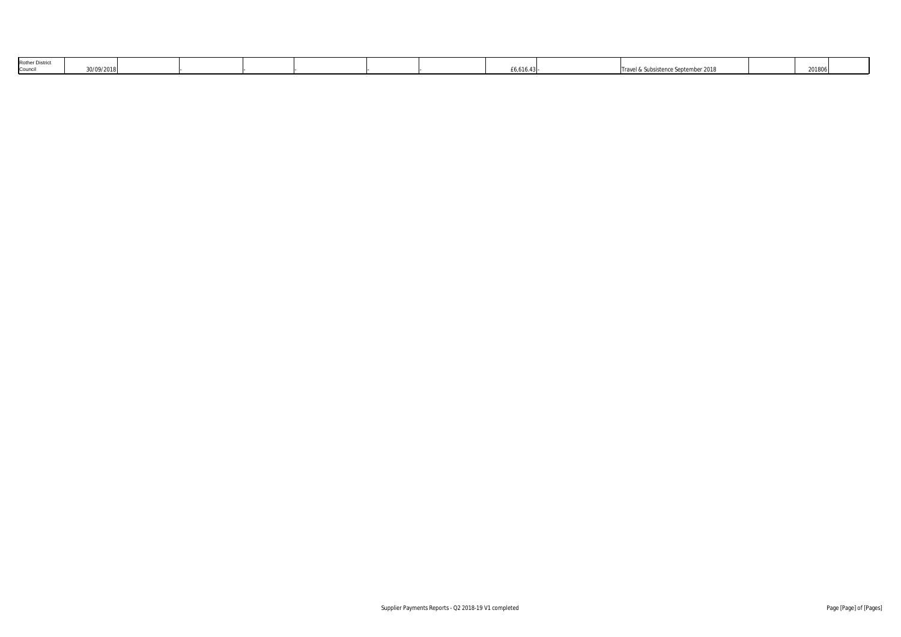| | | | | | | | | | | | | | |
|---|---|---|---|---|---|---|---|---|---|---|---|---|---|
| Rother District Council | 30/09/2018 | | - | - | - | - | - | £6,616.43 | - | Travel & Subsistence September 2018 | | 201806 | |